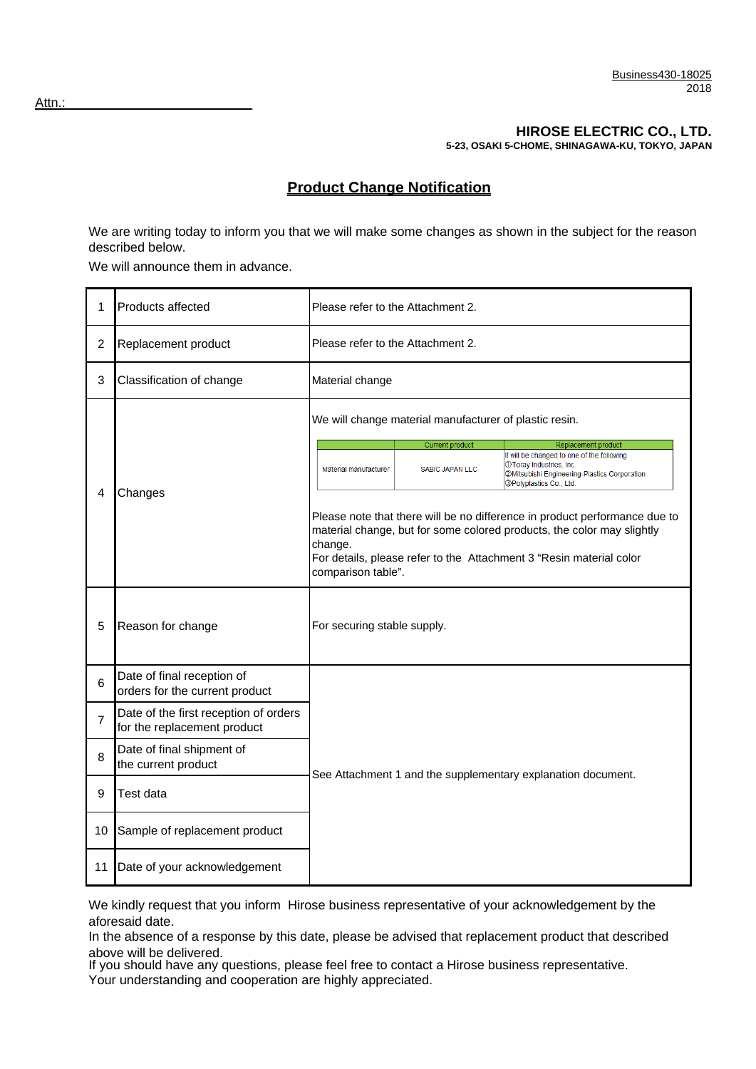Business430-18025
2018

Attn.:

**HIROSE ELECTRIC CO., LTD.**
**5-23, OSAKI 5-CHOME, SHINAGAWA-KU, TOKYO, JAPAN**

# Product Change Notification

We are writing today to inform you that we will make some changes as shown in the subject for the reason described below.

We will announce them in advance.

| | | |
|---|---|---|
| 1 | Products affected | Please refer to the Attachment 2. |
| 2 | Replacement product | Please refer to the Attachment 2. |
| 3 | Classification of change | Material change |
| 4 | Changes | We will change material manufacturer of plastic resin.<br><br>(see table below)<br><br>Please note that there will be no difference in product performance due to material change, but for some colored products, the color may slightly change.<br>For details, please refer to the Attachment 3 "Resin material color comparison table". |
| 5 | Reason for change | For securing stable supply. |
| 6 | Date of final reception of orders for the current product | See Attachment 1 and the supplementary explanation document. |
| 7 | Date of the first reception of orders for the replacement product | |
| 8 | Date of final shipment of the current product | |
| 9 | Test data | |
| 10 | Sample of replacement product | |
| 11 | Date of your acknowledgement | |

| | Current product | Replacement product |
|---|---|---|
| Material manufacturer | SABIC JAPAN LLC | It will be changed to one of the following<br>①Toray Industries, Inc.<br>②Mitsubishi Engineering-Plastics Corporation<br>③Polyplastics Co., Ltd. |

We kindly request that you inform Hirose business representative of your acknowledgement by the aforesaid date.
In the absence of a response by this date, please be advised that replacement product that described above will be delivered.
If you should have any questions, please feel free to contact a Hirose business representative.
Your understanding and cooperation are highly appreciated.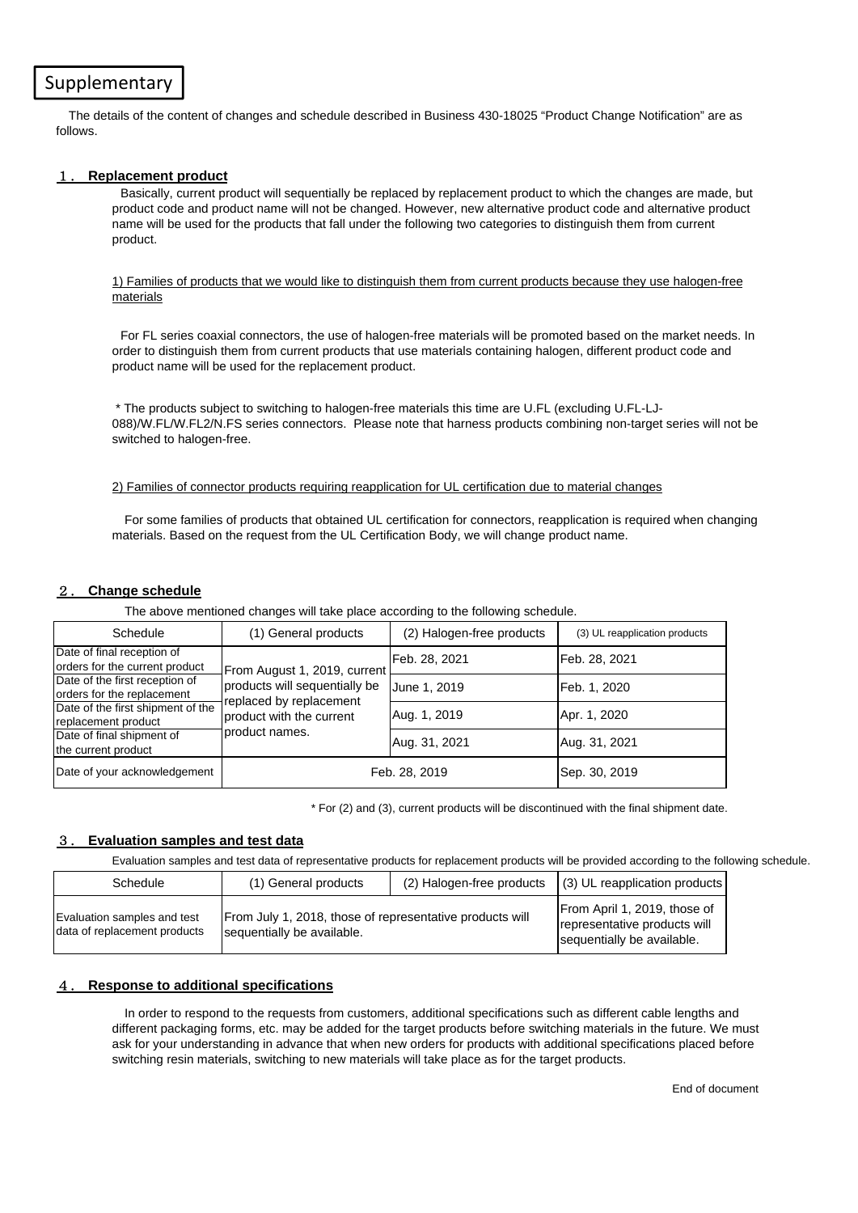# Supplementary

The details of the content of changes and schedule described in Business 430-18025 “Product Change Notification” are as follows.

## １． Replacement product

Basically, current product will sequentially be replaced by replacement product to which the changes are made, but product code and product name will not be changed. However, new alternative product code and alternative product name will be used for the products that fall under the following two categories to distinguish them from current product.

1) Families of products that we would like to distinguish them from current products because they use halogen-free materials

For FL series coaxial connectors, the use of halogen-free materials will be promoted based on the market needs. In order to distinguish them from current products that use materials containing halogen, different product code and product name will be used for the replacement product.

* The products subject to switching to halogen-free materials this time are U.FL (excluding U.FL-LJ-088)/W.FL/W.FL2/N.FS series connectors. Please note that harness products combining non-target series will not be switched to halogen-free.

2) Families of connector products requiring reapplication for UL certification due to material changes

For some families of products that obtained UL certification for connectors, reapplication is required when changing materials. Based on the request from the UL Certification Body, we will change product name.

## ２． Change schedule

The above mentioned changes will take place according to the following schedule.

| Schedule | (1) General products | (2) Halogen-free products | (3) UL reapplication products |
|---|---|---|---|
| Date of final reception of orders for the current product | From August 1, 2019, current products will sequentially be replaced by replacement product with the current product names. | Feb. 28, 2021 | Feb. 28, 2021 |
| Date of the first reception of orders for the replacement | | June 1, 2019 | Feb. 1, 2020 |
| Date of the first shipment of the replacement product | | Aug. 1, 2019 | Apr. 1, 2020 |
| Date of final shipment of the current product | | Aug. 31, 2021 | Aug. 31, 2021 |
| Date of your acknowledgement | Feb. 28, 2019 | | Sep. 30, 2019 |

* For (2) and (3), current products will be discontinued with the final shipment date.

## ３． Evaluation samples and test data

Evaluation samples and test data of representative products for replacement products will be provided according to the following schedule.

| Schedule | (1) General products | (2) Halogen-free products | (3) UL reapplication products |
|---|---|---|---|
| Evaluation samples and test data of replacement products | From July 1, 2018, those of representative products will sequentially be available. | | From April 1, 2019, those of representative products will sequentially be available. |

## ４． Response to additional specifications

In order to respond to the requests from customers, additional specifications such as different cable lengths and different packaging forms, etc. may be added for the target products before switching materials in the future. We must ask for your understanding in advance that when new orders for products with additional specifications placed before switching resin materials, switching to new materials will take place as for the target products.

End of document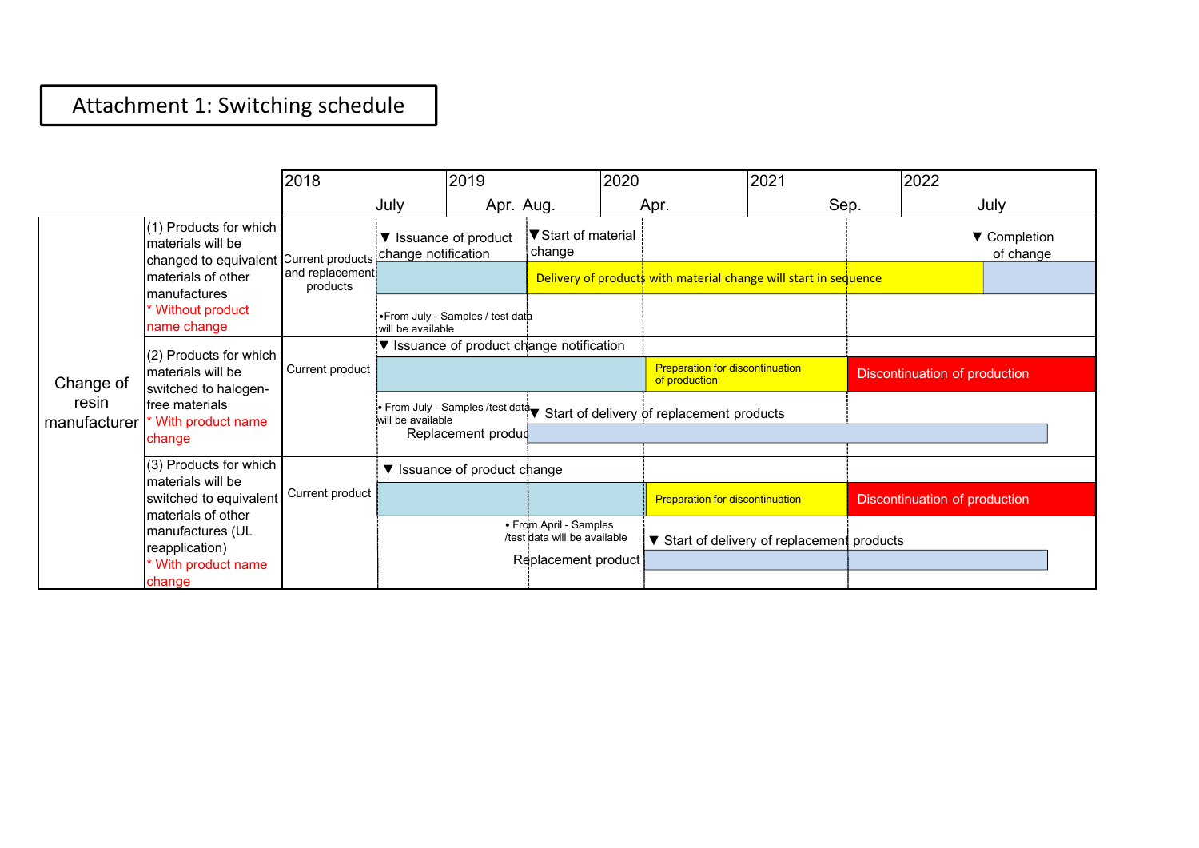# Attachment 1: Switching schedule

| | | | 2018 July | 2019 Apr. | 2019 Aug. | 2020 Apr. | 2021 Sep. | 2022 July |
|---|---|---|---|---|---|---|---|---|
| Change of resin manufacturer | (1) Products for which materials will be changed to equivalent materials of other manufactures<br>* Without product name change | Current products and replacement products | ▼ Issuance of product change notification<br>•From July - Samples / test data will be available | | ▼Start of material change<br>Delivery of products with material change will start in sequence | | | ▼ Completion of change |
| | (2) Products for which materials will be switched to halogen-free materials<br>* With product name change | Current product | ▼ Issuance of product change notification<br>• From July - Samples /test data will be available | | | Preparation for discontinuation of production | Discontinuation of production | |
| | | Replacement product | | | ▼ Start of delivery of replacement products | | | |
| | (3) Products for which materials will be switched to equivalent materials of other manufactures (UL reapplication)<br>* With product name change | Current product | ▼ Issuance of product change | • From April - Samples /test data will be available | | Preparation for discontinuation | Discontinuation of production | |
| | | Replacement product | | | | ▼ Start of delivery of replacement products | | |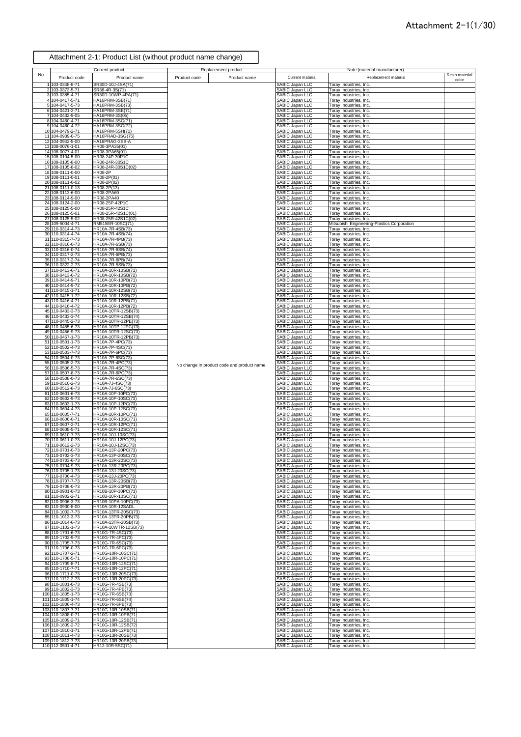Attachment 2-1(1/30)

Attachment 2-1: Product List (without product name change)

| No. | Current product | | Replacement product | | Note (material manufacturer) | | |
|---|---|---|---|---|---|---|---|
| | Product code | Product name | Product code | Product name | Current material | Replacement material | Resin material color |
| 1 | 103-0348-8-71 | SR30D-10J-4SA(71) | | No change in product code and product name. | SABIC Japan LLC | Toray Industries, Inc. | |
| 2 | 103-0373-5-71 | SR38-4R-3S(71) | | | SABIC Japan LLC | Toray Industries, Inc. | |
| 3 | 103-0385-4-71 | SR30D-10WP-4PA(71) | | | SABIC Japan LLC | Toray Industries, Inc. | |
| 4 | 104-0417-5-71 | HA16PRM-3SB(71) | | | SABIC Japan LLC | Toray Industries, Inc. | |
| 5 | 104-0417-5-73 | HA16PRM-3SB(73) | | | SABIC Japan LLC | Toray Industries, Inc. | |
| 6 | 104-0421-2-71 | HA16PRM-3SE(71) | | | SABIC Japan LLC | Toray Industries, Inc. | |
| 7 | 104-0432-9-05 | HA16PRM-3S(05) | | | SABIC Japan LLC | Toray Industries, Inc. | |
| 8 | 104-0460-4-71 | HA16PRM-3SG(71) | | | SABIC Japan LLC | Toray Industries, Inc. | |
| 9 | 104-0460-4-72 | HA16PRM-3SG(72) | | | SABIC Japan LLC | Toray Industries, Inc. | |
| 10 | 104-0479-2-71 | HA16PRM-5SH(71) | | | SABIC Japan LLC | Toray Industries, Inc. | |
| 11 | 104-0939-0-75 | HA16PRAD-3SG(75) | | | SABIC Japan LLC | Toray Industries, Inc. | |
| 12 | 104-0942-5-00 | HA16PRAG-3SB-A | | | SABIC Japan LLC | Toray Industries, Inc. | |
| 13 | 108-0076-1-01 | HR08-3PA35(01) | | | SABIC Japan LLC | Toray Industries, Inc. | |
| 14 | 108-0077-4-01 | HR08-3PA65(01) | | | SABIC Japan LLC | Toray Industries, Inc. | |
| 15 | 108-0104-5-00 | HR08-24P-30P1C | | | SABIC Japan LLC | Toray Industries, Inc. | |
| 16 | 108-0105-8-00 | HR08-24R-30S1C | | | SABIC Japan LLC | Toray Industries, Inc. | |
| 17 | 108-0105-8-02 | HR08-24R-30S1C(02) | | | SABIC Japan LLC | Toray Industries, Inc. | |
| 18 | 108-0111-0-00 | HR08-2P | | | SABIC Japan LLC | Toray Industries, Inc. | |
| 19 | 108-0111-0-01 | HR08-2P(01) | | | SABIC Japan LLC | Toray Industries, Inc. | |
| 20 | 108-0111-0-02 | HR08-2P(02) | | | SABIC Japan LLC | Toray Industries, Inc. | |
| 21 | 108-0111-0-13 | HR08-2P(13) | | | SABIC Japan LLC | Toray Industries, Inc. | |
| 22 | 108-0113-6-00 | HR08-2PA60 | | | SABIC Japan LLC | Toray Industries, Inc. | |
| 23 | 108-0114-9-00 | HR08-2PA40 | | | SABIC Japan LLC | Toray Industries, Inc. | |
| 24 | 108-0124-2-00 | HR08-25P-42P1C | | | SABIC Japan LLC | Toray Industries, Inc. | |
| 25 | 108-0125-5-00 | HR08-25R-42S1C | | | SABIC Japan LLC | Toray Industries, Inc. | |
| 26 | 108-0125-5-01 | HR08-25R-42S1C(01) | | | SABIC Japan LLC | Toray Industries, Inc. | |
| 27 | 108-0125-5-02 | HR08-25R-42S1C(02) | | | SABIC Japan LLC | Toray Industries, Inc. | |
| 28 | 109-5004-4-71 | RM515ER-10SC(71) | | | SABIC Japan LLC | Mitsubishi Engineering-Plastics Corporation | |
| 29 | 110-0314-4-73 | HR10A-7R-4SB(73) | | | SABIC Japan LLC | Toray Industries, Inc. | |
| 30 | 110-0314-4-74 | HR10A-7R-4SB(74) | | | SABIC Japan LLC | Toray Industries, Inc. | |
| 31 | 110-0315-7-73 | HR10A-7R-4PB(73) | | | SABIC Japan LLC | Toray Industries, Inc. | |
| 32 | 110-0316-0-73 | HR10A-7R-6SB(73) | | | SABIC Japan LLC | Toray Industries, Inc. | |
| 33 | 110-0316-0-74 | HR10A-7R-6SB(74) | | | SABIC Japan LLC | Toray Industries, Inc. | |
| 34 | 110-0317-2-73 | HR10A-7R-6PB(73) | | | SABIC Japan LLC | Toray Industries, Inc. | |
| 35 | 110-0317-2-74 | HR10A-7R-6PB(74) | | | SABIC Japan LLC | Toray Industries, Inc. | |
| 36 | 110-0322-2-73 | HR10A-7R-5SB(73) | | | SABIC Japan LLC | Toray Industries, Inc. | |
| 37 | 110-0413-6-71 | HR10A-10R-10SB(71) | | | SABIC Japan LLC | Toray Industries, Inc. | |
| 38 | 110-0413-6-72 | HR10A-10R-10SB(72) | | | SABIC Japan LLC | Toray Industries, Inc. | |
| 39 | 110-0414-9-71 | HR10A-10R-10PB(71) | | | SABIC Japan LLC | Toray Industries, Inc. | |
| 40 | 110-0414-9-72 | HR10A-10R-10PB(72) | | | SABIC Japan LLC | Toray Industries, Inc. | |
| 41 | 110-0415-1-71 | HR10A-10R-12SB(71) | | | SABIC Japan LLC | Toray Industries, Inc. | |
| 42 | 110-0415-1-72 | HR10A-10R-12SB(72) | | | SABIC Japan LLC | Toray Industries, Inc. | |
| 43 | 110-0416-4-71 | HR10A-10R-12PB(71) | | | SABIC Japan LLC | Toray Industries, Inc. | |
| 44 | 110-0416-4-72 | HR10A-10R-12PB(72) | | | SABIC Japan LLC | Toray Industries, Inc. | |
| 45 | 110-0433-3-73 | HR10A-10TR-12SB(73) | | | SABIC Japan LLC | Toray Industries, Inc. | |
| 46 | 110-0433-3-74 | HR10A-10TR-12SB(74) | | | SABIC Japan LLC | Toray Industries, Inc. | |
| 47 | 110-0445-2-73 | HR10A-10TR-12PE(73) | | | SABIC Japan LLC | Toray Industries, Inc. | |
| 48 | 110-0455-6-73 | HR10A-10TP-12PC(73) | | | SABIC Japan LLC | Toray Industries, Inc. | |
| 49 | 110-0456-9-73 | HR10A-10TR-12SC(73) | | | SABIC Japan LLC | Toray Industries, Inc. | |
| 50 | 110-0457-1-73 | HR10A-10TR-12PB(73) | | | SABIC Japan LLC | Toray Industries, Inc. | |
| 51 | 110-0501-1-73 | HR10A-7P-4PC(73) | | | SABIC Japan LLC | Toray Industries, Inc. | |
| 52 | 110-0502-4-73 | HR10A-7P-4SC(73) | | | SABIC Japan LLC | Toray Industries, Inc. | |
| 53 | 110-0503-7-73 | HR10A-7P-6PC(73) | | | SABIC Japan LLC | Toray Industries, Inc. | |
| 54 | 110-0504-0-73 | HR10A-7P-6SC(73) | | | SABIC Japan LLC | Toray Industries, Inc. | |
| 55 | 110-0505-2-73 | HR10A-7R-4PC(73) | | | SABIC Japan LLC | Toray Industries, Inc. | |
| 56 | 110-0506-5-73 | HR10A-7R-4SC(73) | | | SABIC Japan LLC | Toray Industries, Inc. | |
| 57 | 110-0507-8-73 | HR10A-7R-6PC(73) | | | SABIC Japan LLC | Toray Industries, Inc. | |
| 58 | 110-0508-0-73 | HR10A-7R-6SC(73) | | | SABIC Japan LLC | Toray Industries, Inc. | |
| 59 | 110-0510-2-73 | HR10A-7J-4SC(73) | | | SABIC Japan LLC | Toray Industries, Inc. | |
| 60 | 110-0512-8-73 | HR10A-7J-6SC(73) | | | SABIC Japan LLC | Toray Industries, Inc. | |
| 61 | 110-0601-6-73 | HR10A-10P-10PC(73) | | | SABIC Japan LLC | Toray Industries, Inc. | |
| 62 | 110-0602-9-73 | HR10A-10P-10SC(73) | | | SABIC Japan LLC | Toray Industries, Inc. | |
| 63 | 110-0603-1-73 | HR10A-10P-12PC(73) | | | SABIC Japan LLC | Toray Industries, Inc. | |
| 64 | 110-0604-4-73 | HR10A-10P-12SC(73) | | | SABIC Japan LLC | Toray Industries, Inc. | |
| 65 | 110-0605-7-71 | HR10A-10R-10PC(71) | | | SABIC Japan LLC | Toray Industries, Inc. | |
| 66 | 110-0606-0-71 | HR10A-10R-10SC(71) | | | SABIC Japan LLC | Toray Industries, Inc. | |
| 67 | 110-0607-2-71 | HR10A-10R-12PC(71) | | | SABIC Japan LLC | Toray Industries, Inc. | |
| 68 | 110-0608-5-71 | HR10A-10R-12SC(71) | | | SABIC Japan LLC | Toray Industries, Inc. | |
| 69 | 110-0610-7-73 | HR10A-10J-10SC(73) | | | SABIC Japan LLC | Toray Industries, Inc. | |
| 70 | 110-0611-0-73 | HR10A-10J-12PC(73) | | | SABIC Japan LLC | Toray Industries, Inc. | |
| 71 | 110-0612-2-73 | HR10A-10J-12SC(73) | | | SABIC Japan LLC | Toray Industries, Inc. | |
| 72 | 110-0701-0-73 | HR10A-13P-20PC(73) | | | SABIC Japan LLC | Toray Industries, Inc. | |
| 73 | 110-0702-3-73 | HR10A-13P-20SC(73) | | | SABIC Japan LLC | Toray Industries, Inc. | |
| 74 | 110-0703-6-73 | HR10A-13R-20SC(73) | | | SABIC Japan LLC | Toray Industries, Inc. | |
| 75 | 110-0704-9-73 | HR10A-13R-20PC(73) | | | SABIC Japan LLC | Toray Industries, Inc. | |
| 76 | 110-0705-1-73 | HR10A-13J-20SC(73) | | | SABIC Japan LLC | Toray Industries, Inc. | |
| 77 | 110-0706-4-73 | HR10A-13J-20PC(73) | | | SABIC Japan LLC | Toray Industries, Inc. | |
| 78 | 110-0707-7-73 | HR10A-13R-20SB(73) | | | SABIC Japan LLC | Toray Industries, Inc. | |
| 79 | 110-0708-0-73 | HR10A-13R-20PB(73) | | | SABIC Japan LLC | Toray Industries, Inc. | |
| 80 | 110-0901-0-73 | HR10B-10P-10PC(73) | | | SABIC Japan LLC | Toray Industries, Inc. | |
| 81 | 110-0902-2-71 | HR10B-10R-10SC(71) | | | SABIC Japan LLC | Toray Industries, Inc. | |
| 82 | 110-0906-3-73 | HR10B-10PA-10PC(73) | | | SABIC Japan LLC | Toray Industries, Inc. | |
| 83 | 110-0930-8-00 | HR10A-10R-12SADL | | | SABIC Japan LLC | Toray Industries, Inc. | |
| 84 | 110-1002-7-73 | HR10A-13TR-20SC(73) | | | SABIC Japan LLC | Toray Industries, Inc. | |
| 85 | 110-1013-3-73 | HR10A-13TR-20PB(73) | | | SABIC Japan LLC | Toray Industries, Inc. | |
| 86 | 110-1014-6-73 | HR10A-13TR-20SB(73) | | | SABIC Japan LLC | Toray Industries, Inc. | |
| 87 | 110-1102-1-73 | HR10A-10WTR-12SB(73) | | | SABIC Japan LLC | Toray Industries, Inc. | |
| 88 | 110-1701-6-73 | HR10G-7R-4SC(73) | | | SABIC Japan LLC | Toray Industries, Inc. | |
| 89 | 110-1702-9-73 | HR10G-7R-4PC(73) | | | SABIC Japan LLC | Toray Industries, Inc. | |
| 90 | 110-1705-7-73 | HR10G-7R-6SC(73) | | | SABIC Japan LLC | Toray Industries, Inc. | |
| 91 | 110-1706-0-73 | HR10G-7R-6PC(73) | | | SABIC Japan LLC | Toray Industries, Inc. | |
| 92 | 110-1707-2-71 | HR10G-10R-10SC(71) | | | SABIC Japan LLC | Toray Industries, Inc. | |
| 93 | 110-1708-5-71 | HR10G-10R-10PC(71) | | | SABIC Japan LLC | Toray Industries, Inc. | |
| 94 | 110-1709-8-71 | HR10G-10R-12SC(71) | | | SABIC Japan LLC | Toray Industries, Inc. | |
| 95 | 110-1710-7-71 | HR10G-10R-12PC(71) | | | SABIC Japan LLC | Toray Industries, Inc. | |
| 96 | 110-1711-0-73 | HR10G-13R-20SC(73) | | | SABIC Japan LLC | Toray Industries, Inc. | |
| 97 | 110-1712-2-73 | HR10G-13R-20PC(73) | | | SABIC Japan LLC | Toray Industries, Inc. | |
| 98 | 110-1801-0-73 | HR10G-7R-4SB(73) | | | SABIC Japan LLC | Toray Industries, Inc. | |
| 99 | 110-1802-3-73 | HR10G-7R-4PB(73) | | | SABIC Japan LLC | Toray Industries, Inc. | |
| 100 | 110-1805-1-73 | HR10G-7R-6SB(73) | | | SABIC Japan LLC | Toray Industries, Inc. | |
| 101 | 110-1805-1-74 | HR10G-7R-6SB(74) | | | SABIC Japan LLC | Toray Industries, Inc. | |
| 102 | 110-1806-4-73 | HR10G-7R-6PB(73) | | | SABIC Japan LLC | Toray Industries, Inc. | |
| 103 | 110-1807-7-71 | HR10G-10R-10SB(71) | | | SABIC Japan LLC | Toray Industries, Inc. | |
| 104 | 110-1808-0-71 | HR10G-10R-10PB(71) | | | SABIC Japan LLC | Toray Industries, Inc. | |
| 105 | 110-1809-2-71 | HR10G-10R-12SB(71) | | | SABIC Japan LLC | Toray Industries, Inc. | |
| 106 | 110-1809-2-72 | HR10G-10R-12SB(72) | | | SABIC Japan LLC | Toray Industries, Inc. | |
| 107 | 110-1810-1-71 | HR10G-10R-12PB(71) | | | SABIC Japan LLC | Toray Industries, Inc. | |
| 108 | 110-1811-4-73 | HR10G-13R-20SB(73) | | | SABIC Japan LLC | Toray Industries, Inc. | |
| 109 | 110-1812-7-73 | HR10G-13R-20PB(73) | | | SABIC Japan LLC | Toray Industries, Inc. | |
| 110 | 112-0501-4-71 | HR12-10R-5SC(71) | | | SABIC Japan LLC | Toray Industries, Inc. | |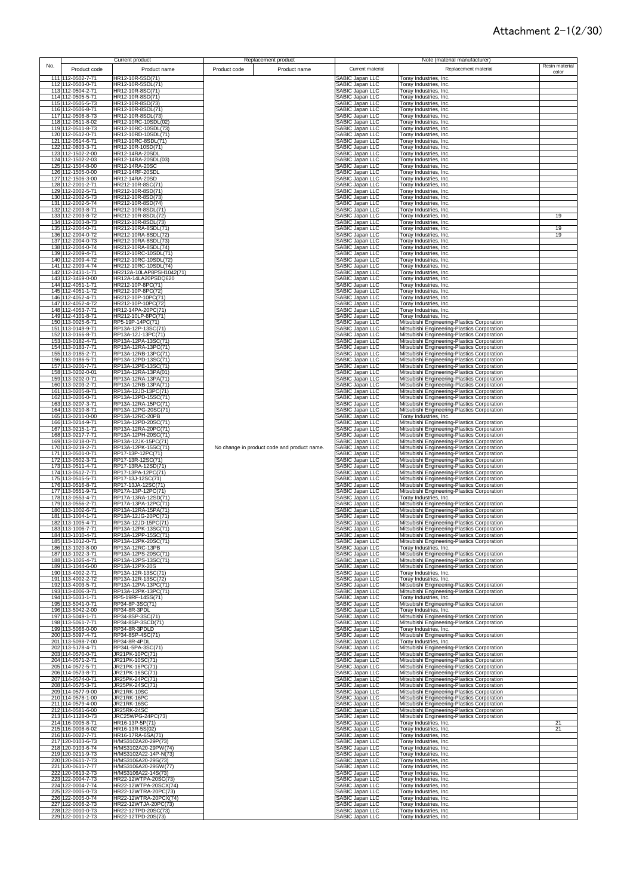# Attachment 2-1(2/30)

| No. | Current product | | Replacement product | | Note (material manufacturer) | | |
|---|---|---|---|---|---|---|---|
| | Product code | Product name | Product code | Product name | Current material | Replacement material | Resin material color |
| 111 | 112-0502-7-71 | HR12-10R-5SD(71) | | | SABIC Japan LLC | Toray Industries, Inc. | |
| 112 | 112-0503-0-71 | HR12-10R-5SDL(71) | | | SABIC Japan LLC | Toray Industries, Inc. | |
| 113 | 112-0504-2-71 | HR12-10R-8SC(71) | | | SABIC Japan LLC | Toray Industries, Inc. | |
| 114 | 112-0505-5-71 | HR12-10R-8SD(71) | | | SABIC Japan LLC | Toray Industries, Inc. | |
| 115 | 112-0505-5-73 | HR12-10R-8SD(73) | | | SABIC Japan LLC | Toray Industries, Inc. | |
| 116 | 112-0506-8-71 | HR12-10R-8SDL(71) | | | SABIC Japan LLC | Toray Industries, Inc. | |
| 117 | 112-0506-8-73 | HR12-10R-8SDL(73) | | | SABIC Japan LLC | Toray Industries, Inc. | |
| 118 | 112-0511-8-02 | HR12-10RC-10SDL(02) | | | SABIC Japan LLC | Toray Industries, Inc. | |
| 119 | 112-0511-8-73 | HR12-10RC-10SDL(73) | | | SABIC Japan LLC | Toray Industries, Inc. | |
| 120 | 112-0512-0-71 | HR12-10RD-10SDL(71) | | | SABIC Japan LLC | Toray Industries, Inc. | |
| 121 | 112-0514-6-71 | HR12-10RC-8SDL(71) | | | SABIC Japan LLC | Toray Industries, Inc. | |
| 122 | 112-0803-3-71 | HR12-10R-10SD(71) | | | SABIC Japan LLC | Toray Industries, Inc. | |
| 123 | 112-1502-2-00 | HR12-14RA-20SDL | | | SABIC Japan LLC | Toray Industries, Inc. | |
| 124 | 112-1502-2-03 | HR12-14RA-20SDL(03) | | | SABIC Japan LLC | Toray Industries, Inc. | |
| 125 | 112-1504-8-00 | HR12-14RA-20SC | | | SABIC Japan LLC | Toray Industries, Inc. | |
| 126 | 112-1505-0-00 | HR12-14RF-20SDL | | | SABIC Japan LLC | Toray Industries, Inc. | |
| 127 | 112-1506-3-00 | HR12-14RA-20SD | | | SABIC Japan LLC | Toray Industries, Inc. | |
| 128 | 112-2001-2-71 | HR212-10R-8SC(71) | | | SABIC Japan LLC | Toray Industries, Inc. | |
| 129 | 112-2002-5-71 | HR212-10R-8SD(71) | | | SABIC Japan LLC | Toray Industries, Inc. | |
| 130 | 112-2002-5-73 | HR212-10R-8SD(73) | | | SABIC Japan LLC | Toray Industries, Inc. | |
| 131 | 112-2002-5-74 | HR212-10R-8SD(74) | | | SABIC Japan LLC | Toray Industries, Inc. | |
| 132 | 112-2003-8-71 | HR212-10R-8SDL(71) | | | SABIC Japan LLC | Toray Industries, Inc. | |
| 133 | 112-2003-8-72 | HR212-10R-8SDL(72) | | | SABIC Japan LLC | Toray Industries, Inc. | 19 |
| 134 | 112-2003-8-73 | HR212-10R-8SDL(73) | | | SABIC Japan LLC | Toray Industries, Inc. | |
| 135 | 112-2004-0-71 | HR212-10RA-8SDL(71) | | | SABIC Japan LLC | Toray Industries, Inc. | 19 |
| 136 | 112-2004-0-72 | HR212-10RA-8SDL(72) | | | SABIC Japan LLC | Toray Industries, Inc. | 19 |
| 137 | 112-2004-0-73 | HR212-10RA-8SDL(73) | | | SABIC Japan LLC | Toray Industries, Inc. | |
| 138 | 112-2004-0-74 | HR212-10RA-8SDL(74) | | | SABIC Japan LLC | Toray Industries, Inc. | |
| 139 | 112-2009-4-71 | HR212-10RC-10SDL(71) | | | SABIC Japan LLC | Toray Industries, Inc. | |
| 140 | 112-2009-4-72 | HR212-10RC-10SDL(72) | | | SABIC Japan LLC | Toray Industries, Inc. | |
| 141 | 112-2009-4-74 | HR212-10RC-10SDL(74) | | | SABIC Japan LLC | Toray Industries, Inc. | |
| 142 | 112-2431-1-71 | HR212A-10LAP8PSH1042(71) | | | SABIC Japan LLC | Toray Industries, Inc. | |
| 143 | 112-3469-0-00 | HR12A-14LA20PSDQ620 | | | SABIC Japan LLC | Toray Industries, Inc. | |
| 144 | 112-4051-1-71 | HR212-10P-8PC(71) | | | SABIC Japan LLC | Toray Industries, Inc. | |
| 145 | 112-4051-1-72 | HR212-10P-8PC(72) | | | SABIC Japan LLC | Toray Industries, Inc. | |
| 146 | 112-4052-4-71 | HR212-10P-10PC(71) | | | SABIC Japan LLC | Toray Industries, Inc. | |
| 147 | 112-4052-4-72 | HR212-10P-10PC(72) | | | SABIC Japan LLC | Toray Industries, Inc. | |
| 148 | 112-4053-7-71 | HR12-14PA-20PC(71) | | | SABIC Japan LLC | Toray Industries, Inc. | |
| 149 | 112-4101-8-71 | HR212-10LP-8PC(71) | | | SABIC Japan LLC | Toray Industries, Inc. | |
| 150 | 113-0025-6-71 | RP5-19P-14PC(71) | | | SABIC Japan LLC | Mitsubishi Engineering-Plastics Corporation | |
| 151 | 113-0149-9-71 | RP13A-12P-13SC(71) | | | SABIC Japan LLC | Mitsubishi Engineering-Plastics Corporation | |
| 152 | 113-0166-8-71 | RP13A-12J-13PC(71) | | | SABIC Japan LLC | Mitsubishi Engineering-Plastics Corporation | |
| 153 | 113-0182-4-71 | RP13A-12PA-13SC(71) | | | SABIC Japan LLC | Mitsubishi Engineering-Plastics Corporation | |
| 154 | 113-0183-7-71 | RP13A-12RA-13PC(71) | | | SABIC Japan LLC | Mitsubishi Engineering-Plastics Corporation | |
| 155 | 113-0185-2-71 | RP13A-12RB-13PC(71) | | | SABIC Japan LLC | Mitsubishi Engineering-Plastics Corporation | |
| 156 | 113-0186-5-71 | RP13A-12PD-13SC(71) | | | SABIC Japan LLC | Mitsubishi Engineering-Plastics Corporation | |
| 157 | 113-0201-7-71 | RP13A-12PE-13SC(71) | | | SABIC Japan LLC | Mitsubishi Engineering-Plastics Corporation | |
| 158 | 113-0202-0-01 | RP13A-12RA-13PA(01) | | | SABIC Japan LLC | Mitsubishi Engineering-Plastics Corporation | |
| 159 | 113-0202-0-71 | RP13A-12RA-13PA(71) | | | SABIC Japan LLC | Mitsubishi Engineering-Plastics Corporation | |
| 160 | 113-0203-2-71 | RP13A-12RB-13PA(71) | | | SABIC Japan LLC | Mitsubishi Engineering-Plastics Corporation | |
| 161 | 113-0205-8-71 | RP13A-12JD-13PC(71) | | | SABIC Japan LLC | Mitsubishi Engineering-Plastics Corporation | |
| 162 | 113-0206-0-71 | RP13A-12PD-15SC(71) | | | SABIC Japan LLC | Mitsubishi Engineering-Plastics Corporation | |
| 163 | 113-0207-3-71 | RP13A-12RA-15PC(71) | | | SABIC Japan LLC | Mitsubishi Engineering-Plastics Corporation | |
| 164 | 113-0210-8-71 | RP13A-12PG-20SC(71) | | | SABIC Japan LLC | Mitsubishi Engineering-Plastics Corporation | |
| 165 | 113-0211-0-00 | RP13A-12RC-20PB | | | SABIC Japan LLC | Toray Industries, Inc. | |
| 166 | 113-0214-9-71 | RP13A-12PD-20SC(71) | | | SABIC Japan LLC | Mitsubishi Engineering-Plastics Corporation | |
| 167 | 113-0215-1-71 | RP13A-12RA-20PC(71) | | | SABIC Japan LLC | Mitsubishi Engineering-Plastics Corporation | |
| 168 | 113-0217-7-71 | RP13A-12PH-20SC(71) | | | SABIC Japan LLC | Mitsubishi Engineering-Plastics Corporation | |
| 169 | 113-0218-0-71 | RP13A-12JK-15PC(71) | | | SABIC Japan LLC | Mitsubishi Engineering-Plastics Corporation | |
| 170 | 113-0219-2-71 | RP13A-12PK-15SC(71) | No change in product code and product name. | | SABIC Japan LLC | Mitsubishi Engineering-Plastics Corporation | |
| 171 | 113-0501-0-71 | RP17-13P-12PC(71) | | | SABIC Japan LLC | Mitsubishi Engineering-Plastics Corporation | |
| 172 | 113-0502-3-71 | RP17-13R-12SC(71) | | | SABIC Japan LLC | Mitsubishi Engineering-Plastics Corporation | |
| 173 | 113-0511-4-71 | RP17-13RA-12SD(71) | | | SABIC Japan LLC | Mitsubishi Engineering-Plastics Corporation | |
| 174 | 113-0512-7-71 | RP17-13PA-12PC(71) | | | SABIC Japan LLC | Mitsubishi Engineering-Plastics Corporation | |
| 175 | 113-0515-5-71 | RP17-13J-12SC(71) | | | SABIC Japan LLC | Mitsubishi Engineering-Plastics Corporation | |
| 176 | 113-0516-8-71 | RP17-13JA-12SC(71) | | | SABIC Japan LLC | Mitsubishi Engineering-Plastics Corporation | |
| 177 | 113-0551-9-71 | RP17A-13P-12PC(71) | | | SABIC Japan LLC | Mitsubishi Engineering-Plastics Corporation | |
| 178 | 113-0553-4-71 | RP17A-13RA-12SD(71) | | | SABIC Japan LLC | Toray Industries, Inc. | |
| 179 | 113-0556-2-71 | RP17A-13PA-12PC(71) | | | SABIC Japan LLC | Mitsubishi Engineering-Plastics Corporation | |
| 180 | 113-1002-6-71 | RP13A-12RA-15PA(71) | | | SABIC Japan LLC | Mitsubishi Engineering-Plastics Corporation | |
| 181 | 113-1004-1-71 | RP13A-12JG-20PC(71) | | | SABIC Japan LLC | Mitsubishi Engineering-Plastics Corporation | |
| 182 | 113-1005-4-71 | RP13A-12JD-15PC(71) | | | SABIC Japan LLC | Mitsubishi Engineering-Plastics Corporation | |
| 183 | 113-1006-7-71 | RP13A-12PK-13SC(71) | | | SABIC Japan LLC | Mitsubishi Engineering-Plastics Corporation | |
| 184 | 113-1010-4-71 | RP13A-12PP-15SC(71) | | | SABIC Japan LLC | Mitsubishi Engineering-Plastics Corporation | |
| 185 | 113-1012-0-71 | RP13A-12PK-20SC(71) | | | SABIC Japan LLC | Mitsubishi Engineering-Plastics Corporation | |
| 186 | 113-1020-8-00 | RP13A-12RC-13PB | | | SABIC Japan LLC | Toray Industries, Inc. | |
| 187 | 113-1022-3-71 | RP13A-12PS-20SC(71) | | | SABIC Japan LLC | Mitsubishi Engineering-Plastics Corporation | |
| 188 | 113-1026-4-71 | RP13A-12PS-13SC(71) | | | SABIC Japan LLC | Mitsubishi Engineering-Plastics Corporation | |
| 189 | 113-1044-6-00 | RP13A-12PX-20S | | | SABIC Japan LLC | Mitsubishi Engineering-Plastics Corporation | |
| 190 | 113-4002-2-71 | RP13A-12R-13SC(71) | | | SABIC Japan LLC | Toray Industries, Inc. | |
| 191 | 113-4002-2-72 | RP13A-12R-13SC(72) | | | SABIC Japan LLC | Toray Industries, Inc. | |
| 192 | 113-4003-5-71 | RP13A-12PA-13PC(71) | | | SABIC Japan LLC | Mitsubishi Engineering-Plastics Corporation | |
| 193 | 113-4006-3-71 | RP13A-12PK-13PC(71) | | | SABIC Japan LLC | Mitsubishi Engineering-Plastics Corporation | |
| 194 | 113-5033-1-71 | RP5-19RF-14SS(71) | | | SABIC Japan LLC | Toray Industries, Inc. | |
| 195 | 113-5041-0-71 | RP34-8P-3SC(71) | | | SABIC Japan LLC | Mitsubishi Engineering-Plastics Corporation | |
| 196 | 113-5042-2-00 | RP34-8R-3PDL | | | SABIC Japan LLC | Toray Industries, Inc. | |
| 197 | 113-5049-1-71 | RP34-8SP-3SC(71) | | | SABIC Japan LLC | Mitsubishi Engineering-Plastics Corporation | |
| 198 | 113-5061-7-71 | RP34-8SP-3SCD(71) | | | SABIC Japan LLC | Mitsubishi Engineering-Plastics Corporation | |
| 199 | 113-5066-0-00 | RP34-8R-3PDLD | | | SABIC Japan LLC | Toray Industries, Inc. | |
| 200 | 113-5097-4-71 | RP34-8SP-4SC(71) | | | SABIC Japan LLC | Mitsubishi Engineering-Plastics Corporation | |
| 201 | 113-5098-7-00 | RP34-8R-4PDL | | | SABIC Japan LLC | Toray Industries, Inc. | |
| 202 | 113-5178-4-71 | RP34L-5PA-3SC(71) | | | SABIC Japan LLC | Mitsubishi Engineering-Plastics Corporation | |
| 203 | 114-0570-0-71 | JR21PK-10PC(71) | | | SABIC Japan LLC | Mitsubishi Engineering-Plastics Corporation | |
| 204 | 114-0571-2-71 | JR21PK-10SC(71) | | | SABIC Japan LLC | Mitsubishi Engineering-Plastics Corporation | |
| 205 | 114-0572-5-71 | JR21PK-16PC(71) | | | SABIC Japan LLC | Mitsubishi Engineering-Plastics Corporation | |
| 206 | 114-0573-8-71 | JR21PK-16SC(71) | | | SABIC Japan LLC | Mitsubishi Engineering-Plastics Corporation | |
| 207 | 114-0574-0-71 | JR25PK-24PC(71) | | | SABIC Japan LLC | Mitsubishi Engineering-Plastics Corporation | |
| 208 | 114-0575-3-71 | JR25PK-24SC(71) | | | SABIC Japan LLC | Mitsubishi Engineering-Plastics Corporation | |
| 209 | 114-0577-9-00 | JR21RK-10SC | | | SABIC Japan LLC | Mitsubishi Engineering-Plastics Corporation | |
| 210 | 114-0578-1-00 | JR21RK-16PC | | | SABIC Japan LLC | Mitsubishi Engineering-Plastics Corporation | |
| 211 | 114-0579-4-00 | JR21RK-16SC | | | SABIC Japan LLC | Mitsubishi Engineering-Plastics Corporation | |
| 212 | 114-0581-6-00 | JR25RK-24SC | | | SABIC Japan LLC | Mitsubishi Engineering-Plastics Corporation | |
| 213 | 114-1128-0-73 | JRC25WPG-24PC(73) | | | SABIC Japan LLC | Mitsubishi Engineering-Plastics Corporation | |
| 214 | 116-0005-8-71 | HR16-13P-5P(71) | | | SABIC Japan LLC | Toray Industries, Inc. | 21 |
| 215 | 116-0008-6-02 | HR16-13R-5S(02) | | | SABIC Japan LLC | Toray Industries, Inc. | 21 |
| 216 | 116-0022-7-71 | HR16-17RA-6SA(71) | | | SABIC Japan LLC | Toray Industries, Inc. | |
| 217 | 120-0103-6-73 | H/MS3102A20-29P(73) | | | SABIC Japan LLC | Toray Industries, Inc. | |
| 218 | 120-0103-6-74 | H/MS3102A20-29PW(74) | | | SABIC Japan LLC | Toray Industries, Inc. | |
| 219 | 120-0211-9-73 | H/MS3102A22-14P-N(73) | | | SABIC Japan LLC | Toray Industries, Inc. | |
| 220 | 120-0611-7-73 | H/MS3106A20-29S(73) | | | SABIC Japan LLC | Toray Industries, Inc. | |
| 221 | 120-0611-7-77 | H/MS3106A20-29SW(77) | | | SABIC Japan LLC | Toray Industries, Inc. | |
| 222 | 120-0613-2-73 | H/MS3106A22-14S(73) | | | SABIC Japan LLC | Toray Industries, Inc. | |
| 223 | 122-0004-7-73 | HR22-12WTPA-20SC(73) | | | SABIC Japan LLC | Toray Industries, Inc. | |
| 224 | 122-0004-7-74 | HR22-12WTPA-20SCX(74) | | | SABIC Japan LLC | Toray Industries, Inc. | |
| 225 | 122-0005-0-73 | HR22-12WTRA-20PC(73) | | | SABIC Japan LLC | Toray Industries, Inc. | |
| 226 | 122-0005-0-74 | HR22-12WTRA-20PCX(74) | | | SABIC Japan LLC | Toray Industries, Inc. | |
| 227 | 122-0006-2-73 | HR22-12WTJA-20PC(73) | | | SABIC Japan LLC | Toray Industries, Inc. | |
| 228 | 122-0010-0-73 | HR22-12TPD-20SC(73) | | | SABIC Japan LLC | Toray Industries, Inc. | |
| 229 | 122-0011-2-73 | HR22-12TPD-20S(73) | | | SABIC Japan LLC | Toray Industries, Inc. | |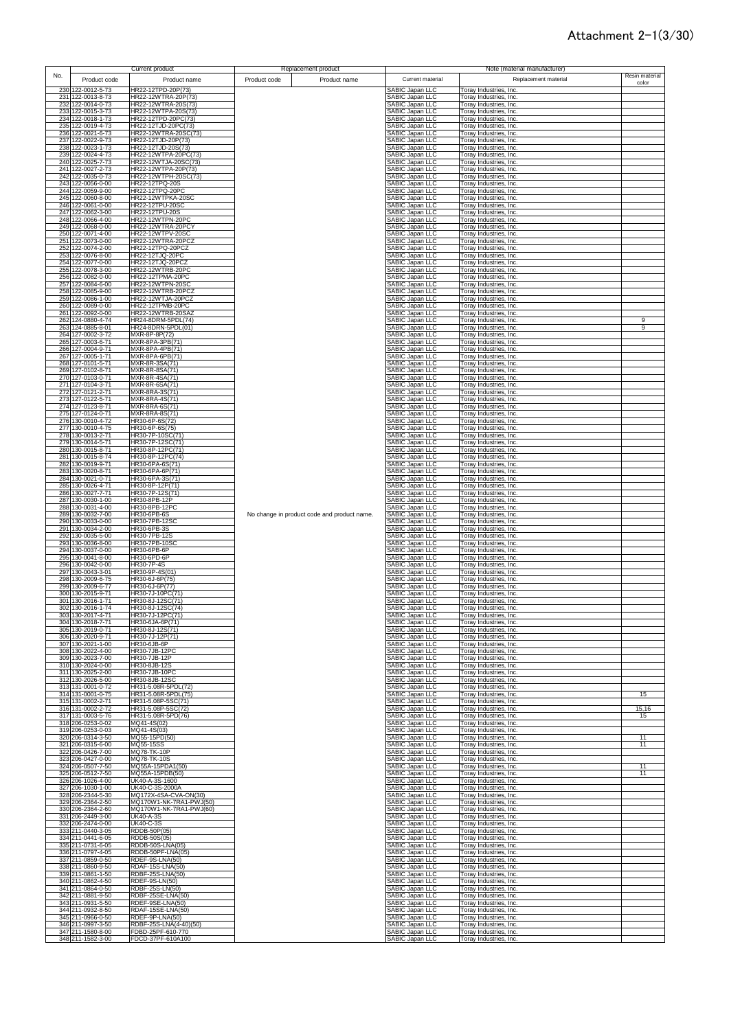# Attachment 2-1(3/30)

| No. | Current product | | Replacement product | | Note (material manufacturer) | | |
|---|---|---|---|---|---|---|---|
| | Product code | Product name | Product code | Product name | Current material | Replacement material | Resin material color |
| 230 | 122-0012-5-73 | HR22-12TPD-20P(73) | | | SABIC Japan LLC | Toray Industries, Inc. | |
| 231 | 122-0013-8-73 | HR22-12WTRA-20P(73) | | | SABIC Japan LLC | Toray Industries, Inc. | |
| 232 | 122-0014-0-73 | HR22-12WTRA-20S(73) | | | SABIC Japan LLC | Toray Industries, Inc. | |
| 233 | 122-0015-3-73 | HR22-12WTPA-20S(73) | | | SABIC Japan LLC | Toray Industries, Inc. | |
| 234 | 122-0018-1-73 | HR22-12TPD-20PC(73) | | | SABIC Japan LLC | Toray Industries, Inc. | |
| 235 | 122-0019-4-73 | HR22-12TJD-20PC(73) | | | SABIC Japan LLC | Toray Industries, Inc. | |
| 236 | 122-0021-6-73 | HR22-12WTRA-20SC(73) | | | SABIC Japan LLC | Toray Industries, Inc. | |
| 237 | 122-0022-9-73 | HR22-12TJD-20P(73) | | | SABIC Japan LLC | Toray Industries, Inc. | |
| 238 | 122-0023-1-73 | HR22-12TJD-20S(73) | | | SABIC Japan LLC | Toray Industries, Inc. | |
| 239 | 122-0024-4-73 | HR22-12WTPA-20PC(73) | | | SABIC Japan LLC | Toray Industries, Inc. | |
| 240 | 122-0025-7-73 | HR22-12WTJA-20SC(73) | | | SABIC Japan LLC | Toray Industries, Inc. | |
| 241 | 122-0027-2-73 | HR22-12WTPA-20P(73) | | | SABIC Japan LLC | Toray Industries, Inc. | |
| 242 | 122-0035-0-73 | HR22-12WTPH-20SC(73) | | | SABIC Japan LLC | Toray Industries, Inc. | |
| 243 | 122-0056-0-00 | HR22-12TPQ-20S | | | SABIC Japan LLC | Toray Industries, Inc. | |
| 244 | 122-0059-9-00 | HR22-12TPQ-20PC | | | SABIC Japan LLC | Toray Industries, Inc. | |
| 245 | 122-0060-8-00 | HR22-12WTPKA-20SC | | | SABIC Japan LLC | Toray Industries, Inc. | |
| 246 | 122-0061-0-00 | HR22-12TPU-20SC | | | SABIC Japan LLC | Toray Industries, Inc. | |
| 247 | 122-0062-3-00 | HR22-12TPU-20S | | | SABIC Japan LLC | Toray Industries, Inc. | |
| 248 | 122-0066-4-00 | HR22-12WTPN-20PC | | | SABIC Japan LLC | Toray Industries, Inc. | |
| 249 | 122-0068-0-00 | HR22-12WTRA-20PCY | | | SABIC Japan LLC | Toray Industries, Inc. | |
| 250 | 122-0071-4-00 | HR22-12WTPV-20SC | | | SABIC Japan LLC | Toray Industries, Inc. | |
| 251 | 122-0073-0-00 | HR22-12WTRA-20PCZ | | | SABIC Japan LLC | Toray Industries, Inc. | |
| 252 | 122-0074-2-00 | HR22-12TPQ-20PCZ | | | SABIC Japan LLC | Toray Industries, Inc. | |
| 253 | 122-0076-8-00 | HR22-12TJQ-20PC | | | SABIC Japan LLC | Toray Industries, Inc. | |
| 254 | 122-0077-0-00 | HR22-12TJQ-20PCZ | | | SABIC Japan LLC | Toray Industries, Inc. | |
| 255 | 122-0078-3-00 | HR22-12WTRB-20PC | | | SABIC Japan LLC | Toray Industries, Inc. | |
| 256 | 122-0082-0-00 | HR22-12TPMA-20PC | | | SABIC Japan LLC | Toray Industries, Inc. | |
| 257 | 122-0084-6-00 | HR22-12WTPN-20SC | | | SABIC Japan LLC | Toray Industries, Inc. | |
| 258 | 122-0085-9-00 | HR22-12WTRB-20PCZ | | | SABIC Japan LLC | Toray Industries, Inc. | |
| 259 | 122-0086-1-00 | HR22-12WTJA-20PCZ | | | SABIC Japan LLC | Toray Industries, Inc. | |
| 260 | 122-0089-0-00 | HR22-12TPMB-20PC | | | SABIC Japan LLC | Toray Industries, Inc. | |
| 261 | 122-0092-0-00 | HR22-12WTRB-20SAZ | | | SABIC Japan LLC | Toray Industries, Inc. | |
| 262 | 124-0880-4-74 | HR24-8DRM-5PDL(74) | | | SABIC Japan LLC | Toray Industries, Inc. | 9 |
| 263 | 124-0885-8-01 | HR24-8DRN-5PDL(01) | | | SABIC Japan LLC | Toray Industries, Inc. | 9 |
| 264 | 127-0002-3-72 | MXR-8P-8P(72) | | | SABIC Japan LLC | Toray Industries, Inc. | |
| 265 | 127-0003-6-71 | MXR-8PA-3PB(71) | | | SABIC Japan LLC | Toray Industries, Inc. | |
| 266 | 127-0004-9-71 | MXR-8PA-4PB(71) | | | SABIC Japan LLC | Toray Industries, Inc. | |
| 267 | 127-0005-1-71 | MXR-8PA-6PB(71) | | | SABIC Japan LLC | Toray Industries, Inc. | |
| 268 | 127-0101-5-71 | MXR-8R-3SA(71) | | | SABIC Japan LLC | Toray Industries, Inc. | |
| 269 | 127-0102-8-71 | MXR-8R-8SA(71) | | | SABIC Japan LLC | Toray Industries, Inc. | |
| 270 | 127-0103-0-71 | MXR-8R-4SA(71) | | | SABIC Japan LLC | Toray Industries, Inc. | |
| 271 | 127-0104-3-71 | MXR-8R-6SA(71) | | | SABIC Japan LLC | Toray Industries, Inc. | |
| 272 | 127-0121-2-71 | MXR-8RA-3S(71) | | | SABIC Japan LLC | Toray Industries, Inc. | |
| 273 | 127-0122-5-71 | MXR-8RA-4S(71) | | | SABIC Japan LLC | Toray Industries, Inc. | |
| 274 | 127-0123-8-71 | MXR-8RA-6S(71) | | | SABIC Japan LLC | Toray Industries, Inc. | |
| 275 | 127-0124-0-71 | MXR-8RA-8S(71) | | | SABIC Japan LLC | Toray Industries, Inc. | |
| 276 | 130-0010-4-72 | HR30-6P-6S(72) | | | SABIC Japan LLC | Toray Industries, Inc. | |
| 277 | 130-0010-4-75 | HR30-6P-6S(75) | | | SABIC Japan LLC | Toray Industries, Inc. | |
| 278 | 130-0013-2-71 | HR30-7P-10SC(71) | | | SABIC Japan LLC | Toray Industries, Inc. | |
| 279 | 130-0014-5-71 | HR30-7P-12SC(71) | | | SABIC Japan LLC | Toray Industries, Inc. | |
| 280 | 130-0015-8-71 | HR30-8P-12PC(71) | | | SABIC Japan LLC | Toray Industries, Inc. | |
| 281 | 130-0015-8-74 | HR30-8P-12PC(74) | | | SABIC Japan LLC | Toray Industries, Inc. | |
| 282 | 130-0019-9-71 | HR30-6PA-6S(71) | | | SABIC Japan LLC | Toray Industries, Inc. | |
| 283 | 130-0020-8-71 | HR30-6PA-6P(71) | | | SABIC Japan LLC | Toray Industries, Inc. | |
| 284 | 130-0021-0-71 | HR30-6PA-3S(71) | | | SABIC Japan LLC | Toray Industries, Inc. | |
| 285 | 130-0026-4-71 | HR30-8P-12P(71) | | | SABIC Japan LLC | Toray Industries, Inc. | |
| 286 | 130-0027-7-71 | HR30-7P-12S(71) | | | SABIC Japan LLC | Toray Industries, Inc. | |
| 287 | 130-0030-1-00 | HR30-8PB-12P | | | SABIC Japan LLC | Toray Industries, Inc. | |
| 288 | 130-0031-4-00 | HR30-8PB-12PC | | | SABIC Japan LLC | Toray Industries, Inc. | |
| 289 | 130-0032-7-00 | HR30-6PB-6S | No change in product code and product name. | | SABIC Japan LLC | Toray Industries, Inc. | |
| 290 | 130-0033-0-00 | HR30-7PB-12SC | | | SABIC Japan LLC | Toray Industries, Inc. | |
| 291 | 130-0034-2-00 | HR30-6PB-3S | | | SABIC Japan LLC | Toray Industries, Inc. | |
| 292 | 130-0035-5-00 | HR30-7PB-12S | | | SABIC Japan LLC | Toray Industries, Inc. | |
| 293 | 130-0036-8-00 | HR30-7PB-10SC | | | SABIC Japan LLC | Toray Industries, Inc. | |
| 294 | 130-0037-0-00 | HR30-6PB-6P | | | SABIC Japan LLC | Toray Industries, Inc. | |
| 295 | 130-0041-8-00 | HR30-6PD-6P | | | SABIC Japan LLC | Toray Industries, Inc. | |
| 296 | 130-0042-0-00 | HR30-7P-4S | | | SABIC Japan LLC | Toray Industries, Inc. | |
| 297 | 130-0043-3-01 | HR30-9P-4S(01) | | | SABIC Japan LLC | Toray Industries, Inc. | |
| 298 | 130-2009-6-75 | HR30-6J-6P(75) | | | SABIC Japan LLC | Toray Industries, Inc. | |
| 299 | 130-2009-6-77 | HR30-6J-6P(77) | | | SABIC Japan LLC | Toray Industries, Inc. | |
| 300 | 130-2015-9-71 | HR30-7J-10PC(71) | | | SABIC Japan LLC | Toray Industries, Inc. | |
| 301 | 130-2016-1-71 | HR30-8J-12SC(71) | | | SABIC Japan LLC | Toray Industries, Inc. | |
| 302 | 130-2016-1-74 | HR30-8J-12SC(74) | | | SABIC Japan LLC | Toray Industries, Inc. | |
| 303 | 130-2017-4-71 | HR30-7J-12PC(71) | | | SABIC Japan LLC | Toray Industries, Inc. | |
| 304 | 130-2018-7-71 | HR30-6JA-6P(71) | | | SABIC Japan LLC | Toray Industries, Inc. | |
| 305 | 130-2019-0-71 | HR30-8J-12S(71) | | | SABIC Japan LLC | Toray Industries, Inc. | |
| 306 | 130-2020-9-71 | HR30-7J-12P(71) | | | SABIC Japan LLC | Toray Industries, Inc. | |
| 307 | 130-2021-1-00 | HR30-6JB-6P | | | SABIC Japan LLC | Toray Industries, Inc. | |
| 308 | 130-2022-4-00 | HR30-7JB-12PC | | | SABIC Japan LLC | Toray Industries, Inc. | |
| 309 | 130-2023-7-00 | HR30-7JB-12P | | | SABIC Japan LLC | Toray Industries, Inc. | |
| 310 | 130-2024-0-00 | HR30-8JB-12S | | | SABIC Japan LLC | Toray Industries, Inc. | |
| 311 | 130-2025-2-00 | HR30-7JB-10PC | | | SABIC Japan LLC | Toray Industries, Inc. | |
| 312 | 130-2026-5-00 | HR30-8JB-12SC | | | SABIC Japan LLC | Toray Industries, Inc. | |
| 313 | 131-0001-0-72 | HR31-5.08R-5PDL(72) | | | SABIC Japan LLC | Toray Industries, Inc. | |
| 314 | 131-0001-0-75 | HR31-5.08R-5PDL(75) | | | SABIC Japan LLC | Toray Industries, Inc. | 15 |
| 315 | 131-0002-2-71 | HR31-5.08P-5SC(71) | | | SABIC Japan LLC | Toray Industries, Inc. | |
| 316 | 131-0002-2-72 | HR31-5.08P-5SC(72) | | | SABIC Japan LLC | Toray Industries, Inc. | 15,16 |
| 317 | 131-0003-5-76 | HR31-5.08R-5PD(76) | | | SABIC Japan LLC | Toray Industries, Inc. | 15 |
| 318 | 206-0253-0-02 | MQ41-4S(02) | | | SABIC Japan LLC | Toray Industries, Inc. | |
| 319 | 206-0253-0-03 | MQ41-4S(03) | | | SABIC Japan LLC | Toray Industries, Inc. | |
| 320 | 206-0314-3-50 | MQ55-15PD(50) | | | SABIC Japan LLC | Toray Industries, Inc. | 11 |
| 321 | 206-0315-6-00 | MQ55-15SS | | | SABIC Japan LLC | Toray Industries, Inc. | 11 |
| 322 | 206-0426-7-00 | MQ78-TK-10P | | | SABIC Japan LLC | Toray Industries, Inc. | |
| 323 | 206-0427-0-00 | MQ78-TK-10S | | | SABIC Japan LLC | Toray Industries, Inc. | |
| 324 | 206-0507-7-50 | MQ55A-15PDA1(50) | | | SABIC Japan LLC | Toray Industries, Inc. | 11 |
| 325 | 206-0512-7-50 | MQ55A-15PDB(50) | | | SABIC Japan LLC | Toray Industries, Inc. | 11 |
| 326 | 206-1026-4-00 | UK40-A-3S-1600 | | | SABIC Japan LLC | Toray Industries, Inc. | |
| 327 | 206-1030-1-00 | UK40-C-3S-2000A | | | SABIC Japan LLC | Toray Industries, Inc. | |
| 328 | 206-2344-5-30 | MQ172X-4SA-CVA-ON(30) | | | SABIC Japan LLC | Toray Industries, Inc. | |
| 329 | 206-2364-2-50 | MQ170W1-NK-7RA1-PWJ(50) | | | SABIC Japan LLC | Toray Industries, Inc. | |
| 330 | 206-2364-2-60 | MQ170W1-NK-7RA1-PWJ(60) | | | SABIC Japan LLC | Toray Industries, Inc. | |
| 331 | 206-2449-3-00 | UK40-A-3S | | | SABIC Japan LLC | Toray Industries, Inc. | |
| 332 | 206-2474-0-00 | UK40-C-3S | | | SABIC Japan LLC | Toray Industries, Inc. | |
| 333 | 211-0440-3-05 | RDDB-50P(05) | | | SABIC Japan LLC | Toray Industries, Inc. | |
| 334 | 211-0441-6-05 | RDDB-50S(05) | | | SABIC Japan LLC | Toray Industries, Inc. | |
| 335 | 211-0731-6-05 | RDDB-50S-LNA(05) | | | SABIC Japan LLC | Toray Industries, Inc. | |
| 336 | 211-0797-4-05 | RDDB-50PF-LNA(05) | | | SABIC Japan LLC | Toray Industries, Inc. | |
| 337 | 211-0859-0-50 | RDEF-9S-LNA(50) | | | SABIC Japan LLC | Toray Industries, Inc. | |
| 338 | 211-0860-9-50 | RDAF-15S-LNA(50) | | | SABIC Japan LLC | Toray Industries, Inc. | |
| 339 | 211-0861-1-50 | RDBF-25S-LNA(50) | | | SABIC Japan LLC | Toray Industries, Inc. | |
| 340 | 211-0862-4-50 | RDEF-9S-LN(50) | | | SABIC Japan LLC | Toray Industries, Inc. | |
| 341 | 211-0864-0-50 | RDBF-25S-LN(50) | | | SABIC Japan LLC | Toray Industries, Inc. | |
| 342 | 211-0881-9-50 | RDBF-25SE-LNA(50) | | | SABIC Japan LLC | Toray Industries, Inc. | |
| 343 | 211-0931-5-50 | RDEF-9SE-LNA(50) | | | SABIC Japan LLC | Toray Industries, Inc. | |
| 344 | 211-0932-8-50 | RDAF-15SE-LNA(50) | | | SABIC Japan LLC | Toray Industries, Inc. | |
| 345 | 211-0966-0-50 | RDEF-9P-LNA(50) | | | SABIC Japan LLC | Toray Industries, Inc. | |
| 346 | 211-0997-3-50 | RDBF-25S-LNA(4-40)(50) | | | SABIC Japan LLC | Toray Industries, Inc. | |
| 347 | 211-1580-8-00 | FDBD-25PF-610-770 | | | SABIC Japan LLC | Toray Industries, Inc. | |
| 348 | 211-1582-3-00 | FDCD-37PF-610A100 | | | SABIC Japan LLC | Toray Industries, Inc. | |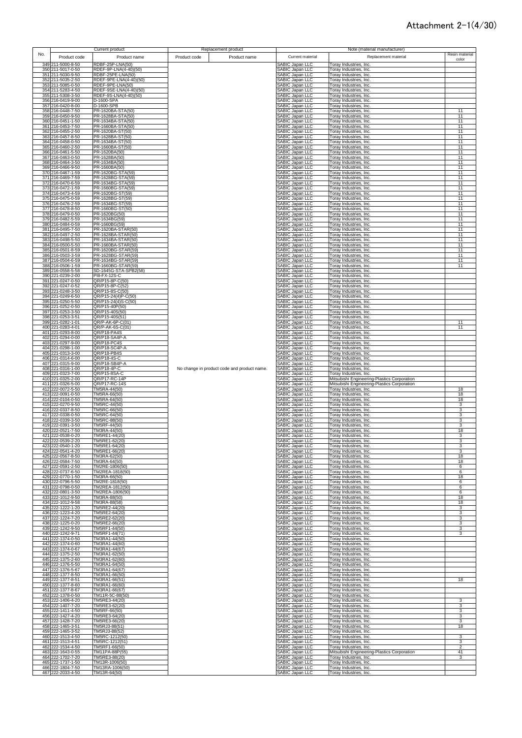# Attachment 2-1(4/30)

| No. | Current product | | Replacement product | | Note (material manufacturer) | | |
|---|---|---|---|---|---|---|---|
| | Product code | Product name | Product code | Product name | Current material | Replacement material | Resin material color |
| 349 | 211-5000-8-50 | RDBF-25P-LNA(50) | | | SABIC Japan LLC | Toray Industries, Inc. | |
| 350 | 211-5017-0-50 | RDEF-9P-LNA(4-40)(50) | | | SABIC Japan LLC | Toray Industries, Inc. | |
| 351 | 211-5030-9-50 | RDBF-25PE-LNA(50) | | | SABIC Japan LLC | Toray Industries, Inc. | |
| 352 | 211-5035-2-50 | RDEF-9PE-LNA(4-40)(50) | | | SABIC Japan LLC | Toray Industries, Inc. | |
| 353 | 211-5085-0-50 | RDEF-9PE-LNA(50) | | | SABIC Japan LLC | Toray Industries, Inc. | |
| 354 | 211-5283-4-50 | RDEF-9SE-LNA(4-40)(50) | | | SABIC Japan LLC | Toray Industries, Inc. | |
| 355 | 211-5308-3-50 | RDEF-9S-LNA(4-40)(50) | | | SABIC Japan LLC | Toray Industries, Inc. | |
| 356 | 216-0419-9-00 | D-1600-SPA | | | SABIC Japan LLC | Toray Industries, Inc. | |
| 357 | 216-0420-8-00 | D-1600-SPB | | | SABIC Japan LLC | Toray Industries, Inc. | |
| 358 | 216-0448-7-50 | PR-1620BA-STA(50) | | | SABIC Japan LLC | Toray Industries, Inc. | 11 |
| 359 | 216-0450-9-50 | PR-1628BA-STA(50) | | | SABIC Japan LLC | Toray Industries, Inc. | 11 |
| 360 | 216-0451-1-50 | PR-1634BA-STA(50) | | | SABIC Japan LLC | Toray Industries, Inc. | 11 |
| 361 | 216-0453-7-50 | PR-1660BA-STA(50) | | | SABIC Japan LLC | Toray Industries, Inc. | 11 |
| 362 | 216-0455-2-50 | PR-1620BA-ST(50) | | | SABIC Japan LLC | Toray Industries, Inc. | 11 |
| 363 | 216-0457-8-50 | PR-1628BA-ST(50) | | | SABIC Japan LLC | Toray Industries, Inc. | 11 |
| 364 | 216-0458-0-50 | PR-1634BA-ST(50) | | | SABIC Japan LLC | Toray Industries, Inc. | 11 |
| 365 | 216-0460-2-50 | PR-1660BA-ST(50) | | | SABIC Japan LLC | Toray Industries, Inc. | 11 |
| 366 | 216-0461-5-50 | PR-1620BA(50) | | | SABIC Japan LLC | Toray Industries, Inc. | 11 |
| 367 | 216-0463-0-50 | PR-1628BA(50) | | | SABIC Japan LLC | Toray Industries, Inc. | 11 |
| 368 | 216-0464-3-50 | PR-1634BA(50) | | | SABIC Japan LLC | Toray Industries, Inc. | 11 |
| 369 | 216-0466-9-50 | PR-1660BA(50) | | | SABIC Japan LLC | Toray Industries, Inc. | 11 |
| 370 | 216-0467-1-59 | PR-1620BG-STA(59) | | | SABIC Japan LLC | Toray Industries, Inc. | 11 |
| 371 | 216-0469-7-59 | PR-1628BG-STA(59) | | | SABIC Japan LLC | Toray Industries, Inc. | 11 |
| 372 | 216-0470-6-59 | PR-1634BG-STA(59) | | | SABIC Japan LLC | Toray Industries, Inc. | 11 |
| 373 | 216-0472-1-59 | PR-1660BG-STA(59) | | | SABIC Japan LLC | Toray Industries, Inc. | 11 |
| 374 | 216-0473-4-59 | PR-1620BG-ST(59) | | | SABIC Japan LLC | Toray Industries, Inc. | 11 |
| 375 | 216-0475-0-59 | PR-1628BG-ST(59) | | | SABIC Japan LLC | Toray Industries, Inc. | 11 |
| 376 | 216-0476-2-59 | PR-1634BG-ST(59) | | | SABIC Japan LLC | Toray Industries, Inc. | 11 |
| 377 | 216-0478-8-50 | PR-1660BG-ST(50) | | | SABIC Japan LLC | Toray Industries, Inc. | 11 |
| 378 | 216-0479-0-50 | PR-1620BG(50) | | | SABIC Japan LLC | Toray Industries, Inc. | 11 |
| 379 | 216-0482-5-59 | PR-1634BG(59) | | | SABIC Japan LLC | Toray Industries, Inc. | 11 |
| 380 | 216-0484-0-59 | PR-1660BG(59) | | | SABIC Japan LLC | Toray Industries, Inc. | 11 |
| 381 | 216-0495-7-50 | PR-1620BA-STAR(50) | | | SABIC Japan LLC | Toray Industries, Inc. | 11 |
| 382 | 216-0497-2-50 | PR-1628BA-STAR(50) | | | SABIC Japan LLC | Toray Industries, Inc. | 11 |
| 383 | 216-0498-5-50 | PR-1634BA-STAR(50) | | | SABIC Japan LLC | Toray Industries, Inc. | 11 |
| 384 | 216-0500-5-50 | PR-1660BA-STAR(50) | | | SABIC Japan LLC | Toray Industries, Inc. | 11 |
| 385 | 216-0501-8-59 | PR-1620BG-STAR(59) | | | SABIC Japan LLC | Toray Industries, Inc. | 11 |
| 386 | 216-0503-3-59 | PR-1628BG-STAR(59) | | | SABIC Japan LLC | Toray Industries, Inc. | 11 |
| 387 | 216-0504-6-59 | PR-1634BG-STAR(59) | | | SABIC Japan LLC | Toray Industries, Inc. | 11 |
| 388 | 216-0506-1-59 | PR-1660BG-STAR(59) | | | SABIC Japan LLC | Toray Industries, Inc. | 11 |
| 389 | 216-0558-5-58 | SD-1645G-STA-SPB2(58) | | | SABIC Japan LLC | Toray Industries, Inc. | |
| 390 | 221-0239-2-00 | PI8-FX-12S-C | | | SABIC Japan LLC | Toray Industries, Inc. | |
| 391 | 221-0247-0-50 | QR/P15-8P-C(50) | | | SABIC Japan LLC | Toray Industries, Inc. | |
| 392 | 221-0247-0-52 | QR/P15-8P-C(52) | | | SABIC Japan LLC | Toray Industries, Inc. | |
| 393 | 221-0248-3-50 | QR/P15-8S-C(50) | | | SABIC Japan LLC | Toray Industries, Inc. | |
| 394 | 221-0249-6-50 | QR/P15-24(4)P-C(50) | | | SABIC Japan LLC | Toray Industries, Inc. | |
| 395 | 221-0250-5-50 | QR/P15-24(4)S-C(50) | | | SABIC Japan LLC | Toray Industries, Inc. | |
| 396 | 221-0252-0-50 | QR/P15-40P(50) | | | SABIC Japan LLC | Toray Industries, Inc. | |
| 397 | 221-0253-3-50 | QR/P15-40S(50) | | | SABIC Japan LLC | Toray Industries, Inc. | |
| 398 | 221-0253-3-51 | QR/P15-40S(51) | | | SABIC Japan LLC | Toray Industries, Inc. | |
| 399 | 221-0282-1-01 | QR/P-AK-6P-C(01) | | | SABIC Japan LLC | Toray Industries, Inc. | 11 |
| 400 | 221-0283-4-01 | QR/P-AK-6S-C(01) | | | SABIC Japan LLC | Toray Industries, Inc. | 11 |
| 401 | 221-0293-8-00 | QR/P18-PA4S | | | SABIC Japan LLC | Toray Industries, Inc. | |
| 402 | 221-0294-0-00 | QR/P18-SA4P-A | | | SABIC Japan LLC | Toray Industries, Inc. | |
| 403 | 221-0297-9-00 | QR/P18-PC4S | | | SABIC Japan LLC | Toray Industries, Inc. | |
| 404 | 221-0298-1-00 | QR/P18-SC4P-A | | | SABIC Japan LLC | Toray Industries, Inc. | |
| 405 | 221-0313-3-00 | QR/P18-PB4S | | | SABIC Japan LLC | Toray Industries, Inc. | |
| 406 | 221-0314-6-00 | QR/P18-4S-C | | | SABIC Japan LLC | Toray Industries, Inc. | |
| 407 | 221-0315-9-00 | QR/P18-SB4P-A | | | SABIC Japan LLC | Toray Industries, Inc. | |
| 408 | 221-0316-1-00 | QR/P18-4P-C | No change in product code and product name. | | SABIC Japan LLC | Toray Industries, Inc. | |
| 409 | 221-0323-7-00 | QR/P15-8SA-C | | | SABIC Japan LLC | Toray Industries, Inc. | |
| 410 | 221-0325-2-00 | QR/P17-RC-14P | | | SABIC Japan LLC | Mitsubishi Engineering-Plastics Corporation | |
| 411 | 221-0326-5-00 | QR/P17-RC-14S | | | SABIC Japan LLC | Mitsubishi Engineering-Plastics Corporation | |
| 412 | 222-0072-5-50 | TM5RA-44(50) | | | SABIC Japan LLC | Toray Industries, Inc. | 18 |
| 413 | 222-0091-0-50 | TM5RA-66(50) | | | SABIC Japan LLC | Toray Industries, Inc. | 18 |
| 414 | 222-0104-0-50 | TM5RA-64(50) | | | SABIC Japan LLC | Toray Industries, Inc. | 18 |
| 415 | 222-0270-9-50 | TM5RC-44(50) | | | SABIC Japan LLC | Toray Industries, Inc. | 3 |
| 416 | 222-0337-8-50 | TM5RC-66(50) | | | SABIC Japan LLC | Toray Industries, Inc. | 3 |
| 417 | 222-0338-0-50 | TM5RC-64(50) | | | SABIC Japan LLC | Toray Industries, Inc. | 3 |
| 418 | 222-0339-3-50 | TM5RC-88(50) | | | SABIC Japan LLC | Toray Industries, Inc. | 3 |
| 419 | 222-0391-3-50 | TM5RF-44(50) | | | SABIC Japan LLC | Toray Industries, Inc. | 3 |
| 420 | 222-0521-7-50 | TM3RA-44(50) | | | SABIC Japan LLC | Toray Industries, Inc. | 18 |
| 421 | 222-0538-0-20 | TM5RE1-44(20) | | | SABIC Japan LLC | Toray Industries, Inc. | 3 |
| 422 | 222-0539-2-20 | TM5RE1-62(20) | | | SABIC Japan LLC | Toray Industries, Inc. | 3 |
| 423 | 222-0540-1-20 | TM5RE1-64(20) | | | SABIC Japan LLC | Toray Industries, Inc. | 3 |
| 424 | 222-0541-4-20 | TM5RE1-66(20) | | | SABIC Japan LLC | Toray Industries, Inc. | 3 |
| 425 | 222-0567-8-50 | TM3RA-62(50) | | | SABIC Japan LLC | Toray Industries, Inc. | 18 |
| 426 | 222-0584-7-50 | TM3RA-64(50) | | | SABIC Japan LLC | Toray Industries, Inc. | 18 |
| 427 | 222-0591-2-50 | TM2RE-1806(50) | | | SABIC Japan LLC | Toray Industries, Inc. | 6 |
| 428 | 222-0737-6-50 | TM2REA-1818(50) | | | SABIC Japan LLC | Toray Industries, Inc. | 6 |
| 429 | 222-0770-1-50 | TM3RA-66(50) | | | SABIC Japan LLC | Toray Industries, Inc. | 18 |
| 430 | 222-0796-5-50 | TM2RE-1818(50) | | | SABIC Japan LLC | Toray Industries, Inc. | 6 |
| 431 | 222-0798-0-50 | TM2REA-1812(50) | | | SABIC Japan LLC | Toray Industries, Inc. | 6 |
| 432 | 222-0801-3-50 | TM2REA-1806(50) | | | SABIC Japan LLC | Toray Industries, Inc. | 6 |
| 433 | 222-1012-9-50 | TM3RA-88(50) | | | SABIC Japan LLC | Toray Industries, Inc. | 18 |
| 434 | 222-1012-9-58 | TM3RA-88(58) | | | SABIC Japan LLC | Toray Industries, Inc. | 18 |
| 435 | 222-1222-1-20 | TM5RE2-44(20) | | | SABIC Japan LLC | Toray Industries, Inc. | 3 |
| 436 | 222-1223-4-20 | TM5RE2-64(20) | | | SABIC Japan LLC | Toray Industries, Inc. | 3 |
| 437 | 222-1224-7-20 | TM5RE2-62(20) | | | SABIC Japan LLC | Toray Industries, Inc. | 3 |
| 438 | 222-1225-0-20 | TM5RE2-66(20) | | | SABIC Japan LLC | Toray Industries, Inc. | 3 |
| 439 | 222-1242-9-50 | TM5RF1-44(50) | | | SABIC Japan LLC | Toray Industries, Inc. | 3 |
| 440 | 222-1242-9-71 | TM5RF1-44(71) | | | SABIC Japan LLC | Toray Industries, Inc. | 3 |
| 441 | 222-1374-0-50 | TM3RA1-44(50) | | | SABIC Japan LLC | Toray Industries, Inc. | |
| 442 | 222-1374-0-60 | TM3RA1-44(60) | | | SABIC Japan LLC | Toray Industries, Inc. | |
| 443 | 222-1374-0-67 | TM3RA1-44(67) | | | SABIC Japan LLC | Toray Industries, Inc. | |
| 444 | 222-1375-2-50 | TM3RA1-62(50) | | | SABIC Japan LLC | Toray Industries, Inc. | |
| 445 | 222-1375-2-60 | TM3RA1-62(60) | | | SABIC Japan LLC | Toray Industries, Inc. | |
| 446 | 222-1376-5-50 | TM3RA1-64(50) | | | SABIC Japan LLC | Toray Industries, Inc. | |
| 447 | 222-1376-5-67 | TM3RA1-64(67) | | | SABIC Japan LLC | Toray Industries, Inc. | |
| 448 | 222-1377-8-50 | TM3RA1-66(50) | | | SABIC Japan LLC | Toray Industries, Inc. | |
| 449 | 222-1377-8-51 | TM3RA1-66(51) | | | SABIC Japan LLC | Toray Industries, Inc. | 18 |
| 450 | 222-1377-8-60 | TM3RA1-66(60) | | | SABIC Japan LLC | Toray Industries, Inc. | |
| 451 | 222-1377-8-67 | TM3RA1-66(67) | | | SABIC Japan LLC | Toray Industries, Inc. | |
| 452 | 222-1378-0-50 | TM11R-5C-88(50) | | | SABIC Japan LLC | Toray Industries, Inc. | |
| 453 | 222-1406-4-20 | TM5RE3-44(20) | | | SABIC Japan LLC | Toray Industries, Inc. | 3 |
| 454 | 222-1407-7-20 | TM5RE3-62(20) | | | SABIC Japan LLC | Toray Industries, Inc. | 3 |
| 455 | 222-1411-4-50 | TM5RF-66(50) | | | SABIC Japan LLC | Toray Industries, Inc. | 3 |
| 456 | 222-1427-4-20 | TM5RE3-64(20) | | | SABIC Japan LLC | Toray Industries, Inc. | 3 |
| 457 | 222-1428-7-20 | TM5RE3-66(20) | | | SABIC Japan LLC | Toray Industries, Inc. | 3 |
| 458 | 222-1465-3-51 | TM5RJ3-88(51) | | | SABIC Japan LLC | Toray Industries, Inc. | 18 |
| 459 | 222-1465-3-52 | TM5RJ3-88(52) | | | SABIC Japan LLC | Toray Industries, Inc. | |
| 460 | 222-1513-4-50 | TM5RC-1212(50) | | | SABIC Japan LLC | Toray Industries, Inc. | 3 |
| 461 | 222-1513-4-51 | TM5RC-1212(51) | | | SABIC Japan LLC | Toray Industries, Inc. | 3 |
| 462 | 222-1534-4-50 | TM5RF1-66(50) | | | SABIC Japan LLC | Toray Industries, Inc. | 2 |
| 463 | 222-1643-0-55 | TM11PA-88P(55) | | | SABIC Japan LLC | Mitsubishi Engineering-Plastics Corporation | 41 |
| 464 | 222-1702-7-20 | TM5RE3-88(20) | | | SABIC Japan LLC | Toray Industries, Inc. | 3 |
| 465 | 222-1737-1-50 | TM13R-1006(50) | | | SABIC Japan LLC | Toray Industries, Inc. | |
| 466 | 222-1804-7-50 | TM13RA-1006(50) | | | SABIC Japan LLC | Toray Industries, Inc. | |
| 467 | 222-2033-4-50 | TM13R-64(50) | | | SABIC Japan LLC | Toray Industries, Inc. | |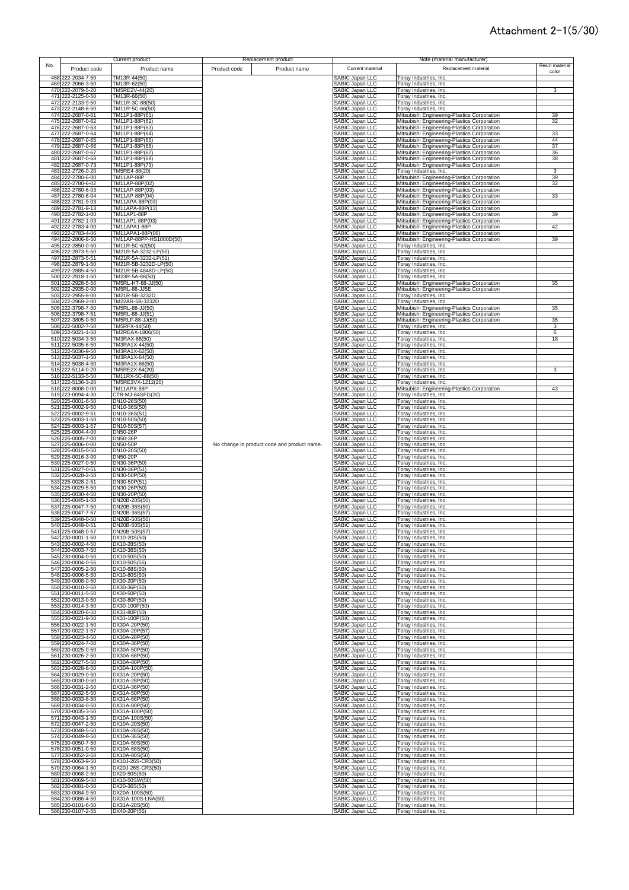# Attachment 2-1(5/30)

| No. | Current product | | Replacement product | | Note (material manufacturer) | | |
|---|---|---|---|---|---|---|---|
| | Product code | Product name | Product code | Product name | Current material | Replacement material | Resin material color |
| 468 | 222-2034-7-50 | TM13R-44(50) | | | SABIC Japan LLC | Toray Industries, Inc. | |
| 469 | 222-2066-3-50 | TM13R-62(50) | | | SABIC Japan LLC | Toray Industries, Inc. | |
| 470 | 222-2079-5-20 | TM5RE2V-44(20) | | | SABIC Japan LLC | Toray Industries, Inc. | 3 |
| 471 | 222-2125-0-50 | TM13R-66(50) | | | SABIC Japan LLC | Toray Industries, Inc. | |
| 472 | 222-2133-9-50 | TM11R-3C-88(50) | | | SABIC Japan LLC | Toray Industries, Inc. | |
| 473 | 222-2148-6-50 | TM11R-5C-66(50) | | | SABIC Japan LLC | Toray Industries, Inc. | |
| 474 | 222-2687-0-61 | TM11P1-88P(61) | | | SABIC Japan LLC | Mitsubishi Engineering-Plastics Corporation | 39 |
| 475 | 222-2687-0-62 | TM11P1-88P(62) | | | SABIC Japan LLC | Mitsubishi Engineering-Plastics Corporation | 32 |
| 476 | 222-2687-0-63 | TM11P1-88P(63) | | | SABIC Japan LLC | Mitsubishi Engineering-Plastics Corporation | |
| 477 | 222-2687-0-64 | TM11P1-88P(64) | | | SABIC Japan LLC | Mitsubishi Engineering-Plastics Corporation | 33 |
| 478 | 222-2687-0-65 | TM11P1-88P(65) | | | SABIC Japan LLC | Mitsubishi Engineering-Plastics Corporation | 44 |
| 479 | 222-2687-0-66 | TM11P1-88P(66) | | | SABIC Japan LLC | Mitsubishi Engineering-Plastics Corporation | 37 |
| 480 | 222-2687-0-67 | TM11P1-88P(67) | | | SABIC Japan LLC | Mitsubishi Engineering-Plastics Corporation | 36 |
| 481 | 222-2687-0-68 | TM11P1-88P(68) | | | SABIC Japan LLC | Mitsubishi Engineering-Plastics Corporation | 38 |
| 482 | 222-2687-0-73 | TM11P1-88P(73) | | | SABIC Japan LLC | Mitsubishi Engineering-Plastics Corporation | |
| 483 | 222-2726-0-20 | TM5RE4-88(20) | | | SABIC Japan LLC | Toray Industries, Inc. | 3 |
| 484 | 222-2780-6-00 | TM11AP-88P | | | SABIC Japan LLC | Mitsubishi Engineering-Plastics Corporation | 39 |
| 485 | 222-2780-6-02 | TM11AP-88P(02) | | | SABIC Japan LLC | Mitsubishi Engineering-Plastics Corporation | 32 |
| 486 | 222-2780-6-03 | TM11AP-88P(03) | | | SABIC Japan LLC | Mitsubishi Engineering-Plastics Corporation | |
| 487 | 222-2780-6-04 | TM11AP-88P(04) | | | SABIC Japan LLC | Mitsubishi Engineering-Plastics Corporation | 33 |
| 488 | 222-2781-9-03 | TM11APA-88P(03) | | | SABIC Japan LLC | Mitsubishi Engineering-Plastics Corporation | |
| 489 | 222-2781-9-13 | TM11APA-88P(13) | | | SABIC Japan LLC | Mitsubishi Engineering-Plastics Corporation | |
| 490 | 222-2782-1-00 | TM11AP1-88P | | | SABIC Japan LLC | Mitsubishi Engineering-Plastics Corporation | 39 |
| 491 | 222-2782-1-03 | TM11AP1-88P(03) | | | SABIC Japan LLC | Mitsubishi Engineering-Plastics Corporation | |
| 492 | 222-2783-4-00 | TM11APA1-88P | | | SABIC Japan LLC | Mitsubishi Engineering-Plastics Corporation | 42 |
| 493 | 222-2783-4-06 | TM11APA1-88P(06) | | | SABIC Japan LLC | Mitsubishi Engineering-Plastics Corporation | |
| 494 | 222-2806-8-50 | TM11AP-88PP-HS1000D(50) | | | SABIC Japan LLC | Mitsubishi Engineering-Plastics Corporation | 39 |
| 495 | 222-2850-0-50 | TM11R-5C-62(50) | | | SABIC Japan LLC | Toray Industries, Inc. | |
| 496 | 222-2873-5-50 | TM21R-5A-3232-LP(50) | | | SABIC Japan LLC | Toray Industries, Inc. | |
| 497 | 222-2873-5-51 | TM21R-5A-3232-LP(51) | | | SABIC Japan LLC | Toray Industries, Inc. | |
| 498 | 222-2879-1-50 | TM21R-5B-3232D-LP(50) | | | SABIC Japan LLC | Toray Industries, Inc. | |
| 499 | 222-2885-4-50 | TM21R-5B-4848D-LP(50) | | | SABIC Japan LLC | Toray Industries, Inc. | |
| 500 | 222-2918-1-50 | TM23R-5A-88(50) | | | SABIC Japan LLC | Toray Industries, Inc. | |
| 501 | 222-2928-5-50 | TM5RL-HT-88-JJ(50) | | | SABIC Japan LLC | Mitsubishi Engineering-Plastics Corporation | 35 |
| 502 | 222-2935-0-00 | TM5RL-88-JJ5E | | | SABIC Japan LLC | Mitsubishi Engineering-Plastics Corporation | |
| 503 | 222-2955-8-00 | TM21R-5B-3232D | | | SABIC Japan LLC | Toray Industries, Inc. | |
| 504 | 222-2969-2-00 | TM22AR-5B-3232D | | | SABIC Japan LLC | Toray Industries, Inc. | |
| 505 | 222-3798-7-50 | TM5RL-88-JJ(50) | | | SABIC Japan LLC | Mitsubishi Engineering-Plastics Corporation | 35 |
| 506 | 222-3798-7-51 | TM5RL-88-JJ(51) | | | SABIC Japan LLC | Mitsubishi Engineering-Plastics Corporation | |
| 507 | 222-3805-0-50 | TM5RLF-88-JJ(50) | | | SABIC Japan LLC | Mitsubishi Engineering-Plastics Corporation | 35 |
| 508 | 222-5002-7-50 | TM5RFX-44(50) | | | SABIC Japan LLC | Toray Industries, Inc. | 3 |
| 509 | 222-5021-1-50 | TM2REAX-1806(50) | | | SABIC Japan LLC | Toray Industries, Inc. | 6 |
| 510 | 222-5034-3-50 | TM3RAX-88(50) | | | SABIC Japan LLC | Toray Industries, Inc. | 18 |
| 511 | 222-5035-6-50 | TM3RA1X-44(50) | | | SABIC Japan LLC | Toray Industries, Inc. | |
| 512 | 222-5036-9-50 | TM3RA1X-62(50) | | | SABIC Japan LLC | Toray Industries, Inc. | |
| 513 | 222-5037-1-50 | TM3RA1X-64(50) | | | SABIC Japan LLC | Toray Industries, Inc. | |
| 514 | 222-5038-4-50 | TM3RA1X-66(50) | | | SABIC Japan LLC | Toray Industries, Inc. | |
| 515 | 222-5114-0-20 | TM5RE2X-64(20) | | | SABIC Japan LLC | Toray Industries, Inc. | 3 |
| 516 | 222-5133-5-50 | TM11RX-5C-88(50) | | | SABIC Japan LLC | Toray Industries, Inc. | |
| 517 | 222-5136-3-20 | TM5RE3VX-1212(20) | | | SABIC Japan LLC | Toray Industries, Inc. | |
| 518 | 222-8008-0-00 | TM11APX-88P | | | SABIC Japan LLC | Mitsubishi Engineering-Plastics Corporation | 43 |
| 519 | 223-0094-4-30 | CTB-MJ-84SFG(30) | | | SABIC Japan LLC | Toray Industries, Inc. | |
| 520 | 225-0001-6-50 | DN10-26S(50) | | | SABIC Japan LLC | Toray Industries, Inc. | |
| 521 | 225-0002-9-50 | DN10-36S(50) | | | SABIC Japan LLC | Toray Industries, Inc. | |
| 522 | 225-0002-9-51 | DN10-36S(51) | | | SABIC Japan LLC | Toray Industries, Inc. | |
| 523 | 225-0003-1-50 | DN10-50S(50) | | | SABIC Japan LLC | Toray Industries, Inc. | |
| 524 | 225-0003-1-57 | DN10-50S(57) | | | SABIC Japan LLC | Toray Industries, Inc. | |
| 525 | 225-0004-4-00 | DN50-26P | | | SABIC Japan LLC | Toray Industries, Inc. | |
| 526 | 225-0005-7-00 | DN50-36P | | | SABIC Japan LLC | Toray Industries, Inc. | |
| 527 | 225-0006-0-00 | DN50-50P | No change in product code and product name. | | SABIC Japan LLC | Toray Industries, Inc. | |
| 528 | 225-0015-0-50 | DN10-20S(50) | | | SABIC Japan LLC | Toray Industries, Inc. | |
| 529 | 225-0016-3-00 | DN50-20P | | | SABIC Japan LLC | Toray Industries, Inc. | |
| 530 | 225-0027-0-50 | DN30-36P(50) | | | SABIC Japan LLC | Toray Industries, Inc. | |
| 531 | 225-0027-0-51 | DN30-36P(51) | | | SABIC Japan LLC | Toray Industries, Inc. | |
| 532 | 225-0028-2-50 | DN30-50P(50) | | | SABIC Japan LLC | Toray Industries, Inc. | |
| 533 | 225-0028-2-51 | DN30-50P(51) | | | SABIC Japan LLC | Toray Industries, Inc. | |
| 534 | 225-0029-5-50 | DN30-26P(50) | | | SABIC Japan LLC | Toray Industries, Inc. | |
| 535 | 225-0030-4-50 | DN30-20P(50) | | | SABIC Japan LLC | Toray Industries, Inc. | |
| 536 | 225-0045-1-50 | DN20B-20S(50) | | | SABIC Japan LLC | Toray Industries, Inc. | |
| 537 | 225-0047-7-50 | DN20B-36S(50) | | | SABIC Japan LLC | Toray Industries, Inc. | |
| 538 | 225-0047-7-57 | DN20B-36S(57) | | | SABIC Japan LLC | Toray Industries, Inc. | |
| 539 | 225-0048-0-50 | DN20B-50S(50) | | | SABIC Japan LLC | Toray Industries, Inc. | |
| 540 | 225-0048-0-51 | DN20B-50S(51) | | | SABIC Japan LLC | Toray Industries, Inc. | |
| 541 | 225-0048-0-57 | DN20B-50S(57) | | | SABIC Japan LLC | Toray Industries, Inc. | |
| 542 | 230-0001-1-50 | DX10-20S(50) | | | SABIC Japan LLC | Toray Industries, Inc. | |
| 543 | 230-0002-4-50 | DX10-28S(50) | | | SABIC Japan LLC | Toray Industries, Inc. | |
| 544 | 230-0003-7-50 | DX10-36S(50) | | | SABIC Japan LLC | Toray Industries, Inc. | |
| 545 | 230-0004-0-50 | DX10-50S(50) | | | SABIC Japan LLC | Toray Industries, Inc. | |
| 546 | 230-0004-0-55 | DX10-50S(55) | | | SABIC Japan LLC | Toray Industries, Inc. | |
| 547 | 230-0005-2-50 | DX10-68S(50) | | | SABIC Japan LLC | Toray Industries, Inc. | |
| 548 | 230-0006-5-50 | DX10-80S(50) | | | SABIC Japan LLC | Toray Industries, Inc. | |
| 549 | 230-0008-0-50 | DX30-20P(50) | | | SABIC Japan LLC | Toray Industries, Inc. | |
| 550 | 230-0010-2-50 | DX30-36P(50) | | | SABIC Japan LLC | Toray Industries, Inc. | |
| 551 | 230-0011-5-50 | DX30-50P(50) | | | SABIC Japan LLC | Toray Industries, Inc. | |
| 552 | 230-0013-0-50 | DX30-80P(50) | | | SABIC Japan LLC | Toray Industries, Inc. | |
| 553 | 230-0014-3-50 | DX30-100P(50) | | | SABIC Japan LLC | Toray Industries, Inc. | |
| 554 | 230-0020-6-50 | DX31-80P(50) | | | SABIC Japan LLC | Toray Industries, Inc. | |
| 555 | 230-0021-9-50 | DX31-100P(50) | | | SABIC Japan LLC | Toray Industries, Inc. | |
| 556 | 230-0022-1-50 | DX30A-20P(50) | | | SABIC Japan LLC | Toray Industries, Inc. | |
| 557 | 230-0022-1-57 | DX30A-20P(57) | | | SABIC Japan LLC | Toray Industries, Inc. | |
| 558 | 230-0023-4-50 | DX30A-28P(50) | | | SABIC Japan LLC | Toray Industries, Inc. | |
| 559 | 230-0024-7-50 | DX30A-36P(50) | | | SABIC Japan LLC | Toray Industries, Inc. | |
| 560 | 230-0025-0-50 | DX30A-50P(50) | | | SABIC Japan LLC | Toray Industries, Inc. | |
| 561 | 230-0026-2-50 | DX30A-68P(50) | | | SABIC Japan LLC | Toray Industries, Inc. | |
| 562 | 230-0027-5-50 | DX30A-80P(50) | | | SABIC Japan LLC | Toray Industries, Inc. | |
| 563 | 230-0028-8-50 | DX30A-100P(50) | | | SABIC Japan LLC | Toray Industries, Inc. | |
| 564 | 230-0029-0-50 | DX31A-20P(50) | | | SABIC Japan LLC | Toray Industries, Inc. | |
| 565 | 230-0030-0-50 | DX31A-28P(50) | | | SABIC Japan LLC | Toray Industries, Inc. | |
| 566 | 230-0031-2-50 | DX31A-36P(50) | | | SABIC Japan LLC | Toray Industries, Inc. | |
| 567 | 230-0032-5-50 | DX31A-50P(50) | | | SABIC Japan LLC | Toray Industries, Inc. | |
| 568 | 230-0033-8-50 | DX31A-68P(50) | | | SABIC Japan LLC | Toray Industries, Inc. | |
| 569 | 230-0034-0-50 | DX31A-80P(50) | | | SABIC Japan LLC | Toray Industries, Inc. | |
| 570 | 230-0035-3-50 | DX31A-100P(50) | | | SABIC Japan LLC | Toray Industries, Inc. | |
| 571 | 230-0043-1-50 | DX10A-100S(50) | | | SABIC Japan LLC | Toray Industries, Inc. | |
| 572 | 230-0047-2-50 | DX10A-20S(50) | | | SABIC Japan LLC | Toray Industries, Inc. | |
| 573 | 230-0048-5-50 | DX10A-28S(50) | | | SABIC Japan LLC | Toray Industries, Inc. | |
| 574 | 230-0049-8-50 | DX10A-36S(50) | | | SABIC Japan LLC | Toray Industries, Inc. | |
| 575 | 230-0050-7-50 | DX10A-50S(50) | | | SABIC Japan LLC | Toray Industries, Inc. | |
| 576 | 230-0051-0-50 | DX10A-68S(50) | | | SABIC Japan LLC | Toray Industries, Inc. | |
| 577 | 230-0052-2-50 | DX10A-80S(50) | | | SABIC Japan LLC | Toray Industries, Inc. | |
| 578 | 230-0063-9-50 | DX10J-26S-CR3(50) | | | SABIC Japan LLC | Toray Industries, Inc. | |
| 579 | 230-0064-1-50 | DX20J-26S-CR3(50) | | | SABIC Japan LLC | Toray Industries, Inc. | |
| 580 | 230-0068-2-50 | DX20-50S(50) | | | SABIC Japan LLC | Toray Industries, Inc. | |
| 581 | 230-0069-5-50 | DX10-50SW(50) | | | SABIC Japan LLC | Toray Industries, Inc. | |
| 582 | 230-0081-0-50 | DX20-36S(50) | | | SABIC Japan LLC | Toray Industries, Inc. | |
| 583 | 230-0084-9-50 | DX20A-100S(50) | | | SABIC Japan LLC | Toray Industries, Inc. | |
| 584 | 230-0086-4-50 | DX31A-100S-LNA(50) | | | SABIC Japan LLC | Toray Industries, Inc. | |
| 585 | 230-0101-6-50 | DX31A-20S(50) | | | SABIC Japan LLC | Toray Industries, Inc. | |
| 586 | 230-0107-2-55 | DX40-20P(55) | | | SABIC Japan LLC | Toray Industries, Inc. | |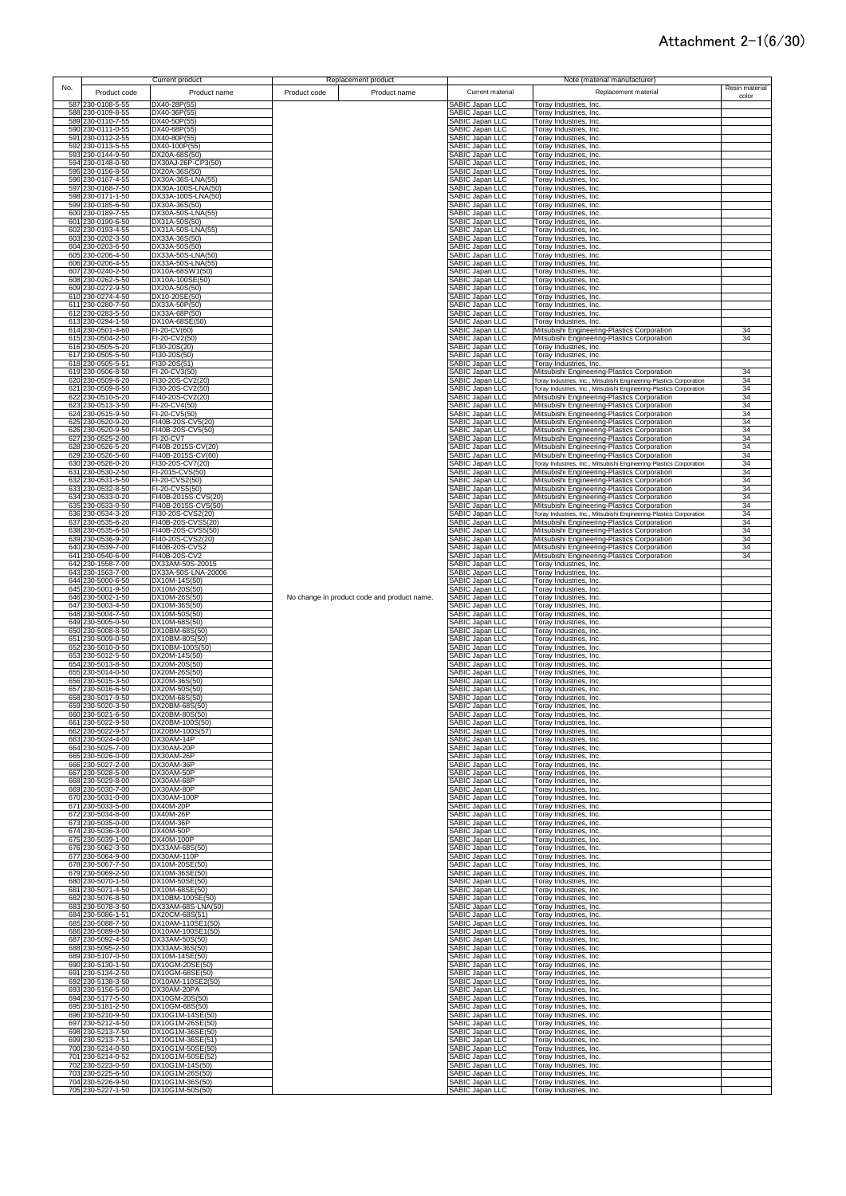# Attachment 2-1(6/30)

| No. | Current product | | Replacement product | | Note (material manufacturer) | | |
|---|---|---|---|---|---|---|---|
| | Product code | Product name | Product code | Product name | Current material | Replacement material | Resin material color |
| 587 | 230-0108-5-55 | DX40-28P(55) | | | SABIC Japan LLC | Toray Industries, Inc. | |
| 588 | 230-0109-8-55 | DX40-36P(55) | | | SABIC Japan LLC | Toray Industries, Inc. | |
| 589 | 230-0110-7-55 | DX40-50P(55) | | | SABIC Japan LLC | Toray Industries, Inc. | |
| 590 | 230-0111-0-55 | DX40-68P(55) | | | SABIC Japan LLC | Toray Industries, Inc. | |
| 591 | 230-0112-2-55 | DX40-80P(55) | | | SABIC Japan LLC | Toray Industries, Inc. | |
| 592 | 230-0113-5-55 | DX40-100P(55) | | | SABIC Japan LLC | Toray Industries, Inc. | |
| 593 | 230-0144-9-50 | DX20A-68S(50) | | | SABIC Japan LLC | Toray Industries, Inc. | |
| 594 | 230-0148-0-50 | DX30AJ-26P-CP3(50) | | | SABIC Japan LLC | Toray Industries, Inc. | |
| 595 | 230-0156-8-50 | DX20A-36S(50) | | | SABIC Japan LLC | Toray Industries, Inc. | |
| 596 | 230-0167-4-55 | DX30A-36S-LNA(55) | | | SABIC Japan LLC | Toray Industries, Inc. | |
| 597 | 230-0168-7-50 | DX30A-100S-LNA(50) | | | SABIC Japan LLC | Toray Industries, Inc. | |
| 598 | 230-0171-1-50 | DX33A-100S-LNA(50) | | | SABIC Japan LLC | Toray Industries, Inc. | |
| 599 | 230-0185-6-50 | DX30A-36S(50) | | | SABIC Japan LLC | Toray Industries, Inc. | |
| 600 | 230-0189-7-55 | DX30A-50S-LNA(55) | | | SABIC Japan LLC | Toray Industries, Inc. | |
| 601 | 230-0190-6-50 | DX31A-50S(50) | | | SABIC Japan LLC | Toray Industries, Inc. | |
| 602 | 230-0193-4-55 | DX31A-50S-LNA(55) | | | SABIC Japan LLC | Toray Industries, Inc. | |
| 603 | 230-0202-3-50 | DX33A-36S(50) | | | SABIC Japan LLC | Toray Industries, Inc. | |
| 604 | 230-0203-6-50 | DX33A-50S(50) | | | SABIC Japan LLC | Toray Industries, Inc. | |
| 605 | 230-0206-4-50 | DX33A-50S-LNA(50) | | | SABIC Japan LLC | Toray Industries, Inc. | |
| 606 | 230-0206-4-55 | DX33A-50S-LNA(55) | | | SABIC Japan LLC | Toray Industries, Inc. | |
| 607 | 230-0240-2-50 | DX10A-68SW1(50) | | | SABIC Japan LLC | Toray Industries, Inc. | |
| 608 | 230-0262-5-50 | DX10A-100SE(50) | | | SABIC Japan LLC | Toray Industries, Inc. | |
| 609 | 230-0272-9-50 | DX20A-50S(50) | | | SABIC Japan LLC | Toray Industries, Inc. | |
| 610 | 230-0274-4-50 | DX10-20SE(50) | | | SABIC Japan LLC | Toray Industries, Inc. | |
| 611 | 230-0280-7-50 | DX33A-50P(50) | | | SABIC Japan LLC | Toray Industries, Inc. | |
| 612 | 230-0283-5-50 | DX33A-68P(50) | | | SABIC Japan LLC | Toray Industries, Inc. | |
| 613 | 230-0294-1-50 | DX10A-68SE(50) | | | SABIC Japan LLC | Toray Industries, Inc. | |
| 614 | 230-0501-4-60 | FI-20-CV(60) | | | SABIC Japan LLC | Mitsubishi Engineering-Plastics Corporation | 34 |
| 615 | 230-0504-2-50 | FI-20-CV2(50) | | | SABIC Japan LLC | Mitsubishi Engineering-Plastics Corporation | 34 |
| 616 | 230-0505-5-20 | FI30-20S(20) | | | SABIC Japan LLC | Toray Industries, Inc. | |
| 617 | 230-0505-5-50 | FI30-20S(50) | | | SABIC Japan LLC | Toray Industries, Inc. | |
| 618 | 230-0505-5-51 | FI30-20S(51) | | | SABIC Japan LLC | Toray Industries, Inc. | |
| 619 | 230-0506-8-50 | FI-20-CV3(50) | | | SABIC Japan LLC | Mitsubishi Engineering-Plastics Corporation | 34 |
| 620 | 230-0509-6-20 | FI30-20S-CV2(20) | | | SABIC Japan LLC | Toray Industries, Inc., Mitsubishi Engineering-Plastics Corporation | 34 |
| 621 | 230-0509-6-50 | FI30-20S-CV2(50) | | | SABIC Japan LLC | Toray Industries, Inc., Mitsubishi Engineering-Plastics Corporation | 34 |
| 622 | 230-0510-5-20 | FI40-20S-CV2(20) | | | SABIC Japan LLC | Mitsubishi Engineering-Plastics Corporation | 34 |
| 623 | 230-0513-3-50 | FI-20-CV4(50) | | | SABIC Japan LLC | Mitsubishi Engineering-Plastics Corporation | 34 |
| 624 | 230-0515-9-50 | FI-20-CV5(50) | | | SABIC Japan LLC | Mitsubishi Engineering-Plastics Corporation | 34 |
| 625 | 230-0520-9-20 | FI40B-20S-CV5(20) | | | SABIC Japan LLC | Mitsubishi Engineering-Plastics Corporation | 34 |
| 626 | 230-0520-9-50 | FI40B-20S-CV5(50) | | | SABIC Japan LLC | Mitsubishi Engineering-Plastics Corporation | 34 |
| 627 | 230-0525-2-00 | FI-20-CV7 | | | SABIC Japan LLC | Mitsubishi Engineering-Plastics Corporation | 34 |
| 628 | 230-0526-5-20 | FI40B-2015S-CV(20) | | | SABIC Japan LLC | Mitsubishi Engineering-Plastics Corporation | 34 |
| 629 | 230-0526-5-60 | FI40B-2015S-CV(60) | | | SABIC Japan LLC | Mitsubishi Engineering-Plastics Corporation | 34 |
| 630 | 230-0528-0-20 | FI30-20S-CV7(20) | | | SABIC Japan LLC | Toray Industries, Inc., Mitsubishi Engineering-Plastics Corporation | 34 |
| 631 | 230-0530-2-50 | FI-2015-CVS(50) | | | SABIC Japan LLC | Mitsubishi Engineering-Plastics Corporation | 34 |
| 632 | 230-0531-5-50 | FI-20-CVS2(50) | | | SABIC Japan LLC | Mitsubishi Engineering-Plastics Corporation | 34 |
| 633 | 230-0532-8-50 | FI-20-CVS5(50) | | | SABIC Japan LLC | Mitsubishi Engineering-Plastics Corporation | 34 |
| 634 | 230-0533-0-20 | FI40B-2015S-CVS(20) | | | SABIC Japan LLC | Mitsubishi Engineering-Plastics Corporation | 34 |
| 635 | 230-0533-0-50 | FI40B-2015S-CVS(50) | | | SABIC Japan LLC | Mitsubishi Engineering-Plastics Corporation | 34 |
| 636 | 230-0534-3-20 | FI30-20S-CVS2(20) | | | SABIC Japan LLC | Toray Industries, Inc., Mitsubishi Engineering-Plastics Corporation | 34 |
| 637 | 230-0535-6-20 | FI40B-20S-CVS5(20) | | | SABIC Japan LLC | Mitsubishi Engineering-Plastics Corporation | 34 |
| 638 | 230-0535-6-50 | FI40B-20S-CVS5(50) | | | SABIC Japan LLC | Mitsubishi Engineering-Plastics Corporation | 34 |
| 639 | 230-0536-9-20 | FI40-20S-CVS2(20) | | | SABIC Japan LLC | Mitsubishi Engineering-Plastics Corporation | 34 |
| 640 | 230-0539-7-00 | FI40B-20S-CVS2 | | | SABIC Japan LLC | Mitsubishi Engineering-Plastics Corporation | 34 |
| 641 | 230-0540-6-00 | FI40B-20S-CV2 | | | SABIC Japan LLC | Mitsubishi Engineering-Plastics Corporation | 34 |
| 642 | 230-1558-7-00 | DX33AM-50S-20015 | | | SABIC Japan LLC | Toray Industries, Inc. | |
| 643 | 230-1563-7-00 | DX33A-50S-LNA-20006 | | | SABIC Japan LLC | Toray Industries, Inc. | |
| 644 | 230-5000-6-50 | DX10M-14S(50) | | | SABIC Japan LLC | Toray Industries, Inc. | |
| 645 | 230-5001-9-50 | DX10M-20S(50) | | | SABIC Japan LLC | Toray Industries, Inc. | |
| 646 | 230-5002-1-50 | DX10M-26S(50) | No change in product code and product name. | | SABIC Japan LLC | Toray Industries, Inc. | |
| 647 | 230-5003-4-50 | DX10M-36S(50) | | | SABIC Japan LLC | Toray Industries, Inc. | |
| 648 | 230-5004-7-50 | DX10M-50S(50) | | | SABIC Japan LLC | Toray Industries, Inc. | |
| 649 | 230-5005-0-50 | DX10M-68S(50) | | | SABIC Japan LLC | Toray Industries, Inc. | |
| 650 | 230-5008-8-50 | DX10BM-68S(50) | | | SABIC Japan LLC | Toray Industries, Inc. | |
| 651 | 230-5009-0-50 | DX10BM-80S(50) | | | SABIC Japan LLC | Toray Industries, Inc. | |
| 652 | 230-5010-0-50 | DX10BM-100S(50) | | | SABIC Japan LLC | Toray Industries, Inc. | |
| 653 | 230-5012-5-50 | DX20M-14S(50) | | | SABIC Japan LLC | Toray Industries, Inc. | |
| 654 | 230-5013-8-50 | DX20M-20S(50) | | | SABIC Japan LLC | Toray Industries, Inc. | |
| 655 | 230-5014-0-50 | DX20M-26S(50) | | | SABIC Japan LLC | Toray Industries, Inc. | |
| 656 | 230-5015-3-50 | DX20M-36S(50) | | | SABIC Japan LLC | Toray Industries, Inc. | |
| 657 | 230-5016-6-50 | DX20M-50S(50) | | | SABIC Japan LLC | Toray Industries, Inc. | |
| 658 | 230-5017-9-50 | DX20M-68S(50) | | | SABIC Japan LLC | Toray Industries, Inc. | |
| 659 | 230-5020-3-50 | DX20BM-68S(50) | | | SABIC Japan LLC | Toray Industries, Inc. | |
| 660 | 230-5021-6-50 | DX20BM-80S(50) | | | SABIC Japan LLC | Toray Industries, Inc. | |
| 661 | 230-5022-9-50 | DX20BM-100S(50) | | | SABIC Japan LLC | Toray Industries, Inc. | |
| 662 | 230-5022-9-57 | DX20BM-100S(57) | | | SABIC Japan LLC | Toray Industries, Inc. | |
| 663 | 230-5024-4-00 | DX30AM-14P | | | SABIC Japan LLC | Toray Industries, Inc. | |
| 664 | 230-5025-7-00 | DX30AM-20P | | | SABIC Japan LLC | Toray Industries, Inc. | |
| 665 | 230-5026-0-00 | DX30AM-26P | | | SABIC Japan LLC | Toray Industries, Inc. | |
| 666 | 230-5027-2-00 | DX30AM-36P | | | SABIC Japan LLC | Toray Industries, Inc. | |
| 667 | 230-5028-5-00 | DX30AM-50P | | | SABIC Japan LLC | Toray Industries, Inc. | |
| 668 | 230-5029-8-00 | DX30AM-68P | | | SABIC Japan LLC | Toray Industries, Inc. | |
| 669 | 230-5030-7-00 | DX30AM-80P | | | SABIC Japan LLC | Toray Industries, Inc. | |
| 670 | 230-5031-0-00 | DX30AM-100P | | | SABIC Japan LLC | Toray Industries, Inc. | |
| 671 | 230-5033-5-00 | DX40M-20P | | | SABIC Japan LLC | Toray Industries, Inc. | |
| 672 | 230-5034-8-00 | DX40M-26P | | | SABIC Japan LLC | Toray Industries, Inc. | |
| 673 | 230-5035-0-00 | DX40M-36P | | | SABIC Japan LLC | Toray Industries, Inc. | |
| 674 | 230-5036-3-00 | DX40M-50P | | | SABIC Japan LLC | Toray Industries, Inc. | |
| 675 | 230-5039-1-00 | DX40M-100P | | | SABIC Japan LLC | Toray Industries, Inc. | |
| 676 | 230-5062-3-50 | DX33AM-68S(50) | | | SABIC Japan LLC | Toray Industries, Inc. | |
| 677 | 230-5064-9-00 | DX30AM-110P | | | SABIC Japan LLC | Toray Industries, Inc. | |
| 678 | 230-5067-7-50 | DX10M-20SE(50) | | | SABIC Japan LLC | Toray Industries, Inc. | |
| 679 | 230-5069-2-50 | DX10M-36SE(50) | | | SABIC Japan LLC | Toray Industries, Inc. | |
| 680 | 230-5070-1-50 | DX10M-50SE(50) | | | SABIC Japan LLC | Toray Industries, Inc. | |
| 681 | 230-5071-4-50 | DX10M-68SE(50) | | | SABIC Japan LLC | Toray Industries, Inc. | |
| 682 | 230-5076-8-50 | DX10BM-100SE(50) | | | SABIC Japan LLC | Toray Industries, Inc. | |
| 683 | 230-5078-3-50 | DX33AM-68S-LNA(50) | | | SABIC Japan LLC | Toray Industries, Inc. | |
| 684 | 230-5086-1-51 | DX20CM-68S(51) | | | SABIC Japan LLC | Toray Industries, Inc. | |
| 685 | 230-5088-7-50 | DX10AM-110SE1(50) | | | SABIC Japan LLC | Toray Industries, Inc. | |
| 686 | 230-5089-0-50 | DX10AM-100SE1(50) | | | SABIC Japan LLC | Toray Industries, Inc. | |
| 687 | 230-5092-4-50 | DX33AM-50S(50) | | | SABIC Japan LLC | Toray Industries, Inc. | |
| 688 | 230-5095-2-50 | DX33AM-36S(50) | | | SABIC Japan LLC | Toray Industries, Inc. | |
| 689 | 230-5107-0-50 | DX10M-14SE(50) | | | SABIC Japan LLC | Toray Industries, Inc. | |
| 690 | 230-5130-1-50 | DX10GM-20SE(50) | | | SABIC Japan LLC | Toray Industries, Inc. | |
| 691 | 230-5134-2-50 | DX10GM-68SE(50) | | | SABIC Japan LLC | Toray Industries, Inc. | |
| 692 | 230-5138-3-50 | DX10AM-110SE2(50) | | | SABIC Japan LLC | Toray Industries, Inc. | |
| 693 | 230-5156-5-00 | DX30AM-20PA | | | SABIC Japan LLC | Toray Industries, Inc. | |
| 694 | 230-5177-5-50 | DX10GM-20S(50) | | | SABIC Japan LLC | Toray Industries, Inc. | |
| 695 | 230-5181-2-50 | DX10GM-68S(50) | | | SABIC Japan LLC | Toray Industries, Inc. | |
| 696 | 230-5210-9-50 | DX10G1M-14SE(50) | | | SABIC Japan LLC | Toray Industries, Inc. | |
| 697 | 230-5212-4-50 | DX10G1M-26SE(50) | | | SABIC Japan LLC | Toray Industries, Inc. | |
| 698 | 230-5213-7-50 | DX10G1M-36SE(50) | | | SABIC Japan LLC | Toray Industries, Inc. | |
| 699 | 230-5213-7-51 | DX10G1M-36SE(51) | | | SABIC Japan LLC | Toray Industries, Inc. | |
| 700 | 230-5214-0-50 | DX10G1M-50SE(50) | | | SABIC Japan LLC | Toray Industries, Inc. | |
| 701 | 230-5214-0-52 | DX10G1M-50SE(52) | | | SABIC Japan LLC | Toray Industries, Inc. | |
| 702 | 230-5223-0-50 | DX10G1M-14S(50) | | | SABIC Japan LLC | Toray Industries, Inc. | |
| 703 | 230-5225-6-50 | DX10G1M-26S(50) | | | SABIC Japan LLC | Toray Industries, Inc. | |
| 704 | 230-5226-9-50 | DX10G1M-36S(50) | | | SABIC Japan LLC | Toray Industries, Inc. | |
| 705 | 230-5227-1-50 | DX10G1M-50S(50) | | | SABIC Japan LLC | Toray Industries, Inc. | |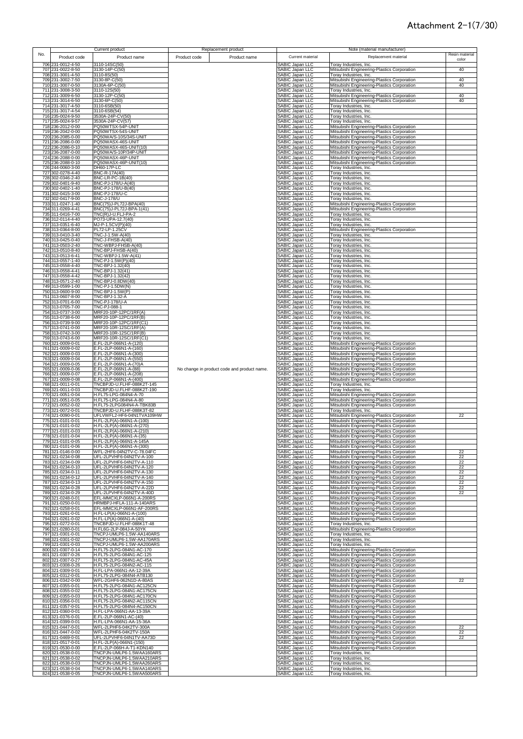# Attachment 2-1(7/30)

| No. | Current product | | Replacement product | | Note (material manufacturer) | | |
|---|---|---|---|---|---|---|---|
| | Product code | Product name | Product code | Product name | Current material | Replacement material | Resin material color |
| 706 | 231-0012-4-50 | 3110-14SC(50) | | | SABIC Japan LLC | Toray Industries, Inc. | |
| 707 | 231-0022-8-50 | 3130-14P-C(50) | | | SABIC Japan LLC | Mitsubishi Engineering-Plastics Corporation | 40 |
| 708 | 231-3001-4-50 | 3110-8S(50) | | | SABIC Japan LLC | Toray Industries, Inc. | |
| 709 | 231-3002-7-50 | 3130-8P-C(50) | | | SABIC Japan LLC | Mitsubishi Engineering-Plastics Corporation | 40 |
| 710 | 231-3007-0-50 | 3130A-6P-C(50) | | | SABIC Japan LLC | Mitsubishi Engineering-Plastics Corporation | 40 |
| 711 | 231-3008-3-50 | 3110-12S(50) | | | SABIC Japan LLC | Toray Industries, Inc. | |
| 712 | 231-3009-6-50 | 3130-12P-C(50) | | | SABIC Japan LLC | Mitsubishi Engineering-Plastics Corporation | 40 |
| 713 | 231-3014-5-50 | 3130-6P-C(50) | | | SABIC Japan LLC | Mitsubishi Engineering-Plastics Corporation | 40 |
| 714 | 231-3017-4-50 | 3110-6SB(50) | | | SABIC Japan LLC | Toray Industries, Inc. | |
| 715 | 231-3017-4-54 | 3110-6SB(54) | | | SABIC Japan LLC | Toray Industries, Inc. | |
| 716 | 235-0024-9-50 | 3530A-24P-CV(50) | | | SABIC Japan LLC | Toray Industries, Inc. | |
| 717 | 235-0024-9-57 | 3530A-24P-CV(57) | | | SABIC Japan LLC | Toray Industries, Inc. | |
| 718 | 236-2012-0-00 | PQ50WTSX-54P-UNIT | | | SABIC Japan LLC | Mitsubishi Engineering-Plastics Corporation | |
| 719 | 236-2042-0-00 | PQ50WTSX-54S-UNIT | | | SABIC Japan LLC | Mitsubishi Engineering-Plastics Corporation | |
| 720 | 236-2085-0-00 | PQ50WA/S-10S/34S-UNIT | | | SABIC Japan LLC | Mitsubishi Engineering-Plastics Corporation | |
| 721 | 236-2086-0-00 | PQ50WASX-46S-UNIT | | | SABIC Japan LLC | Mitsubishi Engineering-Plastics Corporation | |
| 722 | 236-2086-0-10 | PQ50WASX-46S-UNIT(10) | | | SABIC Japan LLC | Mitsubishi Engineering-Plastics Corporation | |
| 723 | 236-2087-0-00 | PQ50WA/S-10P/34P-UNIT | | | SABIC Japan LLC | Mitsubishi Engineering-Plastics Corporation | |
| 724 | 236-2088-0-00 | PQ50WASX-46P-UNIT | | | SABIC Japan LLC | Mitsubishi Engineering-Plastics Corporation | |
| 725 | 236-2088-0-10 | PQ50WASX-46P-UNIT(10) | | | SABIC Japan LLC | Mitsubishi Engineering-Plastics Corporation | |
| 726 | 244-0060-3-00 | DH60-17P-LC | | | SABIC Japan LLC | Toray Industries, Inc. | |
| 727 | 302-0278-4-40 | BNC-R-17A(40) | | | SABIC Japan LLC | Toray Industries, Inc. | |
| 728 | 302-0346-2-40 | BNC-LR-PC-1B(40) | | | SABIC Japan LLC | Toray Industries, Inc. | |
| 729 | 302-0401-9-40 | BNC-PJ-178/U-A(40) | | | SABIC Japan LLC | Toray Industries, Inc. | |
| 730 | 302-0402-1-40 | BNC-PJ-178/U-B(40) | | | SABIC Japan LLC | Toray Industries, Inc. | |
| 731 | 302-0415-3-00 | BNC-PJ-178/U-C | | | SABIC Japan LLC | Toray Industries, Inc. | |
| 732 | 302-0417-9-00 | BNC-J-178/U | | | SABIC Japan LLC | Toray Industries, Inc. | |
| 733 | 311-0247-1-40 | BNC(75)J-PL72J-BPA(40) | | | SABIC Japan LLC | Mitsubishi Engineering-Plastics Corporation | |
| 734 | 311-0269-4-41 | BNC(75)J-PL72J-BPA-1(41) | | | SABIC Japan LLC | Mitsubishi Engineering-Plastics Corporation | |
| 735 | 311-0416-7-00 | TNC(R)J-U.FLJ-PA-2 | | | SABIC Japan LLC | Toray Industries, Inc. | |
| 736 | 312-0114-4-40 | PO73-UPA-12.7(40) | | | SABIC Japan LLC | Toray Industries, Inc. | |
| 737 | 313-0351-6-40 | MJ-P-1.5CV(P)(40) | | | SABIC Japan LLC | Toray Industries, Inc. | |
| 738 | 313-0364-8-00 | PL72-LP-1.25CV | | | SABIC Japan LLC | Mitsubishi Engineering-Plastics Corporation | |
| 739 | 313-0410-3-40 | TNC-J-1.5W-A(40) | | | SABIC Japan LLC | Toray Industries, Inc. | |
| 740 | 313-0425-0-40 | TNC-J-FHSB-A(40) | | | SABIC Japan LLC | Toray Industries, Inc. | |
| 741 | 313-0503-2-40 | TNC-WBPJ-FHSB-A(40) | | | SABIC Japan LLC | Toray Industries, Inc. | |
| 742 | 313-0510-8-40 | TNC-BPJ-FHSB-A(40) | | | SABIC Japan LLC | Toray Industries, Inc. | |
| 743 | 313-0513-6-41 | TNC-WBPJ-1.5W-A(41) | | | SABIC Japan LLC | Toray Industries, Inc. | |
| 744 | 313-0557-1-40 | TNC-PJ-1.5W(P)(40) | | | SABIC Japan LLC | Toray Industries, Inc. | |
| 745 | 313-0558-4-40 | TNC-BPJ-1.32(40) | | | SABIC Japan LLC | Toray Industries, Inc. | |
| 746 | 313-0558-4-41 | TNC-BPJ-1.32(41) | | | SABIC Japan LLC | Toray Industries, Inc. | |
| 747 | 313-0558-4-42 | TNC-BPJ-1.32(42) | | | SABIC Japan LLC | Toray Industries, Inc. | |
| 748 | 313-0571-2-40 | TNC-BPJ-0.8DW(40) | | | SABIC Japan LLC | Toray Industries, Inc. | |
| 749 | 313-0599-1-00 | TNC-PJ-1.5DW(N) | | | SABIC Japan LLC | Toray Industries, Inc. | |
| 750 | 313-0600-9-00 | TNC-BPJ-1.5W(P) | | | SABIC Japan LLC | Toray Industries, Inc. | |
| 751 | 313-0607-8-00 | TNC-BPJ-1.32-A | | | SABIC Japan LLC | Toray Industries, Inc. | |
| 752 | 313-0701-6-00 | TNC-PJ-178/U-A | | | SABIC Japan LLC | Toray Industries, Inc. | |
| 753 | 313-0705-7-00 | TNC-PJ-088-1 | | | SABIC Japan LLC | Toray Industries, Inc. | |
| 754 | 313-0737-3-00 | MRF20-10P-12PC/1RF(A) | | | SABIC Japan LLC | Toray Industries, Inc. | |
| 755 | 313-0738-6-00 | MRF20-10P-12PC/1RF(B) | | | SABIC Japan LLC | Toray Industries, Inc. | |
| 756 | 313-0739-9-00 | MRF20-10P-12PC/1RF(C1) | | | SABIC Japan LLC | Toray Industries, Inc. | |
| 757 | 313-0741-0-00 | MRF20-10R-12SC/1RF(A) | | | SABIC Japan LLC | Toray Industries, Inc. | |
| 758 | 313-0742-3-00 | MRF20-10R-12SC/1RF(B) | | | SABIC Japan LLC | Toray Industries, Inc. | |
| 759 | 313-0743-6-00 | MRF20-10R-12SC/1RF(C1) | | | SABIC Japan LLC | Toray Industries, Inc. | |
| 760 | 321-0009-0-01 | E.FL-2LP-066N1-A-(120) | | | SABIC Japan LLC | Mitsubishi Engineering-Plastics Corporation | |
| 761 | 321-0009-0-02 | E.FL-2LP-066N1-A-(160) | | | SABIC Japan LLC | Mitsubishi Engineering-Plastics Corporation | |
| 762 | 321-0009-0-03 | E.FL-2LP-066N1-A-(300) | | | SABIC Japan LLC | Mitsubishi Engineering-Plastics Corporation | |
| 763 | 321-0009-0-04 | E.FL-2LP-066N1-A-(550) | | | SABIC Japan LLC | Mitsubishi Engineering-Plastics Corporation | |
| 764 | 321-0009-0-05 | E.FL-2LP-066N1-A-(70)A | | | SABIC Japan LLC | Mitsubishi Engineering-Plastics Corporation | |
| 765 | 321-0009-0-06 | E.FL-2LP-066N1-A-(88) | No change in product code and product name. | | SABIC Japan LLC | Mitsubishi Engineering-Plastics Corporation | |
| 766 | 321-0009-0-07 | E.FL-2LP-066N1-A-(208) | | | SABIC Japan LLC | Mitsubishi Engineering-Plastics Corporation | |
| 767 | 321-0009-0-08 | E.FL-2LP-066N1-A-(400) | | | SABIC Japan LLC | Mitsubishi Engineering-Plastics Corporation | |
| 768 | 321-0011-0-01 | TNCBPJD-U.FLHF-088K2T-145 | | | SABIC Japan LLC | Toray Industries, Inc. | |
| 769 | 321-0011-0-03 | TNCBPJD-U.FLHF-088K2T-190 | | | SABIC Japan LLC | Toray Industries, Inc. | |
| 770 | 321-0051-0-04 | H.FL75-LPG-084N4-A-70 | | | SABIC Japan LLC | Mitsubishi Engineering-Plastics Corporation | |
| 771 | 321-0051-0-05 | H.FL75-LPG-084N4-A-80 | | | SABIC Japan LLC | Mitsubishi Engineering-Plastics Corporation | |
| 772 | 321-0052-0-02 | H.FL75-2LPG084N4-A-TBK83B | | | SABIC Japan LLC | Mitsubishi Engineering-Plastics Corporation | |
| 773 | 321-0072-0-01 | TNCBPJD-U.FLHF-088K3T-82 | | | SABIC Japan LLC | Toray Industries, Inc. | |
| 774 | 321-0090-0-01 | UFLVWFL2-HF6-04N1TVA109HW | | | SABIC Japan LLC | Mitsubishi Engineering-Plastics Corporation | 22 |
| 775 | 321-0101-0-01 | H.FL-2LP(A)-066N1-A-(100) | | | SABIC Japan LLC | Mitsubishi Engineering-Plastics Corporation | |
| 776 | 321-0101-0-02 | H.FL-2LP(A)-066N1-A-(270) | | | SABIC Japan LLC | Mitsubishi Engineering-Plastics Corporation | |
| 777 | 321-0101-0-03 | H.FL-2LP(A)-066N1-A-(210) | | | SABIC Japan LLC | Mitsubishi Engineering-Plastics Corporation | |
| 778 | 321-0101-0-04 | H.FL-2LP(A)-066N1-A-(35) | | | SABIC Japan LLC | Mitsubishi Engineering-Plastics Corporation | |
| 779 | 321-0101-0-05 | H.FL-2LP(A)-066N1-A-145A | | | SABIC Japan LLC | Mitsubishi Engineering-Plastics Corporation | |
| 780 | 321-0101-0-06 | H.FL-2LP(A)-066N1-A-(300) | | | SABIC Japan LLC | Mitsubishi Engineering-Plastics Corporation | |
| 781 | 321-0146-0-00 | WFL-2HF6-04N2TV-C-78.04FC | | | SABIC Japan LLC | Mitsubishi Engineering-Plastics Corporation | 22 |
| 782 | 321-0234-0-08 | UFL-2LPVHF6-04N2TV-A-100 | | | SABIC Japan LLC | Mitsubishi Engineering-Plastics Corporation | 22 |
| 783 | 321-0234-0-09 | UFL-2LPVHF6-04N2TV-A-110 | | | SABIC Japan LLC | Mitsubishi Engineering-Plastics Corporation | 22 |
| 784 | 321-0234-0-10 | UFL-2LPVHF6-04N2TV-A-120 | | | SABIC Japan LLC | Mitsubishi Engineering-Plastics Corporation | 22 |
| 785 | 321-0234-0-11 | UFL-2LPVHF6-04N2TV-A-130 | | | SABIC Japan LLC | Mitsubishi Engineering-Plastics Corporation | 22 |
| 786 | 321-0234-0-12 | UFL-2LPVHF6-04N2TV-A-140 | | | SABIC Japan LLC | Mitsubishi Engineering-Plastics Corporation | 22 |
| 787 | 321-0234-0-13 | UFL-2LPVHF6-04N2TV-A-150 | | | SABIC Japan LLC | Mitsubishi Engineering-Plastics Corporation | 22 |
| 788 | 321-0234-0-28 | UFL-2LPVHF6-04N2TV-A-22D | | | SABIC Japan LLC | Mitsubishi Engineering-Plastics Corporation | 22 |
| 789 | 321-0234-0-29 | UFL-2LPVHF6-04N2TV-A-40D | | | SABIC Japan LLC | Mitsubishi Engineering-Plastics Corporation | 22 |
| 790 | 321-0248-0-01 | EFL-MMCXLP-066N1-A-200RS | | | SABIC Japan LLC | Mitsubishi Engineering-Plastics Corporation | |
| 791 | 321-0250-0-01 | HRMBPJ-HFLA-111-A-140ARS | | | SABIC Japan LLC | Mitsubishi Engineering-Plastics Corporation | |
| 792 | 321-0258-0-01 | EFL-MMCXLP-066N1-AF-200RS | | | SABIC Japan LLC | Mitsubishi Engineering-Plastics Corporation | |
| 793 | 321-0261-0-01 | H.FL-LP(A)-066N1-A-(100) | | | SABIC Japan LLC | Mitsubishi Engineering-Plastics Corporation | |
| 794 | 321-0261-0-02 | H.FL-LP(A)-066N1-A-(40) | | | SABIC Japan LLC | Mitsubishi Engineering-Plastics Corporation | |
| 795 | 321-0272-0-01 | TNCBPJD-U.FLHF-088K1T-48 | | | SABIC Japan LLC | Toray Industries, Inc. | |
| 796 | 321-0280-0-01 | H.FL6G-2LP-084J-A-50YK | | | SABIC Japan LLC | Mitsubishi Engineering-Plastics Corporation | |
| 797 | 321-0301-0-01 | TNCPJ-UMLP6-1.5W-AA140ARS | | | SABIC Japan LLC | Toray Industries, Inc. | |
| 798 | 321-0301-0-02 | TNCPJ-UMLP6-1.5W-AA170ARS | | | SABIC Japan LLC | Toray Industries, Inc. | |
| 799 | 321-0301-0-03 | TNCPJ-UMLP6-1.5W-AA200ARS | | | SABIC Japan LLC | Toray Industries, Inc. | |
| 800 | 321-0307-0-14 | H.FL75-2LPG-084N1-AC-170 | | | SABIC Japan LLC | Mitsubishi Engineering-Plastics Corporation | |
| 801 | 321-0307-0-26 | H.FL75-2LPG-084N1-AC-125 | | | SABIC Japan LLC | Mitsubishi Engineering-Plastics Corporation | |
| 802 | 321-0307-0-27 | H.FL75-2LPG-084N1-AC-45A | | | SABIC Japan LLC | Mitsubishi Engineering-Plastics Corporation | |
| 803 | 321-0308-0-26 | H.FL75-2LPG-084N2-AC-115 | | | SABIC Japan LLC | Mitsubishi Engineering-Plastics Corporation | |
| 804 | 321-0309-0-01 | H.FL-LPA-066N1-AA-12-39A | | | SABIC Japan LLC | Mitsubishi Engineering-Plastics Corporation | |
| 805 | 321-0312-0-01 | H.FL75-2LPG-084N4-ATB130 | | | SABIC Japan LLC | Mitsubishi Engineering-Plastics Corporation | |
| 806 | 321-0342-0-00 | WFL-2GHF6-062N1D-A-80AS | | | SABIC Japan LLC | Mitsubishi Engineering-Plastics Corporation | 22 |
| 807 | 321-0355-0-01 | H.FL75-2LPG-084N1-AC125CN | | | SABIC Japan LLC | Mitsubishi Engineering-Plastics Corporation | |
| 808 | 321-0355-0-02 | H.FL75-2LPG-084N1-AC175CN | | | SABIC Japan LLC | Mitsubishi Engineering-Plastics Corporation | |
| 809 | 321-0355-0-03 | H.FL75-2LPG-084N1-AC170CN | | | SABIC Japan LLC | Mitsubishi Engineering-Plastics Corporation | |
| 810 | 321-0356-0-01 | H.FL75-2LPG-084N2-AC115CN | | | SABIC Japan LLC | Mitsubishi Engineering-Plastics Corporation | |
| 811 | 321-0357-0-01 | H.FL75-2LPG-084N4-AC150CN | | | SABIC Japan LLC | Mitsubishi Engineering-Plastics Corporation | |
| 812 | 321-0360-0-01 | H.FL-LPA-066N1-AA-13-39A | | | SABIC Japan LLC | Mitsubishi Engineering-Plastics Corporation | |
| 813 | 321-0376-0-01 | E.FL-2LP-066N1-AC-(40) | | | SABIC Japan LLC | Mitsubishi Engineering-Plastics Corporation | |
| 814 | 321-0399-0-01 | H.FL-LPA-066N1-AA-15-36A | | | SABIC Japan LLC | Mitsubishi Engineering-Plastics Corporation | |
| 815 | 321-0447-0-01 | WFL-2LPHF6-04K2TV-300A | | | SABIC Japan LLC | Mitsubishi Engineering-Plastics Corporation | 22 |
| 816 | 321-0447-0-02 | WFL-2LPHF6-04K2TV-150A | | | SABIC Japan LLC | Mitsubishi Engineering-Plastics Corporation | 22 |
| 817 | 321-0469-0-01 | UFL-2LPVHF6-04N1TV-AA73D | | | SABIC Japan LLC | Mitsubishi Engineering-Plastics Corporation | 22 |
| 818 | 321-0517-0-01 | H.FL-2LP(A)-066N1-(150) | | | SABIC Japan LLC | Mitsubishi Engineering-Plastics Corporation | |
| 819 | 321-0530-0-00 | E.FL-2LP-066H-A-T1-KDN140 | | | SABIC Japan LLC | Mitsubishi Engineering-Plastics Corporation | |
| 820 | 321-0538-0-01 | TNCPJN-UMLP6-1.5WAA160ARS | | | SABIC Japan LLC | Toray Industries, Inc. | |
| 821 | 321-0538-0-02 | TNCPJN-UMLP6-1.5WAA210ARS | | | SABIC Japan LLC | Toray Industries, Inc. | |
| 822 | 321-0538-0-03 | TNCPJN-UMLP6-1.5WAA260ARS | | | SABIC Japan LLC | Toray Industries, Inc. | |
| 823 | 321-0538-0-04 | TNCPJN-UMLP6-1.5WAA140ARS | | | SABIC Japan LLC | Toray Industries, Inc. | |
| 824 | 321-0538-0-05 | TNCPJN-UMLP6-1.5WAA500ARS | | | SABIC Japan LLC | Toray Industries, Inc. | |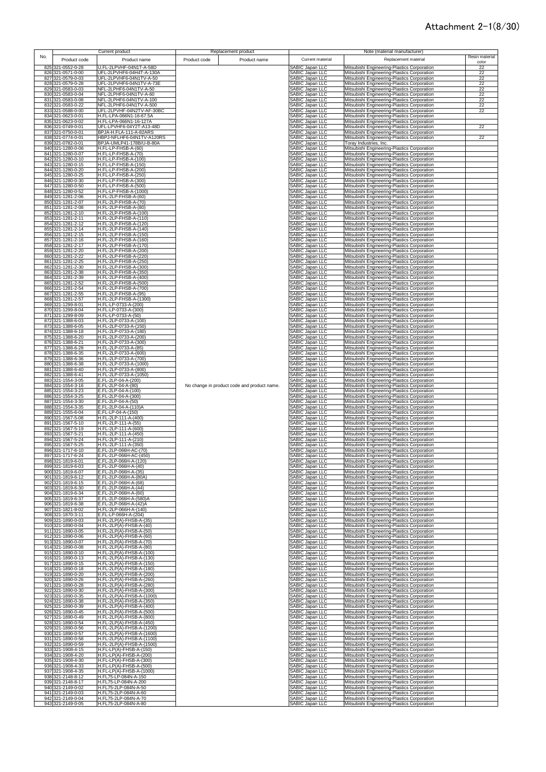# Attachment 2-1(8/30)

| No. | Current product | | Replacement product | | Note (material manufacturer) | | |
|---|---|---|---|---|---|---|---|
| | Product code | Product name | Product code | Product name | Current material | Replacement material | Resin material color |
| 825 | 321-0552-0-28 | U.FL-2LPVHF-04N1T-A-58D | | | SABIC Japan LLC | Mitsubishi Engineering-Plastics Corporation | 22 |
| 826 | 321-0571-0-00 | UFL-2LPVHF6-04H4T-A-130A | | | SABIC Japan LLC | Mitsubishi Engineering-Plastics Corporation | 22 |
| 827 | 321-0579-0-03 | UFL-2LPVHF6-04N1TV-A-50 | | | SABIC Japan LLC | Mitsubishi Engineering-Plastics Corporation | 22 |
| 828 | 321-0579-0-28 | UFL-2LPVHF6-04N1TV-A-73E | | | SABIC Japan LLC | Mitsubishi Engineering-Plastics Corporation | 22 |
| 829 | 321-0583-0-03 | NFL-2LPHF6-04N1TV-A-50 | | | SABIC Japan LLC | Mitsubishi Engineering-Plastics Corporation | 22 |
| 830 | 321-0583-0-04 | NFL-2LPHF6-04N1TV-A-60 | | | SABIC Japan LLC | Mitsubishi Engineering-Plastics Corporation | 22 |
| 831 | 321-0583-0-08 | NFL-2LPHF6-04N1TV-A-100 | | | SABIC Japan LLC | Mitsubishi Engineering-Plastics Corporation | 22 |
| 832 | 321-0583-0-22 | NFL-2LPHF6-04N1TV-A-500 | | | SABIC Japan LLC | Mitsubishi Engineering-Plastics Corporation | 22 |
| 833 | 321-0588-0-00 | UFL-2LPVHF-04N2TV-AF-30BC | | | SABIC Japan LLC | Mitsubishi Engineering-Plastics Corporation | 22 |
| 834 | 321-0623-0-01 | H.FL-LPA-066N1-16-67.5A | | | SABIC Japan LLC | Mitsubishi Engineering-Plastics Corporation | |
| 835 | 321-0623-0-02 | H.FL-LPA-066N1-16-127A | | | SABIC Japan LLC | Mitsubishi Engineering-Plastics Corporation | |
| 836 | 321-0749-0-01 | UFL-LPVHF6-04Y2T-A13-48D | | | SABIC Japan LLC | Mitsubishi Engineering-Plastics Corporation | 22 |
| 837 | 321-0750-0-01 | BPJA-H.FLA-111-A-82ARS | | | SABIC Japan LLC | Mitsubishi Engineering-Plastics Corporation | |
| 838 | 321-0774-0-01 | HBPJ-NFLHF6-04N1TV-A120RS | | | SABIC Japan LLC | Mitsubishi Engineering-Plastics Corporation | 22 |
| 839 | 321-0782-0-01 | BPJA-UMLP41-178B/U-B-80A | | | SABIC Japan LLC | Toray Industries, Inc. | |
| 840 | 321-1280-0-06 | H.FL-LP-FHSB-A-(60) | | | SABIC Japan LLC | Mitsubishi Engineering-Plastics Corporation | |
| 841 | 321-1280-0-07 | H.FL-LP-FHSB-A-(70) | | | SABIC Japan LLC | Mitsubishi Engineering-Plastics Corporation | |
| 842 | 321-1280-0-10 | H.FL-LP-FHSB-A-(100) | | | SABIC Japan LLC | Mitsubishi Engineering-Plastics Corporation | |
| 843 | 321-1280-0-15 | H.FL-LP-FHSB-A-(150) | | | SABIC Japan LLC | Mitsubishi Engineering-Plastics Corporation | |
| 844 | 321-1280-0-20 | H.FL-LP-FHSB-A-(200) | | | SABIC Japan LLC | Mitsubishi Engineering-Plastics Corporation | |
| 845 | 321-1280-0-25 | H.FL-LP-FHSB-A-(250) | | | SABIC Japan LLC | Mitsubishi Engineering-Plastics Corporation | |
| 846 | 321-1280-0-30 | H.FL-LP-FHSB-A-(300) | | | SABIC Japan LLC | Mitsubishi Engineering-Plastics Corporation | |
| 847 | 321-1280-0-50 | H.FL-LP-FHSB-A-(500) | | | SABIC Japan LLC | Mitsubishi Engineering-Plastics Corporation | |
| 848 | 321-1280-0-52 | H.FL-LP-FHSB-A-(1000) | | | SABIC Japan LLC | Mitsubishi Engineering-Plastics Corporation | |
| 849 | 321-1281-2-06 | H.FL-2LP-FHSB-A-(60) | | | SABIC Japan LLC | Mitsubishi Engineering-Plastics Corporation | |
| 850 | 321-1281-2-07 | H.FL-2LP-FHSB-A-(70) | | | SABIC Japan LLC | Mitsubishi Engineering-Plastics Corporation | |
| 851 | 321-1281-2-08 | H.FL-2LP-FHSB-A-(80) | | | SABIC Japan LLC | Mitsubishi Engineering-Plastics Corporation | |
| 852 | 321-1281-2-10 | H.FL-2LP-FHSB-A-(100) | | | SABIC Japan LLC | Mitsubishi Engineering-Plastics Corporation | |
| 853 | 321-1281-2-11 | H.FL-2LP-FHSB-A-(110) | | | SABIC Japan LLC | Mitsubishi Engineering-Plastics Corporation | |
| 854 | 321-1281-2-12 | H.FL-2LP-FHSB-A-(120) | | | SABIC Japan LLC | Mitsubishi Engineering-Plastics Corporation | |
| 855 | 321-1281-2-14 | H.FL-2LP-FHSB-A-(140) | | | SABIC Japan LLC | Mitsubishi Engineering-Plastics Corporation | |
| 856 | 321-1281-2-15 | H.FL-2LP-FHSB-A-(150) | | | SABIC Japan LLC | Mitsubishi Engineering-Plastics Corporation | |
| 857 | 321-1281-2-16 | H.FL-2LP-FHSB-A-(160) | | | SABIC Japan LLC | Mitsubishi Engineering-Plastics Corporation | |
| 858 | 321-1281-2-17 | H.FL-2LP-FHSB-A-(170) | | | SABIC Japan LLC | Mitsubishi Engineering-Plastics Corporation | |
| 859 | 321-1281-2-20 | H.FL-2LP-FHSB-A-(200) | | | SABIC Japan LLC | Mitsubishi Engineering-Plastics Corporation | |
| 860 | 321-1281-2-22 | H.FL-2LP-FHSB-A-(220) | | | SABIC Japan LLC | Mitsubishi Engineering-Plastics Corporation | |
| 861 | 321-1281-2-25 | H.FL-2LP-FHSB-A-(250) | | | SABIC Japan LLC | Mitsubishi Engineering-Plastics Corporation | |
| 862 | 321-1281-2-30 | H.FL-2LP-FHSB-A-(300) | | | SABIC Japan LLC | Mitsubishi Engineering-Plastics Corporation | |
| 863 | 321-1281-2-38 | H.FL-2LP-FHSB-A-(350) | | | SABIC Japan LLC | Mitsubishi Engineering-Plastics Corporation | |
| 864 | 321-1281-2-39 | H.FL-2LP-FHSB-A-(400) | | | SABIC Japan LLC | Mitsubishi Engineering-Plastics Corporation | |
| 865 | 321-1281-2-52 | H.FL-2LP-FHSB-A-(500) | | | SABIC Japan LLC | Mitsubishi Engineering-Plastics Corporation | |
| 866 | 321-1281-2-54 | H.FL-2LP-FHSB-A-(700) | | | SABIC Japan LLC | Mitsubishi Engineering-Plastics Corporation | |
| 867 | 321-1281-2-55 | H.FL-2LP-FHSB-A-(95) | | | SABIC Japan LLC | Mitsubishi Engineering-Plastics Corporation | |
| 868 | 321-1281-2-57 | H.FL-2LP-FHSB-A-(1300) | | | SABIC Japan LLC | Mitsubishi Engineering-Plastics Corporation | |
| 869 | 321-1299-8-01 | H.FL-LP-0733-A-(200) | | | SABIC Japan LLC | Mitsubishi Engineering-Plastics Corporation | |
| 870 | 321-1299-8-04 | H.FL-LP-0733-A-(300) | | | SABIC Japan LLC | Mitsubishi Engineering-Plastics Corporation | |
| 871 | 321-1299-8-09 | H.FL-LP-0733-A-(50) | | | SABIC Japan LLC | Mitsubishi Engineering-Plastics Corporation | |
| 872 | 321-1388-6-03 | H.FL-2LP-0733-A-(100) | | | SABIC Japan LLC | Mitsubishi Engineering-Plastics Corporation | |
| 873 | 321-1388-6-05 | H.FL-2LP-0733-A-(150) | | | SABIC Japan LLC | Mitsubishi Engineering-Plastics Corporation | |
| 874 | 321-1388-6-18 | H.FL-2LP-0733-A-(180) | | | SABIC Japan LLC | Mitsubishi Engineering-Plastics Corporation | |
| 875 | 321-1388-6-20 | H.FL-2LP-0733-A-(200) | | | SABIC Japan LLC | Mitsubishi Engineering-Plastics Corporation | |
| 876 | 321-1388-6-21 | H.FL-2LP-0733-A-(300) | | | SABIC Japan LLC | Mitsubishi Engineering-Plastics Corporation | |
| 877 | 321-1388-6-28 | H.FL-2LP-0733-A-(85) | | | SABIC Japan LLC | Mitsubishi Engineering-Plastics Corporation | |
| 878 | 321-1388-6-35 | H.FL-2LP-0733-A-(600) | | | SABIC Japan LLC | Mitsubishi Engineering-Plastics Corporation | |
| 879 | 321-1388-6-36 | H.FL-2LP-0733-A-(700) | | | SABIC Japan LLC | Mitsubishi Engineering-Plastics Corporation | |
| 880 | 321-1388-6-38 | H.FL-2LP-0733-A-(1000) | | | SABIC Japan LLC | Mitsubishi Engineering-Plastics Corporation | |
| 881 | 321-1388-6-40 | H.FL-2LP-0733-A-(800) | | | SABIC Japan LLC | Mitsubishi Engineering-Plastics Corporation | |
| 882 | 321-1388-6-41 | H.FL-2LP-0733-A-(1050) | | | SABIC Japan LLC | Mitsubishi Engineering-Plastics Corporation | |
| 883 | 321-1554-3-05 | E.FL-2LP-04-A-(200) | | | SABIC Japan LLC | Mitsubishi Engineering-Plastics Corporation | |
| 884 | 321-1554-3-16 | E.FL-2LP-04-A-(80) | No change in product code and product name. | | SABIC Japan LLC | Mitsubishi Engineering-Plastics Corporation | |
| 885 | 321-1554-3-23 | E.FL-2LP-04-A-(100) | | | SABIC Japan LLC | Mitsubishi Engineering-Plastics Corporation | |
| 886 | 321-1554-3-25 | E.FL-2LP-04-A-(300) | | | SABIC Japan LLC | Mitsubishi Engineering-Plastics Corporation | |
| 887 | 321-1554-3-30 | E.FL-2LP-04-A-(50) | | | SABIC Japan LLC | Mitsubishi Engineering-Plastics Corporation | |
| 888 | 321-1554-3-35 | E.FL-2LP-04-A-(110)A | | | SABIC Japan LLC | Mitsubishi Engineering-Plastics Corporation | |
| 889 | 321-1555-6-04 | E.FL-LP-04-A-(150) | | | SABIC Japan LLC | Mitsubishi Engineering-Plastics Corporation | |
| 890 | 321-1567-5-08 | H.FL-2LP-111-A-(400) | | | SABIC Japan LLC | Mitsubishi Engineering-Plastics Corporation | |
| 891 | 321-1567-5-10 | H.FL-2LP-111-A-(55) | | | SABIC Japan LLC | Mitsubishi Engineering-Plastics Corporation | |
| 892 | 321-1567-5-19 | H.FL-2LP-111-A-(600) | | | SABIC Japan LLC | Mitsubishi Engineering-Plastics Corporation | |
| 893 | 321-1567-5-21 | H.FL-2LP-111-A-(450) | | | SABIC Japan LLC | Mitsubishi Engineering-Plastics Corporation | |
| 894 | 321-1567-5-24 | H.FL-2LP-111-A-(210) | | | SABIC Japan LLC | Mitsubishi Engineering-Plastics Corporation | |
| 895 | 321-1567-5-25 | H.FL-2LP-111-A-(350) | | | SABIC Japan LLC | Mitsubishi Engineering-Plastics Corporation | |
| 896 | 321-1717-6-10 | E.FL-2LP-066H-AC-(70) | | | SABIC Japan LLC | Mitsubishi Engineering-Plastics Corporation | |
| 897 | 321-1717-6-24 | E.FL-2LP-066H-AC-(450) | | | SABIC Japan LLC | Mitsubishi Engineering-Plastics Corporation | |
| 898 | 321-1819-6-01 | E.FL-2LP-066H-A-(120) | | | SABIC Japan LLC | Mitsubishi Engineering-Plastics Corporation | |
| 899 | 321-1819-6-03 | E.FL-2LP-066H-A-(40) | | | SABIC Japan LLC | Mitsubishi Engineering-Plastics Corporation | |
| 900 | 321-1819-6-07 | E.FL-2LP-066H-A-(35) | | | SABIC Japan LLC | Mitsubishi Engineering-Plastics Corporation | |
| 901 | 321-1819-6-12 | E.FL-2LP-066H-A-(80A) | | | SABIC Japan LLC | Mitsubishi Engineering-Plastics Corporation | |
| 902 | 321-1819-6-15 | E.FL-2LP-066H-A-(68) | | | SABIC Japan LLC | Mitsubishi Engineering-Plastics Corporation | |
| 903 | 321-1819-6-30 | E.FL-2LP-066H-A-(44) | | | SABIC Japan LLC | Mitsubishi Engineering-Plastics Corporation | |
| 904 | 321-1819-6-34 | E.FL-2LP-066H-A-(60) | | | SABIC Japan LLC | Mitsubishi Engineering-Plastics Corporation | |
| 905 | 321-1819-6-37 | E.FL-2LP-066H-A-(580)A | | | SABIC Japan LLC | Mitsubishi Engineering-Plastics Corporation | |
| 906 | 321-1819-6-38 | E.FL-2LP-066H-A-(42)A | | | SABIC Japan LLC | Mitsubishi Engineering-Plastics Corporation | |
| 907 | 321-1821-8-02 | H.FL-2LP-066H-A-(140) | | | SABIC Japan LLC | Mitsubishi Engineering-Plastics Corporation | |
| 908 | 321-1870-3-11 | E.FL-LP-066H-A-(204) | | | SABIC Japan LLC | Mitsubishi Engineering-Plastics Corporation | |
| 909 | 321-1890-0-03 | H.FL-2LP(A)-FHSB-A-(35) | | | SABIC Japan LLC | Mitsubishi Engineering-Plastics Corporation | |
| 910 | 321-1890-0-04 | H.FL-2LP(A)-FHSB-A-(40) | | | SABIC Japan LLC | Mitsubishi Engineering-Plastics Corporation | |
| 911 | 321-1890-0-05 | H.FL-2LP(A)-FHSB-A-(50) | | | SABIC Japan LLC | Mitsubishi Engineering-Plastics Corporation | |
| 912 | 321-1890-0-06 | H.FL-2LP(A)-FHSB-A-(60) | | | SABIC Japan LLC | Mitsubishi Engineering-Plastics Corporation | |
| 913 | 321-1890-0-07 | H.FL-2LP(A)-FHSB-A-(70) | | | SABIC Japan LLC | Mitsubishi Engineering-Plastics Corporation | |
| 914 | 321-1890-0-08 | H.FL-2LP(A)-FHSB-A-(80) | | | SABIC Japan LLC | Mitsubishi Engineering-Plastics Corporation | |
| 915 | 321-1890-0-10 | H.FL-2LP(A)-FHSB-A-(100) | | | SABIC Japan LLC | Mitsubishi Engineering-Plastics Corporation | |
| 916 | 321-1890-0-13 | H.FL-2LP(A)-FHSB-A-(130) | | | SABIC Japan LLC | Mitsubishi Engineering-Plastics Corporation | |
| 917 | 321-1890-0-15 | H.FL-2LP(A)-FHSB-A-(150) | | | SABIC Japan LLC | Mitsubishi Engineering-Plastics Corporation | |
| 918 | 321-1890-0-18 | H.FL-2LP(A)-FHSB-A-(180) | | | SABIC Japan LLC | Mitsubishi Engineering-Plastics Corporation | |
| 919 | 321-1890-0-20 | H.FL-2LP(A)-FHSB-A-(200) | | | SABIC Japan LLC | Mitsubishi Engineering-Plastics Corporation | |
| 920 | 321-1890-0-26 | H.FL-2LP(A)-FHSB-A-(260) | | | SABIC Japan LLC | Mitsubishi Engineering-Plastics Corporation | |
| 921 | 321-1890-0-28 | H.FL-2LP(A)-FHSB-A-(280) | | | SABIC Japan LLC | Mitsubishi Engineering-Plastics Corporation | |
| 922 | 321-1890-0-30 | H.FL-2LP(A)-FHSB-A-(300) | | | SABIC Japan LLC | Mitsubishi Engineering-Plastics Corporation | |
| 923 | 321-1890-0-35 | H.FL-2LP(A)-FHSB-A-(1000) | | | SABIC Japan LLC | Mitsubishi Engineering-Plastics Corporation | |
| 924 | 321-1890-0-38 | H.FL-2LP(A)-FHSB-A-(350) | | | SABIC Japan LLC | Mitsubishi Engineering-Plastics Corporation | |
| 925 | 321-1890-0-39 | H.FL-2LP(A)-FHSB-A-(400) | | | SABIC Japan LLC | Mitsubishi Engineering-Plastics Corporation | |
| 926 | 321-1890-0-45 | H.FL-2LP(A)-FHSB-A-(500) | | | SABIC Japan LLC | Mitsubishi Engineering-Plastics Corporation | |
| 927 | 321-1890-0-49 | H.FL-2LP(A)-FHSB-A-(800) | | | SABIC Japan LLC | Mitsubishi Engineering-Plastics Corporation | |
| 928 | 321-1890-0-54 | H.FL-2LP(A)-FHSB-A-(450) | | | SABIC Japan LLC | Mitsubishi Engineering-Plastics Corporation | |
| 929 | 321-1890-0-56 | H.FL-2LP(A)-FHSB-A-(1200) | | | SABIC Japan LLC | Mitsubishi Engineering-Plastics Corporation | |
| 930 | 321-1890-0-57 | H.FL-2LP(A)-FHSB-A-(1600) | | | SABIC Japan LLC | Mitsubishi Engineering-Plastics Corporation | |
| 931 | 321-1890-0-58 | H.FL-2LP(A)-FHSB-A-(1100) | | | SABIC Japan LLC | Mitsubishi Engineering-Plastics Corporation | |
| 932 | 321-1890-0-59 | H.FL-2LP(A)-FHSB-A-(1500) | | | SABIC Japan LLC | Mitsubishi Engineering-Plastics Corporation | |
| 933 | 321-1908-4-15 | H.FL-LP(A)-FHSB-A-(150) | | | SABIC Japan LLC | Mitsubishi Engineering-Plastics Corporation | |
| 934 | 321-1908-4-20 | H.FL-LP(A)-FHSB-A-(200) | | | SABIC Japan LLC | Mitsubishi Engineering-Plastics Corporation | |
| 935 | 321-1908-4-30 | H.FL-LP(A)-FHSB-A-(300) | | | SABIC Japan LLC | Mitsubishi Engineering-Plastics Corporation | |
| 936 | 321-1908-4-33 | H.FL-LP(A)-FHSB-A-(500) | | | SABIC Japan LLC | Mitsubishi Engineering-Plastics Corporation | |
| 937 | 321-1908-4-35 | H.FL-LP(A)-FHSB-A-(1000) | | | SABIC Japan LLC | Mitsubishi Engineering-Plastics Corporation | |
| 938 | 321-2148-8-12 | H.FL75-LP-084N-A-150 | | | SABIC Japan LLC | Mitsubishi Engineering-Plastics Corporation | |
| 939 | 321-2148-8-17 | H.FL75-LP-084N-A-200 | | | SABIC Japan LLC | Mitsubishi Engineering-Plastics Corporation | |
| 940 | 321-2149-0-02 | H.FL75-2LP-084N-A-50 | | | SABIC Japan LLC | Mitsubishi Engineering-Plastics Corporation | |
| 941 | 321-2149-0-03 | H.FL75-2LP-084N-A-60 | | | SABIC Japan LLC | Mitsubishi Engineering-Plastics Corporation | |
| 942 | 321-2149-0-04 | H.FL75-2LP-084N-A-70 | | | SABIC Japan LLC | Mitsubishi Engineering-Plastics Corporation | |
| 943 | 321-2149-0-05 | H.FL75-2LP-084N-A-80 | | | SABIC Japan LLC | Mitsubishi Engineering-Plastics Corporation | |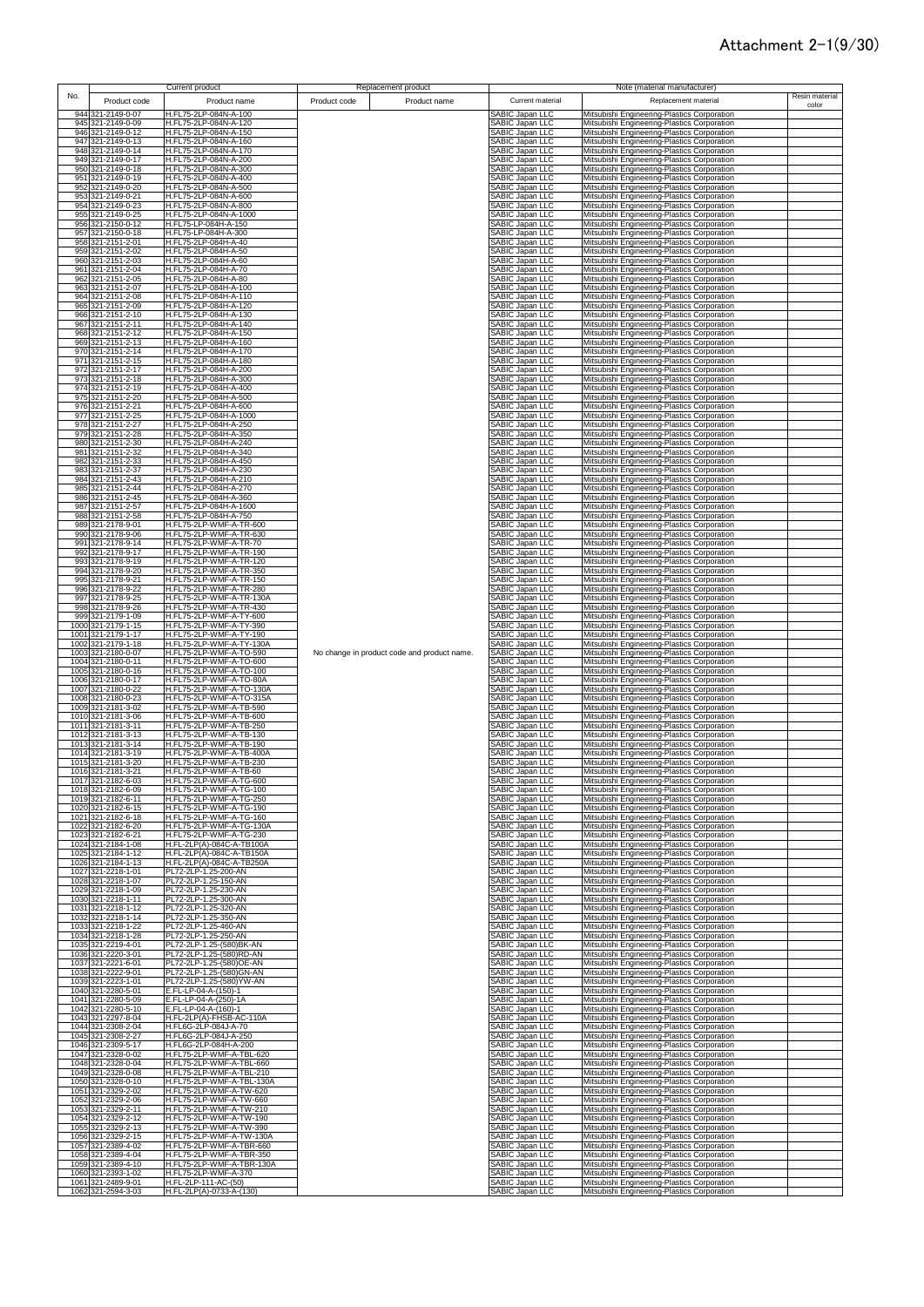# Attachment 2-1(9/30)

| No. | Current product | | Replacement product | | Note (material manufacturer) | | |
|---|---|---|---|---|---|---|---|
| | Product code | Product name | Product code | Product name | Current material | Replacement material | Resin material color |
| 944 | 321-2149-0-07 | H.FL75-2LP-084N-A-100 | No change in product code and product name. | | SABIC Japan LLC | Mitsubishi Engineering-Plastics Corporation | |
| 945 | 321-2149-0-09 | H.FL75-2LP-084N-A-120 | | | SABIC Japan LLC | Mitsubishi Engineering-Plastics Corporation | |
| 946 | 321-2149-0-12 | H.FL75-2LP-084N-A-150 | | | SABIC Japan LLC | Mitsubishi Engineering-Plastics Corporation | |
| 947 | 321-2149-0-13 | H.FL75-2LP-084N-A-160 | | | SABIC Japan LLC | Mitsubishi Engineering-Plastics Corporation | |
| 948 | 321-2149-0-14 | H.FL75-2LP-084N-A-170 | | | SABIC Japan LLC | Mitsubishi Engineering-Plastics Corporation | |
| 949 | 321-2149-0-17 | H.FL75-2LP-084N-A-200 | | | SABIC Japan LLC | Mitsubishi Engineering-Plastics Corporation | |
| 950 | 321-2149-0-18 | H.FL75-2LP-084N-A-300 | | | SABIC Japan LLC | Mitsubishi Engineering-Plastics Corporation | |
| 951 | 321-2149-0-19 | H.FL75-2LP-084N-A-400 | | | SABIC Japan LLC | Mitsubishi Engineering-Plastics Corporation | |
| 952 | 321-2149-0-20 | H.FL75-2LP-084N-A-500 | | | SABIC Japan LLC | Mitsubishi Engineering-Plastics Corporation | |
| 953 | 321-2149-0-21 | H.FL75-2LP-084N-A-600 | | | SABIC Japan LLC | Mitsubishi Engineering-Plastics Corporation | |
| 954 | 321-2149-0-23 | H.FL75-2LP-084N-A-800 | | | SABIC Japan LLC | Mitsubishi Engineering-Plastics Corporation | |
| 955 | 321-2149-0-25 | H.FL75-2LP-084N-A-1000 | | | SABIC Japan LLC | Mitsubishi Engineering-Plastics Corporation | |
| 956 | 321-2150-0-12 | H.FL75-LP-084H-A-150 | | | SABIC Japan LLC | Mitsubishi Engineering-Plastics Corporation | |
| 957 | 321-2150-0-18 | H.FL75-LP-084H-A-300 | | | SABIC Japan LLC | Mitsubishi Engineering-Plastics Corporation | |
| 958 | 321-2151-2-01 | H.FL75-2LP-084H-A-40 | | | SABIC Japan LLC | Mitsubishi Engineering-Plastics Corporation | |
| 959 | 321-2151-2-02 | H.FL75-2LP-084H-A-50 | | | SABIC Japan LLC | Mitsubishi Engineering-Plastics Corporation | |
| 960 | 321-2151-2-03 | H.FL75-2LP-084H-A-60 | | | SABIC Japan LLC | Mitsubishi Engineering-Plastics Corporation | |
| 961 | 321-2151-2-04 | H.FL75-2LP-084H-A-70 | | | SABIC Japan LLC | Mitsubishi Engineering-Plastics Corporation | |
| 962 | 321-2151-2-05 | H.FL75-2LP-084H-A-80 | | | SABIC Japan LLC | Mitsubishi Engineering-Plastics Corporation | |
| 963 | 321-2151-2-07 | H.FL75-2LP-084H-A-100 | | | SABIC Japan LLC | Mitsubishi Engineering-Plastics Corporation | |
| 964 | 321-2151-2-08 | H.FL75-2LP-084H-A-110 | | | SABIC Japan LLC | Mitsubishi Engineering-Plastics Corporation | |
| 965 | 321-2151-2-09 | H.FL75-2LP-084H-A-120 | | | SABIC Japan LLC | Mitsubishi Engineering-Plastics Corporation | |
| 966 | 321-2151-2-10 | H.FL75-2LP-084H-A-130 | | | SABIC Japan LLC | Mitsubishi Engineering-Plastics Corporation | |
| 967 | 321-2151-2-11 | H.FL75-2LP-084H-A-140 | | | SABIC Japan LLC | Mitsubishi Engineering-Plastics Corporation | |
| 968 | 321-2151-2-12 | H.FL75-2LP-084H-A-150 | | | SABIC Japan LLC | Mitsubishi Engineering-Plastics Corporation | |
| 969 | 321-2151-2-13 | H.FL75-2LP-084H-A-160 | | | SABIC Japan LLC | Mitsubishi Engineering-Plastics Corporation | |
| 970 | 321-2151-2-14 | H.FL75-2LP-084H-A-170 | | | SABIC Japan LLC | Mitsubishi Engineering-Plastics Corporation | |
| 971 | 321-2151-2-15 | H.FL75-2LP-084H-A-180 | | | SABIC Japan LLC | Mitsubishi Engineering-Plastics Corporation | |
| 972 | 321-2151-2-17 | H.FL75-2LP-084H-A-200 | | | SABIC Japan LLC | Mitsubishi Engineering-Plastics Corporation | |
| 973 | 321-2151-2-18 | H.FL75-2LP-084H-A-300 | | | SABIC Japan LLC | Mitsubishi Engineering-Plastics Corporation | |
| 974 | 321-2151-2-19 | H.FL75-2LP-084H-A-400 | | | SABIC Japan LLC | Mitsubishi Engineering-Plastics Corporation | |
| 975 | 321-2151-2-20 | H.FL75-2LP-084H-A-500 | | | SABIC Japan LLC | Mitsubishi Engineering-Plastics Corporation | |
| 976 | 321-2151-2-21 | H.FL75-2LP-084H-A-600 | | | SABIC Japan LLC | Mitsubishi Engineering-Plastics Corporation | |
| 977 | 321-2151-2-25 | H.FL75-2LP-084H-A-1000 | | | SABIC Japan LLC | Mitsubishi Engineering-Plastics Corporation | |
| 978 | 321-2151-2-27 | H.FL75-2LP-084H-A-250 | | | SABIC Japan LLC | Mitsubishi Engineering-Plastics Corporation | |
| 979 | 321-2151-2-28 | H.FL75-2LP-084H-A-350 | | | SABIC Japan LLC | Mitsubishi Engineering-Plastics Corporation | |
| 980 | 321-2151-2-30 | H.FL75-2LP-084H-A-240 | | | SABIC Japan LLC | Mitsubishi Engineering-Plastics Corporation | |
| 981 | 321-2151-2-32 | H.FL75-2LP-084H-A-340 | | | SABIC Japan LLC | Mitsubishi Engineering-Plastics Corporation | |
| 982 | 321-2151-2-33 | H.FL75-2LP-084H-A-450 | | | SABIC Japan LLC | Mitsubishi Engineering-Plastics Corporation | |
| 983 | 321-2151-2-37 | H.FL75-2LP-084H-A-230 | | | SABIC Japan LLC | Mitsubishi Engineering-Plastics Corporation | |
| 984 | 321-2151-2-43 | H.FL75-2LP-084H-A-210 | | | SABIC Japan LLC | Mitsubishi Engineering-Plastics Corporation | |
| 985 | 321-2151-2-44 | H.FL75-2LP-084H-A-270 | | | SABIC Japan LLC | Mitsubishi Engineering-Plastics Corporation | |
| 986 | 321-2151-2-45 | H.FL75-2LP-084H-A-360 | | | SABIC Japan LLC | Mitsubishi Engineering-Plastics Corporation | |
| 987 | 321-2151-2-57 | H.FL75-2LP-084H-A-1600 | | | SABIC Japan LLC | Mitsubishi Engineering-Plastics Corporation | |
| 988 | 321-2151-2-58 | H.FL75-2LP-084H-A-750 | | | SABIC Japan LLC | Mitsubishi Engineering-Plastics Corporation | |
| 989 | 321-2178-9-01 | H.FL75-2LP-WMF-A-TR-600 | | | SABIC Japan LLC | Mitsubishi Engineering-Plastics Corporation | |
| 990 | 321-2178-9-06 | H.FL75-2LP-WMF-A-TR-630 | | | SABIC Japan LLC | Mitsubishi Engineering-Plastics Corporation | |
| 991 | 321-2178-9-14 | H.FL75-2LP-WMF-A-TR-70 | | | SABIC Japan LLC | Mitsubishi Engineering-Plastics Corporation | |
| 992 | 321-2178-9-17 | H.FL75-2LP-WMF-A-TR-190 | | | SABIC Japan LLC | Mitsubishi Engineering-Plastics Corporation | |
| 993 | 321-2178-9-19 | H.FL75-2LP-WMF-A-TR-120 | | | SABIC Japan LLC | Mitsubishi Engineering-Plastics Corporation | |
| 994 | 321-2178-9-20 | H.FL75-2LP-WMF-A-TR-350 | | | SABIC Japan LLC | Mitsubishi Engineering-Plastics Corporation | |
| 995 | 321-2178-9-21 | H.FL75-2LP-WMF-A-TR-150 | | | SABIC Japan LLC | Mitsubishi Engineering-Plastics Corporation | |
| 996 | 321-2178-9-22 | H.FL75-2LP-WMF-A-TR-280 | | | SABIC Japan LLC | Mitsubishi Engineering-Plastics Corporation | |
| 997 | 321-2178-9-25 | H.FL75-2LP-WMF-A-TR-130A | | | SABIC Japan LLC | Mitsubishi Engineering-Plastics Corporation | |
| 998 | 321-2178-9-26 | H.FL75-2LP-WMF-A-TR-430 | | | SABIC Japan LLC | Mitsubishi Engineering-Plastics Corporation | |
| 999 | 321-2179-1-09 | H.FL75-2LP-WMF-A-TY-600 | | | SABIC Japan LLC | Mitsubishi Engineering-Plastics Corporation | |
| 1000 | 321-2179-1-15 | H.FL75-2LP-WMF-A-TY-390 | | | SABIC Japan LLC | Mitsubishi Engineering-Plastics Corporation | |
| 1001 | 321-2179-1-17 | H.FL75-2LP-WMF-A-TY-190 | | | SABIC Japan LLC | Mitsubishi Engineering-Plastics Corporation | |
| 1002 | 321-2179-1-18 | H.FL75-2LP-WMF-A-TY-130A | | | SABIC Japan LLC | Mitsubishi Engineering-Plastics Corporation | |
| 1003 | 321-2180-0-07 | H.FL75-2LP-WMF-A-TO-590 | | | SABIC Japan LLC | Mitsubishi Engineering-Plastics Corporation | |
| 1004 | 321-2180-0-11 | H.FL75-2LP-WMF-A-TO-600 | | | SABIC Japan LLC | Mitsubishi Engineering-Plastics Corporation | |
| 1005 | 321-2180-0-16 | H.FL75-2LP-WMF-A-TO-100 | | | SABIC Japan LLC | Mitsubishi Engineering-Plastics Corporation | |
| 1006 | 321-2180-0-17 | H.FL75-2LP-WMF-A-TO-80A | | | SABIC Japan LLC | Mitsubishi Engineering-Plastics Corporation | |
| 1007 | 321-2180-0-22 | H.FL75-2LP-WMF-A-TO-130A | | | SABIC Japan LLC | Mitsubishi Engineering-Plastics Corporation | |
| 1008 | 321-2180-0-23 | H.FL75-2LP-WMF-A-TO-315A | | | SABIC Japan LLC | Mitsubishi Engineering-Plastics Corporation | |
| 1009 | 321-2181-3-02 | H.FL75-2LP-WMF-A-TB-590 | | | SABIC Japan LLC | Mitsubishi Engineering-Plastics Corporation | |
| 1010 | 321-2181-3-06 | H.FL75-2LP-WMF-A-TB-600 | | | SABIC Japan LLC | Mitsubishi Engineering-Plastics Corporation | |
| 1011 | 321-2181-3-11 | H.FL75-2LP-WMF-A-TB-250 | | | SABIC Japan LLC | Mitsubishi Engineering-Plastics Corporation | |
| 1012 | 321-2181-3-13 | H.FL75-2LP-WMF-A-TB-130 | | | SABIC Japan LLC | Mitsubishi Engineering-Plastics Corporation | |
| 1013 | 321-2181-3-14 | H.FL75-2LP-WMF-A-TB-190 | | | SABIC Japan LLC | Mitsubishi Engineering-Plastics Corporation | |
| 1014 | 321-2181-3-19 | H.FL75-2LP-WMF-A-TB-400A | | | SABIC Japan LLC | Mitsubishi Engineering-Plastics Corporation | |
| 1015 | 321-2181-3-20 | H.FL75-2LP-WMF-A-TB-230 | | | SABIC Japan LLC | Mitsubishi Engineering-Plastics Corporation | |
| 1016 | 321-2181-3-21 | H.FL75-2LP-WMF-A-TB-60 | | | SABIC Japan LLC | Mitsubishi Engineering-Plastics Corporation | |
| 1017 | 321-2182-6-03 | H.FL75-2LP-WMF-A-TG-600 | | | SABIC Japan LLC | Mitsubishi Engineering-Plastics Corporation | |
| 1018 | 321-2182-6-09 | H.FL75-2LP-WMF-A-TG-100 | | | SABIC Japan LLC | Mitsubishi Engineering-Plastics Corporation | |
| 1019 | 321-2182-6-11 | H.FL75-2LP-WMF-A-TG-250 | | | SABIC Japan LLC | Mitsubishi Engineering-Plastics Corporation | |
| 1020 | 321-2182-6-15 | H.FL75-2LP-WMF-A-TG-190 | | | SABIC Japan LLC | Mitsubishi Engineering-Plastics Corporation | |
| 1021 | 321-2182-6-18 | H.FL75-2LP-WMF-A-TG-160 | | | SABIC Japan LLC | Mitsubishi Engineering-Plastics Corporation | |
| 1022 | 321-2182-6-20 | H.FL75-2LP-WMF-A-TG-130A | | | SABIC Japan LLC | Mitsubishi Engineering-Plastics Corporation | |
| 1023 | 321-2182-6-21 | H.FL75-2LP-WMF-A-TG-230 | | | SABIC Japan LLC | Mitsubishi Engineering-Plastics Corporation | |
| 1024 | 321-2184-1-08 | H.FL-2LP(A)-084C-A-TB100A | | | SABIC Japan LLC | Mitsubishi Engineering-Plastics Corporation | |
| 1025 | 321-2184-1-12 | H.FL-2LP(A)-084C-A-TB150A | | | SABIC Japan LLC | Mitsubishi Engineering-Plastics Corporation | |
| 1026 | 321-2184-1-13 | H.FL-2LP(A)-084C-A-TB250A | | | SABIC Japan LLC | Mitsubishi Engineering-Plastics Corporation | |
| 1027 | 321-2218-1-01 | PL72-2LP-1.25-200-AN | | | SABIC Japan LLC | Mitsubishi Engineering-Plastics Corporation | |
| 1028 | 321-2218-1-07 | PL72-2LP-1.25-150-AN | | | SABIC Japan LLC | Mitsubishi Engineering-Plastics Corporation | |
| 1029 | 321-2218-1-09 | PL72-2LP-1.25-230-AN | | | SABIC Japan LLC | Mitsubishi Engineering-Plastics Corporation | |
| 1030 | 321-2218-1-11 | PL72-2LP-1.25-300-AN | | | SABIC Japan LLC | Mitsubishi Engineering-Plastics Corporation | |
| 1031 | 321-2218-1-12 | PL72-2LP-1.25-320-AN | | | SABIC Japan LLC | Mitsubishi Engineering-Plastics Corporation | |
| 1032 | 321-2218-1-14 | PL72-2LP-1.25-350-AN | | | SABIC Japan LLC | Mitsubishi Engineering-Plastics Corporation | |
| 1033 | 321-2218-1-22 | PL72-2LP-1.25-460-AN | | | SABIC Japan LLC | Mitsubishi Engineering-Plastics Corporation | |
| 1034 | 321-2218-1-28 | PL72-2LP-1.25-250-AN | | | SABIC Japan LLC | Mitsubishi Engineering-Plastics Corporation | |
| 1035 | 321-2219-4-01 | PL72-2LP-1.25-(580)BK-AN | | | SABIC Japan LLC | Mitsubishi Engineering-Plastics Corporation | |
| 1036 | 321-2220-3-01 | PL72-2LP-1.25-(580)RD-AN | | | SABIC Japan LLC | Mitsubishi Engineering-Plastics Corporation | |
| 1037 | 321-2221-6-01 | PL72-2LP-1.25-(580)OE-AN | | | SABIC Japan LLC | Mitsubishi Engineering-Plastics Corporation | |
| 1038 | 321-2222-9-01 | PL72-2LP-1.25-(580)GN-AN | | | SABIC Japan LLC | Mitsubishi Engineering-Plastics Corporation | |
| 1039 | 321-2223-1-01 | PL72-2LP-1.25-(580)YW-AN | | | SABIC Japan LLC | Mitsubishi Engineering-Plastics Corporation | |
| 1040 | 321-2280-5-01 | E.FL-LP-04-A-(150)-1 | | | SABIC Japan LLC | Mitsubishi Engineering-Plastics Corporation | |
| 1041 | 321-2280-5-09 | E.FL-LP-04-A-(250)-1A | | | SABIC Japan LLC | Mitsubishi Engineering-Plastics Corporation | |
| 1042 | 321-2280-5-10 | E.FL-LP-04-A-(160)-1 | | | SABIC Japan LLC | Mitsubishi Engineering-Plastics Corporation | |
| 1043 | 321-2297-8-04 | H.FL-2LP(A)-FHSB-AC-110A | | | SABIC Japan LLC | Mitsubishi Engineering-Plastics Corporation | |
| 1044 | 321-2308-2-04 | H.FL6G-2LP-084J-A-70 | | | SABIC Japan LLC | Mitsubishi Engineering-Plastics Corporation | |
| 1045 | 321-2308-2-27 | H.FL6G-2LP-084J-A-250 | | | SABIC Japan LLC | Mitsubishi Engineering-Plastics Corporation | |
| 1046 | 321-2309-5-17 | H.FL6G-2LP-084H-A-200 | | | SABIC Japan LLC | Mitsubishi Engineering-Plastics Corporation | |
| 1047 | 321-2328-0-02 | H.FL75-2LP-WMF-A-TBL-620 | | | SABIC Japan LLC | Mitsubishi Engineering-Plastics Corporation | |
| 1048 | 321-2328-0-04 | H.FL75-2LP-WMF-A-TBL-660 | | | SABIC Japan LLC | Mitsubishi Engineering-Plastics Corporation | |
| 1049 | 321-2328-0-08 | H.FL75-2LP-WMF-A-TBL-210 | | | SABIC Japan LLC | Mitsubishi Engineering-Plastics Corporation | |
| 1050 | 321-2328-0-10 | H.FL75-2LP-WMF-A-TBL-130A | | | SABIC Japan LLC | Mitsubishi Engineering-Plastics Corporation | |
| 1051 | 321-2329-2-02 | H.FL75-2LP-WMF-A-TW-620 | | | SABIC Japan LLC | Mitsubishi Engineering-Plastics Corporation | |
| 1052 | 321-2329-2-06 | H.FL75-2LP-WMF-A-TW-660 | | | SABIC Japan LLC | Mitsubishi Engineering-Plastics Corporation | |
| 1053 | 321-2329-2-11 | H.FL75-2LP-WMF-A-TW-210 | | | SABIC Japan LLC | Mitsubishi Engineering-Plastics Corporation | |
| 1054 | 321-2329-2-12 | H.FL75-2LP-WMF-A-TW-190 | | | SABIC Japan LLC | Mitsubishi Engineering-Plastics Corporation | |
| 1055 | 321-2329-2-13 | H.FL75-2LP-WMF-A-TW-390 | | | SABIC Japan LLC | Mitsubishi Engineering-Plastics Corporation | |
| 1056 | 321-2329-2-15 | H.FL75-2LP-WMF-A-TW-130A | | | SABIC Japan LLC | Mitsubishi Engineering-Plastics Corporation | |
| 1057 | 321-2389-4-02 | H.FL75-2LP-WMF-A-TBR-660 | | | SABIC Japan LLC | Mitsubishi Engineering-Plastics Corporation | |
| 1058 | 321-2389-4-04 | H.FL75-2LP-WMF-A-TBR-350 | | | SABIC Japan LLC | Mitsubishi Engineering-Plastics Corporation | |
| 1059 | 321-2389-4-10 | H.FL75-2LP-WMF-A-TBR-130A | | | SABIC Japan LLC | Mitsubishi Engineering-Plastics Corporation | |
| 1060 | 321-2393-1-02 | H.FL75-2LP-WMF-A-370 | | | SABIC Japan LLC | Mitsubishi Engineering-Plastics Corporation | |
| 1061 | 321-2489-9-01 | H.FL-2LP-111-AC-(50) | | | SABIC Japan LLC | Mitsubishi Engineering-Plastics Corporation | |
| 1062 | 321-2594-3-03 | H.FL-2LP(A)-0733-A-(130) | | | SABIC Japan LLC | Mitsubishi Engineering-Plastics Corporation | |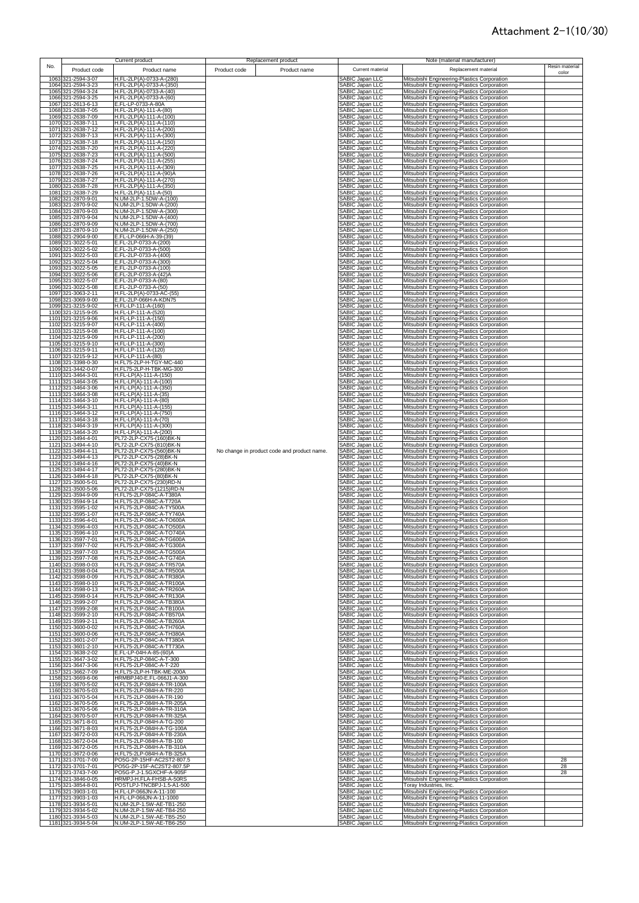# Attachment 2-1(10/30)

| No. | Current product | | Replacement product | | Note (material manufacturer) | | |
|---|---|---|---|---|---|---|---|
| | Product code | Product name | Product code | Product name | Current material | Replacement material | Resin material color |
| 1063 | 321-2594-3-07 | H.FL-2LP(A)-0733-A-(280) | | | SABIC Japan LLC | Mitsubishi Engineering-Plastics Corporation | |
| 1064 | 321-2594-3-23 | H.FL-2LP(A)-0733-A-(350) | | | SABIC Japan LLC | Mitsubishi Engineering-Plastics Corporation | |
| 1065 | 321-2594-3-24 | H.FL-2LP(A)-0733-A-(40) | | | SABIC Japan LLC | Mitsubishi Engineering-Plastics Corporation | |
| 1066 | 321-2594-3-25 | H.FL-2LP(A)-0733-A-(60) | | | SABIC Japan LLC | Mitsubishi Engineering-Plastics Corporation | |
| 1067 | 321-2613-6-13 | E.FL-LP-0733-A-80A | | | SABIC Japan LLC | Mitsubishi Engineering-Plastics Corporation | |
| 1068 | 321-2638-7-05 | H.FL-2LP(A)-111-A-(80) | | | SABIC Japan LLC | Mitsubishi Engineering-Plastics Corporation | |
| 1069 | 321-2638-7-09 | H.FL-2LP(A)-111-A-(100) | | | SABIC Japan LLC | Mitsubishi Engineering-Plastics Corporation | |
| 1070 | 321-2638-7-11 | H.FL-2LP(A)-111-A-(110) | | | SABIC Japan LLC | Mitsubishi Engineering-Plastics Corporation | |
| 1071 | 321-2638-7-12 | H.FL-2LP(A)-111-A-(200) | | | SABIC Japan LLC | Mitsubishi Engineering-Plastics Corporation | |
| 1072 | 321-2638-7-13 | H.FL-2LP(A)-111-A-(300) | | | SABIC Japan LLC | Mitsubishi Engineering-Plastics Corporation | |
| 1073 | 321-2638-7-18 | H.FL-2LP(A)-111-A-(150) | | | SABIC Japan LLC | Mitsubishi Engineering-Plastics Corporation | |
| 1074 | 321-2638-7-20 | H.FL-2LP(A)-111-A-(220) | | | SABIC Japan LLC | Mitsubishi Engineering-Plastics Corporation | |
| 1075 | 321-2638-7-23 | H.FL-2LP(A)-111-A-(500) | | | SABIC Japan LLC | Mitsubishi Engineering-Plastics Corporation | |
| 1076 | 321-2638-7-24 | H.FL-2LP(A)-111-A-(255) | | | SABIC Japan LLC | Mitsubishi Engineering-Plastics Corporation | |
| 1077 | 321-2638-7-25 | H.FL-2LP(A)-111-A-(309) | | | SABIC Japan LLC | Mitsubishi Engineering-Plastics Corporation | |
| 1078 | 321-2638-7-26 | H.FL-2LP(A)-111-A-(90)A | | | SABIC Japan LLC | Mitsubishi Engineering-Plastics Corporation | |
| 1079 | 321-2638-7-27 | H.FL-2LP(A)-111-A-(270) | | | SABIC Japan LLC | Mitsubishi Engineering-Plastics Corporation | |
| 1080 | 321-2638-7-28 | H.FL-2LP(A)-111-A-(350) | | | SABIC Japan LLC | Mitsubishi Engineering-Plastics Corporation | |
| 1081 | 321-2638-7-29 | H.FL-2LP(A)-111-A-(50) | | | SABIC Japan LLC | Mitsubishi Engineering-Plastics Corporation | |
| 1082 | 321-2870-9-01 | N.UM-2LP-1.5DW-A-(100) | | | SABIC Japan LLC | Mitsubishi Engineering-Plastics Corporation | |
| 1083 | 321-2870-9-02 | N.UM-2LP-1.5DW-A-(200) | | | SABIC Japan LLC | Mitsubishi Engineering-Plastics Corporation | |
| 1084 | 321-2870-9-03 | N.UM-2LP-1.5DW-A-(300) | | | SABIC Japan LLC | Mitsubishi Engineering-Plastics Corporation | |
| 1085 | 321-2870-9-04 | N.UM-2LP-1.5DW-A-(400) | | | SABIC Japan LLC | Mitsubishi Engineering-Plastics Corporation | |
| 1086 | 321-2870-9-09 | N.UM-2LP-1.5DW-A-(700) | | | SABIC Japan LLC | Mitsubishi Engineering-Plastics Corporation | |
| 1087 | 321-2870-9-10 | N.UM-2LP-1.5DW-A-(250) | | | SABIC Japan LLC | Mitsubishi Engineering-Plastics Corporation | |
| 1088 | 321-2904-9-00 | E.FL-LP-066H-A-39-(39) | | | SABIC Japan LLC | Mitsubishi Engineering-Plastics Corporation | |
| 1089 | 321-3022-5-01 | E.FL-2LP-0733-A-(200) | | | SABIC Japan LLC | Mitsubishi Engineering-Plastics Corporation | |
| 1090 | 321-3022-5-02 | E.FL-2LP-0733-A-(500) | | | SABIC Japan LLC | Mitsubishi Engineering-Plastics Corporation | |
| 1091 | 321-3022-5-03 | E.FL-2LP-0733-A-(400) | | | SABIC Japan LLC | Mitsubishi Engineering-Plastics Corporation | |
| 1092 | 321-3022-5-04 | E.FL-2LP-0733-A-(300) | | | SABIC Japan LLC | Mitsubishi Engineering-Plastics Corporation | |
| 1093 | 321-3022-5-05 | E.FL-2LP-0733-A-(100) | | | SABIC Japan LLC | Mitsubishi Engineering-Plastics Corporation | |
| 1094 | 321-3022-5-06 | E.FL-2LP-0733-A-(42)A | | | SABIC Japan LLC | Mitsubishi Engineering-Plastics Corporation | |
| 1095 | 321-3022-5-07 | E.FL-2LP-0733-A-(80) | | | SABIC Japan LLC | Mitsubishi Engineering-Plastics Corporation | |
| 1096 | 321-3022-5-08 | E.FL-2LP-0733-A-(50) | | | SABIC Japan LLC | Mitsubishi Engineering-Plastics Corporation | |
| 1097 | 321-3063-2-11 | H.FL-2LP(A)-0733-AC-(55) | | | SABIC Japan LLC | Mitsubishi Engineering-Plastics Corporation | |
| 1098 | 321-3069-9-00 | E.FL-2LP-066H-A-KDN75 | | | SABIC Japan LLC | Mitsubishi Engineering-Plastics Corporation | |
| 1099 | 321-3215-9-02 | H.FL-LP-111-A-(160) | | | SABIC Japan LLC | Mitsubishi Engineering-Plastics Corporation | |
| 1100 | 321-3215-9-05 | H.FL-LP-111-A-(520) | | | SABIC Japan LLC | Mitsubishi Engineering-Plastics Corporation | |
| 1101 | 321-3215-9-06 | H.FL-LP-111-A-(150) | | | SABIC Japan LLC | Mitsubishi Engineering-Plastics Corporation | |
| 1102 | 321-3215-9-07 | H.FL-LP-111-A-(400) | | | SABIC Japan LLC | Mitsubishi Engineering-Plastics Corporation | |
| 1103 | 321-3215-9-08 | H.FL-LP-111-A-(100) | | | SABIC Japan LLC | Mitsubishi Engineering-Plastics Corporation | |
| 1104 | 321-3215-9-09 | H.FL-LP-111-A-(200) | | | SABIC Japan LLC | Mitsubishi Engineering-Plastics Corporation | |
| 1105 | 321-3215-9-10 | H.FL-LP-111-A-(300) | | | SABIC Japan LLC | Mitsubishi Engineering-Plastics Corporation | |
| 1106 | 321-3215-9-11 | H.FL-LP-111-A-(120) | | | SABIC Japan LLC | Mitsubishi Engineering-Plastics Corporation | |
| 1107 | 321-3215-9-12 | H.FL-LP-111-A-(80) | | | SABIC Japan LLC | Mitsubishi Engineering-Plastics Corporation | |
| 1108 | 321-3398-0-30 | H.FL75-2LP-H-TGY-MC-440 | | | SABIC Japan LLC | Mitsubishi Engineering-Plastics Corporation | |
| 1109 | 321-3442-0-07 | H.FL75-2LP-H-TBK-MC-300 | | | SABIC Japan LLC | Mitsubishi Engineering-Plastics Corporation | |
| 1110 | 321-3464-3-01 | H.FL-LP(A)-111-A-(150) | | | SABIC Japan LLC | Mitsubishi Engineering-Plastics Corporation | |
| 1111 | 321-3464-3-05 | H.FL-LP(A)-111-A-(100) | | | SABIC Japan LLC | Mitsubishi Engineering-Plastics Corporation | |
| 1112 | 321-3464-3-06 | H.FL-LP(A)-111-A-(350) | | | SABIC Japan LLC | Mitsubishi Engineering-Plastics Corporation | |
| 1113 | 321-3464-3-08 | H.FL-LP(A)-111-A-(35) | | | SABIC Japan LLC | Mitsubishi Engineering-Plastics Corporation | |
| 1114 | 321-3464-3-10 | H.FL-LP(A)-111-A-(80) | | | SABIC Japan LLC | Mitsubishi Engineering-Plastics Corporation | |
| 1115 | 321-3464-3-11 | H.FL-LP(A)-111-A-(155) | | | SABIC Japan LLC | Mitsubishi Engineering-Plastics Corporation | |
| 1116 | 321-3464-3-12 | H.FL-LP(A)-111-A-(750) | | | SABIC Japan LLC | Mitsubishi Engineering-Plastics Corporation | |
| 1117 | 321-3464-3-18 | H.FL-LP(A)-111-A-(70) | | | SABIC Japan LLC | Mitsubishi Engineering-Plastics Corporation | |
| 1118 | 321-3464-3-19 | H.FL-LP(A)-111-A-(300) | | | SABIC Japan LLC | Mitsubishi Engineering-Plastics Corporation | |
| 1119 | 321-3464-3-20 | H.FL-LP(A)-111-A-(200) | | | SABIC Japan LLC | Mitsubishi Engineering-Plastics Corporation | |
| 1120 | 321-3494-4-01 | PL72-2LP-CX75-(160)BK-N | | | SABIC Japan LLC | Mitsubishi Engineering-Plastics Corporation | |
| 1121 | 321-3494-4-10 | PL72-2LP-CX75-(810)BK-N | | | SABIC Japan LLC | Mitsubishi Engineering-Plastics Corporation | |
| 1122 | 321-3494-4-11 | PL72-2LP-CX75-(560)BK-N | No change in product code and product name. | | SABIC Japan LLC | Mitsubishi Engineering-Plastics Corporation | |
| 1123 | 321-3494-4-13 | PL72-2LP-CX75-(28)BK-N | | | SABIC Japan LLC | Mitsubishi Engineering-Plastics Corporation | |
| 1124 | 321-3494-4-16 | PL72-2LP-CX75-(40)BK-N | | | SABIC Japan LLC | Mitsubishi Engineering-Plastics Corporation | |
| 1125 | 321-3494-4-17 | PL72-2LP-CX75-(280)BK-N | | | SABIC Japan LLC | Mitsubishi Engineering-Plastics Corporation | |
| 1126 | 321-3494-4-18 | PL72-2LP-CX75-(80)BK-N | | | SABIC Japan LLC | Mitsubishi Engineering-Plastics Corporation | |
| 1127 | 321-3500-5-01 | PL72-2LP-CX75-(230)RD-N | | | SABIC Japan LLC | Mitsubishi Engineering-Plastics Corporation | |
| 1128 | 321-3500-5-06 | PL72-2LP-CX75-(1215)RD-N | | | SABIC Japan LLC | Mitsubishi Engineering-Plastics Corporation | |
| 1129 | 321-3594-9-09 | H.FL75-2LP-084C-A-T380A | | | SABIC Japan LLC | Mitsubishi Engineering-Plastics Corporation | |
| 1130 | 321-3594-9-14 | H.FL75-2LP-084C-A-T720A | | | SABIC Japan LLC | Mitsubishi Engineering-Plastics Corporation | |
| 1131 | 321-3595-1-02 | H.FL75-2LP-084C-A-TY500A | | | SABIC Japan LLC | Mitsubishi Engineering-Plastics Corporation | |
| 1132 | 321-3595-1-07 | H.FL75-2LP-084C-A-TY740A | | | SABIC Japan LLC | Mitsubishi Engineering-Plastics Corporation | |
| 1133 | 321-3596-4-01 | H.FL75-2LP-084C-A-TO600A | | | SABIC Japan LLC | Mitsubishi Engineering-Plastics Corporation | |
| 1134 | 321-3596-4-03 | H.FL75-2LP-084C-A-TO500A | | | SABIC Japan LLC | Mitsubishi Engineering-Plastics Corporation | |
| 1135 | 321-3596-4-10 | H.FL75-2LP-084C-A-TO740A | | | SABIC Japan LLC | Mitsubishi Engineering-Plastics Corporation | |
| 1136 | 321-3597-7-01 | H.FL75-2LP-084C-A-TG600A | | | SABIC Japan LLC | Mitsubishi Engineering-Plastics Corporation | |
| 1137 | 321-3597-7-02 | H.FL75-2LP-084C-A-TG300A | | | SABIC Japan LLC | Mitsubishi Engineering-Plastics Corporation | |
| 1138 | 321-3597-7-03 | H.FL75-2LP-084C-A-TG500A | | | SABIC Japan LLC | Mitsubishi Engineering-Plastics Corporation | |
| 1139 | 321-3597-7-08 | H.FL75-2LP-084C-A-TG740A | | | SABIC Japan LLC | Mitsubishi Engineering-Plastics Corporation | |
| 1140 | 321-3598-0-03 | H.FL75-2LP-084C-A-TR570A | | | SABIC Japan LLC | Mitsubishi Engineering-Plastics Corporation | |
| 1141 | 321-3598-0-04 | H.FL75-2LP-084C-A-TR500A | | | SABIC Japan LLC | Mitsubishi Engineering-Plastics Corporation | |
| 1142 | 321-3598-0-09 | H.FL75-2LP-084C-A-TR380A | | | SABIC Japan LLC | Mitsubishi Engineering-Plastics Corporation | |
| 1143 | 321-3598-0-10 | H.FL75-2LP-084C-A-TR100A | | | SABIC Japan LLC | Mitsubishi Engineering-Plastics Corporation | |
| 1144 | 321-3598-0-13 | H.FL75-2LP-084C-A-TR260A | | | SABIC Japan LLC | Mitsubishi Engineering-Plastics Corporation | |
| 1145 | 321-3598-0-14 | H.FL75-2LP-084C-A-TR130A | | | SABIC Japan LLC | Mitsubishi Engineering-Plastics Corporation | |
| 1146 | 321-3599-2-07 | H.FL75-2LP-084C-A-TB380A | | | SABIC Japan LLC | Mitsubishi Engineering-Plastics Corporation | |
| 1147 | 321-3599-2-08 | H.FL75-2LP-084C-A-TB100A | | | SABIC Japan LLC | Mitsubishi Engineering-Plastics Corporation | |
| 1148 | 321-3599-2-10 | H.FL75-2LP-084C-A-TB570A | | | SABIC Japan LLC | Mitsubishi Engineering-Plastics Corporation | |
| 1149 | 321-3599-2-11 | H.FL75-2LP-084C-A-TB260A | | | SABIC Japan LLC | Mitsubishi Engineering-Plastics Corporation | |
| 1150 | 321-3600-0-02 | H.FL75-2LP-084C-A-TH760A | | | SABIC Japan LLC | Mitsubishi Engineering-Plastics Corporation | |
| 1151 | 321-3600-0-06 | H.FL75-2LP-084C-A-TH380A | | | SABIC Japan LLC | Mitsubishi Engineering-Plastics Corporation | |
| 1152 | 321-3601-2-07 | H.FL75-2LP-084C-A-TT380A | | | SABIC Japan LLC | Mitsubishi Engineering-Plastics Corporation | |
| 1153 | 321-3601-2-10 | H.FL75-2LP-084C-A-TT730A | | | SABIC Japan LLC | Mitsubishi Engineering-Plastics Corporation | |
| 1154 | 321-3638-2-02 | E.FL-LP-04H-A-85-(60)A | | | SABIC Japan LLC | Mitsubishi Engineering-Plastics Corporation | |
| 1155 | 321-3647-3-02 | H.FL75-2LP-084C-A-T-300 | | | SABIC Japan LLC | Mitsubishi Engineering-Plastics Corporation | |
| 1156 | 321-3647-3-06 | H.FL75-2LP-084C-A-T-220 | | | SABIC Japan LLC | Mitsubishi Engineering-Plastics Corporation | |
| 1157 | 321-3662-7-09 | H.FL75-2LP-H-TBK-ME-200A | | | SABIC Japan LLC | Mitsubishi Engineering-Plastics Corporation | |
| 1158 | 321-3669-6-06 | HRMBPJ40-E.FL-066J1-A-300 | | | SABIC Japan LLC | Mitsubishi Engineering-Plastics Corporation | |
| 1159 | 321-3670-5-02 | H.FL75-2LP-084H-A-TR-100A | | | SABIC Japan LLC | Mitsubishi Engineering-Plastics Corporation | |
| 1160 | 321-3670-5-03 | H.FL75-2LP-084H-A-TR-220 | | | SABIC Japan LLC | Mitsubishi Engineering-Plastics Corporation | |
| 1161 | 321-3670-5-04 | H.FL75-2LP-084H-A-TR-190 | | | SABIC Japan LLC | Mitsubishi Engineering-Plastics Corporation | |
| 1162 | 321-3670-5-05 | H.FL75-2LP-084H-A-TR-205A | | | SABIC Japan LLC | Mitsubishi Engineering-Plastics Corporation | |
| 1163 | 321-3670-5-06 | H.FL75-2LP-084H-A-TR-310A | | | SABIC Japan LLC | Mitsubishi Engineering-Plastics Corporation | |
| 1164 | 321-3670-5-07 | H.FL75-2LP-084H-A-TR-325A | | | SABIC Japan LLC | Mitsubishi Engineering-Plastics Corporation | |
| 1165 | 321-3671-8-01 | H.FL75-2LP-084H-A-TG-200 | | | SABIC Japan LLC | Mitsubishi Engineering-Plastics Corporation | |
| 1166 | 321-3671-8-03 | H.FL75-2LP-084H-A-TG-100A | | | SABIC Japan LLC | Mitsubishi Engineering-Plastics Corporation | |
| 1167 | 321-3672-0-03 | H.FL75-2LP-084H-A-TB-230A | | | SABIC Japan LLC | Mitsubishi Engineering-Plastics Corporation | |
| 1168 | 321-3672-0-04 | H.FL75-2LP-084H-A-TB-100 | | | SABIC Japan LLC | Mitsubishi Engineering-Plastics Corporation | |
| 1169 | 321-3672-0-05 | H.FL75-2LP-084H-A-TB-310A | | | SABIC Japan LLC | Mitsubishi Engineering-Plastics Corporation | |
| 1170 | 321-3672-0-06 | H.FL75-2LP-084H-A-TB-325A | | | SABIC Japan LLC | Mitsubishi Engineering-Plastics Corporation | |
| 1171 | 321-3701-7-00 | PO5G-2P-15HF-AC2ST2-807.5 | | | SABIC Japan LLC | Mitsubishi Engineering-Plastics Corporation | 28 |
| 1172 | 321-3701-7-01 | PO5G-2P-15F-AC2ST2-807.5P | | | SABIC Japan LLC | Mitsubishi Engineering-Plastics Corporation | 28 |
| 1173 | 321-3743-7-00 | PO5G-P.J-1.5GXCHF-A-905F | | | SABIC Japan LLC | Mitsubishi Engineering-Plastics Corporation | 28 |
| 1174 | 321-3846-0-05 | HRMPJ-H.FLA-FHSB-A-50RS | | | SABIC Japan LLC | Mitsubishi Engineering-Plastics Corporation | |
| 1175 | 321-3854-8-01 | POSTLPJ-TNCBPJ-1.5-A1-500 | | | SABIC Japan LLC | Toray Industries, Inc. | |
| 1176 | 321-3903-1-01 | H.FL-LP-066JN-A-11-100 | | | SABIC Japan LLC | Mitsubishi Engineering-Plastics Corporation | |
| 1177 | 321-3903-1-03 | H.FL-LP-066JN-A-11-1000 | | | SABIC Japan LLC | Mitsubishi Engineering-Plastics Corporation | |
| 1178 | 321-3934-5-01 | N.UM-2LP-1.5W-AE-TB1-250 | | | SABIC Japan LLC | Mitsubishi Engineering-Plastics Corporation | |
| 1179 | 321-3934-5-02 | N.UM-2LP-1.5W-AE-TB4-250 | | | SABIC Japan LLC | Mitsubishi Engineering-Plastics Corporation | |
| 1180 | 321-3934-5-03 | N.UM-2LP-1.5W-AE-TB5-250 | | | SABIC Japan LLC | Mitsubishi Engineering-Plastics Corporation | |
| 1181 | 321-3934-5-04 | N.UM-2LP-1.5W-AE-TB6-250 | | | SABIC Japan LLC | Mitsubishi Engineering-Plastics Corporation | |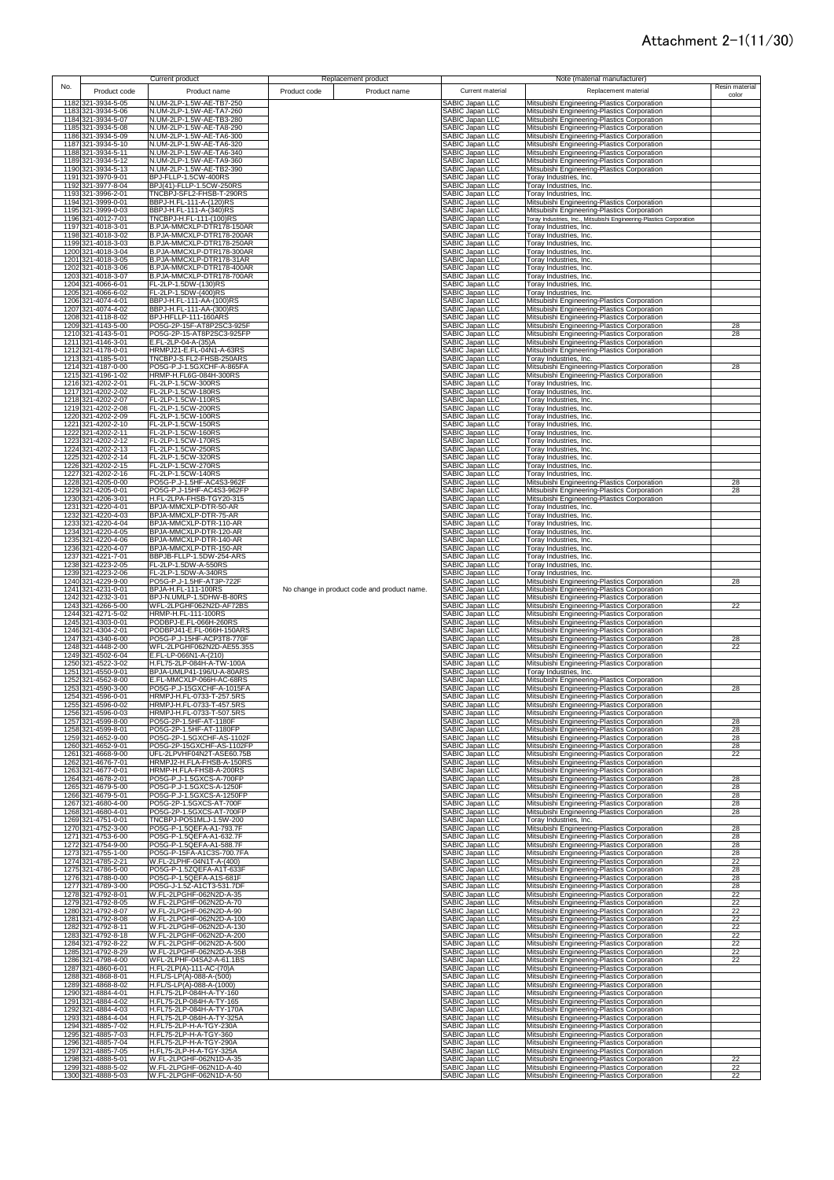# Attachment 2-1(11/30)

| No. | Current product | | Replacement product | | Note (material manufacturer) | | |
|---|---|---|---|---|---|---|---|
| | Product code | Product name | Product code | Product name | Current material | Replacement material | Resin material color |
| 1182 | 321-3934-5-05 | N.UM-2LP-1.5W-AE-TB7-250 | | | SABIC Japan LLC | Mitsubishi Engineering-Plastics Corporation | |
| 1183 | 321-3934-5-06 | N.UM-2LP-1.5W-AE-TA7-260 | | | SABIC Japan LLC | Mitsubishi Engineering-Plastics Corporation | |
| 1184 | 321-3934-5-07 | N.UM-2LP-1.5W-AE-TB3-280 | | | SABIC Japan LLC | Mitsubishi Engineering-Plastics Corporation | |
| 1185 | 321-3934-5-08 | N.UM-2LP-1.5W-AE-TA8-290 | | | SABIC Japan LLC | Mitsubishi Engineering-Plastics Corporation | |
| 1186 | 321-3934-5-09 | N.UM-2LP-1.5W-AE-TA6-300 | | | SABIC Japan LLC | Mitsubishi Engineering-Plastics Corporation | |
| 1187 | 321-3934-5-10 | N.UM-2LP-1.5W-AE-TA6-320 | | | SABIC Japan LLC | Mitsubishi Engineering-Plastics Corporation | |
| 1188 | 321-3934-5-11 | N.UM-2LP-1.5W-AE-TA6-340 | | | SABIC Japan LLC | Mitsubishi Engineering-Plastics Corporation | |
| 1189 | 321-3934-5-12 | N.UM-2LP-1.5W-AE-TA9-360 | | | SABIC Japan LLC | Mitsubishi Engineering-Plastics Corporation | |
| 1190 | 321-3934-5-13 | N.UM-2LP-1.5W-AE-TB2-390 | | | SABIC Japan LLC | Mitsubishi Engineering-Plastics Corporation | |
| 1191 | 321-3970-9-01 | BPJ-FLLP-1.5CW-400RS | | | SABIC Japan LLC | Toray Industries, Inc. | |
| 1192 | 321-3977-8-04 | BPJ(41)-FLLP-1.5CW-250RS | | | SABIC Japan LLC | Toray Industries, Inc. | |
| 1193 | 321-3996-2-01 | TNCBPJ-SFL2-FHSB-T-290RS | | | SABIC Japan LLC | Toray Industries, Inc. | |
| 1194 | 321-3999-0-01 | BBPJ-H.FL-111-A-(120)RS | | | SABIC Japan LLC | Mitsubishi Engineering-Plastics Corporation | |
| 1195 | 321-3999-0-03 | BBPJ-H.FL-111-A-(340)RS | | | SABIC Japan LLC | Mitsubishi Engineering-Plastics Corporation | |
| 1196 | 321-4012-7-01 | TNCBPJ-H.FL-111-(100)RS | | | SABIC Japan LLC | Toray Industries, Inc., Mitsubishi Engineering-Plastics Corporation | |
| 1197 | 321-4018-3-01 | B.PJA-MMCXLP-DTR178-150AR | | | SABIC Japan LLC | Toray Industries, Inc. | |
| 1198 | 321-4018-3-02 | B.PJA-MMCXLP-DTR178-200AR | | | SABIC Japan LLC | Toray Industries, Inc. | |
| 1199 | 321-4018-3-03 | B.PJA-MMCXLP-DTR178-250AR | | | SABIC Japan LLC | Toray Industries, Inc. | |
| 1200 | 321-4018-3-04 | B.PJA-MMCXLP-DTR178-300AR | | | SABIC Japan LLC | Toray Industries, Inc. | |
| 1201 | 321-4018-3-05 | B.PJA-MMCXLP-DTR178-31AR | | | SABIC Japan LLC | Toray Industries, Inc. | |
| 1202 | 321-4018-3-06 | B.PJA-MMCXLP-DTR178-400AR | | | SABIC Japan LLC | Toray Industries, Inc. | |
| 1203 | 321-4018-3-07 | B.PJA-MMCXLP-DTR178-700AR | | | SABIC Japan LLC | Toray Industries, Inc. | |
| 1204 | 321-4066-6-01 | FL-2LP-1.5DW-(130)RS | | | SABIC Japan LLC | Toray Industries, Inc. | |
| 1205 | 321-4066-6-02 | FL-2LP-1.5DW-(400)RS | | | SABIC Japan LLC | Toray Industries, Inc. | |
| 1206 | 321-4074-4-01 | BBPJ-H.FL-111-AA-(100)RS | | | SABIC Japan LLC | Mitsubishi Engineering-Plastics Corporation | |
| 1207 | 321-4074-4-02 | BBPJ-H.FL-111-AA-(300)RS | | | SABIC Japan LLC | Mitsubishi Engineering-Plastics Corporation | |
| 1208 | 321-4118-8-02 | BPJ-HFLLP-111-160ARS | | | SABIC Japan LLC | Mitsubishi Engineering-Plastics Corporation | |
| 1209 | 321-4143-5-00 | PO5G-2P-15F-AT8P2SC3-925F | | | SABIC Japan LLC | Mitsubishi Engineering-Plastics Corporation | 28 |
| 1210 | 321-4143-5-01 | PO5G-2P-15-AT8P2SC3-925FP | | | SABIC Japan LLC | Mitsubishi Engineering-Plastics Corporation | 28 |
| 1211 | 321-4146-3-01 | E.FL-2LP-04-A-(35)A | | | SABIC Japan LLC | Mitsubishi Engineering-Plastics Corporation | |
| 1212 | 321-4178-0-01 | HRMPJ21-E.FL-04N1-A-63RS | | | SABIC Japan LLC | Mitsubishi Engineering-Plastics Corporation | |
| 1213 | 321-4185-5-01 | TNCBPJ-S.FL2-FHSB-250ARS | | | SABIC Japan LLC | Toray Industries, Inc. | |
| 1214 | 321-4187-0-00 | PO5G-P.J-1.5GXCHF-A-865FA | | | SABIC Japan LLC | Mitsubishi Engineering-Plastics Corporation | 28 |
| 1215 | 321-4196-1-02 | HRMP-H.FL6G-084H-300RS | | | SABIC Japan LLC | Mitsubishi Engineering-Plastics Corporation | |
| 1216 | 321-4202-2-01 | FL-2LP-1.5CW-300RS | | | SABIC Japan LLC | Toray Industries, Inc. | |
| 1217 | 321-4202-2-02 | FL-2LP-1.5CW-180RS | | | SABIC Japan LLC | Toray Industries, Inc. | |
| 1218 | 321-4202-2-07 | FL-2LP-1.5CW-110RS | | | SABIC Japan LLC | Toray Industries, Inc. | |
| 1219 | 321-4202-2-08 | FL-2LP-1.5CW-200RS | | | SABIC Japan LLC | Toray Industries, Inc. | |
| 1220 | 321-4202-2-09 | FL-2LP-1.5CW-100RS | | | SABIC Japan LLC | Toray Industries, Inc. | |
| 1221 | 321-4202-2-10 | FL-2LP-1.5CW-150RS | | | SABIC Japan LLC | Toray Industries, Inc. | |
| 1222 | 321-4202-2-11 | FL-2LP-1.5CW-160RS | | | SABIC Japan LLC | Toray Industries, Inc. | |
| 1223 | 321-4202-2-12 | FL-2LP-1.5CW-170RS | | | SABIC Japan LLC | Toray Industries, Inc. | |
| 1224 | 321-4202-2-13 | FL-2LP-1.5CW-250RS | | | SABIC Japan LLC | Toray Industries, Inc. | |
| 1225 | 321-4202-2-14 | FL-2LP-1.5CW-320RS | | | SABIC Japan LLC | Toray Industries, Inc. | |
| 1226 | 321-4202-2-15 | FL-2LP-1.5CW-270RS | | | SABIC Japan LLC | Toray Industries, Inc. | |
| 1227 | 321-4202-2-16 | FL-2LP-1.5CW-140RS | | | SABIC Japan LLC | Toray Industries, Inc. | |
| 1228 | 321-4205-0-00 | PO5G-P.J-1.5HF-AC4S3-962F | | | SABIC Japan LLC | Mitsubishi Engineering-Plastics Corporation | 28 |
| 1229 | 321-4205-0-01 | PO5G-P.J-15HF-AC4S3-962FP | | | SABIC Japan LLC | Mitsubishi Engineering-Plastics Corporation | 28 |
| 1230 | 321-4206-3-01 | H.FL-2LPA-FHSB-TGY20-315 | | | SABIC Japan LLC | Mitsubishi Engineering-Plastics Corporation | |
| 1231 | 321-4220-4-01 | BPJA-MMCXLP-DTR-50-AR | | | SABIC Japan LLC | Toray Industries, Inc. | |
| 1232 | 321-4220-4-03 | BPJA-MMCXLP-DTR-75-AR | | | SABIC Japan LLC | Toray Industries, Inc. | |
| 1233 | 321-4220-4-04 | BPJA-MMCXLP-DTR-110-AR | | | SABIC Japan LLC | Toray Industries, Inc. | |
| 1234 | 321-4220-4-05 | BPJA-MMCXLP-DTR-120-AR | | | SABIC Japan LLC | Toray Industries, Inc. | |
| 1235 | 321-4220-4-06 | BPJA-MMCXLP-DTR-140-AR | | | SABIC Japan LLC | Toray Industries, Inc. | |
| 1236 | 321-4220-4-07 | BPJA-MMCXLP-DTR-150-AR | | | SABIC Japan LLC | Toray Industries, Inc. | |
| 1237 | 321-4221-7-01 | BBPJB-FLLP-1.5DW-254-ARS | | | SABIC Japan LLC | Toray Industries, Inc. | |
| 1238 | 321-4223-2-05 | FL-2LP-1.5DW-A-550RS | | | SABIC Japan LLC | Toray Industries, Inc. | |
| 1239 | 321-4223-2-06 | FL-2LP-1.5DW-A-340RS | | | SABIC Japan LLC | Toray Industries, Inc. | |
| 1240 | 321-4229-9-00 | PO5G-P.J-1.5HF-AT3P-722F | | | SABIC Japan LLC | Mitsubishi Engineering-Plastics Corporation | 28 |
| 1241 | 321-4231-0-01 | BPJA-H.FL-111-100RS | No change in product code and product name. | | SABIC Japan LLC | Mitsubishi Engineering-Plastics Corporation | |
| 1242 | 321-4232-3-01 | BPJ-N.UMLP-1.5DHW-B-80RS | | | SABIC Japan LLC | Mitsubishi Engineering-Plastics Corporation | |
| 1243 | 321-4266-5-00 | WFL-2LPGHF062N2D-AF72BS | | | SABIC Japan LLC | Mitsubishi Engineering-Plastics Corporation | 22 |
| 1244 | 321-4271-5-02 | HRMP-H.FL-111-100RS | | | SABIC Japan LLC | Mitsubishi Engineering-Plastics Corporation | |
| 1245 | 321-4303-0-01 | PODBPJ-E.FL-066H-260RS | | | SABIC Japan LLC | Mitsubishi Engineering-Plastics Corporation | |
| 1246 | 321-4304-2-01 | PODBPJ41-E.FL-066H-150ARS | | | SABIC Japan LLC | Mitsubishi Engineering-Plastics Corporation | |
| 1247 | 321-4340-6-00 | PO5G-P.J-15HF-ACP3T8-770F | | | SABIC Japan LLC | Mitsubishi Engineering-Plastics Corporation | 28 |
| 1248 | 321-4448-2-00 | WFL-2LPGHF062N2D-AE55.35S | | | SABIC Japan LLC | Mitsubishi Engineering-Plastics Corporation | 22 |
| 1249 | 321-4502-6-04 | E.FL-LP-066N1-A-(210) | | | SABIC Japan LLC | Mitsubishi Engineering-Plastics Corporation | |
| 1250 | 321-4523-2-02 | H.FL75-2LP-084H-A-TW-100A | | | SABIC Japan LLC | Mitsubishi Engineering-Plastics Corporation | |
| 1251 | 321-4550-9-01 | BPJA-UMLP41-196/U-A-80ARS | | | SABIC Japan LLC | Toray Industries, Inc. | |
| 1252 | 321-4562-8-00 | E.FL-MMCXLP-066H-AC-68RS | | | SABIC Japan LLC | Mitsubishi Engineering-Plastics Corporation | |
| 1253 | 321-4590-3-00 | PO5G-P.J-15GXCHF-A-1015FA | | | SABIC Japan LLC | Mitsubishi Engineering-Plastics Corporation | 28 |
| 1254 | 321-4596-0-01 | HRMPJ-H.FL-0733-T-257.5RS | | | SABIC Japan LLC | Mitsubishi Engineering-Plastics Corporation | |
| 1255 | 321-4596-0-02 | HRMPJ-H.FL-0733-T-457.5RS | | | SABIC Japan LLC | Mitsubishi Engineering-Plastics Corporation | |
| 1256 | 321-4596-0-03 | HRMPJ-H.FL-0733-T-507.5RS | | | SABIC Japan LLC | Mitsubishi Engineering-Plastics Corporation | |
| 1257 | 321-4599-8-00 | PO5G-2P-1.5HF-AT-1180F | | | SABIC Japan LLC | Mitsubishi Engineering-Plastics Corporation | 28 |
| 1258 | 321-4599-8-01 | PO5G-2P-1.5HF-AT-1180FP | | | SABIC Japan LLC | Mitsubishi Engineering-Plastics Corporation | 28 |
| 1259 | 321-4652-9-00 | PO5G-2P-1.5GXCHF-AS-1102F | | | SABIC Japan LLC | Mitsubishi Engineering-Plastics Corporation | 28 |
| 1260 | 321-4652-9-01 | PO5G-2P-15GXCHF-AS-1102FP | | | SABIC Japan LLC | Mitsubishi Engineering-Plastics Corporation | 28 |
| 1261 | 321-4668-9-00 | UFL-2LPVHF04N2T-ASE60.75B | | | SABIC Japan LLC | Mitsubishi Engineering-Plastics Corporation | 22 |
| 1262 | 321-4676-7-01 | HRMPJ2-H.FLA-FHSB-A-150RS | | | SABIC Japan LLC | Mitsubishi Engineering-Plastics Corporation | |
| 1263 | 321-4677-0-01 | HRMP-H.FLA-FHSB-A-200RS | | | SABIC Japan LLC | Mitsubishi Engineering-Plastics Corporation | |
| 1264 | 321-4678-2-01 | PO5G-P.J-1.5GXCS-A-700FP | | | SABIC Japan LLC | Mitsubishi Engineering-Plastics Corporation | 28 |
| 1265 | 321-4679-5-00 | PO5G-P.J-1.5GXCS-A-1250F | | | SABIC Japan LLC | Mitsubishi Engineering-Plastics Corporation | 28 |
| 1266 | 321-4679-5-01 | PO5G-P.J-1.5GXCS-A-1250FP | | | SABIC Japan LLC | Mitsubishi Engineering-Plastics Corporation | 28 |
| 1267 | 321-4680-4-00 | PO5G-2P-1.5GXCS-AT-700F | | | SABIC Japan LLC | Mitsubishi Engineering-Plastics Corporation | 28 |
| 1268 | 321-4680-4-01 | PO5G-2P-1.5GXCS-AT-700FP | | | SABIC Japan LLC | Mitsubishi Engineering-Plastics Corporation | 28 |
| 1269 | 321-4751-0-01 | TNCBPJ-PO51MLJ-1.5W-200 | | | SABIC Japan LLC | Toray Industries, Inc. | |
| 1270 | 321-4752-3-00 | PO5G-P-1.5QEFA-A1-793.7F | | | SABIC Japan LLC | Mitsubishi Engineering-Plastics Corporation | 28 |
| 1271 | 321-4753-6-00 | PO5G-P-1.5QEFA-A1-632.7F | | | SABIC Japan LLC | Mitsubishi Engineering-Plastics Corporation | 28 |
| 1272 | 321-4754-9-00 | PO5G-P-1.5QEFA-A1-588.7F | | | SABIC Japan LLC | Mitsubishi Engineering-Plastics Corporation | 28 |
| 1273 | 321-4755-1-00 | PO5G-P-15FA-A1C3S-700.7FA | | | SABIC Japan LLC | Mitsubishi Engineering-Plastics Corporation | 28 |
| 1274 | 321-4785-2-21 | W.FL-2LPHF-04N1T-A-(400) | | | SABIC Japan LLC | Mitsubishi Engineering-Plastics Corporation | 22 |
| 1275 | 321-4786-5-00 | PO5G-P-1.5ZQEFA-A1T-633F | | | SABIC Japan LLC | Mitsubishi Engineering-Plastics Corporation | 28 |
| 1276 | 321-4788-0-00 | PO5G-P-1.5QEFA-A1S-681F | | | SABIC Japan LLC | Mitsubishi Engineering-Plastics Corporation | 28 |
| 1277 | 321-4789-3-00 | PO5G-J-1.5Z-A1CT3-531.7DF | | | SABIC Japan LLC | Mitsubishi Engineering-Plastics Corporation | 28 |
| 1278 | 321-4792-8-01 | W.FL-2LPGHF-062N2D-A-35 | | | SABIC Japan LLC | Mitsubishi Engineering-Plastics Corporation | 22 |
| 1279 | 321-4792-8-05 | W.FL-2LPGHF-062N2D-A-70 | | | SABIC Japan LLC | Mitsubishi Engineering-Plastics Corporation | 22 |
| 1280 | 321-4792-8-07 | W.FL-2LPGHF-062N2D-A-90 | | | SABIC Japan LLC | Mitsubishi Engineering-Plastics Corporation | 22 |
| 1281 | 321-4792-8-08 | W.FL-2LPGHF-062N2D-A-100 | | | SABIC Japan LLC | Mitsubishi Engineering-Plastics Corporation | 22 |
| 1282 | 321-4792-8-11 | W.FL-2LPGHF-062N2D-A-130 | | | SABIC Japan LLC | Mitsubishi Engineering-Plastics Corporation | 22 |
| 1283 | 321-4792-8-18 | W.FL-2LPGHF-062N2D-A-200 | | | SABIC Japan LLC | Mitsubishi Engineering-Plastics Corporation | 22 |
| 1284 | 321-4792-8-22 | W.FL-2LPGHF-062N2D-A-500 | | | SABIC Japan LLC | Mitsubishi Engineering-Plastics Corporation | 22 |
| 1285 | 321-4792-8-29 | W.FL-2LPGHF-062N2D-A-35B | | | SABIC Japan LLC | Mitsubishi Engineering-Plastics Corporation | 22 |
| 1286 | 321-4798-4-00 | WFL-2LPHF-04SA2-A-61.1BS | | | SABIC Japan LLC | Mitsubishi Engineering-Plastics Corporation | 22 |
| 1287 | 321-4860-6-01 | H.FL-2LP(A)-111-AC-(70)A | | | SABIC Japan LLC | Mitsubishi Engineering-Plastics Corporation | |
| 1288 | 321-4868-8-01 | H.FL/S-LP(A)-088-A-(500) | | | SABIC Japan LLC | Mitsubishi Engineering-Plastics Corporation | |
| 1289 | 321-4868-8-02 | H.FL/S-LP(A)-088-A-(1000) | | | SABIC Japan LLC | Mitsubishi Engineering-Plastics Corporation | |
| 1290 | 321-4884-4-01 | H.FL75-2LP-084H-A-TY-160 | | | SABIC Japan LLC | Mitsubishi Engineering-Plastics Corporation | |
| 1291 | 321-4884-4-02 | H.FL75-2LP-084H-A-TY-165 | | | SABIC Japan LLC | Mitsubishi Engineering-Plastics Corporation | |
| 1292 | 321-4884-4-03 | H.FL75-2LP-084H-A-TY-170A | | | SABIC Japan LLC | Mitsubishi Engineering-Plastics Corporation | |
| 1293 | 321-4884-4-04 | H.FL75-2LP-084H-A-TY-325A | | | SABIC Japan LLC | Mitsubishi Engineering-Plastics Corporation | |
| 1294 | 321-4885-7-02 | H.FL75-2LP-H-A-TGY-230A | | | SABIC Japan LLC | Mitsubishi Engineering-Plastics Corporation | |
| 1295 | 321-4885-7-03 | H.FL75-2LP-H-A-TGY-360 | | | SABIC Japan LLC | Mitsubishi Engineering-Plastics Corporation | |
| 1296 | 321-4885-7-04 | H.FL75-2LP-H-A-TGY-290A | | | SABIC Japan LLC | Mitsubishi Engineering-Plastics Corporation | |
| 1297 | 321-4885-7-05 | H.FL75-2LP-H-A-TGY-325A | | | SABIC Japan LLC | Mitsubishi Engineering-Plastics Corporation | |
| 1298 | 321-4888-5-01 | W.FL-2LPGHF-062N1D-A-35 | | | SABIC Japan LLC | Mitsubishi Engineering-Plastics Corporation | 22 |
| 1299 | 321-4888-5-02 | W.FL-2LPGHF-062N1D-A-40 | | | SABIC Japan LLC | Mitsubishi Engineering-Plastics Corporation | 22 |
| 1300 | 321-4888-5-03 | W.FL-2LPGHF-062N1D-A-50 | | | SABIC Japan LLC | Mitsubishi Engineering-Plastics Corporation | 22 |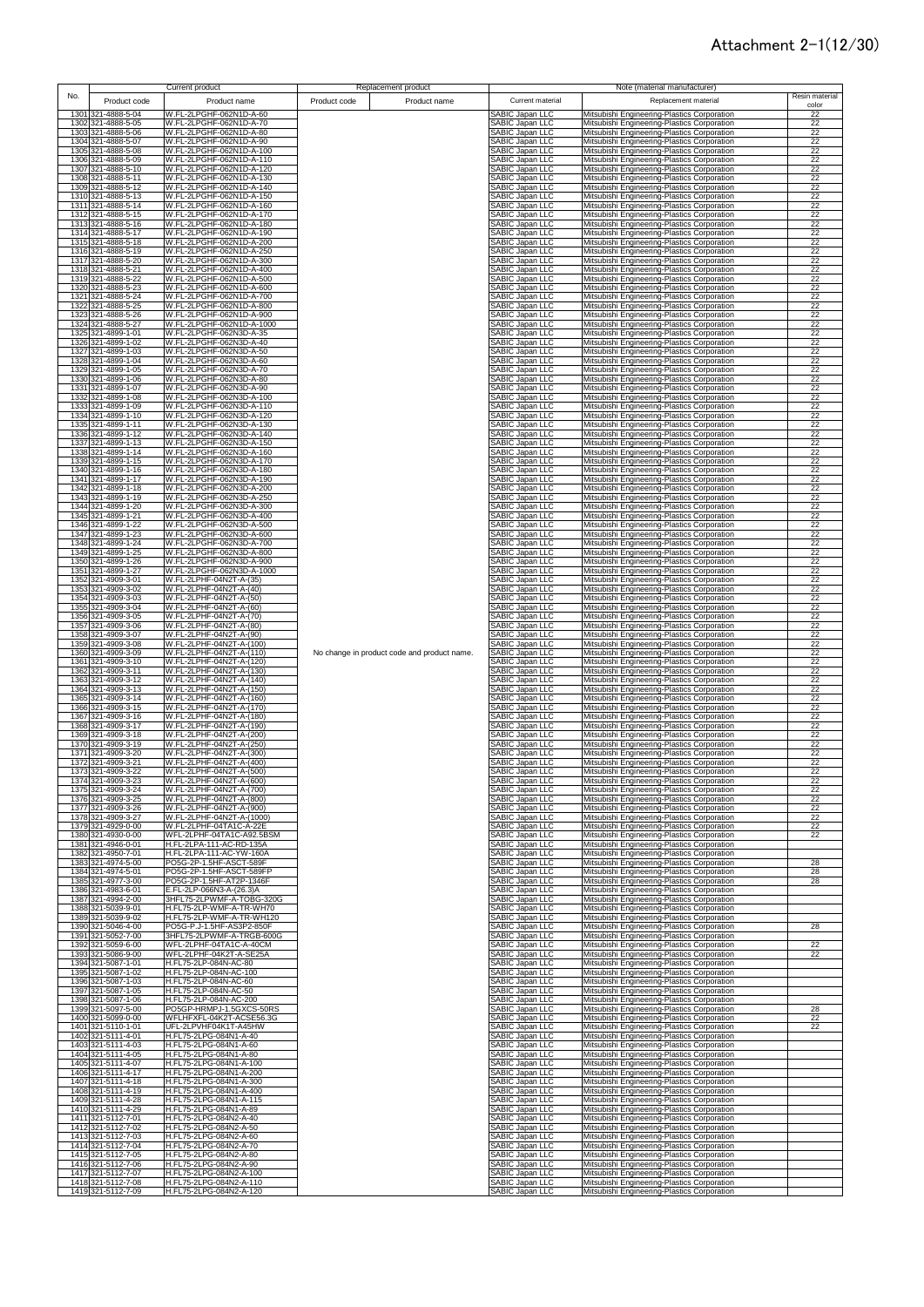# Attachment 2-1(12/30)

| No. | Current product | | Replacement product | | Note (material manufacturer) | | |
|---|---|---|---|---|---|---|---|
| | Product code | Product name | Product code | Product name | Current material | Replacement material | Resin material color |
| 1301 | 321-4888-5-04 | W.FL-2LPGHF-062N1D-A-60 | No change in product code and product name. | | SABIC Japan LLC | Mitsubishi Engineering-Plastics Corporation | 22 |
| 1302 | 321-4888-5-05 | W.FL-2LPGHF-062N1D-A-70 | | | SABIC Japan LLC | Mitsubishi Engineering-Plastics Corporation | 22 |
| 1303 | 321-4888-5-06 | W.FL-2LPGHF-062N1D-A-80 | | | SABIC Japan LLC | Mitsubishi Engineering-Plastics Corporation | 22 |
| 1304 | 321-4888-5-07 | W.FL-2LPGHF-062N1D-A-90 | | | SABIC Japan LLC | Mitsubishi Engineering-Plastics Corporation | 22 |
| 1305 | 321-4888-5-08 | W.FL-2LPGHF-062N1D-A-100 | | | SABIC Japan LLC | Mitsubishi Engineering-Plastics Corporation | 22 |
| 1306 | 321-4888-5-09 | W.FL-2LPGHF-062N1D-A-110 | | | SABIC Japan LLC | Mitsubishi Engineering-Plastics Corporation | 22 |
| 1307 | 321-4888-5-10 | W.FL-2LPGHF-062N1D-A-120 | | | SABIC Japan LLC | Mitsubishi Engineering-Plastics Corporation | 22 |
| 1308 | 321-4888-5-11 | W.FL-2LPGHF-062N1D-A-130 | | | SABIC Japan LLC | Mitsubishi Engineering-Plastics Corporation | 22 |
| 1309 | 321-4888-5-12 | W.FL-2LPGHF-062N1D-A-140 | | | SABIC Japan LLC | Mitsubishi Engineering-Plastics Corporation | 22 |
| 1310 | 321-4888-5-13 | W.FL-2LPGHF-062N1D-A-150 | | | SABIC Japan LLC | Mitsubishi Engineering-Plastics Corporation | 22 |
| 1311 | 321-4888-5-14 | W.FL-2LPGHF-062N1D-A-160 | | | SABIC Japan LLC | Mitsubishi Engineering-Plastics Corporation | 22 |
| 1312 | 321-4888-5-15 | W.FL-2LPGHF-062N1D-A-170 | | | SABIC Japan LLC | Mitsubishi Engineering-Plastics Corporation | 22 |
| 1313 | 321-4888-5-16 | W.FL-2LPGHF-062N1D-A-180 | | | SABIC Japan LLC | Mitsubishi Engineering-Plastics Corporation | 22 |
| 1314 | 321-4888-5-17 | W.FL-2LPGHF-062N1D-A-190 | | | SABIC Japan LLC | Mitsubishi Engineering-Plastics Corporation | 22 |
| 1315 | 321-4888-5-18 | W.FL-2LPGHF-062N1D-A-200 | | | SABIC Japan LLC | Mitsubishi Engineering-Plastics Corporation | 22 |
| 1316 | 321-4888-5-19 | W.FL-2LPGHF-062N1D-A-250 | | | SABIC Japan LLC | Mitsubishi Engineering-Plastics Corporation | 22 |
| 1317 | 321-4888-5-20 | W.FL-2LPGHF-062N1D-A-300 | | | SABIC Japan LLC | Mitsubishi Engineering-Plastics Corporation | 22 |
| 1318 | 321-4888-5-21 | W.FL-2LPGHF-062N1D-A-400 | | | SABIC Japan LLC | Mitsubishi Engineering-Plastics Corporation | 22 |
| 1319 | 321-4888-5-22 | W.FL-2LPGHF-062N1D-A-500 | | | SABIC Japan LLC | Mitsubishi Engineering-Plastics Corporation | 22 |
| 1320 | 321-4888-5-23 | W.FL-2LPGHF-062N1D-A-600 | | | SABIC Japan LLC | Mitsubishi Engineering-Plastics Corporation | 22 |
| 1321 | 321-4888-5-24 | W.FL-2LPGHF-062N1D-A-700 | | | SABIC Japan LLC | Mitsubishi Engineering-Plastics Corporation | 22 |
| 1322 | 321-4888-5-25 | W.FL-2LPGHF-062N1D-A-800 | | | SABIC Japan LLC | Mitsubishi Engineering-Plastics Corporation | 22 |
| 1323 | 321-4888-5-26 | W.FL-2LPGHF-062N1D-A-900 | | | SABIC Japan LLC | Mitsubishi Engineering-Plastics Corporation | 22 |
| 1324 | 321-4888-5-27 | W.FL-2LPGHF-062N1D-A-1000 | | | SABIC Japan LLC | Mitsubishi Engineering-Plastics Corporation | 22 |
| 1325 | 321-4899-1-01 | W.FL-2LPGHF-062N3D-A-35 | | | SABIC Japan LLC | Mitsubishi Engineering-Plastics Corporation | 22 |
| 1326 | 321-4899-1-02 | W.FL-2LPGHF-062N3D-A-40 | | | SABIC Japan LLC | Mitsubishi Engineering-Plastics Corporation | 22 |
| 1327 | 321-4899-1-03 | W.FL-2LPGHF-062N3D-A-50 | | | SABIC Japan LLC | Mitsubishi Engineering-Plastics Corporation | 22 |
| 1328 | 321-4899-1-04 | W.FL-2LPGHF-062N3D-A-60 | | | SABIC Japan LLC | Mitsubishi Engineering-Plastics Corporation | 22 |
| 1329 | 321-4899-1-05 | W.FL-2LPGHF-062N3D-A-70 | | | SABIC Japan LLC | Mitsubishi Engineering-Plastics Corporation | 22 |
| 1330 | 321-4899-1-06 | W.FL-2LPGHF-062N3D-A-80 | | | SABIC Japan LLC | Mitsubishi Engineering-Plastics Corporation | 22 |
| 1331 | 321-4899-1-07 | W.FL-2LPGHF-062N3D-A-90 | | | SABIC Japan LLC | Mitsubishi Engineering-Plastics Corporation | 22 |
| 1332 | 321-4899-1-08 | W.FL-2LPGHF-062N3D-A-100 | | | SABIC Japan LLC | Mitsubishi Engineering-Plastics Corporation | 22 |
| 1333 | 321-4899-1-09 | W.FL-2LPGHF-062N3D-A-110 | | | SABIC Japan LLC | Mitsubishi Engineering-Plastics Corporation | 22 |
| 1334 | 321-4899-1-10 | W.FL-2LPGHF-062N3D-A-120 | | | SABIC Japan LLC | Mitsubishi Engineering-Plastics Corporation | 22 |
| 1335 | 321-4899-1-11 | W.FL-2LPGHF-062N3D-A-130 | | | SABIC Japan LLC | Mitsubishi Engineering-Plastics Corporation | 22 |
| 1336 | 321-4899-1-12 | W.FL-2LPGHF-062N3D-A-140 | | | SABIC Japan LLC | Mitsubishi Engineering-Plastics Corporation | 22 |
| 1337 | 321-4899-1-13 | W.FL-2LPGHF-062N3D-A-150 | | | SABIC Japan LLC | Mitsubishi Engineering-Plastics Corporation | 22 |
| 1338 | 321-4899-1-14 | W.FL-2LPGHF-062N3D-A-160 | | | SABIC Japan LLC | Mitsubishi Engineering-Plastics Corporation | 22 |
| 1339 | 321-4899-1-15 | W.FL-2LPGHF-062N3D-A-170 | | | SABIC Japan LLC | Mitsubishi Engineering-Plastics Corporation | 22 |
| 1340 | 321-4899-1-16 | W.FL-2LPGHF-062N3D-A-180 | | | SABIC Japan LLC | Mitsubishi Engineering-Plastics Corporation | 22 |
| 1341 | 321-4899-1-17 | W.FL-2LPGHF-062N3D-A-190 | | | SABIC Japan LLC | Mitsubishi Engineering-Plastics Corporation | 22 |
| 1342 | 321-4899-1-18 | W.FL-2LPGHF-062N3D-A-200 | | | SABIC Japan LLC | Mitsubishi Engineering-Plastics Corporation | 22 |
| 1343 | 321-4899-1-19 | W.FL-2LPGHF-062N3D-A-250 | | | SABIC Japan LLC | Mitsubishi Engineering-Plastics Corporation | 22 |
| 1344 | 321-4899-1-20 | W.FL-2LPGHF-062N3D-A-300 | | | SABIC Japan LLC | Mitsubishi Engineering-Plastics Corporation | 22 |
| 1345 | 321-4899-1-21 | W.FL-2LPGHF-062N3D-A-400 | | | SABIC Japan LLC | Mitsubishi Engineering-Plastics Corporation | 22 |
| 1346 | 321-4899-1-22 | W.FL-2LPGHF-062N3D-A-500 | | | SABIC Japan LLC | Mitsubishi Engineering-Plastics Corporation | 22 |
| 1347 | 321-4899-1-23 | W.FL-2LPGHF-062N3D-A-600 | | | SABIC Japan LLC | Mitsubishi Engineering-Plastics Corporation | 22 |
| 1348 | 321-4899-1-24 | W.FL-2LPGHF-062N3D-A-700 | | | SABIC Japan LLC | Mitsubishi Engineering-Plastics Corporation | 22 |
| 1349 | 321-4899-1-25 | W.FL-2LPGHF-062N3D-A-800 | | | SABIC Japan LLC | Mitsubishi Engineering-Plastics Corporation | 22 |
| 1350 | 321-4899-1-26 | W.FL-2LPGHF-062N3D-A-900 | | | SABIC Japan LLC | Mitsubishi Engineering-Plastics Corporation | 22 |
| 1351 | 321-4899-1-27 | W.FL-2LPGHF-062N3D-A-1000 | | | SABIC Japan LLC | Mitsubishi Engineering-Plastics Corporation | 22 |
| 1352 | 321-4909-3-01 | W.FL-2LPHF-04N2T-A-(35) | | | SABIC Japan LLC | Mitsubishi Engineering-Plastics Corporation | 22 |
| 1353 | 321-4909-3-02 | W.FL-2LPHF-04N2T-A-(40) | | | SABIC Japan LLC | Mitsubishi Engineering-Plastics Corporation | 22 |
| 1354 | 321-4909-3-03 | W.FL-2LPHF-04N2T-A-(50) | | | SABIC Japan LLC | Mitsubishi Engineering-Plastics Corporation | 22 |
| 1355 | 321-4909-3-04 | W.FL-2LPHF-04N2T-A-(60) | | | SABIC Japan LLC | Mitsubishi Engineering-Plastics Corporation | 22 |
| 1356 | 321-4909-3-05 | W.FL-2LPHF-04N2T-A-(70) | | | SABIC Japan LLC | Mitsubishi Engineering-Plastics Corporation | 22 |
| 1357 | 321-4909-3-06 | W.FL-2LPHF-04N2T-A-(80) | | | SABIC Japan LLC | Mitsubishi Engineering-Plastics Corporation | 22 |
| 1358 | 321-4909-3-07 | W.FL-2LPHF-04N2T-A-(90) | | | SABIC Japan LLC | Mitsubishi Engineering-Plastics Corporation | 22 |
| 1359 | 321-4909-3-08 | W.FL-2LPHF-04N2T-A-(100) | | | SABIC Japan LLC | Mitsubishi Engineering-Plastics Corporation | 22 |
| 1360 | 321-4909-3-09 | W.FL-2LPHF-04N2T-A-(110) | | | SABIC Japan LLC | Mitsubishi Engineering-Plastics Corporation | 22 |
| 1361 | 321-4909-3-10 | W.FL-2LPHF-04N2T-A-(120) | | | SABIC Japan LLC | Mitsubishi Engineering-Plastics Corporation | 22 |
| 1362 | 321-4909-3-11 | W.FL-2LPHF-04N2T-A-(130) | | | SABIC Japan LLC | Mitsubishi Engineering-Plastics Corporation | 22 |
| 1363 | 321-4909-3-12 | W.FL-2LPHF-04N2T-A-(140) | | | SABIC Japan LLC | Mitsubishi Engineering-Plastics Corporation | 22 |
| 1364 | 321-4909-3-13 | W.FL-2LPHF-04N2T-A-(150) | | | SABIC Japan LLC | Mitsubishi Engineering-Plastics Corporation | 22 |
| 1365 | 321-4909-3-14 | W.FL-2LPHF-04N2T-A-(160) | | | SABIC Japan LLC | Mitsubishi Engineering-Plastics Corporation | 22 |
| 1366 | 321-4909-3-15 | W.FL-2LPHF-04N2T-A-(170) | | | SABIC Japan LLC | Mitsubishi Engineering-Plastics Corporation | 22 |
| 1367 | 321-4909-3-16 | W.FL-2LPHF-04N2T-A-(180) | | | SABIC Japan LLC | Mitsubishi Engineering-Plastics Corporation | 22 |
| 1368 | 321-4909-3-17 | W.FL-2LPHF-04N2T-A-(190) | | | SABIC Japan LLC | Mitsubishi Engineering-Plastics Corporation | 22 |
| 1369 | 321-4909-3-18 | W.FL-2LPHF-04N2T-A-(200) | | | SABIC Japan LLC | Mitsubishi Engineering-Plastics Corporation | 22 |
| 1370 | 321-4909-3-19 | W.FL-2LPHF-04N2T-A-(250) | | | SABIC Japan LLC | Mitsubishi Engineering-Plastics Corporation | 22 |
| 1371 | 321-4909-3-20 | W.FL-2LPHF-04N2T-A-(300) | | | SABIC Japan LLC | Mitsubishi Engineering-Plastics Corporation | 22 |
| 1372 | 321-4909-3-21 | W.FL-2LPHF-04N2T-A-(400) | | | SABIC Japan LLC | Mitsubishi Engineering-Plastics Corporation | 22 |
| 1373 | 321-4909-3-22 | W.FL-2LPHF-04N2T-A-(500) | | | SABIC Japan LLC | Mitsubishi Engineering-Plastics Corporation | 22 |
| 1374 | 321-4909-3-23 | W.FL-2LPHF-04N2T-A-(600) | | | SABIC Japan LLC | Mitsubishi Engineering-Plastics Corporation | 22 |
| 1375 | 321-4909-3-24 | W.FL-2LPHF-04N2T-A-(700) | | | SABIC Japan LLC | Mitsubishi Engineering-Plastics Corporation | 22 |
| 1376 | 321-4909-3-25 | W.FL-2LPHF-04N2T-A-(800) | | | SABIC Japan LLC | Mitsubishi Engineering-Plastics Corporation | 22 |
| 1377 | 321-4909-3-26 | W.FL-2LPHF-04N2T-A-(900) | | | SABIC Japan LLC | Mitsubishi Engineering-Plastics Corporation | 22 |
| 1378 | 321-4909-3-27 | W.FL-2LPHF-04N2T-A-(1000) | | | SABIC Japan LLC | Mitsubishi Engineering-Plastics Corporation | 22 |
| 1379 | 321-4929-0-00 | W.FL-2LPHF-04TA1C-A-22E | | | SABIC Japan LLC | Mitsubishi Engineering-Plastics Corporation | 22 |
| 1380 | 321-4930-0-00 | WFL-2LPHF-04TA1C-A92.5BSM | | | SABIC Japan LLC | Mitsubishi Engineering-Plastics Corporation | 22 |
| 1381 | 321-4946-0-01 | H.FL-2LPA-111-AC-RD-135A | | | SABIC Japan LLC | Mitsubishi Engineering-Plastics Corporation | |
| 1382 | 321-4950-7-01 | H.FL-2LPA-111-AC-YW-160A | | | SABIC Japan LLC | Mitsubishi Engineering-Plastics Corporation | |
| 1383 | 321-4974-5-00 | PO5G-2P-1.5HF-ASCT-589F | | | SABIC Japan LLC | Mitsubishi Engineering-Plastics Corporation | 28 |
| 1384 | 321-4974-5-01 | PO5G-2P-1.5HF-ASCT-589FP | | | SABIC Japan LLC | Mitsubishi Engineering-Plastics Corporation | 28 |
| 1385 | 321-4977-3-00 | PO5G-2P-1.5HF-AT2P-1346F | | | SABIC Japan LLC | Mitsubishi Engineering-Plastics Corporation | 28 |
| 1386 | 321-4983-6-01 | E.FL-2LP-066N3-A-(26.3)A | | | SABIC Japan LLC | Mitsubishi Engineering-Plastics Corporation | |
| 1387 | 321-4994-2-00 | 3HFL75-2LPWMF-A-TOBG-320G | | | SABIC Japan LLC | Mitsubishi Engineering-Plastics Corporation | |
| 1388 | 321-5039-9-01 | H.FL75-2LP-WMF-A-TR-WH70 | | | SABIC Japan LLC | Mitsubishi Engineering-Plastics Corporation | |
| 1389 | 321-5039-9-02 | H.FL75-2LP-WMF-A-TR-WH120 | | | SABIC Japan LLC | Mitsubishi Engineering-Plastics Corporation | |
| 1390 | 321-5046-4-00 | PO5G-P.J-1.5HF-AS3P2-850F | | | SABIC Japan LLC | Mitsubishi Engineering-Plastics Corporation | 28 |
| 1391 | 321-5052-7-00 | 3HFL75-2LPWMF-A-TRGB-600G | | | SABIC Japan LLC | Mitsubishi Engineering-Plastics Corporation | |
| 1392 | 321-5059-6-00 | WFL-2LPHF-04TA1C-A-40CM | | | SABIC Japan LLC | Mitsubishi Engineering-Plastics Corporation | 22 |
| 1393 | 321-5086-9-00 | WFL-2LPHF-04K2T-A-SE25A | | | SABIC Japan LLC | Mitsubishi Engineering-Plastics Corporation | 22 |
| 1394 | 321-5087-1-01 | H.FL75-2LP-084N-AC-80 | | | SABIC Japan LLC | Mitsubishi Engineering-Plastics Corporation | |
| 1395 | 321-5087-1-02 | H.FL75-2LP-084N-AC-100 | | | SABIC Japan LLC | Mitsubishi Engineering-Plastics Corporation | |
| 1396 | 321-5087-1-03 | H.FL75-2LP-084N-AC-60 | | | SABIC Japan LLC | Mitsubishi Engineering-Plastics Corporation | |
| 1397 | 321-5087-1-05 | H.FL75-2LP-084N-AC-50 | | | SABIC Japan LLC | Mitsubishi Engineering-Plastics Corporation | |
| 1398 | 321-5087-1-06 | H.FL75-2LP-084N-AC-200 | | | SABIC Japan LLC | Mitsubishi Engineering-Plastics Corporation | |
| 1399 | 321-5097-5-00 | PO5GP-HRMPJ-1.5GXCS-50RS | | | SABIC Japan LLC | Mitsubishi Engineering-Plastics Corporation | 28 |
| 1400 | 321-5099-0-00 | WFLHFXFL-04K2T-ACSE56.3G | | | SABIC Japan LLC | Mitsubishi Engineering-Plastics Corporation | 22 |
| 1401 | 321-5110-1-01 | UFL-2LPVHF04KIT-A45HW | | | SABIC Japan LLC | Mitsubishi Engineering-Plastics Corporation | 22 |
| 1402 | 321-5111-4-01 | H.FL75-2LPG-084N1-A-40 | | | SABIC Japan LLC | Mitsubishi Engineering-Plastics Corporation | |
| 1403 | 321-5111-4-03 | H.FL75-2LPG-084N1-A-60 | | | SABIC Japan LLC | Mitsubishi Engineering-Plastics Corporation | |
| 1404 | 321-5111-4-05 | H.FL75-2LPG-084N1-A-80 | | | SABIC Japan LLC | Mitsubishi Engineering-Plastics Corporation | |
| 1405 | 321-5111-4-07 | H.FL75-2LPG-084N1-A-100 | | | SABIC Japan LLC | Mitsubishi Engineering-Plastics Corporation | |
| 1406 | 321-5111-4-17 | H.FL75-2LPG-084N1-A-200 | | | SABIC Japan LLC | Mitsubishi Engineering-Plastics Corporation | |
| 1407 | 321-5111-4-18 | H.FL75-2LPG-084N1-A-300 | | | SABIC Japan LLC | Mitsubishi Engineering-Plastics Corporation | |
| 1408 | 321-5111-4-19 | H.FL75-2LPG-084N1-A-400 | | | SABIC Japan LLC | Mitsubishi Engineering-Plastics Corporation | |
| 1409 | 321-5111-4-28 | H.FL75-2LPG-084N1-A-115 | | | SABIC Japan LLC | Mitsubishi Engineering-Plastics Corporation | |
| 1410 | 321-5111-4-29 | H.FL75-2LPG-084N1-A-89 | | | SABIC Japan LLC | Mitsubishi Engineering-Plastics Corporation | |
| 1411 | 321-5112-7-01 | H.FL75-2LPG-084N2-A-40 | | | SABIC Japan LLC | Mitsubishi Engineering-Plastics Corporation | |
| 1412 | 321-5112-7-02 | H.FL75-2LPG-084N2-A-50 | | | SABIC Japan LLC | Mitsubishi Engineering-Plastics Corporation | |
| 1413 | 321-5112-7-03 | H.FL75-2LPG-084N2-A-60 | | | SABIC Japan LLC | Mitsubishi Engineering-Plastics Corporation | |
| 1414 | 321-5112-7-04 | H.FL75-2LPG-084N2-A-70 | | | SABIC Japan LLC | Mitsubishi Engineering-Plastics Corporation | |
| 1415 | 321-5112-7-05 | H.FL75-2LPG-084N2-A-80 | | | SABIC Japan LLC | Mitsubishi Engineering-Plastics Corporation | |
| 1416 | 321-5112-7-06 | H.FL75-2LPG-084N2-A-90 | | | SABIC Japan LLC | Mitsubishi Engineering-Plastics Corporation | |
| 1417 | 321-5112-7-07 | H.FL75-2LPG-084N2-A-100 | | | SABIC Japan LLC | Mitsubishi Engineering-Plastics Corporation | |
| 1418 | 321-5112-7-08 | H.FL75-2LPG-084N2-A-110 | | | SABIC Japan LLC | Mitsubishi Engineering-Plastics Corporation | |
| 1419 | 321-5112-7-09 | H.FL75-2LPG-084N2-A-120 | | | SABIC Japan LLC | Mitsubishi Engineering-Plastics Corporation | |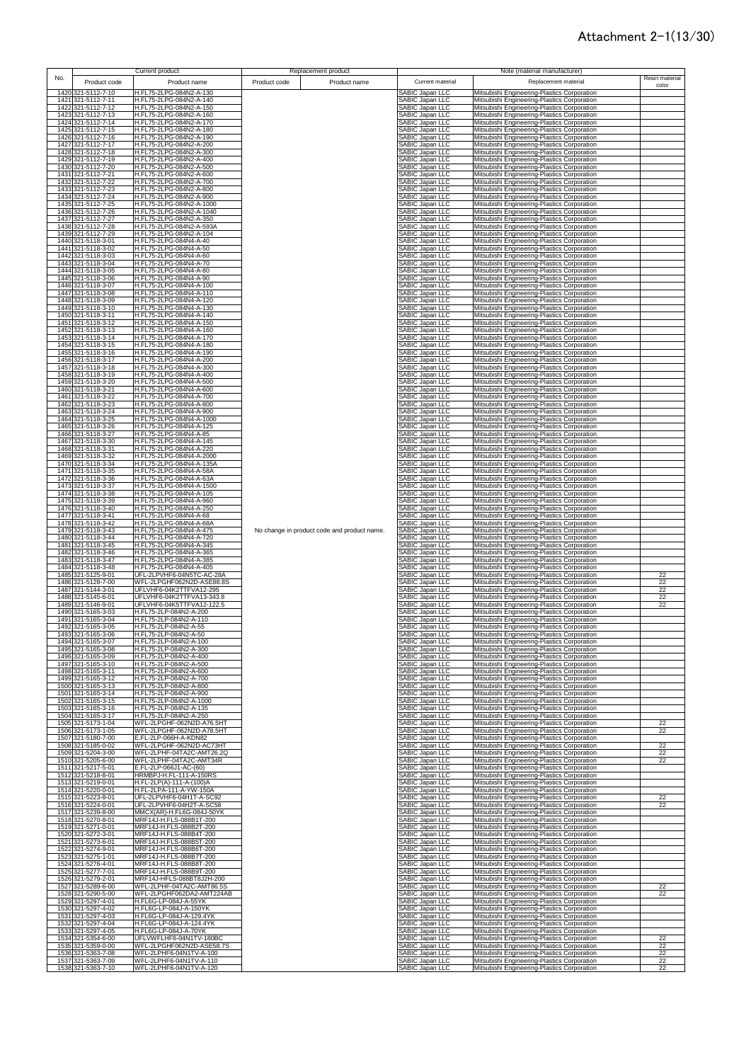# Attachment 2-1(13/30)

| No. | Current product | | Replacement product | | Note (material manufacturer) | | |
|---|---|---|---|---|---|---|---|
| | Product code | Product name | Product code | Product name | Current material | Replacement material | Resin material color |
| 1420 | 321-5112-7-10 | H.FL75-2LPG-084N2-A-130 | | | SABIC Japan LLC | Mitsubishi Engineering-Plastics Corporation | |
| 1421 | 321-5112-7-11 | H.FL75-2LPG-084N2-A-140 | | | SABIC Japan LLC | Mitsubishi Engineering-Plastics Corporation | |
| 1422 | 321-5112-7-12 | H.FL75-2LPG-084N2-A-150 | | | SABIC Japan LLC | Mitsubishi Engineering-Plastics Corporation | |
| 1423 | 321-5112-7-13 | H.FL75-2LPG-084N2-A-160 | | | SABIC Japan LLC | Mitsubishi Engineering-Plastics Corporation | |
| 1424 | 321-5112-7-14 | H.FL75-2LPG-084N2-A-170 | | | SABIC Japan LLC | Mitsubishi Engineering-Plastics Corporation | |
| 1425 | 321-5112-7-15 | H.FL75-2LPG-084N2-A-180 | | | SABIC Japan LLC | Mitsubishi Engineering-Plastics Corporation | |
| 1426 | 321-5112-7-16 | H.FL75-2LPG-084N2-A-190 | | | SABIC Japan LLC | Mitsubishi Engineering-Plastics Corporation | |
| 1427 | 321-5112-7-17 | H.FL75-2LPG-084N2-A-200 | | | SABIC Japan LLC | Mitsubishi Engineering-Plastics Corporation | |
| 1428 | 321-5112-7-18 | H.FL75-2LPG-084N2-A-300 | | | SABIC Japan LLC | Mitsubishi Engineering-Plastics Corporation | |
| 1429 | 321-5112-7-19 | H.FL75-2LPG-084N2-A-400 | | | SABIC Japan LLC | Mitsubishi Engineering-Plastics Corporation | |
| 1430 | 321-5112-7-20 | H.FL75-2LPG-084N2-A-500 | | | SABIC Japan LLC | Mitsubishi Engineering-Plastics Corporation | |
| 1431 | 321-5112-7-21 | H.FL75-2LPG-084N2-A-600 | | | SABIC Japan LLC | Mitsubishi Engineering-Plastics Corporation | |
| 1432 | 321-5112-7-22 | H.FL75-2LPG-084N2-A-700 | | | SABIC Japan LLC | Mitsubishi Engineering-Plastics Corporation | |
| 1433 | 321-5112-7-23 | H.FL75-2LPG-084N2-A-800 | | | SABIC Japan LLC | Mitsubishi Engineering-Plastics Corporation | |
| 1434 | 321-5112-7-24 | H.FL75-2LPG-084N2-A-900 | | | SABIC Japan LLC | Mitsubishi Engineering-Plastics Corporation | |
| 1435 | 321-5112-7-25 | H.FL75-2LPG-084N2-A-1000 | | | SABIC Japan LLC | Mitsubishi Engineering-Plastics Corporation | |
| 1436 | 321-5112-7-26 | H.FL75-2LPG-084N2-A-1040 | | | SABIC Japan LLC | Mitsubishi Engineering-Plastics Corporation | |
| 1437 | 321-5112-7-27 | H.FL75-2LPG-084N2-A-350 | | | SABIC Japan LLC | Mitsubishi Engineering-Plastics Corporation | |
| 1438 | 321-5112-7-28 | H.FL75-2LPG-084N2-A-593A | | | SABIC Japan LLC | Mitsubishi Engineering-Plastics Corporation | |
| 1439 | 321-5112-7-29 | H.FL75-2LPG-084N2-A-104 | | | SABIC Japan LLC | Mitsubishi Engineering-Plastics Corporation | |
| 1440 | 321-5118-3-01 | H.FL75-2LPG-084N4-A-40 | | | SABIC Japan LLC | Mitsubishi Engineering-Plastics Corporation | |
| 1441 | 321-5118-3-02 | H.FL75-2LPG-084N4-A-50 | | | SABIC Japan LLC | Mitsubishi Engineering-Plastics Corporation | |
| 1442 | 321-5118-3-03 | H.FL75-2LPG-084N4-A-60 | | | SABIC Japan LLC | Mitsubishi Engineering-Plastics Corporation | |
| 1443 | 321-5118-3-04 | H.FL75-2LPG-084N4-A-70 | | | SABIC Japan LLC | Mitsubishi Engineering-Plastics Corporation | |
| 1444 | 321-5118-3-05 | H.FL75-2LPG-084N4-A-80 | | | SABIC Japan LLC | Mitsubishi Engineering-Plastics Corporation | |
| 1445 | 321-5118-3-06 | H.FL75-2LPG-084N4-A-90 | | | SABIC Japan LLC | Mitsubishi Engineering-Plastics Corporation | |
| 1446 | 321-5118-3-07 | H.FL75-2LPG-084N4-A-100 | | | SABIC Japan LLC | Mitsubishi Engineering-Plastics Corporation | |
| 1447 | 321-5118-3-08 | H.FL75-2LPG-084N4-A-110 | | | SABIC Japan LLC | Mitsubishi Engineering-Plastics Corporation | |
| 1448 | 321-5118-3-09 | H.FL75-2LPG-084N4-A-120 | | | SABIC Japan LLC | Mitsubishi Engineering-Plastics Corporation | |
| 1449 | 321-5118-3-10 | H.FL75-2LPG-084N4-A-130 | | | SABIC Japan LLC | Mitsubishi Engineering-Plastics Corporation | |
| 1450 | 321-5118-3-11 | H.FL75-2LPG-084N4-A-140 | | | SABIC Japan LLC | Mitsubishi Engineering-Plastics Corporation | |
| 1451 | 321-5118-3-12 | H.FL75-2LPG-084N4-A-150 | | | SABIC Japan LLC | Mitsubishi Engineering-Plastics Corporation | |
| 1452 | 321-5118-3-13 | H.FL75-2LPG-084N4-A-160 | | | SABIC Japan LLC | Mitsubishi Engineering-Plastics Corporation | |
| 1453 | 321-5118-3-14 | H.FL75-2LPG-084N4-A-170 | | | SABIC Japan LLC | Mitsubishi Engineering-Plastics Corporation | |
| 1454 | 321-5118-3-15 | H.FL75-2LPG-084N4-A-180 | | | SABIC Japan LLC | Mitsubishi Engineering-Plastics Corporation | |
| 1455 | 321-5118-3-16 | H.FL75-2LPG-084N4-A-190 | | | SABIC Japan LLC | Mitsubishi Engineering-Plastics Corporation | |
| 1456 | 321-5118-3-17 | H.FL75-2LPG-084N4-A-200 | | | SABIC Japan LLC | Mitsubishi Engineering-Plastics Corporation | |
| 1457 | 321-5118-3-18 | H.FL75-2LPG-084N4-A-300 | | | SABIC Japan LLC | Mitsubishi Engineering-Plastics Corporation | |
| 1458 | 321-5118-3-19 | H.FL75-2LPG-084N4-A-400 | | | SABIC Japan LLC | Mitsubishi Engineering-Plastics Corporation | |
| 1459 | 321-5118-3-20 | H.FL75-2LPG-084N4-A-500 | | | SABIC Japan LLC | Mitsubishi Engineering-Plastics Corporation | |
| 1460 | 321-5118-3-21 | H.FL75-2LPG-084N4-A-600 | | | SABIC Japan LLC | Mitsubishi Engineering-Plastics Corporation | |
| 1461 | 321-5118-3-22 | H.FL75-2LPG-084N4-A-700 | | | SABIC Japan LLC | Mitsubishi Engineering-Plastics Corporation | |
| 1462 | 321-5118-3-23 | H.FL75-2LPG-084N4-A-800 | | | SABIC Japan LLC | Mitsubishi Engineering-Plastics Corporation | |
| 1463 | 321-5118-3-24 | H.FL75-2LPG-084N4-A-900 | | | SABIC Japan LLC | Mitsubishi Engineering-Plastics Corporation | |
| 1464 | 321-5118-3-25 | H.FL75-2LPG-084N4-A-1000 | | | SABIC Japan LLC | Mitsubishi Engineering-Plastics Corporation | |
| 1465 | 321-5118-3-26 | H.FL75-2LPG-084N4-A-125 | | | SABIC Japan LLC | Mitsubishi Engineering-Plastics Corporation | |
| 1466 | 321-5118-3-27 | H.FL75-2LPG-084N4-A-85 | | | SABIC Japan LLC | Mitsubishi Engineering-Plastics Corporation | |
| 1467 | 321-5118-3-30 | H.FL75-2LPG-084N4-A-145 | | | SABIC Japan LLC | Mitsubishi Engineering-Plastics Corporation | |
| 1468 | 321-5118-3-31 | H.FL75-2LPG-084N4-A-220 | | | SABIC Japan LLC | Mitsubishi Engineering-Plastics Corporation | |
| 1469 | 321-5118-3-32 | H.FL75-2LPG-084N4-A-2000 | | | SABIC Japan LLC | Mitsubishi Engineering-Plastics Corporation | |
| 1470 | 321-5118-3-34 | H.FL75-2LPG-084N4-A-135A | | | SABIC Japan LLC | Mitsubishi Engineering-Plastics Corporation | |
| 1471 | 321-5118-3-35 | H.FL75-2LPG-084N4-A-58A | | | SABIC Japan LLC | Mitsubishi Engineering-Plastics Corporation | |
| 1472 | 321-5118-3-36 | H.FL75-2LPG-084N4-A-63A | | | SABIC Japan LLC | Mitsubishi Engineering-Plastics Corporation | |
| 1473 | 321-5118-3-37 | H.FL75-2LPG-084N4-A-1500 | | | SABIC Japan LLC | Mitsubishi Engineering-Plastics Corporation | |
| 1474 | 321-5118-3-38 | H.FL75-2LPG-084N4-A-105 | | | SABIC Japan LLC | Mitsubishi Engineering-Plastics Corporation | |
| 1475 | 321-5118-3-39 | H.FL75-2LPG-084N4-A-960 | | | SABIC Japan LLC | Mitsubishi Engineering-Plastics Corporation | |
| 1476 | 321-5118-3-40 | H.FL75-2LPG-084N4-A-250 | | | SABIC Japan LLC | Mitsubishi Engineering-Plastics Corporation | |
| 1477 | 321-5118-3-41 | H.FL75-2LPG-084N4-A-68 | | | SABIC Japan LLC | Mitsubishi Engineering-Plastics Corporation | |
| 1478 | 321-5118-3-42 | H.FL75-2LPG-084N4-A-68A | | | SABIC Japan LLC | Mitsubishi Engineering-Plastics Corporation | |
| 1479 | 321-5118-3-43 | H.FL75-2LPG-084N4-A-475 | No change in product code and product name. | | SABIC Japan LLC | Mitsubishi Engineering-Plastics Corporation | |
| 1480 | 321-5118-3-44 | H.FL75-2LPG-084N4-A-720 | | | SABIC Japan LLC | Mitsubishi Engineering-Plastics Corporation | |
| 1481 | 321-5118-3-45 | H.FL75-2LPG-084N4-A-345 | | | SABIC Japan LLC | Mitsubishi Engineering-Plastics Corporation | |
| 1482 | 321-5118-3-46 | H.FL75-2LPG-084N4-A-365 | | | SABIC Japan LLC | Mitsubishi Engineering-Plastics Corporation | |
| 1483 | 321-5118-3-47 | H.FL75-2LPG-084N4-A-385 | | | SABIC Japan LLC | Mitsubishi Engineering-Plastics Corporation | |
| 1484 | 321-5118-3-48 | H.FL75-2LPG-084N4-A-405 | | | SABIC Japan LLC | Mitsubishi Engineering-Plastics Corporation | |
| 1485 | 321-5125-9-01 | UFL-2LPVHF6-04N5TC-AC-28A | | | SABIC Japan LLC | Mitsubishi Engineering-Plastics Corporation | 22 |
| 1486 | 321-5128-7-00 | WFL-2LPGHF062N2D-ASE88.8S | | | SABIC Japan LLC | Mitsubishi Engineering-Plastics Corporation | 22 |
| 1487 | 321-5144-3-01 | UFLVHF6-04K2TTFVA12-295 | | | SABIC Japan LLC | Mitsubishi Engineering-Plastics Corporation | 22 |
| 1488 | 321-5145-6-01 | UFLVHF6-04K2TTFVA13-343.8 | | | SABIC Japan LLC | Mitsubishi Engineering-Plastics Corporation | 22 |
| 1489 | 321-5146-9-01 | UFLVHF6-04K5TTFVA12-122.5 | | | SABIC Japan LLC | Mitsubishi Engineering-Plastics Corporation | 22 |
| 1490 | 321-5165-3-03 | H.FL75-2LP-084N2-A-200 | | | SABIC Japan LLC | Mitsubishi Engineering-Plastics Corporation | |
| 1491 | 321-5165-3-04 | H.FL75-2LP-084N2-A-110 | | | SABIC Japan LLC | Mitsubishi Engineering-Plastics Corporation | |
| 1492 | 321-5165-3-05 | H.FL75-2LP-084N2-A-55 | | | SABIC Japan LLC | Mitsubishi Engineering-Plastics Corporation | |
| 1493 | 321-5165-3-06 | H.FL75-2LP-084N2-A-50 | | | SABIC Japan LLC | Mitsubishi Engineering-Plastics Corporation | |
| 1494 | 321-5165-3-07 | H.FL75-2LP-084N2-A-100 | | | SABIC Japan LLC | Mitsubishi Engineering-Plastics Corporation | |
| 1495 | 321-5165-3-08 | H.FL75-2LP-084N2-A-300 | | | SABIC Japan LLC | Mitsubishi Engineering-Plastics Corporation | |
| 1496 | 321-5165-3-09 | H.FL75-2LP-084N2-A-400 | | | SABIC Japan LLC | Mitsubishi Engineering-Plastics Corporation | |
| 1497 | 321-5165-3-10 | H.FL75-2LP-084N2-A-500 | | | SABIC Japan LLC | Mitsubishi Engineering-Plastics Corporation | |
| 1498 | 321-5165-3-11 | H.FL75-2LP-084N2-A-600 | | | SABIC Japan LLC | Mitsubishi Engineering-Plastics Corporation | |
| 1499 | 321-5165-3-12 | H.FL75-2LP-084N2-A-700 | | | SABIC Japan LLC | Mitsubishi Engineering-Plastics Corporation | |
| 1500 | 321-5165-3-13 | H.FL75-2LP-084N2-A-800 | | | SABIC Japan LLC | Mitsubishi Engineering-Plastics Corporation | |
| 1501 | 321-5165-3-14 | H.FL75-2LP-084N2-A-900 | | | SABIC Japan LLC | Mitsubishi Engineering-Plastics Corporation | |
| 1502 | 321-5165-3-15 | H.FL75-2LP-084N2-A-1000 | | | SABIC Japan LLC | Mitsubishi Engineering-Plastics Corporation | |
| 1503 | 321-5165-3-16 | H.FL75-2LP-084N2-A-135 | | | SABIC Japan LLC | Mitsubishi Engineering-Plastics Corporation | |
| 1504 | 321-5165-3-17 | H.FL75-2LP-084N2-A-250 | | | SABIC Japan LLC | Mitsubishi Engineering-Plastics Corporation | |
| 1505 | 321-5173-1-04 | WFL-2LPGHF-062N2D-A76.5HT | | | SABIC Japan LLC | Mitsubishi Engineering-Plastics Corporation | 22 |
| 1506 | 321-5173-1-05 | WFL-2LPGHF-062N2D-A78.5HT | | | SABIC Japan LLC | Mitsubishi Engineering-Plastics Corporation | 22 |
| 1507 | 321-5180-7-00 | E.FL-2LP-066H-A-KDN82 | | | SABIC Japan LLC | Mitsubishi Engineering-Plastics Corporation | |
| 1508 | 321-5185-0-02 | WFL-2LPGHF-062N2D-AC73HT | | | SABIC Japan LLC | Mitsubishi Engineering-Plastics Corporation | 22 |
| 1509 | 321-5204-3-00 | WFL-2LPHF-04TA2C-AMT26.2Q | | | SABIC Japan LLC | Mitsubishi Engineering-Plastics Corporation | 22 |
| 1510 | 321-5205-6-00 | WFL-2LPHF-04TA2C-AMT34R | | | SABIC Japan LLC | Mitsubishi Engineering-Plastics Corporation | 22 |
| 1511 | 321-5217-5-01 | E.FL-2LP-066J1-AC-(60) | | | SABIC Japan LLC | Mitsubishi Engineering-Plastics Corporation | |
| 1512 | 321-5218-8-01 | HRMBPJ-H.FL-111-A-150RS | | | SABIC Japan LLC | Mitsubishi Engineering-Plastics Corporation | |
| 1513 | 321-5219-0-01 | H.FL-2LP(A)-111-A-(100)A | | | SABIC Japan LLC | Mitsubishi Engineering-Plastics Corporation | |
| 1514 | 321-5220-0-01 | H.FL-2LPA-111-A-YW-150A | | | SABIC Japan LLC | Mitsubishi Engineering-Plastics Corporation | |
| 1515 | 321-5223-8-01 | UFL-2LPVHF6-04H1T-A-SC92 | | | SABIC Japan LLC | Mitsubishi Engineering-Plastics Corporation | 22 |
| 1516 | 321-5224-0-01 | UFL-2LPVHF6-04H2T-A-SC58 | | | SABIC Japan LLC | Mitsubishi Engineering-Plastics Corporation | 22 |
| 1517 | 321-5239-8-00 | MMCX(AR)-H.FL6G-084J-50YK | | | SABIC Japan LLC | Mitsubishi Engineering-Plastics Corporation | |
| 1518 | 321-5270-8-01 | MRF14J-H.FLS-088B1T-200 | | | SABIC Japan LLC | Mitsubishi Engineering-Plastics Corporation | |
| 1519 | 321-5271-0-01 | MRF14J-H.FLS-088B2T-200 | | | SABIC Japan LLC | Mitsubishi Engineering-Plastics Corporation | |
| 1520 | 321-5272-3-01 | MRF14J-H.FLS-088B4T-200 | | | SABIC Japan LLC | Mitsubishi Engineering-Plastics Corporation | |
| 1521 | 321-5273-6-01 | MRF14J-H.FLS-088B5T-200 | | | SABIC Japan LLC | Mitsubishi Engineering-Plastics Corporation | |
| 1522 | 321-5274-9-01 | MRF14J-H.FLS-088B6T-200 | | | SABIC Japan LLC | Mitsubishi Engineering-Plastics Corporation | |
| 1523 | 321-5275-1-01 | MRF14J-H.FLS-088B7T-200 | | | SABIC Japan LLC | Mitsubishi Engineering-Plastics Corporation | |
| 1524 | 321-5276-4-01 | MRF14J-H.FLS-088B8T-200 | | | SABIC Japan LLC | Mitsubishi Engineering-Plastics Corporation | |
| 1525 | 321-5277-7-01 | MRF14J-H.FLS-088B9T-200 | | | SABIC Japan LLC | Mitsubishi Engineering-Plastics Corporation | |
| 1526 | 321-5279-2-01 | MRF14J-HFLS-088BT8J2H-200 | | | SABIC Japan LLC | Mitsubishi Engineering-Plastics Corporation | |
| 1527 | 321-5289-6-00 | WFL-2LPHF-04TA2C-AMT86.5S | | | SABIC Japan LLC | Mitsubishi Engineering-Plastics Corporation | 22 |
| 1528 | 321-5290-5-00 | WFL-2LPGHF062DA2-AMT224AB | | | SABIC Japan LLC | Mitsubishi Engineering-Plastics Corporation | 22 |
| 1529 | 321-5297-4-01 | H.FL6G-LP-084J-A-55YK | | | SABIC Japan LLC | Mitsubishi Engineering-Plastics Corporation | |
| 1530 | 321-5297-4-02 | H.FL6G-LP-084J-A-150YK | | | SABIC Japan LLC | Mitsubishi Engineering-Plastics Corporation | |
| 1531 | 321-5297-4-03 | H.FL6G-LP-084J-A-129.4YK | | | SABIC Japan LLC | Mitsubishi Engineering-Plastics Corporation | |
| 1532 | 321-5297-4-04 | H.FL6G-LP-084J-A-124.4YK | | | SABIC Japan LLC | Mitsubishi Engineering-Plastics Corporation | |
| 1533 | 321-5297-4-05 | H.FL6G-LP-084J-A-70YK | | | SABIC Japan LLC | Mitsubishi Engineering-Plastics Corporation | |
| 1534 | 321-5354-6-00 | UFLVWFLHF6-04N1TV-180BC | | | SABIC Japan LLC | Mitsubishi Engineering-Plastics Corporation | 22 |
| 1535 | 321-5359-0-00 | WFL-2LPGHF062N2D-ASE58.7S | | | SABIC Japan LLC | Mitsubishi Engineering-Plastics Corporation | 22 |
| 1536 | 321-5363-7-08 | WFL-2LPHF6-04N1TV-A-100 | | | SABIC Japan LLC | Mitsubishi Engineering-Plastics Corporation | 22 |
| 1537 | 321-5363-7-09 | WFL-2LPHF6-04N1TV-A-110 | | | SABIC Japan LLC | Mitsubishi Engineering-Plastics Corporation | 22 |
| 1538 | 321-5363-7-10 | WFL-2LPHF6-04N1TV-A-120 | | | SABIC Japan LLC | Mitsubishi Engineering-Plastics Corporation | 22 |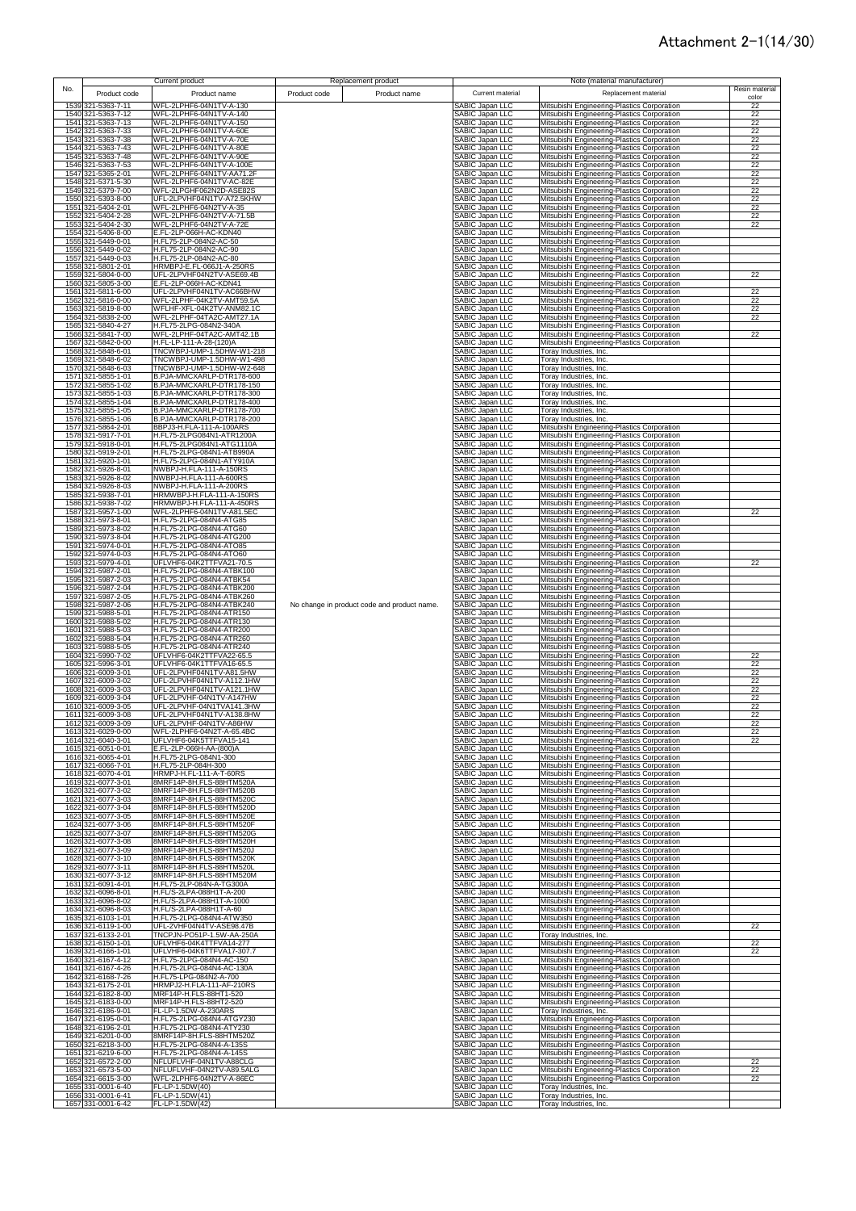# Attachment 2-1(14/30)

| No. | Current product | | Replacement product | | Note (material manufacturer) | | |
|---|---|---|---|---|---|---|---|
| | Product code | Product name | Product code | Product name | Current material | Replacement material | Resin material color |
| 1539 | 321-5363-7-11 | WFL-2LPHF6-04N1TV-A-130 | | | SABIC Japan LLC | Mitsubishi Engineering-Plastics Corporation | 22 |
| 1540 | 321-5363-7-12 | WFL-2LPHF6-04N1TV-A-140 | | | SABIC Japan LLC | Mitsubishi Engineering-Plastics Corporation | 22 |
| 1541 | 321-5363-7-13 | WFL-2LPHF6-04N1TV-A-150 | | | SABIC Japan LLC | Mitsubishi Engineering-Plastics Corporation | 22 |
| 1542 | 321-5363-7-33 | WFL-2LPHF6-04N1TV-A-60E | | | SABIC Japan LLC | Mitsubishi Engineering-Plastics Corporation | 22 |
| 1543 | 321-5363-7-38 | WFL-2LPHF6-04N1TV-A-70E | | | SABIC Japan LLC | Mitsubishi Engineering-Plastics Corporation | 22 |
| 1544 | 321-5363-7-43 | WFL-2LPHF6-04N1TV-A-80E | | | SABIC Japan LLC | Mitsubishi Engineering-Plastics Corporation | 22 |
| 1545 | 321-5363-7-48 | WFL-2LPHF6-04N1TV-A-90E | | | SABIC Japan LLC | Mitsubishi Engineering-Plastics Corporation | 22 |
| 1546 | 321-5363-7-53 | WFL-2LPHF6-04N1TV-A-100E | | | SABIC Japan LLC | Mitsubishi Engineering-Plastics Corporation | 22 |
| 1547 | 321-5365-2-01 | WFL-2LPHF6-04N1TV-AA71.2F | | | SABIC Japan LLC | Mitsubishi Engineering-Plastics Corporation | 22 |
| 1548 | 321-5371-5-30 | WFL-2LPHF6-04N1TV-AC-82E | | | SABIC Japan LLC | Mitsubishi Engineering-Plastics Corporation | 22 |
| 1549 | 321-5379-7-00 | WFL-2LPGHF062N2D-ASE82S | | | SABIC Japan LLC | Mitsubishi Engineering-Plastics Corporation | 22 |
| 1550 | 321-5393-8-00 | UFL-2LPVHF04N1TV-A72.5KHW | | | SABIC Japan LLC | Mitsubishi Engineering-Plastics Corporation | 22 |
| 1551 | 321-5404-2-01 | WFL-2LPHF6-04N2TV-A-35 | | | SABIC Japan LLC | Mitsubishi Engineering-Plastics Corporation | 22 |
| 1552 | 321-5404-2-28 | WFL-2LPHF6-04N2TV-A-71.5B | | | SABIC Japan LLC | Mitsubishi Engineering-Plastics Corporation | 22 |
| 1553 | 321-5404-2-30 | WFL-2LPHF6-04N2TV-A-72E | | | SABIC Japan LLC | Mitsubishi Engineering-Plastics Corporation | 22 |
| 1554 | 321-5406-8-00 | E.FL-2LP-066H-AC-KDN40 | | | SABIC Japan LLC | Mitsubishi Engineering-Plastics Corporation | |
| 1555 | 321-5449-0-01 | H.FL75-2LP-084N2-AC-50 | | | SABIC Japan LLC | Mitsubishi Engineering-Plastics Corporation | |
| 1556 | 321-5449-0-02 | H.FL75-2LP-084N2-AC-90 | | | SABIC Japan LLC | Mitsubishi Engineering-Plastics Corporation | |
| 1557 | 321-5449-0-03 | H.FL75-2LP-084N2-AC-80 | | | SABIC Japan LLC | Mitsubishi Engineering-Plastics Corporation | |
| 1558 | 321-5801-2-01 | HRMBPJ-E.FL-066J1-A-250RS | | | SABIC Japan LLC | Mitsubishi Engineering-Plastics Corporation | |
| 1559 | 321-5804-0-00 | UFL-2LPVHF04N2TV-ASE69.4B | | | SABIC Japan LLC | Mitsubishi Engineering-Plastics Corporation | 22 |
| 1560 | 321-5805-3-00 | E.FL-2LP-066H-AC-KDN41 | | | SABIC Japan LLC | Mitsubishi Engineering-Plastics Corporation | |
| 1561 | 321-5811-6-00 | UFL-2LPVHF04N1TV-AC66BHW | | | SABIC Japan LLC | Mitsubishi Engineering-Plastics Corporation | 22 |
| 1562 | 321-5816-0-00 | WFL-2LPHF-04K2TV-AMT59.5A | | | SABIC Japan LLC | Mitsubishi Engineering-Plastics Corporation | 22 |
| 1563 | 321-5819-8-00 | WFLHF-XFL-04K2TV-ANM82.1C | | | SABIC Japan LLC | Mitsubishi Engineering-Plastics Corporation | 22 |
| 1564 | 321-5838-2-00 | WFL-2LPHF-04TA2C-AMT27.1A | | | SABIC Japan LLC | Mitsubishi Engineering-Plastics Corporation | 22 |
| 1565 | 321-5840-4-27 | H.FL75-2LPG-084N2-340A | | | SABIC Japan LLC | Mitsubishi Engineering-Plastics Corporation | |
| 1566 | 321-5841-7-00 | WFL-2LPHF-04TA2C-AMT42.1B | | | SABIC Japan LLC | Mitsubishi Engineering-Plastics Corporation | 22 |
| 1567 | 321-5842-0-00 | H.FL-LP-111-A-28-(120)A | | | SABIC Japan LLC | Mitsubishi Engineering-Plastics Corporation | |
| 1568 | 321-5848-6-01 | TNCWBPJ-UMP-1.5DHW-W1-218 | | | SABIC Japan LLC | Toray Industries, Inc. | |
| 1569 | 321-5848-6-02 | TNCWBPJ-UMP-1.5DHW-W1-498 | | | SABIC Japan LLC | Toray Industries, Inc. | |
| 1570 | 321-5848-6-03 | TNCWBPJ-UMP-1.5DHW-W2-648 | | | SABIC Japan LLC | Toray Industries, Inc. | |
| 1571 | 321-5855-1-01 | B.PJA-MMCXARLP-DTR178-600 | | | SABIC Japan LLC | Toray Industries, Inc. | |
| 1572 | 321-5855-1-02 | B.PJA-MMCXARLP-DTR178-150 | | | SABIC Japan LLC | Toray Industries, Inc. | |
| 1573 | 321-5855-1-03 | B.PJA-MMCXARLP-DTR178-300 | | | SABIC Japan LLC | Toray Industries, Inc. | |
| 1574 | 321-5855-1-04 | B.PJA-MMCXARLP-DTR178-400 | | | SABIC Japan LLC | Toray Industries, Inc. | |
| 1575 | 321-5855-1-05 | B.PJA-MMCXARLP-DTR178-700 | | | SABIC Japan LLC | Toray Industries, Inc. | |
| 1576 | 321-5855-1-06 | B.PJA-MMCXARLP-DTR178-200 | | | SABIC Japan LLC | Toray Industries, Inc. | |
| 1577 | 321-5864-2-01 | BBPJ3-H.FLA-111-A-100ARS | | | SABIC Japan LLC | Mitsubishi Engineering-Plastics Corporation | |
| 1578 | 321-5917-7-01 | H.FL75-2LPG084N1-ATR1200A | | | SABIC Japan LLC | Mitsubishi Engineering-Plastics Corporation | |
| 1579 | 321-5918-0-01 | H.FL75-2LPG084N1-ATG1110A | | | SABIC Japan LLC | Mitsubishi Engineering-Plastics Corporation | |
| 1580 | 321-5919-2-01 | H.FL75-2LPG-084N1-ATB990A | | | SABIC Japan LLC | Mitsubishi Engineering-Plastics Corporation | |
| 1581 | 321-5920-1-01 | H.FL75-2LPG-084N1-ATY910A | | | SABIC Japan LLC | Mitsubishi Engineering-Plastics Corporation | |
| 1582 | 321-5926-8-01 | NWBPJ-H.FLA-111-A-150RS | | | SABIC Japan LLC | Mitsubishi Engineering-Plastics Corporation | |
| 1583 | 321-5926-8-02 | NWBPJ-H.FLA-111-A-600RS | | | SABIC Japan LLC | Mitsubishi Engineering-Plastics Corporation | |
| 1584 | 321-5926-8-03 | NWBPJ-H.FLA-111-A-200RS | | | SABIC Japan LLC | Mitsubishi Engineering-Plastics Corporation | |
| 1585 | 321-5938-7-01 | HRMWBPJ-H.FLA-111-A-150RS | | | SABIC Japan LLC | Mitsubishi Engineering-Plastics Corporation | |
| 1586 | 321-5938-7-02 | HRMWBPJ-H.FLA-111-A-450RS | | | SABIC Japan LLC | Mitsubishi Engineering-Plastics Corporation | |
| 1587 | 321-5957-1-00 | WFL-2LPHF6-04N1TV-A81.5EC | | | SABIC Japan LLC | Mitsubishi Engineering-Plastics Corporation | 22 |
| 1588 | 321-5973-8-01 | H.FL75-2LPG-084N4-ATG85 | | | SABIC Japan LLC | Mitsubishi Engineering-Plastics Corporation | |
| 1589 | 321-5973-8-02 | H.FL75-2LPG-084N4-ATG60 | | | SABIC Japan LLC | Mitsubishi Engineering-Plastics Corporation | |
| 1590 | 321-5973-8-04 | H.FL75-2LPG-084N4-ATG200 | | | SABIC Japan LLC | Mitsubishi Engineering-Plastics Corporation | |
| 1591 | 321-5974-0-01 | H.FL75-2LPG-084N4-ATO85 | | | SABIC Japan LLC | Mitsubishi Engineering-Plastics Corporation | |
| 1592 | 321-5974-0-03 | H.FL75-2LPG-084N4-ATO60 | | | SABIC Japan LLC | Mitsubishi Engineering-Plastics Corporation | |
| 1593 | 321-5979-4-01 | UFLVHF6-04K2TTFVA21-70.5 | | | SABIC Japan LLC | Mitsubishi Engineering-Plastics Corporation | 22 |
| 1594 | 321-5987-2-01 | H.FL75-2LPG-084N4-ATBK100 | | | SABIC Japan LLC | Mitsubishi Engineering-Plastics Corporation | |
| 1595 | 321-5987-2-03 | H.FL75-2LPG-084N4-ATBK54 | | | SABIC Japan LLC | Mitsubishi Engineering-Plastics Corporation | |
| 1596 | 321-5987-2-04 | H.FL75-2LPG-084N4-ATBK200 | | | SABIC Japan LLC | Mitsubishi Engineering-Plastics Corporation | |
| 1597 | 321-5987-2-05 | H.FL75-2LPG-084N4-ATBK260 | | | SABIC Japan LLC | Mitsubishi Engineering-Plastics Corporation | |
| 1598 | 321-5987-2-06 | H.FL75-2LPG-084N4-ATBK240 | No change in product code and product name. | | SABIC Japan LLC | Mitsubishi Engineering-Plastics Corporation | |
| 1599 | 321-5988-5-01 | H.FL75-2LPG-084N4-ATR150 | | | SABIC Japan LLC | Mitsubishi Engineering-Plastics Corporation | |
| 1600 | 321-5988-5-02 | H.FL75-2LPG-084N4-ATR130 | | | SABIC Japan LLC | Mitsubishi Engineering-Plastics Corporation | |
| 1601 | 321-5988-5-03 | H.FL75-2LPG-084N4-ATR200 | | | SABIC Japan LLC | Mitsubishi Engineering-Plastics Corporation | |
| 1602 | 321-5988-5-04 | H.FL75-2LPG-084N4-ATR260 | | | SABIC Japan LLC | Mitsubishi Engineering-Plastics Corporation | |
| 1603 | 321-5988-5-05 | H.FL75-2LPG-084N4-ATR240 | | | SABIC Japan LLC | Mitsubishi Engineering-Plastics Corporation | |
| 1604 | 321-5990-7-02 | UFLVHF6-04K2TTFVA22-65.5 | | | SABIC Japan LLC | Mitsubishi Engineering-Plastics Corporation | 22 |
| 1605 | 321-5996-3-01 | UFLVHF6-04K1TTFVA16-65.5 | | | SABIC Japan LLC | Mitsubishi Engineering-Plastics Corporation | 22 |
| 1606 | 321-6009-3-01 | UFL-2LPVHF04N1TV-A81.5HW | | | SABIC Japan LLC | Mitsubishi Engineering-Plastics Corporation | 22 |
| 1607 | 321-6009-3-02 | UFL-2LPVHF04N1TV-A112.1HW | | | SABIC Japan LLC | Mitsubishi Engineering-Plastics Corporation | 22 |
| 1608 | 321-6009-3-03 | UFL-2LPVHF04N1TV-A121.1HW | | | SABIC Japan LLC | Mitsubishi Engineering-Plastics Corporation | 22 |
| 1609 | 321-6009-3-04 | UFL-2LPVHF-04N1TV-A147HW | | | SABIC Japan LLC | Mitsubishi Engineering-Plastics Corporation | 22 |
| 1610 | 321-6009-3-05 | UFL-2LPVHF-04N1TVA141.3HW | | | SABIC Japan LLC | Mitsubishi Engineering-Plastics Corporation | 22 |
| 1611 | 321-6009-3-08 | UFL-2LPVHF04N1TV-A138.8HW | | | SABIC Japan LLC | Mitsubishi Engineering-Plastics Corporation | 22 |
| 1612 | 321-6009-3-09 | UFL-2LPVHF-04N1TV-A86HW | | | SABIC Japan LLC | Mitsubishi Engineering-Plastics Corporation | 22 |
| 1613 | 321-6029-0-00 | WFL-2LPHF6-04N2T-A-65.4BC | | | SABIC Japan LLC | Mitsubishi Engineering-Plastics Corporation | 22 |
| 1614 | 321-6040-3-01 | UFLVHF6-04K5TTFVA15-141 | | | SABIC Japan LLC | Mitsubishi Engineering-Plastics Corporation | 22 |
| 1615 | 321-6051-0-01 | E.FL-2LP-066H-AA-(800)A | | | SABIC Japan LLC | Mitsubishi Engineering-Plastics Corporation | |
| 1616 | 321-6065-4-01 | H.FL75-2LPG-084N1-300 | | | SABIC Japan LLC | Mitsubishi Engineering-Plastics Corporation | |
| 1617 | 321-6066-7-01 | H.FL75-2LP-084H-300 | | | SABIC Japan LLC | Mitsubishi Engineering-Plastics Corporation | |
| 1618 | 321-6070-4-01 | HRMPJ-H.FL-111-A-T-60RS | | | SABIC Japan LLC | Mitsubishi Engineering-Plastics Corporation | |
| 1619 | 321-6077-3-01 | 8MRF14P-8H.FLS-88HTM520A | | | SABIC Japan LLC | Mitsubishi Engineering-Plastics Corporation | |
| 1620 | 321-6077-3-02 | 8MRF14P-8H.FLS-88HTM520B | | | SABIC Japan LLC | Mitsubishi Engineering-Plastics Corporation | |
| 1621 | 321-6077-3-03 | 8MRF14P-8H.FLS-88HTM520C | | | SABIC Japan LLC | Mitsubishi Engineering-Plastics Corporation | |
| 1622 | 321-6077-3-04 | 8MRF14P-8H.FLS-88HTM520D | | | SABIC Japan LLC | Mitsubishi Engineering-Plastics Corporation | |
| 1623 | 321-6077-3-05 | 8MRF14P-8H.FLS-88HTM520E | | | SABIC Japan LLC | Mitsubishi Engineering-Plastics Corporation | |
| 1624 | 321-6077-3-06 | 8MRF14P-8H.FLS-88HTM520F | | | SABIC Japan LLC | Mitsubishi Engineering-Plastics Corporation | |
| 1625 | 321-6077-3-07 | 8MRF14P-8H.FLS-88HTM520G | | | SABIC Japan LLC | Mitsubishi Engineering-Plastics Corporation | |
| 1626 | 321-6077-3-08 | 8MRF14P-8H.FLS-88HTM520H | | | SABIC Japan LLC | Mitsubishi Engineering-Plastics Corporation | |
| 1627 | 321-6077-3-09 | 8MRF14P-8H.FLS-88HTM520J | | | SABIC Japan LLC | Mitsubishi Engineering-Plastics Corporation | |
| 1628 | 321-6077-3-10 | 8MRF14P-8H.FLS-88HTM520K | | | SABIC Japan LLC | Mitsubishi Engineering-Plastics Corporation | |
| 1629 | 321-6077-3-11 | 8MRF14P-8H.FLS-88HTM520L | | | SABIC Japan LLC | Mitsubishi Engineering-Plastics Corporation | |
| 1630 | 321-6077-3-12 | 8MRF14P-8H.FLS-88HTM520M | | | SABIC Japan LLC | Mitsubishi Engineering-Plastics Corporation | |
| 1631 | 321-6091-4-01 | H.FL75-2LP-084N-A-TG300A | | | SABIC Japan LLC | Mitsubishi Engineering-Plastics Corporation | |
| 1632 | 321-6096-8-01 | H.FL/S-2LPA-088H1T-A-200 | | | SABIC Japan LLC | Mitsubishi Engineering-Plastics Corporation | |
| 1633 | 321-6096-8-02 | H.FL/S-2LPA-088H1T-A-1000 | | | SABIC Japan LLC | Mitsubishi Engineering-Plastics Corporation | |
| 1634 | 321-6096-8-03 | H.FL/S-2LPA-088H1T-A-60 | | | SABIC Japan LLC | Mitsubishi Engineering-Plastics Corporation | |
| 1635 | 321-6103-1-01 | H.FL75-2LPG-084N4-ATW350 | | | SABIC Japan LLC | Mitsubishi Engineering-Plastics Corporation | |
| 1636 | 321-6119-1-00 | UFL-2VHF04N4TV-ASE98.47B | | | SABIC Japan LLC | Mitsubishi Engineering-Plastics Corporation | 22 |
| 1637 | 321-6133-2-01 | TNCPJN-PO51P-1.5W-AA-250A | | | SABIC Japan LLC | Toray Industries, Inc. | |
| 1638 | 321-6150-1-01 | UFLVHF6-04K4TTFVA14-277 | | | SABIC Japan LLC | Mitsubishi Engineering-Plastics Corporation | 22 |
| 1639 | 321-6166-1-01 | UFLVHF6-04K6TTFVA17-307.7 | | | SABIC Japan LLC | Mitsubishi Engineering-Plastics Corporation | 22 |
| 1640 | 321-6167-4-12 | H.FL75-2LPG-084N4-AC-150 | | | SABIC Japan LLC | Mitsubishi Engineering-Plastics Corporation | |
| 1641 | 321-6167-4-26 | H.FL75-2LPG-084N4-AC-130A | | | SABIC Japan LLC | Mitsubishi Engineering-Plastics Corporation | |
| 1642 | 321-6168-7-26 | H.FL75-LPG-084N2-A-700 | | | SABIC Japan LLC | Mitsubishi Engineering-Plastics Corporation | |
| 1643 | 321-6175-2-01 | HRMPJ2-H.FLA-111-AF-210RS | | | SABIC Japan LLC | Mitsubishi Engineering-Plastics Corporation | |
| 1644 | 321-6182-8-00 | MRF14P-H.FLS-88HT1-520 | | | SABIC Japan LLC | Mitsubishi Engineering-Plastics Corporation | |
| 1645 | 321-6183-0-00 | MRF14P-H.FLS-88HT2-520 | | | SABIC Japan LLC | Mitsubishi Engineering-Plastics Corporation | |
| 1646 | 321-6186-9-01 | FL-LP-1.5DW-A-230ARS | | | SABIC Japan LLC | Toray Industries, Inc. | |
| 1647 | 321-6195-0-01 | H.FL75-2LPG-084N4-ATGY230 | | | SABIC Japan LLC | Mitsubishi Engineering-Plastics Corporation | |
| 1648 | 321-6196-2-01 | H.FL75-2LPG-084N4-ATY230 | | | SABIC Japan LLC | Mitsubishi Engineering-Plastics Corporation | |
| 1649 | 321-6201-0-00 | 8MRF14P-8H.FLS-88HTM520Z | | | SABIC Japan LLC | Mitsubishi Engineering-Plastics Corporation | |
| 1650 | 321-6218-3-00 | H.FL75-2LPG-084N4-A-135S | | | SABIC Japan LLC | Mitsubishi Engineering-Plastics Corporation | |
| 1651 | 321-6219-6-00 | H.FL75-2LPG-084N4-A-145S | | | SABIC Japan LLC | Mitsubishi Engineering-Plastics Corporation | |
| 1652 | 321-6572-2-00 | NFLUFLVHF-04N1TV-A88CLG | | | SABIC Japan LLC | Mitsubishi Engineering-Plastics Corporation | 22 |
| 1653 | 321-6573-5-00 | NFLUFLVHF-04N2TV-A89.5ALG | | | SABIC Japan LLC | Mitsubishi Engineering-Plastics Corporation | 22 |
| 1654 | 321-6615-3-00 | WFL-2LPHF6-04N2TV-A-86EC | | | SABIC Japan LLC | Mitsubishi Engineering-Plastics Corporation | 22 |
| 1655 | 331-0001-6-40 | FL-LP-1.5DW(40) | | | SABIC Japan LLC | Toray Industries, Inc. | |
| 1656 | 331-0001-6-41 | FL-LP-1.5DW(41) | | | SABIC Japan LLC | Toray Industries, Inc. | |
| 1657 | 331-0001-6-42 | FL-LP-1.5DW(42) | | | SABIC Japan LLC | Toray Industries, Inc. | |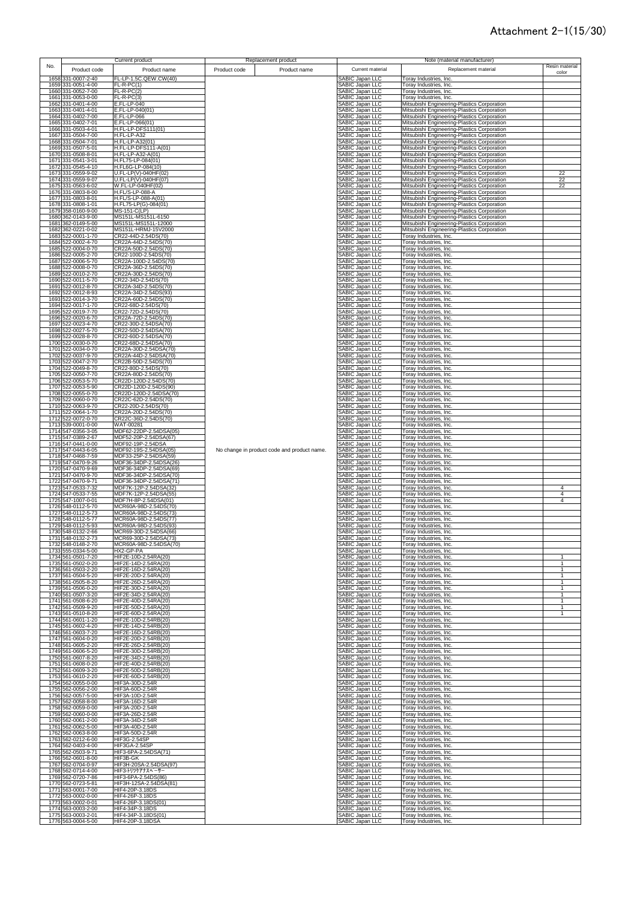# Attachment 2-1(15/30)

| No. | Current product | | Replacement product | | Note (material manufacturer) | | |
|---|---|---|---|---|---|---|---|
| | Product code | Product name | Product code | Product name | Current material | Replacement material | Resin material color |
| 1658 | 331-0007-2-40 | FL-LP-1.5C.QEW.CW(40) | | | SABIC Japan LLC | Toray Industries, Inc. | |
| 1659 | 331-0051-4-00 | FL-R-PC(1) | | | SABIC Japan LLC | Toray Industries, Inc. | |
| 1660 | 331-0052-7-00 | FL-R-PC(2) | | | SABIC Japan LLC | Toray Industries, Inc. | |
| 1661 | 331-0053-0-00 | FL-R-PC(3) | | | SABIC Japan LLC | Toray Industries, Inc. | |
| 1662 | 331-0401-4-00 | E.FL-LP-040 | | | SABIC Japan LLC | Mitsubishi Engineering-Plastics Corporation | |
| 1663 | 331-0401-4-01 | E.FL-LP-040(01) | | | SABIC Japan LLC | Mitsubishi Engineering-Plastics Corporation | |
| 1664 | 331-0402-7-00 | E.FL-LP-066 | | | SABIC Japan LLC | Mitsubishi Engineering-Plastics Corporation | |
| 1665 | 331-0402-7-01 | E.FL-LP-066(01) | | | SABIC Japan LLC | Mitsubishi Engineering-Plastics Corporation | |
| 1666 | 331-0503-4-01 | H.FL-LP-DFS111(01) | | | SABIC Japan LLC | Mitsubishi Engineering-Plastics Corporation | |
| 1667 | 331-0504-7-00 | H.FL-LP-A32 | | | SABIC Japan LLC | Mitsubishi Engineering-Plastics Corporation | |
| 1668 | 331-0504-7-01 | H.FL-LP-A32(01) | | | SABIC Japan LLC | Mitsubishi Engineering-Plastics Corporation | |
| 1669 | 331-0507-5-01 | H.FL-LP-DFS111-A(01) | | | SABIC Japan LLC | Mitsubishi Engineering-Plastics Corporation | |
| 1670 | 331-0508-8-01 | H.FL-LP-A32-A(01) | | | SABIC Japan LLC | Mitsubishi Engineering-Plastics Corporation | |
| 1671 | 331-0541-3-01 | H.FL75-LP-084(01) | | | SABIC Japan LLC | Mitsubishi Engineering-Plastics Corporation | |
| 1672 | 331-0545-4-10 | H.FL6G-LP-084(10) | | | SABIC Japan LLC | Mitsubishi Engineering-Plastics Corporation | |
| 1673 | 331-0559-9-02 | U.FL-LP(V)-040HF(02) | | | SABIC Japan LLC | Mitsubishi Engineering-Plastics Corporation | 22 |
| 1674 | 331-0559-9-07 | U.FL-LP(V)-040HF(07) | | | SABIC Japan LLC | Mitsubishi Engineering-Plastics Corporation | 22 |
| 1675 | 331-0563-6-02 | W.FL-LP-040HF(02) | | | SABIC Japan LLC | Mitsubishi Engineering-Plastics Corporation | 22 |
| 1676 | 331-0803-8-00 | H.FL/S-LP-088-A | | | SABIC Japan LLC | Mitsubishi Engineering-Plastics Corporation | |
| 1677 | 331-0803-8-01 | H.FL/S-LP-088-A(01) | | | SABIC Japan LLC | Mitsubishi Engineering-Plastics Corporation | |
| 1678 | 331-0808-1-01 | H.FL75-LP(G)-084(01) | | | SABIC Japan LLC | Mitsubishi Engineering-Plastics Corporation | |
| 1679 | 358-0160-9-00 | MS-151-C(LP) | | | SABIC Japan LLC | Mitsubishi Engineering-Plastics Corporation | |
| 1680 | 362-0143-9-00 | MS151L-MS151L-6150 | | | SABIC Japan LLC | Mitsubishi Engineering-Plastics Corporation | |
| 1681 | 362-0149-5-00 | MS151L-MS151L-12000 | | | SABIC Japan LLC | Mitsubishi Engineering-Plastics Corporation | |
| 1682 | 362-0221-0-02 | MS151L-HRMJ-15V2000 | | | SABIC Japan LLC | Mitsubishi Engineering-Plastics Corporation | |
| 1683 | 522-0001-1-70 | CR22-44D-2.54DS(70) | | | SABIC Japan LLC | Toray Industries, Inc. | |
| 1684 | 522-0002-4-70 | CR22A-44D-2.54DS(70) | | | SABIC Japan LLC | Toray Industries, Inc. | |
| 1685 | 522-0004-0-70 | CR22A-50D-2.54DS(70) | | | SABIC Japan LLC | Toray Industries, Inc. | |
| 1686 | 522-0005-2-70 | CR22-100D-2.54DS(70) | | | SABIC Japan LLC | Toray Industries, Inc. | |
| 1687 | 522-0006-5-70 | CR22A-100D-2.54DS(70) | | | SABIC Japan LLC | Toray Industries, Inc. | |
| 1688 | 522-0008-0-70 | CR22A-36D-2.54DS(70) | | | SABIC Japan LLC | Toray Industries, Inc. | |
| 1689 | 522-0010-2-70 | CR22A-30D-2.54DS(70) | | | SABIC Japan LLC | Toray Industries, Inc. | |
| 1690 | 522-0011-5-70 | CR22-34D-2.54DS(70) | | | SABIC Japan LLC | Toray Industries, Inc. | |
| 1691 | 522-0012-8-70 | CR22A-34D-2.54DS(70) | | | SABIC Japan LLC | Toray Industries, Inc. | |
| 1692 | 522-0012-8-93 | CR22A-34D-2.54DS(93) | | | SABIC Japan LLC | Toray Industries, Inc. | |
| 1693 | 522-0014-3-70 | CR22A-60D-2.54DS(70) | | | SABIC Japan LLC | Toray Industries, Inc. | |
| 1694 | 522-0017-1-70 | CR22-68D-2.54DS(70) | | | SABIC Japan LLC | Toray Industries, Inc. | |
| 1695 | 522-0019-7-70 | CR22-72D-2.54DS(70) | | | SABIC Japan LLC | Toray Industries, Inc. | |
| 1696 | 522-0020-6-70 | CR22A-72D-2.54DS(70) | | | SABIC Japan LLC | Toray Industries, Inc. | |
| 1697 | 522-0023-4-70 | CR22-30D-2.54DSA(70) | | | SABIC Japan LLC | Toray Industries, Inc. | |
| 1698 | 522-0027-5-70 | CR22-50D-2.54DSA(70) | | | SABIC Japan LLC | Toray Industries, Inc. | |
| 1699 | 522-0028-8-70 | CR22-60D-2.54DSA(70) | | | SABIC Japan LLC | Toray Industries, Inc. | |
| 1700 | 522-0030-0-70 | CR22-68D-2.54DSA(70) | | | SABIC Japan LLC | Toray Industries, Inc. | |
| 1701 | 522-0034-0-70 | CR22A-30D-2.54DSA(70) | | | SABIC Japan LLC | Toray Industries, Inc. | |
| 1702 | 522-0037-9-70 | CR22A-44D-2.54DSA(70) | | | SABIC Japan LLC | Toray Industries, Inc. | |
| 1703 | 522-0047-2-70 | CR22B-50D-2.54DS(70) | | | SABIC Japan LLC | Toray Industries, Inc. | |
| 1704 | 522-0049-8-70 | CR22-80D-2.54DS(70) | | | SABIC Japan LLC | Toray Industries, Inc. | |
| 1705 | 522-0050-7-70 | CR22A-80D-2.54DS(70) | | | SABIC Japan LLC | Toray Industries, Inc. | |
| 1706 | 522-0053-5-70 | CR22D-120D-2.54DS(70) | | | SABIC Japan LLC | Toray Industries, Inc. | |
| 1707 | 522-0053-5-90 | CR22D-120D-2.54DS(90) | | | SABIC Japan LLC | Toray Industries, Inc. | |
| 1708 | 522-0055-0-70 | CR22D-120D-2.54DSA(70) | | | SABIC Japan LLC | Toray Industries, Inc. | |
| 1709 | 522-0060-0-70 | CR22C-62D-2.54DS(70) | | | SABIC Japan LLC | Toray Industries, Inc. | |
| 1710 | 522-0063-9-70 | CR22-20D-2.54DS(70) | | | SABIC Japan LLC | Toray Industries, Inc. | |
| 1711 | 522-0064-1-70 | CR22A-20D-2.54DS(70) | | | SABIC Japan LLC | Toray Industries, Inc. | |
| 1712 | 522-0072-0-70 | CR22C-36D-2.54DS(70) | | | SABIC Japan LLC | Toray Industries, Inc. | |
| 1713 | 539-0001-0-00 | WAT-00281 | | | SABIC Japan LLC | Toray Industries, Inc. | |
| 1714 | 547-0356-3-05 | MDF62-22DP-2.54DSA(05) | | | SABIC Japan LLC | Toray Industries, Inc. | |
| 1715 | 547-0389-2-67 | MDF52-20P-2.54DSA(67) | | | SABIC Japan LLC | Toray Industries, Inc. | |
| 1716 | 547-0441-0-00 | MDF92-19P-2.54DSA | | | SABIC Japan LLC | Toray Industries, Inc. | |
| 1717 | 547-0443-6-05 | MDF92-19S-2.54DSA(05) | No change in product code and product name. | | SABIC Japan LLC | Toray Industries, Inc. | |
| 1718 | 547-0468-7-59 | MDF33-25P-2.54DSA(59) | | | SABIC Japan LLC | Toray Industries, Inc. | |
| 1719 | 547-0470-9-26 | MDF36-34DP-2.54DSA(26) | | | SABIC Japan LLC | Toray Industries, Inc. | |
| 1720 | 547-0470-9-69 | MDF36-34DP-2.54DSA(69) | | | SABIC Japan LLC | Toray Industries, Inc. | |
| 1721 | 547-0470-9-70 | MDF36-34DP-2.54DSA(70) | | | SABIC Japan LLC | Toray Industries, Inc. | |
| 1722 | 547-0470-9-71 | MDF36-34DP-2.54DSA(71) | | | SABIC Japan LLC | Toray Industries, Inc. | |
| 1723 | 547-0533-7-32 | MDF7K-12P-2.54DSA(32) | | | SABIC Japan LLC | Toray Industries, Inc. | 4 |
| 1724 | 547-0533-7-55 | MDF7K-12P-2.54DSA(55) | | | SABIC Japan LLC | Toray Industries, Inc. | 4 |
| 1725 | 547-1007-0-01 | MDF7H-8P-2.54DSA(01) | | | SABIC Japan LLC | Toray Industries, Inc. | 4 |
| 1726 | 548-0112-5-70 | MCR60A-98D-2.54DS(70) | | | SABIC Japan LLC | Toray Industries, Inc. | |
| 1727 | 548-0112-5-73 | MCR60A-98D-2.54DS(73) | | | SABIC Japan LLC | Toray Industries, Inc. | |
| 1728 | 548-0112-5-77 | MCR60A-98D-2.54DS(77) | | | SABIC Japan LLC | Toray Industries, Inc. | |
| 1729 | 548-0112-5-93 | MCR60A-98D-2.54DS(93) | | | SABIC Japan LLC | Toray Industries, Inc. | |
| 1730 | 548-0132-2-66 | MCR69-30D-2.54DSA(66) | | | SABIC Japan LLC | Toray Industries, Inc. | |
| 1731 | 548-0132-2-73 | MCR69-30D-2.54DSA(73) | | | SABIC Japan LLC | Toray Industries, Inc. | |
| 1732 | 548-0148-2-70 | MCR60A-98D-2.54DSA(70) | | | SABIC Japan LLC | Toray Industries, Inc. | |
| 1733 | 555-0334-5-00 | HX2-GP-PA | | | SABIC Japan LLC | Toray Industries, Inc. | |
| 1734 | 561-0501-7-20 | HIF2E-10D-2.54RA(20) | | | SABIC Japan LLC | Toray Industries, Inc. | 1 |
| 1735 | 561-0502-0-20 | HIF2E-14D-2.54RA(20) | | | SABIC Japan LLC | Toray Industries, Inc. | 1 |
| 1736 | 561-0503-2-20 | HIF2E-16D-2.54RA(20) | | | SABIC Japan LLC | Toray Industries, Inc. | 1 |
| 1737 | 561-0504-5-20 | HIF2E-20D-2.54RA(20) | | | SABIC Japan LLC | Toray Industries, Inc. | 1 |
| 1738 | 561-0505-8-20 | HIF2E-26D-2.54RA(20) | | | SABIC Japan LLC | Toray Industries, Inc. | 1 |
| 1739 | 561-0506-0-20 | HIF2E-30D-2.54RA(20) | | | SABIC Japan LLC | Toray Industries, Inc. | 1 |
| 1740 | 561-0507-3-20 | HIF2E-34D-2.54RA(20) | | | SABIC Japan LLC | Toray Industries, Inc. | 1 |
| 1741 | 561-0508-6-20 | HIF2E-40D-2.54RA(20) | | | SABIC Japan LLC | Toray Industries, Inc. | 1 |
| 1742 | 561-0509-9-20 | HIF2E-50D-2.54RA(20) | | | SABIC Japan LLC | Toray Industries, Inc. | 1 |
| 1743 | 561-0510-8-20 | HIF2E-60D-2.54RA(20) | | | SABIC Japan LLC | Toray Industries, Inc. | 1 |
| 1744 | 561-0601-1-20 | HIF2E-10D-2.54RB(20) | | | SABIC Japan LLC | Toray Industries, Inc. | |
| 1745 | 561-0602-4-20 | HIF2E-14D-2.54RB(20) | | | SABIC Japan LLC | Toray Industries, Inc. | |
| 1746 | 561-0603-7-20 | HIF2E-16D-2.54RB(20) | | | SABIC Japan LLC | Toray Industries, Inc. | |
| 1747 | 561-0604-0-20 | HIF2E-20D-2.54RB(20) | | | SABIC Japan LLC | Toray Industries, Inc. | |
| 1748 | 561-0605-2-20 | HIF2E-26D-2.54RB(20) | | | SABIC Japan LLC | Toray Industries, Inc. | |
| 1749 | 561-0606-5-20 | HIF2E-30D-2.54RB(20) | | | SABIC Japan LLC | Toray Industries, Inc. | |
| 1750 | 561-0607-8-20 | HIF2E-34D-2.54RB(20) | | | SABIC Japan LLC | Toray Industries, Inc. | |
| 1751 | 561-0608-0-20 | HIF2E-40D-2.54RB(20) | | | SABIC Japan LLC | Toray Industries, Inc. | |
| 1752 | 561-0609-3-20 | HIF2E-50D-2.54RB(20) | | | SABIC Japan LLC | Toray Industries, Inc. | |
| 1753 | 561-0610-2-20 | HIF2E-60D-2.54RB(20) | | | SABIC Japan LLC | Toray Industries, Inc. | |
| 1754 | 562-0055-0-00 | HIF3A-30D-2.54R | | | SABIC Japan LLC | Toray Industries, Inc. | |
| 1755 | 562-0056-2-00 | HIF3A-60D-2.54R | | | SABIC Japan LLC | Toray Industries, Inc. | |
| 1756 | 562-0057-5-00 | HIF3A-10D-2.54R | | | SABIC Japan LLC | Toray Industries, Inc. | |
| 1757 | 562-0058-8-00 | HIF3A-16D-2.54R | | | SABIC Japan LLC | Toray Industries, Inc. | |
| 1758 | 562-0059-0-00 | HIF3A-20D-2.54R | | | SABIC Japan LLC | Toray Industries, Inc. | |
| 1759 | 562-0060-0-00 | HIF3A-26D-2.54R | | | SABIC Japan LLC | Toray Industries, Inc. | |
| 1760 | 562-0061-2-00 | HIF3A-34D-2.54R | | | SABIC Japan LLC | Toray Industries, Inc. | |
| 1761 | 562-0062-5-00 | HIF3A-40D-2.54R | | | SABIC Japan LLC | Toray Industries, Inc. | |
| 1762 | 562-0063-8-00 | HIF3A-50D-2.54R | | | SABIC Japan LLC | Toray Industries, Inc. | |
| 1763 | 562-0212-6-00 | HIF3G-2.54SP | | | SABIC Japan LLC | Toray Industries, Inc. | |
| 1764 | 562-0403-4-00 | HIF3GA-2.54SP | | | SABIC Japan LLC | Toray Industries, Inc. | |
| 1765 | 562-0503-9-71 | HIF3-6PA-2.54DSA(71) | | | SABIC Japan LLC | Toray Industries, Inc. | |
| 1766 | 562-0601-8-00 | HIF3B-GK | | | SABIC Japan LLC | Toray Industries, Inc. | |
| 1767 | 562-0704-0-97 | HIF3H-20SA-2.54DSA(97) | | | SABIC Japan LLC | Toray Industries, Inc. | |
| 1768 | 562-0714-4-00 | HIF3-ﾄﾘﾂｹｱﾅｽﾍﾟｰｻｰ | | | SABIC Japan LLC | Toray Industries, Inc. | |
| 1769 | 562-0720-7-86 | HIF3-6PA-2.54DS(86) | | | SABIC Japan LLC | Toray Industries, Inc. | |
| 1770 | 562-0723-5-81 | HIF3H-12SA-2.54DSA(81) | | | SABIC Japan LLC | Toray Industries, Inc. | |
| 1771 | 563-0001-7-00 | HIF4-20P-3.18DS | | | SABIC Japan LLC | Toray Industries, Inc. | |
| 1772 | 563-0002-0-00 | HIF4-26P-3.18DS | | | SABIC Japan LLC | Toray Industries, Inc. | |
| 1773 | 563-0002-0-01 | HIF4-26P-3.18DS(01) | | | SABIC Japan LLC | Toray Industries, Inc. | |
| 1774 | 563-0003-2-00 | HIF4-34P-3.18DS | | | SABIC Japan LLC | Toray Industries, Inc. | |
| 1775 | 563-0003-2-01 | HIF4-34P-3.18DS(01) | | | SABIC Japan LLC | Toray Industries, Inc. | |
| 1776 | 563-0004-5-00 | HIF4-20P-3.18DSA | | | SABIC Japan LLC | Toray Industries, Inc. | |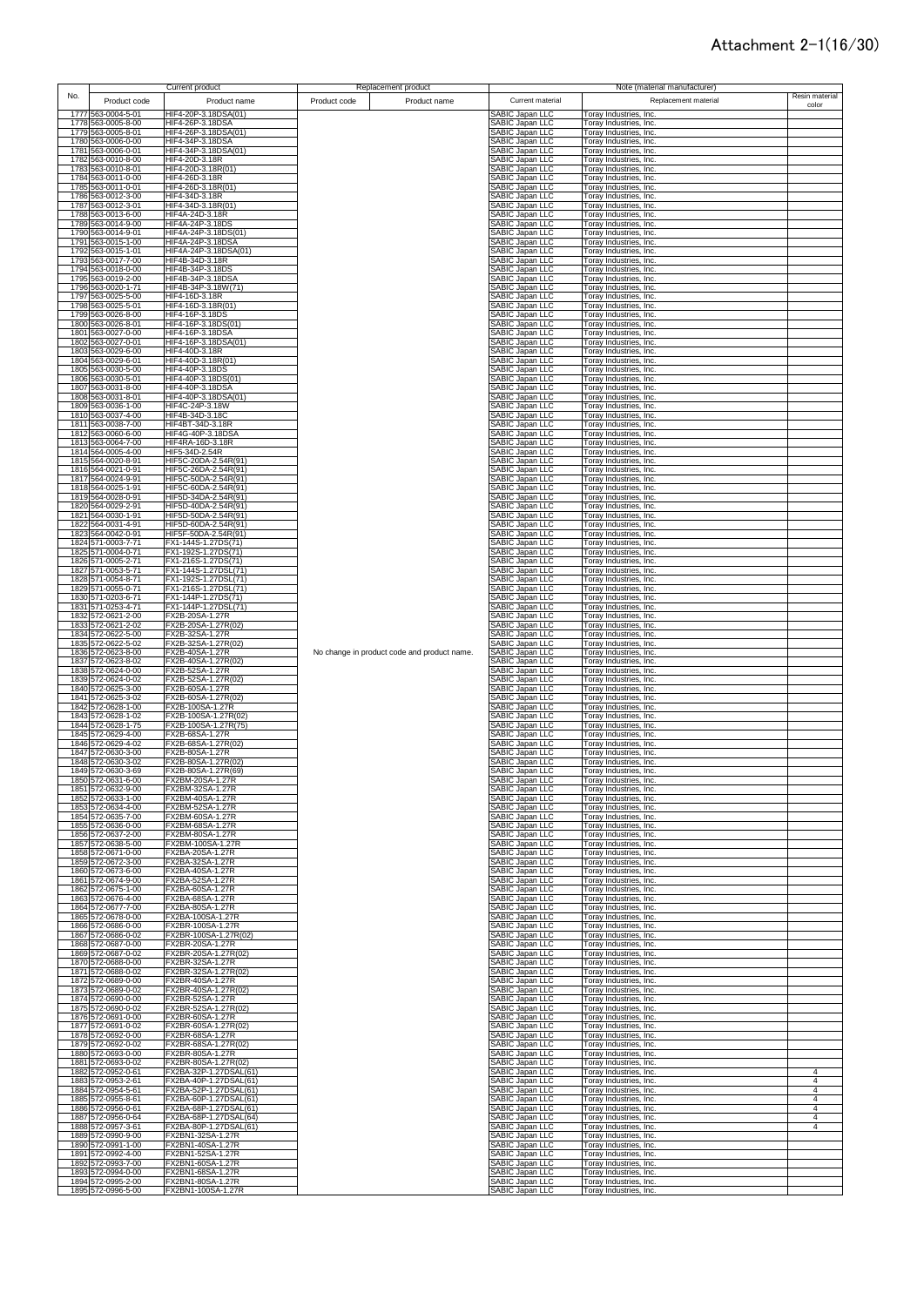# Attachment 2-1(16/30)

| No. | Current product | | Replacement product | | Note (material manufacturer) | | |
|---|---|---|---|---|---|---|---|
| | Product code | Product name | Product code | Product name | Current material | Replacement material | Resin material color |
| 1777 | 563-0004-5-01 | HIF4-20P-3.18DSA(01) | | | SABIC Japan LLC | Toray Industries, Inc. | |
| 1778 | 563-0005-8-00 | HIF4-26P-3.18DSA | | | SABIC Japan LLC | Toray Industries, Inc. | |
| 1779 | 563-0005-8-01 | HIF4-26P-3.18DSA(01) | | | SABIC Japan LLC | Toray Industries, Inc. | |
| 1780 | 563-0006-0-00 | HIF4-34P-3.18DSA | | | SABIC Japan LLC | Toray Industries, Inc. | |
| 1781 | 563-0006-0-01 | HIF4-34P-3.18DSA(01) | | | SABIC Japan LLC | Toray Industries, Inc. | |
| 1782 | 563-0010-8-00 | HIF4-20D-3.18R | | | SABIC Japan LLC | Toray Industries, Inc. | |
| 1783 | 563-0010-8-01 | HIF4-20D-3.18R(01) | | | SABIC Japan LLC | Toray Industries, Inc. | |
| 1784 | 563-0011-0-00 | HIF4-26D-3.18R | | | SABIC Japan LLC | Toray Industries, Inc. | |
| 1785 | 563-0011-0-01 | HIF4-26D-3.18R(01) | | | SABIC Japan LLC | Toray Industries, Inc. | |
| 1786 | 563-0012-3-00 | HIF4-34D-3.18R | | | SABIC Japan LLC | Toray Industries, Inc. | |
| 1787 | 563-0012-3-01 | HIF4-34D-3.18R(01) | | | SABIC Japan LLC | Toray Industries, Inc. | |
| 1788 | 563-0013-6-00 | HIF4A-24D-3.18R | | | SABIC Japan LLC | Toray Industries, Inc. | |
| 1789 | 563-0014-9-00 | HIF4A-24P-3.18DS | | | SABIC Japan LLC | Toray Industries, Inc. | |
| 1790 | 563-0014-9-01 | HIF4A-24P-3.18DS(01) | | | SABIC Japan LLC | Toray Industries, Inc. | |
| 1791 | 563-0015-1-00 | HIF4A-24P-3.18DSA | | | SABIC Japan LLC | Toray Industries, Inc. | |
| 1792 | 563-0015-1-01 | HIF4A-24P-3.18DSA(01) | | | SABIC Japan LLC | Toray Industries, Inc. | |
| 1793 | 563-0017-7-00 | HIF4B-34D-3.18R | | | SABIC Japan LLC | Toray Industries, Inc. | |
| 1794 | 563-0018-0-00 | HIF4B-34P-3.18DS | | | SABIC Japan LLC | Toray Industries, Inc. | |
| 1795 | 563-0019-2-00 | HIF4B-34P-3.18DSA | | | SABIC Japan LLC | Toray Industries, Inc. | |
| 1796 | 563-0020-1-71 | HIF4B-34P-3.18W(71) | | | SABIC Japan LLC | Toray Industries, Inc. | |
| 1797 | 563-0025-5-00 | HIF4-16D-3.18R | | | SABIC Japan LLC | Toray Industries, Inc. | |
| 1798 | 563-0025-5-01 | HIF4-16D-3.18R(01) | | | SABIC Japan LLC | Toray Industries, Inc. | |
| 1799 | 563-0026-8-00 | HIF4-16P-3.18DS | | | SABIC Japan LLC | Toray Industries, Inc. | |
| 1800 | 563-0026-8-01 | HIF4-16P-3.18DS(01) | | | SABIC Japan LLC | Toray Industries, Inc. | |
| 1801 | 563-0027-0-00 | HIF4-16P-3.18DSA | | | SABIC Japan LLC | Toray Industries, Inc. | |
| 1802 | 563-0027-0-01 | HIF4-16P-3.18DSA(01) | | | SABIC Japan LLC | Toray Industries, Inc. | |
| 1803 | 563-0029-6-00 | HIF4-40D-3.18R | | | SABIC Japan LLC | Toray Industries, Inc. | |
| 1804 | 563-0029-6-01 | HIF4-40D-3.18R(01) | | | SABIC Japan LLC | Toray Industries, Inc. | |
| 1805 | 563-0030-5-00 | HIF4-40P-3.18DS | | | SABIC Japan LLC | Toray Industries, Inc. | |
| 1806 | 563-0030-5-01 | HIF4-40P-3.18DS(01) | | | SABIC Japan LLC | Toray Industries, Inc. | |
| 1807 | 563-0031-8-00 | HIF4-40P-3.18DSA | | | SABIC Japan LLC | Toray Industries, Inc. | |
| 1808 | 563-0031-8-01 | HIF4-40P-3.18DSA(01) | | | SABIC Japan LLC | Toray Industries, Inc. | |
| 1809 | 563-0036-1-00 | HIF4C-24P-3.18W | | | SABIC Japan LLC | Toray Industries, Inc. | |
| 1810 | 563-0037-4-00 | HIF4B-34D-3.18C | | | SABIC Japan LLC | Toray Industries, Inc. | |
| 1811 | 563-0038-7-00 | HIF4BT-34D-3.18R | | | SABIC Japan LLC | Toray Industries, Inc. | |
| 1812 | 563-0060-6-00 | HIF4G-40P-3.18DSA | | | SABIC Japan LLC | Toray Industries, Inc. | |
| 1813 | 563-0064-7-00 | HIF4RA-16D-3.18R | | | SABIC Japan LLC | Toray Industries, Inc. | |
| 1814 | 564-0005-4-00 | HIF5-34D-2.54R | | | SABIC Japan LLC | Toray Industries, Inc. | |
| 1815 | 564-0020-8-91 | HIF5C-20DA-2.54R(91) | | | SABIC Japan LLC | Toray Industries, Inc. | |
| 1816 | 564-0021-0-91 | HIF5C-26DA-2.54R(91) | | | SABIC Japan LLC | Toray Industries, Inc. | |
| 1817 | 564-0024-9-91 | HIF5C-50DA-2.54R(91) | | | SABIC Japan LLC | Toray Industries, Inc. | |
| 1818 | 564-0025-1-91 | HIF5C-60DA-2.54R(91) | | | SABIC Japan LLC | Toray Industries, Inc. | |
| 1819 | 564-0028-0-91 | HIF5D-34DA-2.54R(91) | | | SABIC Japan LLC | Toray Industries, Inc. | |
| 1820 | 564-0029-2-91 | HIF5D-40DA-2.54R(91) | | | SABIC Japan LLC | Toray Industries, Inc. | |
| 1821 | 564-0030-1-91 | HIF5D-50DA-2.54R(91) | | | SABIC Japan LLC | Toray Industries, Inc. | |
| 1822 | 564-0031-4-91 | HIF5D-60DA-2.54R(91) | | | SABIC Japan LLC | Toray Industries, Inc. | |
| 1823 | 564-0042-0-91 | HIF5F-50DA-2.54R(91) | | | SABIC Japan LLC | Toray Industries, Inc. | |
| 1824 | 571-0003-7-71 | FX1-144S-1.27DS(71) | | | SABIC Japan LLC | Toray Industries, Inc. | |
| 1825 | 571-0004-0-71 | FX1-192S-1.27DS(71) | | | SABIC Japan LLC | Toray Industries, Inc. | |
| 1826 | 571-0005-2-71 | FX1-216S-1.27DS(71) | | | SABIC Japan LLC | Toray Industries, Inc. | |
| 1827 | 571-0053-5-71 | FX1-144S-1.27DSL(71) | | | SABIC Japan LLC | Toray Industries, Inc. | |
| 1828 | 571-0054-8-71 | FX1-192S-1.27DSL(71) | | | SABIC Japan LLC | Toray Industries, Inc. | |
| 1829 | 571-0055-0-71 | FX1-216S-1.27DSL(71) | | | SABIC Japan LLC | Toray Industries, Inc. | |
| 1830 | 571-0203-6-71 | FX1-144P-1.27DS(71) | | | SABIC Japan LLC | Toray Industries, Inc. | |
| 1831 | 571-0253-4-71 | FX1-144P-1.27DSL(71) | | | SABIC Japan LLC | Toray Industries, Inc. | |
| 1832 | 572-0621-2-00 | FX2B-20SA-1.27R | | | SABIC Japan LLC | Toray Industries, Inc. | |
| 1833 | 572-0621-2-02 | FX2B-20SA-1.27R(02) | | | SABIC Japan LLC | Toray Industries, Inc. | |
| 1834 | 572-0622-5-00 | FX2B-32SA-1.27R | | | SABIC Japan LLC | Toray Industries, Inc. | |
| 1835 | 572-0622-5-02 | FX2B-32SA-1.27R(02) | | | SABIC Japan LLC | Toray Industries, Inc. | |
| 1836 | 572-0623-8-00 | FX2B-40SA-1.27R | No change in product code and product name. | | SABIC Japan LLC | Toray Industries, Inc. | |
| 1837 | 572-0623-8-02 | FX2B-40SA-1.27R(02) | | | SABIC Japan LLC | Toray Industries, Inc. | |
| 1838 | 572-0624-0-00 | FX2B-52SA-1.27R | | | SABIC Japan LLC | Toray Industries, Inc. | |
| 1839 | 572-0624-0-02 | FX2B-52SA-1.27R(02) | | | SABIC Japan LLC | Toray Industries, Inc. | |
| 1840 | 572-0625-3-00 | FX2B-60SA-1.27R | | | SABIC Japan LLC | Toray Industries, Inc. | |
| 1841 | 572-0625-3-02 | FX2B-60SA-1.27R(02) | | | SABIC Japan LLC | Toray Industries, Inc. | |
| 1842 | 572-0628-1-00 | FX2B-100SA-1.27R | | | SABIC Japan LLC | Toray Industries, Inc. | |
| 1843 | 572-0628-1-02 | FX2B-100SA-1.27R(02) | | | SABIC Japan LLC | Toray Industries, Inc. | |
| 1844 | 572-0628-1-75 | FX2B-100SA-1.27R(75) | | | SABIC Japan LLC | Toray Industries, Inc. | |
| 1845 | 572-0629-4-00 | FX2B-68SA-1.27R | | | SABIC Japan LLC | Toray Industries, Inc. | |
| 1846 | 572-0629-4-02 | FX2B-68SA-1.27R(02) | | | SABIC Japan LLC | Toray Industries, Inc. | |
| 1847 | 572-0630-3-00 | FX2B-80SA-1.27R | | | SABIC Japan LLC | Toray Industries, Inc. | |
| 1848 | 572-0630-3-02 | FX2B-80SA-1.27R(02) | | | SABIC Japan LLC | Toray Industries, Inc. | |
| 1849 | 572-0630-3-69 | FX2B-80SA-1.27R(69) | | | SABIC Japan LLC | Toray Industries, Inc. | |
| 1850 | 572-0631-6-00 | FX2BM-20SA-1.27R | | | SABIC Japan LLC | Toray Industries, Inc. | |
| 1851 | 572-0632-9-00 | FX2BM-32SA-1.27R | | | SABIC Japan LLC | Toray Industries, Inc. | |
| 1852 | 572-0633-1-00 | FX2BM-40SA-1.27R | | | SABIC Japan LLC | Toray Industries, Inc. | |
| 1853 | 572-0634-4-00 | FX2BM-52SA-1.27R | | | SABIC Japan LLC | Toray Industries, Inc. | |
| 1854 | 572-0635-7-00 | FX2BM-60SA-1.27R | | | SABIC Japan LLC | Toray Industries, Inc. | |
| 1855 | 572-0636-0-00 | FX2BM-68SA-1.27R | | | SABIC Japan LLC | Toray Industries, Inc. | |
| 1856 | 572-0637-2-00 | FX2BM-80SA-1.27R | | | SABIC Japan LLC | Toray Industries, Inc. | |
| 1857 | 572-0638-5-00 | FX2BM-100SA-1.27R | | | SABIC Japan LLC | Toray Industries, Inc. | |
| 1858 | 572-0671-0-00 | FX2BA-20SA-1.27R | | | SABIC Japan LLC | Toray Industries, Inc. | |
| 1859 | 572-0672-3-00 | FX2BA-32SA-1.27R | | | SABIC Japan LLC | Toray Industries, Inc. | |
| 1860 | 572-0673-6-00 | FX2BA-40SA-1.27R | | | SABIC Japan LLC | Toray Industries, Inc. | |
| 1861 | 572-0674-9-00 | FX2BA-52SA-1.27R | | | SABIC Japan LLC | Toray Industries, Inc. | |
| 1862 | 572-0675-1-00 | FX2BA-60SA-1.27R | | | SABIC Japan LLC | Toray Industries, Inc. | |
| 1863 | 572-0676-4-00 | FX2BA-68SA-1.27R | | | SABIC Japan LLC | Toray Industries, Inc. | |
| 1864 | 572-0677-7-00 | FX2BA-80SA-1.27R | | | SABIC Japan LLC | Toray Industries, Inc. | |
| 1865 | 572-0678-0-00 | FX2BA-100SA-1.27R | | | SABIC Japan LLC | Toray Industries, Inc. | |
| 1866 | 572-0686-0-00 | FX2BR-100SA-1.27R | | | SABIC Japan LLC | Toray Industries, Inc. | |
| 1867 | 572-0686-0-02 | FX2BR-100SA-1.27R(02) | | | SABIC Japan LLC | Toray Industries, Inc. | |
| 1868 | 572-0687-0-00 | FX2BR-20SA-1.27R | | | SABIC Japan LLC | Toray Industries, Inc. | |
| 1869 | 572-0687-0-02 | FX2BR-20SA-1.27R(02) | | | SABIC Japan LLC | Toray Industries, Inc. | |
| 1870 | 572-0688-0-00 | FX2BR-32SA-1.27R | | | SABIC Japan LLC | Toray Industries, Inc. | |
| 1871 | 572-0688-0-02 | FX2BR-32SA-1.27R(02) | | | SABIC Japan LLC | Toray Industries, Inc. | |
| 1872 | 572-0689-0-00 | FX2BR-40SA-1.27R | | | SABIC Japan LLC | Toray Industries, Inc. | |
| 1873 | 572-0689-0-02 | FX2BR-40SA-1.27R(02) | | | SABIC Japan LLC | Toray Industries, Inc. | |
| 1874 | 572-0690-0-00 | FX2BR-52SA-1.27R | | | SABIC Japan LLC | Toray Industries, Inc. | |
| 1875 | 572-0690-0-02 | FX2BR-52SA-1.27R(02) | | | SABIC Japan LLC | Toray Industries, Inc. | |
| 1876 | 572-0691-0-00 | FX2BR-60SA-1.27R | | | SABIC Japan LLC | Toray Industries, Inc. | |
| 1877 | 572-0691-0-02 | FX2BR-60SA-1.27R(02) | | | SABIC Japan LLC | Toray Industries, Inc. | |
| 1878 | 572-0692-0-00 | FX2BR-68SA-1.27R | | | SABIC Japan LLC | Toray Industries, Inc. | |
| 1879 | 572-0692-0-02 | FX2BR-68SA-1.27R(02) | | | SABIC Japan LLC | Toray Industries, Inc. | |
| 1880 | 572-0693-0-00 | FX2BR-80SA-1.27R | | | SABIC Japan LLC | Toray Industries, Inc. | |
| 1881 | 572-0693-0-02 | FX2BR-80SA-1.27R(02) | | | SABIC Japan LLC | Toray Industries, Inc. | |
| 1882 | 572-0952-0-61 | FX2BA-32P-1.27DSAL(61) | | | SABIC Japan LLC | Toray Industries, Inc. | 4 |
| 1883 | 572-0953-2-61 | FX2BA-40P-1.27DSAL(61) | | | SABIC Japan LLC | Toray Industries, Inc. | 4 |
| 1884 | 572-0954-5-61 | FX2BA-52P-1.27DSAL(61) | | | SABIC Japan LLC | Toray Industries, Inc. | 4 |
| 1885 | 572-0955-8-61 | FX2BA-60P-1.27DSAL(61) | | | SABIC Japan LLC | Toray Industries, Inc. | 4 |
| 1886 | 572-0956-0-61 | FX2BA-68P-1.27DSAL(61) | | | SABIC Japan LLC | Toray Industries, Inc. | 4 |
| 1887 | 572-0956-0-64 | FX2BA-68P-1.27DSAL(64) | | | SABIC Japan LLC | Toray Industries, Inc. | 4 |
| 1888 | 572-0957-3-61 | FX2BA-80P-1.27DSAL(61) | | | SABIC Japan LLC | Toray Industries, Inc. | 4 |
| 1889 | 572-0990-9-00 | FX2BN1-32SA-1.27R | | | SABIC Japan LLC | Toray Industries, Inc. | |
| 1890 | 572-0991-1-00 | FX2BN1-40SA-1.27R | | | SABIC Japan LLC | Toray Industries, Inc. | |
| 1891 | 572-0992-4-00 | FX2BN1-52SA-1.27R | | | SABIC Japan LLC | Toray Industries, Inc. | |
| 1892 | 572-0993-7-00 | FX2BN1-60SA-1.27R | | | SABIC Japan LLC | Toray Industries, Inc. | |
| 1893 | 572-0994-0-00 | FX2BN1-68SA-1.27R | | | SABIC Japan LLC | Toray Industries, Inc. | |
| 1894 | 572-0995-2-00 | FX2BN1-80SA-1.27R | | | SABIC Japan LLC | Toray Industries, Inc. | |
| 1895 | 572-0996-5-00 | FX2BN1-100SA-1.27R | | | SABIC Japan LLC | Toray Industries, Inc. | |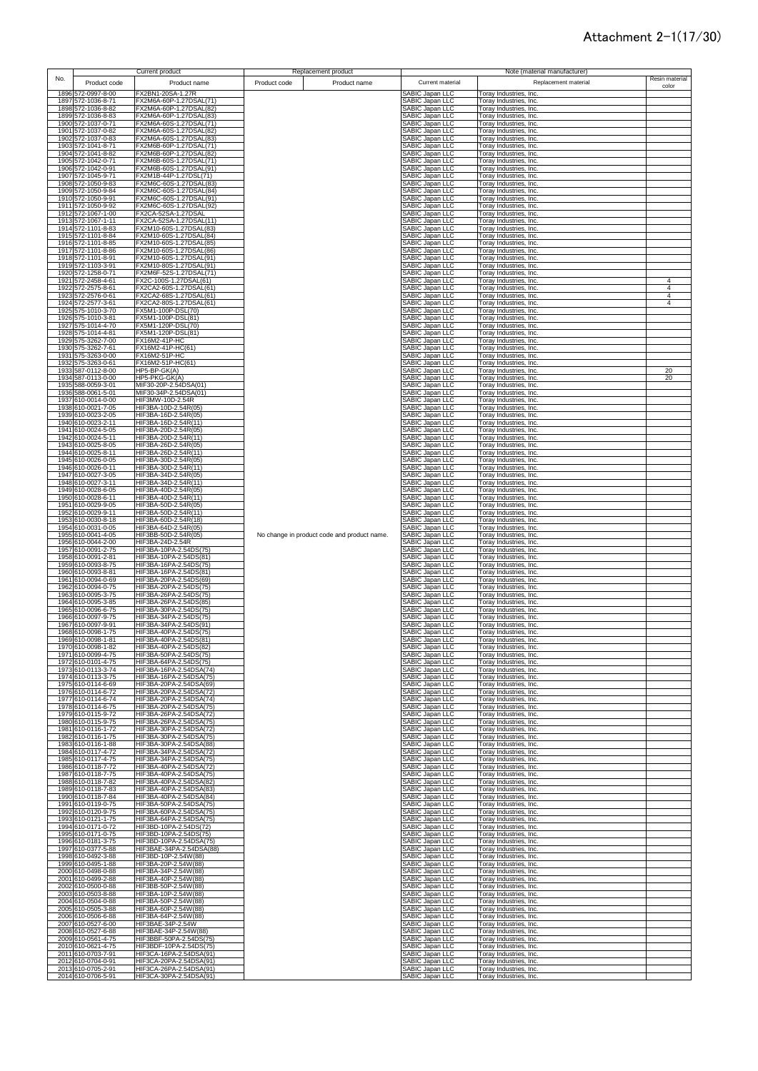# Attachment 2-1(17/30)

| No. | Current product | | Replacement product | | Note (material manufacturer) | | |
|---|---|---|---|---|---|---|---|
| | Product code | Product name | Product code | Product name | Current material | Replacement material | Resin material color |
| 1896 | 572-0997-8-00 | FX2BN1-20SA-1.27R | | | SABIC Japan LLC | Toray Industries, Inc. | |
| 1897 | 572-1036-8-71 | FX2M6A-60P-1.27DSAL(71) | | | SABIC Japan LLC | Toray Industries, Inc. | |
| 1898 | 572-1036-8-82 | FX2M6A-60P-1.27DSAL(82) | | | SABIC Japan LLC | Toray Industries, Inc. | |
| 1899 | 572-1036-8-83 | FX2M6A-60P-1.27DSAL(83) | | | SABIC Japan LLC | Toray Industries, Inc. | |
| 1900 | 572-1037-0-71 | FX2M6A-60S-1.27DSAL(71) | | | SABIC Japan LLC | Toray Industries, Inc. | |
| 1901 | 572-1037-0-82 | FX2M6A-60S-1.27DSAL(82) | | | SABIC Japan LLC | Toray Industries, Inc. | |
| 1902 | 572-1037-0-83 | FX2M6A-60S-1.27DSAL(83) | | | SABIC Japan LLC | Toray Industries, Inc. | |
| 1903 | 572-1041-8-71 | FX2M6B-60P-1.27DSAL(71) | | | SABIC Japan LLC | Toray Industries, Inc. | |
| 1904 | 572-1041-8-82 | FX2M6B-60P-1.27DSAL(82) | | | SABIC Japan LLC | Toray Industries, Inc. | |
| 1905 | 572-1042-0-71 | FX2M6B-60S-1.27DSAL(71) | | | SABIC Japan LLC | Toray Industries, Inc. | |
| 1906 | 572-1042-0-91 | FX2M6B-60S-1.27DSAL(91) | | | SABIC Japan LLC | Toray Industries, Inc. | |
| 1907 | 572-1045-9-71 | FX2M1B-44P-1.27DSL(71) | | | SABIC Japan LLC | Toray Industries, Inc. | |
| 1908 | 572-1050-9-83 | FX2M6C-60S-1.27DSAL(83) | | | SABIC Japan LLC | Toray Industries, Inc. | |
| 1909 | 572-1050-9-84 | FX2M6C-60S-1.27DSAL(84) | | | SABIC Japan LLC | Toray Industries, Inc. | |
| 1910 | 572-1050-9-91 | FX2M6C-60S-1.27DSAL(91) | | | SABIC Japan LLC | Toray Industries, Inc. | |
| 1911 | 572-1050-9-92 | FX2M6C-60S-1.27DSAL(92) | | | SABIC Japan LLC | Toray Industries, Inc. | |
| 1912 | 572-1067-1-00 | FX2CA-52SA-1.27DSAL | | | SABIC Japan LLC | Toray Industries, Inc. | |
| 1913 | 572-1067-1-11 | FX2CA-52SA-1.27DSAL(11) | | | SABIC Japan LLC | Toray Industries, Inc. | |
| 1914 | 572-1101-8-83 | FX2M10-60S-1.27DSAL(83) | | | SABIC Japan LLC | Toray Industries, Inc. | |
| 1915 | 572-1101-8-84 | FX2M10-60S-1.27DSAL(84) | | | SABIC Japan LLC | Toray Industries, Inc. | |
| 1916 | 572-1101-8-85 | FX2M10-60S-1.27DSAL(85) | | | SABIC Japan LLC | Toray Industries, Inc. | |
| 1917 | 572-1101-8-86 | FX2M10-60S-1.27DSAL(86) | | | SABIC Japan LLC | Toray Industries, Inc. | |
| 1918 | 572-1101-8-91 | FX2M10-60S-1.27DSAL(91) | | | SABIC Japan LLC | Toray Industries, Inc. | |
| 1919 | 572-1103-3-91 | FX2M10-80S-1.27DSAL(91) | | | SABIC Japan LLC | Toray Industries, Inc. | |
| 1920 | 572-1258-0-71 | FX2M6F-52S-1.27DSAL(71) | | | SABIC Japan LLC | Toray Industries, Inc. | |
| 1921 | 572-2458-4-61 | FX2C-100S-1.27DSAL(61) | | | SABIC Japan LLC | Toray Industries, Inc. | 4 |
| 1922 | 572-2575-8-61 | FX2CA2-60S-1.27DSAL(61) | | | SABIC Japan LLC | Toray Industries, Inc. | 4 |
| 1923 | 572-2576-0-61 | FX2CA2-68S-1.27DSAL(61) | | | SABIC Japan LLC | Toray Industries, Inc. | 4 |
| 1924 | 572-2577-3-61 | FX2CA2-80S-1.27DSAL(61) | | | SABIC Japan LLC | Toray Industries, Inc. | 4 |
| 1925 | 575-1010-3-70 | FX5M1-100P-DSL(70) | | | SABIC Japan LLC | Toray Industries, Inc. | |
| 1926 | 575-1010-3-81 | FX5M1-100P-DSL(81) | | | SABIC Japan LLC | Toray Industries, Inc. | |
| 1927 | 575-1014-4-70 | FX5M1-120P-DSL(70) | | | SABIC Japan LLC | Toray Industries, Inc. | |
| 1928 | 575-1014-4-81 | FX5M1-120P-DSL(81) | | | SABIC Japan LLC | Toray Industries, Inc. | |
| 1929 | 575-3262-7-00 | FX16M2-41P-HC | | | SABIC Japan LLC | Toray Industries, Inc. | |
| 1930 | 575-3262-7-61 | FX16M2-41P-HC(61) | | | SABIC Japan LLC | Toray Industries, Inc. | |
| 1931 | 575-3263-0-00 | FX16M2-51P-HC | | | SABIC Japan LLC | Toray Industries, Inc. | |
| 1932 | 575-3263-0-61 | FX16M2-51P-HC(61) | | | SABIC Japan LLC | Toray Industries, Inc. | |
| 1933 | 587-0112-8-00 | HP5-BP-GK(A) | | | SABIC Japan LLC | Toray Industries, Inc. | 20 |
| 1934 | 587-0113-0-00 | HP5-PKG-GK(A) | | | SABIC Japan LLC | Toray Industries, Inc. | 20 |
| 1935 | 588-0059-3-01 | MIF30-20P-2.54DSA(01) | | | SABIC Japan LLC | Toray Industries, Inc. | |
| 1936 | 588-0061-5-01 | MIF30-34P-2.54DSA(01) | | | SABIC Japan LLC | Toray Industries, Inc. | |
| 1937 | 610-0014-0-00 | HIF3MW-10D-2.54R | | | SABIC Japan LLC | Toray Industries, Inc. | |
| 1938 | 610-0021-7-05 | HIF3BA-10D-2.54R(05) | | | SABIC Japan LLC | Toray Industries, Inc. | |
| 1939 | 610-0023-2-05 | HIF3BA-16D-2.54R(05) | | | SABIC Japan LLC | Toray Industries, Inc. | |
| 1940 | 610-0023-2-11 | HIF3BA-16D-2.54R(11) | | | SABIC Japan LLC | Toray Industries, Inc. | |
| 1941 | 610-0024-5-05 | HIF3BA-20D-2.54R(05) | | | SABIC Japan LLC | Toray Industries, Inc. | |
| 1942 | 610-0024-5-11 | HIF3BA-20D-2.54R(11) | | | SABIC Japan LLC | Toray Industries, Inc. | |
| 1943 | 610-0025-8-05 | HIF3BA-26D-2.54R(05) | | | SABIC Japan LLC | Toray Industries, Inc. | |
| 1944 | 610-0025-8-11 | HIF3BA-26D-2.54R(11) | | | SABIC Japan LLC | Toray Industries, Inc. | |
| 1945 | 610-0026-0-05 | HIF3BA-30D-2.54R(05) | | | SABIC Japan LLC | Toray Industries, Inc. | |
| 1946 | 610-0026-0-11 | HIF3BA-30D-2.54R(11) | | | SABIC Japan LLC | Toray Industries, Inc. | |
| 1947 | 610-0027-3-05 | HIF3BA-34D-2.54R(05) | | | SABIC Japan LLC | Toray Industries, Inc. | |
| 1948 | 610-0027-3-11 | HIF3BA-34D-2.54R(11) | | | SABIC Japan LLC | Toray Industries, Inc. | |
| 1949 | 610-0028-6-05 | HIF3BA-40D-2.54R(05) | | | SABIC Japan LLC | Toray Industries, Inc. | |
| 1950 | 610-0028-6-11 | HIF3BA-40D-2.54R(11) | | | SABIC Japan LLC | Toray Industries, Inc. | |
| 1951 | 610-0029-9-05 | HIF3BA-50D-2.54R(05) | | | SABIC Japan LLC | Toray Industries, Inc. | |
| 1952 | 610-0029-9-11 | HIF3BA-50D-2.54R(11) | | | SABIC Japan LLC | Toray Industries, Inc. | |
| 1953 | 610-0030-8-18 | HIF3BA-60D-2.54R(18) | | | SABIC Japan LLC | Toray Industries, Inc. | |
| 1954 | 610-0031-0-05 | HIF3BA-64D-2.54R(05) | | | SABIC Japan LLC | Toray Industries, Inc. | |
| 1955 | 610-0041-4-05 | HIF3BB-50D-2.54R(05) | No change in product code and product name. | | SABIC Japan LLC | Toray Industries, Inc. | |
| 1956 | 610-0044-2-00 | HIF3BA-24D-2.54R | | | SABIC Japan LLC | Toray Industries, Inc. | |
| 1957 | 610-0091-2-75 | HIF3BA-10PA-2.54DS(75) | | | SABIC Japan LLC | Toray Industries, Inc. | |
| 1958 | 610-0091-2-81 | HIF3BA-10PA-2.54DS(81) | | | SABIC Japan LLC | Toray Industries, Inc. | |
| 1959 | 610-0093-8-75 | HIF3BA-16PA-2.54DS(75) | | | SABIC Japan LLC | Toray Industries, Inc. | |
| 1960 | 610-0093-8-81 | HIF3BA-16PA-2.54DS(81) | | | SABIC Japan LLC | Toray Industries, Inc. | |
| 1961 | 610-0094-0-69 | HIF3BA-20PA-2.54DS(69) | | | SABIC Japan LLC | Toray Industries, Inc. | |
| 1962 | 610-0094-0-75 | HIF3BA-20PA-2.54DS(75) | | | SABIC Japan LLC | Toray Industries, Inc. | |
| 1963 | 610-0095-3-75 | HIF3BA-26PA-2.54DS(75) | | | SABIC Japan LLC | Toray Industries, Inc. | |
| 1964 | 610-0095-3-85 | HIF3BA-26PA-2.54DS(85) | | | SABIC Japan LLC | Toray Industries, Inc. | |
| 1965 | 610-0096-6-75 | HIF3BA-30PA-2.54DS(75) | | | SABIC Japan LLC | Toray Industries, Inc. | |
| 1966 | 610-0097-9-75 | HIF3BA-34PA-2.54DS(75) | | | SABIC Japan LLC | Toray Industries, Inc. | |
| 1967 | 610-0097-9-91 | HIF3BA-34PA-2.54DS(91) | | | SABIC Japan LLC | Toray Industries, Inc. | |
| 1968 | 610-0098-1-75 | HIF3BA-40PA-2.54DS(75) | | | SABIC Japan LLC | Toray Industries, Inc. | |
| 1969 | 610-0098-1-81 | HIF3BA-40PA-2.54DS(81) | | | SABIC Japan LLC | Toray Industries, Inc. | |
| 1970 | 610-0098-1-82 | HIF3BA-40PA-2.54DS(82) | | | SABIC Japan LLC | Toray Industries, Inc. | |
| 1971 | 610-0099-4-75 | HIF3BA-50PA-2.54DS(75) | | | SABIC Japan LLC | Toray Industries, Inc. | |
| 1972 | 610-0101-4-75 | HIF3BA-64PA-2.54DS(75) | | | SABIC Japan LLC | Toray Industries, Inc. | |
| 1973 | 610-0113-3-74 | HIF3BA-16PA-2.54DSA(74) | | | SABIC Japan LLC | Toray Industries, Inc. | |
| 1974 | 610-0113-3-75 | HIF3BA-16PA-2.54DSA(75) | | | SABIC Japan LLC | Toray Industries, Inc. | |
| 1975 | 610-0114-6-69 | HIF3BA-20PA-2.54DSA(69) | | | SABIC Japan LLC | Toray Industries, Inc. | |
| 1976 | 610-0114-6-72 | HIF3BA-20PA-2.54DSA(72) | | | SABIC Japan LLC | Toray Industries, Inc. | |
| 1977 | 610-0114-6-74 | HIF3BA-20PA-2.54DSA(74) | | | SABIC Japan LLC | Toray Industries, Inc. | |
| 1978 | 610-0114-6-75 | HIF3BA-20PA-2.54DSA(75) | | | SABIC Japan LLC | Toray Industries, Inc. | |
| 1979 | 610-0115-9-72 | HIF3BA-26PA-2.54DSA(72) | | | SABIC Japan LLC | Toray Industries, Inc. | |
| 1980 | 610-0115-9-75 | HIF3BA-26PA-2.54DSA(75) | | | SABIC Japan LLC | Toray Industries, Inc. | |
| 1981 | 610-0116-1-72 | HIF3BA-30PA-2.54DSA(72) | | | SABIC Japan LLC | Toray Industries, Inc. | |
| 1982 | 610-0116-1-75 | HIF3BA-30PA-2.54DSA(75) | | | SABIC Japan LLC | Toray Industries, Inc. | |
| 1983 | 610-0116-1-88 | HIF3BA-30PA-2.54DSA(88) | | | SABIC Japan LLC | Toray Industries, Inc. | |
| 1984 | 610-0117-4-72 | HIF3BA-34PA-2.54DSA(72) | | | SABIC Japan LLC | Toray Industries, Inc. | |
| 1985 | 610-0117-4-75 | HIF3BA-34PA-2.54DSA(75) | | | SABIC Japan LLC | Toray Industries, Inc. | |
| 1986 | 610-0118-7-72 | HIF3BA-40PA-2.54DSA(72) | | | SABIC Japan LLC | Toray Industries, Inc. | |
| 1987 | 610-0118-7-75 | HIF3BA-40PA-2.54DSA(75) | | | SABIC Japan LLC | Toray Industries, Inc. | |
| 1988 | 610-0118-7-82 | HIF3BA-40PA-2.54DSA(82) | | | SABIC Japan LLC | Toray Industries, Inc. | |
| 1989 | 610-0118-7-83 | HIF3BA-40PA-2.54DSA(83) | | | SABIC Japan LLC | Toray Industries, Inc. | |
| 1990 | 610-0118-7-84 | HIF3BA-40PA-2.54DSA(84) | | | SABIC Japan LLC | Toray Industries, Inc. | |
| 1991 | 610-0119-0-75 | HIF3BA-50PA-2.54DSA(75) | | | SABIC Japan LLC | Toray Industries, Inc. | |
| 1992 | 610-0120-9-75 | HIF3BA-60PA-2.54DSA(75) | | | SABIC Japan LLC | Toray Industries, Inc. | |
| 1993 | 610-0121-1-75 | HIF3BA-64PA-2.54DSA(75) | | | SABIC Japan LLC | Toray Industries, Inc. | |
| 1994 | 610-0171-0-72 | HIF3BD-10PA-2.54DS(72) | | | SABIC Japan LLC | Toray Industries, Inc. | |
| 1995 | 610-0171-0-75 | HIF3BD-10PA-2.54DS(75) | | | SABIC Japan LLC | Toray Industries, Inc. | |
| 1996 | 610-0181-3-75 | HIF3BD-10PA-2.54DSA(75) | | | SABIC Japan LLC | Toray Industries, Inc. | |
| 1997 | 610-0377-5-88 | HIF3BAE-34PA-2.54DSA(88) | | | SABIC Japan LLC | Toray Industries, Inc. | |
| 1998 | 610-0492-3-88 | HIF3BD-10P-2.54W(88) | | | SABIC Japan LLC | Toray Industries, Inc. | |
| 1999 | 610-0495-1-88 | HIF3BA-20P-2.54W(88) | | | SABIC Japan LLC | Toray Industries, Inc. | |
| 2000 | 610-0498-0-88 | HIF3BA-34P-2.54W(88) | | | SABIC Japan LLC | Toray Industries, Inc. | |
| 2001 | 610-0499-2-88 | HIF3BA-40P-2.54W(88) | | | SABIC Japan LLC | Toray Industries, Inc. | |
| 2002 | 610-0500-0-88 | HIF3BB-50P-2.54W(88) | | | SABIC Japan LLC | Toray Industries, Inc. | |
| 2003 | 610-0503-8-88 | HIF3BA-10P-2.54W(88) | | | SABIC Japan LLC | Toray Industries, Inc. | |
| 2004 | 610-0504-0-88 | HIF3BA-50P-2.54W(88) | | | SABIC Japan LLC | Toray Industries, Inc. | |
| 2005 | 610-0505-3-88 | HIF3BA-60P-2.54W(88) | | | SABIC Japan LLC | Toray Industries, Inc. | |
| 2006 | 610-0506-6-88 | HIF3BA-64P-2.54W(88) | | | SABIC Japan LLC | Toray Industries, Inc. | |
| 2007 | 610-0527-6-00 | HIF3BAE-34P-2.54W | | | SABIC Japan LLC | Toray Industries, Inc. | |
| 2008 | 610-0527-6-88 | HIF3BAE-34P-2.54W(88) | | | SABIC Japan LLC | Toray Industries, Inc. | |
| 2009 | 610-0561-4-75 | HIF3BBF-50PA-2.54DS(75) | | | SABIC Japan LLC | Toray Industries, Inc. | |
| 2010 | 610-0621-4-75 | HIF3BDF-10PA-2.54DS(75) | | | SABIC Japan LLC | Toray Industries, Inc. | |
| 2011 | 610-0703-7-91 | HIF3CA-16PA-2.54DSA(91) | | | SABIC Japan LLC | Toray Industries, Inc. | |
| 2012 | 610-0704-0-91 | HIF3CA-20PA-2.54DSA(91) | | | SABIC Japan LLC | Toray Industries, Inc. | |
| 2013 | 610-0705-2-91 | HIF3CA-26PA-2.54DSA(91) | | | SABIC Japan LLC | Toray Industries, Inc. | |
| 2014 | 610-0706-5-91 | HIF3CA-30PA-2.54DSA(91) | | | SABIC Japan LLC | Toray Industries, Inc. | |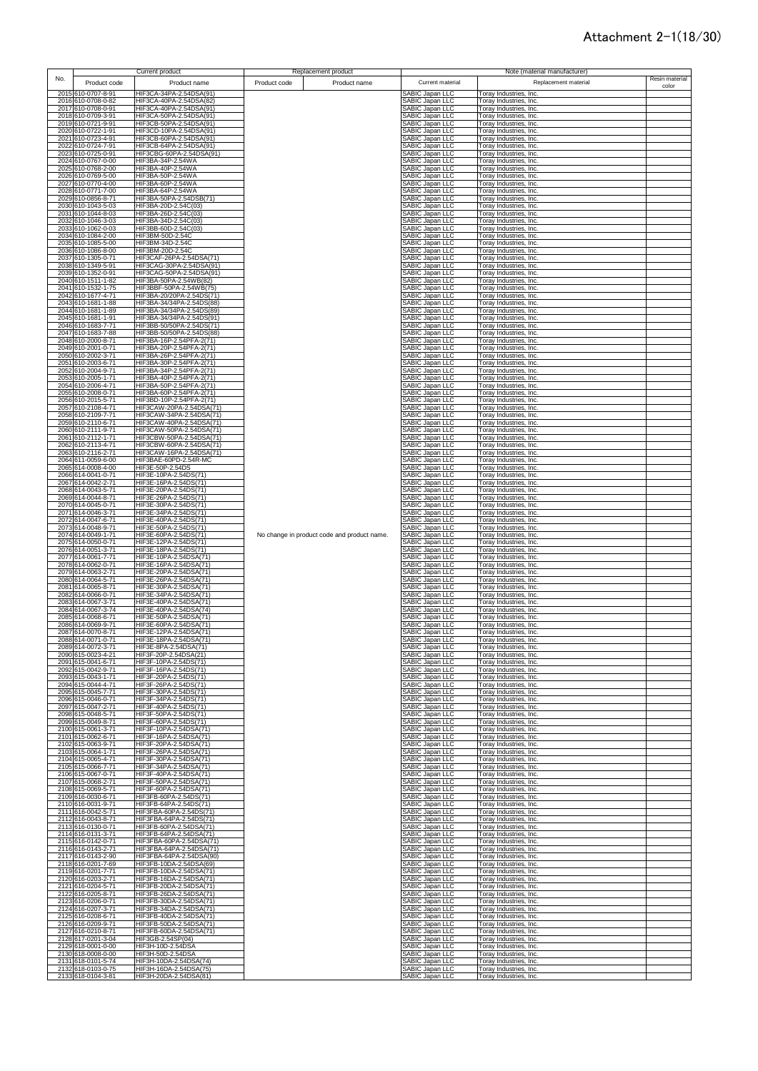# Attachment 2-1(18/30)

| No. | Current product | | Replacement product | | Note (material manufacturer) | | |
|---|---|---|---|---|---|---|---|
| | Product code | Product name | Product code | Product name | Current material | Replacement material | Resin material color |
| 2015 | 610-0707-8-91 | HIF3CA-34PA-2.54DSA(91) | | | SABIC Japan LLC | Toray Industries, Inc. | |
| 2016 | 610-0708-0-82 | HIF3CA-40PA-2.54DSA(82) | | | SABIC Japan LLC | Toray Industries, Inc. | |
| 2017 | 610-0708-0-91 | HIF3CA-40PA-2.54DSA(91) | | | SABIC Japan LLC | Toray Industries, Inc. | |
| 2018 | 610-0709-3-91 | HIF3CA-50PA-2.54DSA(91) | | | SABIC Japan LLC | Toray Industries, Inc. | |
| 2019 | 610-0721-9-91 | HIF3CB-50PA-2.54DSA(91) | | | SABIC Japan LLC | Toray Industries, Inc. | |
| 2020 | 610-0722-1-91 | HIF3CD-10PA-2.54DSA(91) | | | SABIC Japan LLC | Toray Industries, Inc. | |
| 2021 | 610-0723-4-91 | HIF3CB-60PA-2.54DSA(91) | | | SABIC Japan LLC | Toray Industries, Inc. | |
| 2022 | 610-0724-7-91 | HIF3CB-64PA-2.54DSA(91) | | | SABIC Japan LLC | Toray Industries, Inc. | |
| 2023 | 610-0725-0-91 | HIF3CBG-60PA-2.54DSA(91) | | | SABIC Japan LLC | Toray Industries, Inc. | |
| 2024 | 610-0767-0-00 | HIF3BA-34P-2.54WA | | | SABIC Japan LLC | Toray Industries, Inc. | |
| 2025 | 610-0768-2-00 | HIF3BA-40P-2.54WA | | | SABIC Japan LLC | Toray Industries, Inc. | |
| 2026 | 610-0769-5-00 | HIF3BA-50P-2.54WA | | | SABIC Japan LLC | Toray Industries, Inc. | |
| 2027 | 610-0770-4-00 | HIF3BA-60P-2.54WA | | | SABIC Japan LLC | Toray Industries, Inc. | |
| 2028 | 610-0771-7-00 | HIF3BA-64P-2.54WA | | | SABIC Japan LLC | Toray Industries, Inc. | |
| 2029 | 610-0856-8-71 | HIF3BA-50PA-2.54DSB(71) | | | SABIC Japan LLC | Toray Industries, Inc. | |
| 2030 | 610-1043-5-03 | HIF3BA-20D-2.54C(03) | | | SABIC Japan LLC | Toray Industries, Inc. | |
| 2031 | 610-1044-8-03 | HIF3BA-26D-2.54C(03) | | | SABIC Japan LLC | Toray Industries, Inc. | |
| 2032 | 610-1046-3-03 | HIF3BA-34D-2.54C(03) | | | SABIC Japan LLC | Toray Industries, Inc. | |
| 2033 | 610-1062-0-03 | HIF3BB-60D-2.54C(03) | | | SABIC Japan LLC | Toray Industries, Inc. | |
| 2034 | 610-1084-2-00 | HIF3BM-50D-2.54C | | | SABIC Japan LLC | Toray Industries, Inc. | |
| 2035 | 610-1085-5-00 | HIF3BM-34D-2.54C | | | SABIC Japan LLC | Toray Industries, Inc. | |
| 2036 | 610-1086-8-00 | HIF3BM-20D-2.54C | | | SABIC Japan LLC | Toray Industries, Inc. | |
| 2037 | 610-1305-0-71 | HIF3CAF-26PA-2.54DSA(71) | | | SABIC Japan LLC | Toray Industries, Inc. | |
| 2038 | 610-1349-5-91 | HIF3CAG-30PA-2.54DSA(91) | | | SABIC Japan LLC | Toray Industries, Inc. | |
| 2039 | 610-1352-0-91 | HIF3CAG-50PA-2.54DSA(91) | | | SABIC Japan LLC | Toray Industries, Inc. | |
| 2040 | 610-1511-1-82 | HIF3BA-50PA-2.54WB(82) | | | SABIC Japan LLC | Toray Industries, Inc. | |
| 2041 | 610-1532-1-75 | HIF3BBF-50PA-2.54WB(75) | | | SABIC Japan LLC | Toray Industries, Inc. | |
| 2042 | 610-1677-4-71 | HIF3BA-20/20PA-2.54DS(71) | | | SABIC Japan LLC | Toray Industries, Inc. | |
| 2043 | 610-1681-1-88 | HIF3BA-34/34PA-2.54DS(88) | | | SABIC Japan LLC | Toray Industries, Inc. | |
| 2044 | 610-1681-1-89 | HIF3BA-34/34PA-2.54DS(89) | | | SABIC Japan LLC | Toray Industries, Inc. | |
| 2045 | 610-1681-1-91 | HIF3BA-34/34PA-2.54DS(91) | | | SABIC Japan LLC | Toray Industries, Inc. | |
| 2046 | 610-1683-7-71 | HIF3BB-50/50PA-2.54DS(71) | | | SABIC Japan LLC | Toray Industries, Inc. | |
| 2047 | 610-1683-7-88 | HIF3BB-50/50PA-2.54DS(88) | | | SABIC Japan LLC | Toray Industries, Inc. | |
| 2048 | 610-2000-8-71 | HIF3BA-16P-2.54PFA-2(71) | | | SABIC Japan LLC | Toray Industries, Inc. | |
| 2049 | 610-2001-0-71 | HIF3BA-20P-2.54PFA-2(71) | | | SABIC Japan LLC | Toray Industries, Inc. | |
| 2050 | 610-2002-3-71 | HIF3BA-26P-2.54PFA-2(71) | | | SABIC Japan LLC | Toray Industries, Inc. | |
| 2051 | 610-2003-6-71 | HIF3BA-30P-2.54PFA-2(71) | | | SABIC Japan LLC | Toray Industries, Inc. | |
| 2052 | 610-2004-9-71 | HIF3BA-34P-2.54PFA-2(71) | | | SABIC Japan LLC | Toray Industries, Inc. | |
| 2053 | 610-2005-1-71 | HIF3BA-40P-2.54PFA-2(71) | | | SABIC Japan LLC | Toray Industries, Inc. | |
| 2054 | 610-2006-4-71 | HIF3BA-50P-2.54PFA-2(71) | | | SABIC Japan LLC | Toray Industries, Inc. | |
| 2055 | 610-2008-0-71 | HIF3BA-60P-2.54PFA-2(71) | | | SABIC Japan LLC | Toray Industries, Inc. | |
| 2056 | 610-2015-5-71 | HIF3BD-10P-2.54PFA-2(71) | | | SABIC Japan LLC | Toray Industries, Inc. | |
| 2057 | 610-2108-4-71 | HIF3CAW-20PA-2.54DSA(71) | | | SABIC Japan LLC | Toray Industries, Inc. | |
| 2058 | 610-2109-7-71 | HIF3CAW-34PA-2.54DSA(71) | | | SABIC Japan LLC | Toray Industries, Inc. | |
| 2059 | 610-2110-6-71 | HIF3CAW-40PA-2.54DSA(71) | | | SABIC Japan LLC | Toray Industries, Inc. | |
| 2060 | 610-2111-9-71 | HIF3CAW-50PA-2.54DSA(71) | | | SABIC Japan LLC | Toray Industries, Inc. | |
| 2061 | 610-2112-1-71 | HIF3CBW-50PA-2.54DSA(71) | | | SABIC Japan LLC | Toray Industries, Inc. | |
| 2062 | 610-2113-4-71 | HIF3CBW-60PA-2.54DSA(71) | | | SABIC Japan LLC | Toray Industries, Inc. | |
| 2063 | 610-2116-2-71 | HIF3CAW-16PA-2.54DSA(71) | | | SABIC Japan LLC | Toray Industries, Inc. | |
| 2064 | 611-0059-6-00 | HIF3BAE-60PD-2.54R-MC | | | SABIC Japan LLC | Toray Industries, Inc. | |
| 2065 | 614-0008-4-00 | HIF3E-50P-2.54DS | | | SABIC Japan LLC | Toray Industries, Inc. | |
| 2066 | 614-0041-0-71 | HIF3E-10PA-2.54DS(71) | | | SABIC Japan LLC | Toray Industries, Inc. | |
| 2067 | 614-0042-2-71 | HIF3E-16PA-2.54DS(71) | | | SABIC Japan LLC | Toray Industries, Inc. | |
| 2068 | 614-0043-5-71 | HIF3E-20PA-2.54DS(71) | | | SABIC Japan LLC | Toray Industries, Inc. | |
| 2069 | 614-0044-8-71 | HIF3E-26PA-2.54DS(71) | | | SABIC Japan LLC | Toray Industries, Inc. | |
| 2070 | 614-0045-0-71 | HIF3E-30PA-2.54DS(71) | | | SABIC Japan LLC | Toray Industries, Inc. | |
| 2071 | 614-0046-3-71 | HIF3E-34PA-2.54DS(71) | | | SABIC Japan LLC | Toray Industries, Inc. | |
| 2072 | 614-0047-6-71 | HIF3E-40PA-2.54DS(71) | | | SABIC Japan LLC | Toray Industries, Inc. | |
| 2073 | 614-0048-9-71 | HIF3E-50PA-2.54DS(71) | | | SABIC Japan LLC | Toray Industries, Inc. | |
| 2074 | 614-0049-1-71 | HIF3E-60PA-2.54DS(71) | No change in product code and product name. | | SABIC Japan LLC | Toray Industries, Inc. | |
| 2075 | 614-0050-0-71 | HIF3E-12PA-2.54DS(71) | | | SABIC Japan LLC | Toray Industries, Inc. | |
| 2076 | 614-0051-3-71 | HIF3E-18PA-2.54DS(71) | | | SABIC Japan LLC | Toray Industries, Inc. | |
| 2077 | 614-0061-7-71 | HIF3E-10PA-2.54DSA(71) | | | SABIC Japan LLC | Toray Industries, Inc. | |
| 2078 | 614-0062-0-71 | HIF3E-16PA-2.54DSA(71) | | | SABIC Japan LLC | Toray Industries, Inc. | |
| 2079 | 614-0063-2-71 | HIF3E-20PA-2.54DSA(71) | | | SABIC Japan LLC | Toray Industries, Inc. | |
| 2080 | 614-0064-5-71 | HIF3E-26PA-2.54DSA(71) | | | SABIC Japan LLC | Toray Industries, Inc. | |
| 2081 | 614-0065-8-71 | HIF3E-30PA-2.54DSA(71) | | | SABIC Japan LLC | Toray Industries, Inc. | |
| 2082 | 614-0066-0-71 | HIF3E-34PA-2.54DSA(71) | | | SABIC Japan LLC | Toray Industries, Inc. | |
| 2083 | 614-0067-3-71 | HIF3E-40PA-2.54DSA(71) | | | SABIC Japan LLC | Toray Industries, Inc. | |
| 2084 | 614-0067-3-74 | HIF3E-40PA-2.54DSA(74) | | | SABIC Japan LLC | Toray Industries, Inc. | |
| 2085 | 614-0068-6-71 | HIF3E-50PA-2.54DSA(71) | | | SABIC Japan LLC | Toray Industries, Inc. | |
| 2086 | 614-0069-9-71 | HIF3E-60PA-2.54DSA(71) | | | SABIC Japan LLC | Toray Industries, Inc. | |
| 2087 | 614-0070-8-71 | HIF3E-12PA-2.54DSA(71) | | | SABIC Japan LLC | Toray Industries, Inc. | |
| 2088 | 614-0071-0-71 | HIF3E-18PA-2.54DSA(71) | | | SABIC Japan LLC | Toray Industries, Inc. | |
| 2089 | 614-0072-3-71 | HIF3E-8PA-2.54DSA(71) | | | SABIC Japan LLC | Toray Industries, Inc. | |
| 2090 | 615-0023-4-21 | HIF3F-20P-2.54DSA(21) | | | SABIC Japan LLC | Toray Industries, Inc. | |
| 2091 | 615-0041-6-71 | HIF3F-10PA-2.54DS(71) | | | SABIC Japan LLC | Toray Industries, Inc. | |
| 2092 | 615-0042-9-71 | HIF3F-16PA-2.54DS(71) | | | SABIC Japan LLC | Toray Industries, Inc. | |
| 2093 | 615-0043-1-71 | HIF3F-20PA-2.54DS(71) | | | SABIC Japan LLC | Toray Industries, Inc. | |
| 2094 | 615-0044-4-71 | HIF3F-26PA-2.54DS(71) | | | SABIC Japan LLC | Toray Industries, Inc. | |
| 2095 | 615-0045-7-71 | HIF3F-30PA-2.54DS(71) | | | SABIC Japan LLC | Toray Industries, Inc. | |
| 2096 | 615-0046-0-71 | HIF3F-34PA-2.54DS(71) | | | SABIC Japan LLC | Toray Industries, Inc. | |
| 2097 | 615-0047-2-71 | HIF3F-40PA-2.54DS(71) | | | SABIC Japan LLC | Toray Industries, Inc. | |
| 2098 | 615-0048-5-71 | HIF3F-50PA-2.54DS(71) | | | SABIC Japan LLC | Toray Industries, Inc. | |
| 2099 | 615-0049-8-71 | HIF3F-60PA-2.54DS(71) | | | SABIC Japan LLC | Toray Industries, Inc. | |
| 2100 | 615-0061-3-71 | HIF3F-10PA-2.54DSA(71) | | | SABIC Japan LLC | Toray Industries, Inc. | |
| 2101 | 615-0062-6-71 | HIF3F-16PA-2.54DSA(71) | | | SABIC Japan LLC | Toray Industries, Inc. | |
| 2102 | 615-0063-9-71 | HIF3F-20PA-2.54DSA(71) | | | SABIC Japan LLC | Toray Industries, Inc. | |
| 2103 | 615-0064-1-71 | HIF3F-26PA-2.54DSA(71) | | | SABIC Japan LLC | Toray Industries, Inc. | |
| 2104 | 615-0065-4-71 | HIF3F-30PA-2.54DSA(71) | | | SABIC Japan LLC | Toray Industries, Inc. | |
| 2105 | 615-0066-7-71 | HIF3F-34PA-2.54DSA(71) | | | SABIC Japan LLC | Toray Industries, Inc. | |
| 2106 | 615-0067-0-71 | HIF3F-40PA-2.54DSA(71) | | | SABIC Japan LLC | Toray Industries, Inc. | |
| 2107 | 615-0068-2-71 | HIF3F-50PA-2.54DSA(71) | | | SABIC Japan LLC | Toray Industries, Inc. | |
| 2108 | 615-0069-5-71 | HIF3F-60PA-2.54DSA(71) | | | SABIC Japan LLC | Toray Industries, Inc. | |
| 2109 | 616-0030-6-71 | HIF3FB-60PA-2.54DS(71) | | | SABIC Japan LLC | Toray Industries, Inc. | |
| 2110 | 616-0031-9-71 | HIF3FB-64PA-2.54DS(71) | | | SABIC Japan LLC | Toray Industries, Inc. | |
| 2111 | 616-0042-5-71 | HIF3FBA-60PA-2.54DS(71) | | | SABIC Japan LLC | Toray Industries, Inc. | |
| 2112 | 616-0043-8-71 | HIF3FBA-64PA-2.54DS(71) | | | SABIC Japan LLC | Toray Industries, Inc. | |
| 2113 | 616-0130-0-71 | HIF3FB-60PA-2.54DSA(71) | | | SABIC Japan LLC | Toray Industries, Inc. | |
| 2114 | 616-0131-3-71 | HIF3FB-64PA-2.54DSA(71) | | | SABIC Japan LLC | Toray Industries, Inc. | |
| 2115 | 616-0142-0-71 | HIF3FBA-60PA-2.54DSA(71) | | | SABIC Japan LLC | Toray Industries, Inc. | |
| 2116 | 616-0143-2-71 | HIF3FBA-64PA-2.54DSA(71) | | | SABIC Japan LLC | Toray Industries, Inc. | |
| 2117 | 616-0143-2-90 | HIF3FBA-64PA-2.54DSA(90) | | | SABIC Japan LLC | Toray Industries, Inc. | |
| 2118 | 616-0201-7-69 | HIF3FB-10DA-2.54DSA(69) | | | SABIC Japan LLC | Toray Industries, Inc. | |
| 2119 | 616-0201-7-71 | HIF3FB-10DA-2.54DSA(71) | | | SABIC Japan LLC | Toray Industries, Inc. | |
| 2120 | 616-0203-2-71 | HIF3FB-16DA-2.54DSA(71) | | | SABIC Japan LLC | Toray Industries, Inc. | |
| 2121 | 616-0204-5-71 | HIF3FB-20DA-2.54DSA(71) | | | SABIC Japan LLC | Toray Industries, Inc. | |
| 2122 | 616-0205-8-71 | HIF3FB-26DA-2.54DSA(71) | | | SABIC Japan LLC | Toray Industries, Inc. | |
| 2123 | 616-0206-0-71 | HIF3FB-30DA-2.54DSA(71) | | | SABIC Japan LLC | Toray Industries, Inc. | |
| 2124 | 616-0207-3-71 | HIF3FB-34DA-2.54DSA(71) | | | SABIC Japan LLC | Toray Industries, Inc. | |
| 2125 | 616-0208-6-71 | HIF3FB-40DA-2.54DSA(71) | | | SABIC Japan LLC | Toray Industries, Inc. | |
| 2126 | 616-0209-9-71 | HIF3FB-50DA-2.54DSA(71) | | | SABIC Japan LLC | Toray Industries, Inc. | |
| 2127 | 616-0210-8-71 | HIF3FB-60DA-2.54DSA(71) | | | SABIC Japan LLC | Toray Industries, Inc. | |
| 2128 | 617-0201-3-04 | HIF3GB-2.54SP(04) | | | SABIC Japan LLC | Toray Industries, Inc. | |
| 2129 | 618-0001-0-00 | HIF3H-10D-2.54DSA | | | SABIC Japan LLC | Toray Industries, Inc. | |
| 2130 | 618-0008-0-00 | HIF3H-50D-2.54DSA | | | SABIC Japan LLC | Toray Industries, Inc. | |
| 2131 | 618-0101-5-74 | HIF3H-10DA-2.54DSA(74) | | | SABIC Japan LLC | Toray Industries, Inc. | |
| 2132 | 618-0103-0-75 | HIF3H-16DA-2.54DSA(75) | | | SABIC Japan LLC | Toray Industries, Inc. | |
| 2133 | 618-0104-3-81 | HIF3H-20DA-2.54DSA(81) | | | SABIC Japan LLC | Toray Industries, Inc. | |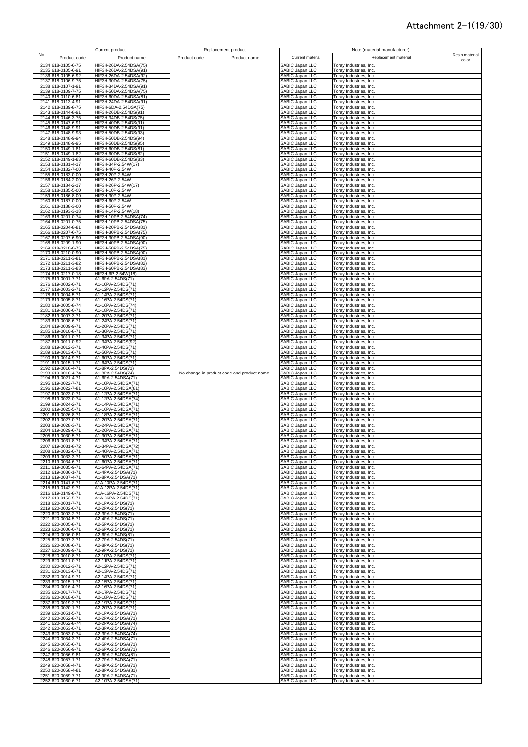# Attachment 2-1(19/30)

| No. | Current product | | Replacement product | | Note (material manufacturer) | | |
|---|---|---|---|---|---|---|---|
| | Product code | Product name | Product code | Product name | Current material | Replacement material | Resin material color |
| 2134 | 618-0105-6-75 | HIF3H-26DA-2.54DSA(75) | | | SABIC Japan LLC | Toray Industries, Inc. | |
| 2135 | 618-0105-6-91 | HIF3H-26DA-2.54DSA(91) | | | SABIC Japan LLC | Toray Industries, Inc. | |
| 2136 | 618-0105-6-92 | HIF3H-26DA-2.54DSA(92) | | | SABIC Japan LLC | Toray Industries, Inc. | |
| 2137 | 618-0106-9-75 | HIF3H-30DA-2.54DSA(75) | | | SABIC Japan LLC | Toray Industries, Inc. | |
| 2138 | 618-0107-1-91 | HIF3H-34DA-2.54DSA(91) | | | SABIC Japan LLC | Toray Industries, Inc. | |
| 2139 | 618-0109-7-75 | HIF3H-50DA-2.54DSA(75) | | | SABIC Japan LLC | Toray Industries, Inc. | |
| 2140 | 618-0110-6-81 | HIF3H-60DA-2.54DSA(81) | | | SABIC Japan LLC | Toray Industries, Inc. | |
| 2141 | 618-0113-4-91 | HIF3H-24DA-2.54DSA(91) | | | SABIC Japan LLC | Toray Industries, Inc. | |
| 2142 | 618-0139-8-75 | HIF3H-6DA-2.54DSA(75) | | | SABIC Japan LLC | Toray Industries, Inc. | |
| 2143 | 618-0144-8-91 | HIF3H-26DB-2.54DS(91) | | | SABIC Japan LLC | Toray Industries, Inc. | |
| 2144 | 618-0146-3-75 | HIF3H-34DB-2.54DS(75) | | | SABIC Japan LLC | Toray Industries, Inc. | |
| 2145 | 618-0147-6-91 | HIF3H-40DB-2.54DS(91) | | | SABIC Japan LLC | Toray Industries, Inc. | |
| 2146 | 618-0148-9-91 | HIF3H-50DB-2.54DS(91) | | | SABIC Japan LLC | Toray Industries, Inc. | |
| 2147 | 618-0148-9-93 | HIF3H-50DB-2.54DS(93) | | | SABIC Japan LLC | Toray Industries, Inc. | |
| 2148 | 618-0148-9-94 | HIF3H-50DB-2.54DS(94) | | | SABIC Japan LLC | Toray Industries, Inc. | |
| 2149 | 618-0148-9-95 | HIF3H-50DB-2.54DS(95) | | | SABIC Japan LLC | Toray Industries, Inc. | |
| 2150 | 618-0149-1-81 | HIF3H-60DB-2.54DS(81) | | | SABIC Japan LLC | Toray Industries, Inc. | |
| 2151 | 618-0149-1-82 | HIF3H-60DB-2.54DS(82) | | | SABIC Japan LLC | Toray Industries, Inc. | |
| 2152 | 618-0149-1-83 | HIF3H-60DB-2.54DS(83) | | | SABIC Japan LLC | Toray Industries, Inc. | |
| 2153 | 618-0181-4-17 | HIF3H-34P-2.54W(17) | | | SABIC Japan LLC | Toray Industries, Inc. | |
| 2154 | 618-0182-7-00 | HIF3H-40P-2.54W | | | SABIC Japan LLC | Toray Industries, Inc. | |
| 2155 | 618-0183-0-00 | HIF3H-20P-2.54W | | | SABIC Japan LLC | Toray Industries, Inc. | |
| 2156 | 618-0184-2-00 | HIF3H-26P-2.54W | | | SABIC Japan LLC | Toray Industries, Inc. | |
| 2157 | 618-0184-2-17 | HIF3H-26P-2.54W(17) | | | SABIC Japan LLC | Toray Industries, Inc. | |
| 2158 | 618-0185-5-00 | HIF3H-10P-2.54W | | | SABIC Japan LLC | Toray Industries, Inc. | |
| 2159 | 618-0186-8-00 | HIF3H-30P-2.54W | | | SABIC Japan LLC | Toray Industries, Inc. | |
| 2160 | 618-0187-0-00 | HIF3H-60P-2.54W | | | SABIC Japan LLC | Toray Industries, Inc. | |
| 2161 | 618-0188-3-00 | HIF3H-50P-2.54W | | | SABIC Japan LLC | Toray Industries, Inc. | |
| 2162 | 618-0193-3-18 | HIF3H-14P-2.54W(18) | | | SABIC Japan LLC | Toray Industries, Inc. | |
| 2163 | 618-0201-0-74 | HIF3H-10PB-2.54DSA(74) | | | SABIC Japan LLC | Toray Industries, Inc. | |
| 2164 | 618-0201-0-75 | HIF3H-10PB-2.54DSA(75) | | | SABIC Japan LLC | Toray Industries, Inc. | |
| 2165 | 618-0204-8-81 | HIF3H-20PB-2.54DSA(81) | | | SABIC Japan LLC | Toray Industries, Inc. | |
| 2166 | 618-0207-6-75 | HIF3H-30PB-2.54DSA(75) | | | SABIC Japan LLC | Toray Industries, Inc. | |
| 2167 | 618-0207-6-90 | HIF3H-30PB-2.54DSA(90) | | | SABIC Japan LLC | Toray Industries, Inc. | |
| 2168 | 618-0209-1-90 | HIF3H-40PB-2.54DSA(90) | | | SABIC Japan LLC | Toray Industries, Inc. | |
| 2169 | 618-0210-0-75 | HIF3H-50PB-2.54DSA(75) | | | SABIC Japan LLC | Toray Industries, Inc. | |
| 2170 | 618-0210-0-90 | HIF3H-50PB-2.54DSA(90) | | | SABIC Japan LLC | Toray Industries, Inc. | |
| 2171 | 618-0211-3-81 | HIF3H-60PB-2.54DSA(81) | | | SABIC Japan LLC | Toray Industries, Inc. | |
| 2172 | 618-0211-3-82 | HIF3H-60PB-2.54DSA(82) | | | SABIC Japan LLC | Toray Industries, Inc. | |
| 2173 | 618-0211-3-83 | HIF3H-60PB-2.54DSA(83) | | | SABIC Japan LLC | Toray Industries, Inc. | |
| 2174 | 618-0217-0-18 | HIF3H-6P-2.54W(18) | | | SABIC Japan LLC | Toray Industries, Inc. | |
| 2175 | 619-0001-7-71 | A1-6PA-2.54DS(71) | | | SABIC Japan LLC | Toray Industries, Inc. | |
| 2176 | 619-0002-0-71 | A1-10PA-2.54DS(71) | | | SABIC Japan LLC | Toray Industries, Inc. | |
| 2177 | 619-0003-2-71 | A1-12PA-2.54DS(71) | | | SABIC Japan LLC | Toray Industries, Inc. | |
| 2178 | 619-0004-5-71 | A1-14PA-2.54DS(71) | | | SABIC Japan LLC | Toray Industries, Inc. | |
| 2179 | 619-0005-8-71 | A1-16PA-2.54DS(71) | | | SABIC Japan LLC | Toray Industries, Inc. | |
| 2180 | 619-0005-8-74 | A1-16PA-2.54DS(74) | | | SABIC Japan LLC | Toray Industries, Inc. | |
| 2181 | 619-0006-0-71 | A1-18PA-2.54DS(71) | | | SABIC Japan LLC | Toray Industries, Inc. | |
| 2182 | 619-0007-3-71 | A1-20PA-2.54DS(71) | | | SABIC Japan LLC | Toray Industries, Inc. | |
| 2183 | 619-0008-6-71 | A1-24PA-2.54DS(71) | | | SABIC Japan LLC | Toray Industries, Inc. | |
| 2184 | 619-0009-9-71 | A1-26PA-2.54DS(71) | | | SABIC Japan LLC | Toray Industries, Inc. | |
| 2185 | 619-0010-8-71 | A1-30PA-2.54DS(71) | | | SABIC Japan LLC | Toray Industries, Inc. | |
| 2186 | 619-0011-0-71 | A1-34PA-2.54DS(71) | | | SABIC Japan LLC | Toray Industries, Inc. | |
| 2187 | 619-0011-0-92 | A1-34PA-2.54DS(92) | | | SABIC Japan LLC | Toray Industries, Inc. | |
| 2188 | 619-0012-3-71 | A1-40PA-2.54DS(71) | | | SABIC Japan LLC | Toray Industries, Inc. | |
| 2189 | 619-0013-6-71 | A1-50PA-2.54DS(71) | | | SABIC Japan LLC | Toray Industries, Inc. | |
| 2190 | 619-0014-9-71 | A1-60PA-2.54DS(71) | | | SABIC Japan LLC | Toray Industries, Inc. | |
| 2191 | 619-0015-1-71 | A1-64PA-2.54DS(71) | | | SABIC Japan LLC | Toray Industries, Inc. | |
| 2192 | 619-0016-4-71 | A1-8PA-2.54DS(71) | | | SABIC Japan LLC | Toray Industries, Inc. | |
| 2193 | 619-0016-4-74 | A1-8PA-2.54DS(74) | No change in product code and product name. | | SABIC Japan LLC | Toray Industries, Inc. | |
| 2194 | 619-0021-4-71 | A1-6PA-2.54DSA(71) | | | SABIC Japan LLC | Toray Industries, Inc. | |
| 2195 | 619-0022-7-71 | A1-10PA-2.54DSA(71) | | | SABIC Japan LLC | Toray Industries, Inc. | |
| 2196 | 619-0022-7-81 | A1-10PA-2.54DSA(81) | | | SABIC Japan LLC | Toray Industries, Inc. | |
| 2197 | 619-0023-0-71 | A1-12PA-2.54DSA(71) | | | SABIC Japan LLC | Toray Industries, Inc. | |
| 2198 | 619-0023-0-74 | A1-12PA-2.54DSA(74) | | | SABIC Japan LLC | Toray Industries, Inc. | |
| 2199 | 619-0024-2-71 | A1-14PA-2.54DSA(71) | | | SABIC Japan LLC | Toray Industries, Inc. | |
| 2200 | 619-0025-5-71 | A1-16PA-2.54DSA(71) | | | SABIC Japan LLC | Toray Industries, Inc. | |
| 2201 | 619-0026-8-71 | A1-18PA-2.54DSA(71) | | | SABIC Japan LLC | Toray Industries, Inc. | |
| 2202 | 619-0027-0-71 | A1-20PA-2.54DSA(71) | | | SABIC Japan LLC | Toray Industries, Inc. | |
| 2203 | 619-0028-3-71 | A1-24PA-2.54DSA(71) | | | SABIC Japan LLC | Toray Industries, Inc. | |
| 2204 | 619-0029-6-71 | A1-26PA-2.54DSA(71) | | | SABIC Japan LLC | Toray Industries, Inc. | |
| 2205 | 619-0030-5-71 | A1-30PA-2.54DSA(71) | | | SABIC Japan LLC | Toray Industries, Inc. | |
| 2206 | 619-0031-8-71 | A1-34PA-2.54DSA(71) | | | SABIC Japan LLC | Toray Industries, Inc. | |
| 2207 | 619-0031-8-72 | A1-34PA-2.54DSA(72) | | | SABIC Japan LLC | Toray Industries, Inc. | |
| 2208 | 619-0032-0-71 | A1-40PA-2.54DSA(71) | | | SABIC Japan LLC | Toray Industries, Inc. | |
| 2209 | 619-0033-3-71 | A1-50PA-2.54DSA(71) | | | SABIC Japan LLC | Toray Industries, Inc. | |
| 2210 | 619-0034-6-71 | A1-60PA-2.54DSA(71) | | | SABIC Japan LLC | Toray Industries, Inc. | |
| 2211 | 619-0035-9-71 | A1-64PA-2.54DSA(71) | | | SABIC Japan LLC | Toray Industries, Inc. | |
| 2212 | 619-0036-1-71 | A1-4PA-2.54DSA(71) | | | SABIC Japan LLC | Toray Industries, Inc. | |
| 2213 | 619-0037-4-71 | A1-8PA-2.54DSA(71) | | | SABIC Japan LLC | Toray Industries, Inc. | |
| 2214 | 619-0141-6-71 | A1A-10PA-2.54DS(71) | | | SABIC Japan LLC | Toray Industries, Inc. | |
| 2215 | 619-0142-9-71 | A1A-12PA-2.54DS(71) | | | SABIC Japan LLC | Toray Industries, Inc. | |
| 2216 | 619-0149-8-71 | A1A-16PA-2.54DS(71) | | | SABIC Japan LLC | Toray Industries, Inc. | |
| 2217 | 619-0153-5-71 | A1A-36PA-2.54DS(71) | | | SABIC Japan LLC | Toray Industries, Inc. | |
| 2218 | 620-0001-7-71 | A2-1PA-2.54DS(71) | | | SABIC Japan LLC | Toray Industries, Inc. | |
| 2219 | 620-0002-0-71 | A2-2PA-2.54DS(71) | | | SABIC Japan LLC | Toray Industries, Inc. | |
| 2220 | 620-0003-2-71 | A2-3PA-2.54DS(71) | | | SABIC Japan LLC | Toray Industries, Inc. | |
| 2221 | 620-0004-5-71 | A2-4PA-2.54DS(71) | | | SABIC Japan LLC | Toray Industries, Inc. | |
| 2222 | 620-0005-8-71 | A2-5PA-2.54DS(71) | | | SABIC Japan LLC | Toray Industries, Inc. | |
| 2223 | 620-0006-0-71 | A2-6PA-2.54DS(71) | | | SABIC Japan LLC | Toray Industries, Inc. | |
| 2224 | 620-0006-0-81 | A2-6PA-2.54DS(81) | | | SABIC Japan LLC | Toray Industries, Inc. | |
| 2225 | 620-0007-3-71 | A2-7PA-2.54DS(71) | | | SABIC Japan LLC | Toray Industries, Inc. | |
| 2226 | 620-0008-6-71 | A2-8PA-2.54DS(71) | | | SABIC Japan LLC | Toray Industries, Inc. | |
| 2227 | 620-0009-9-71 | A2-9PA-2.54DS(71) | | | SABIC Japan LLC | Toray Industries, Inc. | |
| 2228 | 620-0010-8-71 | A2-10PA-2.54DS(71) | | | SABIC Japan LLC | Toray Industries, Inc. | |
| 2229 | 620-0011-0-71 | A2-11PA-2.54DS(71) | | | SABIC Japan LLC | Toray Industries, Inc. | |
| 2230 | 620-0012-3-71 | A2-12PA-2.54DS(71) | | | SABIC Japan LLC | Toray Industries, Inc. | |
| 2231 | 620-0013-6-71 | A2-13PA-2.54DS(71) | | | SABIC Japan LLC | Toray Industries, Inc. | |
| 2232 | 620-0014-9-71 | A2-14PA-2.54DS(71) | | | SABIC Japan LLC | Toray Industries, Inc. | |
| 2233 | 620-0015-1-71 | A2-15PA-2.54DS(71) | | | SABIC Japan LLC | Toray Industries, Inc. | |
| 2234 | 620-0016-4-71 | A2-16PA-2.54DS(71) | | | SABIC Japan LLC | Toray Industries, Inc. | |
| 2235 | 620-0017-7-71 | A2-17PA-2.54DS(71) | | | SABIC Japan LLC | Toray Industries, Inc. | |
| 2236 | 620-0018-0-71 | A2-18PA-2.54DS(71) | | | SABIC Japan LLC | Toray Industries, Inc. | |
| 2237 | 620-0019-2-71 | A2-19PA-2.54DS(71) | | | SABIC Japan LLC | Toray Industries, Inc. | |
| 2238 | 620-0020-1-71 | A2-20PA-2.54DS(71) | | | SABIC Japan LLC | Toray Industries, Inc. | |
| 2239 | 620-0051-5-71 | A2-1PA-2.54DSA(71) | | | SABIC Japan LLC | Toray Industries, Inc. | |
| 2240 | 620-0052-8-71 | A2-2PA-2.54DSA(71) | | | SABIC Japan LLC | Toray Industries, Inc. | |
| 2241 | 620-0052-8-74 | A2-2PA-2.54DSA(74) | | | SABIC Japan LLC | Toray Industries, Inc. | |
| 2242 | 620-0053-0-71 | A2-3PA-2.54DSA(71) | | | SABIC Japan LLC | Toray Industries, Inc. | |
| 2243 | 620-0053-0-74 | A2-3PA-2.54DSA(74) | | | SABIC Japan LLC | Toray Industries, Inc. | |
| 2244 | 620-0054-3-71 | A2-4PA-2.54DSA(71) | | | SABIC Japan LLC | Toray Industries, Inc. | |
| 2245 | 620-0055-6-71 | A2-5PA-2.54DSA(71) | | | SABIC Japan LLC | Toray Industries, Inc. | |
| 2246 | 620-0056-9-71 | A2-6PA-2.54DSA(71) | | | SABIC Japan LLC | Toray Industries, Inc. | |
| 2247 | 620-0056-9-81 | A2-6PA-2.54DSA(81) | | | SABIC Japan LLC | Toray Industries, Inc. | |
| 2248 | 620-0057-1-71 | A2-7PA-2.54DSA(71) | | | SABIC Japan LLC | Toray Industries, Inc. | |
| 2249 | 620-0058-4-71 | A2-8PA-2.54DSA(71) | | | SABIC Japan LLC | Toray Industries, Inc. | |
| 2250 | 620-0058-4-81 | A2-8PA-2.54DSA(81) | | | SABIC Japan LLC | Toray Industries, Inc. | |
| 2251 | 620-0059-7-71 | A2-9PA-2.54DSA(71) | | | SABIC Japan LLC | Toray Industries, Inc. | |
| 2252 | 620-0060-6-71 | A2-10PA-2.54DSA(71) | | | SABIC Japan LLC | Toray Industries, Inc. | |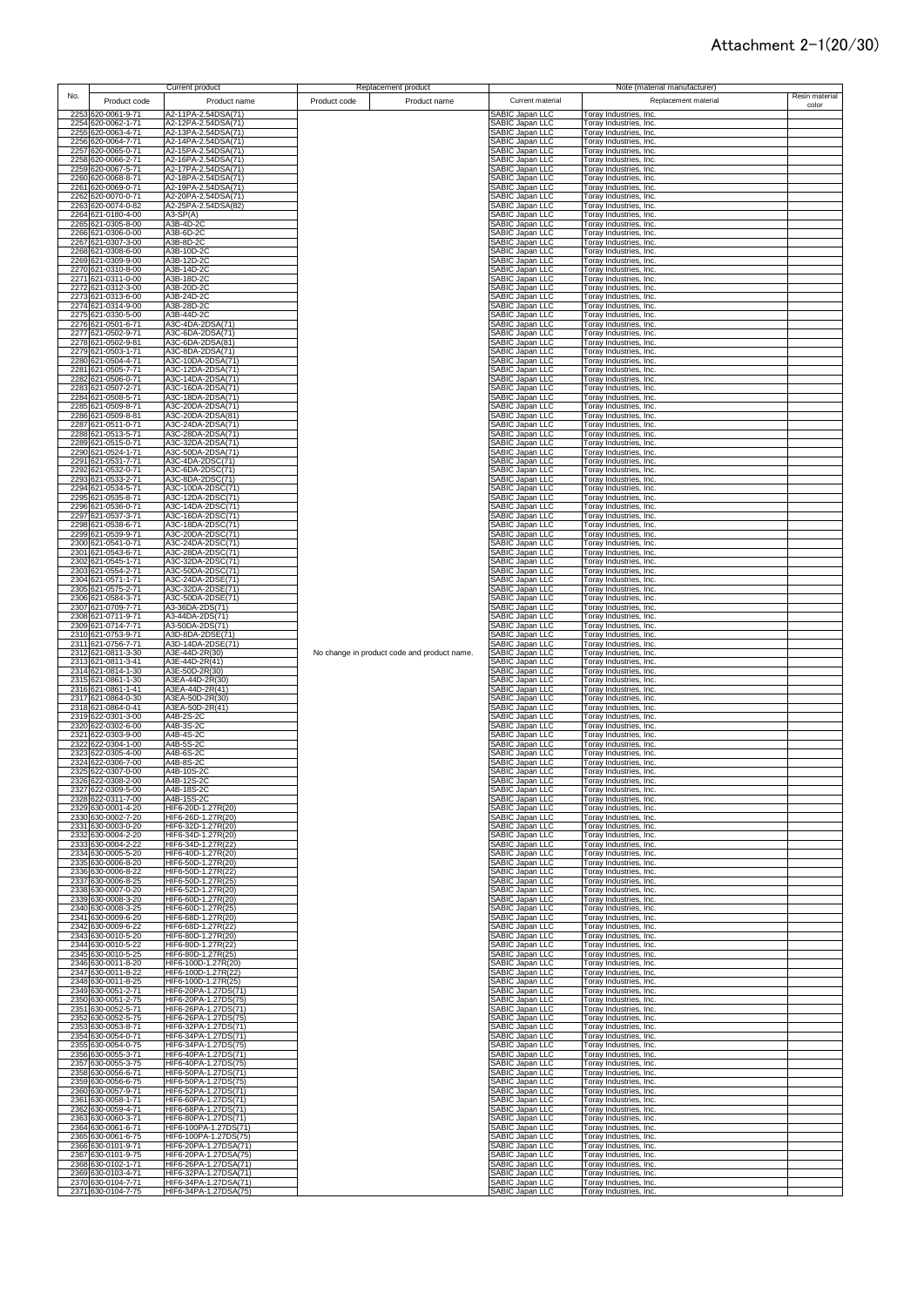# Attachment 2-1(20/30)

| No. | Current product | | Replacement product | | Note (material manufacturer) | | |
|---|---|---|---|---|---|---|---|
| | Product code | Product name | Product code | Product name | Current material | Replacement material | Resin material color |
| 2253 | 620-0061-9-71 | A2-11PA-2.54DSA(71) | | | SABIC Japan LLC | Toray Industries, Inc. | |
| 2254 | 620-0062-1-71 | A2-12PA-2.54DSA(71) | | | SABIC Japan LLC | Toray Industries, Inc. | |
| 2255 | 620-0063-4-71 | A2-13PA-2.54DSA(71) | | | SABIC Japan LLC | Toray Industries, Inc. | |
| 2256 | 620-0064-7-71 | A2-14PA-2.54DSA(71) | | | SABIC Japan LLC | Toray Industries, Inc. | |
| 2257 | 620-0065-0-71 | A2-15PA-2.54DSA(71) | | | SABIC Japan LLC | Toray Industries, Inc. | |
| 2258 | 620-0066-2-71 | A2-16PA-2.54DSA(71) | | | SABIC Japan LLC | Toray Industries, Inc. | |
| 2259 | 620-0067-5-71 | A2-17PA-2.54DSA(71) | | | SABIC Japan LLC | Toray Industries, Inc. | |
| 2260 | 620-0068-8-71 | A2-18PA-2.54DSA(71) | | | SABIC Japan LLC | Toray Industries, Inc. | |
| 2261 | 620-0069-0-71 | A2-19PA-2.54DSA(71) | | | SABIC Japan LLC | Toray Industries, Inc. | |
| 2262 | 620-0070-0-71 | A2-20PA-2.54DSA(71) | | | SABIC Japan LLC | Toray Industries, Inc. | |
| 2263 | 620-0074-0-82 | A2-25PA-2.54DSA(82) | | | SABIC Japan LLC | Toray Industries, Inc. | |
| 2264 | 621-0180-4-00 | A3-SP(A) | | | SABIC Japan LLC | Toray Industries, Inc. | |
| 2265 | 621-0305-8-00 | A3B-4D-2C | | | SABIC Japan LLC | Toray Industries, Inc. | |
| 2266 | 621-0306-0-00 | A3B-6D-2C | | | SABIC Japan LLC | Toray Industries, Inc. | |
| 2267 | 621-0307-3-00 | A3B-8D-2C | | | SABIC Japan LLC | Toray Industries, Inc. | |
| 2268 | 621-0308-6-00 | A3B-10D-2C | | | SABIC Japan LLC | Toray Industries, Inc. | |
| 2269 | 621-0309-9-00 | A3B-12D-2C | | | SABIC Japan LLC | Toray Industries, Inc. | |
| 2270 | 621-0310-8-00 | A3B-14D-2C | | | SABIC Japan LLC | Toray Industries, Inc. | |
| 2271 | 621-0311-0-00 | A3B-18D-2C | | | SABIC Japan LLC | Toray Industries, Inc. | |
| 2272 | 621-0312-3-00 | A3B-20D-2C | | | SABIC Japan LLC | Toray Industries, Inc. | |
| 2273 | 621-0313-6-00 | A3B-24D-2C | | | SABIC Japan LLC | Toray Industries, Inc. | |
| 2274 | 621-0314-9-00 | A3B-28D-2C | | | SABIC Japan LLC | Toray Industries, Inc. | |
| 2275 | 621-0330-5-00 | A3B-44D-2C | | | SABIC Japan LLC | Toray Industries, Inc. | |
| 2276 | 621-0501-6-71 | A3C-4DA-2DSA(71) | | | SABIC Japan LLC | Toray Industries, Inc. | |
| 2277 | 621-0502-9-71 | A3C-6DA-2DSA(71) | | | SABIC Japan LLC | Toray Industries, Inc. | |
| 2278 | 621-0502-9-81 | A3C-6DA-2DSA(81) | | | SABIC Japan LLC | Toray Industries, Inc. | |
| 2279 | 621-0503-1-71 | A3C-8DA-2DSA(71) | | | SABIC Japan LLC | Toray Industries, Inc. | |
| 2280 | 621-0504-4-71 | A3C-10DA-2DSA(71) | | | SABIC Japan LLC | Toray Industries, Inc. | |
| 2281 | 621-0505-7-71 | A3C-12DA-2DSA(71) | | | SABIC Japan LLC | Toray Industries, Inc. | |
| 2282 | 621-0506-0-71 | A3C-14DA-2DSA(71) | | | SABIC Japan LLC | Toray Industries, Inc. | |
| 2283 | 621-0507-2-71 | A3C-16DA-2DSA(71) | | | SABIC Japan LLC | Toray Industries, Inc. | |
| 2284 | 621-0508-5-71 | A3C-18DA-2DSA(71) | | | SABIC Japan LLC | Toray Industries, Inc. | |
| 2285 | 621-0509-8-71 | A3C-20DA-2DSA(71) | | | SABIC Japan LLC | Toray Industries, Inc. | |
| 2286 | 621-0509-8-81 | A3C-20DA-2DSA(81) | | | SABIC Japan LLC | Toray Industries, Inc. | |
| 2287 | 621-0511-0-71 | A3C-24DA-2DSA(71) | | | SABIC Japan LLC | Toray Industries, Inc. | |
| 2288 | 621-0513-5-71 | A3C-28DA-2DSA(71) | | | SABIC Japan LLC | Toray Industries, Inc. | |
| 2289 | 621-0515-0-71 | A3C-32DA-2DSA(71) | | | SABIC Japan LLC | Toray Industries, Inc. | |
| 2290 | 621-0524-1-71 | A3C-50DA-2DSA(71) | | | SABIC Japan LLC | Toray Industries, Inc. | |
| 2291 | 621-0531-7-71 | A3C-4DA-2DSC(71) | | | SABIC Japan LLC | Toray Industries, Inc. | |
| 2292 | 621-0532-0-71 | A3C-6DA-2DSC(71) | | | SABIC Japan LLC | Toray Industries, Inc. | |
| 2293 | 621-0533-2-71 | A3C-8DA-2DSC(71) | | | SABIC Japan LLC | Toray Industries, Inc. | |
| 2294 | 621-0534-5-71 | A3C-10DA-2DSC(71) | | | SABIC Japan LLC | Toray Industries, Inc. | |
| 2295 | 621-0535-8-71 | A3C-12DA-2DSC(71) | | | SABIC Japan LLC | Toray Industries, Inc. | |
| 2296 | 621-0536-0-71 | A3C-14DA-2DSC(71) | | | SABIC Japan LLC | Toray Industries, Inc. | |
| 2297 | 621-0537-3-71 | A3C-16DA-2DSC(71) | | | SABIC Japan LLC | Toray Industries, Inc. | |
| 2298 | 621-0538-6-71 | A3C-18DA-2DSC(71) | | | SABIC Japan LLC | Toray Industries, Inc. | |
| 2299 | 621-0539-9-71 | A3C-20DA-2DSC(71) | | | SABIC Japan LLC | Toray Industries, Inc. | |
| 2300 | 621-0541-0-71 | A3C-24DA-2DSC(71) | | | SABIC Japan LLC | Toray Industries, Inc. | |
| 2301 | 621-0543-6-71 | A3C-28DA-2DSC(71) | | | SABIC Japan LLC | Toray Industries, Inc. | |
| 2302 | 621-0545-1-71 | A3C-32DA-2DSC(71) | | | SABIC Japan LLC | Toray Industries, Inc. | |
| 2303 | 621-0554-2-71 | A3C-50DA-2DSC(71) | | | SABIC Japan LLC | Toray Industries, Inc. | |
| 2304 | 621-0571-1-71 | A3C-24DA-2DSE(71) | | | SABIC Japan LLC | Toray Industries, Inc. | |
| 2305 | 621-0575-2-71 | A3C-32DA-2DSE(71) | | | SABIC Japan LLC | Toray Industries, Inc. | |
| 2306 | 621-0584-3-71 | A3C-50DA-2DSE(71) | | | SABIC Japan LLC | Toray Industries, Inc. | |
| 2307 | 621-0709-7-71 | A3-36DA-2DS(71) | | | SABIC Japan LLC | Toray Industries, Inc. | |
| 2308 | 621-0711-9-71 | A3-44DA-2DS(71) | | | SABIC Japan LLC | Toray Industries, Inc. | |
| 2309 | 621-0714-7-71 | A3-50DA-2DS(71) | | | SABIC Japan LLC | Toray Industries, Inc. | |
| 2310 | 621-0753-9-71 | A3D-8DA-2DSE(71) | | | SABIC Japan LLC | Toray Industries, Inc. | |
| 2311 | 621-0756-7-71 | A3D-14DA-2DSE(71) | | | SABIC Japan LLC | Toray Industries, Inc. | |
| 2312 | 621-0811-3-30 | A3E-44D-2R(30) | No change in product code and product name. | | SABIC Japan LLC | Toray Industries, Inc. | |
| 2313 | 621-0811-3-41 | A3E-44D-2R(41) | | | SABIC Japan LLC | Toray Industries, Inc. | |
| 2314 | 621-0814-1-30 | A3E-50D-2R(30) | | | SABIC Japan LLC | Toray Industries, Inc. | |
| 2315 | 621-0861-1-30 | A3EA-44D-2R(30) | | | SABIC Japan LLC | Toray Industries, Inc. | |
| 2316 | 621-0861-1-41 | A3EA-44D-2R(41) | | | SABIC Japan LLC | Toray Industries, Inc. | |
| 2317 | 621-0864-0-30 | A3EA-50D-2R(30) | | | SABIC Japan LLC | Toray Industries, Inc. | |
| 2318 | 621-0864-0-41 | A3EA-50D-2R(41) | | | SABIC Japan LLC | Toray Industries, Inc. | |
| 2319 | 622-0301-3-00 | A4B-2S-2C | | | SABIC Japan LLC | Toray Industries, Inc. | |
| 2320 | 622-0302-6-00 | A4B-3S-2C | | | SABIC Japan LLC | Toray Industries, Inc. | |
| 2321 | 622-0303-9-00 | A4B-4S-2C | | | SABIC Japan LLC | Toray Industries, Inc. | |
| 2322 | 622-0304-1-00 | A4B-5S-2C | | | SABIC Japan LLC | Toray Industries, Inc. | |
| 2323 | 622-0305-4-00 | A4B-6S-2C | | | SABIC Japan LLC | Toray Industries, Inc. | |
| 2324 | 622-0306-7-00 | A4B-8S-2C | | | SABIC Japan LLC | Toray Industries, Inc. | |
| 2325 | 622-0307-0-00 | A4B-10S-2C | | | SABIC Japan LLC | Toray Industries, Inc. | |
| 2326 | 622-0308-2-00 | A4B-12S-2C | | | SABIC Japan LLC | Toray Industries, Inc. | |
| 2327 | 622-0309-5-00 | A4B-18S-2C | | | SABIC Japan LLC | Toray Industries, Inc. | |
| 2328 | 622-0311-7-00 | A4B-15S-2C | | | SABIC Japan LLC | Toray Industries, Inc. | |
| 2329 | 630-0001-4-20 | HIF6-20D-1.27R(20) | | | SABIC Japan LLC | Toray Industries, Inc. | |
| 2330 | 630-0002-7-20 | HIF6-26D-1.27R(20) | | | SABIC Japan LLC | Toray Industries, Inc. | |
| 2331 | 630-0003-0-20 | HIF6-32D-1.27R(20) | | | SABIC Japan LLC | Toray Industries, Inc. | |
| 2332 | 630-0004-2-20 | HIF6-34D-1.27R(20) | | | SABIC Japan LLC | Toray Industries, Inc. | |
| 2333 | 630-0004-2-22 | HIF6-34D-1.27R(22) | | | SABIC Japan LLC | Toray Industries, Inc. | |
| 2334 | 630-0005-5-20 | HIF6-40D-1.27R(20) | | | SABIC Japan LLC | Toray Industries, Inc. | |
| 2335 | 630-0006-8-20 | HIF6-50D-1.27R(20) | | | SABIC Japan LLC | Toray Industries, Inc. | |
| 2336 | 630-0006-8-22 | HIF6-50D-1.27R(22) | | | SABIC Japan LLC | Toray Industries, Inc. | |
| 2337 | 630-0006-8-25 | HIF6-50D-1.27R(25) | | | SABIC Japan LLC | Toray Industries, Inc. | |
| 2338 | 630-0007-0-20 | HIF6-52D-1.27R(20) | | | SABIC Japan LLC | Toray Industries, Inc. | |
| 2339 | 630-0008-3-20 | HIF6-60D-1.27R(20) | | | SABIC Japan LLC | Toray Industries, Inc. | |
| 2340 | 630-0008-3-25 | HIF6-60D-1.27R(25) | | | SABIC Japan LLC | Toray Industries, Inc. | |
| 2341 | 630-0009-6-20 | HIF6-68D-1.27R(20) | | | SABIC Japan LLC | Toray Industries, Inc. | |
| 2342 | 630-0009-6-22 | HIF6-68D-1.27R(22) | | | SABIC Japan LLC | Toray Industries, Inc. | |
| 2343 | 630-0010-5-20 | HIF6-80D-1.27R(20) | | | SABIC Japan LLC | Toray Industries, Inc. | |
| 2344 | 630-0010-5-22 | HIF6-80D-1.27R(22) | | | SABIC Japan LLC | Toray Industries, Inc. | |
| 2345 | 630-0010-5-25 | HIF6-80D-1.27R(25) | | | SABIC Japan LLC | Toray Industries, Inc. | |
| 2346 | 630-0011-8-20 | HIF6-100D-1.27R(20) | | | SABIC Japan LLC | Toray Industries, Inc. | |
| 2347 | 630-0011-8-22 | HIF6-100D-1.27R(22) | | | SABIC Japan LLC | Toray Industries, Inc. | |
| 2348 | 630-0011-8-25 | HIF6-100D-1.27R(25) | | | SABIC Japan LLC | Toray Industries, Inc. | |
| 2349 | 630-0051-2-71 | HIF6-20PA-1.27DS(71) | | | SABIC Japan LLC | Toray Industries, Inc. | |
| 2350 | 630-0051-2-75 | HIF6-20PA-1.27DS(75) | | | SABIC Japan LLC | Toray Industries, Inc. | |
| 2351 | 630-0052-5-71 | HIF6-26PA-1.27DS(71) | | | SABIC Japan LLC | Toray Industries, Inc. | |
| 2352 | 630-0052-5-75 | HIF6-26PA-1.27DS(75) | | | SABIC Japan LLC | Toray Industries, Inc. | |
| 2353 | 630-0053-8-71 | HIF6-32PA-1.27DS(71) | | | SABIC Japan LLC | Toray Industries, Inc. | |
| 2354 | 630-0054-0-71 | HIF6-34PA-1.27DS(71) | | | SABIC Japan LLC | Toray Industries, Inc. | |
| 2355 | 630-0054-0-75 | HIF6-34PA-1.27DS(75) | | | SABIC Japan LLC | Toray Industries, Inc. | |
| 2356 | 630-0055-3-71 | HIF6-40PA-1.27DS(71) | | | SABIC Japan LLC | Toray Industries, Inc. | |
| 2357 | 630-0055-3-75 | HIF6-40PA-1.27DS(75) | | | SABIC Japan LLC | Toray Industries, Inc. | |
| 2358 | 630-0056-6-71 | HIF6-50PA-1.27DS(71) | | | SABIC Japan LLC | Toray Industries, Inc. | |
| 2359 | 630-0056-6-75 | HIF6-50PA-1.27DS(75) | | | SABIC Japan LLC | Toray Industries, Inc. | |
| 2360 | 630-0057-9-71 | HIF6-52PA-1.27DS(71) | | | SABIC Japan LLC | Toray Industries, Inc. | |
| 2361 | 630-0058-1-71 | HIF6-60PA-1.27DS(71) | | | SABIC Japan LLC | Toray Industries, Inc. | |
| 2362 | 630-0059-4-71 | HIF6-68PA-1.27DS(71) | | | SABIC Japan LLC | Toray Industries, Inc. | |
| 2363 | 630-0060-3-71 | HIF6-80PA-1.27DS(71) | | | SABIC Japan LLC | Toray Industries, Inc. | |
| 2364 | 630-0061-6-71 | HIF6-100PA-1.27DS(71) | | | SABIC Japan LLC | Toray Industries, Inc. | |
| 2365 | 630-0061-6-75 | HIF6-100PA-1.27DS(75) | | | SABIC Japan LLC | Toray Industries, Inc. | |
| 2366 | 630-0101-9-71 | HIF6-20PA-1.27DSA(71) | | | SABIC Japan LLC | Toray Industries, Inc. | |
| 2367 | 630-0101-9-75 | HIF6-20PA-1.27DSA(75) | | | SABIC Japan LLC | Toray Industries, Inc. | |
| 2368 | 630-0102-1-71 | HIF6-26PA-1.27DSA(71) | | | SABIC Japan LLC | Toray Industries, Inc. | |
| 2369 | 630-0103-4-71 | HIF6-32PA-1.27DSA(71) | | | SABIC Japan LLC | Toray Industries, Inc. | |
| 2370 | 630-0104-7-71 | HIF6-34PA-1.27DSA(71) | | | SABIC Japan LLC | Toray Industries, Inc. | |
| 2371 | 630-0104-7-75 | HIF6-34PA-1.27DSA(75) | | | SABIC Japan LLC | Toray Industries, Inc. | |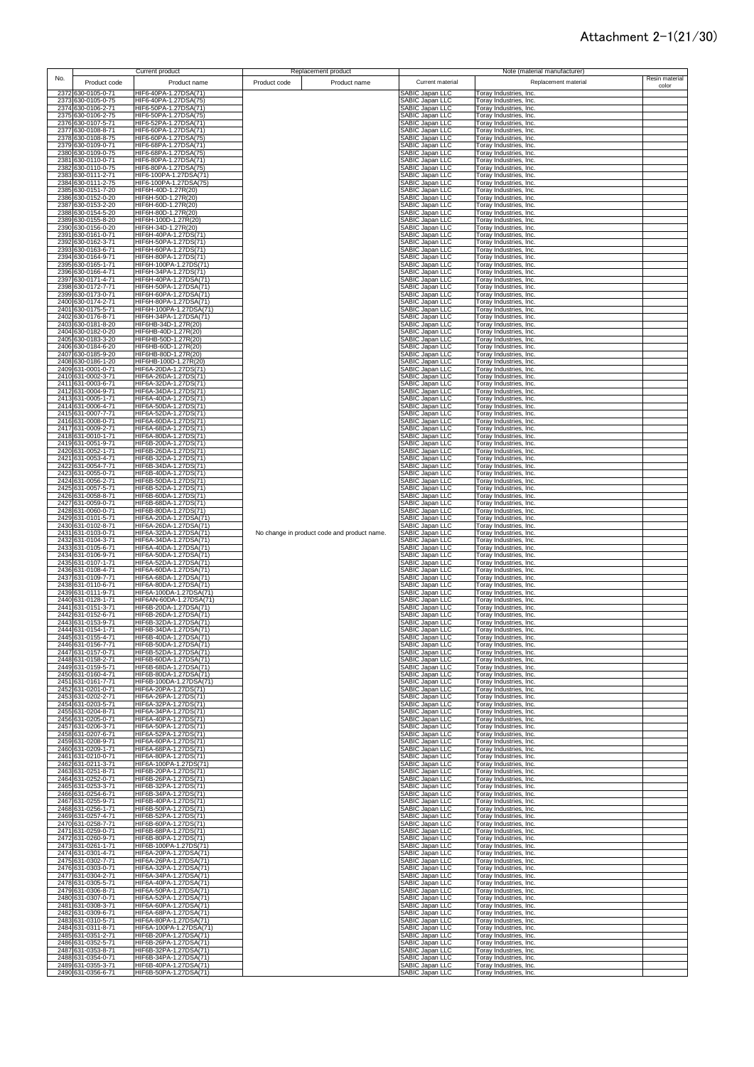# Attachment 2-1(21/30)

| No. | Current product | | Replacement product | | Note (material manufacturer) | | |
|---|---|---|---|---|---|---|---|
| | Product code | Product name | Product code | Product name | Current material | Replacement material | Resin material color |
| 2372 | 630-0105-0-71 | HIF6-40PA-1.27DSA(71) | | | SABIC Japan LLC | Toray Industries, Inc. | |
| 2373 | 630-0105-0-75 | HIF6-40PA-1.27DSA(75) | | | SABIC Japan LLC | Toray Industries, Inc. | |
| 2374 | 630-0106-2-71 | HIF6-50PA-1.27DSA(71) | | | SABIC Japan LLC | Toray Industries, Inc. | |
| 2375 | 630-0106-2-75 | HIF6-50PA-1.27DSA(75) | | | SABIC Japan LLC | Toray Industries, Inc. | |
| 2376 | 630-0107-5-71 | HIF6-52PA-1.27DSA(71) | | | SABIC Japan LLC | Toray Industries, Inc. | |
| 2377 | 630-0108-8-71 | HIF6-60PA-1.27DSA(71) | | | SABIC Japan LLC | Toray Industries, Inc. | |
| 2378 | 630-0108-8-75 | HIF6-60PA-1.27DSA(75) | | | SABIC Japan LLC | Toray Industries, Inc. | |
| 2379 | 630-0109-0-71 | HIF6-68PA-1.27DSA(71) | | | SABIC Japan LLC | Toray Industries, Inc. | |
| 2380 | 630-0109-0-75 | HIF6-68PA-1.27DSA(75) | | | SABIC Japan LLC | Toray Industries, Inc. | |
| 2381 | 630-0110-0-71 | HIF6-80PA-1.27DSA(71) | | | SABIC Japan LLC | Toray Industries, Inc. | |
| 2382 | 630-0110-0-75 | HIF6-80PA-1.27DSA(75) | | | SABIC Japan LLC | Toray Industries, Inc. | |
| 2383 | 630-0111-2-71 | HIF6-100PA-1.27DSA(71) | | | SABIC Japan LLC | Toray Industries, Inc. | |
| 2384 | 630-0111-2-75 | HIF6-100PA-1.27DSA(75) | | | SABIC Japan LLC | Toray Industries, Inc. | |
| 2385 | 630-0151-7-20 | HIF6H-40D-1.27R(20) | | | SABIC Japan LLC | Toray Industries, Inc. | |
| 2386 | 630-0152-0-20 | HIF6H-50D-1.27R(20) | | | SABIC Japan LLC | Toray Industries, Inc. | |
| 2387 | 630-0153-2-20 | HIF6H-60D-1.27R(20) | | | SABIC Japan LLC | Toray Industries, Inc. | |
| 2388 | 630-0154-5-20 | HIF6H-80D-1.27R(20) | | | SABIC Japan LLC | Toray Industries, Inc. | |
| 2389 | 630-0155-8-20 | HIF6H-100D-1.27R(20) | | | SABIC Japan LLC | Toray Industries, Inc. | |
| 2390 | 630-0156-0-20 | HIF6H-34D-1.27R(20) | | | SABIC Japan LLC | Toray Industries, Inc. | |
| 2391 | 630-0161-0-71 | HIF6H-40PA-1.27DS(71) | | | SABIC Japan LLC | Toray Industries, Inc. | |
| 2392 | 630-0162-3-71 | HIF6H-50PA-1.27DS(71) | | | SABIC Japan LLC | Toray Industries, Inc. | |
| 2393 | 630-0163-6-71 | HIF6H-60PA-1.27DS(71) | | | SABIC Japan LLC | Toray Industries, Inc. | |
| 2394 | 630-0164-9-71 | HIF6H-80PA-1.27DS(71) | | | SABIC Japan LLC | Toray Industries, Inc. | |
| 2395 | 630-0165-1-71 | HIF6H-100PA-1.27DS(71) | | | SABIC Japan LLC | Toray Industries, Inc. | |
| 2396 | 630-0166-4-71 | HIF6H-34PA-1.27DS(71) | | | SABIC Japan LLC | Toray Industries, Inc. | |
| 2397 | 630-0171-4-71 | HIF6H-40PA-1.27DSA(71) | | | SABIC Japan LLC | Toray Industries, Inc. | |
| 2398 | 630-0172-7-71 | HIF6H-50PA-1.27DSA(71) | | | SABIC Japan LLC | Toray Industries, Inc. | |
| 2399 | 630-0173-0-71 | HIF6H-60PA-1.27DSA(71) | | | SABIC Japan LLC | Toray Industries, Inc. | |
| 2400 | 630-0174-2-71 | HIF6H-80PA-1.27DSA(71) | | | SABIC Japan LLC | Toray Industries, Inc. | |
| 2401 | 630-0175-5-71 | HIF6H-100PA-1.27DSA(71) | | | SABIC Japan LLC | Toray Industries, Inc. | |
| 2402 | 630-0176-8-71 | HIF6H-34PA-1.27DSA(71) | | | SABIC Japan LLC | Toray Industries, Inc. | |
| 2403 | 630-0181-8-20 | HIF6HB-34D-1.27R(20) | | | SABIC Japan LLC | Toray Industries, Inc. | |
| 2404 | 630-0182-0-20 | HIF6HB-40D-1.27R(20) | | | SABIC Japan LLC | Toray Industries, Inc. | |
| 2405 | 630-0183-3-20 | HIF6HB-50D-1.27R(20) | | | SABIC Japan LLC | Toray Industries, Inc. | |
| 2406 | 630-0184-6-20 | HIF6HB-60D-1.27R(20) | | | SABIC Japan LLC | Toray Industries, Inc. | |
| 2407 | 630-0185-9-20 | HIF6HB-80D-1.27R(20) | | | SABIC Japan LLC | Toray Industries, Inc. | |
| 2408 | 630-0186-1-20 | HIF6HB-100D-1.27R(20) | | | SABIC Japan LLC | Toray Industries, Inc. | |
| 2409 | 631-0001-0-71 | HIF6A-20DA-1.27DS(71) | | | SABIC Japan LLC | Toray Industries, Inc. | |
| 2410 | 631-0002-3-71 | HIF6A-26DA-1.27DS(71) | | | SABIC Japan LLC | Toray Industries, Inc. | |
| 2411 | 631-0003-6-71 | HIF6A-32DA-1.27DS(71) | | | SABIC Japan LLC | Toray Industries, Inc. | |
| 2412 | 631-0004-9-71 | HIF6A-34DA-1.27DS(71) | | | SABIC Japan LLC | Toray Industries, Inc. | |
| 2413 | 631-0005-1-71 | HIF6A-40DA-1.27DS(71) | | | SABIC Japan LLC | Toray Industries, Inc. | |
| 2414 | 631-0006-4-71 | HIF6A-50DA-1.27DS(71) | | | SABIC Japan LLC | Toray Industries, Inc. | |
| 2415 | 631-0007-7-71 | HIF6A-52DA-1.27DS(71) | | | SABIC Japan LLC | Toray Industries, Inc. | |
| 2416 | 631-0008-0-71 | HIF6A-60DA-1.27DS(71) | | | SABIC Japan LLC | Toray Industries, Inc. | |
| 2417 | 631-0009-2-71 | HIF6A-68DA-1.27DS(71) | | | SABIC Japan LLC | Toray Industries, Inc. | |
| 2418 | 631-0010-1-71 | HIF6A-80DA-1.27DS(71) | | | SABIC Japan LLC | Toray Industries, Inc. | |
| 2419 | 631-0051-9-71 | HIF6B-20DA-1.27DS(71) | | | SABIC Japan LLC | Toray Industries, Inc. | |
| 2420 | 631-0052-1-71 | HIF6B-26DA-1.27DS(71) | | | SABIC Japan LLC | Toray Industries, Inc. | |
| 2421 | 631-0053-4-71 | HIF6B-32DA-1.27DS(71) | | | SABIC Japan LLC | Toray Industries, Inc. | |
| 2422 | 631-0054-7-71 | HIF6B-34DA-1.27DS(71) | | | SABIC Japan LLC | Toray Industries, Inc. | |
| 2423 | 631-0055-0-71 | HIF6B-40DA-1.27DS(71) | | | SABIC Japan LLC | Toray Industries, Inc. | |
| 2424 | 631-0056-2-71 | HIF6B-50DA-1.27DS(71) | | | SABIC Japan LLC | Toray Industries, Inc. | |
| 2425 | 631-0057-5-71 | HIF6B-52DA-1.27DS(71) | | | SABIC Japan LLC | Toray Industries, Inc. | |
| 2426 | 631-0058-8-71 | HIF6B-60DA-1.27DS(71) | | | SABIC Japan LLC | Toray Industries, Inc. | |
| 2427 | 631-0059-0-71 | HIF6B-68DA-1.27DS(71) | | | SABIC Japan LLC | Toray Industries, Inc. | |
| 2428 | 631-0060-0-71 | HIF6B-80DA-1.27DS(71) | | | SABIC Japan LLC | Toray Industries, Inc. | |
| 2429 | 631-0101-5-71 | HIF6A-20DA-1.27DSA(71) | | | SABIC Japan LLC | Toray Industries, Inc. | |
| 2430 | 631-0102-8-71 | HIF6A-26DA-1.27DSA(71) | | | SABIC Japan LLC | Toray Industries, Inc. | |
| 2431 | 631-0103-0-71 | HIF6A-32DA-1.27DSA(71) | No change in product code and product name. | | SABIC Japan LLC | Toray Industries, Inc. | |
| 2432 | 631-0104-3-71 | HIF6A-34DA-1.27DSA(71) | | | SABIC Japan LLC | Toray Industries, Inc. | |
| 2433 | 631-0105-6-71 | HIF6A-40DA-1.27DSA(71) | | | SABIC Japan LLC | Toray Industries, Inc. | |
| 2434 | 631-0106-9-71 | HIF6A-50DA-1.27DSA(71) | | | SABIC Japan LLC | Toray Industries, Inc. | |
| 2435 | 631-0107-1-71 | HIF6A-52DA-1.27DSA(71) | | | SABIC Japan LLC | Toray Industries, Inc. | |
| 2436 | 631-0108-4-71 | HIF6A-60DA-1.27DSA(71) | | | SABIC Japan LLC | Toray Industries, Inc. | |
| 2437 | 631-0109-7-71 | HIF6A-68DA-1.27DSA(71) | | | SABIC Japan LLC | Toray Industries, Inc. | |
| 2438 | 631-0110-6-71 | HIF6A-80DA-1.27DSA(71) | | | SABIC Japan LLC | Toray Industries, Inc. | |
| 2439 | 631-0111-9-71 | HIF6A-100DA-1.27DSA(71) | | | SABIC Japan LLC | Toray Industries, Inc. | |
| 2440 | 631-0128-1-71 | HIF6AN-60DA-1.27DSA(71) | | | SABIC Japan LLC | Toray Industries, Inc. | |
| 2441 | 631-0151-3-71 | HIF6B-20DA-1.27DSA(71) | | | SABIC Japan LLC | Toray Industries, Inc. | |
| 2442 | 631-0152-6-71 | HIF6B-26DA-1.27DSA(71) | | | SABIC Japan LLC | Toray Industries, Inc. | |
| 2443 | 631-0153-9-71 | HIF6B-32DA-1.27DSA(71) | | | SABIC Japan LLC | Toray Industries, Inc. | |
| 2444 | 631-0154-1-71 | HIF6B-34DA-1.27DSA(71) | | | SABIC Japan LLC | Toray Industries, Inc. | |
| 2445 | 631-0155-4-71 | HIF6B-40DA-1.27DSA(71) | | | SABIC Japan LLC | Toray Industries, Inc. | |
| 2446 | 631-0156-7-71 | HIF6B-50DA-1.27DSA(71) | | | SABIC Japan LLC | Toray Industries, Inc. | |
| 2447 | 631-0157-0-71 | HIF6B-52DA-1.27DSA(71) | | | SABIC Japan LLC | Toray Industries, Inc. | |
| 2448 | 631-0158-2-71 | HIF6B-60DA-1.27DSA(71) | | | SABIC Japan LLC | Toray Industries, Inc. | |
| 2449 | 631-0159-5-71 | HIF6B-68DA-1.27DSA(71) | | | SABIC Japan LLC | Toray Industries, Inc. | |
| 2450 | 631-0160-4-71 | HIF6B-80DA-1.27DSA(71) | | | SABIC Japan LLC | Toray Industries, Inc. | |
| 2451 | 631-0161-7-71 | HIF6B-100DA-1.27DSA(71) | | | SABIC Japan LLC | Toray Industries, Inc. | |
| 2452 | 631-0201-0-71 | HIF6A-20PA-1.27DS(71) | | | SABIC Japan LLC | Toray Industries, Inc. | |
| 2453 | 631-0202-2-71 | HIF6A-26PA-1.27DS(71) | | | SABIC Japan LLC | Toray Industries, Inc. | |
| 2454 | 631-0203-5-71 | HIF6A-32PA-1.27DS(71) | | | SABIC Japan LLC | Toray Industries, Inc. | |
| 2455 | 631-0204-8-71 | HIF6A-34PA-1.27DS(71) | | | SABIC Japan LLC | Toray Industries, Inc. | |
| 2456 | 631-0205-0-71 | HIF6A-40PA-1.27DS(71) | | | SABIC Japan LLC | Toray Industries, Inc. | |
| 2457 | 631-0206-3-71 | HIF6A-50PA-1.27DS(71) | | | SABIC Japan LLC | Toray Industries, Inc. | |
| 2458 | 631-0207-6-71 | HIF6A-52PA-1.27DS(71) | | | SABIC Japan LLC | Toray Industries, Inc. | |
| 2459 | 631-0208-9-71 | HIF6A-60PA-1.27DS(71) | | | SABIC Japan LLC | Toray Industries, Inc. | |
| 2460 | 631-0209-1-71 | HIF6A-68PA-1.27DS(71) | | | SABIC Japan LLC | Toray Industries, Inc. | |
| 2461 | 631-0210-0-71 | HIF6A-80PA-1.27DS(71) | | | SABIC Japan LLC | Toray Industries, Inc. | |
| 2462 | 631-0211-3-71 | HIF6A-100PA-1.27DS(71) | | | SABIC Japan LLC | Toray Industries, Inc. | |
| 2463 | 631-0251-8-71 | HIF6B-20PA-1.27DS(71) | | | SABIC Japan LLC | Toray Industries, Inc. | |
| 2464 | 631-0252-0-71 | HIF6B-26PA-1.27DS(71) | | | SABIC Japan LLC | Toray Industries, Inc. | |
| 2465 | 631-0253-3-71 | HIF6B-32PA-1.27DS(71) | | | SABIC Japan LLC | Toray Industries, Inc. | |
| 2466 | 631-0254-6-71 | HIF6B-34PA-1.27DS(71) | | | SABIC Japan LLC | Toray Industries, Inc. | |
| 2467 | 631-0255-9-71 | HIF6B-40PA-1.27DS(71) | | | SABIC Japan LLC | Toray Industries, Inc. | |
| 2468 | 631-0256-1-71 | HIF6B-50PA-1.27DS(71) | | | SABIC Japan LLC | Toray Industries, Inc. | |
| 2469 | 631-0257-4-71 | HIF6B-52PA-1.27DS(71) | | | SABIC Japan LLC | Toray Industries, Inc. | |
| 2470 | 631-0258-7-71 | HIF6B-60PA-1.27DS(71) | | | SABIC Japan LLC | Toray Industries, Inc. | |
| 2471 | 631-0259-0-71 | HIF6B-68PA-1.27DS(71) | | | SABIC Japan LLC | Toray Industries, Inc. | |
| 2472 | 631-0260-9-71 | HIF6B-80PA-1.27DS(71) | | | SABIC Japan LLC | Toray Industries, Inc. | |
| 2473 | 631-0261-1-71 | HIF6B-100PA-1.27DS(71) | | | SABIC Japan LLC | Toray Industries, Inc. | |
| 2474 | 631-0301-4-71 | HIF6A-20PA-1.27DSA(71) | | | SABIC Japan LLC | Toray Industries, Inc. | |
| 2475 | 631-0302-7-71 | HIF6A-26PA-1.27DSA(71) | | | SABIC Japan LLC | Toray Industries, Inc. | |
| 2476 | 631-0303-0-71 | HIF6A-32PA-1.27DSA(71) | | | SABIC Japan LLC | Toray Industries, Inc. | |
| 2477 | 631-0304-2-71 | HIF6A-34PA-1.27DSA(71) | | | SABIC Japan LLC | Toray Industries, Inc. | |
| 2478 | 631-0305-5-71 | HIF6A-40PA-1.27DSA(71) | | | SABIC Japan LLC | Toray Industries, Inc. | |
| 2479 | 631-0306-8-71 | HIF6A-50PA-1.27DSA(71) | | | SABIC Japan LLC | Toray Industries, Inc. | |
| 2480 | 631-0307-0-71 | HIF6A-52PA-1.27DSA(71) | | | SABIC Japan LLC | Toray Industries, Inc. | |
| 2481 | 631-0308-3-71 | HIF6A-60PA-1.27DSA(71) | | | SABIC Japan LLC | Toray Industries, Inc. | |
| 2482 | 631-0309-6-71 | HIF6A-68PA-1.27DSA(71) | | | SABIC Japan LLC | Toray Industries, Inc. | |
| 2483 | 631-0310-5-71 | HIF6A-80PA-1.27DSA(71) | | | SABIC Japan LLC | Toray Industries, Inc. | |
| 2484 | 631-0311-8-71 | HIF6A-100PA-1.27DSA(71) | | | SABIC Japan LLC | Toray Industries, Inc. | |
| 2485 | 631-0351-2-71 | HIF6B-20PA-1.27DSA(71) | | | SABIC Japan LLC | Toray Industries, Inc. | |
| 2486 | 631-0352-5-71 | HIF6B-26PA-1.27DSA(71) | | | SABIC Japan LLC | Toray Industries, Inc. | |
| 2487 | 631-0353-8-71 | HIF6B-32PA-1.27DSA(71) | | | SABIC Japan LLC | Toray Industries, Inc. | |
| 2488 | 631-0354-0-71 | HIF6B-34PA-1.27DSA(71) | | | SABIC Japan LLC | Toray Industries, Inc. | |
| 2489 | 631-0355-3-71 | HIF6B-40PA-1.27DSA(71) | | | SABIC Japan LLC | Toray Industries, Inc. | |
| 2490 | 631-0356-6-71 | HIF6B-50PA-1.27DSA(71) | | | SABIC Japan LLC | Toray Industries, Inc. | |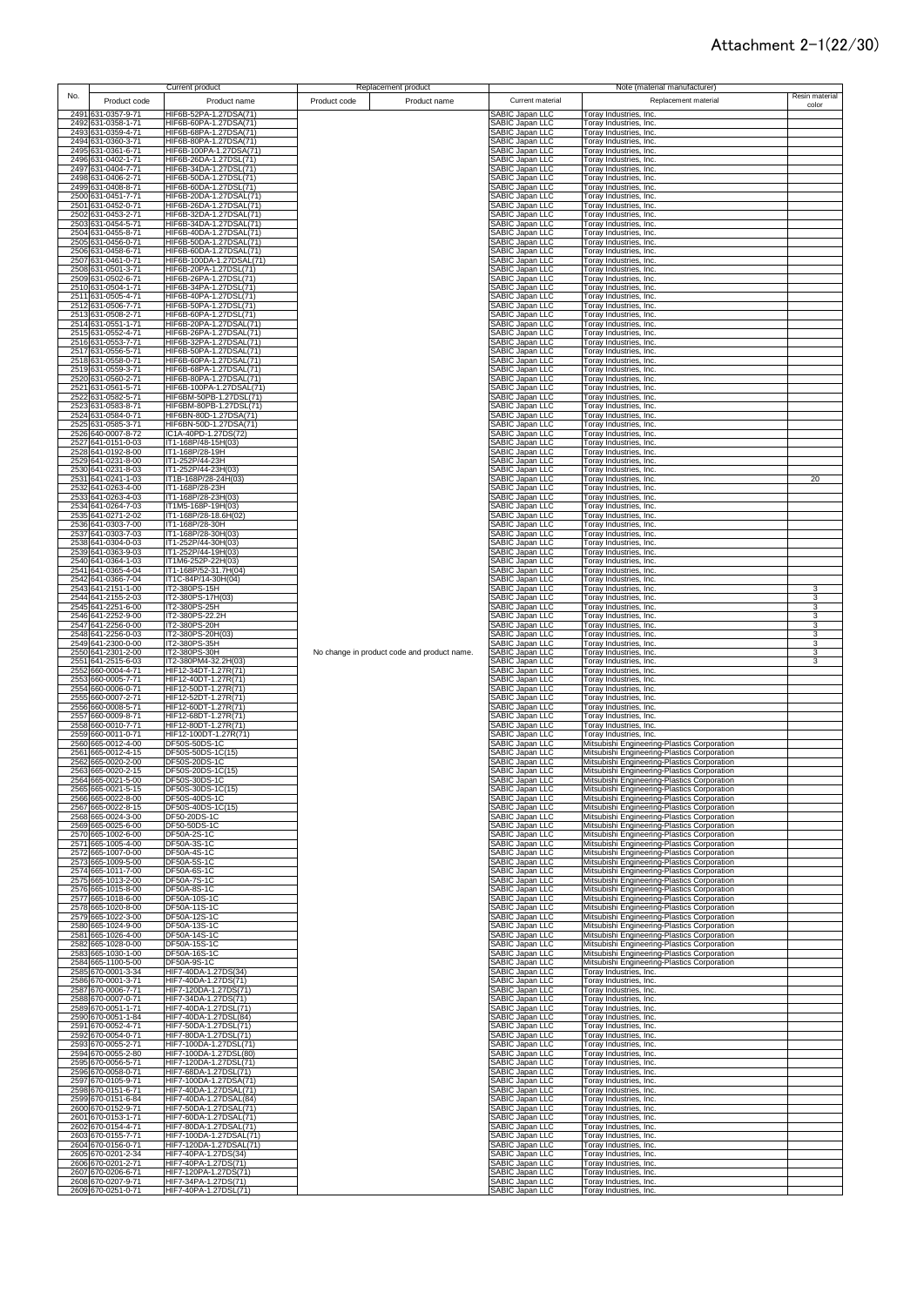# Attachment 2-1(22/30)

| No. | Current product | | Replacement product | | Note (material manufacturer) | | |
|---|---|---|---|---|---|---|---|
| | Product code | Product name | Product code | Product name | Current material | Replacement material | Resin material color |
| 2491 | 631-0357-9-71 | HIF6B-52PA-1.27DSA(71) | | | SABIC Japan LLC | Toray Industries, Inc. | |
| 2492 | 631-0358-1-71 | HIF6B-60PA-1.27DSA(71) | | | SABIC Japan LLC | Toray Industries, Inc. | |
| 2493 | 631-0359-4-71 | HIF6B-68PA-1.27DSA(71) | | | SABIC Japan LLC | Toray Industries, Inc. | |
| 2494 | 631-0360-3-71 | HIF6B-80PA-1.27DSA(71) | | | SABIC Japan LLC | Toray Industries, Inc. | |
| 2495 | 631-0361-6-71 | HIF6B-100PA-1.27DSA(71) | | | SABIC Japan LLC | Toray Industries, Inc. | |
| 2496 | 631-0402-1-71 | HIF6B-26DA-1.27DSL(71) | | | SABIC Japan LLC | Toray Industries, Inc. | |
| 2497 | 631-0404-7-71 | HIF6B-34DA-1.27DSL(71) | | | SABIC Japan LLC | Toray Industries, Inc. | |
| 2498 | 631-0406-2-71 | HIF6B-50DA-1.27DSL(71) | | | SABIC Japan LLC | Toray Industries, Inc. | |
| 2499 | 631-0408-8-71 | HIF6B-60DA-1.27DSL(71) | | | SABIC Japan LLC | Toray Industries, Inc. | |
| 2500 | 631-0451-7-71 | HIF6B-20DA-1.27DSAL(71) | | | SABIC Japan LLC | Toray Industries, Inc. | |
| 2501 | 631-0452-0-71 | HIF6B-26DA-1.27DSAL(71) | | | SABIC Japan LLC | Toray Industries, Inc. | |
| 2502 | 631-0453-2-71 | HIF6B-32DA-1.27DSAL(71) | | | SABIC Japan LLC | Toray Industries, Inc. | |
| 2503 | 631-0454-5-71 | HIF6B-34DA-1.27DSAL(71) | | | SABIC Japan LLC | Toray Industries, Inc. | |
| 2504 | 631-0455-8-71 | HIF6B-40DA-1.27DSAL(71) | | | SABIC Japan LLC | Toray Industries, Inc. | |
| 2505 | 631-0456-0-71 | HIF6B-50DA-1.27DSAL(71) | | | SABIC Japan LLC | Toray Industries, Inc. | |
| 2506 | 631-0458-6-71 | HIF6B-60DA-1.27DSAL(71) | | | SABIC Japan LLC | Toray Industries, Inc. | |
| 2507 | 631-0461-0-71 | HIF6B-100DA-1.27DSAL(71) | | | SABIC Japan LLC | Toray Industries, Inc. | |
| 2508 | 631-0501-3-71 | HIF6B-20PA-1.27DSL(71) | | | SABIC Japan LLC | Toray Industries, Inc. | |
| 2509 | 631-0502-6-71 | HIF6B-26PA-1.27DSL(71) | | | SABIC Japan LLC | Toray Industries, Inc. | |
| 2510 | 631-0504-1-71 | HIF6B-34PA-1.27DSL(71) | | | SABIC Japan LLC | Toray Industries, Inc. | |
| 2511 | 631-0505-4-71 | HIF6B-40PA-1.27DSL(71) | | | SABIC Japan LLC | Toray Industries, Inc. | |
| 2512 | 631-0506-7-71 | HIF6B-50PA-1.27DSL(71) | | | SABIC Japan LLC | Toray Industries, Inc. | |
| 2513 | 631-0508-2-71 | HIF6B-60PA-1.27DSL(71) | | | SABIC Japan LLC | Toray Industries, Inc. | |
| 2514 | 631-0551-1-71 | HIF6B-20PA-1.27DSAL(71) | | | SABIC Japan LLC | Toray Industries, Inc. | |
| 2515 | 631-0552-4-71 | HIF6B-26PA-1.27DSAL(71) | | | SABIC Japan LLC | Toray Industries, Inc. | |
| 2516 | 631-0553-7-71 | HIF6B-32PA-1.27DSAL(71) | | | SABIC Japan LLC | Toray Industries, Inc. | |
| 2517 | 631-0556-5-71 | HIF6B-50PA-1.27DSAL(71) | | | SABIC Japan LLC | Toray Industries, Inc. | |
| 2518 | 631-0558-0-71 | HIF6B-60PA-1.27DSAL(71) | | | SABIC Japan LLC | Toray Industries, Inc. | |
| 2519 | 631-0559-3-71 | HIF6B-68PA-1.27DSAL(71) | | | SABIC Japan LLC | Toray Industries, Inc. | |
| 2520 | 631-0560-2-71 | HIF6B-80PA-1.27DSAL(71) | | | SABIC Japan LLC | Toray Industries, Inc. | |
| 2521 | 631-0561-5-71 | HIF6B-100PA-1.27DSAL(71) | | | SABIC Japan LLC | Toray Industries, Inc. | |
| 2522 | 631-0582-5-71 | HIF6BM-50PB-1.27DSL(71) | | | SABIC Japan LLC | Toray Industries, Inc. | |
| 2523 | 631-0583-8-71 | HIF6BM-80PB-1.27DSL(71) | | | SABIC Japan LLC | Toray Industries, Inc. | |
| 2524 | 631-0584-0-71 | HIF6BN-80D-1.27DSA(71) | | | SABIC Japan LLC | Toray Industries, Inc. | |
| 2525 | 631-0585-3-71 | HIF6BN-50D-1.27DSA(71) | | | SABIC Japan LLC | Toray Industries, Inc. | |
| 2526 | 640-0007-8-72 | IC1A-40PD-1.27DS(72) | | | SABIC Japan LLC | Toray Industries, Inc. | |
| 2527 | 641-0151-0-03 | IT1-168P/48-15H(03) | | | SABIC Japan LLC | Toray Industries, Inc. | |
| 2528 | 641-0192-8-00 | IT1-168P/28-19H | | | SABIC Japan LLC | Toray Industries, Inc. | |
| 2529 | 641-0231-8-00 | IT1-252P/44-23H | | | SABIC Japan LLC | Toray Industries, Inc. | |
| 2530 | 641-0231-8-03 | IT1-252P/44-23H(03) | | | SABIC Japan LLC | Toray Industries, Inc. | |
| 2531 | 641-0241-1-03 | IT1B-168P/28-24H(03) | | | SABIC Japan LLC | Toray Industries, Inc. | 20 |
| 2532 | 641-0263-4-00 | IT1-168P/28-23H | | | SABIC Japan LLC | Toray Industries, Inc. | |
| 2533 | 641-0263-4-03 | IT1-168P/28-23H(03) | | | SABIC Japan LLC | Toray Industries, Inc. | |
| 2534 | 641-0264-7-03 | IT1M5-168P-19H(03) | | | SABIC Japan LLC | Toray Industries, Inc. | |
| 2535 | 641-0271-2-02 | IT1-168P/28-18.6H(02) | | | SABIC Japan LLC | Toray Industries, Inc. | |
| 2536 | 641-0303-7-00 | IT1-168P/28-30H | | | SABIC Japan LLC | Toray Industries, Inc. | |
| 2537 | 641-0303-7-03 | IT1-168P/28-30H(03) | | | SABIC Japan LLC | Toray Industries, Inc. | |
| 2538 | 641-0304-0-03 | IT1-252P/44-30H(03) | | | SABIC Japan LLC | Toray Industries, Inc. | |
| 2539 | 641-0363-9-03 | IT1-252P/44-19H(03) | | | SABIC Japan LLC | Toray Industries, Inc. | |
| 2540 | 641-0364-1-03 | IT1M6-252P-22H(03) | | | SABIC Japan LLC | Toray Industries, Inc. | |
| 2541 | 641-0365-4-04 | IT1-168P/52-31.7H(04) | | | SABIC Japan LLC | Toray Industries, Inc. | |
| 2542 | 641-0366-7-04 | IT1C-84P/14-30H(04) | | | SABIC Japan LLC | Toray Industries, Inc. | |
| 2543 | 641-2151-1-00 | IT2-380PS-15H | | | SABIC Japan LLC | Toray Industries, Inc. | 3 |
| 2544 | 641-2155-2-03 | IT2-380PS-17H(03) | | | SABIC Japan LLC | Toray Industries, Inc. | 3 |
| 2545 | 641-2251-6-00 | IT2-380PS-25H | | | SABIC Japan LLC | Toray Industries, Inc. | 3 |
| 2546 | 641-2252-9-00 | IT2-380PS-22.2H | | | SABIC Japan LLC | Toray Industries, Inc. | 3 |
| 2547 | 641-2256-0-00 | IT2-380PS-20H | | | SABIC Japan LLC | Toray Industries, Inc. | 3 |
| 2548 | 641-2256-0-03 | IT2-380PS-20H(03) | | | SABIC Japan LLC | Toray Industries, Inc. | 3 |
| 2549 | 641-2300-0-00 | IT2-380PS-35H | | | SABIC Japan LLC | Toray Industries, Inc. | 3 |
| 2550 | 641-2301-2-00 | IT2-380PS-30H | No change in product code and product name. | | SABIC Japan LLC | Toray Industries, Inc. | 3 |
| 2551 | 641-2515-6-03 | IT2-380PM4-32.2H(03) | | | SABIC Japan LLC | Toray Industries, Inc. | 3 |
| 2552 | 660-0004-4-71 | HIF12-34DT-1.27R(71) | | | SABIC Japan LLC | Toray Industries, Inc. | |
| 2553 | 660-0005-7-71 | HIF12-40DT-1.27R(71) | | | SABIC Japan LLC | Toray Industries, Inc. | |
| 2554 | 660-0006-0-71 | HIF12-50DT-1.27R(71) | | | SABIC Japan LLC | Toray Industries, Inc. | |
| 2555 | 660-0007-2-71 | HIF12-52DT-1.27R(71) | | | SABIC Japan LLC | Toray Industries, Inc. | |
| 2556 | 660-0008-5-71 | HIF12-60DT-1.27R(71) | | | SABIC Japan LLC | Toray Industries, Inc. | |
| 2557 | 660-0009-8-71 | HIF12-68DT-1.27R(71) | | | SABIC Japan LLC | Toray Industries, Inc. | |
| 2558 | 660-0010-7-71 | HIF12-80DT-1.27R(71) | | | SABIC Japan LLC | Toray Industries, Inc. | |
| 2559 | 660-0011-0-71 | HIF12-100DT-1.27R(71) | | | SABIC Japan LLC | Toray Industries, Inc. | |
| 2560 | 665-0012-4-00 | DF50S-50DS-1C | | | SABIC Japan LLC | Mitsubishi Engineering-Plastics Corporation | |
| 2561 | 665-0012-4-15 | DF50S-50DS-1C(15) | | | SABIC Japan LLC | Mitsubishi Engineering-Plastics Corporation | |
| 2562 | 665-0020-2-00 | DF50S-20DS-1C | | | SABIC Japan LLC | Mitsubishi Engineering-Plastics Corporation | |
| 2563 | 665-0020-2-15 | DF50S-20DS-1C(15) | | | SABIC Japan LLC | Mitsubishi Engineering-Plastics Corporation | |
| 2564 | 665-0021-5-00 | DF50S-30DS-1C | | | SABIC Japan LLC | Mitsubishi Engineering-Plastics Corporation | |
| 2565 | 665-0021-5-15 | DF50S-30DS-1C(15) | | | SABIC Japan LLC | Mitsubishi Engineering-Plastics Corporation | |
| 2566 | 665-0022-8-00 | DF50S-40DS-1C | | | SABIC Japan LLC | Mitsubishi Engineering-Plastics Corporation | |
| 2567 | 665-0022-8-15 | DF50S-40DS-1C(15) | | | SABIC Japan LLC | Mitsubishi Engineering-Plastics Corporation | |
| 2568 | 665-0024-3-00 | DF50-20DS-1C | | | SABIC Japan LLC | Mitsubishi Engineering-Plastics Corporation | |
| 2569 | 665-0025-6-00 | DF50-50DS-1C | | | SABIC Japan LLC | Mitsubishi Engineering-Plastics Corporation | |
| 2570 | 665-1002-6-00 | DF50A-2S-1C | | | SABIC Japan LLC | Mitsubishi Engineering-Plastics Corporation | |
| 2571 | 665-1005-4-00 | DF50A-3S-1C | | | SABIC Japan LLC | Mitsubishi Engineering-Plastics Corporation | |
| 2572 | 665-1007-0-00 | DF50A-4S-1C | | | SABIC Japan LLC | Mitsubishi Engineering-Plastics Corporation | |
| 2573 | 665-1009-5-00 | DF50A-5S-1C | | | SABIC Japan LLC | Mitsubishi Engineering-Plastics Corporation | |
| 2574 | 665-1011-7-00 | DF50A-6S-1C | | | SABIC Japan LLC | Mitsubishi Engineering-Plastics Corporation | |
| 2575 | 665-1013-2-00 | DF50A-7S-1C | | | SABIC Japan LLC | Mitsubishi Engineering-Plastics Corporation | |
| 2576 | 665-1015-8-00 | DF50A-8S-1C | | | SABIC Japan LLC | Mitsubishi Engineering-Plastics Corporation | |
| 2577 | 665-1018-6-00 | DF50A-10S-1C | | | SABIC Japan LLC | Mitsubishi Engineering-Plastics Corporation | |
| 2578 | 665-1020-8-00 | DF50A-11S-1C | | | SABIC Japan LLC | Mitsubishi Engineering-Plastics Corporation | |
| 2579 | 665-1022-3-00 | DF50A-12S-1C | | | SABIC Japan LLC | Mitsubishi Engineering-Plastics Corporation | |
| 2580 | 665-1024-9-00 | DF50A-13S-1C | | | SABIC Japan LLC | Mitsubishi Engineering-Plastics Corporation | |
| 2581 | 665-1026-4-00 | DF50A-14S-1C | | | SABIC Japan LLC | Mitsubishi Engineering-Plastics Corporation | |
| 2582 | 665-1028-0-00 | DF50A-15S-1C | | | SABIC Japan LLC | Mitsubishi Engineering-Plastics Corporation | |
| 2583 | 665-1030-1-00 | DF50A-16S-1C | | | SABIC Japan LLC | Mitsubishi Engineering-Plastics Corporation | |
| 2584 | 665-1100-5-00 | DF50A-9S-1C | | | SABIC Japan LLC | Mitsubishi Engineering-Plastics Corporation | |
| 2585 | 670-0001-3-34 | HIF7-40DA-1.27DS(34) | | | SABIC Japan LLC | Toray Industries, Inc. | |
| 2586 | 670-0001-3-71 | HIF7-40DA-1.27DS(71) | | | SABIC Japan LLC | Toray Industries, Inc. | |
| 2587 | 670-0006-7-71 | HIF7-120DA-1.27DS(71) | | | SABIC Japan LLC | Toray Industries, Inc. | |
| 2588 | 670-0007-0-71 | HIF7-34DA-1.27DS(71) | | | SABIC Japan LLC | Toray Industries, Inc. | |
| 2589 | 670-0051-1-71 | HIF7-40DA-1.27DSL(71) | | | SABIC Japan LLC | Toray Industries, Inc. | |
| 2590 | 670-0051-1-84 | HIF7-40DA-1.27DSL(84) | | | SABIC Japan LLC | Toray Industries, Inc. | |
| 2591 | 670-0052-4-71 | HIF7-50DA-1.27DSL(71) | | | SABIC Japan LLC | Toray Industries, Inc. | |
| 2592 | 670-0054-0-71 | HIF7-80DA-1.27DSL(71) | | | SABIC Japan LLC | Toray Industries, Inc. | |
| 2593 | 670-0055-2-71 | HIF7-100DA-1.27DSL(71) | | | SABIC Japan LLC | Toray Industries, Inc. | |
| 2594 | 670-0055-2-80 | HIF7-100DA-1.27DSL(80) | | | SABIC Japan LLC | Toray Industries, Inc. | |
| 2595 | 670-0056-5-71 | HIF7-120DA-1.27DSL(71) | | | SABIC Japan LLC | Toray Industries, Inc. | |
| 2596 | 670-0058-0-71 | HIF7-68DA-1.27DSL(71) | | | SABIC Japan LLC | Toray Industries, Inc. | |
| 2597 | 670-0105-9-71 | HIF7-100DA-1.27DSA(71) | | | SABIC Japan LLC | Toray Industries, Inc. | |
| 2598 | 670-0151-6-71 | HIF7-40DA-1.27DSAL(71) | | | SABIC Japan LLC | Toray Industries, Inc. | |
| 2599 | 670-0151-6-84 | HIF7-40DA-1.27DSAL(84) | | | SABIC Japan LLC | Toray Industries, Inc. | |
| 2600 | 670-0152-9-71 | HIF7-50DA-1.27DSAL(71) | | | SABIC Japan LLC | Toray Industries, Inc. | |
| 2601 | 670-0153-1-71 | HIF7-60DA-1.27DSAL(71) | | | SABIC Japan LLC | Toray Industries, Inc. | |
| 2602 | 670-0154-4-71 | HIF7-80DA-1.27DSAL(71) | | | SABIC Japan LLC | Toray Industries, Inc. | |
| 2603 | 670-0155-7-71 | HIF7-100DA-1.27DSAL(71) | | | SABIC Japan LLC | Toray Industries, Inc. | |
| 2604 | 670-0156-0-71 | HIF7-120DA-1.27DSAL(71) | | | SABIC Japan LLC | Toray Industries, Inc. | |
| 2605 | 670-0201-2-34 | HIF7-40PA-1.27DS(34) | | | SABIC Japan LLC | Toray Industries, Inc. | |
| 2606 | 670-0201-2-71 | HIF7-40PA-1.27DS(71) | | | SABIC Japan LLC | Toray Industries, Inc. | |
| 2607 | 670-0206-6-71 | HIF7-120PA-1.27DS(71) | | | SABIC Japan LLC | Toray Industries, Inc. | |
| 2608 | 670-0207-9-71 | HIF7-34PA-1.27DS(71) | | | SABIC Japan LLC | Toray Industries, Inc. | |
| 2609 | 670-0251-0-71 | HIF7-40PA-1.27DSL(71) | | | SABIC Japan LLC | Toray Industries, Inc. | |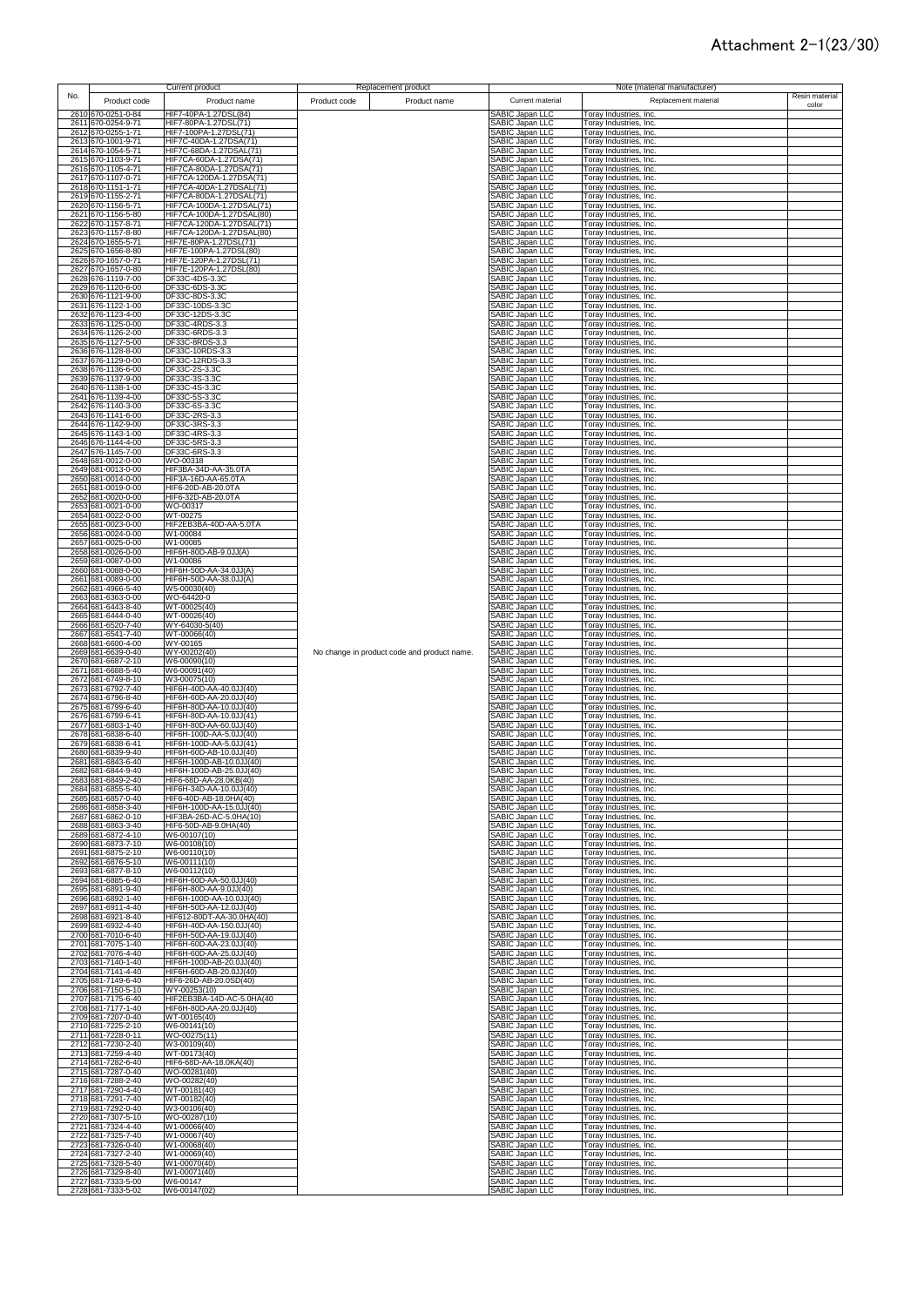# Attachment 2-1(23/30)

| No. | Current product | | Replacement product | | Note (material manufacturer) | | |
|---|---|---|---|---|---|---|---|
| | Product code | Product name | Product code | Product name | Current material | Replacement material | Resin material color |
| 2610 | 670-0251-0-84 | HIF7-40PA-1.27DSL(84) | | | SABIC Japan LLC | Toray Industries, Inc. | |
| 2611 | 670-0254-9-71 | HIF7-80PA-1.27DSL(71) | | | SABIC Japan LLC | Toray Industries, Inc. | |
| 2612 | 670-0255-1-71 | HIF7-100PA-1.27DSL(71) | | | SABIC Japan LLC | Toray Industries, Inc. | |
| 2613 | 670-1001-9-71 | HIF7C-40DA-1.27DSA(71) | | | SABIC Japan LLC | Toray Industries, Inc. | |
| 2614 | 670-1054-5-71 | HIF7C-68DA-1.27DSAL(71) | | | SABIC Japan LLC | Toray Industries, Inc. | |
| 2615 | 670-1103-9-71 | HIF7CA-60DA-1.27DSA(71) | | | SABIC Japan LLC | Toray Industries, Inc. | |
| 2616 | 670-1105-4-71 | HIF7CA-80DA-1.27DSA(71) | | | SABIC Japan LLC | Toray Industries, Inc. | |
| 2617 | 670-1107-0-71 | HIF7CA-120DA-1.27DSA(71) | | | SABIC Japan LLC | Toray Industries, Inc. | |
| 2618 | 670-1151-1-71 | HIF7CA-40DA-1.27DSAL(71) | | | SABIC Japan LLC | Toray Industries, Inc. | |
| 2619 | 670-1155-2-71 | HIF7CA-80DA-1.27DSAL(71) | | | SABIC Japan LLC | Toray Industries, Inc. | |
| 2620 | 670-1156-5-71 | HIF7CA-100DA-1.27DSAL(71) | | | SABIC Japan LLC | Toray Industries, Inc. | |
| 2621 | 670-1156-5-80 | HIF7CA-100DA-1.27DSAL(80) | | | SABIC Japan LLC | Toray Industries, Inc. | |
| 2622 | 670-1157-8-71 | HIF7CA-120DA-1.27DSAL(71) | | | SABIC Japan LLC | Toray Industries, Inc. | |
| 2623 | 670-1157-8-80 | HIF7CA-120DA-1.27DSAL(80) | | | SABIC Japan LLC | Toray Industries, Inc. | |
| 2624 | 670-1655-5-71 | HIF7E-80PA-1.27DSL(71) | | | SABIC Japan LLC | Toray Industries, Inc. | |
| 2625 | 670-1656-8-80 | HIF7E-100PA-1.27DSL(80) | | | SABIC Japan LLC | Toray Industries, Inc. | |
| 2626 | 670-1657-0-71 | HIF7E-120PA-1.27DSL(71) | | | SABIC Japan LLC | Toray Industries, Inc. | |
| 2627 | 670-1657-0-80 | HIF7E-120PA-1.27DSL(80) | | | SABIC Japan LLC | Toray Industries, Inc. | |
| 2628 | 676-1119-7-00 | DF33C-4DS-3.3C | | | SABIC Japan LLC | Toray Industries, Inc. | |
| 2629 | 676-1120-6-00 | DF33C-6DS-3.3C | | | SABIC Japan LLC | Toray Industries, Inc. | |
| 2630 | 676-1121-9-00 | DF33C-8DS-3.3C | | | SABIC Japan LLC | Toray Industries, Inc. | |
| 2631 | 676-1122-1-00 | DF33C-10DS-3.3C | | | SABIC Japan LLC | Toray Industries, Inc. | |
| 2632 | 676-1123-4-00 | DF33C-12DS-3.3C | | | SABIC Japan LLC | Toray Industries, Inc. | |
| 2633 | 676-1125-0-00 | DF33C-4RDS-3.3 | | | SABIC Japan LLC | Toray Industries, Inc. | |
| 2634 | 676-1126-2-00 | DF33C-6RDS-3.3 | | | SABIC Japan LLC | Toray Industries, Inc. | |
| 2635 | 676-1127-5-00 | DF33C-8RDS-3.3 | | | SABIC Japan LLC | Toray Industries, Inc. | |
| 2636 | 676-1128-8-00 | DF33C-10RDS-3.3 | | | SABIC Japan LLC | Toray Industries, Inc. | |
| 2637 | 676-1129-0-00 | DF33C-12RDS-3.3 | | | SABIC Japan LLC | Toray Industries, Inc. | |
| 2638 | 676-1136-6-00 | DF33C-2S-3.3C | | | SABIC Japan LLC | Toray Industries, Inc. | |
| 2639 | 676-1137-9-00 | DF33C-3S-3.3C | | | SABIC Japan LLC | Toray Industries, Inc. | |
| 2640 | 676-1138-1-00 | DF33C-4S-3.3C | | | SABIC Japan LLC | Toray Industries, Inc. | |
| 2641 | 676-1139-4-00 | DF33C-5S-3.3C | | | SABIC Japan LLC | Toray Industries, Inc. | |
| 2642 | 676-1140-3-00 | DF33C-6S-3.3C | | | SABIC Japan LLC | Toray Industries, Inc. | |
| 2643 | 676-1141-6-00 | DF33C-2RS-3.3 | | | SABIC Japan LLC | Toray Industries, Inc. | |
| 2644 | 676-1142-9-00 | DF33C-3RS-3.3 | | | SABIC Japan LLC | Toray Industries, Inc. | |
| 2645 | 676-1143-1-00 | DF33C-4RS-3.3 | | | SABIC Japan LLC | Toray Industries, Inc. | |
| 2646 | 676-1144-4-00 | DF33C-5RS-3.3 | | | SABIC Japan LLC | Toray Industries, Inc. | |
| 2647 | 676-1145-7-00 | DF33C-6RS-3.3 | | | SABIC Japan LLC | Toray Industries, Inc. | |
| 2648 | 681-0012-0-00 | WO-00318 | | | SABIC Japan LLC | Toray Industries, Inc. | |
| 2649 | 681-0013-0-00 | HIF3BA-34D-AA-35.0TA | | | SABIC Japan LLC | Toray Industries, Inc. | |
| 2650 | 681-0014-0-00 | HIF3A-16D-AA-65.0TA | | | SABIC Japan LLC | Toray Industries, Inc. | |
| 2651 | 681-0019-0-00 | HIF6-20D-AB-20.0TA | | | SABIC Japan LLC | Toray Industries, Inc. | |
| 2652 | 681-0020-0-00 | HIF6-32D-AB-20.0TA | | | SABIC Japan LLC | Toray Industries, Inc. | |
| 2653 | 681-0021-0-00 | WO-00317 | | | SABIC Japan LLC | Toray Industries, Inc. | |
| 2654 | 681-0022-0-00 | WT-00275 | | | SABIC Japan LLC | Toray Industries, Inc. | |
| 2655 | 681-0023-0-00 | HIF2EB3BA-40D-AA-5.0TA | | | SABIC Japan LLC | Toray Industries, Inc. | |
| 2656 | 681-0024-0-00 | W1-00084 | | | SABIC Japan LLC | Toray Industries, Inc. | |
| 2657 | 681-0025-0-00 | W1-00085 | | | SABIC Japan LLC | Toray Industries, Inc. | |
| 2658 | 681-0026-0-00 | HIF6H-80D-AB-9.0JJ(A) | | | SABIC Japan LLC | Toray Industries, Inc. | |
| 2659 | 681-0087-0-00 | W1-00086 | | | SABIC Japan LLC | Toray Industries, Inc. | |
| 2660 | 681-0088-0-00 | HIF6H-50D-AA-34.0JJ(A) | | | SABIC Japan LLC | Toray Industries, Inc. | |
| 2661 | 681-0089-0-00 | HIF6H-50D-AA-38.0JJ(A) | | | SABIC Japan LLC | Toray Industries, Inc. | |
| 2662 | 681-4966-5-40 | W5-00030(40) | | | SABIC Japan LLC | Toray Industries, Inc. | |
| 2663 | 681-6363-0-00 | WO-64420-0 | | | SABIC Japan LLC | Toray Industries, Inc. | |
| 2664 | 681-6443-8-40 | WT-00025(40) | | | SABIC Japan LLC | Toray Industries, Inc. | |
| 2665 | 681-6444-0-40 | WT-00026(40) | | | SABIC Japan LLC | Toray Industries, Inc. | |
| 2666 | 681-6520-7-40 | WY-64030-5(40) | | | SABIC Japan LLC | Toray Industries, Inc. | |
| 2667 | 681-6541-7-40 | WT-00066(40) | | | SABIC Japan LLC | Toray Industries, Inc. | |
| 2668 | 681-6600-4-00 | WY-00165 | | | SABIC Japan LLC | Toray Industries, Inc. | |
| 2669 | 681-6639-0-40 | WY-00202(40) | | No change in product code and product name. | SABIC Japan LLC | Toray Industries, Inc. | |
| 2670 | 681-6687-2-10 | W6-00090(10) | | | SABIC Japan LLC | Toray Industries, Inc. | |
| 2671 | 681-6688-5-40 | W6-00091(40) | | | SABIC Japan LLC | Toray Industries, Inc. | |
| 2672 | 681-6749-8-10 | W3-00075(10) | | | SABIC Japan LLC | Toray Industries, Inc. | |
| 2673 | 681-6792-7-40 | HIF6H-40D-AA-40.0JJ(40) | | | SABIC Japan LLC | Toray Industries, Inc. | |
| 2674 | 681-6796-8-40 | HIF6H-60D-AA-20.0JJ(40) | | | SABIC Japan LLC | Toray Industries, Inc. | |
| 2675 | 681-6799-6-40 | HIF6H-80D-AA-10.0JJ(40) | | | SABIC Japan LLC | Toray Industries, Inc. | |
| 2676 | 681-6799-6-41 | HIF6H-80D-AA-10.0JJ(41) | | | SABIC Japan LLC | Toray Industries, Inc. | |
| 2677 | 681-6803-1-40 | HIF6H-80D-AA-60.0JJ(40) | | | SABIC Japan LLC | Toray Industries, Inc. | |
| 2678 | 681-6838-6-40 | HIF6H-100D-AA-5.0JJ(40) | | | SABIC Japan LLC | Toray Industries, Inc. | |
| 2679 | 681-6838-6-41 | HIF6H-100D-AA-5.0JJ(41) | | | SABIC Japan LLC | Toray Industries, Inc. | |
| 2680 | 681-6839-9-40 | HIF6H-60D-AB-10.0JJ(40) | | | SABIC Japan LLC | Toray Industries, Inc. | |
| 2681 | 681-6843-6-40 | HIF6H-100D-AB-10.0JJ(40) | | | SABIC Japan LLC | Toray Industries, Inc. | |
| 2682 | 681-6844-9-40 | HIF6H-100D-AB-25.0JJ(40) | | | SABIC Japan LLC | Toray Industries, Inc. | |
| 2683 | 681-6849-2-40 | HIF6-68D-AA-28.0KB(40) | | | SABIC Japan LLC | Toray Industries, Inc. | |
| 2684 | 681-6855-5-40 | HIF6H-34D-AA-10.0JJ(40) | | | SABIC Japan LLC | Toray Industries, Inc. | |
| 2685 | 681-6857-0-40 | HIF6-40D-AB-18.0HA(40) | | | SABIC Japan LLC | Toray Industries, Inc. | |
| 2686 | 681-6858-3-40 | HIF6H-100D-AA-15.0JJ(40) | | | SABIC Japan LLC | Toray Industries, Inc. | |
| 2687 | 681-6862-0-10 | HIF3BA-26D-AC-5.0HA(10) | | | SABIC Japan LLC | Toray Industries, Inc. | |
| 2688 | 681-6863-3-40 | HIF6-50D-AB-9.0HA(40) | | | SABIC Japan LLC | Toray Industries, Inc. | |
| 2689 | 681-6872-4-10 | W6-00107(10) | | | SABIC Japan LLC | Toray Industries, Inc. | |
| 2690 | 681-6873-7-10 | W6-00108(10) | | | SABIC Japan LLC | Toray Industries, Inc. | |
| 2691 | 681-6875-2-10 | W6-00110(10) | | | SABIC Japan LLC | Toray Industries, Inc. | |
| 2692 | 681-6876-5-10 | W6-00111(10) | | | SABIC Japan LLC | Toray Industries, Inc. | |
| 2693 | 681-6877-8-10 | W6-00112(10) | | | SABIC Japan LLC | Toray Industries, Inc. | |
| 2694 | 681-6885-6-40 | HIF6H-60D-AA-50.0JJ(40) | | | SABIC Japan LLC | Toray Industries, Inc. | |
| 2695 | 681-6891-9-40 | HIF6H-80D-AA-9.0JJ(40) | | | SABIC Japan LLC | Toray Industries, Inc. | |
| 2696 | 681-6892-1-40 | HIF6H-100D-AA-10.0JJ(40) | | | SABIC Japan LLC | Toray Industries, Inc. | |
| 2697 | 681-6911-4-40 | HIF6H-50D-AA-12.0JJ(40) | | | SABIC Japan LLC | Toray Industries, Inc. | |
| 2698 | 681-6921-8-40 | HIF612-80DT-AA-30.0HA(40) | | | SABIC Japan LLC | Toray Industries, Inc. | |
| 2699 | 681-6932-4-40 | HIF6H-40D-AA-150.0JJ(40) | | | SABIC Japan LLC | Toray Industries, Inc. | |
| 2700 | 681-7010-6-40 | HIF6H-50D-AA-19.0JJ(40) | | | SABIC Japan LLC | Toray Industries, Inc. | |
| 2701 | 681-7075-1-40 | HIF6H-60D-AA-23.0JJ(40) | | | SABIC Japan LLC | Toray Industries, Inc. | |
| 2702 | 681-7076-4-40 | HIF6H-60D-AA-25.0JJ(40) | | | SABIC Japan LLC | Toray Industries, Inc. | |
| 2703 | 681-7140-1-40 | HIF6H-100D-AB-20.0JJ(40) | | | SABIC Japan LLC | Toray Industries, Inc. | |
| 2704 | 681-7141-4-40 | HIF6H-60D-AB-20.0JJ(40) | | | SABIC Japan LLC | Toray Industries, Inc. | |
| 2705 | 681-7149-6-40 | HIF6-26D-AB-20.0SD(40) | | | SABIC Japan LLC | Toray Industries, Inc. | |
| 2706 | 681-7150-5-10 | WY-00253(10) | | | SABIC Japan LLC | Toray Industries, Inc. | |
| 2707 | 681-7175-6-40 | HIF2EB3BA-14D-AC-5.0HA(40 | | | SABIC Japan LLC | Toray Industries, Inc. | |
| 2708 | 681-7177-1-40 | HIF6H-80D-AA-20.0JJ(40) | | | SABIC Japan LLC | Toray Industries, Inc. | |
| 2709 | 681-7207-0-40 | WT-00165(40) | | | SABIC Japan LLC | Toray Industries, Inc. | |
| 2710 | 681-7225-2-10 | W6-00141(10) | | | SABIC Japan LLC | Toray Industries, Inc. | |
| 2711 | 681-7228-0-11 | WO-00275(11) | | | SABIC Japan LLC | Toray Industries, Inc. | |
| 2712 | 681-7230-2-40 | W3-00109(40) | | | SABIC Japan LLC | Toray Industries, Inc. | |
| 2713 | 681-7259-4-40 | WT-00173(40) | | | SABIC Japan LLC | Toray Industries, Inc. | |
| 2714 | 681-7282-6-40 | HIF6-68D-AA-18.0KA(40) | | | SABIC Japan LLC | Toray Industries, Inc. | |
| 2715 | 681-7287-0-40 | WO-00281(40) | | | SABIC Japan LLC | Toray Industries, Inc. | |
| 2716 | 681-7288-2-40 | WO-00282(40) | | | SABIC Japan LLC | Toray Industries, Inc. | |
| 2717 | 681-7290-4-40 | WT-00181(40) | | | SABIC Japan LLC | Toray Industries, Inc. | |
| 2718 | 681-7291-7-40 | WT-00182(40) | | | SABIC Japan LLC | Toray Industries, Inc. | |
| 2719 | 681-7292-0-40 | W3-00106(40) | | | SABIC Japan LLC | Toray Industries, Inc. | |
| 2720 | 681-7307-5-10 | WO-00287(10) | | | SABIC Japan LLC | Toray Industries, Inc. | |
| 2721 | 681-7324-4-40 | W1-00066(40) | | | SABIC Japan LLC | Toray Industries, Inc. | |
| 2722 | 681-7325-7-40 | W1-00067(40) | | | SABIC Japan LLC | Toray Industries, Inc. | |
| 2723 | 681-7326-0-40 | W1-00068(40) | | | SABIC Japan LLC | Toray Industries, Inc. | |
| 2724 | 681-7327-2-40 | W1-00069(40) | | | SABIC Japan LLC | Toray Industries, Inc. | |
| 2725 | 681-7328-5-40 | W1-00070(40) | | | SABIC Japan LLC | Toray Industries, Inc. | |
| 2726 | 681-7329-8-40 | W1-00071(40) | | | SABIC Japan LLC | Toray Industries, Inc. | |
| 2727 | 681-7333-5-00 | W6-00147 | | | SABIC Japan LLC | Toray Industries, Inc. | |
| 2728 | 681-7333-5-02 | W6-00147(02) | | | SABIC Japan LLC | Toray Industries, Inc. | |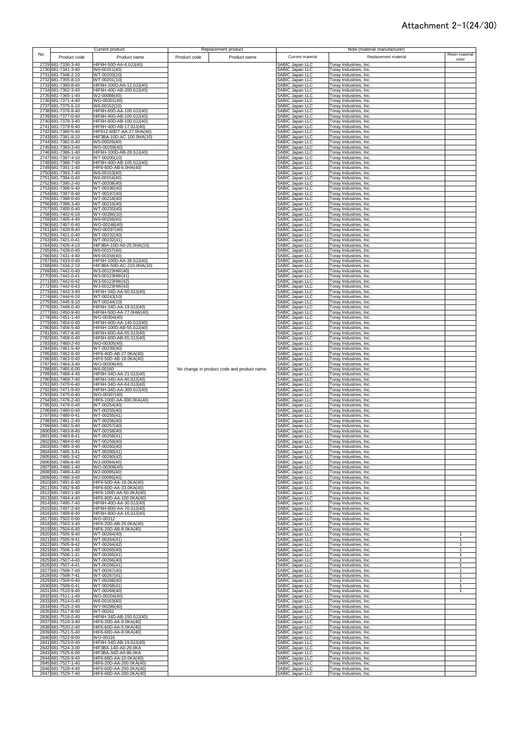# Attachment 2-1(24/30)

| No. | Current product | | Replacement product | | Note (material manufacturer) | | |
|---|---|---|---|---|---|---|---|
| | Product code | Product name | Product code | Product name | Current material | Replacement material | Resin material color |
| 2729 | 681-7336-3-40 | HIF6H-50D-AA-6.0JJ(40) | | | SABIC Japan LLC | Toray Industries, Inc. | |
| 2730 | 681-7341-3-40 | W6-00151(40) | | | SABIC Japan LLC | Toray Industries, Inc. | |
| 2731 | 681-7348-2-10 | WT-00203(10) | | | SABIC Japan LLC | Toray Industries, Inc. | |
| 2732 | 681-7355-8-10 | WT-00201(10) | | | SABIC Japan LLC | Toray Industries, Inc. | |
| 2733 | 681-7360-8-40 | HIF6H-100D-AA-12.0JJ(40) | | | SABIC Japan LLC | Toray Industries, Inc. | |
| 2734 | 681-7362-3-40 | HIF6H-40D-AB-200.0JJ(40) | | | SABIC Japan LLC | Toray Industries, Inc. | |
| 2735 | 681-7365-1-40 | W2-00088(40) | | | SABIC Japan LLC | Toray Industries, Inc. | |
| 2736 | 681-7371-4-40 | WO-00301(40) | | | SABIC Japan LLC | Toray Industries, Inc. | |
| 2737 | 681-7375-5-10 | W6-00152(10) | | | SABIC Japan LLC | Toray Industries, Inc. | |
| 2738 | 681-7376-8-40 | HIF6H-60D-AA-100.0JJ(40) | | | SABIC Japan LLC | Toray Industries, Inc. | |
| 2739 | 681-7377-0-40 | HIF6H-40D-AB-100.0JJ(40) | | | SABIC Japan LLC | Toray Industries, Inc. | |
| 2740 | 681-7378-3-40 | HIF6H-60D-AB-100.0JJ(40) | | | SABIC Japan LLC | Toray Industries, Inc. | |
| 2741 | 681-7379-6-40 | HIF6H-40D-AB-17.0JJ(40) | | | SABIC Japan LLC | Toray Industries, Inc. | |
| 2742 | 681-7380-5-40 | HIF612-60DT-AA-27.0HA(40) | | | SABIC Japan LLC | Toray Industries, Inc. | |
| 2743 | 681-7381-8-10 | HIF3BA-10D-AC-100.0HA(10) | | | SABIC Japan LLC | Toray Industries, Inc. | |
| 2744 | 681-7382-0-40 | W5-00026(40) | | | SABIC Japan LLC | Toray Industries, Inc. | |
| 2745 | 681-7383-3-40 | WO-00259(40) | | | SABIC Japan LLC | Toray Industries, Inc. | |
| 2746 | 681-7386-1-40 | HIF6H-100D-AB-28.0JJ(40) | | | SABIC Japan LLC | Toray Industries, Inc. | |
| 2747 | 681-7387-4-10 | WT-00200(10) | | | SABIC Japan LLC | Toray Industries, Inc. | |
| 2748 | 681-7388-7-40 | HIF6H-40D-AB-105.0JJ(40) | | | SABIC Japan LLC | Toray Industries, Inc. | |
| 2749 | 681-7391-1-40 | HIF6-60D-AB-6.0HA(40) | | | SABIC Japan LLC | Toray Industries, Inc. | |
| 2750 | 681-7393-7-40 | W6-00153(40) | | | SABIC Japan LLC | Toray Industries, Inc. | |
| 2751 | 681-7394-0-40 | W6-00154(40) | | | SABIC Japan LLC | Toray Industries, Inc. | |
| 2752 | 681-7395-2-40 | WT-00208(40) | | | SABIC Japan LLC | Toray Industries, Inc. | |
| 2753 | 681-7396-5-40 | WT-00196(40) | | | SABIC Japan LLC | Toray Industries, Inc. | |
| 2754 | 681-7397-8-40 | WT-00197(40) | | | SABIC Japan LLC | Toray Industries, Inc. | |
| 2755 | 681-7398-0-40 | WT-00218(40) | | | SABIC Japan LLC | Toray Industries, Inc. | |
| 2756 | 681-7399-3-40 | WT-00219(40) | | | SABIC Japan LLC | Toray Industries, Inc. | |
| 2757 | 681-7400-0-40 | WT-00220(40) | | | SABIC Japan LLC | Toray Industries, Inc. | |
| 2758 | 681-7402-6-10 | WY-00286(10) | | | SABIC Japan LLC | Toray Industries, Inc. | |
| 2759 | 681-7405-4-40 | W6-00156(40) | | | SABIC Japan LLC | Toray Industries, Inc. | |
| 2760 | 681-7407-0-40 | WO-00248(40) | | | SABIC Japan LLC | Toray Industries, Inc. | |
| 2761 | 681-7420-8-40 | WO-00297(40) | | | SABIC Japan LLC | Toray Industries, Inc. | |
| 2762 | 681-7421-0-40 | WT-00232(40) | | | SABIC Japan LLC | Toray Industries, Inc. | |
| 2763 | 681-7421-0-41 | WT-00232(41) | | | SABIC Japan LLC | Toray Industries, Inc. | |
| 2764 | 681-7426-4-10 | HIF3BA-10D-A0-25.0HA(10) | | | SABIC Japan LLC | Toray Industries, Inc. | |
| 2765 | 681-7428-0-40 | W6-00157(40) | | | SABIC Japan LLC | Toray Industries, Inc. | |
| 2766 | 681-7431-4-40 | W6-00158(40) | | | SABIC Japan LLC | Toray Industries, Inc. | |
| 2767 | 681-7433-0-40 | HIF6H-100D-AA-38.0JJ(40) | | | SABIC Japan LLC | Toray Industries, Inc. | |
| 2768 | 681-7434-2-10 | HIF3BA-50D-AC-210.0HA(10) | | | SABIC Japan LLC | Toray Industries, Inc. | |
| 2769 | 681-7442-0-40 | W3-00123HW(40) | | | SABIC Japan LLC | Toray Industries, Inc. | |
| 2770 | 681-7442-0-41 | W3-00123HW(41) | | | SABIC Japan LLC | Toray Industries, Inc. | |
| 2771 | 681-7442-0-42 | W3-00123HW(42) | | | SABIC Japan LLC | Toray Industries, Inc. | |
| 2772 | 681-7442-0-43 | W3-00123HW(43) | | | SABIC Japan LLC | Toray Industries, Inc. | |
| 2773 | 681-7443-3-40 | HIF6H-34D-AA-50.0JJ(40) | | | SABIC Japan LLC | Toray Industries, Inc. | |
| 2774 | 681-7444-6-10 | WT-00243(10) | | | SABIC Japan LLC | Toray Industries, Inc. | |
| 2775 | 681-7445-9-10 | WT-00244(10) | | | SABIC Japan LLC | Toray Industries, Inc. | |
| 2776 | 681-7449-0-40 | HIF6H-34D-AA-19.0JJ(40) | | | SABIC Japan LLC | Toray Industries, Inc. | |
| 2777 | 681-7450-9-40 | HIF6H-50D-AA-77.0HW(40) | | | SABIC Japan LLC | Toray Industries, Inc. | |
| 2778 | 681-7451-1-40 | WO-00304(40) | | | SABIC Japan LLC | Toray Industries, Inc. | |
| 2779 | 681-7454-0-40 | HIF6H-40D-AA-140.0JJ(40) | | | SABIC Japan LLC | Toray Industries, Inc. | |
| 2780 | 681-7456-5-40 | HIF6H-100D-AB-55.0JJ(40) | | | SABIC Japan LLC | Toray Industries, Inc. | |
| 2781 | 681-7457-8-40 | HIF6H-60D-AA-55.0JJ(40) | | | SABIC Japan LLC | Toray Industries, Inc. | |
| 2782 | 681-7458-0-40 | HIF6H-60D-AB-55.0JJ(40) | | | SABIC Japan LLC | Toray Industries, Inc. | |
| 2783 | 681-7460-2-40 | WO-00305(40) | | | SABIC Japan LLC | Toray Industries, Inc. | |
| 2784 | 681-7461-5-40 | WT-00239(40) | | | SABIC Japan LLC | Toray Industries, Inc. | |
| 2785 | 681-7462-8-40 | HIF6-40D-AB-27.0KA(40) | | | SABIC Japan LLC | Toray Industries, Inc. | |
| 2786 | 681-7463-0-40 | HIF6-50D-AB-18.0KA(40) | | | SABIC Japan LLC | Toray Industries, Inc. | |
| 2787 | 681-7464-3-40 | WO-00306(40) | | | SABIC Japan LLC | Toray Industries, Inc. | |
| 2788 | 681-7465-6-00 | W6-00160 | No change in product code and product name. | | SABIC Japan LLC | Toray Industries, Inc. | |
| 2789 | 681-7468-4-40 | HIF6H-34D-AA-21.0JJ(40) | | | SABIC Japan LLC | Toray Industries, Inc. | |
| 2790 | 681-7469-7-40 | HIF6H-34D-AA-40.0JJ(40) | | | SABIC Japan LLC | Toray Industries, Inc. | |
| 2791 | 681-7470-6-40 | HIF6H-34D-AA-64.0JJ(40) | | | SABIC Japan LLC | Toray Industries, Inc. | |
| 2792 | 681-7471-9-40 | HIF6H-34D-AA-300.0JJ(40) | | | SABIC Japan LLC | Toray Industries, Inc. | |
| 2793 | 681-7475-0-40 | WO-00307(40) | | | SABIC Japan LLC | Toray Industries, Inc. | |
| 2794 | 681-7476-2-40 | HIF6-100D-AA-300.0KA(40) | | | SABIC Japan LLC | Toray Industries, Inc. | |
| 2795 | 681-7479-0-40 | WT-00254(40) | | | SABIC Japan LLC | Toray Industries, Inc. | |
| 2796 | 681-7480-0-40 | WT-00255(40) | | | SABIC Japan LLC | Toray Industries, Inc. | |
| 2797 | 681-7480-0-41 | WT-00255(41) | | | SABIC Japan LLC | Toray Industries, Inc. | |
| 2798 | 681-7481-2-40 | WT-00256(40) | | | SABIC Japan LLC | Toray Industries, Inc. | |
| 2799 | 681-7482-5-40 | WT-00257(40) | | | SABIC Japan LLC | Toray Industries, Inc. | |
| 2800 | 681-7483-8-40 | WT-00258(40) | | | SABIC Japan LLC | Toray Industries, Inc. | |
| 2801 | 681-7483-8-41 | WT-00258(41) | | | SABIC Japan LLC | Toray Industries, Inc. | |
| 2802 | 681-7484-0-40 | WT-00259(40) | | | SABIC Japan LLC | Toray Industries, Inc. | |
| 2803 | 681-7485-3-40 | WT-00260(40) | | | SABIC Japan LLC | Toray Industries, Inc. | |
| 2804 | 681-7485-3-41 | WT-00260(41) | | | SABIC Japan LLC | Toray Industries, Inc. | |
| 2805 | 681-7485-3-42 | WT-00260(42) | | | SABIC Japan LLC | Toray Industries, Inc. | |
| 2806 | 681-7486-6-40 | W2-00094(40) | | | SABIC Japan LLC | Toray Industries, Inc. | |
| 2807 | 681-7488-1-40 | WO-00309(40) | | | SABIC Japan LLC | Toray Industries, Inc. | |
| 2808 | 681-7489-4-40 | W2-00095(40) | | | SABIC Japan LLC | Toray Industries, Inc. | |
| 2809 | 681-7490-3-40 | W2-00096(40) | | | SABIC Japan LLC | Toray Industries, Inc. | |
| 2810 | 681-7491-6-40 | HIF6-50D-AA-16.0KA(40) | | | SABIC Japan LLC | Toray Industries, Inc. | |
| 2811 | 681-7492-9-40 | HIF6-60D-AA-33.0KA(40) | | | SABIC Japan LLC | Toray Industries, Inc. | |
| 2812 | 681-7493-1-40 | HIF6-100D-AA-50.0KA(40) | | | SABIC Japan LLC | Toray Industries, Inc. | |
| 2813 | 681-7494-4-40 | HIF6-80D-AA-100.0KA(40) | | | SABIC Japan LLC | Toray Industries, Inc. | |
| 2814 | 681-7495-7-40 | HIF6H-40D-AA-30.0JJ(40) | | | SABIC Japan LLC | Toray Industries, Inc. | |
| 2815 | 681-7497-2-40 | HIF6H-80D-AA-70.0JJ(40) | | | SABIC Japan LLC | Toray Industries, Inc. | |
| 2816 | 681-7499-8-40 | HIF6H-80D-AA-16.0JJ(40) | | | SABIC Japan LLC | Toray Industries, Inc. | |
| 2817 | 681-7502-0-00 | WO-00312 | | | SABIC Japan LLC | Toray Industries, Inc. | |
| 2818 | 681-7503-3-40 | HIF6-20D-AB-20.0KA(40) | | | SABIC Japan LLC | Toray Industries, Inc. | |
| 2819 | 681-7504-6-40 | HIF6-20D-AB-8.0KA(40) | | | SABIC Japan LLC | Toray Industries, Inc. | |
| 2820 | 681-7505-9-40 | WT-00264(40) | | | SABIC Japan LLC | Toray Industries, Inc. | 1 |
| 2821 | 681-7505-9-41 | WT-00264(41) | | | SABIC Japan LLC | Toray Industries, Inc. | 1 |
| 2822 | 681-7505-9-42 | WT-00264(42) | | | SABIC Japan LLC | Toray Industries, Inc. | 1 |
| 2823 | 681-7506-1-40 | WT-00265(40) | | | SABIC Japan LLC | Toray Industries, Inc. | 1 |
| 2824 | 681-7506-1-41 | WT-00265(41) | | | SABIC Japan LLC | Toray Industries, Inc. | 1 |
| 2825 | 681-7507-4-40 | WT-00266(40) | | | SABIC Japan LLC | Toray Industries, Inc. | 1 |
| 2826 | 681-7507-4-41 | WT-00266(41) | | | SABIC Japan LLC | Toray Industries, Inc. | 1 |
| 2827 | 681-7508-7-40 | WT-00267(40) | | | SABIC Japan LLC | Toray Industries, Inc. | 1 |
| 2828 | 681-7508-7-41 | WT-00267(41) | | | SABIC Japan LLC | Toray Industries, Inc. | 1 |
| 2829 | 681-7509-0-40 | WT-00268(40) | | | SABIC Japan LLC | Toray Industries, Inc. | 1 |
| 2830 | 681-7509-0-41 | WT-00268(41) | | | SABIC Japan LLC | Toray Industries, Inc. | 1 |
| 2831 | 681-7510-9-40 | WT-00269(40) | | | SABIC Japan LLC | Toray Industries, Inc. | 1 |
| 2832 | 681-7511-1-40 | WO-00204(40) | | | SABIC Japan LLC | Toray Industries, Inc. | |
| 2833 | 681-7514-0-40 | W6-00163(40) | | | SABIC Japan LLC | Toray Industries, Inc. | |
| 2834 | 681-7515-2-40 | WY-00296(40) | | | SABIC Japan LLC | Toray Industries, Inc. | |
| 2835 | 681-7517-8-00 | WT-00261 | | | SABIC Japan LLC | Toray Industries, Inc. | |
| 2836 | 681-7518-0-40 | HIF6H-34D-AB-150.0JJ(40) | | | SABIC Japan LLC | Toray Industries, Inc. | |
| 2837 | 681-7519-3-40 | HIF6-20D-AA-9.0KA(40) | | | SABIC Japan LLC | Toray Industries, Inc. | |
| 2838 | 681-7520-2-40 | HIF6-60D-AA-5.0KA(40) | | | SABIC Japan LLC | Toray Industries, Inc. | |
| 2839 | 681-7521-5-40 | HIF6-68D-AA-8.0KA(40) | | | SABIC Japan LLC | Toray Industries, Inc. | |
| 2840 | 681-7522-8-00 | WO-00316 | | | SABIC Japan LLC | Toray Industries, Inc. | |
| 2841 | 681-7523-0-40 | HIF6H-34D-AB-19.0JJ(40) | | | SABIC Japan LLC | Toray Industries, Inc. | |
| 2842 | 681-7524-3-00 | HIF3BA-14D-A0-29.0KA | | | SABIC Japan LLC | Toray Industries, Inc. | |
| 2843 | 681-7525-6-00 | HIF3BA-34D-A0-86.0KA | | | SABIC Japan LLC | Toray Industries, Inc. | |
| 2844 | 681-7526-9-40 | HIF6-68D-AA-10.0KA(40) | | | SABIC Japan LLC | Toray Industries, Inc. | |
| 2845 | 681-7527-1-40 | HIF6-20D-AA-200.0KA(40) | | | SABIC Japan LLC | Toray Industries, Inc. | |
| 2846 | 681-7528-4-40 | HIF6-60D-AA-200.0KA(40) | | | SABIC Japan LLC | Toray Industries, Inc. | |
| 2847 | 681-7529-7-40 | HIF6-68D-AA-200.0KA(40) | | | SABIC Japan LLC | Toray Industries, Inc. | |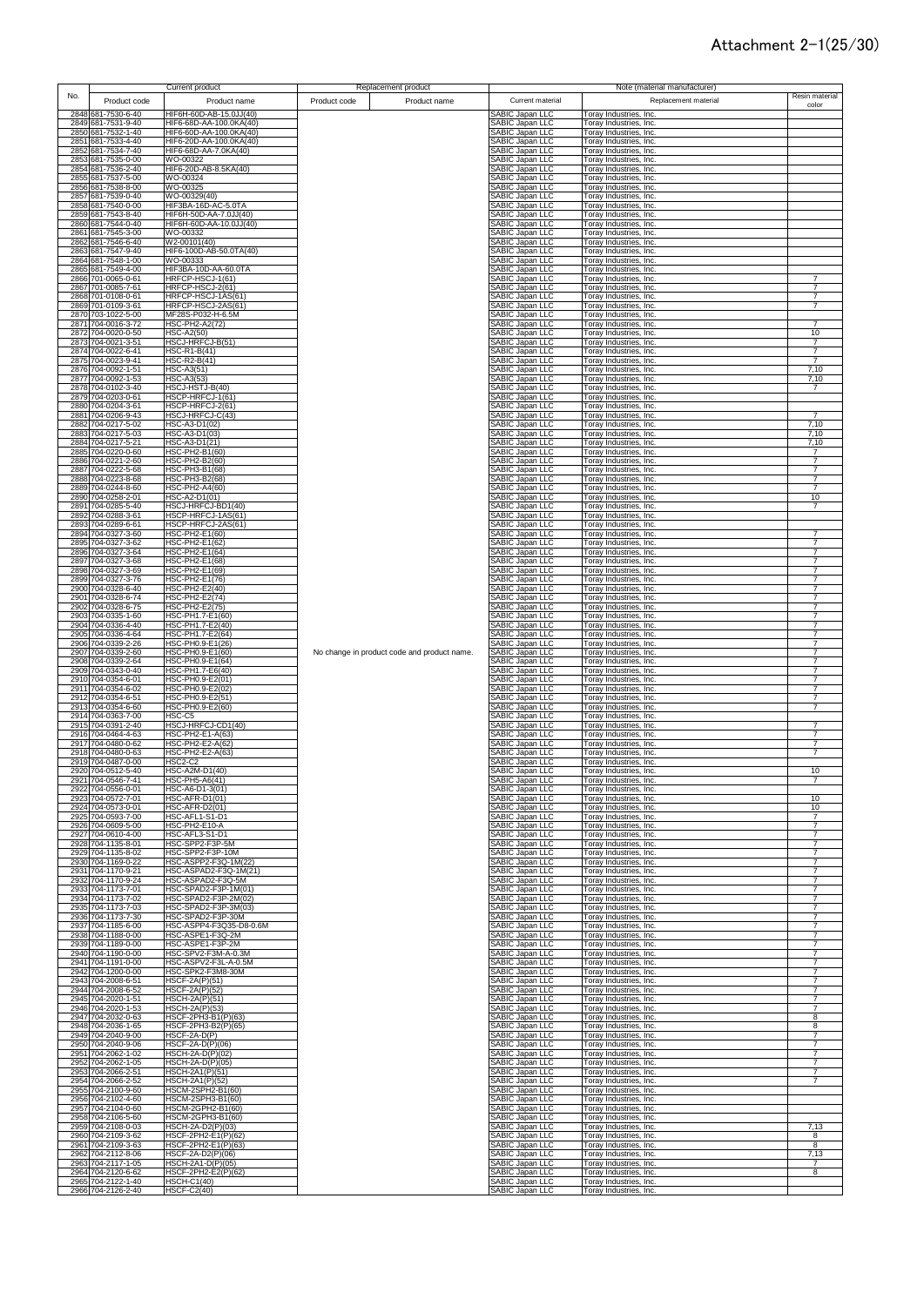# Attachment 2-1(25/30)

| No. | Current product | | Replacement product | | Note (material manufacturer) | | |
|---|---|---|---|---|---|---|---|
| | Product code | Product name | Product code | Product name | Current material | Replacement material | Resin material color |
| 2848 | 681-7530-6-40 | HIF6H-60D-AB-15.0JJ(40) | | | SABIC Japan LLC | Toray Industries, Inc. | |
| 2849 | 681-7531-9-40 | HIF6-60D-AA-100.0KA(40) | | | SABIC Japan LLC | Toray Industries, Inc. | |
| 2850 | 681-7532-1-40 | HIF6-60D-AA-100.0KA(40) | | | SABIC Japan LLC | Toray Industries, Inc. | |
| 2851 | 681-7533-4-40 | HIF6-20D-AA-100.0KA(40) | | | SABIC Japan LLC | Toray Industries, Inc. | |
| 2852 | 681-7534-7-40 | HIF6-68D-AA-7.0KA(40) | | | SABIC Japan LLC | Toray Industries, Inc. | |
| 2853 | 681-7535-0-00 | WO-00322 | | | SABIC Japan LLC | Toray Industries, Inc. | |
| 2854 | 681-7536-2-40 | HIF6-20D-AB-8.5KA(40) | | | SABIC Japan LLC | Toray Industries, Inc. | |
| 2855 | 681-7537-5-00 | WO-00324 | | | SABIC Japan LLC | Toray Industries, Inc. | |
| 2856 | 681-7538-8-00 | WO-00325 | | | SABIC Japan LLC | Toray Industries, Inc. | |
| 2857 | 681-7539-0-40 | WO-00329(40) | | | SABIC Japan LLC | Toray Industries, Inc. | |
| 2858 | 681-7540-0-00 | HIF3BA-16D-AC-5.0TA | | | SABIC Japan LLC | Toray Industries, Inc. | |
| 2859 | 681-7543-8-40 | HIF6H-50D-AA-7.0JJ(40) | | | SABIC Japan LLC | Toray Industries, Inc. | |
| 2860 | 681-7544-0-40 | HIF6H-60D-AA-10.0JJ(40) | | | SABIC Japan LLC | Toray Industries, Inc. | |
| 2861 | 681-7545-3-00 | WO-00332 | | | SABIC Japan LLC | Toray Industries, Inc. | |
| 2862 | 681-7546-6-40 | W2-00101(40) | | | SABIC Japan LLC | Toray Industries, Inc. | |
| 2863 | 681-7547-9-40 | HIF6-100D-AB-50.0TA(40) | | | SABIC Japan LLC | Toray Industries, Inc. | |
| 2864 | 681-7548-1-00 | WO-00333 | | | SABIC Japan LLC | Toray Industries, Inc. | |
| 2865 | 681-7549-4-00 | HIF3BA-10D-AA-60.0TA | | | SABIC Japan LLC | Toray Industries, Inc. | |
| 2866 | 701-0065-0-61 | HRFCP-HSCJ-1(61) | | | SABIC Japan LLC | Toray Industries, Inc. | 7 |
| 2867 | 701-0085-7-61 | HRFCP-HSCJ-2(61) | | | SABIC Japan LLC | Toray Industries, Inc. | 7 |
| 2868 | 701-0108-0-61 | HRFCP-HSCJ-1AS(61) | | | SABIC Japan LLC | Toray Industries, Inc. | 7 |
| 2869 | 701-0109-3-61 | HRFCP-HSCJ-2AS(61) | | | SABIC Japan LLC | Toray Industries, Inc. | 7 |
| 2870 | 703-1022-5-00 | MF28S-P032-H-6.5M | | | SABIC Japan LLC | Toray Industries, Inc. | |
| 2871 | 704-0016-3-72 | HSC-PH2-A2(72) | | | SABIC Japan LLC | Toray Industries, Inc. | 7 |
| 2872 | 704-0020-0-50 | HSC-A2(50) | | | SABIC Japan LLC | Toray Industries, Inc. | 10 |
| 2873 | 704-0021-3-51 | HSCJ-HRFCJ-B(51) | | | SABIC Japan LLC | Toray Industries, Inc. | 7 |
| 2874 | 704-0022-6-41 | HSC-R1-B(41) | | | SABIC Japan LLC | Toray Industries, Inc. | 7 |
| 2875 | 704-0023-9-41 | HSC-R2-B(41) | | | SABIC Japan LLC | Toray Industries, Inc. | 7 |
| 2876 | 704-0092-1-51 | HSC-A3(51) | | | SABIC Japan LLC | Toray Industries, Inc. | 7,10 |
| 2877 | 704-0092-1-53 | HSC-A3(53) | | | SABIC Japan LLC | Toray Industries, Inc. | 7,10 |
| 2878 | 704-0102-3-40 | HSCJ-HSTJ-B(40) | | | SABIC Japan LLC | Toray Industries, Inc. | 7 |
| 2879 | 704-0203-0-61 | HSCP-HRFCJ-1(61) | | | SABIC Japan LLC | Toray Industries, Inc. | |
| 2880 | 704-0204-3-61 | HSCP-HRFCJ-2(61) | | | SABIC Japan LLC | Toray Industries, Inc. | |
| 2881 | 704-0206-9-43 | HSCJ-HRFCJ-C(43) | | | SABIC Japan LLC | Toray Industries, Inc. | 7 |
| 2882 | 704-0217-5-02 | HSC-A3-D1(02) | | | SABIC Japan LLC | Toray Industries, Inc. | 7,10 |
| 2883 | 704-0217-5-03 | HSC-A3-D1(03) | | | SABIC Japan LLC | Toray Industries, Inc. | 7,10 |
| 2884 | 704-0217-5-21 | HSC-A3-D1(21) | | | SABIC Japan LLC | Toray Industries, Inc. | 7,10 |
| 2885 | 704-0220-0-60 | HSC-PH2-B1(60) | | | SABIC Japan LLC | Toray Industries, Inc. | 7 |
| 2886 | 704-0221-2-60 | HSC-PH2-B2(60) | | | SABIC Japan LLC | Toray Industries, Inc. | 7 |
| 2887 | 704-0222-5-68 | HSC-PH3-B1(68) | | | SABIC Japan LLC | Toray Industries, Inc. | 7 |
| 2888 | 704-0223-8-68 | HSC-PH3-B2(68) | | | SABIC Japan LLC | Toray Industries, Inc. | 7 |
| 2889 | 704-0244-8-60 | HSC-PH2-A4(60) | | | SABIC Japan LLC | Toray Industries, Inc. | 7 |
| 2890 | 704-0258-2-01 | HSC-A2-D1(01) | | | SABIC Japan LLC | Toray Industries, Inc. | 10 |
| 2891 | 704-0285-5-40 | HSCJ-HRFCJ-BD1(40) | | | SABIC Japan LLC | Toray Industries, Inc. | 7 |
| 2892 | 704-0288-3-61 | HSCP-HRFCJ-1AS(61) | | | SABIC Japan LLC | Toray Industries, Inc. | |
| 2893 | 704-0289-6-61 | HSCP-HRFCJ-2AS(61) | | | SABIC Japan LLC | Toray Industries, Inc. | |
| 2894 | 704-0327-3-60 | HSC-PH2-E1(60) | | | SABIC Japan LLC | Toray Industries, Inc. | 7 |
| 2895 | 704-0327-3-62 | HSC-PH2-E1(62) | | | SABIC Japan LLC | Toray Industries, Inc. | 7 |
| 2896 | 704-0327-3-64 | HSC-PH2-E1(64) | | | SABIC Japan LLC | Toray Industries, Inc. | 7 |
| 2897 | 704-0327-3-68 | HSC-PH2-E1(68) | | | SABIC Japan LLC | Toray Industries, Inc. | 7 |
| 2898 | 704-0327-3-69 | HSC-PH2-E1(69) | | | SABIC Japan LLC | Toray Industries, Inc. | 7 |
| 2899 | 704-0327-3-76 | HSC-PH2-E1(76) | | | SABIC Japan LLC | Toray Industries, Inc. | 7 |
| 2900 | 704-0328-6-40 | HSC-PH2-E2(40) | | | SABIC Japan LLC | Toray Industries, Inc. | 7 |
| 2901 | 704-0328-6-74 | HSC-PH2-E2(74) | | | SABIC Japan LLC | Toray Industries, Inc. | 7 |
| 2902 | 704-0328-6-75 | HSC-PH2-E2(75) | | | SABIC Japan LLC | Toray Industries, Inc. | 7 |
| 2903 | 704-0335-1-60 | HSC-PH1.7-E1(60) | | | SABIC Japan LLC | Toray Industries, Inc. | 7 |
| 2904 | 704-0336-4-40 | HSC-PH1.7-E2(40) | | | SABIC Japan LLC | Toray Industries, Inc. | 7 |
| 2905 | 704-0336-4-64 | HSC-PH1.7-E2(64) | | | SABIC Japan LLC | Toray Industries, Inc. | 7 |
| 2906 | 704-0339-2-26 | HSC-PH0.9-E1(26) | | | SABIC Japan LLC | Toray Industries, Inc. | 7 |
| 2907 | 704-0339-2-60 | HSC-PH0.9-E1(60) | | No change in product code and product name. | SABIC Japan LLC | Toray Industries, Inc. | 7 |
| 2908 | 704-0339-2-64 | HSC-PH0.9-E1(64) | | | SABIC Japan LLC | Toray Industries, Inc. | 7 |
| 2909 | 704-0343-0-40 | HSC-PH1.7-E6(40) | | | SABIC Japan LLC | Toray Industries, Inc. | 7 |
| 2910 | 704-0354-6-01 | HSC-PH0.9-E2(01) | | | SABIC Japan LLC | Toray Industries, Inc. | 7 |
| 2911 | 704-0354-6-02 | HSC-PH0.9-E2(02) | | | SABIC Japan LLC | Toray Industries, Inc. | 7 |
| 2912 | 704-0354-6-51 | HSC-PH0.9-E2(51) | | | SABIC Japan LLC | Toray Industries, Inc. | 7 |
| 2913 | 704-0354-6-60 | HSC-PH0.9-E2(60) | | | SABIC Japan LLC | Toray Industries, Inc. | 7 |
| 2914 | 704-0363-7-00 | HSC-C5 | | | SABIC Japan LLC | Toray Industries, Inc. | |
| 2915 | 704-0391-2-40 | HSCJ-HRFCJ-CD1(40) | | | SABIC Japan LLC | Toray Industries, Inc. | 7 |
| 2916 | 704-0464-4-63 | HSC-PH2-E1-A(63) | | | SABIC Japan LLC | Toray Industries, Inc. | 7 |
| 2917 | 704-0480-0-62 | HSC-PH2-E2-A(62) | | | SABIC Japan LLC | Toray Industries, Inc. | 7 |
| 2918 | 704-0480-0-63 | HSC-PH2-E2-A(63) | | | SABIC Japan LLC | Toray Industries, Inc. | 7 |
| 2919 | 704-0487-0-00 | HSC2-C2 | | | SABIC Japan LLC | Toray Industries, Inc. | |
| 2920 | 704-0512-5-40 | HSC-A2M-D1(40) | | | SABIC Japan LLC | Toray Industries, Inc. | 10 |
| 2921 | 704-0546-7-41 | HSC-PH5-A6(41) | | | SABIC Japan LLC | Toray Industries, Inc. | 7 |
| 2922 | 704-0556-0-01 | HSC-A6-D1-3(01) | | | SABIC Japan LLC | Toray Industries, Inc. | |
| 2923 | 704-0572-7-01 | HSC-AFR-D1(01) | | | SABIC Japan LLC | Toray Industries, Inc. | 10 |
| 2924 | 704-0573-0-01 | HSC-AFR-D2(01) | | | SABIC Japan LLC | Toray Industries, Inc. | 10 |
| 2925 | 704-0593-7-00 | HSC-AFL1-S1-D1 | | | SABIC Japan LLC | Toray Industries, Inc. | 7 |
| 2926 | 704-0609-5-00 | HSC-PH2-E10-A | | | SABIC Japan LLC | Toray Industries, Inc. | 7 |
| 2927 | 704-0610-4-00 | HSC-AFL3-S1-D1 | | | SABIC Japan LLC | Toray Industries, Inc. | 7 |
| 2928 | 704-1135-8-01 | HSC-SPP2-F3P-5M | | | SABIC Japan LLC | Toray Industries, Inc. | 7 |
| 2929 | 704-1135-8-02 | HSC-SPP2-F3P-10M | | | SABIC Japan LLC | Toray Industries, Inc. | 7 |
| 2930 | 704-1169-0-22 | HSC-ASPP2-F3Q-1M(22) | | | SABIC Japan LLC | Toray Industries, Inc. | 7 |
| 2931 | 704-1170-9-21 | HSC-ASPAD2-F3Q-1M(21) | | | SABIC Japan LLC | Toray Industries, Inc. | 7 |
| 2932 | 704-1170-9-24 | HSC-ASPAD2-F3Q-5M | | | SABIC Japan LLC | Toray Industries, Inc. | 7 |
| 2933 | 704-1173-7-01 | HSC-SPAD2-F3P-1M(01) | | | SABIC Japan LLC | Toray Industries, Inc. | 7 |
| 2934 | 704-1173-7-02 | HSC-SPAD2-F3P-2M(02) | | | SABIC Japan LLC | Toray Industries, Inc. | 7 |
| 2935 | 704-1173-7-03 | HSC-SPAD2-F3P-3M(03) | | | SABIC Japan LLC | Toray Industries, Inc. | 7 |
| 2936 | 704-1173-7-30 | HSC-SPAD2-F3P-30M | | | SABIC Japan LLC | Toray Industries, Inc. | 7 |
| 2937 | 704-1185-6-00 | HSC-ASPP4-F3Q35-D8-0.6M | | | SABIC Japan LLC | Toray Industries, Inc. | 7 |
| 2938 | 704-1188-0-00 | HSC-ASPE1-F3Q-2M | | | SABIC Japan LLC | Toray Industries, Inc. | 7 |
| 2939 | 704-1189-0-00 | HSC-ASPE1-F3P-2M | | | SABIC Japan LLC | Toray Industries, Inc. | 7 |
| 2940 | 704-1190-0-00 | HSC-SPV2-F3M-A-0.3M | | | SABIC Japan LLC | Toray Industries, Inc. | 7 |
| 2941 | 704-1191-0-00 | HSC-ASPV2-F3L-A-0.5M | | | SABIC Japan LLC | Toray Industries, Inc. | 7 |
| 2942 | 704-1200-0-00 | HSC-SPK2-F3M8-30M | | | SABIC Japan LLC | Toray Industries, Inc. | 7 |
| 2943 | 704-2008-6-51 | HSCF-2A(P)(51) | | | SABIC Japan LLC | Toray Industries, Inc. | 7 |
| 2944 | 704-2008-6-52 | HSCF-2A(P)(52) | | | SABIC Japan LLC | Toray Industries, Inc. | 7 |
| 2945 | 704-2020-1-51 | HSCH-2A(P)(51) | | | SABIC Japan LLC | Toray Industries, Inc. | 7 |
| 2946 | 704-2020-1-53 | HSCH-2A(P)(53) | | | SABIC Japan LLC | Toray Industries, Inc. | 7 |
| 2947 | 704-2032-0-63 | HSCF-2PH3-B1(P)(63) | | | SABIC Japan LLC | Toray Industries, Inc. | 8 |
| 2948 | 704-2036-1-65 | HSCF-2PH3-B2(P)(65) | | | SABIC Japan LLC | Toray Industries, Inc. | 8 |
| 2949 | 704-2040-9-00 | HSCF-2A-D(P) | | | SABIC Japan LLC | Toray Industries, Inc. | 7 |
| 2950 | 704-2040-9-06 | HSCF-2A-D(P)(06) | | | SABIC Japan LLC | Toray Industries, Inc. | 7 |
| 2951 | 704-2062-1-02 | HSCH-2A-D(P)(02) | | | SABIC Japan LLC | Toray Industries, Inc. | 7 |
| 2952 | 704-2062-1-05 | HSCH-2A-D(P)(05) | | | SABIC Japan LLC | Toray Industries, Inc. | 7 |
| 2953 | 704-2066-2-51 | HSCH-2A1(P)(51) | | | SABIC Japan LLC | Toray Industries, Inc. | 7 |
| 2954 | 704-2066-2-52 | HSCH-2A1(P)(52) | | | SABIC Japan LLC | Toray Industries, Inc. | 7 |
| 2955 | 704-2100-9-60 | HSCM-2SPH2-B1(60) | | | SABIC Japan LLC | Toray Industries, Inc. | |
| 2956 | 704-2102-4-60 | HSCM-2SPH3-B1(60) | | | SABIC Japan LLC | Toray Industries, Inc. | |
| 2957 | 704-2104-0-60 | HSCM-2GPH2-B1(60) | | | SABIC Japan LLC | Toray Industries, Inc. | |
| 2958 | 704-2106-5-60 | HSCM-2GPH3-B1(60) | | | SABIC Japan LLC | Toray Industries, Inc. | |
| 2959 | 704-2108-0-03 | HSCH-2A-D2(P)(03) | | | SABIC Japan LLC | Toray Industries, Inc. | 7,13 |
| 2960 | 704-2109-3-62 | HSCF-2PH2-E1(P)(62) | | | SABIC Japan LLC | Toray Industries, Inc. | 8 |
| 2961 | 704-2109-3-63 | HSCF-2PH2-E1(P)(63) | | | SABIC Japan LLC | Toray Industries, Inc. | 8 |
| 2962 | 704-2112-8-06 | HSCF-2A-D2(P)(06) | | | SABIC Japan LLC | Toray Industries, Inc. | 7,13 |
| 2963 | 704-2117-1-05 | HSCH-2A1-D(P)(05) | | | SABIC Japan LLC | Toray Industries, Inc. | 7 |
| 2964 | 704-2120-6-62 | HSCF-2PH2-E2(P)(62) | | | SABIC Japan LLC | Toray Industries, Inc. | 8 |
| 2965 | 704-2122-1-40 | HSCH-C1(40) | | | SABIC Japan LLC | Toray Industries, Inc. | |
| 2966 | 704-2126-2-40 | HSCF-C2(40) | | | SABIC Japan LLC | Toray Industries, Inc. | |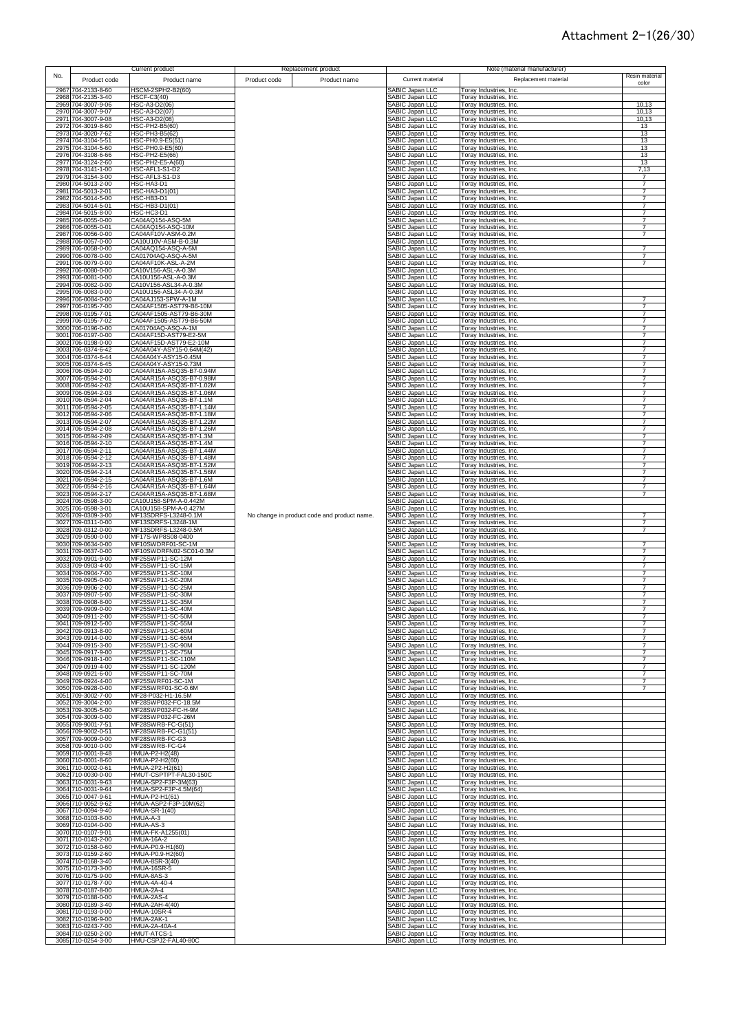# Attachment 2-1(26/30)

| No. | Current product | | Replacement product | | Note (material manufacturer) | | |
|---|---|---|---|---|---|---|---|
| | Product code | Product name | Product code | Product name | Current material | Replacement material | Resin material color |
| 2967 | 704-2133-8-60 | HSCM-2SPH2-B2(60) | | | SABIC Japan LLC | Toray Industries, Inc. | |
| 2968 | 704-2135-3-40 | HSCF-C3(40) | | | SABIC Japan LLC | Toray Industries, Inc. | |
| 2969 | 704-3007-9-06 | HSC-A3-D2(06) | | | SABIC Japan LLC | Toray Industries, Inc. | 10,13 |
| 2970 | 704-3007-9-07 | HSC-A3-D2(07) | | | SABIC Japan LLC | Toray Industries, Inc. | 10,13 |
| 2971 | 704-3007-9-08 | HSC-A3-D2(08) | | | SABIC Japan LLC | Toray Industries, Inc. | 10,13 |
| 2972 | 704-3019-8-60 | HSC-PH2-B5(60) | | | SABIC Japan LLC | Toray Industries, Inc. | 13 |
| 2973 | 704-3020-7-62 | HSC-PH3-B5(62) | | | SABIC Japan LLC | Toray Industries, Inc. | 13 |
| 2974 | 704-3104-5-51 | HSC-PH0.9-E5(51) | | | SABIC Japan LLC | Toray Industries, Inc. | 13 |
| 2975 | 704-3104-5-60 | HSC-PH0.9-E5(60) | | | SABIC Japan LLC | Toray Industries, Inc. | 13 |
| 2976 | 704-3108-6-66 | HSC-PH2-E5(66) | | | SABIC Japan LLC | Toray Industries, Inc. | 13 |
| 2977 | 704-3124-2-60 | HSC-PH2-E5-A(60) | | | SABIC Japan LLC | Toray Industries, Inc. | 13 |
| 2978 | 704-3141-1-00 | HSC-AFL1-S1-D2 | | | SABIC Japan LLC | Toray Industries, Inc. | 7,13 |
| 2979 | 704-3154-3-00 | HSC-AFL3-S1-D3 | | | SABIC Japan LLC | Toray Industries, Inc. | 7 |
| 2980 | 704-5013-2-00 | HSC-HA3-D1 | | | SABIC Japan LLC | Toray Industries, Inc. | 7 |
| 2981 | 704-5013-2-01 | HSC-HA3-D1(01) | | | SABIC Japan LLC | Toray Industries, Inc. | 7 |
| 2982 | 704-5014-5-00 | HSC-HB3-D1 | | | SABIC Japan LLC | Toray Industries, Inc. | 7 |
| 2983 | 704-5014-5-01 | HSC-HB3-D1(01) | | | SABIC Japan LLC | Toray Industries, Inc. | 7 |
| 2984 | 704-5015-8-00 | HSC-HC3-D1 | | | SABIC Japan LLC | Toray Industries, Inc. | 7 |
| 2985 | 706-0055-0-00 | CA04AQ154-ASQ-5M | | | SABIC Japan LLC | Toray Industries, Inc. | 7 |
| 2986 | 706-0055-0-01 | CA04AQ154-ASQ-10M | | | SABIC Japan LLC | Toray Industries, Inc. | 7 |
| 2987 | 706-0056-0-00 | CA04AF10V-ASM-0.2M | | | SABIC Japan LLC | Toray Industries, Inc. | 7 |
| 2988 | 706-0057-0-00 | CA10U10V-ASM-B-0.3M | | | SABIC Japan LLC | Toray Industries, Inc. | |
| 2989 | 706-0058-0-00 | CA04AQ154-ASQ-A-5M | | | SABIC Japan LLC | Toray Industries, Inc. | 7 |
| 2990 | 706-0078-0-00 | CA01704AQ-ASQ-A-5M | | | SABIC Japan LLC | Toray Industries, Inc. | 7 |
| 2991 | 706-0079-0-00 | CA04AF10K-ASL-A-2M | | | SABIC Japan LLC | Toray Industries, Inc. | 7 |
| 2992 | 706-0080-0-00 | CA10V156-ASL-A-0.3M | | | SABIC Japan LLC | Toray Industries, Inc. | |
| 2993 | 706-0081-0-00 | CA10U156-ASL-A-0.3M | | | SABIC Japan LLC | Toray Industries, Inc. | |
| 2994 | 706-0082-0-00 | CA10V156-ASL34-A-0.3M | | | SABIC Japan LLC | Toray Industries, Inc. | |
| 2995 | 706-0083-0-00 | CA10U156-ASL34-A-0.3M | | | SABIC Japan LLC | Toray Industries, Inc. | |
| 2996 | 706-0084-0-00 | CA04AJ153-SPW-A-1M | | | SABIC Japan LLC | Toray Industries, Inc. | 7 |
| 2997 | 706-0195-7-00 | CA04AF1505-AST79-B6-10M | | | SABIC Japan LLC | Toray Industries, Inc. | 7 |
| 2998 | 706-0195-7-01 | CA04AF1505-AST79-B6-30M | | | SABIC Japan LLC | Toray Industries, Inc. | 7 |
| 2999 | 706-0195-7-02 | CA04AF1505-AST79-B6-50M | | | SABIC Japan LLC | Toray Industries, Inc. | 7 |
| 3000 | 706-0196-0-00 | CA01704AQ-ASQ-A-1M | | | SABIC Japan LLC | Toray Industries, Inc. | 7 |
| 3001 | 706-0197-0-00 | CA04AF15D-AST79-E2-5M | | | SABIC Japan LLC | Toray Industries, Inc. | 7 |
| 3002 | 706-0198-0-00 | CA04AF15D-AST79-E2-10M | | | SABIC Japan LLC | Toray Industries, Inc. | 7 |
| 3003 | 706-0374-6-42 | CA04A04Y-ASY15-0.64M(42) | | | SABIC Japan LLC | Toray Industries, Inc. | 7 |
| 3004 | 706-0374-6-44 | CA04A04Y-ASY15-0.45M | | | SABIC Japan LLC | Toray Industries, Inc. | 7 |
| 3005 | 706-0374-6-45 | CA04A04Y-ASY15-0.73M | | | SABIC Japan LLC | Toray Industries, Inc. | 7 |
| 3006 | 706-0594-2-00 | CA04AR15A-ASQ35-B7-0.94M | | | SABIC Japan LLC | Toray Industries, Inc. | 7 |
| 3007 | 706-0594-2-01 | CA04AR15A-ASQ35-B7-0.98M | | | SABIC Japan LLC | Toray Industries, Inc. | 7 |
| 3008 | 706-0594-2-02 | CA04AR15A-ASQ35-B7-1.02M | | | SABIC Japan LLC | Toray Industries, Inc. | 7 |
| 3009 | 706-0594-2-03 | CA04AR15A-ASQ35-B7-1.06M | | | SABIC Japan LLC | Toray Industries, Inc. | 7 |
| 3010 | 706-0594-2-04 | CA04AR15A-ASQ35-B7-1.1M | | | SABIC Japan LLC | Toray Industries, Inc. | 7 |
| 3011 | 706-0594-2-05 | CA04AR15A-ASQ35-B7-1.14M | | | SABIC Japan LLC | Toray Industries, Inc. | 7 |
| 3012 | 706-0594-2-06 | CA04AR15A-ASQ35-B7-1.18M | | | SABIC Japan LLC | Toray Industries, Inc. | 7 |
| 3013 | 706-0594-2-07 | CA04AR15A-ASQ35-B7-1.22M | | | SABIC Japan LLC | Toray Industries, Inc. | 7 |
| 3014 | 706-0594-2-08 | CA04AR15A-ASQ35-B7-1.26M | | | SABIC Japan LLC | Toray Industries, Inc. | 7 |
| 3015 | 706-0594-2-09 | CA04AR15A-ASQ35-B7-1.3M | | | SABIC Japan LLC | Toray Industries, Inc. | 7 |
| 3016 | 706-0594-2-10 | CA04AR15A-ASQ35-B7-1.4M | | | SABIC Japan LLC | Toray Industries, Inc. | 7 |
| 3017 | 706-0594-2-11 | CA04AR15A-ASQ35-B7-1.44M | | | SABIC Japan LLC | Toray Industries, Inc. | 7 |
| 3018 | 706-0594-2-12 | CA04AR15A-ASQ35-B7-1.48M | | | SABIC Japan LLC | Toray Industries, Inc. | 7 |
| 3019 | 706-0594-2-13 | CA04AR15A-ASQ35-B7-1.52M | | | SABIC Japan LLC | Toray Industries, Inc. | 7 |
| 3020 | 706-0594-2-14 | CA04AR15A-ASQ35-B7-1.56M | | | SABIC Japan LLC | Toray Industries, Inc. | 7 |
| 3021 | 706-0594-2-15 | CA04AR15A-ASQ35-B7-1.6M | | | SABIC Japan LLC | Toray Industries, Inc. | 7 |
| 3022 | 706-0594-2-16 | CA04AR15A-ASQ35-B7-1.64M | | | SABIC Japan LLC | Toray Industries, Inc. | 7 |
| 3023 | 706-0594-2-17 | CA04AR15A-ASQ35-B7-1.68M | | | SABIC Japan LLC | Toray Industries, Inc. | 7 |
| 3024 | 706-0598-3-00 | CA10U158-SPM-A-0.442M | | | SABIC Japan LLC | Toray Industries, Inc. | |
| 3025 | 706-0598-3-01 | CA10U158-SPM-A-0.427M | | | SABIC Japan LLC | Toray Industries, Inc. | |
| 3026 | 709-0309-3-00 | MF13SDRFS-L3248-0.1M | No change in product code and product name. | | SABIC Japan LLC | Toray Industries, Inc. | 7 |
| 3027 | 709-0311-0-00 | MF13SDRFS-L3248-1M | | | SABIC Japan LLC | Toray Industries, Inc. | 7 |
| 3028 | 709-0312-0-00 | MF13SDRFS-L3248-0.5M | | | SABIC Japan LLC | Toray Industries, Inc. | 7 |
| 3029 | 709-0590-0-00 | MF17S-WP8S08-0400 | | | SABIC Japan LLC | Toray Industries, Inc. | |
| 3030 | 709-0634-0-00 | MF10SWDRF01-SC-1M | | | SABIC Japan LLC | Toray Industries, Inc. | 7 |
| 3031 | 709-0637-0-00 | MF10SWDRFN02-SC01-0.3M | | | SABIC Japan LLC | Toray Industries, Inc. | 7 |
| 3032 | 709-0901-9-00 | MF25SWP11-SC-12M | | | SABIC Japan LLC | Toray Industries, Inc. | 7 |
| 3033 | 709-0903-4-00 | MF25SWP11-SC-15M | | | SABIC Japan LLC | Toray Industries, Inc. | 7 |
| 3034 | 709-0904-7-00 | MF25SWP11-SC-10M | | | SABIC Japan LLC | Toray Industries, Inc. | 7 |
| 3035 | 709-0905-0-00 | MF25SWP11-SC-20M | | | SABIC Japan LLC | Toray Industries, Inc. | 7 |
| 3036 | 709-0906-2-00 | MF25SWP11-SC-25M | | | SABIC Japan LLC | Toray Industries, Inc. | 7 |
| 3037 | 709-0907-5-00 | MF25SWP11-SC-30M | | | SABIC Japan LLC | Toray Industries, Inc. | 7 |
| 3038 | 709-0908-8-00 | MF25SWP11-SC-35M | | | SABIC Japan LLC | Toray Industries, Inc. | 7 |
| 3039 | 709-0909-0-00 | MF25SWP11-SC-40M | | | SABIC Japan LLC | Toray Industries, Inc. | 7 |
| 3040 | 709-0911-2-00 | MF25SWP11-SC-50M | | | SABIC Japan LLC | Toray Industries, Inc. | 7 |
| 3041 | 709-0912-5-00 | MF25SWP11-SC-55M | | | SABIC Japan LLC | Toray Industries, Inc. | 7 |
| 3042 | 709-0913-8-00 | MF25SWP11-SC-60M | | | SABIC Japan LLC | Toray Industries, Inc. | 7 |
| 3043 | 709-0914-0-00 | MF25SWP11-SC-65M | | | SABIC Japan LLC | Toray Industries, Inc. | 7 |
| 3044 | 709-0915-3-00 | MF25SWP11-SC-90M | | | SABIC Japan LLC | Toray Industries, Inc. | 7 |
| 3045 | 709-0917-9-00 | MF25SWP11-SC-75M | | | SABIC Japan LLC | Toray Industries, Inc. | 7 |
| 3046 | 709-0918-1-00 | MF25SWP11-SC-110M | | | SABIC Japan LLC | Toray Industries, Inc. | 7 |
| 3047 | 709-0919-4-00 | MF25SWP11-SC-120M | | | SABIC Japan LLC | Toray Industries, Inc. | 7 |
| 3048 | 709-0921-6-00 | MF25SWP11-SC-70M | | | SABIC Japan LLC | Toray Industries, Inc. | 7 |
| 3049 | 709-0924-4-00 | MF25SWRF01-SC-1M | | | SABIC Japan LLC | Toray Industries, Inc. | 7 |
| 3050 | 709-0928-0-00 | MF25SWRF01-SC-0.6M | | | SABIC Japan LLC | Toray Industries, Inc. | 7 |
| 3051 | 709-3002-7-00 | MF28-P032-H1-16.5M | | | SABIC Japan LLC | Toray Industries, Inc. | |
| 3052 | 709-3004-2-00 | MF28SWP032-FC-18.5M | | | SABIC Japan LLC | Toray Industries, Inc. | |
| 3053 | 709-3005-5-00 | MF28SWP032-FC-H-9M | | | SABIC Japan LLC | Toray Industries, Inc. | |
| 3054 | 709-3009-0-00 | MF28SWP032-FC-26M | | | SABIC Japan LLC | Toray Industries, Inc. | |
| 3055 | 709-9001-7-51 | MF28SWRB-FC-G(51) | | | SABIC Japan LLC | Toray Industries, Inc. | |
| 3056 | 709-9002-0-51 | MF28SWRB-FC-G1(51) | | | SABIC Japan LLC | Toray Industries, Inc. | |
| 3057 | 709-9009-0-00 | MF28SWRB-FC-G3 | | | SABIC Japan LLC | Toray Industries, Inc. | |
| 3058 | 709-9010-0-00 | MF28SWRB-FC-G4 | | | SABIC Japan LLC | Toray Industries, Inc. | |
| 3059 | 710-0001-8-48 | HMUA-P2-H2(48) | | | SABIC Japan LLC | Toray Industries, Inc. | |
| 3060 | 710-0001-8-60 | HMUA-P2-H2(60) | | | SABIC Japan LLC | Toray Industries, Inc. | |
| 3061 | 710-0002-0-61 | HMUA-2P2-H2(61) | | | SABIC Japan LLC | Toray Industries, Inc. | |
| 3062 | 710-0030-0-00 | HMUT-CSPTPT-FAL30-150C | | | SABIC Japan LLC | Toray Industries, Inc. | |
| 3063 | 710-0031-9-63 | HMUA-SP2-F3P-3M(63) | | | SABIC Japan LLC | Toray Industries, Inc. | |
| 3064 | 710-0031-9-64 | HMUA-SP2-F3P-4.5M(64) | | | SABIC Japan LLC | Toray Industries, Inc. | |
| 3065 | 710-0047-9-61 | HMUA-P2-H1(61) | | | SABIC Japan LLC | Toray Industries, Inc. | |
| 3066 | 710-0052-9-62 | HMUA-ASP2-F3P-10M(62) | | | SABIC Japan LLC | Toray Industries, Inc. | |
| 3067 | 710-0094-9-40 | HMUA-SR-1(40) | | | SABIC Japan LLC | Toray Industries, Inc. | |
| 3068 | 710-0103-8-00 | HMUA-A-3 | | | SABIC Japan LLC | Toray Industries, Inc. | |
| 3069 | 710-0104-0-00 | HMUA-AS-3 | | | SABIC Japan LLC | Toray Industries, Inc. | |
| 3070 | 710-0107-9-01 | HMUA-FK-A1255(01) | | | SABIC Japan LLC | Toray Industries, Inc. | |
| 3071 | 710-0143-2-00 | HMUA-16A-2 | | | SABIC Japan LLC | Toray Industries, Inc. | |
| 3072 | 710-0158-0-60 | HMUA-P0.9-H1(60) | | | SABIC Japan LLC | Toray Industries, Inc. | |
| 3073 | 710-0159-2-60 | HMUA-P0.9-H2(60) | | | SABIC Japan LLC | Toray Industries, Inc. | |
| 3074 | 710-0168-3-40 | HMUA-8SR-3(40) | | | SABIC Japan LLC | Toray Industries, Inc. | |
| 3075 | 710-0173-3-00 | HMUA-16SR-5 | | | SABIC Japan LLC | Toray Industries, Inc. | |
| 3076 | 710-0175-9-00 | HMUA-8AS-3 | | | SABIC Japan LLC | Toray Industries, Inc. | |
| 3077 | 710-0178-7-00 | HMUA-4A-40-4 | | | SABIC Japan LLC | Toray Industries, Inc. | |
| 3078 | 710-0187-8-00 | HMUA-2A-4 | | | SABIC Japan LLC | Toray Industries, Inc. | |
| 3079 | 710-0188-0-00 | HMUA-2AS-4 | | | SABIC Japan LLC | Toray Industries, Inc. | |
| 3080 | 710-0189-3-40 | HMUA-2AH-4(40) | | | SABIC Japan LLC | Toray Industries, Inc. | |
| 3081 | 710-0193-0-00 | HMUA-10SR-4 | | | SABIC Japan LLC | Toray Industries, Inc. | |
| 3082 | 710-0196-9-00 | HMUA-2AK-1 | | | SABIC Japan LLC | Toray Industries, Inc. | |
| 3083 | 710-0243-7-00 | HMUA-2A-40A-4 | | | SABIC Japan LLC | Toray Industries, Inc. | |
| 3084 | 710-0250-2-00 | HMUT-ATCS-1 | | | SABIC Japan LLC | Toray Industries, Inc. | |
| 3085 | 710-0254-3-00 | HMU-CSPJ2-FAL40-80C | | | SABIC Japan LLC | Toray Industries, Inc. | |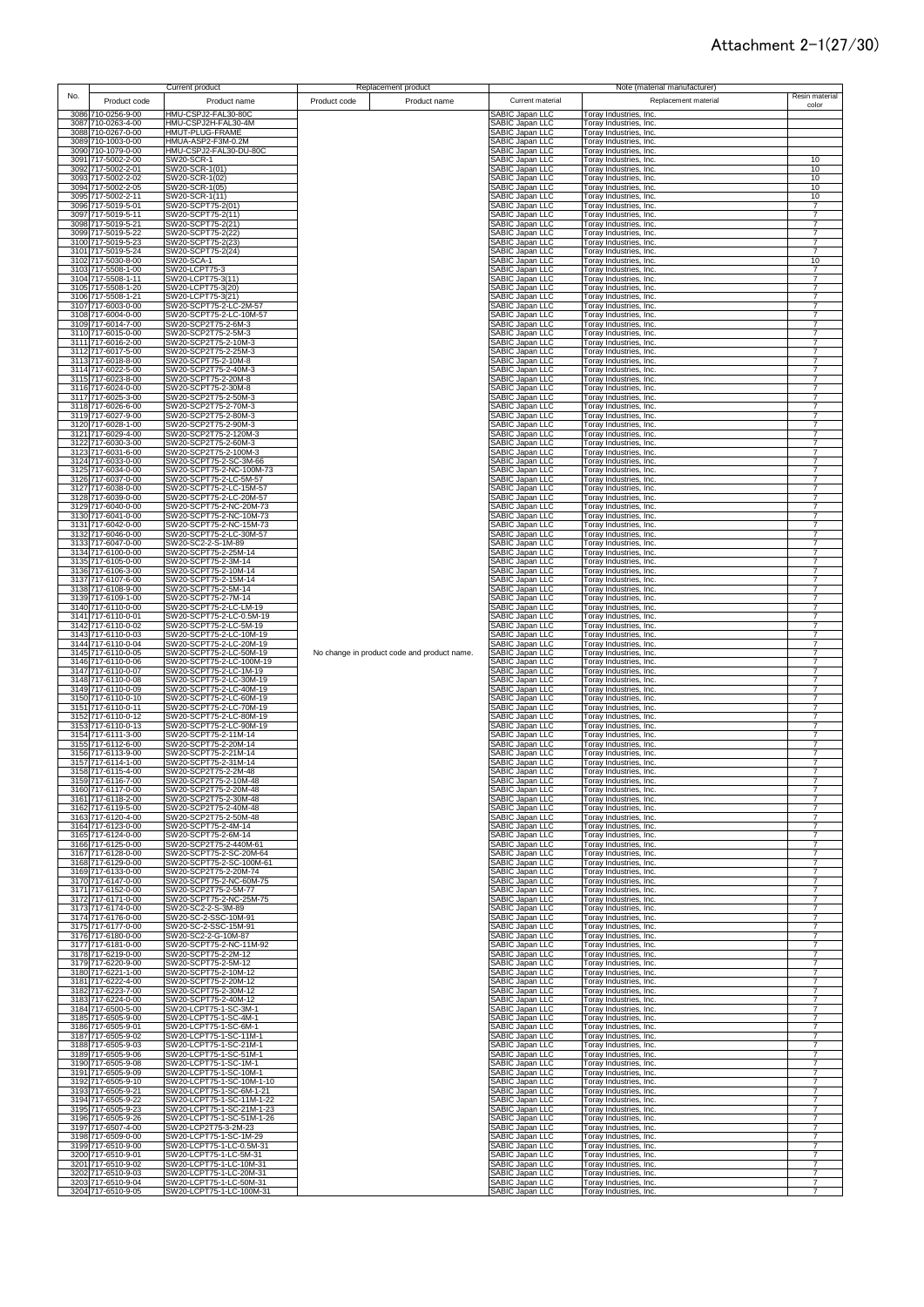# Attachment 2-1(27/30)

| No. | Current product | | Replacement product | | Note (material manufacturer) | | |
|---|---|---|---|---|---|---|---|
| | Product code | Product name | Product code | Product name | Current material | Replacement material | Resin material color |
| 3086 | 710-0256-9-00 | HMU-CSPJ2-FAL30-80C | | | SABIC Japan LLC | Toray Industries, Inc. | |
| 3087 | 710-0263-4-00 | HMU-CSPJ2H-FAL30-4M | | | SABIC Japan LLC | Toray Industries, Inc. | |
| 3088 | 710-0267-0-00 | HMUT-PLUG-FRAME | | | SABIC Japan LLC | Toray Industries, Inc. | |
| 3089 | 710-1003-0-00 | HMUA-ASP2-F3M-0.2M | | | SABIC Japan LLC | Toray Industries, Inc. | |
| 3090 | 710-1079-0-00 | HMU-CSPJ2-FAL30-DU-80C | | | SABIC Japan LLC | Toray Industries, Inc. | |
| 3091 | 717-5002-2-00 | SW20-SCR-1 | | | SABIC Japan LLC | Toray Industries, Inc. | 10 |
| 3092 | 717-5002-2-01 | SW20-SCR-1(01) | | | SABIC Japan LLC | Toray Industries, Inc. | 10 |
| 3093 | 717-5002-2-02 | SW20-SCR-1(02) | | | SABIC Japan LLC | Toray Industries, Inc. | 10 |
| 3094 | 717-5002-2-05 | SW20-SCR-1(05) | | | SABIC Japan LLC | Toray Industries, Inc. | 10 |
| 3095 | 717-5002-2-11 | SW20-SCR-1(11) | | | SABIC Japan LLC | Toray Industries, Inc. | 10 |
| 3096 | 717-5019-5-01 | SW20-SCPT75-2(01) | | | SABIC Japan LLC | Toray Industries, Inc. | 7 |
| 3097 | 717-5019-5-11 | SW20-SCPT75-2(11) | | | SABIC Japan LLC | Toray Industries, Inc. | 7 |
| 3098 | 717-5019-5-21 | SW20-SCPT75-2(21) | | | SABIC Japan LLC | Toray Industries, Inc. | 7 |
| 3099 | 717-5019-5-22 | SW20-SCPT75-2(22) | | | SABIC Japan LLC | Toray Industries, Inc. | 7 |
| 3100 | 717-5019-5-23 | SW20-SCPT75-2(23) | | | SABIC Japan LLC | Toray Industries, Inc. | 7 |
| 3101 | 717-5019-5-24 | SW20-SCPT75-2(24) | | | SABIC Japan LLC | Toray Industries, Inc. | 7 |
| 3102 | 717-5030-8-00 | SW20-SCA-1 | | | SABIC Japan LLC | Toray Industries, Inc. | 10 |
| 3103 | 717-5508-1-00 | SW20-LCPT75-3 | | | SABIC Japan LLC | Toray Industries, Inc. | 7 |
| 3104 | 717-5508-1-11 | SW20-LCPT75-3(11) | | | SABIC Japan LLC | Toray Industries, Inc. | 7 |
| 3105 | 717-5508-1-20 | SW20-LCPT75-3(20) | | | SABIC Japan LLC | Toray Industries, Inc. | 7 |
| 3106 | 717-5508-1-21 | SW20-LCPT75-3(21) | | | SABIC Japan LLC | Toray Industries, Inc. | 7 |
| 3107 | 717-6003-0-00 | SW20-SCPT75-2-LC-2M-57 | | | SABIC Japan LLC | Toray Industries, Inc. | 7 |
| 3108 | 717-6004-0-00 | SW20-SCPT75-2-LC-10M-57 | | | SABIC Japan LLC | Toray Industries, Inc. | 7 |
| 3109 | 717-6014-7-00 | SW20-SCP2T75-2-6M-3 | | | SABIC Japan LLC | Toray Industries, Inc. | 7 |
| 3110 | 717-6015-0-00 | SW20-SCP2T75-2-5M-3 | | | SABIC Japan LLC | Toray Industries, Inc. | 7 |
| 3111 | 717-6016-2-00 | SW20-SCP2T75-2-10M-3 | | | SABIC Japan LLC | Toray Industries, Inc. | 7 |
| 3112 | 717-6017-5-00 | SW20-SCP2T75-2-25M-3 | | | SABIC Japan LLC | Toray Industries, Inc. | 7 |
| 3113 | 717-6018-8-00 | SW20-SCPT75-2-10M-8 | | | SABIC Japan LLC | Toray Industries, Inc. | 7 |
| 3114 | 717-6022-5-00 | SW20-SCP2T75-2-40M-3 | | | SABIC Japan LLC | Toray Industries, Inc. | 7 |
| 3115 | 717-6023-8-00 | SW20-SCPT75-2-20M-8 | | | SABIC Japan LLC | Toray Industries, Inc. | 7 |
| 3116 | 717-6024-0-00 | SW20-SCPT75-2-30M-8 | | | SABIC Japan LLC | Toray Industries, Inc. | 7 |
| 3117 | 717-6025-3-00 | SW20-SCP2T75-2-50M-3 | | | SABIC Japan LLC | Toray Industries, Inc. | 7 |
| 3118 | 717-6026-6-00 | SW20-SCP2T75-2-70M-3 | | | SABIC Japan LLC | Toray Industries, Inc. | 7 |
| 3119 | 717-6027-9-00 | SW20-SCP2T75-2-80M-3 | | | SABIC Japan LLC | Toray Industries, Inc. | 7 |
| 3120 | 717-6028-1-00 | SW20-SCP2T75-2-90M-3 | | | SABIC Japan LLC | Toray Industries, Inc. | 7 |
| 3121 | 717-6029-4-00 | SW20-SCP2T75-2-120M-3 | | | SABIC Japan LLC | Toray Industries, Inc. | 7 |
| 3122 | 717-6030-3-00 | SW20-SCP2T75-2-60M-3 | | | SABIC Japan LLC | Toray Industries, Inc. | 7 |
| 3123 | 717-6031-6-00 | SW20-SCP2T75-2-100M-3 | | | SABIC Japan LLC | Toray Industries, Inc. | 7 |
| 3124 | 717-6033-0-00 | SW20-SCPT75-2-SC-3M-66 | | | SABIC Japan LLC | Toray Industries, Inc. | 7 |
| 3125 | 717-6034-0-00 | SW20-SCPT75-2-NC-100M-73 | | | SABIC Japan LLC | Toray Industries, Inc. | 7 |
| 3126 | 717-6037-0-00 | SW20-SCPT75-2-LC-5M-57 | | | SABIC Japan LLC | Toray Industries, Inc. | 7 |
| 3127 | 717-6038-0-00 | SW20-SCPT75-2-LC-15M-57 | | | SABIC Japan LLC | Toray Industries, Inc. | 7 |
| 3128 | 717-6039-0-00 | SW20-SCPT75-2-LC-20M-57 | | | SABIC Japan LLC | Toray Industries, Inc. | 7 |
| 3129 | 717-6040-0-00 | SW20-SCPT75-2-NC-20M-73 | | | SABIC Japan LLC | Toray Industries, Inc. | 7 |
| 3130 | 717-6041-0-00 | SW20-SCPT75-2-NC-10M-73 | | | SABIC Japan LLC | Toray Industries, Inc. | 7 |
| 3131 | 717-6042-0-00 | SW20-SCPT75-2-NC-15M-73 | | | SABIC Japan LLC | Toray Industries, Inc. | 7 |
| 3132 | 717-6046-0-00 | SW20-SCPT75-2-LC-30M-57 | | | SABIC Japan LLC | Toray Industries, Inc. | 7 |
| 3133 | 717-6047-0-00 | SW20-SC2-2-S-1M-89 | | | SABIC Japan LLC | Toray Industries, Inc. | 7 |
| 3134 | 717-6100-0-00 | SW20-SCPT75-2-25M-14 | | | SABIC Japan LLC | Toray Industries, Inc. | 7 |
| 3135 | 717-6105-0-00 | SW20-SCPT75-2-3M-14 | | | SABIC Japan LLC | Toray Industries, Inc. | 7 |
| 3136 | 717-6106-3-00 | SW20-SCPT75-2-10M-14 | | | SABIC Japan LLC | Toray Industries, Inc. | 7 |
| 3137 | 717-6107-6-00 | SW20-SCPT75-2-15M-14 | | | SABIC Japan LLC | Toray Industries, Inc. | 7 |
| 3138 | 717-6108-9-00 | SW20-SCPT75-2-5M-14 | | | SABIC Japan LLC | Toray Industries, Inc. | 7 |
| 3139 | 717-6109-1-00 | SW20-SCPT75-2-7M-14 | | | SABIC Japan LLC | Toray Industries, Inc. | 7 |
| 3140 | 717-6110-0-00 | SW20-SCPT75-2-LC-LM-19 | | | SABIC Japan LLC | Toray Industries, Inc. | 7 |
| 3141 | 717-6110-0-01 | SW20-SCPT75-2-LC-0.5M-19 | | | SABIC Japan LLC | Toray Industries, Inc. | 7 |
| 3142 | 717-6110-0-02 | SW20-SCPT75-2-LC-5M-19 | | | SABIC Japan LLC | Toray Industries, Inc. | 7 |
| 3143 | 717-6110-0-03 | SW20-SCPT75-2-LC-10M-19 | | | SABIC Japan LLC | Toray Industries, Inc. | 7 |
| 3144 | 717-6110-0-04 | SW20-SCPT75-2-LC-20M-19 | | | SABIC Japan LLC | Toray Industries, Inc. | 7 |
| 3145 | 717-6110-0-05 | SW20-SCPT75-2-LC-50M-19 | No change in product code and product name. | | SABIC Japan LLC | Toray Industries, Inc. | 7 |
| 3146 | 717-6110-0-06 | SW20-SCPT75-2-LC-100M-19 | | | SABIC Japan LLC | Toray Industries, Inc. | 7 |
| 3147 | 717-6110-0-07 | SW20-SCPT75-2-LC-1M-19 | | | SABIC Japan LLC | Toray Industries, Inc. | 7 |
| 3148 | 717-6110-0-08 | SW20-SCPT75-2-LC-30M-19 | | | SABIC Japan LLC | Toray Industries, Inc. | 7 |
| 3149 | 717-6110-0-09 | SW20-SCPT75-2-LC-40M-19 | | | SABIC Japan LLC | Toray Industries, Inc. | 7 |
| 3150 | 717-6110-0-10 | SW20-SCPT75-2-LC-60M-19 | | | SABIC Japan LLC | Toray Industries, Inc. | 7 |
| 3151 | 717-6110-0-11 | SW20-SCPT75-2-LC-70M-19 | | | SABIC Japan LLC | Toray Industries, Inc. | 7 |
| 3152 | 717-6110-0-12 | SW20-SCPT75-2-LC-80M-19 | | | SABIC Japan LLC | Toray Industries, Inc. | 7 |
| 3153 | 717-6110-0-13 | SW20-SCPT75-2-LC-90M-19 | | | SABIC Japan LLC | Toray Industries, Inc. | 7 |
| 3154 | 717-6111-3-00 | SW20-SCPT75-2-11M-14 | | | SABIC Japan LLC | Toray Industries, Inc. | 7 |
| 3155 | 717-6112-6-00 | SW20-SCPT75-2-20M-14 | | | SABIC Japan LLC | Toray Industries, Inc. | 7 |
| 3156 | 717-6113-9-00 | SW20-SCPT75-2-21M-14 | | | SABIC Japan LLC | Toray Industries, Inc. | 7 |
| 3157 | 717-6114-1-00 | SW20-SCPT75-2-31M-14 | | | SABIC Japan LLC | Toray Industries, Inc. | 7 |
| 3158 | 717-6115-4-00 | SW20-SCP2T75-2-2M-48 | | | SABIC Japan LLC | Toray Industries, Inc. | 7 |
| 3159 | 717-6116-7-00 | SW20-SCP2T75-2-10M-48 | | | SABIC Japan LLC | Toray Industries, Inc. | 7 |
| 3160 | 717-6117-0-00 | SW20-SCP2T75-2-20M-48 | | | SABIC Japan LLC | Toray Industries, Inc. | 7 |
| 3161 | 717-6118-2-00 | SW20-SCP2T75-2-30M-48 | | | SABIC Japan LLC | Toray Industries, Inc. | 7 |
| 3162 | 717-6119-5-00 | SW20-SCP2T75-2-40M-48 | | | SABIC Japan LLC | Toray Industries, Inc. | 7 |
| 3163 | 717-6120-4-00 | SW20-SCP2T75-2-50M-48 | | | SABIC Japan LLC | Toray Industries, Inc. | 7 |
| 3164 | 717-6123-0-00 | SW20-SCPT75-2-4M-14 | | | SABIC Japan LLC | Toray Industries, Inc. | 7 |
| 3165 | 717-6124-0-00 | SW20-SCPT75-2-6M-14 | | | SABIC Japan LLC | Toray Industries, Inc. | 7 |
| 3166 | 717-6125-0-00 | SW20-SCP2T75-2-440M-61 | | | SABIC Japan LLC | Toray Industries, Inc. | 7 |
| 3167 | 717-6128-0-00 | SW20-SCPT75-2-SC-20M-64 | | | SABIC Japan LLC | Toray Industries, Inc. | 7 |
| 3168 | 717-6129-0-00 | SW20-SCPT75-2-SC-100M-61 | | | SABIC Japan LLC | Toray Industries, Inc. | 7 |
| 3169 | 717-6133-0-00 | SW20-SCP2T75-2-20M-74 | | | SABIC Japan LLC | Toray Industries, Inc. | 7 |
| 3170 | 717-6147-0-00 | SW20-SCPT75-2-NC-60M-75 | | | SABIC Japan LLC | Toray Industries, Inc. | 7 |
| 3171 | 717-6152-0-00 | SW20-SCP2T75-2-5M-77 | | | SABIC Japan LLC | Toray Industries, Inc. | 7 |
| 3172 | 717-6171-0-00 | SW20-SCPT75-2-NC-25M-75 | | | SABIC Japan LLC | Toray Industries, Inc. | 7 |
| 3173 | 717-6174-0-00 | SW20-SC2-2-S-3M-89 | | | SABIC Japan LLC | Toray Industries, Inc. | 7 |
| 3174 | 717-6176-0-00 | SW20-SC-2-SSC-10M-91 | | | SABIC Japan LLC | Toray Industries, Inc. | 7 |
| 3175 | 717-6177-0-00 | SW20-SC-2-SSC-15M-91 | | | SABIC Japan LLC | Toray Industries, Inc. | 7 |
| 3176 | 717-6180-0-00 | SW20-SC2-2-G-10M-87 | | | SABIC Japan LLC | Toray Industries, Inc. | 7 |
| 3177 | 717-6181-0-00 | SW20-SCPT75-2-NC-11M-92 | | | SABIC Japan LLC | Toray Industries, Inc. | 7 |
| 3178 | 717-6219-0-00 | SW20-SCPT75-2-2M-12 | | | SABIC Japan LLC | Toray Industries, Inc. | 7 |
| 3179 | 717-6220-9-00 | SW20-SCPT75-2-5M-12 | | | SABIC Japan LLC | Toray Industries, Inc. | 7 |
| 3180 | 717-6221-1-00 | SW20-SCPT75-2-10M-12 | | | SABIC Japan LLC | Toray Industries, Inc. | 7 |
| 3181 | 717-6222-4-00 | SW20-SCPT75-2-20M-12 | | | SABIC Japan LLC | Toray Industries, Inc. | 7 |
| 3182 | 717-6223-7-00 | SW20-SCPT75-2-30M-12 | | | SABIC Japan LLC | Toray Industries, Inc. | 7 |
| 3183 | 717-6224-0-00 | SW20-SCPT75-2-40M-12 | | | SABIC Japan LLC | Toray Industries, Inc. | 7 |
| 3184 | 717-6500-5-00 | SW20-LCPT75-1-SC-3M-1 | | | SABIC Japan LLC | Toray Industries, Inc. | 7 |
| 3185 | 717-6505-9-00 | SW20-LCPT75-1-SC-4M-1 | | | SABIC Japan LLC | Toray Industries, Inc. | 7 |
| 3186 | 717-6505-9-01 | SW20-LCPT75-1-SC-6M-1 | | | SABIC Japan LLC | Toray Industries, Inc. | 7 |
| 3187 | 717-6505-9-02 | SW20-LCPT75-1-SC-11M-1 | | | SABIC Japan LLC | Toray Industries, Inc. | 7 |
| 3188 | 717-6505-9-03 | SW20-LCPT75-1-SC-21M-1 | | | SABIC Japan LLC | Toray Industries, Inc. | 7 |
| 3189 | 717-6505-9-06 | SW20-LCPT75-1-SC-51M-1 | | | SABIC Japan LLC | Toray Industries, Inc. | 7 |
| 3190 | 717-6505-9-08 | SW20-LCPT75-1-SC-1M-1 | | | SABIC Japan LLC | Toray Industries, Inc. | 7 |
| 3191 | 717-6505-9-09 | SW20-LCPT75-1-SC-10M-1 | | | SABIC Japan LLC | Toray Industries, Inc. | 7 |
| 3192 | 717-6505-9-10 | SW20-LCPT75-1-SC-10M-1-10 | | | SABIC Japan LLC | Toray Industries, Inc. | 7 |
| 3193 | 717-6505-9-21 | SW20-LCPT75-1-SC-6M-1-21 | | | SABIC Japan LLC | Toray Industries, Inc. | 7 |
| 3194 | 717-6505-9-22 | SW20-LCPT75-1-SC-11M-1-22 | | | SABIC Japan LLC | Toray Industries, Inc. | 7 |
| 3195 | 717-6505-9-23 | SW20-LCPT75-1-SC-21M-1-23 | | | SABIC Japan LLC | Toray Industries, Inc. | 7 |
| 3196 | 717-6505-9-26 | SW20-LCPT75-1-SC-51M-1-26 | | | SABIC Japan LLC | Toray Industries, Inc. | 7 |
| 3197 | 717-6507-4-00 | SW20-LCP2T75-3-2M-23 | | | SABIC Japan LLC | Toray Industries, Inc. | 7 |
| 3198 | 717-6509-0-00 | SW20-LCPT75-1-SC-1M-29 | | | SABIC Japan LLC | Toray Industries, Inc. | 7 |
| 3199 | 717-6510-9-00 | SW20-LCPT75-1-LC-0.5M-31 | | | SABIC Japan LLC | Toray Industries, Inc. | 7 |
| 3200 | 717-6510-9-01 | SW20-LCPT75-1-LC-5M-31 | | | SABIC Japan LLC | Toray Industries, Inc. | 7 |
| 3201 | 717-6510-9-02 | SW20-LCPT75-1-LC-10M-31 | | | SABIC Japan LLC | Toray Industries, Inc. | 7 |
| 3202 | 717-6510-9-03 | SW20-LCPT75-1-LC-20M-31 | | | SABIC Japan LLC | Toray Industries, Inc. | 7 |
| 3203 | 717-6510-9-04 | SW20-LCPT75-1-LC-50M-31 | | | SABIC Japan LLC | Toray Industries, Inc. | 7 |
| 3204 | 717-6510-9-05 | SW20-LCPT75-1-LC-100M-31 | | | SABIC Japan LLC | Toray Industries, Inc. | 7 |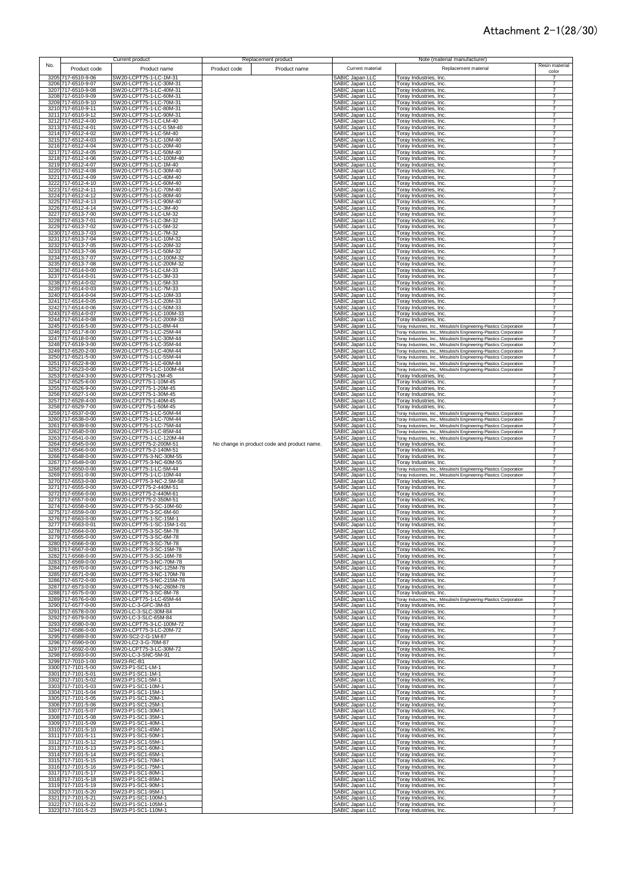# Attachment 2-1(28/30)

| No. | Current product | | Replacement product | | Note (material manufacturer) | | |
|---|---|---|---|---|---|---|---|
| | Product code | Product name | Product code | Product name | Current material | Replacement material | Resin material color |
| 3205 | 717-6510-9-06 | SW20-LCPT75-1-LC-1M-31 | | | SABIC Japan LLC | Toray Industries, Inc. | 7 |
| 3206 | 717-6510-9-07 | SW20-LCPT75-1-LC-30M-31 | | | SABIC Japan LLC | Toray Industries, Inc. | 7 |
| 3207 | 717-6510-9-08 | SW20-LCPT75-1-LC-40M-31 | | | SABIC Japan LLC | Toray Industries, Inc. | 7 |
| 3208 | 717-6510-9-09 | SW20-LCPT75-1-LC-60M-31 | | | SABIC Japan LLC | Toray Industries, Inc. | 7 |
| 3209 | 717-6510-9-10 | SW20-LCPT75-1-LC-70M-31 | | | SABIC Japan LLC | Toray Industries, Inc. | 7 |
| 3210 | 717-6510-9-11 | SW20-LCPT75-1-LC-80M-31 | | | SABIC Japan LLC | Toray Industries, Inc. | 7 |
| 3211 | 717-6510-9-12 | SW20-LCPT75-1-LC-90M-31 | | | SABIC Japan LLC | Toray Industries, Inc. | 7 |
| 3212 | 717-6512-4-00 | SW20-LCPT75-1-LC-LM-40 | | | SABIC Japan LLC | Toray Industries, Inc. | 7 |
| 3213 | 717-6512-4-01 | SW20-LCPT75-1-LC-0.5M-40 | | | SABIC Japan LLC | Toray Industries, Inc. | 7 |
| 3214 | 717-6512-4-02 | SW20-LCPT75-1-LC-5M-40 | | | SABIC Japan LLC | Toray Industries, Inc. | 7 |
| 3215 | 717-6512-4-03 | SW20-LCPT75-1-LC-10M-40 | | | SABIC Japan LLC | Toray Industries, Inc. | 7 |
| 3216 | 717-6512-4-04 | SW20-LCPT75-1-LC-20M-40 | | | SABIC Japan LLC | Toray Industries, Inc. | 7 |
| 3217 | 717-6512-4-05 | SW20-LCPT75-1-LC-50M-40 | | | SABIC Japan LLC | Toray Industries, Inc. | 7 |
| 3218 | 717-6512-4-06 | SW20-LCPT75-1-LC-100M-40 | | | SABIC Japan LLC | Toray Industries, Inc. | 7 |
| 3219 | 717-6512-4-07 | SW20-LCPT75-1-LC-1M-40 | | | SABIC Japan LLC | Toray Industries, Inc. | 7 |
| 3220 | 717-6512-4-08 | SW20-LCPT75-1-LC-30M-40 | | | SABIC Japan LLC | Toray Industries, Inc. | 7 |
| 3221 | 717-6512-4-09 | SW20-LCPT75-1-LC-40M-40 | | | SABIC Japan LLC | Toray Industries, Inc. | 7 |
| 3222 | 717-6512-4-10 | SW20-LCPT75-1-LC-60M-40 | | | SABIC Japan LLC | Toray Industries, Inc. | 7 |
| 3223 | 717-6512-4-11 | SW20-LCPT75-1-LC-70M-40 | | | SABIC Japan LLC | Toray Industries, Inc. | 7 |
| 3224 | 717-6512-4-12 | SW20-LCPT75-1-LC-80M-40 | | | SABIC Japan LLC | Toray Industries, Inc. | 7 |
| 3225 | 717-6512-4-13 | SW20-LCPT75-1-LC-90M-40 | | | SABIC Japan LLC | Toray Industries, Inc. | 7 |
| 3226 | 717-6512-4-14 | SW20-LCPT75-1-LC-3M-40 | | | SABIC Japan LLC | Toray Industries, Inc. | 7 |
| 3227 | 717-6513-7-00 | SW20-LCPT75-1-LC-LM-32 | | | SABIC Japan LLC | Toray Industries, Inc. | 7 |
| 3228 | 717-6513-7-01 | SW20-LCPT75-1-LC-3M-32 | | | SABIC Japan LLC | Toray Industries, Inc. | 7 |
| 3229 | 717-6513-7-02 | SW20-LCPT75-1-LC-5M-32 | | | SABIC Japan LLC | Toray Industries, Inc. | 7 |
| 3230 | 717-6513-7-03 | SW20-LCPT75-1-LC-7M-32 | | | SABIC Japan LLC | Toray Industries, Inc. | 7 |
| 3231 | 717-6513-7-04 | SW20-LCPT75-1-LC-10M-32 | | | SABIC Japan LLC | Toray Industries, Inc. | 7 |
| 3232 | 717-6513-7-05 | SW20-LCPT75-1-LC-20M-32 | | | SABIC Japan LLC | Toray Industries, Inc. | 7 |
| 3233 | 717-6513-7-06 | SW20-LCPT75-1-LC-50M-32 | | | SABIC Japan LLC | Toray Industries, Inc. | 7 |
| 3234 | 717-6513-7-07 | SW20-LCPT75-1-LC-100M-32 | | | SABIC Japan LLC | Toray Industries, Inc. | 7 |
| 3235 | 717-6513-7-08 | SW20-LCPT75-1-LC-200M-32 | | | SABIC Japan LLC | Toray Industries, Inc. | 7 |
| 3236 | 717-6514-0-00 | SW20-LCPT75-1-LC-LM-33 | | | SABIC Japan LLC | Toray Industries, Inc. | 7 |
| 3237 | 717-6514-0-01 | SW20-LCPT75-1-LC-3M-33 | | | SABIC Japan LLC | Toray Industries, Inc. | 7 |
| 3238 | 717-6514-0-02 | SW20-LCPT75-1-LC-5M-33 | | | SABIC Japan LLC | Toray Industries, Inc. | 7 |
| 3239 | 717-6514-0-03 | SW20-LCPT75-1-LC-7M-33 | | | SABIC Japan LLC | Toray Industries, Inc. | 7 |
| 3240 | 717-6514-0-04 | SW20-LCPT75-1-LC-10M-33 | | | SABIC Japan LLC | Toray Industries, Inc. | 7 |
| 3241 | 717-6514-0-05 | SW20-LCPT75-1-LC-20M-33 | | | SABIC Japan LLC | Toray Industries, Inc. | 7 |
| 3242 | 717-6514-0-06 | SW20-LCPT75-1-LC-50M-33 | | | SABIC Japan LLC | Toray Industries, Inc. | 7 |
| 3243 | 717-6514-0-07 | SW20-LCPT75-1-LC-100M-33 | | | SABIC Japan LLC | Toray Industries, Inc. | 7 |
| 3244 | 717-6514-0-08 | SW20-LCPT75-1-LC-200M-33 | | | SABIC Japan LLC | Toray Industries, Inc. | 7 |
| 3245 | 717-6516-5-00 | SW20-LCPT75-1-LC-8M-44 | | | SABIC Japan LLC | Toray Industries, Inc., Mitsubishi Engineering-Plastics Corporation | 7 |
| 3246 | 717-6517-8-00 | SW20-LCPT75-1-LC-25M-44 | | | SABIC Japan LLC | Toray Industries, Inc., Mitsubishi Engineering-Plastics Corporation | 7 |
| 3247 | 717-6518-0-00 | SW20-LCPT75-1-LC-30M-44 | | | SABIC Japan LLC | Toray Industries, Inc., Mitsubishi Engineering-Plastics Corporation | 7 |
| 3248 | 717-6519-3-00 | SW20-LCPT75-1-LC-35M-44 | | | SABIC Japan LLC | Toray Industries, Inc., Mitsubishi Engineering-Plastics Corporation | 7 |
| 3249 | 717-6520-2-00 | SW20-LCPT75-1-LC-40M-44 | | | SABIC Japan LLC | Toray Industries, Inc., Mitsubishi Engineering-Plastics Corporation | 7 |
| 3250 | 717-6521-5-00 | SW20-LCPT75-1-LC-55M-44 | | | SABIC Japan LLC | Toray Industries, Inc., Mitsubishi Engineering-Plastics Corporation | 7 |
| 3251 | 717-6522-8-00 | SW20-LCPT75-1-LC-60M-44 | | | SABIC Japan LLC | Toray Industries, Inc., Mitsubishi Engineering-Plastics Corporation | 7 |
| 3252 | 717-6523-0-00 | SW20-LCPT75-1-LC-100M-44 | | | SABIC Japan LLC | Toray Industries, Inc., Mitsubishi Engineering-Plastics Corporation | 7 |
| 3253 | 717-6524-3-00 | SW20-LCP2T75-1-2M-45 | | | SABIC Japan LLC | Toray Industries, Inc. | 7 |
| 3254 | 717-6525-6-00 | SW20-LCP2T75-1-10M-45 | | | SABIC Japan LLC | Toray Industries, Inc. | 7 |
| 3255 | 717-6526-9-00 | SW20-LCP2T75-1-20M-45 | | | SABIC Japan LLC | Toray Industries, Inc. | 7 |
| 3256 | 717-6527-1-00 | SW20-LCP2T75-1-30M-45 | | | SABIC Japan LLC | Toray Industries, Inc. | 7 |
| 3257 | 717-6528-4-00 | SW20-LCP2T75-1-40M-45 | | | SABIC Japan LLC | Toray Industries, Inc. | 7 |
| 3258 | 717-6529-7-00 | SW20-LCP2T75-1-50M-45 | | | SABIC Japan LLC | Toray Industries, Inc. | 7 |
| 3259 | 717-6537-0-00 | SW20-LCPT75-1-LC-50M-44 | | | SABIC Japan LLC | Toray Industries, Inc., Mitsubishi Engineering-Plastics Corporation | 7 |
| 3260 | 717-6538-0-00 | SW20-LCPT75-1-LC-70M-44 | | | SABIC Japan LLC | Toray Industries, Inc., Mitsubishi Engineering-Plastics Corporation | 7 |
| 3261 | 717-6539-0-00 | SW20-LCPT75-1-LC-75M-44 | | | SABIC Japan LLC | Toray Industries, Inc., Mitsubishi Engineering-Plastics Corporation | 7 |
| 3262 | 717-6540-0-00 | SW20-LCPT75-1-LC-85M-44 | | | SABIC Japan LLC | Toray Industries, Inc., Mitsubishi Engineering-Plastics Corporation | 7 |
| 3263 | 717-6541-0-00 | SW20-LCPT75-1-LC-120M-44 | | | SABIC Japan LLC | Toray Industries, Inc., Mitsubishi Engineering-Plastics Corporation | 7 |
| 3264 | 717-6545-0-00 | SW20-LCP2T75-2-200M-51 | No change in product code and product name. | | SABIC Japan LLC | Toray Industries, Inc. | 7 |
| 3265 | 717-6546-0-00 | SW20-LCP2T75-2-140M-51 | | | SABIC Japan LLC | Toray Industries, Inc. | 7 |
| 3266 | 717-6548-0-00 | SW20-LCPT75-3-NC-30M-55 | | | SABIC Japan LLC | Toray Industries, Inc. | 7 |
| 3267 | 717-6549-0-00 | SW20-LCPT75-3-NC-60M-55 | | | SABIC Japan LLC | Toray Industries, Inc. | 7 |
| 3268 | 717-6550-0-00 | SW20-LCPT75-1-LC-5M-44 | | | SABIC Japan LLC | Toray Industries, Inc., Mitsubishi Engineering-Plastics Corporation | 7 |
| 3269 | 717-6551-0-00 | SW20-LCPT75-1-LC-10M-44 | | | SABIC Japan LLC | Toray Industries, Inc., Mitsubishi Engineering-Plastics Corporation | 7 |
| 3270 | 717-6553-0-00 | SW20-LCPT75-3-NC-2.5M-58 | | | SABIC Japan LLC | Toray Industries, Inc. | 7 |
| 3271 | 717-6555-0-00 | SW20-LCP2T75-2-440M-51 | | | SABIC Japan LLC | Toray Industries, Inc. | 7 |
| 3272 | 717-6556-0-00 | SW20-LCP2T75-2-440M-61 | | | SABIC Japan LLC | Toray Industries, Inc. | 7 |
| 3273 | 717-6557-0-00 | SW20-LCP2T75-2-350M-51 | | | SABIC Japan LLC | Toray Industries, Inc. | 7 |
| 3274 | 717-6558-0-00 | SW20-LCPT75-3-SC-10M-60 | | | SABIC Japan LLC | Toray Industries, Inc. | 7 |
| 3275 | 717-6559-0-00 | SW20-LCPT75-3-SC-6M-60 | | | SABIC Japan LLC | Toray Industries, Inc. | 7 |
| 3276 | 717-6563-0-00 | SW20-LCPT75-1-SC-15M-1 | | | SABIC Japan LLC | Toray Industries, Inc. | 7 |
| 3277 | 717-6563-0-01 | SW20-LCPT75-1-SC-15M-1-01 | | | SABIC Japan LLC | Toray Industries, Inc. | 7 |
| 3278 | 717-6564-0-00 | SW20-LCPT75-3-SC-5M-78 | | | SABIC Japan LLC | Toray Industries, Inc. | 7 |
| 3279 | 717-6565-0-00 | SW20-LCPT75-3-SC-6M-78 | | | SABIC Japan LLC | Toray Industries, Inc. | 7 |
| 3280 | 717-6566-0-00 | SW20-LCPT75-3-SC-7M-78 | | | SABIC Japan LLC | Toray Industries, Inc. | 7 |
| 3281 | 717-6567-0-00 | SW20-LCPT75-3-SC-15M-78 | | | SABIC Japan LLC | Toray Industries, Inc. | 7 |
| 3282 | 717-6568-0-00 | SW20-LCPT75-3-SC-16M-78 | | | SABIC Japan LLC | Toray Industries, Inc. | 7 |
| 3283 | 717-6569-0-00 | SW20-LCPT75-3-NC-70M-78 | | | SABIC Japan LLC | Toray Industries, Inc. | 7 |
| 3284 | 717-6570-0-00 | SW20-LCPT75-3-NC-125M-78 | | | SABIC Japan LLC | Toray Industries, Inc. | 7 |
| 3285 | 717-6571-0-00 | SW20-LCPT75-3-NC-170M-78 | | | SABIC Japan LLC | Toray Industries, Inc. | 7 |
| 3286 | 717-6572-0-00 | SW20-LCPT75-3-NC-215M-78 | | | SABIC Japan LLC | Toray Industries, Inc. | 7 |
| 3287 | 717-6573-0-00 | SW20-LCPT75-3-NC-260M-78 | | | SABIC Japan LLC | Toray Industries, Inc. | 7 |
| 3288 | 717-6575-0-00 | SW20-LCPT75-3-SC-8M-78 | | | SABIC Japan LLC | Toray Industries, Inc. | 7 |
| 3289 | 717-6576-0-00 | SW20-LCPT75-1-LC-65M-44 | | | SABIC Japan LLC | Toray Industries, Inc., Mitsubishi Engineering-Plastics Corporation | 7 |
| 3290 | 717-6577-0-00 | SW20-LC-3-GFC-3M-83 | | | SABIC Japan LLC | Toray Industries, Inc. | 7 |
| 3291 | 717-6578-0-00 | SW20-LC-3-SLC-30M-84 | | | SABIC Japan LLC | Toray Industries, Inc. | 7 |
| 3292 | 717-6579-0-00 | SW20-LC-3-SLC-65M-84 | | | SABIC Japan LLC | Toray Industries, Inc. | 7 |
| 3293 | 717-6580-0-00 | SW20-LCPT75-3-LC-100M-72 | | | SABIC Japan LLC | Toray Industries, Inc. | 7 |
| 3294 | 717-6586-0-00 | SW20-LCPT75-3-LC-20M-72 | | | SABIC Japan LLC | Toray Industries, Inc. | 7 |
| 3295 | 717-6589-0-00 | SW20-SC2-2-G-1M-87 | | | SABIC Japan LLC | Toray Industries, Inc. | 7 |
| 3296 | 717-6590-0-00 | SW20-LC2-3-G-70M-87 | | | SABIC Japan LLC | Toray Industries, Inc. | 7 |
| 3297 | 717-6592-0-00 | SW20-LCPT75-3-LC-30M-72 | | | SABIC Japan LLC | Toray Industries, Inc. | 7 |
| 3298 | 717-6593-0-00 | SW20-LC-3-SNC-5M-91 | | | SABIC Japan LLC | Toray Industries, Inc. | 7 |
| 3299 | 717-7010-1-00 | SW23-RC-B1 | | | SABIC Japan LLC | Toray Industries, Inc. | |
| 3300 | 717-7101-5-00 | SW23-P1-SC1-LM-1 | | | SABIC Japan LLC | Toray Industries, Inc. | 7 |
| 3301 | 717-7101-5-01 | SW23-P1-SC1-1M-1 | | | SABIC Japan LLC | Toray Industries, Inc. | 7 |
| 3302 | 717-7101-5-02 | SW23-P1-SC1-5M-1 | | | SABIC Japan LLC | Toray Industries, Inc. | 7 |
| 3303 | 717-7101-5-03 | SW23-P1-SC1-10M-1 | | | SABIC Japan LLC | Toray Industries, Inc. | 7 |
| 3304 | 717-7101-5-04 | SW23-P1-SC1-15M-1 | | | SABIC Japan LLC | Toray Industries, Inc. | 7 |
| 3305 | 717-7101-5-05 | SW23-P1-SC1-20M-1 | | | SABIC Japan LLC | Toray Industries, Inc. | 7 |
| 3306 | 717-7101-5-06 | SW23-P1-SC1-25M-1 | | | SABIC Japan LLC | Toray Industries, Inc. | 7 |
| 3307 | 717-7101-5-07 | SW23-P1-SC1-30M-1 | | | SABIC Japan LLC | Toray Industries, Inc. | 7 |
| 3308 | 717-7101-5-08 | SW23-P1-SC1-35M-1 | | | SABIC Japan LLC | Toray Industries, Inc. | 7 |
| 3309 | 717-7101-5-09 | SW23-P1-SC1-40M-1 | | | SABIC Japan LLC | Toray Industries, Inc. | 7 |
| 3310 | 717-7101-5-10 | SW23-P1-SC1-45M-1 | | | SABIC Japan LLC | Toray Industries, Inc. | 7 |
| 3311 | 717-7101-5-11 | SW23-P1-SC1-50M-1 | | | SABIC Japan LLC | Toray Industries, Inc. | 7 |
| 3312 | 717-7101-5-12 | SW23-P1-SC1-55M-1 | | | SABIC Japan LLC | Toray Industries, Inc. | 7 |
| 3313 | 717-7101-5-13 | SW23-P1-SC1-60M-1 | | | SABIC Japan LLC | Toray Industries, Inc. | 7 |
| 3314 | 717-7101-5-14 | SW23-P1-SC1-65M-1 | | | SABIC Japan LLC | Toray Industries, Inc. | 7 |
| 3315 | 717-7101-5-15 | SW23-P1-SC1-70M-1 | | | SABIC Japan LLC | Toray Industries, Inc. | 7 |
| 3316 | 717-7101-5-16 | SW23-P1-SC1-75M-1 | | | SABIC Japan LLC | Toray Industries, Inc. | 7 |
| 3317 | 717-7101-5-17 | SW23-P1-SC1-80M-1 | | | SABIC Japan LLC | Toray Industries, Inc. | 7 |
| 3318 | 717-7101-5-18 | SW23-P1-SC1-85M-1 | | | SABIC Japan LLC | Toray Industries, Inc. | 7 |
| 3319 | 717-7101-5-19 | SW23-P1-SC1-90M-1 | | | SABIC Japan LLC | Toray Industries, Inc. | 7 |
| 3320 | 717-7101-5-20 | SW23-P1-SC1-95M-1 | | | SABIC Japan LLC | Toray Industries, Inc. | 7 |
| 3321 | 717-7101-5-21 | SW23-P1-SC1-100M-1 | | | SABIC Japan LLC | Toray Industries, Inc. | 7 |
| 3322 | 717-7101-5-22 | SW23-P1-SC1-105M-1 | | | SABIC Japan LLC | Toray Industries, Inc. | 7 |
| 3323 | 717-7101-5-23 | SW23-P1-SC1-110M-1 | | | SABIC Japan LLC | Toray Industries, Inc. | 7 |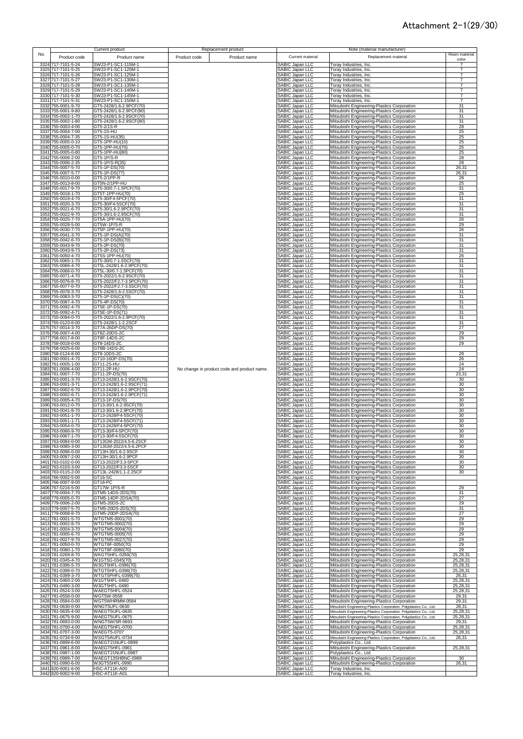# Attachment 2-1(29/30)

| No. | Current product | | Replacement product | | Note (material manufacturer) | | |
|---|---|---|---|---|---|---|---|
| | Product code | Product name | Product code | Product name | Current material | Replacement material | Resin material color |
| 3324 | 717-7101-5-24 | SW23-P1-SC1-115M-1 | | | SABIC Japan LLC | Toray Industries, Inc. | 7 |
| 3325 | 717-7101-5-25 | SW23-P1-SC1-120M-1 | | | SABIC Japan LLC | Toray Industries, Inc. | 7 |
| 3326 | 717-7101-5-26 | SW23-P1-SC1-125M-1 | | | SABIC Japan LLC | Toray Industries, Inc. | 7 |
| 3327 | 717-7101-5-27 | SW23-P1-SC1-130M-1 | | | SABIC Japan LLC | Toray Industries, Inc. | 7 |
| 3328 | 717-7101-5-28 | SW23-P1-SC1-135M-1 | | | SABIC Japan LLC | Toray Industries, Inc. | 7 |
| 3329 | 717-7101-5-29 | SW23-P1-SC1-140M-1 | | | SABIC Japan LLC | Toray Industries, Inc. | 7 |
| 3330 | 717-7101-5-30 | SW23-P1-SC1-145M-1 | | | SABIC Japan LLC | Toray Industries, Inc. | 7 |
| 3331 | 717-7101-5-31 | SW23-P1-SC1-150M-1 | | | SABIC Japan LLC | Toray Industries, Inc. | 7 |
| 3332 | 755-0001-9-70 | GT5-2428/1.6-2.9PCF(70) | | | SABIC Japan LLC | Mitsubishi Engineering-Plastics Corporation | 31 |
| 3333 | 755-0001-9-80 | GT5-2428/1.6-2.9PCF(80) | | | SABIC Japan LLC | Mitsubishi Engineering-Plastics Corporation | 31 |
| 3334 | 755-0002-1-70 | GT5-2428/1.6-2.9SCF(70) | | | SABIC Japan LLC | Mitsubishi Engineering-Plastics Corporation | 31 |
| 3335 | 755-0002-1-80 | GT5-2428/1.6-2.9SCF(80) | | | SABIC Japan LLC | Mitsubishi Engineering-Plastics Corporation | 31 |
| 3336 | 755-0003-4-00 | GT5-2/1S-R | | | SABIC Japan LLC | Mitsubishi Engineering-Plastics Corporation | 28 |
| 3337 | 755-0004-7-00 | GT5-1S-HU | | | SABIC Japan LLC | Mitsubishi Engineering-Plastics Corporation | 25 |
| 3338 | 755-0004-7-35 | GT5-1S-HU(35) | | | SABIC Japan LLC | Mitsubishi Engineering-Plastics Corporation | 25 |
| 3339 | 755-0005-0-10 | GT5-1PP-HU(10) | | | SABIC Japan LLC | Mitsubishi Engineering-Plastics Corporation | 25 |
| 3340 | 755-0005-0-70 | GT5-1PP-HU(70) | | | SABIC Japan LLC | Mitsubishi Engineering-Plastics Corporation | 25 |
| 3341 | 755-0005-0-80 | GT5-1PP-HU(80) | | | SABIC Japan LLC | Mitsubishi Engineering-Plastics Corporation | 25 |
| 3342 | 755-0006-2-00 | GT5-1P/S-R | | | SABIC Japan LLC | Mitsubishi Engineering-Plastics Corporation | 28 |
| 3343 | 755-0006-2-35 | GT5-1P/S-R(35) | | | SABIC Japan LLC | Mitsubishi Engineering-Plastics Corporation | 28 |
| 3344 | 755-0007-5-70 | GT5-1P-DS(70) | | | SABIC Japan LLC | Mitsubishi Engineering-Plastics Corporation | 26,31 |
| 3345 | 755-0007-5-77 | GT5-1P-DS(77) | | | SABIC Japan LLC | Mitsubishi Engineering-Plastics Corporation | 26,31 |
| 3346 | 755-0010-0-00 | GT5-2/1PP-R | | | SABIC Japan LLC | Mitsubishi Engineering-Plastics Corporation | 28 |
| 3347 | 755-0013-8-00 | GT5N-2/1PP-HU | | | SABIC Japan LLC | Mitsubishi Engineering-Plastics Corporation | 25 |
| 3348 | 755-0017-9-70 | GT5-30/0.7-1.5PCF(70) | | | SABIC Japan LLC | Mitsubishi Engineering-Plastics Corporation | 31 |
| 3349 | 755-0018-1-70 | GT5T-1PP-HU(70) | | | SABIC Japan LLC | Mitsubishi Engineering-Plastics Corporation | 25 |
| 3350 | 755-0019-4-70 | GT5-30/F4-5PCF(70) | | | SABIC Japan LLC | Mitsubishi Engineering-Plastics Corporation | 31 |
| 3351 | 755-0020-3-70 | GT5-30/F4-5SCF(70) | | | SABIC Japan LLC | Mitsubishi Engineering-Plastics Corporation | 31 |
| 3352 | 755-0021-6-70 | GT5-30/1.6-2.9PCF(70) | | | SABIC Japan LLC | Mitsubishi Engineering-Plastics Corporation | 31 |
| 3353 | 755-0022-9-70 | GT5-30/1.6-2.9SCF(70) | | | SABIC Japan LLC | Mitsubishi Engineering-Plastics Corporation | 31 |
| 3354 | 755-0025-7-70 | GT5A-1PP-HU(70) | | | SABIC Japan LLC | Mitsubishi Engineering-Plastics Corporation | 26 |
| 3355 | 755-0028-5-00 | GT5W-1P/S-R | | | SABIC Japan LLC | Mitsubishi Engineering-Plastics Corporation | 29 |
| 3356 | 755-0030-7-70 | GT5P-1PP-HU(70) | | | SABIC Japan LLC | Mitsubishi Engineering-Plastics Corporation | 26 |
| 3357 | 755-0041-3-70 | GT5-1P-DS(A)(70) | | | SABIC Japan LLC | Mitsubishi Engineering-Plastics Corporation | 31 |
| 3358 | 755-0042-6-70 | GT5-1P-DS(B)(70) | | | SABIC Japan LLC | Mitsubishi Engineering-Plastics Corporation | 31 |
| 3359 | 755-0043-9-70 | GT5-2P-DS(70) | | | SABIC Japan LLC | Mitsubishi Engineering-Plastics Corporation | 31 |
| 3360 | 755-0043-9-73 | GT5-2P-DS(73) | | | SABIC Japan LLC | Mitsubishi Engineering-Plastics Corporation | 31 |
| 3361 | 755-0050-4-70 | GT5S-1PP-HU(70) | | | SABIC Japan LLC | Mitsubishi Engineering-Plastics Corporation | 26 |
| 3362 | 755-0065-1-70 | GT5-30/0.7-1.5SCF(70) | | | SABIC Japan LLC | Mitsubishi Engineering-Plastics Corporation | 31 |
| 3363 | 755-0066-4-70 | GT5L-2428/1.6-2.9PCF(70) | | | SABIC Japan LLC | Mitsubishi Engineering-Plastics Corporation | 31 |
| 3364 | 755-0068-0-70 | GT5L-30/0.7-1.5PCF(70) | | | SABIC Japan LLC | Mitsubishi Engineering-Plastics Corporation | 31 |
| 3365 | 755-0071-4-70 | GT5-2022/1.6-2.9SCF(70) | | | SABIC Japan LLC | Mitsubishi Engineering-Plastics Corporation | 31 |
| 3366 | 755-0076-8-70 | GT5-2022/F2.7-3.5PCF(70) | | | SABIC Japan LLC | Mitsubishi Engineering-Plastics Corporation | 31 |
| 3367 | 755-0077-0-70 | GT5-2022/F2.7-3.5SCF(70) | | | SABIC Japan LLC | Mitsubishi Engineering-Plastics Corporation | 31 |
| 3368 | 755-0078-3-70 | GT5-2428/1.6-2.5SCF(70) | | | SABIC Japan LLC | Mitsubishi Engineering-Plastics Corporation | 31 |
| 3369 | 755-0083-3-70 | GT5-1P-DS(C)(70) | | | SABIC Japan LLC | Mitsubishi Engineering-Plastics Corporation | 31 |
| 3370 | 755-0087-4-70 | GT5-4P-DS(70) | | | SABIC Japan LLC | Mitsubishi Engineering-Plastics Corporation | 31 |
| 3371 | 755-0092-4-70 | GT5E-1P-DS(70) | | | SABIC Japan LLC | Mitsubishi Engineering-Plastics Corporation | 31 |
| 3372 | 755-0092-4-71 | GT5E-1P-DS(71) | | | SABIC Japan LLC | Mitsubishi Engineering-Plastics Corporation | 31 |
| 3373 | 755-0094-0-70 | GT5-2022/1.6-2.9PCF(70) | | | SABIC Japan LLC | Mitsubishi Engineering-Plastics Corporation | 31 |
| 3374 | 755-0123-6-00 | GT5-2428/1.1-2.2SCF | | | SABIC Japan LLC | Mitsubishi Engineering-Plastics Corporation | 31 |
| 3375 | 757-0014-3-70 | GT7A-26DP-DS(70) | | | SABIC Japan LLC | Mitsubishi Engineering-Plastics Corporation | 27 |
| 3376 | 758-0007-4-00 | GT8Z-20DS-2C | | | SABIC Japan LLC | Mitsubishi Engineering-Plastics Corporation | 29 |
| 3377 | 758-0017-8-00 | GT8F-14DS-2C | | | SABIC Japan LLC | Mitsubishi Engineering-Plastics Corporation | 29 |
| 3378 | 758-0018-0-00 | GT8-14DS-2C | | | SABIC Japan LLC | Mitsubishi Engineering-Plastics Corporation | 29 |
| 3379 | 758-0025-6-00 | GT8B-14DS-2C | | | SABIC Japan LLC | Mitsubishi Engineering-Plastics Corporation | |
| 3380 | 758-0124-8-00 | GT8-10DS-2C | | | SABIC Japan LLC | Mitsubishi Engineering-Plastics Corporation | 29 |
| 3381 | 760-0001-4-70 | GT10-16DP-DS(70) | | | SABIC Japan LLC | Mitsubishi Engineering-Plastics Corporation | 26 |
| 3382 | 761-0005-1-00 | GT11-2S-HU | | | SABIC Japan LLC | Mitsubishi Engineering-Plastics Corporation | 24 |
| 3383 | 761-0006-4-00 | GT11-2P-HU | No change in product code and product name. | | SABIC Japan LLC | Mitsubishi Engineering-Plastics Corporation | 24 |
| 3384 | 761-0007-7-70 | GT11-2P-DS(70) | | | SABIC Japan LLC | Mitsubishi Engineering-Plastics Corporation | 23,31 |
| 3385 | 763-0001-3-70 | GT13-2428/1.6-2.9SCF(70) | | | SABIC Japan LLC | Mitsubishi Engineering-Plastics Corporation | 30 |
| 3386 | 763-0001-3-71 | GT13-2428/1.6-2.9SCF(71) | | | SABIC Japan LLC | Mitsubishi Engineering-Plastics Corporation | 30 |
| 3387 | 763-0002-6-70 | GT13-2428/1.6-2.9PCF(70) | | | SABIC Japan LLC | Mitsubishi Engineering-Plastics Corporation | 30 |
| 3388 | 763-0002-6-71 | GT13-2428/1.6-2.9PCF(71) | | | SABIC Japan LLC | Mitsubishi Engineering-Plastics Corporation | 30 |
| 3389 | 763-0005-4-70 | GT13-1P-DS(70) | | | SABIC Japan LLC | Mitsubishi Engineering-Plastics Corporation | 30 |
| 3390 | 763-0012-0-70 | GT13-30/1.6-2.9SCF(70) | | | SABIC Japan LLC | Mitsubishi Engineering-Plastics Corporation | 30 |
| 3391 | 763-0041-8-70 | GT13-30/1.6-2.9PCF(70) | | | SABIC Japan LLC | Mitsubishi Engineering-Plastics Corporation | 30 |
| 3392 | 763-0051-1-70 | GT13-2428/F4-5SCF(70) | | | SABIC Japan LLC | Mitsubishi Engineering-Plastics Corporation | 30 |
| 3393 | 763-0051-1-71 | GT13-2428/F4-5SCF(71) | | | SABIC Japan LLC | Mitsubishi Engineering-Plastics Corporation | 30 |
| 3394 | 763-0054-0-70 | GT13-2428/F4-5PCF(70) | | | SABIC Japan LLC | Mitsubishi Engineering-Plastics Corporation | 30 |
| 3395 | 763-0066-9-70 | GT13-30/F4-5PCF(70) | | | SABIC Japan LLC | Mitsubishi Engineering-Plastics Corporation | 30 |
| 3396 | 763-0067-1-70 | GT13-30/F4-5SCF(70) | | | SABIC Japan LLC | Mitsubishi Engineering-Plastics Corporation | 30 |
| 3397 | 763-0084-0-00 | GT13GM-2022/4.5-6.2SCF | | | SABIC Japan LLC | Mitsubishi Engineering-Plastics Corporation | 30 |
| 3398 | 763-0085-3-00 | GT13GM-2022/4.5-6.2PCF | | | SABIC Japan LLC | Mitsubishi Engineering-Plastics Corporation | 30 |
| 3399 | 763-0096-0-00 | GT13H-30/1.6-2.9SCF | | | SABIC Japan LLC | Mitsubishi Engineering-Plastics Corporation | 30 |
| 3400 | 763-0097-2-00 | GT13H-30/1.6-2.9PCF | | | SABIC Japan LLC | Mitsubishi Engineering-Plastics Corporation | 30 |
| 3401 | 763-0102-0-00 | GT13-2022/F3.3-5PCF | | | SABIC Japan LLC | Mitsubishi Engineering-Plastics Corporation | 30 |
| 3402 | 763-0103-3-00 | GT13-2022/F3.3-5SCF | | | SABIC Japan LLC | Mitsubishi Engineering-Plastics Corporation | 30 |
| 3403 | 763-0115-2-00 | GT13L-2428/1.1-2.2SCF | | | SABIC Japan LLC | Mitsubishi Engineering-Plastics Corporation | 30 |
| 3404 | 766-0002-5-00 | GT16-SC | | | SABIC Japan LLC | Mitsubishi Engineering-Plastics Corporation | |
| 3405 | 766-0007-9-00 | GT16-PC | | | SABIC Japan LLC | Mitsubishi Engineering-Plastics Corporation | |
| 3406 | 767-0216-5-00 | GT17W-1P/S-R | | | SABIC Japan LLC | Mitsubishi Engineering-Plastics Corporation | 29 |
| 3407 | 779-0004-7-70 | GTM5-14DS-2DS(70) | | | SABIC Japan LLC | Mitsubishi Engineering-Plastics Corporation | 31 |
| 3408 | 779-0005-0-70 | GTM5-14DP-2DSA(70) | | | SABIC Japan LLC | Mitsubishi Engineering-Plastics Corporation | 27 |
| 3409 | 779-0006-2-00 | GTM5-20DS-2C | | | SABIC Japan LLC | Mitsubishi Engineering-Plastics Corporation | 29 |
| 3410 | 779-0007-5-70 | GTM5-20DS-2DS(70) | | | SABIC Japan LLC | Mitsubishi Engineering-Plastics Corporation | 31 |
| 3411 | 779-0008-8-70 | GTM5-20DP-2DSA(70) | | | SABIC Japan LLC | Mitsubishi Engineering-Plastics Corporation | 27 |
| 3412 | 781-0001-5-70 | WTGTM5-0001(70) | | | SABIC Japan LLC | Mitsubishi Engineering-Plastics Corporation | 29 |
| 3413 | 781-0002-8-70 | WTGTM5-0002(70) | | | SABIC Japan LLC | Mitsubishi Engineering-Plastics Corporation | 29 |
| 3414 | 781-0004-3-70 | WTGTM5-0004(70) | | | SABIC Japan LLC | Mitsubishi Engineering-Plastics Corporation | 29 |
| 3415 | 781-0005-6-70 | WTGTM5-0005(70) | | | SABIC Japan LLC | Mitsubishi Engineering-Plastics Corporation | 29 |
| 3416 | 781-0027-9-70 | WTGTM5-0027(70) | | | SABIC Japan LLC | Mitsubishi Engineering-Plastics Corporation | 29 |
| 3417 | 781-0050-0-70 | WTGT8F-0050(70) | | | SABIC Japan LLC | Mitsubishi Engineering-Plastics Corporation | 29 |
| 3418 | 781-0080-1-70 | WTGT8F-0080(70) | | | SABIC Japan LLC | Mitsubishi Engineering-Plastics Corporation | 29 |
| 3419 | 781-0269-8-70 | WKGT5HFL-0269(70) | | | SABIC Japan LLC | Mitsubishi Engineering-Plastics Corporation | 25,28,31 |
| 3420 | 781-0345-4-70 | W1GT5G-0345(70) | | | SABIC Japan LLC | Mitsubishi Engineering-Plastics Corporation | 25,28,31 |
| 3421 | 781-0396-5-70 | W3GT5HFL-0396(70) | | | SABIC Japan LLC | Mitsubishi Engineering-Plastics Corporation | 25,28,31 |
| 3422 | 781-0398-0-70 | WTGT5HFL-0398(70) | | | SABIC Japan LLC | Mitsubishi Engineering-Plastics Corporation | 25,28,31 |
| 3423 | 781-0399-3-70 | WTGT5PHFL-0399(70) | | | SABIC Japan LLC | Mitsubishi Engineering-Plastics Corporation | 26,31 |
| 3424 | 781-0460-2-00 | W1GT5HFL-0460 | | | SABIC Japan LLC | Mitsubishi Engineering-Plastics Corporation | 25,28,31 |
| 3425 | 781-0490-3-00 | W3GT5HFL-0490 | | | SABIC Japan LLC | Mitsubishi Engineering-Plastics Corporation | 25,28,31 |
| 3426 | 781-0524-3-00 | WAEGT5HFL-0524 | | | SABIC Japan LLC | Mitsubishi Engineering-Plastics Corporation | 25,28,31 |
| 3427 | 781-0558-0-00 | WGT5W-0558 | | | SABIC Japan LLC | Mitsubishi Engineering-Plastics Corporation | 29,31 |
| 3428 | 781-0584-0-00 | WGT5WHRMM-0584 | | | SABIC Japan LLC | Mitsubishi Engineering-Plastics Corporation | 29,31 |
| 3429 | 781-0630-0-00 | WNGT5UFL-0630 | | | SABIC Japan LLC | Mitsubishi Engineering-Plastics Corporation, Polyplastics Co., Ltd. | 28,31 |
| 3430 | 781-0635-4-00 | WAEGT5UFL-0635 | | | SABIC Japan LLC | Mitsubishi Engineering-Plastics Corporation, Polyplastics Co., Ltd. | 25,28,31 |
| 3431 | 781-0675-9-00 | WAEGT5UFL-0675 | | | SABIC Japan LLC | Mitsubishi Engineering-Plastics Corporation, Polyplastics Co., Ltd. | 25,28,31 |
| 3432 | 781-0693-0-00 | WNGT5W/5R-0693 | | | SABIC Japan LLC | Mitsubishi Engineering-Plastics Corporation | 29,31 |
| 3433 | 781-0700-4-00 | WAEGT5HFL-0700 | | | SABIC Japan LLC | Mitsubishi Engineering-Plastics Corporation | 25,28,31 |
| 3434 | 781-0707-3-00 | WAEGT5-0707 | | | SABIC Japan LLC | Mitsubishi Engineering-Plastics Corporation | 25,28,31 |
| 3435 | 781-0734-6-00 | WSGT5AUFL-0734 | | | SABIC Japan LLC | Mitsubishi Engineering-Plastics Corporation, Polyplastics Co., Ltd. | 26,31 |
| 3436 | 781-0899-6-00 | WAEGT21NUFL-0899 | | | SABIC Japan LLC | Polyplastics Co., Ltd. | |
| 3437 | 781-0961-8-00 | WAEGT5HFL-0961 | | | SABIC Japan LLC | Mitsubishi Engineering-Plastics Corporation | 25,28,31 |
| 3438 | 781-0987-1-00 | WAEGT21NUFL-0987 | | | SABIC Japan LLC | Polyplastics Co., Ltd. | |
| 3439 | 781-0989-7-00 | WAEGT13SHBNC-0989 | | | SABIC Japan LLC | Mitsubishi Engineering-Plastics Corporation | 30 |
| 3440 | 781-0990-6-00 | W3GT5SHFL-0990 | | | SABIC Japan LLC | Mitsubishi Engineering-Plastics Corporation | 26,31 |
| 3441 | 820-6001-6-00 | HSC-AT11K-A00 | | | SABIC Japan LLC | Toray Industries, Inc. | |
| 3442 | 820-6002-9-00 | HSC-AT11K-A01 | | | SABIC Japan LLC | Toray Industries, Inc. | |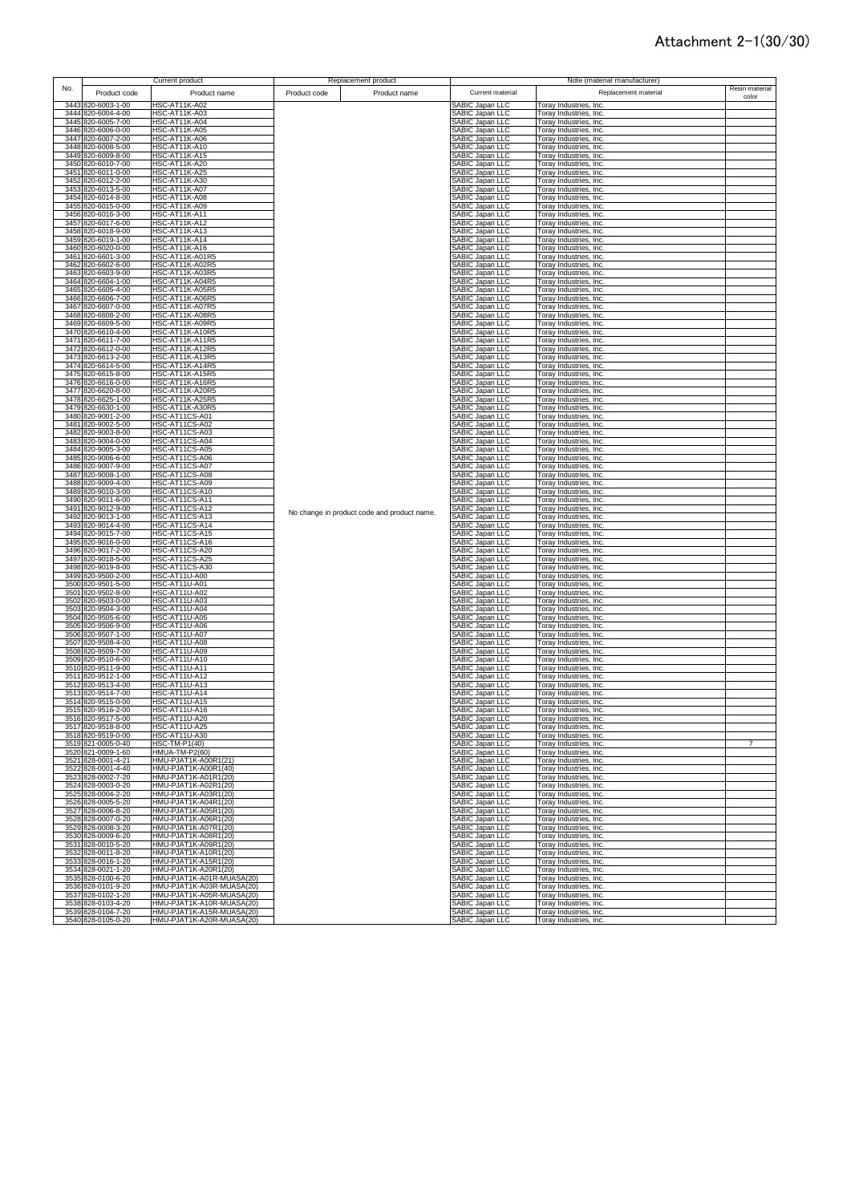# Attachment 2-1(30/30)

| No. | Current product | | Replacement product | | Note (material manufacturer) | | |
|---|---|---|---|---|---|---|---|
| | Product code | Product name | Product code | Product name | Current material | Replacement material | Resin material color |
| 3443 | 820-6003-1-00 | HSC-AT11K-A02 | No change in product code and product name. | | SABIC Japan LLC | Toray Industries, Inc. | |
| 3444 | 820-6004-4-00 | HSC-AT11K-A03 | | | SABIC Japan LLC | Toray Industries, Inc. | |
| 3445 | 820-6005-7-00 | HSC-AT11K-A04 | | | SABIC Japan LLC | Toray Industries, Inc. | |
| 3446 | 820-6006-0-00 | HSC-AT11K-A05 | | | SABIC Japan LLC | Toray Industries, Inc. | |
| 3447 | 820-6007-2-00 | HSC-AT11K-A06 | | | SABIC Japan LLC | Toray Industries, Inc. | |
| 3448 | 820-6008-5-00 | HSC-AT11K-A10 | | | SABIC Japan LLC | Toray Industries, Inc. | |
| 3449 | 820-6009-8-00 | HSC-AT11K-A15 | | | SABIC Japan LLC | Toray Industries, Inc. | |
| 3450 | 820-6010-7-00 | HSC-AT11K-A20 | | | SABIC Japan LLC | Toray Industries, Inc. | |
| 3451 | 820-6011-0-00 | HSC-AT11K-A25 | | | SABIC Japan LLC | Toray Industries, Inc. | |
| 3452 | 820-6012-2-00 | HSC-AT11K-A30 | | | SABIC Japan LLC | Toray Industries, Inc. | |
| 3453 | 820-6013-5-00 | HSC-AT11K-A07 | | | SABIC Japan LLC | Toray Industries, Inc. | |
| 3454 | 820-6014-8-00 | HSC-AT11K-A08 | | | SABIC Japan LLC | Toray Industries, Inc. | |
| 3455 | 820-6015-0-00 | HSC-AT11K-A09 | | | SABIC Japan LLC | Toray Industries, Inc. | |
| 3456 | 820-6016-3-00 | HSC-AT11K-A11 | | | SABIC Japan LLC | Toray Industries, Inc. | |
| 3457 | 820-6017-6-00 | HSC-AT11K-A12 | | | SABIC Japan LLC | Toray Industries, Inc. | |
| 3458 | 820-6018-9-00 | HSC-AT11K-A13 | | | SABIC Japan LLC | Toray Industries, Inc. | |
| 3459 | 820-6019-1-00 | HSC-AT11K-A14 | | | SABIC Japan LLC | Toray Industries, Inc. | |
| 3460 | 820-6020-0-00 | HSC-AT11K-A16 | | | SABIC Japan LLC | Toray Industries, Inc. | |
| 3461 | 820-6601-3-00 | HSC-AT11K-A01R5 | | | SABIC Japan LLC | Toray Industries, Inc. | |
| 3462 | 820-6602-6-00 | HSC-AT11K-A02R5 | | | SABIC Japan LLC | Toray Industries, Inc. | |
| 3463 | 820-6603-9-00 | HSC-AT11K-A03R5 | | | SABIC Japan LLC | Toray Industries, Inc. | |
| 3464 | 820-6604-1-00 | HSC-AT11K-A04R5 | | | SABIC Japan LLC | Toray Industries, Inc. | |
| 3465 | 820-6605-4-00 | HSC-AT11K-A05R5 | | | SABIC Japan LLC | Toray Industries, Inc. | |
| 3466 | 820-6606-7-00 | HSC-AT11K-A06R5 | | | SABIC Japan LLC | Toray Industries, Inc. | |
| 3467 | 820-6607-0-00 | HSC-AT11K-A07R5 | | | SABIC Japan LLC | Toray Industries, Inc. | |
| 3468 | 820-6608-2-00 | HSC-AT11K-A08R5 | | | SABIC Japan LLC | Toray Industries, Inc. | |
| 3469 | 820-6609-5-00 | HSC-AT11K-A09R5 | | | SABIC Japan LLC | Toray Industries, Inc. | |
| 3470 | 820-6610-4-00 | HSC-AT11K-A10R5 | | | SABIC Japan LLC | Toray Industries, Inc. | |
| 3471 | 820-6611-7-00 | HSC-AT11K-A11R5 | | | SABIC Japan LLC | Toray Industries, Inc. | |
| 3472 | 820-6612-0-00 | HSC-AT11K-A12R5 | | | SABIC Japan LLC | Toray Industries, Inc. | |
| 3473 | 820-6613-2-00 | HSC-AT11K-A13R5 | | | SABIC Japan LLC | Toray Industries, Inc. | |
| 3474 | 820-6614-5-00 | HSC-AT11K-A14R5 | | | SABIC Japan LLC | Toray Industries, Inc. | |
| 3475 | 820-6615-8-00 | HSC-AT11K-A15R5 | | | SABIC Japan LLC | Toray Industries, Inc. | |
| 3476 | 820-6616-0-00 | HSC-AT11K-A16R5 | | | SABIC Japan LLC | Toray Industries, Inc. | |
| 3477 | 820-6620-8-00 | HSC-AT11K-A20R5 | | | SABIC Japan LLC | Toray Industries, Inc. | |
| 3478 | 820-6625-1-00 | HSC-AT11K-A25R5 | | | SABIC Japan LLC | Toray Industries, Inc. | |
| 3479 | 820-6630-1-00 | HSC-AT11K-A30R5 | | | SABIC Japan LLC | Toray Industries, Inc. | |
| 3480 | 820-9001-2-00 | HSC-AT11CS-A01 | | | SABIC Japan LLC | Toray Industries, Inc. | |
| 3481 | 820-9002-5-00 | HSC-AT11CS-A02 | | | SABIC Japan LLC | Toray Industries, Inc. | |
| 3482 | 820-9003-8-00 | HSC-AT11CS-A03 | | | SABIC Japan LLC | Toray Industries, Inc. | |
| 3483 | 820-9004-0-00 | HSC-AT11CS-A04 | | | SABIC Japan LLC | Toray Industries, Inc. | |
| 3484 | 820-9005-3-00 | HSC-AT11CS-A05 | | | SABIC Japan LLC | Toray Industries, Inc. | |
| 3485 | 820-9006-6-00 | HSC-AT11CS-A06 | | | SABIC Japan LLC | Toray Industries, Inc. | |
| 3486 | 820-9007-9-00 | HSC-AT11CS-A07 | | | SABIC Japan LLC | Toray Industries, Inc. | |
| 3487 | 820-9008-1-00 | HSC-AT11CS-A08 | | | SABIC Japan LLC | Toray Industries, Inc. | |
| 3488 | 820-9009-4-00 | HSC-AT11CS-A09 | | | SABIC Japan LLC | Toray Industries, Inc. | |
| 3489 | 820-9010-3-00 | HSC-AT11CS-A10 | | | SABIC Japan LLC | Toray Industries, Inc. | |
| 3490 | 820-9011-6-00 | HSC-AT11CS-A11 | | | SABIC Japan LLC | Toray Industries, Inc. | |
| 3491 | 820-9012-9-00 | HSC-AT11CS-A12 | | | SABIC Japan LLC | Toray Industries, Inc. | |
| 3492 | 820-9013-1-00 | HSC-AT11CS-A13 | | | SABIC Japan LLC | Toray Industries, Inc. | |
| 3493 | 820-9014-4-00 | HSC-AT11CS-A14 | | | SABIC Japan LLC | Toray Industries, Inc. | |
| 3494 | 820-9015-7-00 | HSC-AT11CS-A15 | | | SABIC Japan LLC | Toray Industries, Inc. | |
| 3495 | 820-9016-0-00 | HSC-AT11CS-A16 | | | SABIC Japan LLC | Toray Industries, Inc. | |
| 3496 | 820-9017-2-00 | HSC-AT11CS-A20 | | | SABIC Japan LLC | Toray Industries, Inc. | |
| 3497 | 820-9018-5-00 | HSC-AT11CS-A25 | | | SABIC Japan LLC | Toray Industries, Inc. | |
| 3498 | 820-9019-8-00 | HSC-AT11CS-A30 | | | SABIC Japan LLC | Toray Industries, Inc. | |
| 3499 | 820-9500-2-00 | HSC-AT11U-A00 | | | SABIC Japan LLC | Toray Industries, Inc. | |
| 3500 | 820-9501-5-00 | HSC-AT11U-A01 | | | SABIC Japan LLC | Toray Industries, Inc. | |
| 3501 | 820-9502-8-00 | HSC-AT11U-A02 | | | SABIC Japan LLC | Toray Industries, Inc. | |
| 3502 | 820-9503-0-00 | HSC-AT11U-A03 | | | SABIC Japan LLC | Toray Industries, Inc. | |
| 3503 | 820-9504-3-00 | HSC-AT11U-A04 | | | SABIC Japan LLC | Toray Industries, Inc. | |
| 3504 | 820-9505-6-00 | HSC-AT11U-A05 | | | SABIC Japan LLC | Toray Industries, Inc. | |
| 3505 | 820-9506-9-00 | HSC-AT11U-A06 | | | SABIC Japan LLC | Toray Industries, Inc. | |
| 3506 | 820-9507-1-00 | HSC-AT11U-A07 | | | SABIC Japan LLC | Toray Industries, Inc. | |
| 3507 | 820-9508-4-00 | HSC-AT11U-A08 | | | SABIC Japan LLC | Toray Industries, Inc. | |
| 3508 | 820-9509-7-00 | HSC-AT11U-A09 | | | SABIC Japan LLC | Toray Industries, Inc. | |
| 3509 | 820-9510-6-00 | HSC-AT11U-A10 | | | SABIC Japan LLC | Toray Industries, Inc. | |
| 3510 | 820-9511-9-00 | HSC-AT11U-A11 | | | SABIC Japan LLC | Toray Industries, Inc. | |
| 3511 | 820-9512-1-00 | HSC-AT11U-A12 | | | SABIC Japan LLC | Toray Industries, Inc. | |
| 3512 | 820-9513-4-00 | HSC-AT11U-A13 | | | SABIC Japan LLC | Toray Industries, Inc. | |
| 3513 | 820-9514-7-00 | HSC-AT11U-A14 | | | SABIC Japan LLC | Toray Industries, Inc. | |
| 3514 | 820-9515-0-00 | HSC-AT11U-A15 | | | SABIC Japan LLC | Toray Industries, Inc. | |
| 3515 | 820-9516-2-00 | HSC-AT11U-A16 | | | SABIC Japan LLC | Toray Industries, Inc. | |
| 3516 | 820-9517-5-00 | HSC-AT11U-A20 | | | SABIC Japan LLC | Toray Industries, Inc. | |
| 3517 | 820-9518-8-00 | HSC-AT11U-A25 | | | SABIC Japan LLC | Toray Industries, Inc. | |
| 3518 | 820-9519-0-00 | HSC-AT11U-A30 | | | SABIC Japan LLC | Toray Industries, Inc. | |
| 3519 | 821-0005-0-40 | HSC-TM-P1(40) | | | SABIC Japan LLC | Toray Industries, Inc. | 7 |
| 3520 | 821-0009-1-60 | HMUA-TM-P2(60) | | | SABIC Japan LLC | Toray Industries, Inc. | |
| 3521 | 828-0001-4-21 | HMU-PJAT1K-A00R1(21) | | | SABIC Japan LLC | Toray Industries, Inc. | |
| 3522 | 828-0001-4-40 | HMU-PJAT1K-A00R1(40) | | | SABIC Japan LLC | Toray Industries, Inc. | |
| 3523 | 828-0002-7-20 | HMU-PJAT1K-A01R1(20) | | | SABIC Japan LLC | Toray Industries, Inc. | |
| 3524 | 828-0003-0-20 | HMU-PJAT1K-A02R1(20) | | | SABIC Japan LLC | Toray Industries, Inc. | |
| 3525 | 828-0004-2-20 | HMU-PJAT1K-A03R1(20) | | | SABIC Japan LLC | Toray Industries, Inc. | |
| 3526 | 828-0005-5-20 | HMU-PJAT1K-A04R1(20) | | | SABIC Japan LLC | Toray Industries, Inc. | |
| 3527 | 828-0006-8-20 | HMU-PJAT1K-A05R1(20) | | | SABIC Japan LLC | Toray Industries, Inc. | |
| 3528 | 828-0007-0-20 | HMU-PJAT1K-A06R1(20) | | | SABIC Japan LLC | Toray Industries, Inc. | |
| 3529 | 828-0008-3-20 | HMU-PJAT1K-A07R1(20) | | | SABIC Japan LLC | Toray Industries, Inc. | |
| 3530 | 828-0009-6-20 | HMU-PJAT1K-A08R1(20) | | | SABIC Japan LLC | Toray Industries, Inc. | |
| 3531 | 828-0010-5-20 | HMU-PJAT1K-A09R1(20) | | | SABIC Japan LLC | Toray Industries, Inc. | |
| 3532 | 828-0011-8-20 | HMU-PJAT1K-A10R1(20) | | | SABIC Japan LLC | Toray Industries, Inc. | |
| 3533 | 828-0016-1-20 | HMU-PJAT1K-A15R1(20) | | | SABIC Japan LLC | Toray Industries, Inc. | |
| 3534 | 828-0021-1-20 | HMU-PJAT1K-A20R1(20) | | | SABIC Japan LLC | Toray Industries, Inc. | |
| 3535 | 828-0100-6-20 | HMU-PJAT1K-A01R-MUASA(20) | | | SABIC Japan LLC | Toray Industries, Inc. | |
| 3536 | 828-0101-9-20 | HMU-PJAT1K-A03R-MUASA(20) | | | SABIC Japan LLC | Toray Industries, Inc. | |
| 3537 | 828-0102-1-20 | HMU-PJAT1K-A05R-MUASA(20) | | | SABIC Japan LLC | Toray Industries, Inc. | |
| 3538 | 828-0103-4-20 | HMU-PJAT1K-A10R-MUASA(20) | | | SABIC Japan LLC | Toray Industries, Inc. | |
| 3539 | 828-0104-7-20 | HMU-PJAT1K-A15R-MUASA(20) | | | SABIC Japan LLC | Toray Industries, Inc. | |
| 3540 | 828-0105-0-20 | HMU-PJAT1K-A20R-MUASA(20) | | | SABIC Japan LLC | Toray Industries, Inc. | |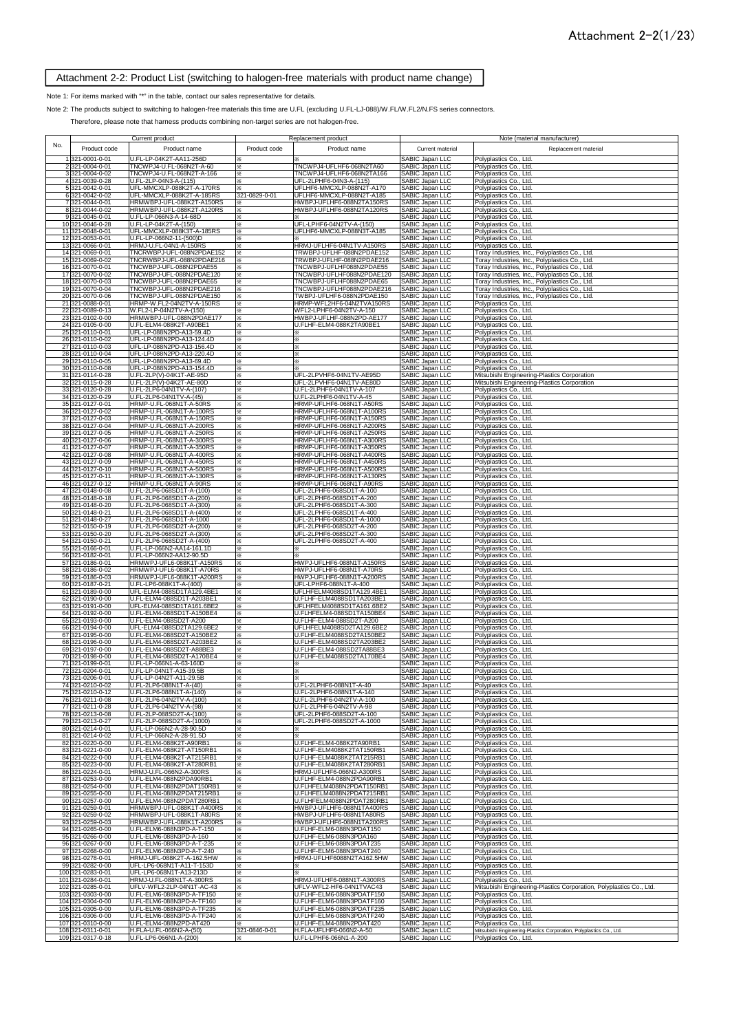Attachment 2-2(1/23)

# Attachment 2-2: Product List (switching to halogen-free materials with product name change)

Note 1: For items marked with "*" in the table, contact our sales representative for details.

Note 2: The products subject to switching to halogen-free materials this time are U.FL (excluding U.FL-LJ-088)/W.FL/W.FL2/N.FS series connectors.

Therefore, please note that harness products combining non-target series are not halogen-free.

| No. | Current product | | Replacement product | | Note (material manufacturer) | |
|---|---|---|---|---|---|---|
| | Product code | Product name | Product code | Product name | Current material | Replacement material |
| 1 | 321-0001-0-01 | U.FL-LP-04K2T-AA11-256D | ※ | ※ | SABIC Japan LLC | Polyplastics Co., Ltd. |
| 2 | 321-0004-0-01 | TNCWPJ4-U.FL-068N2T-A60 | ※ | TNCWPJ4-UFLHF6-068N2TA60 | SABIC Japan LLC | Polyplastics Co., Ltd. |
| 3 | 321-0004-0-02 | TNCWPJ4-U.FL-068N2T-A166 | ※ | TNCWPJ4-UFLHF6-068N2TA166 | SABIC Japan LLC | Polyplastics Co., Ltd. |
| 4 | 321-0039-0-28 | U.FL-2LP-04N3-A-(115) | ※ | UFL-2LPHF6-04N3-A-(115) | SABIC Japan LLC | Polyplastics Co., Ltd. |
| 5 | 321-0042-0-01 | UFL-MMCXLP-088K2T-A-170RS | ※ | UFLHF6-MMCXLP-088N2T-A170 | SABIC Japan LLC | Polyplastics Co., Ltd. |
| 6 | 321-0042-0-02 | UFL-MMCXLP-088K2T-A-185RS | 321-0829-0-01 | UFLHF6-MMCXLP-088N2T-A185 | SABIC Japan LLC | Polyplastics Co., Ltd. |
| 7 | 321-0044-0-01 | HRMWBPJ-UFL-088K2T-A150RS | ※ | HWBPJ-UFLHF6-088N2TA150RS | SABIC Japan LLC | Polyplastics Co., Ltd. |
| 8 | 321-0044-0-02 | HRMWBPJ-UFL-088K2T-A120RS | ※ | HWBPJ-UFLHF6-088N2TA120RS | SABIC Japan LLC | Polyplastics Co., Ltd. |
| 9 | 321-0045-0-01 | U.FL-LP-066N3-A-14-68D | ※ | ※ | SABIC Japan LLC | Polyplastics Co., Ltd. |
| 10 | 321-0046-0-28 | U.FL-LP-04K2T-A-(150) | ※ | UFL-LPHF6-04N2TV-A-(150) | SABIC Japan LLC | Polyplastics Co., Ltd. |
| 11 | 321-0048-0-01 | UFL-MMCXLP-088K3T-A-185RS | ※ | UFLHF6-MMCXLP-088N3T-A185 | SABIC Japan LLC | Polyplastics Co., Ltd. |
| 12 | 321-0053-0-01 | U.FL-LP-066N2-11-(500)D | ※ | ※ | SABIC Japan LLC | Polyplastics Co., Ltd. |
| 13 | 321-0066-0-01 | HRMJ-U.FL-04N1-A-150RS | ※ | HRMJ-UFLHF6-04N1TV-A150RS | SABIC Japan LLC | Polyplastics Co., Ltd. |
| 14 | 321-0069-0-01 | TNCRWBPJ-UFL-088N2PDAE152 | ※ | TRWBPJ-UFLHF-088N2PDAE152 | SABIC Japan LLC | Toray Industries, Inc., Polyplastics Co., Ltd. |
| 15 | 321-0069-0-02 | TNCRWBPJ-UFL-088N2PDAE216 | ※ | TRWBPJ-UFLHF-088N2PDAE216 | SABIC Japan LLC | Toray Industries, Inc., Polyplastics Co., Ltd. |
| 16 | 321-0070-0-01 | TNCWBPJ-UFL-088N2PDAE55 | ※ | TNCWBPJ-UFLHF088N2PDAE55 | SABIC Japan LLC | Toray Industries, Inc., Polyplastics Co., Ltd. |
| 17 | 321-0070-0-02 | TNCWBPJ-UFL-088N2PDAE120 | ※ | TNCWBPJ-UFLHF088N2PDAE120 | SABIC Japan LLC | Toray Industries, Inc., Polyplastics Co., Ltd. |
| 18 | 321-0070-0-03 | TNCWBPJ-UFL-088N2PDAE65 | ※ | TNCWBPJ-UFLHF088N2PDAE65 | SABIC Japan LLC | Toray Industries, Inc., Polyplastics Co., Ltd. |
| 19 | 321-0070-0-04 | TNCWBPJ-UFL-088N2PDAE216 | ※ | TNCWBPJ-UFLHF088N2PDAE216 | SABIC Japan LLC | Toray Industries, Inc., Polyplastics Co., Ltd. |
| 20 | 321-0070-0-06 | TNCWBPJ-UFL-088N2PDAE150 | ※ | TWBPJ-UFLHF6-088N2PDAE150 | SABIC Japan LLC | Toray Industries, Inc., Polyplastics Co., Ltd. |
| 21 | 321-0088-0-01 | HRMP-W.FL2-04N2TV-A-150RS | ※ | HRMP-WFL2HF6-04N2TVA150RS | SABIC Japan LLC | Polyplastics Co., Ltd. |
| 22 | 321-0089-0-13 | W.FL2-LP-04N2TV-A-(150) | ※ | WFL2-LPHF6-04N2TV-A-150 | SABIC Japan LLC | Polyplastics Co., Ltd. |
| 23 | 321-0102-0-00 | HRMWBPJ-UFL-088N2PDAE177 | ※ | HWBPJ-UFLHF-088N2PD-AE177 | SABIC Japan LLC | Polyplastics Co., Ltd. |
| 24 | 321-0105-0-00 | U.FL-ELM4-088K2T-A90BE1 | ※ | U.FLHF-ELM4-088K2TA90BE1 | SABIC Japan LLC | Polyplastics Co., Ltd. |
| 25 | 321-0110-0-01 | UFL-LP-088N2PD-A13-59.4D | ※ | ※ | SABIC Japan LLC | Polyplastics Co., Ltd. |
| 26 | 321-0110-0-02 | UFL-LP-088N2PD-A13-124.4D | ※ | ※ | SABIC Japan LLC | Polyplastics Co., Ltd. |
| 27 | 321-0110-0-03 | UFL-LP-088N2PD-A13-156.4D | ※ | ※ | SABIC Japan LLC | Polyplastics Co., Ltd. |
| 28 | 321-0110-0-04 | UFL-LP-088N2PD-A13-220.4D | ※ | ※ | SABIC Japan LLC | Polyplastics Co., Ltd. |
| 29 | 321-0110-0-05 | UFL-LP-088N2PD-A13-69.4D | ※ | ※ | SABIC Japan LLC | Polyplastics Co., Ltd. |
| 30 | 321-0110-0-08 | UFL-LP-088N2PD-A13-154.4D | ※ | ※ | SABIC Japan LLC | Polyplastics Co., Ltd. |
| 31 | 321-0114-0-28 | U.FL-2LP(V)-04K1T-AE-95D | ※ | UFL-2LPVHF6-04N1TV-AE95D | SABIC Japan LLC | Mitsubishi Engineering-Plastics Corporation |
| 32 | 321-0115-0-28 | U.FL-2LP(V)-04K2T-AE-80D | ※ | UFL-2LPVHF6-04N1TV-AE80D | SABIC Japan LLC | Mitsubishi Engineering-Plastics Corporation |
| 33 | 321-0120-0-28 | U.FL-2LP6-04N1TV-A-(107) | ※ | U.FL-2LPHF6-04N1TV-A-107 | SABIC Japan LLC | Polyplastics Co., Ltd. |
| 34 | 321-0120-0-29 | U.FL-2LP6-04N1TV-A-(45) | ※ | U.FL-2LPHF6-04N1TV-A-45 | SABIC Japan LLC | Polyplastics Co., Ltd. |
| 35 | 321-0127-0-01 | HRMP-U.FL-068N1T-A-50RS | ※ | HRMP-UFLHF6-068N1T-A50RS | SABIC Japan LLC | Polyplastics Co., Ltd. |
| 36 | 321-0127-0-02 | HRMP-U.FL-068N1T-A-100RS | ※ | HRMP-UFLHF6-068N1T-A100RS | SABIC Japan LLC | Polyplastics Co., Ltd. |
| 37 | 321-0127-0-03 | HRMP-U.FL-068N1T-A-150RS | ※ | HRMP-UFLHF6-068N1T-A150RS | SABIC Japan LLC | Polyplastics Co., Ltd. |
| 38 | 321-0127-0-04 | HRMP-U.FL-068N1T-A-200RS | ※ | HRMP-UFLHF6-068N1T-A200RS | SABIC Japan LLC | Polyplastics Co., Ltd. |
| 39 | 321-0127-0-05 | HRMP-U.FL-068N1T-A-250RS | ※ | HRMP-UFLHF6-068N1T-A250RS | SABIC Japan LLC | Polyplastics Co., Ltd. |
| 40 | 321-0127-0-06 | HRMP-U.FL-068N1T-A-300RS | ※ | HRMP-UFLHF6-068N1T-A300RS | SABIC Japan LLC | Polyplastics Co., Ltd. |
| 41 | 321-0127-0-07 | HRMP-U.FL-068N1T-A-350RS | ※ | HRMP-UFLHF6-068N1T-A350RS | SABIC Japan LLC | Polyplastics Co., Ltd. |
| 42 | 321-0127-0-08 | HRMP-U.FL-068N1T-A-400RS | ※ | HRMP-UFLHF6-068N1T-A400RS | SABIC Japan LLC | Polyplastics Co., Ltd. |
| 43 | 321-0127-0-09 | HRMP-U.FL-068N1T-A-450RS | ※ | HRMP-UFLHF6-068N1T-A450RS | SABIC Japan LLC | Polyplastics Co., Ltd. |
| 44 | 321-0127-0-10 | HRMP-U.FL-068N1T-A-500RS | ※ | HRMP-UFLHF6-068N1T-A500RS | SABIC Japan LLC | Polyplastics Co., Ltd. |
| 45 | 321-0127-0-11 | HRMP-U.FL-068N1T-A-130RS | ※ | HRMP-UFLHF6-068N1T-A130RS | SABIC Japan LLC | Polyplastics Co., Ltd. |
| 46 | 321-0127-0-12 | HRMP-U.FL-068N1T-A-90RS | ※ | HRMP-UFLHF6-068N1T-A90RS | SABIC Japan LLC | Polyplastics Co., Ltd. |
| 47 | 321-0148-0-08 | U.FL-2LP6-068SD1T-A-(100) | ※ | UFL-2LPHF6-068SD1T-A-100 | SABIC Japan LLC | Polyplastics Co., Ltd. |
| 48 | 321-0148-0-18 | U.FL-2LP6-068SD1T-A-(200) | ※ | UFL-2LPHF6-068SD1T-A-200 | SABIC Japan LLC | Polyplastics Co., Ltd. |
| 49 | 321-0148-0-20 | U.FL-2LP6-068SD1T-A-(300) | ※ | UFL-2LPHF6-068SD1T-A-300 | SABIC Japan LLC | Polyplastics Co., Ltd. |
| 50 | 321-0148-0-21 | U.FL-2LP6-068SD1T-A-(400) | ※ | UFL-2LPHF6-068SD1T-A-400 | SABIC Japan LLC | Polyplastics Co., Ltd. |
| 51 | 321-0148-0-27 | U.FL-2LP6-068SD1T-A-1000 | ※ | UFL-2LPHF6-068SD1T-A-1000 | SABIC Japan LLC | Polyplastics Co., Ltd. |
| 52 | 321-0150-0-19 | U.FL-2LP6-068SD2T-A-(200) | ※ | UFL-2LPHF6-068SD2T-A-200 | SABIC Japan LLC | Polyplastics Co., Ltd. |
| 53 | 321-0150-0-20 | U.FL-2LP6-068SD2T-A-(300) | ※ | UFL-2LPHF6-068SD2T-A-300 | SABIC Japan LLC | Polyplastics Co., Ltd. |
| 54 | 321-0150-0-21 | U.FL-2LP6-068SD2T-A-(400) | ※ | UFL-2LPHF6-068SD2T-A-400 | SABIC Japan LLC | Polyplastics Co., Ltd. |
| 55 | 321-0166-0-01 | U.FL-LP-066N2-AA14-161.1D | ※ | ※ | SABIC Japan LLC | Polyplastics Co., Ltd. |
| 56 | 321-0182-0-01 | U.FL-LP-066N2-AA12-90.5D | ※ | ※ | SABIC Japan LLC | Polyplastics Co., Ltd. |
| 57 | 321-0186-0-01 | HRMWPJ-UFL6-088K1T-A150RS | ※ | HWPJ-UFLHF6-088N1T-A150RS | SABIC Japan LLC | Polyplastics Co., Ltd. |
| 58 | 321-0186-0-02 | HRMWPJ-UFL6-088K1T-A70RS | ※ | HWPJ-UFLHF6-088N1T-A70RS | SABIC Japan LLC | Polyplastics Co., Ltd. |
| 59 | 321-0186-0-03 | HRMWPJ-UFL6-088K1T-A200RS | ※ | HWPJ-UFLHF6-088N1T-A200RS | SABIC Japan LLC | Polyplastics Co., Ltd. |
| 60 | 321-0187-0-21 | U.FL-LP6-088K1T-A-(400) | ※ | UFL-LPHF6-088N1T-A-400 | SABIC Japan LLC | Polyplastics Co., Ltd. |
| 61 | 321-0189-0-00 | UFL-ELM4-088SD1TA129.4BE1 | ※ | UFLHFELM4088SD1TA129.4BE1 | SABIC Japan LLC | Polyplastics Co., Ltd. |
| 62 | 321-0190-0-00 | U.FL-ELM4-088SD1T-A203BE1 | ※ | U.FLHF-ELM4088SD1TA203BE1 | SABIC Japan LLC | Polyplastics Co., Ltd. |
| 63 | 321-0191-0-00 | UFL-ELM4-088SD1TA161.6BE2 | ※ | UFLHFELM4088SD1TA161.6BE2 | SABIC Japan LLC | Polyplastics Co., Ltd. |
| 64 | 321-0192-0-00 | U.FL-ELM4-088SD1T-A150BE4 | ※ | U.FLHFELM4-088SD1TA150BE4 | SABIC Japan LLC | Polyplastics Co., Ltd. |
| 65 | 321-0193-0-00 | U.FL-ELM4-088SD2T-A200 | ※ | U.FLHF-ELM4-088SD2T-A200 | SABIC Japan LLC | Polyplastics Co., Ltd. |
| 66 | 321-0194-0-00 | UFL-ELM4-088SD2TA129.6BE2 | ※ | UFLHFELM4088SD2TA129.6BE2 | SABIC Japan LLC | Polyplastics Co., Ltd. |
| 67 | 321-0195-0-00 | U.FL-ELM4-088SD2T-A150BE2 | ※ | U.FLHF-ELM4088SD2TA150BE2 | SABIC Japan LLC | Polyplastics Co., Ltd. |
| 68 | 321-0196-0-00 | U.FL-ELM4-088SD2T-A203BE2 | ※ | U.FLHF-ELM4088SD2TA203BE2 | SABIC Japan LLC | Polyplastics Co., Ltd. |
| 69 | 321-0197-0-00 | U.FL-ELM4-088SD2T-A88BE3 | ※ | U.FLHF-ELM4-088SD2TA88BE3 | SABIC Japan LLC | Polyplastics Co., Ltd. |
| 70 | 321-0198-0-00 | U.FL-ELM4-088SD2T-A170BE4 | ※ | U.FLHF-ELM4088SD2TA170BE4 | SABIC Japan LLC | Polyplastics Co., Ltd. |
| 71 | 321-0199-0-01 | U.FL-LP-066N1-A-63-160D | ※ | ※ | SABIC Japan LLC | Polyplastics Co., Ltd. |
| 72 | 321-0204-0-01 | U.FL-LP-04N1T-A15-39.5B | ※ | ※ | SABIC Japan LLC | Polyplastics Co., Ltd. |
| 73 | 321-0206-0-01 | U.FL-LP-04N2T-A11-29.5B | ※ | ※ | SABIC Japan LLC | Polyplastics Co., Ltd. |
| 74 | 321-0210-0-02 | U.FL-2LP6-088N1T-A-(40) | ※ | U.FL-2LPHF6-088N1T-A-40 | SABIC Japan LLC | Polyplastics Co., Ltd. |
| 75 | 321-0210-0-12 | U.FL-2LP6-088N1T-A-(140) | ※ | U.FL-2LPHF6-088N1T-A-140 | SABIC Japan LLC | Polyplastics Co., Ltd. |
| 76 | 321-0211-0-08 | U.FL-2LP6-04N2TV-A-(100) | ※ | U.FL-2LPHF6-04N2TV-A-100 | SABIC Japan LLC | Polyplastics Co., Ltd. |
| 77 | 321-0211-0-28 | U.FL-2LP6-04N2TV-A-(98) | ※ | U.FL-2LPHF6-04N2TV-A-98 | SABIC Japan LLC | Polyplastics Co., Ltd. |
| 78 | 321-0213-0-08 | U.FL-2LP-088SD2T-A-(100) | ※ | UFL-2LPHF6-088SD2T-A-100 | SABIC Japan LLC | Polyplastics Co., Ltd. |
| 79 | 321-0213-0-27 | U.FL-2LP-088SD2T-A-(1000) | ※ | UFL-2LPHF6-088SD2T-A-1000 | SABIC Japan LLC | Polyplastics Co., Ltd. |
| 80 | 321-0214-0-01 | U.FL-LP-066N2-A-28-90.5D | ※ | ※ | SABIC Japan LLC | Polyplastics Co., Ltd. |
| 81 | 321-0214-0-02 | U.FL-LP-066N2-A-28-91.5D | ※ | ※ | SABIC Japan LLC | Polyplastics Co., Ltd. |
| 82 | 321-0220-0-00 | U.FL-ELM4-088K2T-A90RB1 | ※ | U.FLHF-ELM4-088K2TA90RB1 | SABIC Japan LLC | Polyplastics Co., Ltd. |
| 83 | 321-0221-0-00 | U.FL-ELM4-088K2T-AT150RB1 | ※ | U.FLHF-ELM4088K2TAT150RB1 | SABIC Japan LLC | Polyplastics Co., Ltd. |
| 84 | 321-0222-0-00 | U.FL-ELM4-088K2T-AT215RB1 | ※ | U.FLHF-ELM4088K2TAT215RB1 | SABIC Japan LLC | Polyplastics Co., Ltd. |
| 85 | 321-0223-0-00 | U.FL-ELM4-088K2T-AT280RB1 | ※ | U.FLHF-ELM4088K2TAT280RB1 | SABIC Japan LLC | Polyplastics Co., Ltd. |
| 86 | 321-0224-0-01 | HRMJ-U.FL-066N2-A-300RS | ※ | HRMJ-UFLHF6-066N2-A300RS | SABIC Japan LLC | Polyplastics Co., Ltd. |
| 87 | 321-0253-0-00 | U.FL-ELM4-088N2PDA90RB1 | ※ | U.FLHF-ELM4-088N2PDA90RB1 | SABIC Japan LLC | Polyplastics Co., Ltd. |
| 88 | 321-0254-0-00 | U.FL-ELM4-088N2PDAT150RB1 | ※ | U.FLHFELM4088N2PDAT150RB1 | SABIC Japan LLC | Polyplastics Co., Ltd. |
| 89 | 321-0255-0-00 | U.FL-ELM4-088N2PDAT215RB1 | ※ | U.FLHFELM4088N2PDAT215RB1 | SABIC Japan LLC | Polyplastics Co., Ltd. |
| 90 | 321-0257-0-00 | U.FL-ELM4-088N2PDAT280RB1 | ※ | U.FLHFELM4088N2PDAT280RB1 | SABIC Japan LLC | Polyplastics Co., Ltd. |
| 91 | 321-0259-0-01 | HRMWBPJ-UFL-088K1T-A400RS | ※ | HWBPJ-UFLHF6-088N1TA400RS | SABIC Japan LLC | Polyplastics Co., Ltd. |
| 92 | 321-0259-0-02 | HRMWBPJ-UFL-088K1T-A80RS | ※ | HWBPJ-UFLHF6-088N1TA80RS | SABIC Japan LLC | Polyplastics Co., Ltd. |
| 93 | 321-0259-0-03 | HRMWBPJ-UFL-088K1T-A200RS | ※ | HWBPJ-UFLHF6-088N1TA200RS | SABIC Japan LLC | Polyplastics Co., Ltd. |
| 94 | 321-0265-0-00 | U.FL-ELM6-088N3PD-A-T-150 | ※ | U.FLHF-ELM6-088N3PDAT150 | SABIC Japan LLC | Polyplastics Co., Ltd. |
| 95 | 321-0266-0-00 | U.FL-ELM6-088N3PD-A-160 | ※ | U.FLHF-ELM6-088N3PDA160 | SABIC Japan LLC | Polyplastics Co., Ltd. |
| 96 | 321-0267-0-00 | U.FL-ELM6-088N3PD-A-T-235 | ※ | U.FLHF-ELM6-088N3PDAT235 | SABIC Japan LLC | Polyplastics Co., Ltd. |
| 97 | 321-0268-0-00 | U.FL-ELM6-088N3PD-A-T-240 | ※ | U.FLHF-ELM6-088N3PDAT240 | SABIC Japan LLC | Polyplastics Co., Ltd. |
| 98 | 321-0278-0-01 | HRMJ-UFL-088K2T-A-162.5HW | ※ | HRMJ-UFLHF6088N2TA162.5HW | SABIC Japan LLC | Polyplastics Co., Ltd. |
| 99 | 321-0282-0-00 | UFL-LP6-068N1T-A11-T-153D | ※ | ※ | SABIC Japan LLC | Polyplastics Co., Ltd. |
| 100 | 321-0283-0-01 | UFL-LP6-068N1T-A13-213D | ※ | ※ | SABIC Japan LLC | Polyplastics Co., Ltd. |
| 101 | 321-0284-0-01 | HRMJ-U.FL-088N1T-A-300RS | ※ | HRMJ-UFLHF6-088N1T-A300RS | SABIC Japan LLC | Polyplastics Co., Ltd. |
| 102 | 321-0285-0-01 | UFLV-WFL2-2LP-04N1T-AC-43 | ※ | UFLV-WFL2-HF6-04N1TVAC43 | SABIC Japan LLC | Mitsubishi Engineering-Plastics Corporation, Polyplastics Co., Ltd. |
| 103 | 321-0303-0-00 | U.FL-ELM6-088N3PD-A-TF150 | ※ | U.FLHF-ELM6-088N3PDATF150 | SABIC Japan LLC | Polyplastics Co., Ltd. |
| 104 | 321-0304-0-00 | U.FL-ELM6-088N3PD-A-TF160 | ※ | U.FLHF-ELM6-088N3PDATF160 | SABIC Japan LLC | Polyplastics Co., Ltd. |
| 105 | 321-0305-0-00 | U.FL-ELM6-088N3PD-A-TF235 | ※ | U.FLHF-ELM6-088N3PDATF235 | SABIC Japan LLC | Polyplastics Co., Ltd. |
| 106 | 321-0306-0-00 | U.FL-ELM6-088N3PD-A-TF240 | ※ | U.FLHF-ELM6-088N3PDATF240 | SABIC Japan LLC | Polyplastics Co., Ltd. |
| 107 | 321-0310-0-00 | U.FL-ELM4-088N2PD-AT420 | ※ | U.FLHF-ELM4-088N2PDAT420 | SABIC Japan LLC | Polyplastics Co., Ltd. |
| 108 | 321-0311-0-01 | H.FLA-U.FL-066N2-A-(50) | 321-0846-0-01 | H.FLA-UFLHF6-066N2-A-50 | SABIC Japan LLC | Mitsubishi Engineering-Plastics Corporation, Polyplastics Co., Ltd. |
| 109 | 321-0317-0-18 | U.FL-LP6-066N1-A-(200) | ※ | U.FL-LPHF6-066N1-A-200 | SABIC Japan LLC | Polyplastics Co., Ltd. |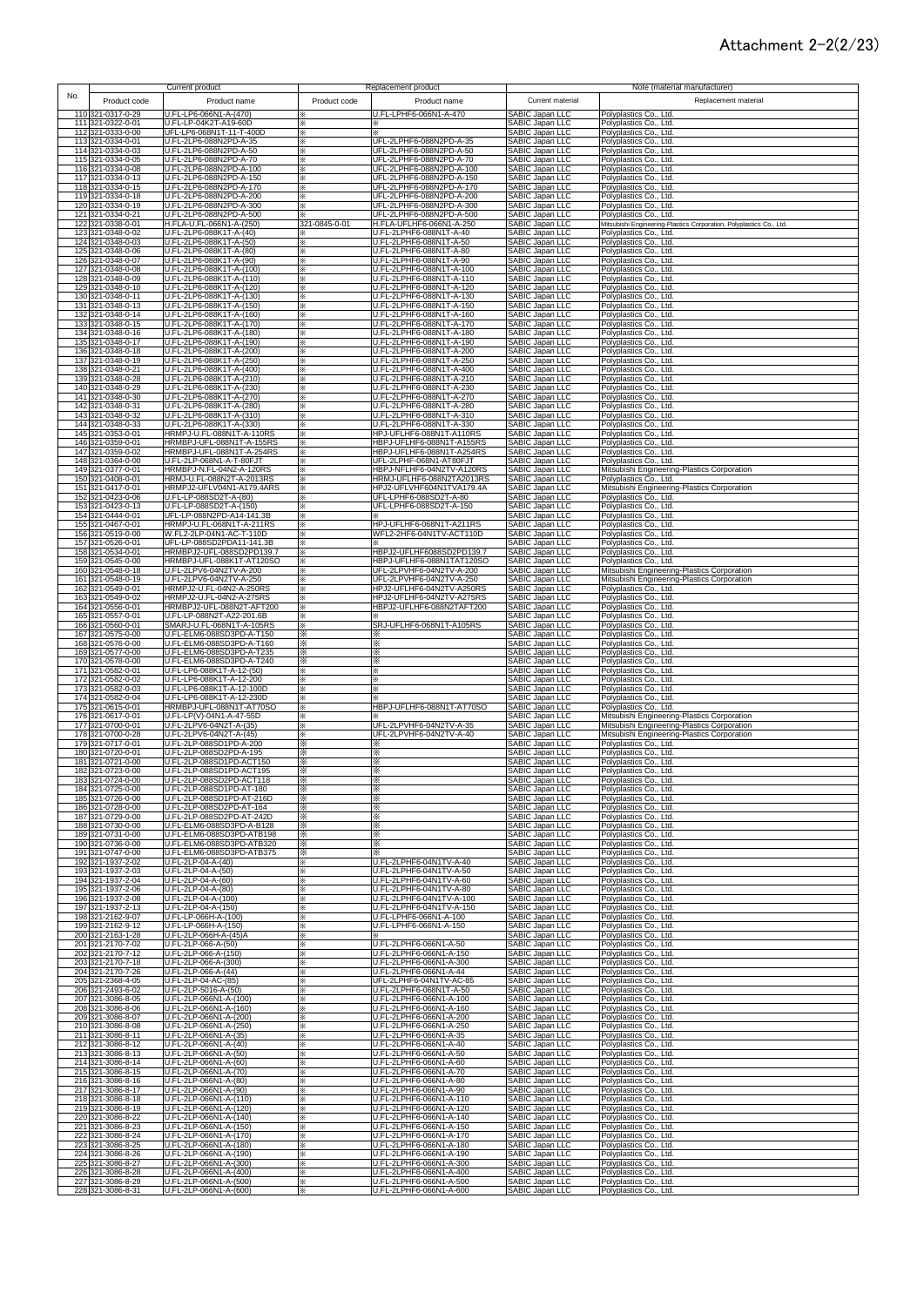# Attachment 2-2(2/23)

| No. | Current product | | Replacement product | | Note (material manufacturer) | |
|---|---|---|---|---|---|---|
| | Product code | Product name | Product code | Product name | Current material | Replacement material |
| 110 | 321-0317-0-29 | U.FL-LP6-066N1-A-(470) | ※ | U.FL-LPHF6-066N1-A-470 | SABIC Japan LLC | Polyplastics Co., Ltd. |
| 111 | 321-0322-0-01 | U.FL-LP-04K2T-A19-60D | ※ | ※ | SABIC Japan LLC | Polyplastics Co., Ltd. |
| 112 | 321-0333-0-00 | UFL-LP6-068N1T-11-T-400D | ※ | ※ | SABIC Japan LLC | Polyplastics Co., Ltd. |
| 113 | 321-0334-0-01 | U.FL-2LP6-088N2PD-A-35 | ※ | UFL-2LPHF6-088N2PD-A-35 | SABIC Japan LLC | Polyplastics Co., Ltd. |
| 114 | 321-0334-0-03 | U.FL-2LP6-088N2PD-A-50 | ※ | UFL-2LPHF6-088N2PD-A-50 | SABIC Japan LLC | Polyplastics Co., Ltd. |
| 115 | 321-0334-0-05 | U.FL-2LP6-088N2PD-A-70 | ※ | UFL-2LPHF6-088N2PD-A-70 | SABIC Japan LLC | Polyplastics Co., Ltd. |
| 116 | 321-0334-0-08 | U.FL-2LP6-088N2PD-A-100 | ※ | UFL-2LPHF6-088N2PD-A-100 | SABIC Japan LLC | Polyplastics Co., Ltd. |
| 117 | 321-0334-0-13 | U.FL-2LP6-088N2PD-A-150 | ※ | UFL-2LPHF6-088N2PD-A-150 | SABIC Japan LLC | Polyplastics Co., Ltd. |
| 118 | 321-0334-0-15 | U.FL-2LP6-088N2PD-A-170 | ※ | UFL-2LPHF6-088N2PD-A-170 | SABIC Japan LLC | Polyplastics Co., Ltd. |
| 119 | 321-0334-0-18 | U.FL-2LP6-088N2PD-A-200 | ※ | UFL-2LPHF6-088N2PD-A-200 | SABIC Japan LLC | Polyplastics Co., Ltd. |
| 120 | 321-0334-0-19 | U.FL-2LP6-088N2PD-A-300 | ※ | UFL-2LPHF6-088N2PD-A-300 | SABIC Japan LLC | Polyplastics Co., Ltd. |
| 121 | 321-0334-0-21 | U.FL-2LP6-088N2PD-A-500 | ※ | UFL-2LPHF6-088N2PD-A-500 | SABIC Japan LLC | Polyplastics Co., Ltd. |
| 122 | 321-0338-0-01 | H.FLA-U.FL-066N1-A-(250) | 321-0845-0-01 | H.FLA-UFLHF6-066N1-A-250 | SABIC Japan LLC | Mitsubishi Engineering-Plastics Corporation, Polyplastics Co., Ltd. |
| 123 | 321-0348-0-02 | U.FL-2LP6-088K1T-A-(40) | ※ | U.FL-2LPHF6-088N1T-A-40 | SABIC Japan LLC | Polyplastics Co., Ltd. |
| 124 | 321-0348-0-03 | U.FL-2LP6-088K1T-A-(50) | ※ | U.FL-2LPHF6-088N1T-A-50 | SABIC Japan LLC | Polyplastics Co., Ltd. |
| 125 | 321-0348-0-06 | U.FL-2LP6-088K1T-A-(80) | ※ | U.FL-2LPHF6-088N1T-A-80 | SABIC Japan LLC | Polyplastics Co., Ltd. |
| 126 | 321-0348-0-07 | U.FL-2LP6-088K1T-A-(90) | ※ | U.FL-2LPHF6-088N1T-A-90 | SABIC Japan LLC | Polyplastics Co., Ltd. |
| 127 | 321-0348-0-08 | U.FL-2LP6-088K1T-A-(100) | ※ | U.FL-2LPHF6-088N1T-A-100 | SABIC Japan LLC | Polyplastics Co., Ltd. |
| 128 | 321-0348-0-09 | U.FL-2LP6-088K1T-A-(110) | ※ | U.FL-2LPHF6-088N1T-A-110 | SABIC Japan LLC | Polyplastics Co., Ltd. |
| 129 | 321-0348-0-10 | U.FL-2LP6-088K1T-A-(120) | ※ | U.FL-2LPHF6-088N1T-A-120 | SABIC Japan LLC | Polyplastics Co., Ltd. |
| 130 | 321-0348-0-11 | U.FL-2LP6-088K1T-A-(130) | ※ | U.FL-2LPHF6-088N1T-A-130 | SABIC Japan LLC | Polyplastics Co., Ltd. |
| 131 | 321-0348-0-13 | U.FL-2LP6-088K1T-A-(150) | ※ | U.FL-2LPHF6-088N1T-A-150 | SABIC Japan LLC | Polyplastics Co., Ltd. |
| 132 | 321-0348-0-14 | U.FL-2LP6-088K1T-A-(160) | ※ | U.FL-2LPHF6-088N1T-A-160 | SABIC Japan LLC | Polyplastics Co., Ltd. |
| 133 | 321-0348-0-15 | U.FL-2LP6-088K1T-A-(170) | ※ | U.FL-2LPHF6-088N1T-A-170 | SABIC Japan LLC | Polyplastics Co., Ltd. |
| 134 | 321-0348-0-16 | U.FL-2LP6-088K1T-A-(180) | ※ | U.FL-2LPHF6-088N1T-A-180 | SABIC Japan LLC | Polyplastics Co., Ltd. |
| 135 | 321-0348-0-17 | U.FL-2LP6-088K1T-A-(190) | ※ | U.FL-2LPHF6-088N1T-A-190 | SABIC Japan LLC | Polyplastics Co., Ltd. |
| 136 | 321-0348-0-18 | U.FL-2LP6-088K1T-A-(200) | ※ | U.FL-2LPHF6-088N1T-A-200 | SABIC Japan LLC | Polyplastics Co., Ltd. |
| 137 | 321-0348-0-19 | U.FL-2LP6-088K1T-A-(250) | ※ | U.FL-2LPHF6-088N1T-A-250 | SABIC Japan LLC | Polyplastics Co., Ltd. |
| 138 | 321-0348-0-21 | U.FL-2LP6-088K1T-A-(400) | ※ | U.FL-2LPHF6-088N1T-A-400 | SABIC Japan LLC | Polyplastics Co., Ltd. |
| 139 | 321-0348-0-28 | U.FL-2LP6-088K1T-A-(210) | ※ | U.FL-2LPHF6-088N1T-A-210 | SABIC Japan LLC | Polyplastics Co., Ltd. |
| 140 | 321-0348-0-29 | U.FL-2LP6-088K1T-A-(230) | ※ | U.FL-2LPHF6-088N1T-A-230 | SABIC Japan LLC | Polyplastics Co., Ltd. |
| 141 | 321-0348-0-30 | U.FL-2LP6-088K1T-A-(270) | ※ | U.FL-2LPHF6-088N1T-A-270 | SABIC Japan LLC | Polyplastics Co., Ltd. |
| 142 | 321-0348-0-31 | U.FL-2LP6-088K1T-A-(280) | ※ | U.FL-2LPHF6-088N1T-A-280 | SABIC Japan LLC | Polyplastics Co., Ltd. |
| 143 | 321-0348-0-32 | U.FL-2LP6-088K1T-A-(310) | ※ | U.FL-2LPHF6-088N1T-A-310 | SABIC Japan LLC | Polyplastics Co., Ltd. |
| 144 | 321-0348-0-33 | U.FL-2LP6-088K1T-A-(330) | ※ | U.FL-2LPHF6-088N1T-A-330 | SABIC Japan LLC | Polyplastics Co., Ltd. |
| 145 | 321-0353-0-01 | HRMPJ-U.FL-088N1T-A-110RS | ※ | HPJ-UFLHF6-088N1T-A110RS | SABIC Japan LLC | Polyplastics Co., Ltd. |
| 146 | 321-0359-0-01 | HRMBPJ-UFL-088N1T-A-155RS | ※ | HBPJ-UFLHF6-088N1T-A155RS | SABIC Japan LLC | Polyplastics Co., Ltd. |
| 147 | 321-0359-0-02 | HRMBPJ-UFL-088N1T-A-254RS | ※ | HBPJ-UFLHF6-088N1T-A254RS | SABIC Japan LLC | Polyplastics Co., Ltd. |
| 148 | 321-0364-0-00 | U.FL-2LP-068N1-A-T-80FJT | ※ | UFL-2LPHF-068N1-AT80FJT | SABIC Japan LLC | Polyplastics Co., Ltd. |
| 149 | 321-0377-0-01 | HRMBPJ-N.FL-04N2-A-120RS | ※ | HBPJ-NFLHF6-04N2TV-A120RS | SABIC Japan LLC | Mitsubishi Engineering-Plastics Corporation |
| 150 | 321-0408-0-01 | HRMJ-U.FL-088N2T-A-2013RS | ※ | HRMJ-UFLHF6-088N2TA2013RS | SABIC Japan LLC | Polyplastics Co., Ltd. |
| 151 | 321-0417-0-01 | HRMPJ2-UFLV04N1-A179.4ARS | ※ | HPJ2-UFLVHF604N1TVA179.4A | SABIC Japan LLC | Mitsubishi Engineering-Plastics Corporation |
| 152 | 321-0423-0-06 | U.FL-LP-088SD2T-A-(80) | ※ | UFL-LPHF6-088SD2T-A-80 | SABIC Japan LLC | Polyplastics Co., Ltd. |
| 153 | 321-0423-0-13 | U.FL-LP-088SD2T-A-(150) | ※ | UFL-LPHF6-088SD2T-A-150 | SABIC Japan LLC | Polyplastics Co., Ltd. |
| 154 | 321-0444-0-01 | UFL-LP-088N2PD-A14-141.3B | ※ | ※ | SABIC Japan LLC | Polyplastics Co., Ltd. |
| 155 | 321-0467-0-01 | HRMPJ-U.FL-068N1T-A-211RS | ※ | HPJ-UFLHF6-068N1T-A211RS | SABIC Japan LLC | Polyplastics Co., Ltd. |
| 156 | 321-0519-0-00 | W.FL2-2LP-04N1-AC-T-110D | ※ | WFL2-2HF6-04N1TV-ACT110D | SABIC Japan LLC | Polyplastics Co., Ltd. |
| 157 | 321-0526-0-01 | UFL-LP-088SD2PDA11-141.3B | ※ | ※ | SABIC Japan LLC | Polyplastics Co., Ltd. |
| 158 | 321-0534-0-01 | HRMBPJ2-UFL-088SD2PD139.7 | ※ | HBPJ2-UFLHF6088SD2PD139.7 | SABIC Japan LLC | Polyplastics Co., Ltd. |
| 159 | 321-0545-0-00 | HRMBPJ-UFL-088K1T-AT120SO | ※ | HBPJ-UFLHF6-088N1TAT120SO | SABIC Japan LLC | Polyplastics Co., Ltd. |
| 160 | 321-0548-0-18 | U.FL-2LPV6-04N2TV-A-200 | ※ | UFL-2LPVHF6-04N2TV-A-200 | SABIC Japan LLC | Mitsubishi Engineering-Plastics Corporation |
| 161 | 321-0548-0-19 | U.FL-2LPV6-04N2TV-A-250 | ※ | UFL-2LPVHF6-04N2TV-A-250 | SABIC Japan LLC | Mitsubishi Engineering-Plastics Corporation |
| 162 | 321-0549-0-01 | HRMPJ2-U.FL-04N2-A-250RS | ※ | HPJ2-UFLHF6-04N2TV-A250RS | SABIC Japan LLC | Polyplastics Co., Ltd. |
| 163 | 321-0549-0-02 | HRMPJ2-U.FL-04N2-A-275RS | ※ | HPJ2-UFLHF6-04N2TV-A275RS | SABIC Japan LLC | Polyplastics Co., Ltd. |
| 164 | 321-0556-0-01 | HRMBPJ2-UFL-088N2T-AFT200 | ※ | HBPJ2-UFLHF6-088N2TAFT200 | SABIC Japan LLC | Polyplastics Co., Ltd. |
| 165 | 321-0557-0-01 | U.FL-LP-088N2T-A22-201.6B | ※ | ※ | SABIC Japan LLC | Polyplastics Co., Ltd. |
| 166 | 321-0560-0-01 | SMARJ-U.FL-068N1T-A-105RS | ※ | SRJ-UFLHF6-068N1T-A105RS | SABIC Japan LLC | Polyplastics Co., Ltd. |
| 167 | 321-0575-0-00 | U.FL-ELM6-088SD3PD-A-T150 | ※ | ※ | SABIC Japan LLC | Polyplastics Co., Ltd. |
| 168 | 321-0576-0-00 | U.FL-ELM6-088SD3PD-A-T160 | ※ | ※ | SABIC Japan LLC | Polyplastics Co., Ltd. |
| 169 | 321-0577-0-00 | U.FL-ELM6-088SD3PD-A-T235 | ※ | ※ | SABIC Japan LLC | Polyplastics Co., Ltd. |
| 170 | 321-0578-0-00 | U.FL-ELM6-088SD3PD-A-T240 | ※ | ※ | SABIC Japan LLC | Polyplastics Co., Ltd. |
| 171 | 321-0582-0-01 | U.FL-LP6-088K1T-A-12-(50) | ※ | ※ | SABIC Japan LLC | Polyplastics Co., Ltd. |
| 172 | 321-0582-0-02 | U.FL-LP6-088K1T-A-12-200 | ※ | ※ | SABIC Japan LLC | Polyplastics Co., Ltd. |
| 173 | 321-0582-0-03 | U.FL-LP6-088K1T-A-12-100D | ※ | ※ | SABIC Japan LLC | Polyplastics Co., Ltd. |
| 174 | 321-0582-0-04 | U.FL-LP6-088K1T-A-12-230D | ※ | ※ | SABIC Japan LLC | Polyplastics Co., Ltd. |
| 175 | 321-0615-0-01 | HRMBPJ-UFL-088N1T-AT70SO | ※ | HBPJ-UFLHF6-088N1T-AT70SO | SABIC Japan LLC | Polyplastics Co., Ltd. |
| 176 | 321-0617-0-01 | U.FL-LP(V)-04N1-A-47-55D | ※ | ※ | SABIC Japan LLC | Mitsubishi Engineering-Plastics Corporation |
| 177 | 321-0700-0-01 | U.FL-2LPV6-04N2T-A-(35) | ※ | UFL-2LPVHF6-04N2TV-A-35 | SABIC Japan LLC | Mitsubishi Engineering-Plastics Corporation |
| 178 | 321-0700-0-28 | U.FL-2LPV6-04N2T-A-(45) | ※ | UFL-2LPVHF6-04N2TV-A-40 | SABIC Japan LLC | Mitsubishi Engineering-Plastics Corporation |
| 179 | 321-0717-0-01 | U.FL-2LP-088SD1PD-A-200 | ※ | ※ | SABIC Japan LLC | Polyplastics Co., Ltd. |
| 180 | 321-0720-0-01 | U.FL-2LP-088SD2PD-A-195 | ※ | ※ | SABIC Japan LLC | Polyplastics Co., Ltd. |
| 181 | 321-0721-0-00 | U.FL-2LP-088SD1PD-ACT150 | ※ | ※ | SABIC Japan LLC | Polyplastics Co., Ltd. |
| 182 | 321-0723-0-00 | U.FL-2LP-088SD1PD-ACT195 | ※ | ※ | SABIC Japan LLC | Polyplastics Co., Ltd. |
| 183 | 321-0724-0-00 | U.FL-2LP-088SD2PD-ACT118 | ※ | ※ | SABIC Japan LLC | Polyplastics Co., Ltd. |
| 184 | 321-0725-0-00 | U.FL-2LP-088SD1PD-AT-180 | ※ | ※ | SABIC Japan LLC | Polyplastics Co., Ltd. |
| 185 | 321-0726-0-00 | U.FL-2LP-088SD1PD-AT-216D | ※ | ※ | SABIC Japan LLC | Polyplastics Co., Ltd. |
| 186 | 321-0728-0-00 | U.FL-2LP-088SD2PD-AT-164 | ※ | ※ | SABIC Japan LLC | Polyplastics Co., Ltd. |
| 187 | 321-0729-0-00 | U.FL-2LP-088SD2PD-AT-242D | ※ | ※ | SABIC Japan LLC | Polyplastics Co., Ltd. |
| 188 | 321-0730-0-00 | U.FL-ELM6-088SD3PD-A-B128 | ※ | ※ | SABIC Japan LLC | Polyplastics Co., Ltd. |
| 189 | 321-0731-0-00 | U.FL-ELM6-088SD3PD-ATB198 | ※ | ※ | SABIC Japan LLC | Polyplastics Co., Ltd. |
| 190 | 321-0736-0-00 | U.FL-ELM6-088SD3PD-ATB320 | ※ | ※ | SABIC Japan LLC | Polyplastics Co., Ltd. |
| 191 | 321-0747-0-00 | U.FL-ELM6-088SD3PD-ATB375 | ※ | ※ | SABIC Japan LLC | Polyplastics Co., Ltd. |
| 192 | 321-1937-2-02 | U.FL-2LP-04-A-(40) | ※ | U.FL-2LPHF6-04N1TV-A-40 | SABIC Japan LLC | Polyplastics Co., Ltd. |
| 193 | 321-1937-2-03 | U.FL-2LP-04-A-(50) | ※ | U.FL-2LPHF6-04N1TV-A-50 | SABIC Japan LLC | Polyplastics Co., Ltd. |
| 194 | 321-1937-2-04 | U.FL-2LP-04-A-(60) | ※ | U.FL-2LPHF6-04N1TV-A-60 | SABIC Japan LLC | Polyplastics Co., Ltd. |
| 195 | 321-1937-2-06 | U.FL-2LP-04-A-(80) | ※ | U.FL-2LPHF6-04N1TV-A-80 | SABIC Japan LLC | Polyplastics Co., Ltd. |
| 196 | 321-1937-2-08 | U.FL-2LP-04-A-(100) | ※ | U.FL-2LPHF6-04N1TV-A-100 | SABIC Japan LLC | Polyplastics Co., Ltd. |
| 197 | 321-1937-2-13 | U.FL-2LP-04-A-(150) | ※ | U.FL-2LPHF6-04N1TV-A-150 | SABIC Japan LLC | Polyplastics Co., Ltd. |
| 198 | 321-2162-9-07 | U.FL-LP-066H-A-(100) | ※ | U.FL-LPHF6-066N1-A-100 | SABIC Japan LLC | Polyplastics Co., Ltd. |
| 199 | 321-2162-9-12 | U.FL-LP-066H-A-(150) | ※ | U.FL-LPHF6-066N1-A-150 | SABIC Japan LLC | Polyplastics Co., Ltd. |
| 200 | 321-2163-1-28 | U.FL-2LP-066H-A-(45)A | ※ | ※ | SABIC Japan LLC | Polyplastics Co., Ltd. |
| 201 | 321-2170-7-02 | U.FL-2LP-066-A-(50) | ※ | U.FL-2LPHF6-066N1-A-50 | SABIC Japan LLC | Polyplastics Co., Ltd. |
| 202 | 321-2170-7-12 | U.FL-2LP-066-A-(150) | ※ | U.FL-2LPHF6-066N1-A-150 | SABIC Japan LLC | Polyplastics Co., Ltd. |
| 203 | 321-2170-7-18 | U.FL-2LP-066-A-(300) | ※ | U.FL-2LPHF6-066N1-A-300 | SABIC Japan LLC | Polyplastics Co., Ltd. |
| 204 | 321-2170-7-26 | U.FL-2LP-066-A-(44) | ※ | U.FL-2LPHF6-066N1-A-44 | SABIC Japan LLC | Polyplastics Co., Ltd. |
| 205 | 321-2368-4-05 | U.FL-2LP-04-AC-(85) | ※ | UFL-2LPHF6-04N1TV-AC-85 | SABIC Japan LLC | Polyplastics Co., Ltd. |
| 206 | 321-2493-6-02 | U.FL-2LP-5016-A-(50) | ※ | U.FL-2LPHF6-068N1T-A-50 | SABIC Japan LLC | Polyplastics Co., Ltd. |
| 207 | 321-3086-8-05 | U.FL-2LP-066N1-A-(100) | ※ | U.FL-2LPHF6-066N1-A-100 | SABIC Japan LLC | Polyplastics Co., Ltd. |
| 208 | 321-3086-8-06 | U.FL-2LP-066N1-A-(160) | ※ | U.FL-2LPHF6-066N1-A-160 | SABIC Japan LLC | Polyplastics Co., Ltd. |
| 209 | 321-3086-8-07 | U.FL-2LP-066N1-A-(200) | ※ | U.FL-2LPHF6-066N1-A-200 | SABIC Japan LLC | Polyplastics Co., Ltd. |
| 210 | 321-3086-8-08 | U.FL-2LP-066N1-A-(250) | ※ | U.FL-2LPHF6-066N1-A-250 | SABIC Japan LLC | Polyplastics Co., Ltd. |
| 211 | 321-3086-8-11 | U.FL-2LP-066N1-A-(35) | ※ | U.FL-2LPHF6-066N1-A-35 | SABIC Japan LLC | Polyplastics Co., Ltd. |
| 212 | 321-3086-8-12 | U.FL-2LP-066N1-A-(40) | ※ | U.FL-2LPHF6-066N1-A-40 | SABIC Japan LLC | Polyplastics Co., Ltd. |
| 213 | 321-3086-8-13 | U.FL-2LP-066N1-A-(50) | ※ | U.FL-2LPHF6-066N1-A-50 | SABIC Japan LLC | Polyplastics Co., Ltd. |
| 214 | 321-3086-8-14 | U.FL-2LP-066N1-A-(60) | ※ | U.FL-2LPHF6-066N1-A-60 | SABIC Japan LLC | Polyplastics Co., Ltd. |
| 215 | 321-3086-8-15 | U.FL-2LP-066N1-A-(70) | ※ | U.FL-2LPHF6-066N1-A-70 | SABIC Japan LLC | Polyplastics Co., Ltd. |
| 216 | 321-3086-8-16 | U.FL-2LP-066N1-A-(80) | ※ | U.FL-2LPHF6-066N1-A-80 | SABIC Japan LLC | Polyplastics Co., Ltd. |
| 217 | 321-3086-8-17 | U.FL-2LP-066N1-A-(90) | ※ | U.FL-2LPHF6-066N1-A-90 | SABIC Japan LLC | Polyplastics Co., Ltd. |
| 218 | 321-3086-8-18 | U.FL-2LP-066N1-A-(110) | ※ | U.FL-2LPHF6-066N1-A-110 | SABIC Japan LLC | Polyplastics Co., Ltd. |
| 219 | 321-3086-8-19 | U.FL-2LP-066N1-A-(120) | ※ | U.FL-2LPHF6-066N1-A-120 | SABIC Japan LLC | Polyplastics Co., Ltd. |
| 220 | 321-3086-8-22 | U.FL-2LP-066N1-A-(140) | ※ | U.FL-2LPHF6-066N1-A-140 | SABIC Japan LLC | Polyplastics Co., Ltd. |
| 221 | 321-3086-8-23 | U.FL-2LP-066N1-A-(150) | ※ | U.FL-2LPHF6-066N1-A-150 | SABIC Japan LLC | Polyplastics Co., Ltd. |
| 222 | 321-3086-8-24 | U.FL-2LP-066N1-A-(170) | ※ | U.FL-2LPHF6-066N1-A-170 | SABIC Japan LLC | Polyplastics Co., Ltd. |
| 223 | 321-3086-8-25 | U.FL-2LP-066N1-A-(180) | ※ | U.FL-2LPHF6-066N1-A-180 | SABIC Japan LLC | Polyplastics Co., Ltd. |
| 224 | 321-3086-8-26 | U.FL-2LP-066N1-A-(190) | ※ | U.FL-2LPHF6-066N1-A-190 | SABIC Japan LLC | Polyplastics Co., Ltd. |
| 225 | 321-3086-8-27 | U.FL-2LP-066N1-A-(300) | ※ | U.FL-2LPHF6-066N1-A-300 | SABIC Japan LLC | Polyplastics Co., Ltd. |
| 226 | 321-3086-8-28 | U.FL-2LP-066N1-A-(400) | ※ | U.FL-2LPHF6-066N1-A-400 | SABIC Japan LLC | Polyplastics Co., Ltd. |
| 227 | 321-3086-8-29 | U.FL-2LP-066N1-A-(500) | ※ | U.FL-2LPHF6-066N1-A-500 | SABIC Japan LLC | Polyplastics Co., Ltd. |
| 228 | 321-3086-8-31 | U.FL-2LP-066N1-A-(600) | ※ | U.FL-2LPHF6-066N1-A-600 | SABIC Japan LLC | Polyplastics Co., Ltd. |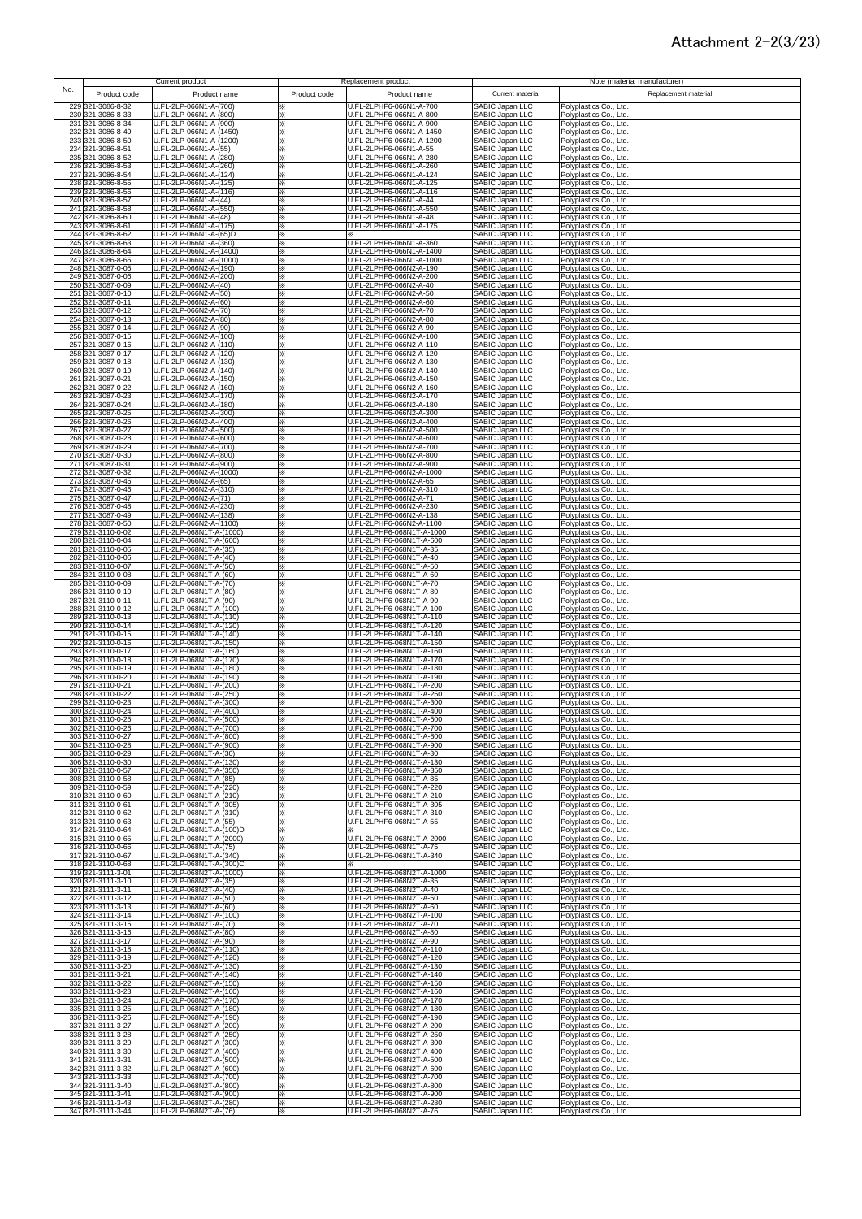# Attachment 2-2(3/23)

| No. | Current product | | Replacement product | | Note (material manufacturer) | |
|---|---|---|---|---|---|---|
| | Product code | Product name | Product code | Product name | Current material | Replacement material |
| 229 | 321-3086-8-32 | U.FL-2LP-066N1-A-(700) | ※ | U.FL-2LPHF6-066N1-A-700 | SABIC Japan LLC | Polyplastics Co., Ltd. |
| 230 | 321-3086-8-33 | U.FL-2LP-066N1-A-(800) | ※ | U.FL-2LPHF6-066N1-A-800 | SABIC Japan LLC | Polyplastics Co., Ltd. |
| 231 | 321-3086-8-34 | U.FL-2LP-066N1-A-(900) | ※ | U.FL-2LPHF6-066N1-A-900 | SABIC Japan LLC | Polyplastics Co., Ltd. |
| 232 | 321-3086-8-49 | U.FL-2LP-066N1-A-(1450) | ※ | U.FL-2LPHF6-066N1-A-1450 | SABIC Japan LLC | Polyplastics Co., Ltd. |
| 233 | 321-3086-8-50 | U.FL-2LP-066N1-A-(1200) | ※ | U.FL-2LPHF6-066N1-A-1200 | SABIC Japan LLC | Polyplastics Co., Ltd. |
| 234 | 321-3086-8-51 | U.FL-2LP-066N1-A-(55) | ※ | U.FL-2LPHF6-066N1-A-55 | SABIC Japan LLC | Polyplastics Co., Ltd. |
| 235 | 321-3086-8-52 | U.FL-2LP-066N1-A-(280) | ※ | U.FL-2LPHF6-066N1-A-280 | SABIC Japan LLC | Polyplastics Co., Ltd. |
| 236 | 321-3086-8-53 | U.FL-2LP-066N1-A-(260) | ※ | U.FL-2LPHF6-066N1-A-260 | SABIC Japan LLC | Polyplastics Co., Ltd. |
| 237 | 321-3086-8-54 | U.FL-2LP-066N1-A-(124) | ※ | U.FL-2LPHF6-066N1-A-124 | SABIC Japan LLC | Polyplastics Co., Ltd. |
| 238 | 321-3086-8-55 | U.FL-2LP-066N1-A-(125) | ※ | U.FL-2LPHF6-066N1-A-125 | SABIC Japan LLC | Polyplastics Co., Ltd. |
| 239 | 321-3086-8-56 | U.FL-2LP-066N1-A-(116) | ※ | U.FL-2LPHF6-066N1-A-116 | SABIC Japan LLC | Polyplastics Co., Ltd. |
| 240 | 321-3086-8-57 | U.FL-2LP-066N1-A-(44) | ※ | U.FL-2LPHF6-066N1-A-44 | SABIC Japan LLC | Polyplastics Co., Ltd. |
| 241 | 321-3086-8-58 | U.FL-2LP-066N1-A-(550) | ※ | U.FL-2LPHF6-066N1-A-550 | SABIC Japan LLC | Polyplastics Co., Ltd. |
| 242 | 321-3086-8-60 | U.FL-2LP-066N1-A-(48) | ※ | U.FL-2LPHF6-066N1-A-48 | SABIC Japan LLC | Polyplastics Co., Ltd. |
| 243 | 321-3086-8-61 | U.FL-2LP-066N1-A-(175) | ※ | U.FL-2LPHF6-066N1-A-175 | SABIC Japan LLC | Polyplastics Co., Ltd. |
| 244 | 321-3086-8-62 | U.FL-2LP-066N1-A-(65)D | ※ | ※ | SABIC Japan LLC | Polyplastics Co., Ltd. |
| 245 | 321-3086-8-63 | U.FL-2LP-066N1-A-(360) | ※ | U.FL-2LPHF6-066N1-A-360 | SABIC Japan LLC | Polyplastics Co., Ltd. |
| 246 | 321-3086-8-64 | U.FL-2LP-066N1-A-(1400) | ※ | U.FL-2LPHF6-066N1-A-1400 | SABIC Japan LLC | Polyplastics Co., Ltd. |
| 247 | 321-3086-8-65 | U.FL-2LP-066N1-A-(1000) | ※ | U.FL-2LPHF6-066N1-A-1000 | SABIC Japan LLC | Polyplastics Co., Ltd. |
| 248 | 321-3087-0-05 | U.FL-2LP-066N2-A-(190) | ※ | U.FL-2LPHF6-066N2-A-190 | SABIC Japan LLC | Polyplastics Co., Ltd. |
| 249 | 321-3087-0-06 | U.FL-2LP-066N2-A-(200) | ※ | U.FL-2LPHF6-066N2-A-200 | SABIC Japan LLC | Polyplastics Co., Ltd. |
| 250 | 321-3087-0-09 | U.FL-2LP-066N2-A-(40) | ※ | U.FL-2LPHF6-066N2-A-40 | SABIC Japan LLC | Polyplastics Co., Ltd. |
| 251 | 321-3087-0-10 | U.FL-2LP-066N2-A-(50) | ※ | U.FL-2LPHF6-066N2-A-50 | SABIC Japan LLC | Polyplastics Co., Ltd. |
| 252 | 321-3087-0-11 | U.FL-2LP-066N2-A-(60) | ※ | U.FL-2LPHF6-066N2-A-60 | SABIC Japan LLC | Polyplastics Co., Ltd. |
| 253 | 321-3087-0-12 | U.FL-2LP-066N2-A-(70) | ※ | U.FL-2LPHF6-066N2-A-70 | SABIC Japan LLC | Polyplastics Co., Ltd. |
| 254 | 321-3087-0-13 | U.FL-2LP-066N2-A-(80) | ※ | U.FL-2LPHF6-066N2-A-80 | SABIC Japan LLC | Polyplastics Co., Ltd. |
| 255 | 321-3087-0-14 | U.FL-2LP-066N2-A-(90) | ※ | U.FL-2LPHF6-066N2-A-90 | SABIC Japan LLC | Polyplastics Co., Ltd. |
| 256 | 321-3087-0-15 | U.FL-2LP-066N2-A-(100) | ※ | U.FL-2LPHF6-066N2-A-100 | SABIC Japan LLC | Polyplastics Co., Ltd. |
| 257 | 321-3087-0-16 | U.FL-2LP-066N2-A-(110) | ※ | U.FL-2LPHF6-066N2-A-110 | SABIC Japan LLC | Polyplastics Co., Ltd. |
| 258 | 321-3087-0-17 | U.FL-2LP-066N2-A-(120) | ※ | U.FL-2LPHF6-066N2-A-120 | SABIC Japan LLC | Polyplastics Co., Ltd. |
| 259 | 321-3087-0-18 | U.FL-2LP-066N2-A-(130) | ※ | U.FL-2LPHF6-066N2-A-130 | SABIC Japan LLC | Polyplastics Co., Ltd. |
| 260 | 321-3087-0-19 | U.FL-2LP-066N2-A-(140) | ※ | U.FL-2LPHF6-066N2-A-140 | SABIC Japan LLC | Polyplastics Co., Ltd. |
| 261 | 321-3087-0-21 | U.FL-2LP-066N2-A-(150) | ※ | U.FL-2LPHF6-066N2-A-150 | SABIC Japan LLC | Polyplastics Co., Ltd. |
| 262 | 321-3087-0-22 | U.FL-2LP-066N2-A-(160) | ※ | U.FL-2LPHF6-066N2-A-160 | SABIC Japan LLC | Polyplastics Co., Ltd. |
| 263 | 321-3087-0-23 | U.FL-2LP-066N2-A-(170) | ※ | U.FL-2LPHF6-066N2-A-170 | SABIC Japan LLC | Polyplastics Co., Ltd. |
| 264 | 321-3087-0-24 | U.FL-2LP-066N2-A-(180) | ※ | U.FL-2LPHF6-066N2-A-180 | SABIC Japan LLC | Polyplastics Co., Ltd. |
| 265 | 321-3087-0-25 | U.FL-2LP-066N2-A-(300) | ※ | U.FL-2LPHF6-066N2-A-300 | SABIC Japan LLC | Polyplastics Co., Ltd. |
| 266 | 321-3087-0-26 | U.FL-2LP-066N2-A-(400) | ※ | U.FL-2LPHF6-066N2-A-400 | SABIC Japan LLC | Polyplastics Co., Ltd. |
| 267 | 321-3087-0-27 | U.FL-2LP-066N2-A-(500) | ※ | U.FL-2LPHF6-066N2-A-500 | SABIC Japan LLC | Polyplastics Co., Ltd. |
| 268 | 321-3087-0-28 | U.FL-2LP-066N2-A-(600) | ※ | U.FL-2LPHF6-066N2-A-600 | SABIC Japan LLC | Polyplastics Co., Ltd. |
| 269 | 321-3087-0-29 | U.FL-2LP-066N2-A-(700) | ※ | U.FL-2LPHF6-066N2-A-700 | SABIC Japan LLC | Polyplastics Co., Ltd. |
| 270 | 321-3087-0-30 | U.FL-2LP-066N2-A-(800) | ※ | U.FL-2LPHF6-066N2-A-800 | SABIC Japan LLC | Polyplastics Co., Ltd. |
| 271 | 321-3087-0-31 | U.FL-2LP-066N2-A-(900) | ※ | U.FL-2LPHF6-066N2-A-900 | SABIC Japan LLC | Polyplastics Co., Ltd. |
| 272 | 321-3087-0-32 | U.FL-2LP-066N2-A-(1000) | ※ | U.FL-2LPHF6-066N2-A-1000 | SABIC Japan LLC | Polyplastics Co., Ltd. |
| 273 | 321-3087-0-45 | U.FL-2LP-066N2-A-(65) | ※ | U.FL-2LPHF6-066N2-A-65 | SABIC Japan LLC | Polyplastics Co., Ltd. |
| 274 | 321-3087-0-46 | U.FL-2LP-066N2-A-(310) | ※ | U.FL-2LPHF6-066N2-A-310 | SABIC Japan LLC | Polyplastics Co., Ltd. |
| 275 | 321-3087-0-47 | U.FL-2LP-066N2-A-(71) | ※ | U.FL-2LPHF6-066N2-A-71 | SABIC Japan LLC | Polyplastics Co., Ltd. |
| 276 | 321-3087-0-48 | U.FL-2LP-066N2-A-(230) | ※ | U.FL-2LPHF6-066N2-A-230 | SABIC Japan LLC | Polyplastics Co., Ltd. |
| 277 | 321-3087-0-49 | U.FL-2LP-066N2-A-(138) | ※ | U.FL-2LPHF6-066N2-A-138 | SABIC Japan LLC | Polyplastics Co., Ltd. |
| 278 | 321-3087-0-50 | U.FL-2LP-066N2-A-(1100) | ※ | U.FL-2LPHF6-066N2-A-1100 | SABIC Japan LLC | Polyplastics Co., Ltd. |
| 279 | 321-3110-0-02 | U.FL-2LP-068N1T-A-(1000) | ※ | U.FL-2LPHF6-068N1T-A-1000 | SABIC Japan LLC | Polyplastics Co., Ltd. |
| 280 | 321-3110-0-04 | U.FL-2LP-068N1T-A-(600) | ※ | U.FL-2LPHF6-068N1T-A-600 | SABIC Japan LLC | Polyplastics Co., Ltd. |
| 281 | 321-3110-0-05 | U.FL-2LP-068N1T-A-(35) | ※ | U.FL-2LPHF6-068N1T-A-35 | SABIC Japan LLC | Polyplastics Co., Ltd. |
| 282 | 321-3110-0-06 | U.FL-2LP-068N1T-A-(40) | ※ | U.FL-2LPHF6-068N1T-A-40 | SABIC Japan LLC | Polyplastics Co., Ltd. |
| 283 | 321-3110-0-07 | U.FL-2LP-068N1T-A-(50) | ※ | U.FL-2LPHF6-068N1T-A-50 | SABIC Japan LLC | Polyplastics Co., Ltd. |
| 284 | 321-3110-0-08 | U.FL-2LP-068N1T-A-(60) | ※ | U.FL-2LPHF6-068N1T-A-60 | SABIC Japan LLC | Polyplastics Co., Ltd. |
| 285 | 321-3110-0-09 | U.FL-2LP-068N1T-A-(70) | ※ | U.FL-2LPHF6-068N1T-A-70 | SABIC Japan LLC | Polyplastics Co., Ltd. |
| 286 | 321-3110-0-10 | U.FL-2LP-068N1T-A-(80) | ※ | U.FL-2LPHF6-068N1T-A-80 | SABIC Japan LLC | Polyplastics Co., Ltd. |
| 287 | 321-3110-0-11 | U.FL-2LP-068N1T-A-(90) | ※ | U.FL-2LPHF6-068N1T-A-90 | SABIC Japan LLC | Polyplastics Co., Ltd. |
| 288 | 321-3110-0-12 | U.FL-2LP-068N1T-A-(100) | ※ | U.FL-2LPHF6-068N1T-A-100 | SABIC Japan LLC | Polyplastics Co., Ltd. |
| 289 | 321-3110-0-13 | U.FL-2LP-068N1T-A-(110) | ※ | U.FL-2LPHF6-068N1T-A-110 | SABIC Japan LLC | Polyplastics Co., Ltd. |
| 290 | 321-3110-0-14 | U.FL-2LP-068N1T-A-(120) | ※ | U.FL-2LPHF6-068N1T-A-120 | SABIC Japan LLC | Polyplastics Co., Ltd. |
| 291 | 321-3110-0-15 | U.FL-2LP-068N1T-A-(140) | ※ | U.FL-2LPHF6-068N1T-A-140 | SABIC Japan LLC | Polyplastics Co., Ltd. |
| 292 | 321-3110-0-16 | U.FL-2LP-068N1T-A-(150) | ※ | U.FL-2LPHF6-068N1T-A-150 | SABIC Japan LLC | Polyplastics Co., Ltd. |
| 293 | 321-3110-0-17 | U.FL-2LP-068N1T-A-(160) | ※ | U.FL-2LPHF6-068N1T-A-160 | SABIC Japan LLC | Polyplastics Co., Ltd. |
| 294 | 321-3110-0-18 | U.FL-2LP-068N1T-A-(170) | ※ | U.FL-2LPHF6-068N1T-A-170 | SABIC Japan LLC | Polyplastics Co., Ltd. |
| 295 | 321-3110-0-19 | U.FL-2LP-068N1T-A-(180) | ※ | U.FL-2LPHF6-068N1T-A-180 | SABIC Japan LLC | Polyplastics Co., Ltd. |
| 296 | 321-3110-0-20 | U.FL-2LP-068N1T-A-(190) | ※ | U.FL-2LPHF6-068N1T-A-190 | SABIC Japan LLC | Polyplastics Co., Ltd. |
| 297 | 321-3110-0-21 | U.FL-2LP-068N1T-A-(200) | ※ | U.FL-2LPHF6-068N1T-A-200 | SABIC Japan LLC | Polyplastics Co., Ltd. |
| 298 | 321-3110-0-22 | U.FL-2LP-068N1T-A-(250) | ※ | U.FL-2LPHF6-068N1T-A-250 | SABIC Japan LLC | Polyplastics Co., Ltd. |
| 299 | 321-3110-0-23 | U.FL-2LP-068N1T-A-(300) | ※ | U.FL-2LPHF6-068N1T-A-300 | SABIC Japan LLC | Polyplastics Co., Ltd. |
| 300 | 321-3110-0-24 | U.FL-2LP-068N1T-A-(400) | ※ | U.FL-2LPHF6-068N1T-A-400 | SABIC Japan LLC | Polyplastics Co., Ltd. |
| 301 | 321-3110-0-25 | U.FL-2LP-068N1T-A-(500) | ※ | U.FL-2LPHF6-068N1T-A-500 | SABIC Japan LLC | Polyplastics Co., Ltd. |
| 302 | 321-3110-0-26 | U.FL-2LP-068N1T-A-(700) | ※ | U.FL-2LPHF6-068N1T-A-700 | SABIC Japan LLC | Polyplastics Co., Ltd. |
| 303 | 321-3110-0-27 | U.FL-2LP-068N1T-A-(800) | ※ | U.FL-2LPHF6-068N1T-A-800 | SABIC Japan LLC | Polyplastics Co., Ltd. |
| 304 | 321-3110-0-28 | U.FL-2LP-068N1T-A-(900) | ※ | U.FL-2LPHF6-068N1T-A-900 | SABIC Japan LLC | Polyplastics Co., Ltd. |
| 305 | 321-3110-0-29 | U.FL-2LP-068N1T-A-(30) | ※ | U.FL-2LPHF6-068N1T-A-30 | SABIC Japan LLC | Polyplastics Co., Ltd. |
| 306 | 321-3110-0-30 | U.FL-2LP-068N1T-A-(130) | ※ | U.FL-2LPHF6-068N1T-A-130 | SABIC Japan LLC | Polyplastics Co., Ltd. |
| 307 | 321-3110-0-57 | U.FL-2LP-068N1T-A-(350) | ※ | U.FL-2LPHF6-068N1T-A-350 | SABIC Japan LLC | Polyplastics Co., Ltd. |
| 308 | 321-3110-0-58 | U.FL-2LP-068N1T-A-(85) | ※ | U.FL-2LPHF6-068N1T-A-85 | SABIC Japan LLC | Polyplastics Co., Ltd. |
| 309 | 321-3110-0-59 | U.FL-2LP-068N1T-A-(220) | ※ | U.FL-2LPHF6-068N1T-A-220 | SABIC Japan LLC | Polyplastics Co., Ltd. |
| 310 | 321-3110-0-60 | U.FL-2LP-068N1T-A-(210) | ※ | U.FL-2LPHF6-068N1T-A-210 | SABIC Japan LLC | Polyplastics Co., Ltd. |
| 311 | 321-3110-0-61 | U.FL-2LP-068N1T-A-(305) | ※ | U.FL-2LPHF6-068N1T-A-305 | SABIC Japan LLC | Polyplastics Co., Ltd. |
| 312 | 321-3110-0-62 | U.FL-2LP-068N1T-A-(310) | ※ | U.FL-2LPHF6-068N1T-A-310 | SABIC Japan LLC | Polyplastics Co., Ltd. |
| 313 | 321-3110-0-63 | U.FL-2LP-068N1T-A-(55) | ※ | U.FL-2LPHF6-068N1T-A-55 | SABIC Japan LLC | Polyplastics Co., Ltd. |
| 314 | 321-3110-0-64 | U.FL-2LP-068N1T-A-(100)D | ※ | ※ | SABIC Japan LLC | Polyplastics Co., Ltd. |
| 315 | 321-3110-0-65 | U.FL-2LP-068N1T-A-(2000) | ※ | U.FL-2LPHF6-068N1T-A-2000 | SABIC Japan LLC | Polyplastics Co., Ltd. |
| 316 | 321-3110-0-66 | U.FL-2LP-068N1T-A-(75) | ※ | U.FL-2LPHF6-068N1T-A-75 | SABIC Japan LLC | Polyplastics Co., Ltd. |
| 317 | 321-3110-0-67 | U.FL-2LP-068N1T-A-(340) | ※ | U.FL-2LPHF6-068N1T-A-340 | SABIC Japan LLC | Polyplastics Co., Ltd. |
| 318 | 321-3110-0-68 | U.FL-2LP-068N1T-A-(300)C | ※ | ※ | SABIC Japan LLC | Polyplastics Co., Ltd. |
| 319 | 321-3111-3-01 | U.FL-2LP-068N2T-A-(1000) | ※ | U.FL-2LPHF6-068N2T-A-1000 | SABIC Japan LLC | Polyplastics Co., Ltd. |
| 320 | 321-3111-3-10 | U.FL-2LP-068N2T-A-(35) | ※ | U.FL-2LPHF6-068N2T-A-35 | SABIC Japan LLC | Polyplastics Co., Ltd. |
| 321 | 321-3111-3-11 | U.FL-2LP-068N2T-A-(40) | ※ | U.FL-2LPHF6-068N2T-A-40 | SABIC Japan LLC | Polyplastics Co., Ltd. |
| 322 | 321-3111-3-12 | U.FL-2LP-068N2T-A-(50) | ※ | U.FL-2LPHF6-068N2T-A-50 | SABIC Japan LLC | Polyplastics Co., Ltd. |
| 323 | 321-3111-3-13 | U.FL-2LP-068N2T-A-(60) | ※ | U.FL-2LPHF6-068N2T-A-60 | SABIC Japan LLC | Polyplastics Co., Ltd. |
| 324 | 321-3111-3-14 | U.FL-2LP-068N2T-A-(100) | ※ | U.FL-2LPHF6-068N2T-A-100 | SABIC Japan LLC | Polyplastics Co., Ltd. |
| 325 | 321-3111-3-15 | U.FL-2LP-068N2T-A-(70) | ※ | U.FL-2LPHF6-068N2T-A-70 | SABIC Japan LLC | Polyplastics Co., Ltd. |
| 326 | 321-3111-3-16 | U.FL-2LP-068N2T-A-(80) | ※ | U.FL-2LPHF6-068N2T-A-80 | SABIC Japan LLC | Polyplastics Co., Ltd. |
| 327 | 321-3111-3-17 | U.FL-2LP-068N2T-A-(90) | ※ | U.FL-2LPHF6-068N2T-A-90 | SABIC Japan LLC | Polyplastics Co., Ltd. |
| 328 | 321-3111-3-18 | U.FL-2LP-068N2T-A-(110) | ※ | U.FL-2LPHF6-068N2T-A-110 | SABIC Japan LLC | Polyplastics Co., Ltd. |
| 329 | 321-3111-3-19 | U.FL-2LP-068N2T-A-(120) | ※ | U.FL-2LPHF6-068N2T-A-120 | SABIC Japan LLC | Polyplastics Co., Ltd. |
| 330 | 321-3111-3-20 | U.FL-2LP-068N2T-A-(130) | ※ | U.FL-2LPHF6-068N2T-A-130 | SABIC Japan LLC | Polyplastics Co., Ltd. |
| 331 | 321-3111-3-21 | U.FL-2LP-068N2T-A-(140) | ※ | U.FL-2LPHF6-068N2T-A-140 | SABIC Japan LLC | Polyplastics Co., Ltd. |
| 332 | 321-3111-3-22 | U.FL-2LP-068N2T-A-(150) | ※ | U.FL-2LPHF6-068N2T-A-150 | SABIC Japan LLC | Polyplastics Co., Ltd. |
| 333 | 321-3111-3-23 | U.FL-2LP-068N2T-A-(160) | ※ | U.FL-2LPHF6-068N2T-A-160 | SABIC Japan LLC | Polyplastics Co., Ltd. |
| 334 | 321-3111-3-24 | U.FL-2LP-068N2T-A-(170) | ※ | U.FL-2LPHF6-068N2T-A-170 | SABIC Japan LLC | Polyplastics Co., Ltd. |
| 335 | 321-3111-3-25 | U.FL-2LP-068N2T-A-(180) | ※ | U.FL-2LPHF6-068N2T-A-180 | SABIC Japan LLC | Polyplastics Co., Ltd. |
| 336 | 321-3111-3-26 | U.FL-2LP-068N2T-A-(190) | ※ | U.FL-2LPHF6-068N2T-A-190 | SABIC Japan LLC | Polyplastics Co., Ltd. |
| 337 | 321-3111-3-27 | U.FL-2LP-068N2T-A-(200) | ※ | U.FL-2LPHF6-068N2T-A-200 | SABIC Japan LLC | Polyplastics Co., Ltd. |
| 338 | 321-3111-3-28 | U.FL-2LP-068N2T-A-(250) | ※ | U.FL-2LPHF6-068N2T-A-250 | SABIC Japan LLC | Polyplastics Co., Ltd. |
| 339 | 321-3111-3-29 | U.FL-2LP-068N2T-A-(300) | ※ | U.FL-2LPHF6-068N2T-A-300 | SABIC Japan LLC | Polyplastics Co., Ltd. |
| 340 | 321-3111-3-30 | U.FL-2LP-068N2T-A-(400) | ※ | U.FL-2LPHF6-068N2T-A-400 | SABIC Japan LLC | Polyplastics Co., Ltd. |
| 341 | 321-3111-3-31 | U.FL-2LP-068N2T-A-(500) | ※ | U.FL-2LPHF6-068N2T-A-500 | SABIC Japan LLC | Polyplastics Co., Ltd. |
| 342 | 321-3111-3-32 | U.FL-2LP-068N2T-A-(600) | ※ | U.FL-2LPHF6-068N2T-A-600 | SABIC Japan LLC | Polyplastics Co., Ltd. |
| 343 | 321-3111-3-33 | U.FL-2LP-068N2T-A-(700) | ※ | U.FL-2LPHF6-068N2T-A-700 | SABIC Japan LLC | Polyplastics Co., Ltd. |
| 344 | 321-3111-3-40 | U.FL-2LP-068N2T-A-(800) | ※ | U.FL-2LPHF6-068N2T-A-800 | SABIC Japan LLC | Polyplastics Co., Ltd. |
| 345 | 321-3111-3-41 | U.FL-2LP-068N2T-A-(900) | ※ | U.FL-2LPHF6-068N2T-A-900 | SABIC Japan LLC | Polyplastics Co., Ltd. |
| 346 | 321-3111-3-43 | U.FL-2LP-068N2T-A-(280) | ※ | U.FL-2LPHF6-068N2T-A-280 | SABIC Japan LLC | Polyplastics Co., Ltd. |
| 347 | 321-3111-3-44 | U.FL-2LP-068N2T-A-(76) | ※ | U.FL-2LPHF6-068N2T-A-76 | SABIC Japan LLC | Polyplastics Co., Ltd. |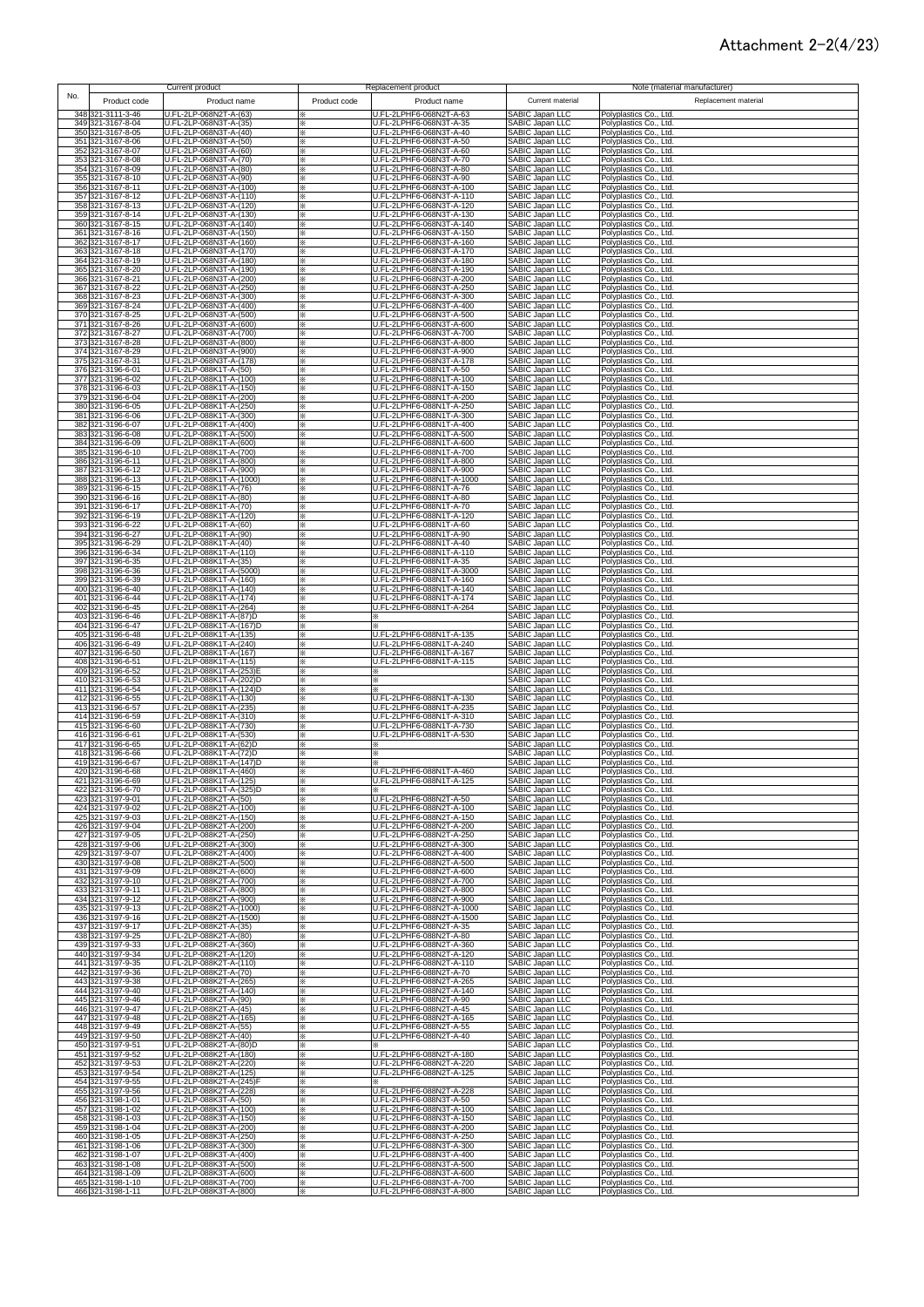# Attachment 2-2(4/23)

| No. | Current product | | Replacement product | | Note (material manufacturer) | |
|---|---|---|---|---|---|---|
| | Product code | Product name | Product code | Product name | Current material | Replacement material |
| 348 | 321-3111-3-46 | U.FL-2LP-068N2T-A-(63) | ※ | U.FL-2LPHF6-068N2T-A-63 | SABIC Japan LLC | Polyplastics Co., Ltd. |
| 349 | 321-3167-8-04 | U.FL-2LP-068N3T-A-(35) | ※ | U.FL-2LPHF6-068N3T-A-35 | SABIC Japan LLC | Polyplastics Co., Ltd. |
| 350 | 321-3167-8-05 | U.FL-2LP-068N3T-A-(40) | ※ | U.FL-2LPHF6-068N3T-A-40 | SABIC Japan LLC | Polyplastics Co., Ltd. |
| 351 | 321-3167-8-06 | U.FL-2LP-068N3T-A-(50) | ※ | U.FL-2LPHF6-068N3T-A-50 | SABIC Japan LLC | Polyplastics Co., Ltd. |
| 352 | 321-3167-8-07 | U.FL-2LP-068N3T-A-(60) | ※ | U.FL-2LPHF6-068N3T-A-60 | SABIC Japan LLC | Polyplastics Co., Ltd. |
| 353 | 321-3167-8-08 | U.FL-2LP-068N3T-A-(70) | ※ | U.FL-2LPHF6-068N3T-A-70 | SABIC Japan LLC | Polyplastics Co., Ltd. |
| 354 | 321-3167-8-09 | U.FL-2LP-068N3T-A-(80) | ※ | U.FL-2LPHF6-068N3T-A-80 | SABIC Japan LLC | Polyplastics Co., Ltd. |
| 355 | 321-3167-8-10 | U.FL-2LP-068N3T-A-(90) | ※ | U.FL-2LPHF6-068N3T-A-90 | SABIC Japan LLC | Polyplastics Co., Ltd. |
| 356 | 321-3167-8-11 | U.FL-2LP-068N3T-A-(100) | ※ | U.FL-2LPHF6-068N3T-A-100 | SABIC Japan LLC | Polyplastics Co., Ltd. |
| 357 | 321-3167-8-12 | U.FL-2LP-068N3T-A-(110) | ※ | U.FL-2LPHF6-068N3T-A-110 | SABIC Japan LLC | Polyplastics Co., Ltd. |
| 358 | 321-3167-8-13 | U.FL-2LP-068N3T-A-(120) | ※ | U.FL-2LPHF6-068N3T-A-120 | SABIC Japan LLC | Polyplastics Co., Ltd. |
| 359 | 321-3167-8-14 | U.FL-2LP-068N3T-A-(130) | ※ | U.FL-2LPHF6-068N3T-A-130 | SABIC Japan LLC | Polyplastics Co., Ltd. |
| 360 | 321-3167-8-15 | U.FL-2LP-068N3T-A-(140) | ※ | U.FL-2LPHF6-068N3T-A-140 | SABIC Japan LLC | Polyplastics Co., Ltd. |
| 361 | 321-3167-8-16 | U.FL-2LP-068N3T-A-(150) | ※ | U.FL-2LPHF6-068N3T-A-150 | SABIC Japan LLC | Polyplastics Co., Ltd. |
| 362 | 321-3167-8-17 | U.FL-2LP-068N3T-A-(160) | ※ | U.FL-2LPHF6-068N3T-A-160 | SABIC Japan LLC | Polyplastics Co., Ltd. |
| 363 | 321-3167-8-18 | U.FL-2LP-068N3T-A-(170) | ※ | U.FL-2LPHF6-068N3T-A-170 | SABIC Japan LLC | Polyplastics Co., Ltd. |
| 364 | 321-3167-8-19 | U.FL-2LP-068N3T-A-(180) | ※ | U.FL-2LPHF6-068N3T-A-180 | SABIC Japan LLC | Polyplastics Co., Ltd. |
| 365 | 321-3167-8-20 | U.FL-2LP-068N3T-A-(190) | ※ | U.FL-2LPHF6-068N3T-A-190 | SABIC Japan LLC | Polyplastics Co., Ltd. |
| 366 | 321-3167-8-21 | U.FL-2LP-068N3T-A-(200) | ※ | U.FL-2LPHF6-068N3T-A-200 | SABIC Japan LLC | Polyplastics Co., Ltd. |
| 367 | 321-3167-8-22 | U.FL-2LP-068N3T-A-(250) | ※ | U.FL-2LPHF6-068N3T-A-250 | SABIC Japan LLC | Polyplastics Co., Ltd. |
| 368 | 321-3167-8-23 | U.FL-2LP-068N3T-A-(300) | ※ | U.FL-2LPHF6-068N3T-A-300 | SABIC Japan LLC | Polyplastics Co., Ltd. |
| 369 | 321-3167-8-24 | U.FL-2LP-068N3T-A-(400) | ※ | U.FL-2LPHF6-068N3T-A-400 | SABIC Japan LLC | Polyplastics Co., Ltd. |
| 370 | 321-3167-8-25 | U.FL-2LP-068N3T-A-(500) | ※ | U.FL-2LPHF6-068N3T-A-500 | SABIC Japan LLC | Polyplastics Co., Ltd. |
| 371 | 321-3167-8-26 | U.FL-2LP-068N3T-A-(600) | ※ | U.FL-2LPHF6-068N3T-A-600 | SABIC Japan LLC | Polyplastics Co., Ltd. |
| 372 | 321-3167-8-27 | U.FL-2LP-068N3T-A-(700) | ※ | U.FL-2LPHF6-068N3T-A-700 | SABIC Japan LLC | Polyplastics Co., Ltd. |
| 373 | 321-3167-8-28 | U.FL-2LP-068N3T-A-(800) | ※ | U.FL-2LPHF6-068N3T-A-800 | SABIC Japan LLC | Polyplastics Co., Ltd. |
| 374 | 321-3167-8-29 | U.FL-2LP-068N3T-A-(900) | ※ | U.FL-2LPHF6-068N3T-A-900 | SABIC Japan LLC | Polyplastics Co., Ltd. |
| 375 | 321-3167-8-31 | U.FL-2LP-068N3T-A-(178) | ※ | U.FL-2LPHF6-068N3T-A-178 | SABIC Japan LLC | Polyplastics Co., Ltd. |
| 376 | 321-3196-6-01 | U.FL-2LP-088K1T-A-(50) | ※ | U.FL-2LPHF6-088N1T-A-50 | SABIC Japan LLC | Polyplastics Co., Ltd. |
| 377 | 321-3196-6-02 | U.FL-2LP-088K1T-A-(100) | ※ | U.FL-2LPHF6-088N1T-A-100 | SABIC Japan LLC | Polyplastics Co., Ltd. |
| 378 | 321-3196-6-03 | U.FL-2LP-088K1T-A-(150) | ※ | U.FL-2LPHF6-088N1T-A-150 | SABIC Japan LLC | Polyplastics Co., Ltd. |
| 379 | 321-3196-6-04 | U.FL-2LP-088K1T-A-(200) | ※ | U.FL-2LPHF6-088N1T-A-200 | SABIC Japan LLC | Polyplastics Co., Ltd. |
| 380 | 321-3196-6-05 | U.FL-2LP-088K1T-A-(250) | ※ | U.FL-2LPHF6-088N1T-A-250 | SABIC Japan LLC | Polyplastics Co., Ltd. |
| 381 | 321-3196-6-06 | U.FL-2LP-088K1T-A-(300) | ※ | U.FL-2LPHF6-088N1T-A-300 | SABIC Japan LLC | Polyplastics Co., Ltd. |
| 382 | 321-3196-6-07 | U.FL-2LP-088K1T-A-(400) | ※ | U.FL-2LPHF6-088N1T-A-400 | SABIC Japan LLC | Polyplastics Co., Ltd. |
| 383 | 321-3196-6-08 | U.FL-2LP-088K1T-A-(500) | ※ | U.FL-2LPHF6-088N1T-A-500 | SABIC Japan LLC | Polyplastics Co., Ltd. |
| 384 | 321-3196-6-09 | U.FL-2LP-088K1T-A-(600) | ※ | U.FL-2LPHF6-088N1T-A-600 | SABIC Japan LLC | Polyplastics Co., Ltd. |
| 385 | 321-3196-6-10 | U.FL-2LP-088K1T-A-(700) | ※ | U.FL-2LPHF6-088N1T-A-700 | SABIC Japan LLC | Polyplastics Co., Ltd. |
| 386 | 321-3196-6-11 | U.FL-2LP-088K1T-A-(800) | ※ | U.FL-2LPHF6-088N1T-A-800 | SABIC Japan LLC | Polyplastics Co., Ltd. |
| 387 | 321-3196-6-12 | U.FL-2LP-088K1T-A-(900) | ※ | U.FL-2LPHF6-088N1T-A-900 | SABIC Japan LLC | Polyplastics Co., Ltd. |
| 388 | 321-3196-6-13 | U.FL-2LP-088K1T-A-(1000) | ※ | U.FL-2LPHF6-088N1T-A-1000 | SABIC Japan LLC | Polyplastics Co., Ltd. |
| 389 | 321-3196-6-15 | U.FL-2LP-088K1T-A-(76) | ※ | U.FL-2LPHF6-088N1T-A-76 | SABIC Japan LLC | Polyplastics Co., Ltd. |
| 390 | 321-3196-6-16 | U.FL-2LP-088K1T-A-(80) | ※ | U.FL-2LPHF6-088N1T-A-80 | SABIC Japan LLC | Polyplastics Co., Ltd. |
| 391 | 321-3196-6-17 | U.FL-2LP-088K1T-A-(70) | ※ | U.FL-2LPHF6-088N1T-A-70 | SABIC Japan LLC | Polyplastics Co., Ltd. |
| 392 | 321-3196-6-19 | U.FL-2LP-088K1T-A-(120) | ※ | U.FL-2LPHF6-088N1T-A-120 | SABIC Japan LLC | Polyplastics Co., Ltd. |
| 393 | 321-3196-6-22 | U.FL-2LP-088K1T-A-(60) | ※ | U.FL-2LPHF6-088N1T-A-60 | SABIC Japan LLC | Polyplastics Co., Ltd. |
| 394 | 321-3196-6-27 | U.FL-2LP-088K1T-A-(90) | ※ | U.FL-2LPHF6-088N1T-A-90 | SABIC Japan LLC | Polyplastics Co., Ltd. |
| 395 | 321-3196-6-29 | U.FL-2LP-088K1T-A-(40) | ※ | U.FL-2LPHF6-088N1T-A-40 | SABIC Japan LLC | Polyplastics Co., Ltd. |
| 396 | 321-3196-6-34 | U.FL-2LP-088K1T-A-(110) | ※ | U.FL-2LPHF6-088N1T-A-110 | SABIC Japan LLC | Polyplastics Co., Ltd. |
| 397 | 321-3196-6-35 | U.FL-2LP-088K1T-A-(35) | ※ | U.FL-2LPHF6-088N1T-A-35 | SABIC Japan LLC | Polyplastics Co., Ltd. |
| 398 | 321-3196-6-36 | U.FL-2LP-088K1T-A-(3000) | ※ | U.FL-2LPHF6-088N1T-A-3000 | SABIC Japan LLC | Polyplastics Co., Ltd. |
| 399 | 321-3196-6-39 | U.FL-2LP-088K1T-A-(160) | ※ | U.FL-2LPHF6-088N1T-A-160 | SABIC Japan LLC | Polyplastics Co., Ltd. |
| 400 | 321-3196-6-40 | U.FL-2LP-088K1T-A-(140) | ※ | U.FL-2LPHF6-088N1T-A-140 | SABIC Japan LLC | Polyplastics Co., Ltd. |
| 401 | 321-3196-6-44 | U.FL-2LP-088K1T-A-(174) | ※ | U.FL-2LPHF6-088N1T-A-174 | SABIC Japan LLC | Polyplastics Co., Ltd. |
| 402 | 321-3196-6-45 | U.FL-2LP-088K1T-A-(264) | ※ | U.FL-2LPHF6-088N1T-A-264 | SABIC Japan LLC | Polyplastics Co., Ltd. |
| 403 | 321-3196-6-46 | U.FL-2LP-088K1T-A-(87)D | ※ | ※ | SABIC Japan LLC | Polyplastics Co., Ltd. |
| 404 | 321-3196-6-47 | U.FL-2LP-088K1T-A-(167)D | ※ | ※ | SABIC Japan LLC | Polyplastics Co., Ltd. |
| 405 | 321-3196-6-48 | U.FL-2LP-088K1T-A-(135) | ※ | U.FL-2LPHF6-088N1T-A-135 | SABIC Japan LLC | Polyplastics Co., Ltd. |
| 406 | 321-3196-6-49 | U.FL-2LP-088K1T-A-(240) | ※ | U.FL-2LPHF6-088N1T-A-240 | SABIC Japan LLC | Polyplastics Co., Ltd. |
| 407 | 321-3196-6-50 | U.FL-2LP-088K1T-A-(167) | ※ | U.FL-2LPHF6-088N1T-A-167 | SABIC Japan LLC | Polyplastics Co., Ltd. |
| 408 | 321-3196-6-51 | U.FL-2LP-088K1T-A-(115) | ※ | U.FL-2LPHF6-088N1T-A-115 | SABIC Japan LLC | Polyplastics Co., Ltd. |
| 409 | 321-3196-6-52 | U.FL-2LP-088K1T-A-(253)E | ※ | ※ | SABIC Japan LLC | Polyplastics Co., Ltd. |
| 410 | 321-3196-6-53 | U.FL-2LP-088K1T-A-(202)D | ※ | ※ | SABIC Japan LLC | Polyplastics Co., Ltd. |
| 411 | 321-3196-6-54 | U.FL-2LP-088K1T-A-(124)D | ※ | ※ | SABIC Japan LLC | Polyplastics Co., Ltd. |
| 412 | 321-3196-6-55 | U.FL-2LP-088K1T-A-(130) | ※ | U.FL-2LPHF6-088N1T-A-130 | SABIC Japan LLC | Polyplastics Co., Ltd. |
| 413 | 321-3196-6-57 | U.FL-2LP-088K1T-A-(235) | ※ | U.FL-2LPHF6-088N1T-A-235 | SABIC Japan LLC | Polyplastics Co., Ltd. |
| 414 | 321-3196-6-59 | U.FL-2LP-088K1T-A-(310) | ※ | U.FL-2LPHF6-088N1T-A-310 | SABIC Japan LLC | Polyplastics Co., Ltd. |
| 415 | 321-3196-6-60 | U.FL-2LP-088K1T-A-(730) | ※ | U.FL-2LPHF6-088N1T-A-730 | SABIC Japan LLC | Polyplastics Co., Ltd. |
| 416 | 321-3196-6-61 | U.FL-2LP-088K1T-A-(530) | ※ | U.FL-2LPHF6-088N1T-A-530 | SABIC Japan LLC | Polyplastics Co., Ltd. |
| 417 | 321-3196-6-65 | U.FL-2LP-088K1T-A-(62)D | ※ | ※ | SABIC Japan LLC | Polyplastics Co., Ltd. |
| 418 | 321-3196-6-66 | U.FL-2LP-088K1T-A-(72)D | ※ | ※ | SABIC Japan LLC | Polyplastics Co., Ltd. |
| 419 | 321-3196-6-67 | U.FL-2LP-088K1T-A-(147)D | ※ | ※ | SABIC Japan LLC | Polyplastics Co., Ltd. |
| 420 | 321-3196-6-68 | U.FL-2LP-088K1T-A-(460) | ※ | U.FL-2LPHF6-088N1T-A-460 | SABIC Japan LLC | Polyplastics Co., Ltd. |
| 421 | 321-3196-6-69 | U.FL-2LP-088K1T-A-(125) | ※ | U.FL-2LPHF6-088N1T-A-125 | SABIC Japan LLC | Polyplastics Co., Ltd. |
| 422 | 321-3196-6-70 | U.FL-2LP-088K1T-A-(325)D | ※ | ※ | SABIC Japan LLC | Polyplastics Co., Ltd. |
| 423 | 321-3197-9-01 | U.FL-2LP-088K2T-A-(50) | ※ | U.FL-2LPHF6-088N2T-A-50 | SABIC Japan LLC | Polyplastics Co., Ltd. |
| 424 | 321-3197-9-02 | U.FL-2LP-088K2T-A-(100) | ※ | U.FL-2LPHF6-088N2T-A-100 | SABIC Japan LLC | Polyplastics Co., Ltd. |
| 425 | 321-3197-9-03 | U.FL-2LP-088K2T-A-(150) | ※ | U.FL-2LPHF6-088N2T-A-150 | SABIC Japan LLC | Polyplastics Co., Ltd. |
| 426 | 321-3197-9-04 | U.FL-2LP-088K2T-A-(200) | ※ | U.FL-2LPHF6-088N2T-A-200 | SABIC Japan LLC | Polyplastics Co., Ltd. |
| 427 | 321-3197-9-05 | U.FL-2LP-088K2T-A-(250) | ※ | U.FL-2LPHF6-088N2T-A-250 | SABIC Japan LLC | Polyplastics Co., Ltd. |
| 428 | 321-3197-9-06 | U.FL-2LP-088K2T-A-(300) | ※ | U.FL-2LPHF6-088N2T-A-300 | SABIC Japan LLC | Polyplastics Co., Ltd. |
| 429 | 321-3197-9-07 | U.FL-2LP-088K2T-A-(400) | ※ | U.FL-2LPHF6-088N2T-A-400 | SABIC Japan LLC | Polyplastics Co., Ltd. |
| 430 | 321-3197-9-08 | U.FL-2LP-088K2T-A-(500) | ※ | U.FL-2LPHF6-088N2T-A-500 | SABIC Japan LLC | Polyplastics Co., Ltd. |
| 431 | 321-3197-9-09 | U.FL-2LP-088K2T-A-(600) | ※ | U.FL-2LPHF6-088N2T-A-600 | SABIC Japan LLC | Polyplastics Co., Ltd. |
| 432 | 321-3197-9-10 | U.FL-2LP-088K2T-A-(700) | ※ | U.FL-2LPHF6-088N2T-A-700 | SABIC Japan LLC | Polyplastics Co., Ltd. |
| 433 | 321-3197-9-11 | U.FL-2LP-088K2T-A-(800) | ※ | U.FL-2LPHF6-088N2T-A-800 | SABIC Japan LLC | Polyplastics Co., Ltd. |
| 434 | 321-3197-9-12 | U.FL-2LP-088K2T-A-(900) | ※ | U.FL-2LPHF6-088N2T-A-900 | SABIC Japan LLC | Polyplastics Co., Ltd. |
| 435 | 321-3197-9-13 | U.FL-2LP-088K2T-A-(1000) | ※ | U.FL-2LPHF6-088N2T-A-1000 | SABIC Japan LLC | Polyplastics Co., Ltd. |
| 436 | 321-3197-9-16 | U.FL-2LP-088K2T-A-(1500) | ※ | U.FL-2LPHF6-088N2T-A-1500 | SABIC Japan LLC | Polyplastics Co., Ltd. |
| 437 | 321-3197-9-17 | U.FL-2LP-088K2T-A-(35) | ※ | U.FL-2LPHF6-088N2T-A-35 | SABIC Japan LLC | Polyplastics Co., Ltd. |
| 438 | 321-3197-9-25 | U.FL-2LP-088K2T-A-(80) | ※ | U.FL-2LPHF6-088N2T-A-80 | SABIC Japan LLC | Polyplastics Co., Ltd. |
| 439 | 321-3197-9-33 | U.FL-2LP-088K2T-A-(360) | ※ | U.FL-2LPHF6-088N2T-A-360 | SABIC Japan LLC | Polyplastics Co., Ltd. |
| 440 | 321-3197-9-34 | U.FL-2LP-088K2T-A-(120) | ※ | U.FL-2LPHF6-088N2T-A-120 | SABIC Japan LLC | Polyplastics Co., Ltd. |
| 441 | 321-3197-9-35 | U.FL-2LP-088K2T-A-(110) | ※ | U.FL-2LPHF6-088N2T-A-110 | SABIC Japan LLC | Polyplastics Co., Ltd. |
| 442 | 321-3197-9-36 | U.FL-2LP-088K2T-A-(70) | ※ | U.FL-2LPHF6-088N2T-A-70 | SABIC Japan LLC | Polyplastics Co., Ltd. |
| 443 | 321-3197-9-38 | U.FL-2LP-088K2T-A-(265) | ※ | U.FL-2LPHF6-088N2T-A-265 | SABIC Japan LLC | Polyplastics Co., Ltd. |
| 444 | 321-3197-9-40 | U.FL-2LP-088K2T-A-(140) | ※ | U.FL-2LPHF6-088N2T-A-140 | SABIC Japan LLC | Polyplastics Co., Ltd. |
| 445 | 321-3197-9-46 | U.FL-2LP-088K2T-A-(90) | ※ | U.FL-2LPHF6-088N2T-A-90 | SABIC Japan LLC | Polyplastics Co., Ltd. |
| 446 | 321-3197-9-47 | U.FL-2LP-088K2T-A-(45) | ※ | U.FL-2LPHF6-088N2T-A-45 | SABIC Japan LLC | Polyplastics Co., Ltd. |
| 447 | 321-3197-9-48 | U.FL-2LP-088K2T-A-(165) | ※ | U.FL-2LPHF6-088N2T-A-165 | SABIC Japan LLC | Polyplastics Co., Ltd. |
| 448 | 321-3197-9-49 | U.FL-2LP-088K2T-A-(55) | ※ | U.FL-2LPHF6-088N2T-A-55 | SABIC Japan LLC | Polyplastics Co., Ltd. |
| 449 | 321-3197-9-50 | U.FL-2LP-088K2T-A-(40) | ※ | U.FL-2LPHF6-088N2T-A-40 | SABIC Japan LLC | Polyplastics Co., Ltd. |
| 450 | 321-3197-9-51 | U.FL-2LP-088K2T-A-(80)D | ※ | ※ | SABIC Japan LLC | Polyplastics Co., Ltd. |
| 451 | 321-3197-9-52 | U.FL-2LP-088K2T-A-(180) | ※ | U.FL-2LPHF6-088N2T-A-180 | SABIC Japan LLC | Polyplastics Co., Ltd. |
| 452 | 321-3197-9-53 | U.FL-2LP-088K2T-A-(220) | ※ | U.FL-2LPHF6-088N2T-A-220 | SABIC Japan LLC | Polyplastics Co., Ltd. |
| 453 | 321-3197-9-54 | U.FL-2LP-088K2T-A-(125) | ※ | U.FL-2LPHF6-088N2T-A-125 | SABIC Japan LLC | Polyplastics Co., Ltd. |
| 454 | 321-3197-9-55 | U.FL-2LP-088K2T-A-(245)F | ※ | ※ | SABIC Japan LLC | Polyplastics Co., Ltd. |
| 455 | 321-3197-9-56 | U.FL-2LP-088K2T-A-(228) | ※ | U.FL-2LPHF6-088N2T-A-228 | SABIC Japan LLC | Polyplastics Co., Ltd. |
| 456 | 321-3198-1-01 | U.FL-2LP-088K3T-A-(50) | ※ | U.FL-2LPHF6-088N3T-A-50 | SABIC Japan LLC | Polyplastics Co., Ltd. |
| 457 | 321-3198-1-02 | U.FL-2LP-088K3T-A-(100) | ※ | U.FL-2LPHF6-088N3T-A-100 | SABIC Japan LLC | Polyplastics Co., Ltd. |
| 458 | 321-3198-1-03 | U.FL-2LP-088K3T-A-(150) | ※ | U.FL-2LPHF6-088N3T-A-150 | SABIC Japan LLC | Polyplastics Co., Ltd. |
| 459 | 321-3198-1-04 | U.FL-2LP-088K3T-A-(200) | ※ | U.FL-2LPHF6-088N3T-A-200 | SABIC Japan LLC | Polyplastics Co., Ltd. |
| 460 | 321-3198-1-05 | U.FL-2LP-088K3T-A-(250) | ※ | U.FL-2LPHF6-088N3T-A-250 | SABIC Japan LLC | Polyplastics Co., Ltd. |
| 461 | 321-3198-1-06 | U.FL-2LP-088K3T-A-(300) | ※ | U.FL-2LPHF6-088N3T-A-300 | SABIC Japan LLC | Polyplastics Co., Ltd. |
| 462 | 321-3198-1-07 | U.FL-2LP-088K3T-A-(400) | ※ | U.FL-2LPHF6-088N3T-A-400 | SABIC Japan LLC | Polyplastics Co., Ltd. |
| 463 | 321-3198-1-08 | U.FL-2LP-088K3T-A-(500) | ※ | U.FL-2LPHF6-088N3T-A-500 | SABIC Japan LLC | Polyplastics Co., Ltd. |
| 464 | 321-3198-1-09 | U.FL-2LP-088K3T-A-(600) | ※ | U.FL-2LPHF6-088N3T-A-600 | SABIC Japan LLC | Polyplastics Co., Ltd. |
| 465 | 321-3198-1-10 | U.FL-2LP-088K3T-A-(700) | ※ | U.FL-2LPHF6-088N3T-A-700 | SABIC Japan LLC | Polyplastics Co., Ltd. |
| 466 | 321-3198-1-11 | U.FL-2LP-088K3T-A-(800) | ※ | U.FL-2LPHF6-088N3T-A-800 | SABIC Japan LLC | Polyplastics Co., Ltd. |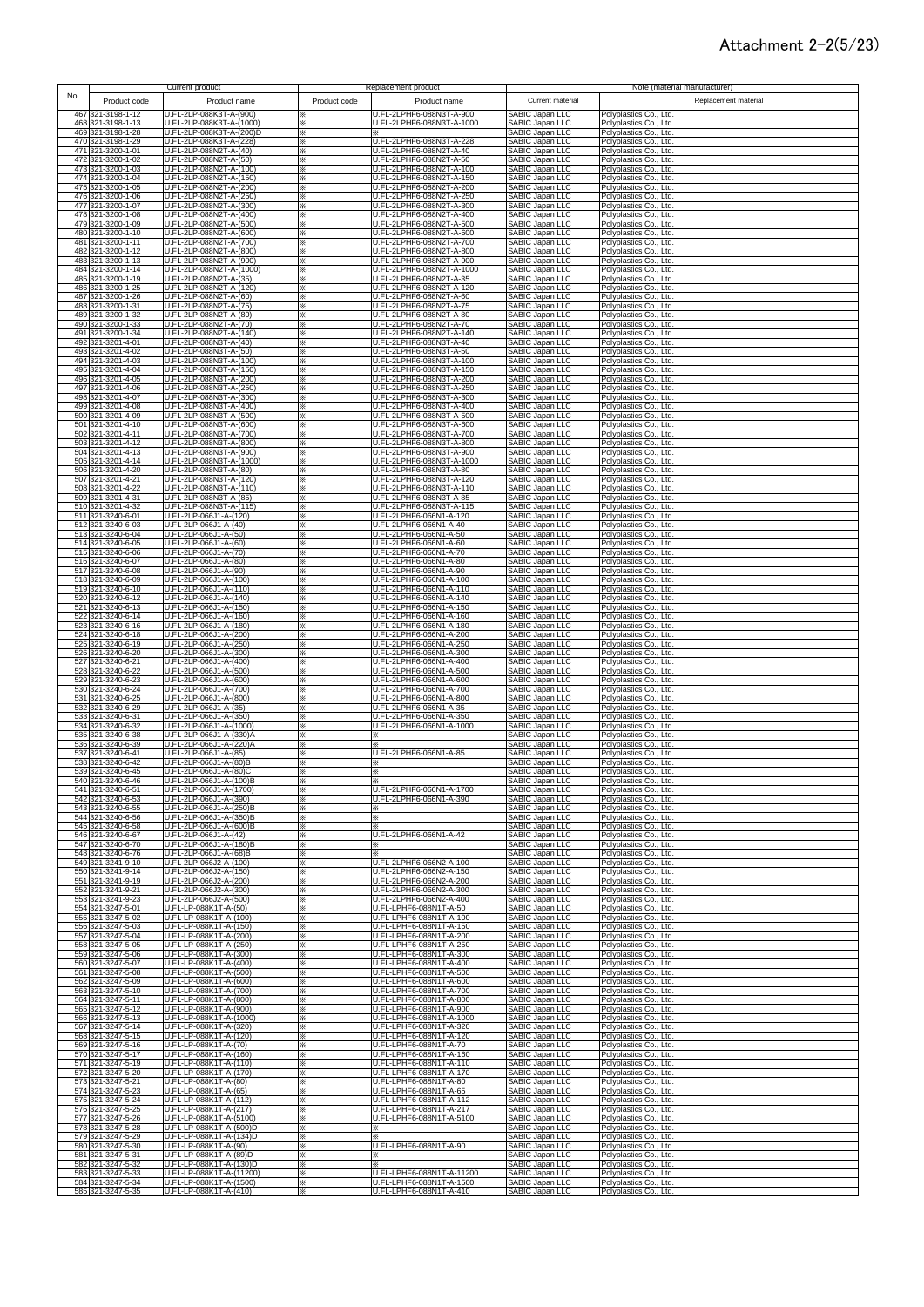# Attachment 2-2(5/23)

| No. | Current product | | Replacement product | | Note (material manufacturer) | |
|---|---|---|---|---|---|---|
| | Product code | Product name | Product code | Product name | Current material | Replacement material |
| 467 | 321-3198-1-12 | U.FL-2LP-088K3T-A-(900) | ※ | U.FL-2LPHF6-088N3T-A-900 | SABIC Japan LLC | Polyplastics Co., Ltd. |
| 468 | 321-3198-1-13 | U.FL-2LP-088K3T-A-(1000) | ※ | U.FL-2LPHF6-088N3T-A-1000 | SABIC Japan LLC | Polyplastics Co., Ltd. |
| 469 | 321-3198-1-28 | U.FL-2LP-088K3T-A-(200)D | ※ | ※ | SABIC Japan LLC | Polyplastics Co., Ltd. |
| 470 | 321-3198-1-29 | U.FL-2LP-088K3T-A-(228) | ※ | U.FL-2LPHF6-088N3T-A-228 | SABIC Japan LLC | Polyplastics Co., Ltd. |
| 471 | 321-3200-1-01 | U.FL-2LP-088N2T-A-(40) | ※ | U.FL-2LPHF6-088N2T-A-40 | SABIC Japan LLC | Polyplastics Co., Ltd. |
| 472 | 321-3200-1-02 | U.FL-2LP-088N2T-A-(50) | ※ | U.FL-2LPHF6-088N2T-A-50 | SABIC Japan LLC | Polyplastics Co., Ltd. |
| 473 | 321-3200-1-03 | U.FL-2LP-088N2T-A-(100) | ※ | U.FL-2LPHF6-088N2T-A-100 | SABIC Japan LLC | Polyplastics Co., Ltd. |
| 474 | 321-3200-1-04 | U.FL-2LP-088N2T-A-(150) | ※ | U.FL-2LPHF6-088N2T-A-150 | SABIC Japan LLC | Polyplastics Co., Ltd. |
| 475 | 321-3200-1-05 | U.FL-2LP-088N2T-A-(200) | ※ | U.FL-2LPHF6-088N2T-A-200 | SABIC Japan LLC | Polyplastics Co., Ltd. |
| 476 | 321-3200-1-06 | U.FL-2LP-088N2T-A-(250) | ※ | U.FL-2LPHF6-088N2T-A-250 | SABIC Japan LLC | Polyplastics Co., Ltd. |
| 477 | 321-3200-1-07 | U.FL-2LP-088N2T-A-(300) | ※ | U.FL-2LPHF6-088N2T-A-300 | SABIC Japan LLC | Polyplastics Co., Ltd. |
| 478 | 321-3200-1-08 | U.FL-2LP-088N2T-A-(400) | ※ | U.FL-2LPHF6-088N2T-A-400 | SABIC Japan LLC | Polyplastics Co., Ltd. |
| 479 | 321-3200-1-09 | U.FL-2LP-088N2T-A-(500) | ※ | U.FL-2LPHF6-088N2T-A-500 | SABIC Japan LLC | Polyplastics Co., Ltd. |
| 480 | 321-3200-1-10 | U.FL-2LP-088N2T-A-(600) | ※ | U.FL-2LPHF6-088N2T-A-600 | SABIC Japan LLC | Polyplastics Co., Ltd. |
| 481 | 321-3200-1-11 | U.FL-2LP-088N2T-A-(700) | ※ | U.FL-2LPHF6-088N2T-A-700 | SABIC Japan LLC | Polyplastics Co., Ltd. |
| 482 | 321-3200-1-12 | U.FL-2LP-088N2T-A-(800) | ※ | U.FL-2LPHF6-088N2T-A-800 | SABIC Japan LLC | Polyplastics Co., Ltd. |
| 483 | 321-3200-1-13 | U.FL-2LP-088N2T-A-(900) | ※ | U.FL-2LPHF6-088N2T-A-900 | SABIC Japan LLC | Polyplastics Co., Ltd. |
| 484 | 321-3200-1-14 | U.FL-2LP-088N2T-A-(1000) | ※ | U.FL-2LPHF6-088N2T-A-1000 | SABIC Japan LLC | Polyplastics Co., Ltd. |
| 485 | 321-3200-1-19 | U.FL-2LP-088N2T-A-(35) | ※ | U.FL-2LPHF6-088N2T-A-35 | SABIC Japan LLC | Polyplastics Co., Ltd. |
| 486 | 321-3200-1-25 | U.FL-2LP-088N2T-A-(120) | ※ | U.FL-2LPHF6-088N2T-A-120 | SABIC Japan LLC | Polyplastics Co., Ltd. |
| 487 | 321-3200-1-26 | U.FL-2LP-088N2T-A-(60) | ※ | U.FL-2LPHF6-088N2T-A-60 | SABIC Japan LLC | Polyplastics Co., Ltd. |
| 488 | 321-3200-1-31 | U.FL-2LP-088N2T-A-(75) | ※ | U.FL-2LPHF6-088N2T-A-75 | SABIC Japan LLC | Polyplastics Co., Ltd. |
| 489 | 321-3200-1-32 | U.FL-2LP-088N2T-A-(80) | ※ | U.FL-2LPHF6-088N2T-A-80 | SABIC Japan LLC | Polyplastics Co., Ltd. |
| 490 | 321-3200-1-33 | U.FL-2LP-088N2T-A-(70) | ※ | U.FL-2LPHF6-088N2T-A-70 | SABIC Japan LLC | Polyplastics Co., Ltd. |
| 491 | 321-3200-1-34 | U.FL-2LP-088N2T-A-(140) | ※ | U.FL-2LPHF6-088N2T-A-140 | SABIC Japan LLC | Polyplastics Co., Ltd. |
| 492 | 321-3201-4-01 | U.FL-2LP-088N3T-A-(40) | ※ | U.FL-2LPHF6-088N3T-A-40 | SABIC Japan LLC | Polyplastics Co., Ltd. |
| 493 | 321-3201-4-02 | U.FL-2LP-088N3T-A-(50) | ※ | U.FL-2LPHF6-088N3T-A-50 | SABIC Japan LLC | Polyplastics Co., Ltd. |
| 494 | 321-3201-4-03 | U.FL-2LP-088N3T-A-(100) | ※ | U.FL-2LPHF6-088N3T-A-100 | SABIC Japan LLC | Polyplastics Co., Ltd. |
| 495 | 321-3201-4-04 | U.FL-2LP-088N3T-A-(150) | ※ | U.FL-2LPHF6-088N3T-A-150 | SABIC Japan LLC | Polyplastics Co., Ltd. |
| 496 | 321-3201-4-05 | U.FL-2LP-088N3T-A-(200) | ※ | U.FL-2LPHF6-088N3T-A-200 | SABIC Japan LLC | Polyplastics Co., Ltd. |
| 497 | 321-3201-4-06 | U.FL-2LP-088N3T-A-(250) | ※ | U.FL-2LPHF6-088N3T-A-250 | SABIC Japan LLC | Polyplastics Co., Ltd. |
| 498 | 321-3201-4-07 | U.FL-2LP-088N3T-A-(300) | ※ | U.FL-2LPHF6-088N3T-A-300 | SABIC Japan LLC | Polyplastics Co., Ltd. |
| 499 | 321-3201-4-08 | U.FL-2LP-088N3T-A-(400) | ※ | U.FL-2LPHF6-088N3T-A-400 | SABIC Japan LLC | Polyplastics Co., Ltd. |
| 500 | 321-3201-4-09 | U.FL-2LP-088N3T-A-(500) | ※ | U.FL-2LPHF6-088N3T-A-500 | SABIC Japan LLC | Polyplastics Co., Ltd. |
| 501 | 321-3201-4-10 | U.FL-2LP-088N3T-A-(600) | ※ | U.FL-2LPHF6-088N3T-A-600 | SABIC Japan LLC | Polyplastics Co., Ltd. |
| 502 | 321-3201-4-11 | U.FL-2LP-088N3T-A-(700) | ※ | U.FL-2LPHF6-088N3T-A-700 | SABIC Japan LLC | Polyplastics Co., Ltd. |
| 503 | 321-3201-4-12 | U.FL-2LP-088N3T-A-(800) | ※ | U.FL-2LPHF6-088N3T-A-800 | SABIC Japan LLC | Polyplastics Co., Ltd. |
| 504 | 321-3201-4-13 | U.FL-2LP-088N3T-A-(900) | ※ | U.FL-2LPHF6-088N3T-A-900 | SABIC Japan LLC | Polyplastics Co., Ltd. |
| 505 | 321-3201-4-14 | U.FL-2LP-088N3T-A-(1000) | ※ | U.FL-2LPHF6-088N3T-A-1000 | SABIC Japan LLC | Polyplastics Co., Ltd. |
| 506 | 321-3201-4-20 | U.FL-2LP-088N3T-A-(80) | ※ | U.FL-2LPHF6-088N3T-A-80 | SABIC Japan LLC | Polyplastics Co., Ltd. |
| 507 | 321-3201-4-21 | U.FL-2LP-088N3T-A-(120) | ※ | U.FL-2LPHF6-088N3T-A-120 | SABIC Japan LLC | Polyplastics Co., Ltd. |
| 508 | 321-3201-4-22 | U.FL-2LP-088N3T-A-(110) | ※ | U.FL-2LPHF6-088N3T-A-110 | SABIC Japan LLC | Polyplastics Co., Ltd. |
| 509 | 321-3201-4-31 | U.FL-2LP-088N3T-A-(85) | ※ | U.FL-2LPHF6-088N3T-A-85 | SABIC Japan LLC | Polyplastics Co., Ltd. |
| 510 | 321-3201-4-32 | U.FL-2LP-088N3T-A-(115) | ※ | U.FL-2LPHF6-088N3T-A-115 | SABIC Japan LLC | Polyplastics Co., Ltd. |
| 511 | 321-3240-6-01 | U.FL-2LP-066J1-A-(120) | ※ | U.FL-2LPHF6-066N1-A-120 | SABIC Japan LLC | Polyplastics Co., Ltd. |
| 512 | 321-3240-6-03 | U.FL-2LP-066J1-A-(40) | ※ | U.FL-2LPHF6-066N1-A-40 | SABIC Japan LLC | Polyplastics Co., Ltd. |
| 513 | 321-3240-6-04 | U.FL-2LP-066J1-A-(50) | ※ | U.FL-2LPHF6-066N1-A-50 | SABIC Japan LLC | Polyplastics Co., Ltd. |
| 514 | 321-3240-6-05 | U.FL-2LP-066J1-A-(60) | ※ | U.FL-2LPHF6-066N1-A-60 | SABIC Japan LLC | Polyplastics Co., Ltd. |
| 515 | 321-3240-6-06 | U.FL-2LP-066J1-A-(70) | ※ | U.FL-2LPHF6-066N1-A-70 | SABIC Japan LLC | Polyplastics Co., Ltd. |
| 516 | 321-3240-6-07 | U.FL-2LP-066J1-A-(80) | ※ | U.FL-2LPHF6-066N1-A-80 | SABIC Japan LLC | Polyplastics Co., Ltd. |
| 517 | 321-3240-6-08 | U.FL-2LP-066J1-A-(90) | ※ | U.FL-2LPHF6-066N1-A-90 | SABIC Japan LLC | Polyplastics Co., Ltd. |
| 518 | 321-3240-6-09 | U.FL-2LP-066J1-A-(100) | ※ | U.FL-2LPHF6-066N1-A-100 | SABIC Japan LLC | Polyplastics Co., Ltd. |
| 519 | 321-3240-6-10 | U.FL-2LP-066J1-A-(110) | ※ | U.FL-2LPHF6-066N1-A-110 | SABIC Japan LLC | Polyplastics Co., Ltd. |
| 520 | 321-3240-6-12 | U.FL-2LP-066J1-A-(140) | ※ | U.FL-2LPHF6-066N1-A-140 | SABIC Japan LLC | Polyplastics Co., Ltd. |
| 521 | 321-3240-6-13 | U.FL-2LP-066J1-A-(150) | ※ | U.FL-2LPHF6-066N1-A-150 | SABIC Japan LLC | Polyplastics Co., Ltd. |
| 522 | 321-3240-6-14 | U.FL-2LP-066J1-A-(160) | ※ | U.FL-2LPHF6-066N1-A-160 | SABIC Japan LLC | Polyplastics Co., Ltd. |
| 523 | 321-3240-6-16 | U.FL-2LP-066J1-A-(180) | ※ | U.FL-2LPHF6-066N1-A-180 | SABIC Japan LLC | Polyplastics Co., Ltd. |
| 524 | 321-3240-6-18 | U.FL-2LP-066J1-A-(200) | ※ | U.FL-2LPHF6-066N1-A-200 | SABIC Japan LLC | Polyplastics Co., Ltd. |
| 525 | 321-3240-6-19 | U.FL-2LP-066J1-A-(250) | ※ | U.FL-2LPHF6-066N1-A-250 | SABIC Japan LLC | Polyplastics Co., Ltd. |
| 526 | 321-3240-6-20 | U.FL-2LP-066J1-A-(300) | ※ | U.FL-2LPHF6-066N1-A-300 | SABIC Japan LLC | Polyplastics Co., Ltd. |
| 527 | 321-3240-6-21 | U.FL-2LP-066J1-A-(400) | ※ | U.FL-2LPHF6-066N1-A-400 | SABIC Japan LLC | Polyplastics Co., Ltd. |
| 528 | 321-3240-6-22 | U.FL-2LP-066J1-A-(500) | ※ | U.FL-2LPHF6-066N1-A-500 | SABIC Japan LLC | Polyplastics Co., Ltd. |
| 529 | 321-3240-6-23 | U.FL-2LP-066J1-A-(600) | ※ | U.FL-2LPHF6-066N1-A-600 | SABIC Japan LLC | Polyplastics Co., Ltd. |
| 530 | 321-3240-6-24 | U.FL-2LP-066J1-A-(700) | ※ | U.FL-2LPHF6-066N1-A-700 | SABIC Japan LLC | Polyplastics Co., Ltd. |
| 531 | 321-3240-6-25 | U.FL-2LP-066J1-A-(800) | ※ | U.FL-2LPHF6-066N1-A-800 | SABIC Japan LLC | Polyplastics Co., Ltd. |
| 532 | 321-3240-6-29 | U.FL-2LP-066J1-A-(35) | ※ | U.FL-2LPHF6-066N1-A-35 | SABIC Japan LLC | Polyplastics Co., Ltd. |
| 533 | 321-3240-6-31 | U.FL-2LP-066J1-A-(350) | ※ | U.FL-2LPHF6-066N1-A-350 | SABIC Japan LLC | Polyplastics Co., Ltd. |
| 534 | 321-3240-6-32 | U.FL-2LP-066J1-A-(1000) | ※ | U.FL-2LPHF6-066N1-A-1000 | SABIC Japan LLC | Polyplastics Co., Ltd. |
| 535 | 321-3240-6-38 | U.FL-2LP-066J1-A-(330)A | ※ | ※ | SABIC Japan LLC | Polyplastics Co., Ltd. |
| 536 | 321-3240-6-39 | U.FL-2LP-066J1-A-(220)A | ※ | ※ | SABIC Japan LLC | Polyplastics Co., Ltd. |
| 537 | 321-3240-6-41 | U.FL-2LP-066J1-A-(85) | ※ | U.FL-2LPHF6-066N1-A-85 | SABIC Japan LLC | Polyplastics Co., Ltd. |
| 538 | 321-3240-6-42 | U.FL-2LP-066J1-A-(80)B | ※ | ※ | SABIC Japan LLC | Polyplastics Co., Ltd. |
| 539 | 321-3240-6-45 | U.FL-2LP-066J1-A-(80)C | ※ | ※ | SABIC Japan LLC | Polyplastics Co., Ltd. |
| 540 | 321-3240-6-46 | U.FL-2LP-066J1-A-(100)B | ※ | ※ | SABIC Japan LLC | Polyplastics Co., Ltd. |
| 541 | 321-3240-6-51 | U.FL-2LP-066J1-A-(1700) | ※ | U.FL-2LPHF6-066N1-A-1700 | SABIC Japan LLC | Polyplastics Co., Ltd. |
| 542 | 321-3240-6-53 | U.FL-2LP-066J1-A-(390) | ※ | U.FL-2LPHF6-066N1-A-390 | SABIC Japan LLC | Polyplastics Co., Ltd. |
| 543 | 321-3240-6-55 | U.FL-2LP-066J1-A-(250)B | ※ | ※ | SABIC Japan LLC | Polyplastics Co., Ltd. |
| 544 | 321-3240-6-56 | U.FL-2LP-066J1-A-(350)B | ※ | ※ | SABIC Japan LLC | Polyplastics Co., Ltd. |
| 545 | 321-3240-6-58 | U.FL-2LP-066J1-A-(600)B | ※ | ※ | SABIC Japan LLC | Polyplastics Co., Ltd. |
| 546 | 321-3240-6-67 | U.FL-2LP-066J1-A-(42) | ※ | U.FL-2LPHF6-066N1-A-42 | SABIC Japan LLC | Polyplastics Co., Ltd. |
| 547 | 321-3240-6-70 | U.FL-2LP-066J1-A-(180)B | ※ | ※ | SABIC Japan LLC | Polyplastics Co., Ltd. |
| 548 | 321-3240-6-76 | U.FL-2LP-066J1-A-(68)B | ※ | ※ | SABIC Japan LLC | Polyplastics Co., Ltd. |
| 549 | 321-3241-9-10 | U.FL-2LP-066J2-A-(100) | ※ | U.FL-2LPHF6-066N2-A-100 | SABIC Japan LLC | Polyplastics Co., Ltd. |
| 550 | 321-3241-9-14 | U.FL-2LP-066J2-A-(150) | ※ | U.FL-2LPHF6-066N2-A-150 | SABIC Japan LLC | Polyplastics Co., Ltd. |
| 551 | 321-3241-9-19 | U.FL-2LP-066J2-A-(200) | ※ | U.FL-2LPHF6-066N2-A-200 | SABIC Japan LLC | Polyplastics Co., Ltd. |
| 552 | 321-3241-9-21 | U.FL-2LP-066J2-A-(300) | ※ | U.FL-2LPHF6-066N2-A-300 | SABIC Japan LLC | Polyplastics Co., Ltd. |
| 553 | 321-3241-9-23 | U.FL-2LP-066J2-A-(500) | ※ | U.FL-2LPHF6-066N2-A-400 | SABIC Japan LLC | Polyplastics Co., Ltd. |
| 554 | 321-3247-5-01 | U.FL-LP-088K1T-A-(50) | ※ | U.FL-LPHF6-088N1T-A-50 | SABIC Japan LLC | Polyplastics Co., Ltd. |
| 555 | 321-3247-5-02 | U.FL-LP-088K1T-A-(100) | ※ | U.FL-LPHF6-088N1T-A-100 | SABIC Japan LLC | Polyplastics Co., Ltd. |
| 556 | 321-3247-5-03 | U.FL-LP-088K1T-A-(150) | ※ | U.FL-LPHF6-088N1T-A-150 | SABIC Japan LLC | Polyplastics Co., Ltd. |
| 557 | 321-3247-5-04 | U.FL-LP-088K1T-A-(200) | ※ | U.FL-LPHF6-088N1T-A-200 | SABIC Japan LLC | Polyplastics Co., Ltd. |
| 558 | 321-3247-5-05 | U.FL-LP-088K1T-A-(250) | ※ | U.FL-LPHF6-088N1T-A-250 | SABIC Japan LLC | Polyplastics Co., Ltd. |
| 559 | 321-3247-5-06 | U.FL-LP-088K1T-A-(300) | ※ | U.FL-LPHF6-088N1T-A-300 | SABIC Japan LLC | Polyplastics Co., Ltd. |
| 560 | 321-3247-5-07 | U.FL-LP-088K1T-A-(400) | ※ | U.FL-LPHF6-088N1T-A-400 | SABIC Japan LLC | Polyplastics Co., Ltd. |
| 561 | 321-3247-5-08 | U.FL-LP-088K1T-A-(500) | ※ | U.FL-LPHF6-088N1T-A-500 | SABIC Japan LLC | Polyplastics Co., Ltd. |
| 562 | 321-3247-5-09 | U.FL-LP-088K1T-A-(600) | ※ | U.FL-LPHF6-088N1T-A-600 | SABIC Japan LLC | Polyplastics Co., Ltd. |
| 563 | 321-3247-5-10 | U.FL-LP-088K1T-A-(700) | ※ | U.FL-LPHF6-088N1T-A-700 | SABIC Japan LLC | Polyplastics Co., Ltd. |
| 564 | 321-3247-5-11 | U.FL-LP-088K1T-A-(800) | ※ | U.FL-LPHF6-088N1T-A-800 | SABIC Japan LLC | Polyplastics Co., Ltd. |
| 565 | 321-3247-5-12 | U.FL-LP-088K1T-A-(900) | ※ | U.FL-LPHF6-088N1T-A-900 | SABIC Japan LLC | Polyplastics Co., Ltd. |
| 566 | 321-3247-5-13 | U.FL-LP-088K1T-A-(1000) | ※ | U.FL-LPHF6-088N1T-A-1000 | SABIC Japan LLC | Polyplastics Co., Ltd. |
| 567 | 321-3247-5-14 | U.FL-LP-088K1T-A-(320) | ※ | U.FL-LPHF6-088N1T-A-320 | SABIC Japan LLC | Polyplastics Co., Ltd. |
| 568 | 321-3247-5-15 | U.FL-LP-088K1T-A-(120) | ※ | U.FL-LPHF6-088N1T-A-120 | SABIC Japan LLC | Polyplastics Co., Ltd. |
| 569 | 321-3247-5-16 | U.FL-LP-088K1T-A-(70) | ※ | U.FL-LPHF6-088N1T-A-70 | SABIC Japan LLC | Polyplastics Co., Ltd. |
| 570 | 321-3247-5-17 | U.FL-LP-088K1T-A-(160) | ※ | U.FL-LPHF6-088N1T-A-160 | SABIC Japan LLC | Polyplastics Co., Ltd. |
| 571 | 321-3247-5-19 | U.FL-LP-088K1T-A-(110) | ※ | U.FL-LPHF6-088N1T-A-110 | SABIC Japan LLC | Polyplastics Co., Ltd. |
| 572 | 321-3247-5-20 | U.FL-LP-088K1T-A-(170) | ※ | U.FL-LPHF6-088N1T-A-170 | SABIC Japan LLC | Polyplastics Co., Ltd. |
| 573 | 321-3247-5-21 | U.FL-LP-088K1T-A-(80) | ※ | U.FL-LPHF6-088N1T-A-80 | SABIC Japan LLC | Polyplastics Co., Ltd. |
| 574 | 321-3247-5-23 | U.FL-LP-088K1T-A-(65) | ※ | U.FL-LPHF6-088N1T-A-65 | SABIC Japan LLC | Polyplastics Co., Ltd. |
| 575 | 321-3247-5-24 | U.FL-LP-088K1T-A-(112) | ※ | U.FL-LPHF6-088N1T-A-112 | SABIC Japan LLC | Polyplastics Co., Ltd. |
| 576 | 321-3247-5-25 | U.FL-LP-088K1T-A-(217) | ※ | U.FL-LPHF6-088N1T-A-217 | SABIC Japan LLC | Polyplastics Co., Ltd. |
| 577 | 321-3247-5-26 | U.FL-LP-088K1T-A-(5100) | ※ | U.FL-LPHF6-088N1T-A-5100 | SABIC Japan LLC | Polyplastics Co., Ltd. |
| 578 | 321-3247-5-28 | U.FL-LP-088K1T-A-(500)D | ※ | ※ | SABIC Japan LLC | Polyplastics Co., Ltd. |
| 579 | 321-3247-5-29 | U.FL-LP-088K1T-A-(134)D | ※ | ※ | SABIC Japan LLC | Polyplastics Co., Ltd. |
| 580 | 321-3247-5-30 | U.FL-LP-088K1T-A-(90) | ※ | U.FL-LPHF6-088N1T-A-90 | SABIC Japan LLC | Polyplastics Co., Ltd. |
| 581 | 321-3247-5-31 | U.FL-LP-088K1T-A-(89)D | ※ | ※ | SABIC Japan LLC | Polyplastics Co., Ltd. |
| 582 | 321-3247-5-32 | U.FL-LP-088K1T-A-(130)D | ※ | ※ | SABIC Japan LLC | Polyplastics Co., Ltd. |
| 583 | 321-3247-5-33 | U.FL-LP-088K1T-A-(11200) | ※ | U.FL-LPHF6-088N1T-A-11200 | SABIC Japan LLC | Polyplastics Co., Ltd. |
| 584 | 321-3247-5-34 | U.FL-LP-088K1T-A-(1500) | ※ | U.FL-LPHF6-088N1T-A-1500 | SABIC Japan LLC | Polyplastics Co., Ltd. |
| 585 | 321-3247-5-35 | U.FL-LP-088K1T-A-(410) | ※ | U.FL-LPHF6-088N1T-A-410 | SABIC Japan LLC | Polyplastics Co., Ltd. |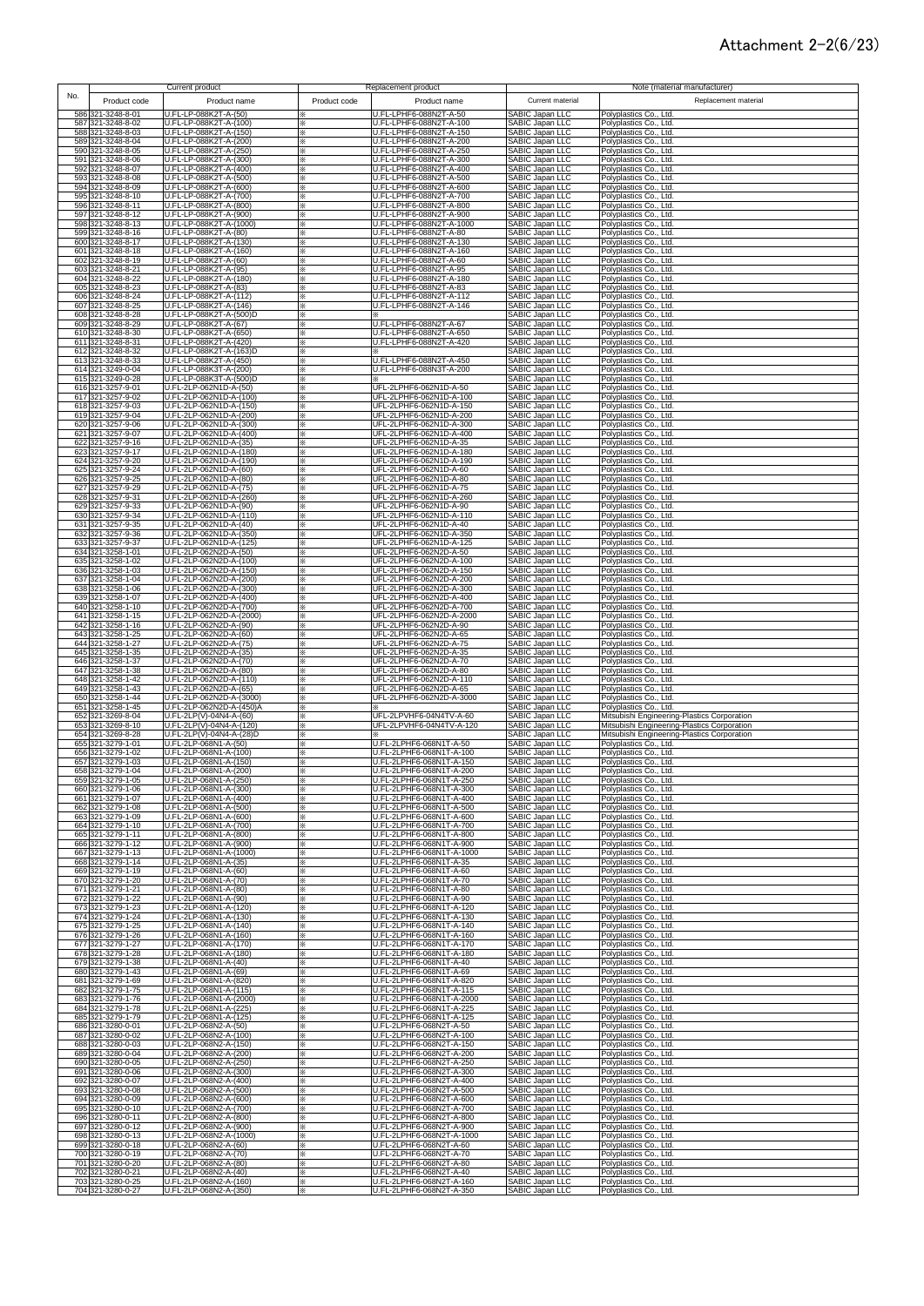Attachment 2-2(6/23)

| No. | Current product | | Replacement product | | Note (material manufacturer) | |
|---|---|---|---|---|---|---|
| | Product code | Product name | Product code | Product name | Current material | Replacement material |
| 586 | 321-3248-8-01 | U.FL-LP-088K2T-A-(50) | ※ | U.FL-LPHF6-088N2T-A-50 | SABIC Japan LLC | Polyplastics Co., Ltd. |
| 587 | 321-3248-8-02 | U.FL-LP-088K2T-A-(100) | ※ | U.FL-LPHF6-088N2T-A-100 | SABIC Japan LLC | Polyplastics Co., Ltd. |
| 588 | 321-3248-8-03 | U.FL-LP-088K2T-A-(150) | ※ | U.FL-LPHF6-088N2T-A-150 | SABIC Japan LLC | Polyplastics Co., Ltd. |
| 589 | 321-3248-8-04 | U.FL-LP-088K2T-A-(200) | ※ | U.FL-LPHF6-088N2T-A-200 | SABIC Japan LLC | Polyplastics Co., Ltd. |
| 590 | 321-3248-8-05 | U.FL-LP-088K2T-A-(250) | ※ | U.FL-LPHF6-088N2T-A-250 | SABIC Japan LLC | Polyplastics Co., Ltd. |
| 591 | 321-3248-8-06 | U.FL-LP-088K2T-A-(300) | ※ | U.FL-LPHF6-088N2T-A-300 | SABIC Japan LLC | Polyplastics Co., Ltd. |
| 592 | 321-3248-8-07 | U.FL-LP-088K2T-A-(400) | ※ | U.FL-LPHF6-088N2T-A-400 | SABIC Japan LLC | Polyplastics Co., Ltd. |
| 593 | 321-3248-8-08 | U.FL-LP-088K2T-A-(500) | ※ | U.FL-LPHF6-088N2T-A-500 | SABIC Japan LLC | Polyplastics Co., Ltd. |
| 594 | 321-3248-8-09 | U.FL-LP-088K2T-A-(600) | ※ | U.FL-LPHF6-088N2T-A-600 | SABIC Japan LLC | Polyplastics Co., Ltd. |
| 595 | 321-3248-8-10 | U.FL-LP-088K2T-A-(700) | ※ | U.FL-LPHF6-088N2T-A-700 | SABIC Japan LLC | Polyplastics Co., Ltd. |
| 596 | 321-3248-8-11 | U.FL-LP-088K2T-A-(800) | ※ | U.FL-LPHF6-088N2T-A-800 | SABIC Japan LLC | Polyplastics Co., Ltd. |
| 597 | 321-3248-8-12 | U.FL-LP-088K2T-A-(900) | ※ | U.FL-LPHF6-088N2T-A-900 | SABIC Japan LLC | Polyplastics Co., Ltd. |
| 598 | 321-3248-8-13 | U.FL-LP-088K2T-A-(1000) | ※ | U.FL-LPHF6-088N2T-A-1000 | SABIC Japan LLC | Polyplastics Co., Ltd. |
| 599 | 321-3248-8-16 | U.FL-LP-088K2T-A-(80) | ※ | U.FL-LPHF6-088N2T-A-80 | SABIC Japan LLC | Polyplastics Co., Ltd. |
| 600 | 321-3248-8-17 | U.FL-LP-088K2T-A-(130) | ※ | U.FL-LPHF6-088N2T-A-130 | SABIC Japan LLC | Polyplastics Co., Ltd. |
| 601 | 321-3248-8-18 | U.FL-LP-088K2T-A-(160) | ※ | U.FL-LPHF6-088N2T-A-160 | SABIC Japan LLC | Polyplastics Co., Ltd. |
| 602 | 321-3248-8-19 | U.FL-LP-088K2T-A-(60) | ※ | U.FL-LPHF6-088N2T-A-60 | SABIC Japan LLC | Polyplastics Co., Ltd. |
| 603 | 321-3248-8-21 | U.FL-LP-088K2T-A-(95) | ※ | U.FL-LPHF6-088N2T-A-95 | SABIC Japan LLC | Polyplastics Co., Ltd. |
| 604 | 321-3248-8-22 | U.FL-LP-088K2T-A-(180) | ※ | U.FL-LPHF6-088N2T-A-180 | SABIC Japan LLC | Polyplastics Co., Ltd. |
| 605 | 321-3248-8-23 | U.FL-LP-088K2T-A-(83) | ※ | U.FL-LPHF6-088N2T-A-83 | SABIC Japan LLC | Polyplastics Co., Ltd. |
| 606 | 321-3248-8-24 | U.FL-LP-088K2T-A-(112) | ※ | U.FL-LPHF6-088N2T-A-112 | SABIC Japan LLC | Polyplastics Co., Ltd. |
| 607 | 321-3248-8-25 | U.FL-LP-088K2T-A-(146) | ※ | U.FL-LPHF6-088N2T-A-146 | SABIC Japan LLC | Polyplastics Co., Ltd. |
| 608 | 321-3248-8-28 | U.FL-LP-088K2T-A-(500)D | ※ | ※ | SABIC Japan LLC | Polyplastics Co., Ltd. |
| 609 | 321-3248-8-29 | U.FL-LP-088K2T-A-(67) | ※ | U.FL-LPHF6-088N2T-A-67 | SABIC Japan LLC | Polyplastics Co., Ltd. |
| 610 | 321-3248-8-30 | U.FL-LP-088K2T-A-(650) | ※ | U.FL-LPHF6-088N2T-A-650 | SABIC Japan LLC | Polyplastics Co., Ltd. |
| 611 | 321-3248-8-31 | U.FL-LP-088K2T-A-(420) | ※ | U.FL-LPHF6-088N2T-A-420 | SABIC Japan LLC | Polyplastics Co., Ltd. |
| 612 | 321-3248-8-32 | U.FL-LP-088K2T-A-(163)D | ※ | ※ | SABIC Japan LLC | Polyplastics Co., Ltd. |
| 613 | 321-3248-8-33 | U.FL-LP-088K2T-A-(450) | ※ | U.FL-LPHF6-088N2T-A-450 | SABIC Japan LLC | Polyplastics Co., Ltd. |
| 614 | 321-3249-0-04 | U.FL-LP-088K3T-A-(200) | ※ | U.FL-LPHF6-088N3T-A-200 | SABIC Japan LLC | Polyplastics Co., Ltd. |
| 615 | 321-3249-0-28 | U.FL-LP-088K3T-A-(500)D | ※ | ※ | SABIC Japan LLC | Polyplastics Co., Ltd. |
| 616 | 321-3257-9-01 | U.FL-2LP-062N1D-A-(50) | ※ | UFL-2LPHF6-062N1D-A-50 | SABIC Japan LLC | Polyplastics Co., Ltd. |
| 617 | 321-3257-9-02 | U.FL-2LP-062N1D-A-(100) | ※ | UFL-2LPHF6-062N1D-A-100 | SABIC Japan LLC | Polyplastics Co., Ltd. |
| 618 | 321-3257-9-03 | U.FL-2LP-062N1D-A-(150) | ※ | UFL-2LPHF6-062N1D-A-150 | SABIC Japan LLC | Polyplastics Co., Ltd. |
| 619 | 321-3257-9-04 | U.FL-2LP-062N1D-A-(200) | ※ | UFL-2LPHF6-062N1D-A-200 | SABIC Japan LLC | Polyplastics Co., Ltd. |
| 620 | 321-3257-9-06 | U.FL-2LP-062N1D-A-(300) | ※ | UFL-2LPHF6-062N1D-A-300 | SABIC Japan LLC | Polyplastics Co., Ltd. |
| 621 | 321-3257-9-07 | U.FL-2LP-062N1D-A-(400) | ※ | UFL-2LPHF6-062N1D-A-400 | SABIC Japan LLC | Polyplastics Co., Ltd. |
| 622 | 321-3257-9-16 | U.FL-2LP-062N1D-A-(35) | ※ | UFL-2LPHF6-062N1D-A-35 | SABIC Japan LLC | Polyplastics Co., Ltd. |
| 623 | 321-3257-9-17 | U.FL-2LP-062N1D-A-(180) | ※ | UFL-2LPHF6-062N1D-A-180 | SABIC Japan LLC | Polyplastics Co., Ltd. |
| 624 | 321-3257-9-20 | U.FL-2LP-062N1D-A-(190) | ※ | UFL-2LPHF6-062N1D-A-190 | SABIC Japan LLC | Polyplastics Co., Ltd. |
| 625 | 321-3257-9-24 | U.FL-2LP-062N1D-A-(60) | ※ | UFL-2LPHF6-062N1D-A-60 | SABIC Japan LLC | Polyplastics Co., Ltd. |
| 626 | 321-3257-9-25 | U.FL-2LP-062N1D-A-(80) | ※ | UFL-2LPHF6-062N1D-A-80 | SABIC Japan LLC | Polyplastics Co., Ltd. |
| 627 | 321-3257-9-29 | U.FL-2LP-062N1D-A-(75) | ※ | UFL-2LPHF6-062N1D-A-75 | SABIC Japan LLC | Polyplastics Co., Ltd. |
| 628 | 321-3257-9-31 | U.FL-2LP-062N1D-A-(260) | ※ | UFL-2LPHF6-062N1D-A-260 | SABIC Japan LLC | Polyplastics Co., Ltd. |
| 629 | 321-3257-9-33 | U.FL-2LP-062N1D-A-(90) | ※ | UFL-2LPHF6-062N1D-A-90 | SABIC Japan LLC | Polyplastics Co., Ltd. |
| 630 | 321-3257-9-34 | U.FL-2LP-062N1D-A-(110) | ※ | UFL-2LPHF6-062N1D-A-110 | SABIC Japan LLC | Polyplastics Co., Ltd. |
| 631 | 321-3257-9-35 | U.FL-2LP-062N1D-A-(40) | ※ | UFL-2LPHF6-062N1D-A-40 | SABIC Japan LLC | Polyplastics Co., Ltd. |
| 632 | 321-3257-9-36 | U.FL-2LP-062N1D-A-(350) | ※ | UFL-2LPHF6-062N1D-A-350 | SABIC Japan LLC | Polyplastics Co., Ltd. |
| 633 | 321-3257-9-37 | U.FL-2LP-062N1D-A-(125) | ※ | UFL-2LPHF6-062N1D-A-125 | SABIC Japan LLC | Polyplastics Co., Ltd. |
| 634 | 321-3258-1-01 | U.FL-2LP-062N2D-A-(50) | ※ | UFL-2LPHF6-062N2D-A-50 | SABIC Japan LLC | Polyplastics Co., Ltd. |
| 635 | 321-3258-1-02 | U.FL-2LP-062N2D-A-(100) | ※ | UFL-2LPHF6-062N2D-A-100 | SABIC Japan LLC | Polyplastics Co., Ltd. |
| 636 | 321-3258-1-03 | U.FL-2LP-062N2D-A-(150) | ※ | UFL-2LPHF6-062N2D-A-150 | SABIC Japan LLC | Polyplastics Co., Ltd. |
| 637 | 321-3258-1-04 | U.FL-2LP-062N2D-A-(200) | ※ | UFL-2LPHF6-062N2D-A-200 | SABIC Japan LLC | Polyplastics Co., Ltd. |
| 638 | 321-3258-1-06 | U.FL-2LP-062N2D-A-(300) | ※ | UFL-2LPHF6-062N2D-A-300 | SABIC Japan LLC | Polyplastics Co., Ltd. |
| 639 | 321-3258-1-07 | U.FL-2LP-062N2D-A-(400) | ※ | UFL-2LPHF6-062N2D-A-400 | SABIC Japan LLC | Polyplastics Co., Ltd. |
| 640 | 321-3258-1-10 | U.FL-2LP-062N2D-A-(700) | ※ | UFL-2LPHF6-062N2D-A-700 | SABIC Japan LLC | Polyplastics Co., Ltd. |
| 641 | 321-3258-1-15 | U.FL-2LP-062N2D-A-(2000) | ※ | UFL-2LPHF6-062N2D-A-2000 | SABIC Japan LLC | Polyplastics Co., Ltd. |
| 642 | 321-3258-1-16 | U.FL-2LP-062N2D-A-(90) | ※ | UFL-2LPHF6-062N2D-A-90 | SABIC Japan LLC | Polyplastics Co., Ltd. |
| 643 | 321-3258-1-25 | U.FL-2LP-062N2D-A-(65) | ※ | UFL-2LPHF6-062N2D-A-65 | SABIC Japan LLC | Polyplastics Co., Ltd. |
| 644 | 321-3258-1-27 | U.FL-2LP-062N2D-A-(75) | ※ | UFL-2LPHF6-062N2D-A-75 | SABIC Japan LLC | Polyplastics Co., Ltd. |
| 645 | 321-3258-1-35 | U.FL-2LP-062N2D-A-(35) | ※ | UFL-2LPHF6-062N2D-A-35 | SABIC Japan LLC | Polyplastics Co., Ltd. |
| 646 | 321-3258-1-37 | U.FL-2LP-062N2D-A-(70) | ※ | UFL-2LPHF6-062N2D-A-70 | SABIC Japan LLC | Polyplastics Co., Ltd. |
| 647 | 321-3258-1-38 | U.FL-2LP-062N2D-A-(80) | ※ | UFL-2LPHF6-062N2D-A-80 | SABIC Japan LLC | Polyplastics Co., Ltd. |
| 648 | 321-3258-1-42 | U.FL-2LP-062N2D-A-(110) | ※ | UFL-2LPHF6-062N2D-A-110 | SABIC Japan LLC | Polyplastics Co., Ltd. |
| 649 | 321-3258-1-43 | U.FL-2LP-062N2D-A-(65) | ※ | UFL-2LPHF6-062N2D-A-65 | SABIC Japan LLC | Polyplastics Co., Ltd. |
| 650 | 321-3258-1-44 | U.FL-2LP-062N2D-A-(3000) | ※ | UFL-2LPHF6-062N2D-A-3000 | SABIC Japan LLC | Polyplastics Co., Ltd. |
| 651 | 321-3258-1-45 | U.FL-2LP-062N2D-A-(450)A | ※ | ※ | SABIC Japan LLC | Polyplastics Co., Ltd. |
| 652 | 321-3269-8-04 | U.FL-2LP(V)-04N4-A-(60) | ※ | UFL-2LPVHF6-04N4TV-A-60 | SABIC Japan LLC | Mitsubishi Engineering-Plastics Corporation |
| 653 | 321-3269-8-10 | U.FL-2LP(V)-04N4-A-(120) | ※ | UFL-2LPVHF6-04N4TV-A-120 | SABIC Japan LLC | Mitsubishi Engineering-Plastics Corporation |
| 654 | 321-3269-8-28 | U.FL-2LP(V)-04N4-A-(28)D | ※ | ※ | SABIC Japan LLC | Mitsubishi Engineering-Plastics Corporation |
| 655 | 321-3279-1-01 | U.FL-2LP-068N1-A-(50) | ※ | U.FL-2LPHF6-068N1T-A-50 | SABIC Japan LLC | Polyplastics Co., Ltd. |
| 656 | 321-3279-1-02 | U.FL-2LP-068N1-A-(100) | ※ | U.FL-2LPHF6-068N1T-A-100 | SABIC Japan LLC | Polyplastics Co., Ltd. |
| 657 | 321-3279-1-03 | U.FL-2LP-068N1-A-(150) | ※ | U.FL-2LPHF6-068N1T-A-150 | SABIC Japan LLC | Polyplastics Co., Ltd. |
| 658 | 321-3279-1-04 | U.FL-2LP-068N1-A-(200) | ※ | U.FL-2LPHF6-068N1T-A-200 | SABIC Japan LLC | Polyplastics Co., Ltd. |
| 659 | 321-3279-1-05 | U.FL-2LP-068N1-A-(250) | ※ | U.FL-2LPHF6-068N1T-A-250 | SABIC Japan LLC | Polyplastics Co., Ltd. |
| 660 | 321-3279-1-06 | U.FL-2LP-068N1-A-(300) | ※ | U.FL-2LPHF6-068N1T-A-300 | SABIC Japan LLC | Polyplastics Co., Ltd. |
| 661 | 321-3279-1-07 | U.FL-2LP-068N1-A-(400) | ※ | U.FL-2LPHF6-068N1T-A-400 | SABIC Japan LLC | Polyplastics Co., Ltd. |
| 662 | 321-3279-1-08 | U.FL-2LP-068N1-A-(500) | ※ | U.FL-2LPHF6-068N1T-A-500 | SABIC Japan LLC | Polyplastics Co., Ltd. |
| 663 | 321-3279-1-09 | U.FL-2LP-068N1-A-(600) | ※ | U.FL-2LPHF6-068N1T-A-600 | SABIC Japan LLC | Polyplastics Co., Ltd. |
| 664 | 321-3279-1-10 | U.FL-2LP-068N1-A-(700) | ※ | U.FL-2LPHF6-068N1T-A-700 | SABIC Japan LLC | Polyplastics Co., Ltd. |
| 665 | 321-3279-1-11 | U.FL-2LP-068N1-A-(800) | ※ | U.FL-2LPHF6-068N1T-A-800 | SABIC Japan LLC | Polyplastics Co., Ltd. |
| 666 | 321-3279-1-12 | U.FL-2LP-068N1-A-(900) | ※ | U.FL-2LPHF6-068N1T-A-900 | SABIC Japan LLC | Polyplastics Co., Ltd. |
| 667 | 321-3279-1-13 | U.FL-2LP-068N1-A-(1000) | ※ | U.FL-2LPHF6-068N1T-A-1000 | SABIC Japan LLC | Polyplastics Co., Ltd. |
| 668 | 321-3279-1-14 | U.FL-2LP-068N1-A-(35) | ※ | U.FL-2LPHF6-068N1T-A-35 | SABIC Japan LLC | Polyplastics Co., Ltd. |
| 669 | 321-3279-1-19 | U.FL-2LP-068N1-A-(60) | ※ | U.FL-2LPHF6-068N1T-A-60 | SABIC Japan LLC | Polyplastics Co., Ltd. |
| 670 | 321-3279-1-20 | U.FL-2LP-068N1-A-(70) | ※ | U.FL-2LPHF6-068N1T-A-70 | SABIC Japan LLC | Polyplastics Co., Ltd. |
| 671 | 321-3279-1-21 | U.FL-2LP-068N1-A-(80) | ※ | U.FL-2LPHF6-068N1T-A-80 | SABIC Japan LLC | Polyplastics Co., Ltd. |
| 672 | 321-3279-1-22 | U.FL-2LP-068N1-A-(90) | ※ | U.FL-2LPHF6-068N1T-A-90 | SABIC Japan LLC | Polyplastics Co., Ltd. |
| 673 | 321-3279-1-23 | U.FL-2LP-068N1-A-(120) | ※ | U.FL-2LPHF6-068N1T-A-120 | SABIC Japan LLC | Polyplastics Co., Ltd. |
| 674 | 321-3279-1-24 | U.FL-2LP-068N1-A-(130) | ※ | U.FL-2LPHF6-068N1T-A-130 | SABIC Japan LLC | Polyplastics Co., Ltd. |
| 675 | 321-3279-1-25 | U.FL-2LP-068N1-A-(140) | ※ | U.FL-2LPHF6-068N1T-A-140 | SABIC Japan LLC | Polyplastics Co., Ltd. |
| 676 | 321-3279-1-26 | U.FL-2LP-068N1-A-(160) | ※ | U.FL-2LPHF6-068N1T-A-160 | SABIC Japan LLC | Polyplastics Co., Ltd. |
| 677 | 321-3279-1-27 | U.FL-2LP-068N1-A-(170) | ※ | U.FL-2LPHF6-068N1T-A-170 | SABIC Japan LLC | Polyplastics Co., Ltd. |
| 678 | 321-3279-1-28 | U.FL-2LP-068N1-A-(180) | ※ | U.FL-2LPHF6-068N1T-A-180 | SABIC Japan LLC | Polyplastics Co., Ltd. |
| 679 | 321-3279-1-38 | U.FL-2LP-068N1-A-(40) | ※ | U.FL-2LPHF6-068N1T-A-40 | SABIC Japan LLC | Polyplastics Co., Ltd. |
| 680 | 321-3279-1-43 | U.FL-2LP-068N1-A-(69) | ※ | U.FL-2LPHF6-068N1T-A-69 | SABIC Japan LLC | Polyplastics Co., Ltd. |
| 681 | 321-3279-1-69 | U.FL-2LP-068N1-A-(820) | ※ | U.FL-2LPHF6-068N1T-A-820 | SABIC Japan LLC | Polyplastics Co., Ltd. |
| 682 | 321-3279-1-75 | U.FL-2LP-068N1-A-(115) | ※ | U.FL-2LPHF6-068N1T-A-115 | SABIC Japan LLC | Polyplastics Co., Ltd. |
| 683 | 321-3279-1-76 | U.FL-2LP-068N1-A-(2000) | ※ | U.FL-2LPHF6-068N1T-A-2000 | SABIC Japan LLC | Polyplastics Co., Ltd. |
| 684 | 321-3279-1-78 | U.FL-2LP-068N1-A-(225) | ※ | U.FL-2LPHF6-068N1T-A-225 | SABIC Japan LLC | Polyplastics Co., Ltd. |
| 685 | 321-3279-1-79 | U.FL-2LP-068N1-A-(125) | ※ | U.FL-2LPHF6-068N1T-A-125 | SABIC Japan LLC | Polyplastics Co., Ltd. |
| 686 | 321-3280-0-01 | U.FL-2LP-068N2-A-(50) | ※ | U.FL-2LPHF6-068N2T-A-50 | SABIC Japan LLC | Polyplastics Co., Ltd. |
| 687 | 321-3280-0-02 | U.FL-2LP-068N2-A-(100) | ※ | U.FL-2LPHF6-068N2T-A-100 | SABIC Japan LLC | Polyplastics Co., Ltd. |
| 688 | 321-3280-0-03 | U.FL-2LP-068N2-A-(150) | ※ | U.FL-2LPHF6-068N2T-A-150 | SABIC Japan LLC | Polyplastics Co., Ltd. |
| 689 | 321-3280-0-04 | U.FL-2LP-068N2-A-(200) | ※ | U.FL-2LPHF6-068N2T-A-200 | SABIC Japan LLC | Polyplastics Co., Ltd. |
| 690 | 321-3280-0-05 | U.FL-2LP-068N2-A-(250) | ※ | U.FL-2LPHF6-068N2T-A-250 | SABIC Japan LLC | Polyplastics Co., Ltd. |
| 691 | 321-3280-0-06 | U.FL-2LP-068N2-A-(300) | ※ | U.FL-2LPHF6-068N2T-A-300 | SABIC Japan LLC | Polyplastics Co., Ltd. |
| 692 | 321-3280-0-07 | U.FL-2LP-068N2-A-(400) | ※ | U.FL-2LPHF6-068N2T-A-400 | SABIC Japan LLC | Polyplastics Co., Ltd. |
| 693 | 321-3280-0-08 | U.FL-2LP-068N2-A-(500) | ※ | U.FL-2LPHF6-068N2T-A-500 | SABIC Japan LLC | Polyplastics Co., Ltd. |
| 694 | 321-3280-0-09 | U.FL-2LP-068N2-A-(600) | ※ | U.FL-2LPHF6-068N2T-A-600 | SABIC Japan LLC | Polyplastics Co., Ltd. |
| 695 | 321-3280-0-10 | U.FL-2LP-068N2-A-(700) | ※ | U.FL-2LPHF6-068N2T-A-700 | SABIC Japan LLC | Polyplastics Co., Ltd. |
| 696 | 321-3280-0-11 | U.FL-2LP-068N2-A-(800) | ※ | U.FL-2LPHF6-068N2T-A-800 | SABIC Japan LLC | Polyplastics Co., Ltd. |
| 697 | 321-3280-0-12 | U.FL-2LP-068N2-A-(900) | ※ | U.FL-2LPHF6-068N2T-A-900 | SABIC Japan LLC | Polyplastics Co., Ltd. |
| 698 | 321-3280-0-13 | U.FL-2LP-068N2-A-(1000) | ※ | U.FL-2LPHF6-068N2T-A-1000 | SABIC Japan LLC | Polyplastics Co., Ltd. |
| 699 | 321-3280-0-18 | U.FL-2LP-068N2-A-(60) | ※ | U.FL-2LPHF6-068N2T-A-60 | SABIC Japan LLC | Polyplastics Co., Ltd. |
| 700 | 321-3280-0-19 | U.FL-2LP-068N2-A-(70) | ※ | U.FL-2LPHF6-068N2T-A-70 | SABIC Japan LLC | Polyplastics Co., Ltd. |
| 701 | 321-3280-0-20 | U.FL-2LP-068N2-A-(80) | ※ | U.FL-2LPHF6-068N2T-A-80 | SABIC Japan LLC | Polyplastics Co., Ltd. |
| 702 | 321-3280-0-21 | U.FL-2LP-068N2-A-(40) | ※ | U.FL-2LPHF6-068N2T-A-40 | SABIC Japan LLC | Polyplastics Co., Ltd. |
| 703 | 321-3280-0-25 | U.FL-2LP-068N2-A-(160) | ※ | U.FL-2LPHF6-068N2T-A-160 | SABIC Japan LLC | Polyplastics Co., Ltd. |
| 704 | 321-3280-0-27 | U.FL-2LP-068N2-A-(350) | ※ | U.FL-2LPHF6-068N2T-A-350 | SABIC Japan LLC | Polyplastics Co., Ltd. |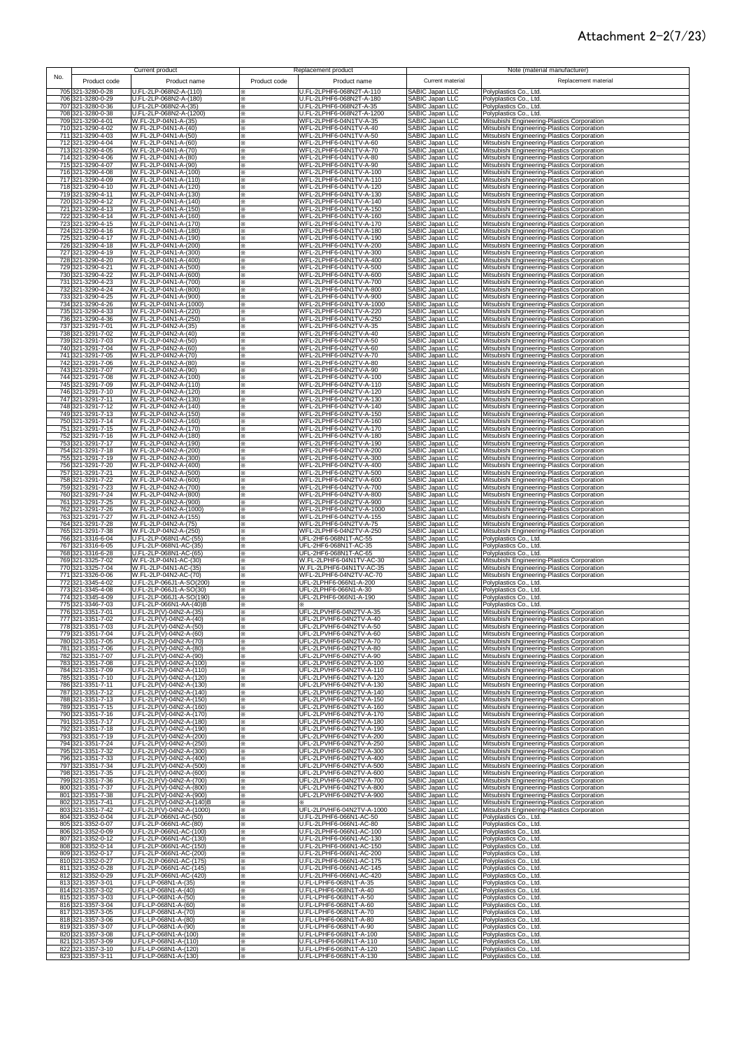# Attachment 2-2(7/23)

| No. | Current product | | Replacement product | | Note (material manufacturer) | |
|---|---|---|---|---|---|---|
| | Product code | Product name | Product code | Product name | Current material | Replacement material |
| 705 | 321-3280-0-28 | U.FL-2LP-068N2-A-(110) | ※ | U.FL-2LPHF6-068N2T-A-110 | SABIC Japan LLC | Polyplastics Co., Ltd. |
| 706 | 321-3280-0-29 | U.FL-2LP-068N2-A-(180) | ※ | U.FL-2LPHF6-068N2T-A-180 | SABIC Japan LLC | Polyplastics Co., Ltd. |
| 707 | 321-3280-0-36 | U.FL-2LP-068N2-A-(35) | ※ | U.FL-2LPHF6-068N2T-A-35 | SABIC Japan LLC | Polyplastics Co., Ltd. |
| 708 | 321-3280-0-38 | U.FL-2LP-068N2-A-(1200) | ※ | U.FL-2LPHF6-068N2T-A-1200 | SABIC Japan LLC | Polyplastics Co., Ltd. |
| 709 | 321-3290-4-01 | W.FL-2LP-04N1-A-(35) | ※ | WFL-2LPHF6-04N1TV-A-35 | SABIC Japan LLC | Mitsubishi Engineering-Plastics Corporation |
| 710 | 321-3290-4-02 | W.FL-2LP-04N1-A-(40) | ※ | WFL-2LPHF6-04N1TV-A-40 | SABIC Japan LLC | Mitsubishi Engineering-Plastics Corporation |
| 711 | 321-3290-4-03 | W.FL-2LP-04N1-A-(50) | ※ | WFL-2LPHF6-04N1TV-A-50 | SABIC Japan LLC | Mitsubishi Engineering-Plastics Corporation |
| 712 | 321-3290-4-04 | W.FL-2LP-04N1-A-(60) | ※ | WFL-2LPHF6-04N1TV-A-60 | SABIC Japan LLC | Mitsubishi Engineering-Plastics Corporation |
| 713 | 321-3290-4-05 | W.FL-2LP-04N1-A-(70) | ※ | WFL-2LPHF6-04N1TV-A-70 | SABIC Japan LLC | Mitsubishi Engineering-Plastics Corporation |
| 714 | 321-3290-4-06 | W.FL-2LP-04N1-A-(80) | ※ | WFL-2LPHF6-04N1TV-A-80 | SABIC Japan LLC | Mitsubishi Engineering-Plastics Corporation |
| 715 | 321-3290-4-07 | W.FL-2LP-04N1-A-(90) | ※ | WFL-2LPHF6-04N1TV-A-90 | SABIC Japan LLC | Mitsubishi Engineering-Plastics Corporation |
| 716 | 321-3290-4-08 | W.FL-2LP-04N1-A-(100) | ※ | WFL-2LPHF6-04N1TV-A-100 | SABIC Japan LLC | Mitsubishi Engineering-Plastics Corporation |
| 717 | 321-3290-4-09 | W.FL-2LP-04N1-A-(110) | ※ | WFL-2LPHF6-04N1TV-A-110 | SABIC Japan LLC | Mitsubishi Engineering-Plastics Corporation |
| 718 | 321-3290-4-10 | W.FL-2LP-04N1-A-(120) | ※ | WFL-2LPHF6-04N1TV-A-120 | SABIC Japan LLC | Mitsubishi Engineering-Plastics Corporation |
| 719 | 321-3290-4-11 | W.FL-2LP-04N1-A-(130) | ※ | WFL-2LPHF6-04N1TV-A-130 | SABIC Japan LLC | Mitsubishi Engineering-Plastics Corporation |
| 720 | 321-3290-4-12 | W.FL-2LP-04N1-A-(140) | ※ | WFL-2LPHF6-04N1TV-A-140 | SABIC Japan LLC | Mitsubishi Engineering-Plastics Corporation |
| 721 | 321-3290-4-13 | W.FL-2LP-04N1-A-(150) | ※ | WFL-2LPHF6-04N1TV-A-150 | SABIC Japan LLC | Mitsubishi Engineering-Plastics Corporation |
| 722 | 321-3290-4-14 | W.FL-2LP-04N1-A-(160) | ※ | WFL-2LPHF6-04N1TV-A-160 | SABIC Japan LLC | Mitsubishi Engineering-Plastics Corporation |
| 723 | 321-3290-4-15 | W.FL-2LP-04N1-A-(170) | ※ | WFL-2LPHF6-04N1TV-A-170 | SABIC Japan LLC | Mitsubishi Engineering-Plastics Corporation |
| 724 | 321-3290-4-16 | W.FL-2LP-04N1-A-(180) | ※ | WFL-2LPHF6-04N1TV-A-180 | SABIC Japan LLC | Mitsubishi Engineering-Plastics Corporation |
| 725 | 321-3290-4-17 | W.FL-2LP-04N1-A-(190) | ※ | WFL-2LPHF6-04N1TV-A-190 | SABIC Japan LLC | Mitsubishi Engineering-Plastics Corporation |
| 726 | 321-3290-4-18 | W.FL-2LP-04N1-A-(200) | ※ | WFL-2LPHF6-04N1TV-A-200 | SABIC Japan LLC | Mitsubishi Engineering-Plastics Corporation |
| 727 | 321-3290-4-19 | W.FL-2LP-04N1-A-(300) | ※ | WFL-2LPHF6-04N1TV-A-300 | SABIC Japan LLC | Mitsubishi Engineering-Plastics Corporation |
| 728 | 321-3290-4-20 | W.FL-2LP-04N1-A-(400) | ※ | WFL-2LPHF6-04N1TV-A-400 | SABIC Japan LLC | Mitsubishi Engineering-Plastics Corporation |
| 729 | 321-3290-4-21 | W.FL-2LP-04N1-A-(500) | ※ | WFL-2LPHF6-04N1TV-A-500 | SABIC Japan LLC | Mitsubishi Engineering-Plastics Corporation |
| 730 | 321-3290-4-22 | W.FL-2LP-04N1-A-(600) | ※ | WFL-2LPHF6-04N1TV-A-600 | SABIC Japan LLC | Mitsubishi Engineering-Plastics Corporation |
| 731 | 321-3290-4-23 | W.FL-2LP-04N1-A-(700) | ※ | WFL-2LPHF6-04N1TV-A-700 | SABIC Japan LLC | Mitsubishi Engineering-Plastics Corporation |
| 732 | 321-3290-4-24 | W.FL-2LP-04N1-A-(800) | ※ | WFL-2LPHF6-04N1TV-A-800 | SABIC Japan LLC | Mitsubishi Engineering-Plastics Corporation |
| 733 | 321-3290-4-25 | W.FL-2LP-04N1-A-(900) | ※ | WFL-2LPHF6-04N1TV-A-900 | SABIC Japan LLC | Mitsubishi Engineering-Plastics Corporation |
| 734 | 321-3290-4-26 | W.FL-2LP-04N1-A-(1000) | ※ | WFL-2LPHF6-04N1TV-A-1000 | SABIC Japan LLC | Mitsubishi Engineering-Plastics Corporation |
| 735 | 321-3290-4-33 | W.FL-2LP-04N1-A-(220) | ※ | WFL-2LPHF6-04N1TV-A-220 | SABIC Japan LLC | Mitsubishi Engineering-Plastics Corporation |
| 736 | 321-3290-4-36 | W.FL-2LP-04N1-A-(250) | ※ | WFL-2LPHF6-04N1TV-A-250 | SABIC Japan LLC | Mitsubishi Engineering-Plastics Corporation |
| 737 | 321-3291-7-01 | W.FL-2LP-04N2-A-(35) | ※ | WFL-2LPHF6-04N2TV-A-35 | SABIC Japan LLC | Mitsubishi Engineering-Plastics Corporation |
| 738 | 321-3291-7-02 | W.FL-2LP-04N2-A-(40) | ※ | WFL-2LPHF6-04N2TV-A-40 | SABIC Japan LLC | Mitsubishi Engineering-Plastics Corporation |
| 739 | 321-3291-7-03 | W.FL-2LP-04N2-A-(50) | ※ | WFL-2LPHF6-04N2TV-A-50 | SABIC Japan LLC | Mitsubishi Engineering-Plastics Corporation |
| 740 | 321-3291-7-04 | W.FL-2LP-04N2-A-(60) | ※ | WFL-2LPHF6-04N2TV-A-60 | SABIC Japan LLC | Mitsubishi Engineering-Plastics Corporation |
| 741 | 321-3291-7-05 | W.FL-2LP-04N2-A-(70) | ※ | WFL-2LPHF6-04N2TV-A-70 | SABIC Japan LLC | Mitsubishi Engineering-Plastics Corporation |
| 742 | 321-3291-7-06 | W.FL-2LP-04N2-A-(80) | ※ | WFL-2LPHF6-04N2TV-A-80 | SABIC Japan LLC | Mitsubishi Engineering-Plastics Corporation |
| 743 | 321-3291-7-07 | W.FL-2LP-04N2-A-(90) | ※ | WFL-2LPHF6-04N2TV-A-90 | SABIC Japan LLC | Mitsubishi Engineering-Plastics Corporation |
| 744 | 321-3291-7-08 | W.FL-2LP-04N2-A-(100) | ※ | WFL-2LPHF6-04N2TV-A-100 | SABIC Japan LLC | Mitsubishi Engineering-Plastics Corporation |
| 745 | 321-3291-7-09 | W.FL-2LP-04N2-A-(110) | ※ | WFL-2LPHF6-04N2TV-A-110 | SABIC Japan LLC | Mitsubishi Engineering-Plastics Corporation |
| 746 | 321-3291-7-10 | W.FL-2LP-04N2-A-(120) | ※ | WFL-2LPHF6-04N2TV-A-120 | SABIC Japan LLC | Mitsubishi Engineering-Plastics Corporation |
| 747 | 321-3291-7-11 | W.FL-2LP-04N2-A-(130) | ※ | WFL-2LPHF6-04N2TV-A-130 | SABIC Japan LLC | Mitsubishi Engineering-Plastics Corporation |
| 748 | 321-3291-7-12 | W.FL-2LP-04N2-A-(140) | ※ | WFL-2LPHF6-04N2TV-A-140 | SABIC Japan LLC | Mitsubishi Engineering-Plastics Corporation |
| 749 | 321-3291-7-13 | W.FL-2LP-04N2-A-(150) | ※ | WFL-2LPHF6-04N2TV-A-150 | SABIC Japan LLC | Mitsubishi Engineering-Plastics Corporation |
| 750 | 321-3291-7-14 | W.FL-2LP-04N2-A-(160) | ※ | WFL-2LPHF6-04N2TV-A-160 | SABIC Japan LLC | Mitsubishi Engineering-Plastics Corporation |
| 751 | 321-3291-7-15 | W.FL-2LP-04N2-A-(170) | ※ | WFL-2LPHF6-04N2TV-A-170 | SABIC Japan LLC | Mitsubishi Engineering-Plastics Corporation |
| 752 | 321-3291-7-16 | W.FL-2LP-04N2-A-(180) | ※ | WFL-2LPHF6-04N2TV-A-180 | SABIC Japan LLC | Mitsubishi Engineering-Plastics Corporation |
| 753 | 321-3291-7-17 | W.FL-2LP-04N2-A-(190) | ※ | WFL-2LPHF6-04N2TV-A-190 | SABIC Japan LLC | Mitsubishi Engineering-Plastics Corporation |
| 754 | 321-3291-7-18 | W.FL-2LP-04N2-A-(200) | ※ | WFL-2LPHF6-04N2TV-A-200 | SABIC Japan LLC | Mitsubishi Engineering-Plastics Corporation |
| 755 | 321-3291-7-19 | W.FL-2LP-04N2-A-(300) | ※ | WFL-2LPHF6-04N2TV-A-300 | SABIC Japan LLC | Mitsubishi Engineering-Plastics Corporation |
| 756 | 321-3291-7-20 | W.FL-2LP-04N2-A-(400) | ※ | WFL-2LPHF6-04N2TV-A-400 | SABIC Japan LLC | Mitsubishi Engineering-Plastics Corporation |
| 757 | 321-3291-7-21 | W.FL-2LP-04N2-A-(500) | ※ | WFL-2LPHF6-04N2TV-A-500 | SABIC Japan LLC | Mitsubishi Engineering-Plastics Corporation |
| 758 | 321-3291-7-22 | W.FL-2LP-04N2-A-(600) | ※ | WFL-2LPHF6-04N2TV-A-600 | SABIC Japan LLC | Mitsubishi Engineering-Plastics Corporation |
| 759 | 321-3291-7-23 | W.FL-2LP-04N2-A-(700) | ※ | WFL-2LPHF6-04N2TV-A-700 | SABIC Japan LLC | Mitsubishi Engineering-Plastics Corporation |
| 760 | 321-3291-7-24 | W.FL-2LP-04N2-A-(800) | ※ | WFL-2LPHF6-04N2TV-A-800 | SABIC Japan LLC | Mitsubishi Engineering-Plastics Corporation |
| 761 | 321-3291-7-25 | W.FL-2LP-04N2-A-(900) | ※ | WFL-2LPHF6-04N2TV-A-900 | SABIC Japan LLC | Mitsubishi Engineering-Plastics Corporation |
| 762 | 321-3291-7-26 | W.FL-2LP-04N2-A-(1000) | ※ | WFL-2LPHF6-04N2TV-A-1000 | SABIC Japan LLC | Mitsubishi Engineering-Plastics Corporation |
| 763 | 321-3291-7-27 | W.FL-2LP-04N2-A-(155) | ※ | WFL-2LPHF6-04N2TV-A-155 | SABIC Japan LLC | Mitsubishi Engineering-Plastics Corporation |
| 764 | 321-3291-7-28 | W.FL-2LP-04N2-A-(75) | ※ | WFL-2LPHF6-04N2TV-A-75 | SABIC Japan LLC | Mitsubishi Engineering-Plastics Corporation |
| 765 | 321-3291-7-38 | W.FL-2LP-04N2-A-(250) | ※ | WFL-2LPHF6-04N2TV-A-250 | SABIC Japan LLC | Mitsubishi Engineering-Plastics Corporation |
| 766 | 321-3316-6-04 | U.FL-2LP-068N1-AC-(55) | ※ | UFL-2HF6-068N1T-AC-55 | SABIC Japan LLC | Polyplastics Co., Ltd. |
| 767 | 321-3316-6-05 | U.FL-2LP-068N1-AC-(35) | ※ | UFL-2HF6-068N1T-AC-35 | SABIC Japan LLC | Polyplastics Co., Ltd. |
| 768 | 321-3316-6-28 | U.FL-2LP-068N1-AC-(65) | ※ | UFL-2HF6-068N1T-AC-65 | SABIC Japan LLC | Polyplastics Co., Ltd. |
| 769 | 321-3325-7-02 | W.FL-2LP-04N1-AC-(30) | ※ | W.FL-2LPHF6-04N1TV-AC-30 | SABIC Japan LLC | Mitsubishi Engineering-Plastics Corporation |
| 770 | 321-3325-7-04 | W.FL-2LP-04N1-AC-(35) | ※ | W.FL-2LPHF6-04N1TV-AC-35 | SABIC Japan LLC | Mitsubishi Engineering-Plastics Corporation |
| 771 | 321-3326-0-06 | W.FL-2LP-04N2-AC-(70) | ※ | WFL-2LPHF6-04N2TV-AC-70 | SABIC Japan LLC | Mitsubishi Engineering-Plastics Corporation |
| 772 | 321-3345-4-02 | U.FL-2LP-066J1-A-SO(200) | ※ | UFL-2LPHF6-066N1-A-200 | SABIC Japan LLC | Polyplastics Co., Ltd. |
| 773 | 321-3345-4-08 | U.FL-2LP-066J1-A-SO(30) | ※ | UFL-2LPHF6-066N1-A-30 | SABIC Japan LLC | Polyplastics Co., Ltd. |
| 774 | 321-3345-4-09 | U.FL-2LP-066J1-A-SO(190) | ※ | UFL-2LPHF6-066N1-A-190 | SABIC Japan LLC | Polyplastics Co., Ltd. |
| 775 | 321-3346-7-03 | U.FL-2LP-066N1-AA-(40)B | ※ | ※ | SABIC Japan LLC | Polyplastics Co., Ltd. |
| 776 | 321-3351-7-01 | U.FL-2LP(V)-04N2-A-(35) | ※ | UFL-2LPVHF6-04N2TV-A-35 | SABIC Japan LLC | Mitsubishi Engineering-Plastics Corporation |
| 777 | 321-3351-7-02 | U.FL-2LP(V)-04N2-A-(40) | ※ | UFL-2LPVHF6-04N2TV-A-40 | SABIC Japan LLC | Mitsubishi Engineering-Plastics Corporation |
| 778 | 321-3351-7-03 | U.FL-2LP(V)-04N2-A-(50) | ※ | UFL-2LPVHF6-04N2TV-A-50 | SABIC Japan LLC | Mitsubishi Engineering-Plastics Corporation |
| 779 | 321-3351-7-04 | U.FL-2LP(V)-04N2-A-(60) | ※ | UFL-2LPVHF6-04N2TV-A-60 | SABIC Japan LLC | Mitsubishi Engineering-Plastics Corporation |
| 780 | 321-3351-7-05 | U.FL-2LP(V)-04N2-A-(70) | ※ | UFL-2LPVHF6-04N2TV-A-70 | SABIC Japan LLC | Mitsubishi Engineering-Plastics Corporation |
| 781 | 321-3351-7-06 | U.FL-2LP(V)-04N2-A-(80) | ※ | UFL-2LPVHF6-04N2TV-A-80 | SABIC Japan LLC | Mitsubishi Engineering-Plastics Corporation |
| 782 | 321-3351-7-07 | U.FL-2LP(V)-04N2-A-(90) | ※ | UFL-2LPVHF6-04N2TV-A-90 | SABIC Japan LLC | Mitsubishi Engineering-Plastics Corporation |
| 783 | 321-3351-7-08 | U.FL-2LP(V)-04N2-A-(100) | ※ | UFL-2LPVHF6-04N2TV-A-100 | SABIC Japan LLC | Mitsubishi Engineering-Plastics Corporation |
| 784 | 321-3351-7-09 | U.FL-2LP(V)-04N2-A-(110) | ※ | UFL-2LPVHF6-04N2TV-A-110 | SABIC Japan LLC | Mitsubishi Engineering-Plastics Corporation |
| 785 | 321-3351-7-10 | U.FL-2LP(V)-04N2-A-(120) | ※ | UFL-2LPVHF6-04N2TV-A-120 | SABIC Japan LLC | Mitsubishi Engineering-Plastics Corporation |
| 786 | 321-3351-7-11 | U.FL-2LP(V)-04N2-A-(130) | ※ | UFL-2LPVHF6-04N2TV-A-130 | SABIC Japan LLC | Mitsubishi Engineering-Plastics Corporation |
| 787 | 321-3351-7-12 | U.FL-2LP(V)-04N2-A-(140) | ※ | UFL-2LPVHF6-04N2TV-A-140 | SABIC Japan LLC | Mitsubishi Engineering-Plastics Corporation |
| 788 | 321-3351-7-13 | U.FL-2LP(V)-04N2-A-(150) | ※ | UFL-2LPVHF6-04N2TV-A-150 | SABIC Japan LLC | Mitsubishi Engineering-Plastics Corporation |
| 789 | 321-3351-7-15 | U.FL-2LP(V)-04N2-A-(160) | ※ | UFL-2LPVHF6-04N2TV-A-160 | SABIC Japan LLC | Mitsubishi Engineering-Plastics Corporation |
| 790 | 321-3351-7-16 | U.FL-2LP(V)-04N2-A-(170) | ※ | UFL-2LPVHF6-04N2TV-A-170 | SABIC Japan LLC | Mitsubishi Engineering-Plastics Corporation |
| 791 | 321-3351-7-17 | U.FL-2LP(V)-04N2-A-(180) | ※ | UFL-2LPVHF6-04N2TV-A-180 | SABIC Japan LLC | Mitsubishi Engineering-Plastics Corporation |
| 792 | 321-3351-7-18 | U.FL-2LP(V)-04N2-A-(190) | ※ | UFL-2LPVHF6-04N2TV-A-190 | SABIC Japan LLC | Mitsubishi Engineering-Plastics Corporation |
| 793 | 321-3351-7-19 | U.FL-2LP(V)-04N2-A-(200) | ※ | UFL-2LPVHF6-04N2TV-A-200 | SABIC Japan LLC | Mitsubishi Engineering-Plastics Corporation |
| 794 | 321-3351-7-24 | U.FL-2LP(V)-04N2-A-(250) | ※ | UFL-2LPVHF6-04N2TV-A-250 | SABIC Japan LLC | Mitsubishi Engineering-Plastics Corporation |
| 795 | 321-3351-7-32 | U.FL-2LP(V)-04N2-A-(300) | ※ | UFL-2LPVHF6-04N2TV-A-300 | SABIC Japan LLC | Mitsubishi Engineering-Plastics Corporation |
| 796 | 321-3351-7-33 | U.FL-2LP(V)-04N2-A-(400) | ※ | UFL-2LPVHF6-04N2TV-A-400 | SABIC Japan LLC | Mitsubishi Engineering-Plastics Corporation |
| 797 | 321-3351-7-34 | U.FL-2LP(V)-04N2-A-(500) | ※ | UFL-2LPVHF6-04N2TV-A-500 | SABIC Japan LLC | Mitsubishi Engineering-Plastics Corporation |
| 798 | 321-3351-7-35 | U.FL-2LP(V)-04N2-A-(600) | ※ | UFL-2LPVHF6-04N2TV-A-600 | SABIC Japan LLC | Mitsubishi Engineering-Plastics Corporation |
| 799 | 321-3351-7-36 | U.FL-2LP(V)-04N2-A-(700) | ※ | UFL-2LPVHF6-04N2TV-A-700 | SABIC Japan LLC | Mitsubishi Engineering-Plastics Corporation |
| 800 | 321-3351-7-37 | U.FL-2LP(V)-04N2-A-(800) | ※ | UFL-2LPVHF6-04N2TV-A-800 | SABIC Japan LLC | Mitsubishi Engineering-Plastics Corporation |
| 801 | 321-3351-7-38 | U.FL-2LP(V)-04N2-A-(900) | ※ | UFL-2LPVHF6-04N2TV-A-900 | SABIC Japan LLC | Mitsubishi Engineering-Plastics Corporation |
| 802 | 321-3351-7-41 | U.FL-2LP(V)-04N2-A-(140)B | ※ | ※ | SABIC Japan LLC | Mitsubishi Engineering-Plastics Corporation |
| 803 | 321-3351-7-42 | U.FL-2LP(V)-04N2-A-(1000) | ※ | UFL-2LPVHF6-04N2TV-A-1000 | SABIC Japan LLC | Mitsubishi Engineering-Plastics Corporation |
| 804 | 321-3352-0-04 | U.FL-2LP-066N1-AC-(50) | ※ | U.FL-2LPHF6-066N1-AC-50 | SABIC Japan LLC | Polyplastics Co., Ltd. |
| 805 | 321-3352-0-07 | U.FL-2LP-066N1-AC-(80) | ※ | U.FL-2LPHF6-066N1-AC-80 | SABIC Japan LLC | Polyplastics Co., Ltd. |
| 806 | 321-3352-0-09 | U.FL-2LP-066N1-AC-(100) | ※ | U.FL-2LPHF6-066N1-AC-100 | SABIC Japan LLC | Polyplastics Co., Ltd. |
| 807 | 321-3352-0-12 | U.FL-2LP-066N1-AC-(130) | ※ | U.FL-2LPHF6-066N1-AC-130 | SABIC Japan LLC | Polyplastics Co., Ltd. |
| 808 | 321-3352-0-14 | U.FL-2LP-066N1-AC-(150) | ※ | U.FL-2LPHF6-066N1-AC-150 | SABIC Japan LLC | Polyplastics Co., Ltd. |
| 809 | 321-3352-0-17 | U.FL-2LP-066N1-AC-(200) | ※ | U.FL-2LPHF6-066N1-AC-200 | SABIC Japan LLC | Polyplastics Co., Ltd. |
| 810 | 321-3352-0-27 | U.FL-2LP-066N1-AC-(175) | ※ | U.FL-2LPHF6-066N1-AC-175 | SABIC Japan LLC | Polyplastics Co., Ltd. |
| 811 | 321-3352-0-28 | U.FL-2LP-066N1-AC-(145) | ※ | U.FL-2LPHF6-066N1-AC-145 | SABIC Japan LLC | Polyplastics Co., Ltd. |
| 812 | 321-3352-0-29 | U.FL-2LP-066N1-AC-(420) | ※ | U.FL-2LPHF6-066N1-AC-420 | SABIC Japan LLC | Polyplastics Co., Ltd. |
| 813 | 321-3357-3-01 | U.FL-LP-068N1-A-(35) | ※ | U.FL-LPHF6-068N1T-A-35 | SABIC Japan LLC | Polyplastics Co., Ltd. |
| 814 | 321-3357-3-02 | U.FL-LP-068N1-A-(40) | ※ | U.FL-LPHF6-068N1T-A-40 | SABIC Japan LLC | Polyplastics Co., Ltd. |
| 815 | 321-3357-3-03 | U.FL-LP-068N1-A-(50) | ※ | U.FL-LPHF6-068N1T-A-50 | SABIC Japan LLC | Polyplastics Co., Ltd. |
| 816 | 321-3357-3-04 | U.FL-LP-068N1-A-(60) | ※ | U.FL-LPHF6-068N1T-A-60 | SABIC Japan LLC | Polyplastics Co., Ltd. |
| 817 | 321-3357-3-05 | U.FL-LP-068N1-A-(70) | ※ | U.FL-LPHF6-068N1T-A-70 | SABIC Japan LLC | Polyplastics Co., Ltd. |
| 818 | 321-3357-3-06 | U.FL-LP-068N1-A-(80) | ※ | U.FL-LPHF6-068N1T-A-80 | SABIC Japan LLC | Polyplastics Co., Ltd. |
| 819 | 321-3357-3-07 | U.FL-LP-068N1-A-(90) | ※ | U.FL-LPHF6-068N1T-A-90 | SABIC Japan LLC | Polyplastics Co., Ltd. |
| 820 | 321-3357-3-08 | U.FL-LP-068N1-A-(100) | ※ | U.FL-LPHF6-068N1T-A-100 | SABIC Japan LLC | Polyplastics Co., Ltd. |
| 821 | 321-3357-3-09 | U.FL-LP-068N1-A-(110) | ※ | U.FL-LPHF6-068N1T-A-110 | SABIC Japan LLC | Polyplastics Co., Ltd. |
| 822 | 321-3357-3-10 | U.FL-LP-068N1-A-(120) | ※ | U.FL-LPHF6-068N1T-A-120 | SABIC Japan LLC | Polyplastics Co., Ltd. |
| 823 | 321-3357-3-11 | U.FL-LP-068N1-A-(130) | ※ | U.FL-LPHF6-068N1T-A-130 | SABIC Japan LLC | Polyplastics Co., Ltd. |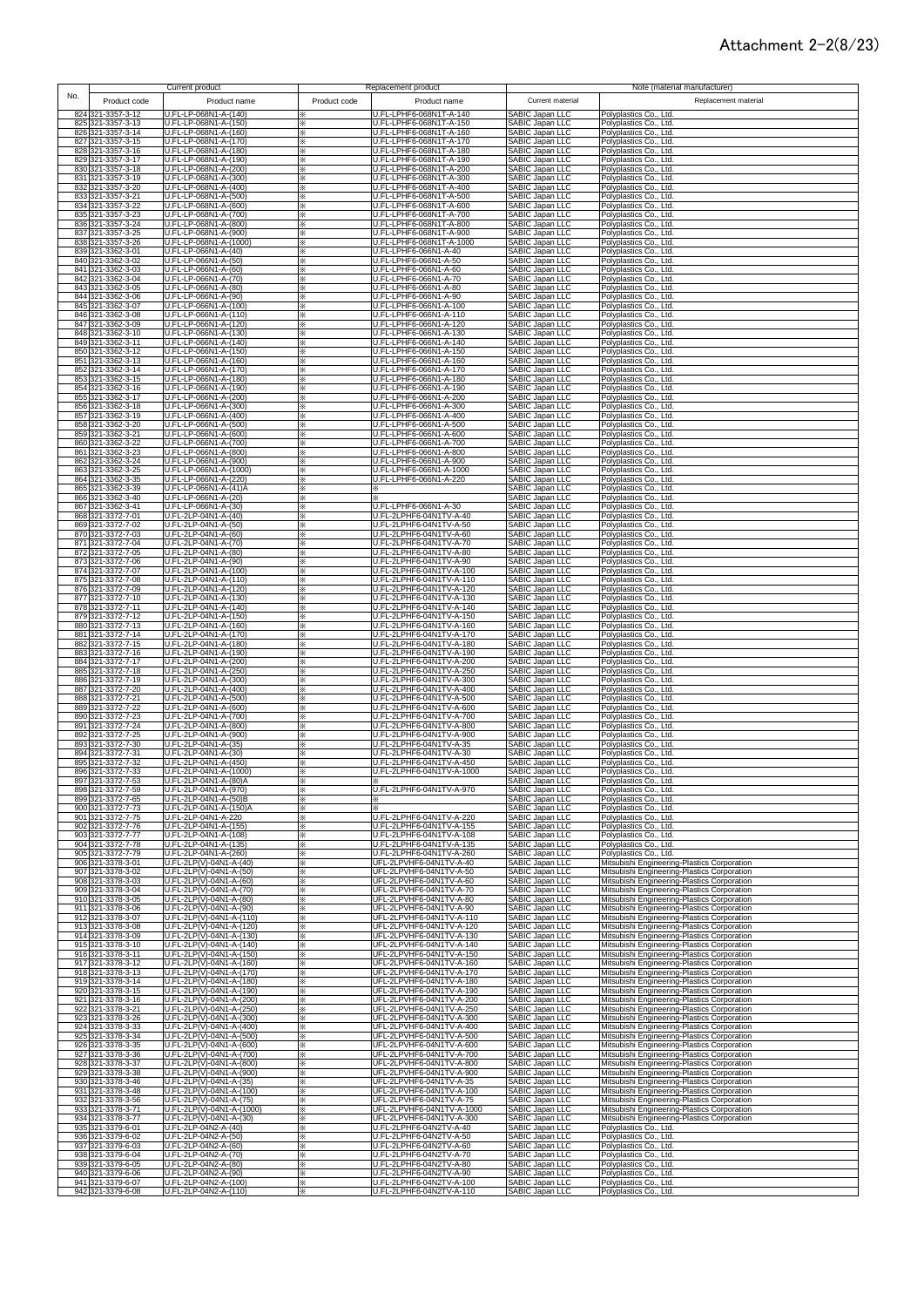Attachment 2-2(8/23)

| No. | Current product | | Replacement product | | Note (material manufacturer) | |
|---|---|---|---|---|---|---|
| | Product code | Product name | Product code | Product name | Current material | Replacement material |
| 824 | 321-3357-3-12 | U.FL-LP-068N1-A-(140) | ※ | U.FL-LPHF6-068N1T-A-140 | SABIC Japan LLC | Polyplastics Co., Ltd. |
| 825 | 321-3357-3-13 | U.FL-LP-068N1-A-(150) | ※ | U.FL-LPHF6-068N1T-A-150 | SABIC Japan LLC | Polyplastics Co., Ltd. |
| 826 | 321-3357-3-14 | U.FL-LP-068N1-A-(160) | ※ | U.FL-LPHF6-068N1T-A-160 | SABIC Japan LLC | Polyplastics Co., Ltd. |
| 827 | 321-3357-3-15 | U.FL-LP-068N1-A-(170) | ※ | U.FL-LPHF6-068N1T-A-170 | SABIC Japan LLC | Polyplastics Co., Ltd. |
| 828 | 321-3357-3-16 | U.FL-LP-068N1-A-(180) | ※ | U.FL-LPHF6-068N1T-A-180 | SABIC Japan LLC | Polyplastics Co., Ltd. |
| 829 | 321-3357-3-17 | U.FL-LP-068N1-A-(190) | ※ | U.FL-LPHF6-068N1T-A-190 | SABIC Japan LLC | Polyplastics Co., Ltd. |
| 830 | 321-3357-3-18 | U.FL-LP-068N1-A-(200) | ※ | U.FL-LPHF6-068N1T-A-200 | SABIC Japan LLC | Polyplastics Co., Ltd. |
| 831 | 321-3357-3-19 | U.FL-LP-068N1-A-(300) | ※ | U.FL-LPHF6-068N1T-A-300 | SABIC Japan LLC | Polyplastics Co., Ltd. |
| 832 | 321-3357-3-20 | U.FL-LP-068N1-A-(400) | ※ | U.FL-LPHF6-068N1T-A-400 | SABIC Japan LLC | Polyplastics Co., Ltd. |
| 833 | 321-3357-3-21 | U.FL-LP-068N1-A-(500) | ※ | U.FL-LPHF6-068N1T-A-500 | SABIC Japan LLC | Polyplastics Co., Ltd. |
| 834 | 321-3357-3-22 | U.FL-LP-068N1-A-(600) | ※ | U.FL-LPHF6-068N1T-A-600 | SABIC Japan LLC | Polyplastics Co., Ltd. |
| 835 | 321-3357-3-23 | U.FL-LP-068N1-A-(700) | ※ | U.FL-LPHF6-068N1T-A-700 | SABIC Japan LLC | Polyplastics Co., Ltd. |
| 836 | 321-3357-3-24 | U.FL-LP-068N1-A-(800) | ※ | U.FL-LPHF6-068N1T-A-800 | SABIC Japan LLC | Polyplastics Co., Ltd. |
| 837 | 321-3357-3-25 | U.FL-LP-068N1-A-(900) | ※ | U.FL-LPHF6-068N1T-A-900 | SABIC Japan LLC | Polyplastics Co., Ltd. |
| 838 | 321-3357-3-26 | U.FL-LP-068N1-A-(1000) | ※ | U.FL-LPHF6-068N1T-A-1000 | SABIC Japan LLC | Polyplastics Co., Ltd. |
| 839 | 321-3362-3-01 | U.FL-LP-066N1-A-(40) | ※ | U.FL-LPHF6-066N1-A-40 | SABIC Japan LLC | Polyplastics Co., Ltd. |
| 840 | 321-3362-3-02 | U.FL-LP-066N1-A-(50) | ※ | U.FL-LPHF6-066N1-A-50 | SABIC Japan LLC | Polyplastics Co., Ltd. |
| 841 | 321-3362-3-03 | U.FL-LP-066N1-A-(60) | ※ | U.FL-LPHF6-066N1-A-60 | SABIC Japan LLC | Polyplastics Co., Ltd. |
| 842 | 321-3362-3-04 | U.FL-LP-066N1-A-(70) | ※ | U.FL-LPHF6-066N1-A-70 | SABIC Japan LLC | Polyplastics Co., Ltd. |
| 843 | 321-3362-3-05 | U.FL-LP-066N1-A-(80) | ※ | U.FL-LPHF6-066N1-A-80 | SABIC Japan LLC | Polyplastics Co., Ltd. |
| 844 | 321-3362-3-06 | U.FL-LP-066N1-A-(90) | ※ | U.FL-LPHF6-066N1-A-90 | SABIC Japan LLC | Polyplastics Co., Ltd. |
| 845 | 321-3362-3-07 | U.FL-LP-066N1-A-(100) | ※ | U.FL-LPHF6-066N1-A-100 | SABIC Japan LLC | Polyplastics Co., Ltd. |
| 846 | 321-3362-3-08 | U.FL-LP-066N1-A-(110) | ※ | U.FL-LPHF6-066N1-A-110 | SABIC Japan LLC | Polyplastics Co., Ltd. |
| 847 | 321-3362-3-09 | U.FL-LP-066N1-A-(120) | ※ | U.FL-LPHF6-066N1-A-120 | SABIC Japan LLC | Polyplastics Co., Ltd. |
| 848 | 321-3362-3-10 | U.FL-LP-066N1-A-(130) | ※ | U.FL-LPHF6-066N1-A-130 | SABIC Japan LLC | Polyplastics Co., Ltd. |
| 849 | 321-3362-3-11 | U.FL-LP-066N1-A-(140) | ※ | U.FL-LPHF6-066N1-A-140 | SABIC Japan LLC | Polyplastics Co., Ltd. |
| 850 | 321-3362-3-12 | U.FL-LP-066N1-A-(150) | ※ | U.FL-LPHF6-066N1-A-150 | SABIC Japan LLC | Polyplastics Co., Ltd. |
| 851 | 321-3362-3-13 | U.FL-LP-066N1-A-(160) | ※ | U.FL-LPHF6-066N1-A-160 | SABIC Japan LLC | Polyplastics Co., Ltd. |
| 852 | 321-3362-3-14 | U.FL-LP-066N1-A-(170) | ※ | U.FL-LPHF6-066N1-A-170 | SABIC Japan LLC | Polyplastics Co., Ltd. |
| 853 | 321-3362-3-15 | U.FL-LP-066N1-A-(180) | ※ | U.FL-LPHF6-066N1-A-180 | SABIC Japan LLC | Polyplastics Co., Ltd. |
| 854 | 321-3362-3-16 | U.FL-LP-066N1-A-(190) | ※ | U.FL-LPHF6-066N1-A-190 | SABIC Japan LLC | Polyplastics Co., Ltd. |
| 855 | 321-3362-3-17 | U.FL-LP-066N1-A-(200) | ※ | U.FL-LPHF6-066N1-A-200 | SABIC Japan LLC | Polyplastics Co., Ltd. |
| 856 | 321-3362-3-18 | U.FL-LP-066N1-A-(300) | ※ | U.FL-LPHF6-066N1-A-300 | SABIC Japan LLC | Polyplastics Co., Ltd. |
| 857 | 321-3362-3-19 | U.FL-LP-066N1-A-(400) | ※ | U.FL-LPHF6-066N1-A-400 | SABIC Japan LLC | Polyplastics Co., Ltd. |
| 858 | 321-3362-3-20 | U.FL-LP-066N1-A-(500) | ※ | U.FL-LPHF6-066N1-A-500 | SABIC Japan LLC | Polyplastics Co., Ltd. |
| 859 | 321-3362-3-21 | U.FL-LP-066N1-A-(600) | ※ | U.FL-LPHF6-066N1-A-600 | SABIC Japan LLC | Polyplastics Co., Ltd. |
| 860 | 321-3362-3-22 | U.FL-LP-066N1-A-(700) | ※ | U.FL-LPHF6-066N1-A-700 | SABIC Japan LLC | Polyplastics Co., Ltd. |
| 861 | 321-3362-3-23 | U.FL-LP-066N1-A-(800) | ※ | U.FL-LPHF6-066N1-A-800 | SABIC Japan LLC | Polyplastics Co., Ltd. |
| 862 | 321-3362-3-24 | U.FL-LP-066N1-A-(900) | ※ | U.FL-LPHF6-066N1-A-900 | SABIC Japan LLC | Polyplastics Co., Ltd. |
| 863 | 321-3362-3-25 | U.FL-LP-066N1-A-(1000) | ※ | U.FL-LPHF6-066N1-A-1000 | SABIC Japan LLC | Polyplastics Co., Ltd. |
| 864 | 321-3362-3-35 | U.FL-LP-066N1-A-(220) | ※ | U.FL-LPHF6-066N1-A-220 | SABIC Japan LLC | Polyplastics Co., Ltd. |
| 865 | 321-3362-3-39 | U.FL-LP-066N1-A-(41)A | ※ | ※ | SABIC Japan LLC | Polyplastics Co., Ltd. |
| 866 | 321-3362-3-40 | U.FL-LP-066N1-A-(20) | ※ | ※ | SABIC Japan LLC | Polyplastics Co., Ltd. |
| 867 | 321-3362-3-41 | U.FL-LP-066N1-A-(30) | ※ | U.FL-LPHF6-066N1-A-30 | SABIC Japan LLC | Polyplastics Co., Ltd. |
| 868 | 321-3372-7-01 | U.FL-2LP-04N1-A-(40) | ※ | U.FL-2LPHF6-04N1TV-A-40 | SABIC Japan LLC | Polyplastics Co., Ltd. |
| 869 | 321-3372-7-02 | U.FL-2LP-04N1-A-(50) | ※ | U.FL-2LPHF6-04N1TV-A-50 | SABIC Japan LLC | Polyplastics Co., Ltd. |
| 870 | 321-3372-7-03 | U.FL-2LP-04N1-A-(60) | ※ | U.FL-2LPHF6-04N1TV-A-60 | SABIC Japan LLC | Polyplastics Co., Ltd. |
| 871 | 321-3372-7-04 | U.FL-2LP-04N1-A-(70) | ※ | U.FL-2LPHF6-04N1TV-A-70 | SABIC Japan LLC | Polyplastics Co., Ltd. |
| 872 | 321-3372-7-05 | U.FL-2LP-04N1-A-(80) | ※ | U.FL-2LPHF6-04N1TV-A-80 | SABIC Japan LLC | Polyplastics Co., Ltd. |
| 873 | 321-3372-7-06 | U.FL-2LP-04N1-A-(90) | ※ | U.FL-2LPHF6-04N1TV-A-90 | SABIC Japan LLC | Polyplastics Co., Ltd. |
| 874 | 321-3372-7-07 | U.FL-2LP-04N1-A-(100) | ※ | U.FL-2LPHF6-04N1TV-A-100 | SABIC Japan LLC | Polyplastics Co., Ltd. |
| 875 | 321-3372-7-08 | U.FL-2LP-04N1-A-(110) | ※ | U.FL-2LPHF6-04N1TV-A-110 | SABIC Japan LLC | Polyplastics Co., Ltd. |
| 876 | 321-3372-7-09 | U.FL-2LP-04N1-A-(120) | ※ | U.FL-2LPHF6-04N1TV-A-120 | SABIC Japan LLC | Polyplastics Co., Ltd. |
| 877 | 321-3372-7-10 | U.FL-2LP-04N1-A-(130) | ※ | U.FL-2LPHF6-04N1TV-A-130 | SABIC Japan LLC | Polyplastics Co., Ltd. |
| 878 | 321-3372-7-11 | U.FL-2LP-04N1-A-(140) | ※ | U.FL-2LPHF6-04N1TV-A-140 | SABIC Japan LLC | Polyplastics Co., Ltd. |
| 879 | 321-3372-7-12 | U.FL-2LP-04N1-A-(150) | ※ | U.FL-2LPHF6-04N1TV-A-150 | SABIC Japan LLC | Polyplastics Co., Ltd. |
| 880 | 321-3372-7-13 | U.FL-2LP-04N1-A-(160) | ※ | U.FL-2LPHF6-04N1TV-A-160 | SABIC Japan LLC | Polyplastics Co., Ltd. |
| 881 | 321-3372-7-14 | U.FL-2LP-04N1-A-(170) | ※ | U.FL-2LPHF6-04N1TV-A-170 | SABIC Japan LLC | Polyplastics Co., Ltd. |
| 882 | 321-3372-7-15 | U.FL-2LP-04N1-A-(180) | ※ | U.FL-2LPHF6-04N1TV-A-180 | SABIC Japan LLC | Polyplastics Co., Ltd. |
| 883 | 321-3372-7-16 | U.FL-2LP-04N1-A-(190) | ※ | U.FL-2LPHF6-04N1TV-A-190 | SABIC Japan LLC | Polyplastics Co., Ltd. |
| 884 | 321-3372-7-17 | U.FL-2LP-04N1-A-(200) | ※ | U.FL-2LPHF6-04N1TV-A-200 | SABIC Japan LLC | Polyplastics Co., Ltd. |
| 885 | 321-3372-7-18 | U.FL-2LP-04N1-A-(250) | ※ | U.FL-2LPHF6-04N1TV-A-250 | SABIC Japan LLC | Polyplastics Co., Ltd. |
| 886 | 321-3372-7-19 | U.FL-2LP-04N1-A-(300) | ※ | U.FL-2LPHF6-04N1TV-A-300 | SABIC Japan LLC | Polyplastics Co., Ltd. |
| 887 | 321-3372-7-20 | U.FL-2LP-04N1-A-(400) | ※ | U.FL-2LPHF6-04N1TV-A-400 | SABIC Japan LLC | Polyplastics Co., Ltd. |
| 888 | 321-3372-7-21 | U.FL-2LP-04N1-A-(500) | ※ | U.FL-2LPHF6-04N1TV-A-500 | SABIC Japan LLC | Polyplastics Co., Ltd. |
| 889 | 321-3372-7-22 | U.FL-2LP-04N1-A-(600) | ※ | U.FL-2LPHF6-04N1TV-A-600 | SABIC Japan LLC | Polyplastics Co., Ltd. |
| 890 | 321-3372-7-23 | U.FL-2LP-04N1-A-(700) | ※ | U.FL-2LPHF6-04N1TV-A-700 | SABIC Japan LLC | Polyplastics Co., Ltd. |
| 891 | 321-3372-7-24 | U.FL-2LP-04N1-A-(800) | ※ | U.FL-2LPHF6-04N1TV-A-800 | SABIC Japan LLC | Polyplastics Co., Ltd. |
| 892 | 321-3372-7-25 | U.FL-2LP-04N1-A-(900) | ※ | U.FL-2LPHF6-04N1TV-A-900 | SABIC Japan LLC | Polyplastics Co., Ltd. |
| 893 | 321-3372-7-30 | U.FL-2LP-04N1-A-(35) | ※ | U.FL-2LPHF6-04N1TV-A-35 | SABIC Japan LLC | Polyplastics Co., Ltd. |
| 894 | 321-3372-7-31 | U.FL-2LP-04N1-A-(30) | ※ | U.FL-2LPHF6-04N1TV-A-30 | SABIC Japan LLC | Polyplastics Co., Ltd. |
| 895 | 321-3372-7-32 | U.FL-2LP-04N1-A-(450) | ※ | U.FL-2LPHF6-04N1TV-A-450 | SABIC Japan LLC | Polyplastics Co., Ltd. |
| 896 | 321-3372-7-33 | U.FL-2LP-04N1-A-(1000) | ※ | U.FL-2LPHF6-04N1TV-A-1000 | SABIC Japan LLC | Polyplastics Co., Ltd. |
| 897 | 321-3372-7-53 | U.FL-2LP-04N1-A-(80)A | ※ | ※ | SABIC Japan LLC | Polyplastics Co., Ltd. |
| 898 | 321-3372-7-59 | U.FL-2LP-04N1-A-(970) | ※ | U.FL-2LPHF6-04N1TV-A-970 | SABIC Japan LLC | Polyplastics Co., Ltd. |
| 899 | 321-3372-7-65 | U.FL-2LP-04N1-A-(50)B | ※ | ※ | SABIC Japan LLC | Polyplastics Co., Ltd. |
| 900 | 321-3372-7-73 | U.FL-2LP-04N1-A-(150)A | ※ | ※ | SABIC Japan LLC | Polyplastics Co., Ltd. |
| 901 | 321-3372-7-75 | U.FL-2LP-04N1-A-220 | ※ | U.FL-2LPHF6-04N1TV-A-220 | SABIC Japan LLC | Polyplastics Co., Ltd. |
| 902 | 321-3372-7-76 | U.FL-2LP-04N1-A-(155) | ※ | U.FL-2LPHF6-04N1TV-A-155 | SABIC Japan LLC | Polyplastics Co., Ltd. |
| 903 | 321-3372-7-77 | U.FL-2LP-04N1-A-(108) | ※ | U.FL-2LPHF6-04N1TV-A-108 | SABIC Japan LLC | Polyplastics Co., Ltd. |
| 904 | 321-3372-7-78 | U.FL-2LP-04N1-A-(135) | ※ | U.FL-2LPHF6-04N1TV-A-135 | SABIC Japan LLC | Polyplastics Co., Ltd. |
| 905 | 321-3372-7-79 | U.FL-2LP-04N1-A-(260) | ※ | U.FL-2LPHF6-04N1TV-A-260 | SABIC Japan LLC | Polyplastics Co., Ltd. |
| 906 | 321-3378-3-01 | U.FL-2LP(V)-04N1-A-(40) | ※ | UFL-2LPVHF6-04N1TV-A-40 | SABIC Japan LLC | Mitsubishi Engineering-Plastics Corporation |
| 907 | 321-3378-3-02 | U.FL-2LP(V)-04N1-A-(50) | ※ | UFL-2LPVHF6-04N1TV-A-50 | SABIC Japan LLC | Mitsubishi Engineering-Plastics Corporation |
| 908 | 321-3378-3-03 | U.FL-2LP(V)-04N1-A-(60) | ※ | UFL-2LPVHF6-04N1TV-A-60 | SABIC Japan LLC | Mitsubishi Engineering-Plastics Corporation |
| 909 | 321-3378-3-04 | U.FL-2LP(V)-04N1-A-(70) | ※ | UFL-2LPVHF6-04N1TV-A-70 | SABIC Japan LLC | Mitsubishi Engineering-Plastics Corporation |
| 910 | 321-3378-3-05 | U.FL-2LP(V)-04N1-A-(80) | ※ | UFL-2LPVHF6-04N1TV-A-80 | SABIC Japan LLC | Mitsubishi Engineering-Plastics Corporation |
| 911 | 321-3378-3-06 | U.FL-2LP(V)-04N1-A-(90) | ※ | UFL-2LPVHF6-04N1TV-A-90 | SABIC Japan LLC | Mitsubishi Engineering-Plastics Corporation |
| 912 | 321-3378-3-07 | U.FL-2LP(V)-04N1-A-(110) | ※ | UFL-2LPVHF6-04N1TV-A-110 | SABIC Japan LLC | Mitsubishi Engineering-Plastics Corporation |
| 913 | 321-3378-3-08 | U.FL-2LP(V)-04N1-A-(120) | ※ | UFL-2LPVHF6-04N1TV-A-120 | SABIC Japan LLC | Mitsubishi Engineering-Plastics Corporation |
| 914 | 321-3378-3-09 | U.FL-2LP(V)-04N1-A-(130) | ※ | UFL-2LPVHF6-04N1TV-A-130 | SABIC Japan LLC | Mitsubishi Engineering-Plastics Corporation |
| 915 | 321-3378-3-10 | U.FL-2LP(V)-04N1-A-(140) | ※ | UFL-2LPVHF6-04N1TV-A-140 | SABIC Japan LLC | Mitsubishi Engineering-Plastics Corporation |
| 916 | 321-3378-3-11 | U.FL-2LP(V)-04N1-A-(150) | ※ | UFL-2LPVHF6-04N1TV-A-150 | SABIC Japan LLC | Mitsubishi Engineering-Plastics Corporation |
| 917 | 321-3378-3-12 | U.FL-2LP(V)-04N1-A-(160) | ※ | UFL-2LPVHF6-04N1TV-A-160 | SABIC Japan LLC | Mitsubishi Engineering-Plastics Corporation |
| 918 | 321-3378-3-13 | U.FL-2LP(V)-04N1-A-(170) | ※ | UFL-2LPVHF6-04N1TV-A-170 | SABIC Japan LLC | Mitsubishi Engineering-Plastics Corporation |
| 919 | 321-3378-3-14 | U.FL-2LP(V)-04N1-A-(180) | ※ | UFL-2LPVHF6-04N1TV-A-180 | SABIC Japan LLC | Mitsubishi Engineering-Plastics Corporation |
| 920 | 321-3378-3-15 | U.FL-2LP(V)-04N1-A-(190) | ※ | UFL-2LPVHF6-04N1TV-A-190 | SABIC Japan LLC | Mitsubishi Engineering-Plastics Corporation |
| 921 | 321-3378-3-16 | U.FL-2LP(V)-04N1-A-(200) | ※ | UFL-2LPVHF6-04N1TV-A-200 | SABIC Japan LLC | Mitsubishi Engineering-Plastics Corporation |
| 922 | 321-3378-3-21 | U.FL-2LP(V)-04N1-A-(250) | ※ | UFL-2LPVHF6-04N1TV-A-250 | SABIC Japan LLC | Mitsubishi Engineering-Plastics Corporation |
| 923 | 321-3378-3-26 | U.FL-2LP(V)-04N1-A-(300) | ※ | UFL-2LPVHF6-04N1TV-A-300 | SABIC Japan LLC | Mitsubishi Engineering-Plastics Corporation |
| 924 | 321-3378-3-33 | U.FL-2LP(V)-04N1-A-(400) | ※ | UFL-2LPVHF6-04N1TV-A-400 | SABIC Japan LLC | Mitsubishi Engineering-Plastics Corporation |
| 925 | 321-3378-3-34 | U.FL-2LP(V)-04N1-A-(500) | ※ | UFL-2LPVHF6-04N1TV-A-500 | SABIC Japan LLC | Mitsubishi Engineering-Plastics Corporation |
| 926 | 321-3378-3-35 | U.FL-2LP(V)-04N1-A-(600) | ※ | UFL-2LPVHF6-04N1TV-A-600 | SABIC Japan LLC | Mitsubishi Engineering-Plastics Corporation |
| 927 | 321-3378-3-36 | U.FL-2LP(V)-04N1-A-(700) | ※ | UFL-2LPVHF6-04N1TV-A-700 | SABIC Japan LLC | Mitsubishi Engineering-Plastics Corporation |
| 928 | 321-3378-3-37 | U.FL-2LP(V)-04N1-A-(800) | ※ | UFL-2LPVHF6-04N1TV-A-800 | SABIC Japan LLC | Mitsubishi Engineering-Plastics Corporation |
| 929 | 321-3378-3-38 | U.FL-2LP(V)-04N1-A-(900) | ※ | UFL-2LPVHF6-04N1TV-A-900 | SABIC Japan LLC | Mitsubishi Engineering-Plastics Corporation |
| 930 | 321-3378-3-46 | U.FL-2LP(V)-04N1-A-(35) | ※ | UFL-2LPVHF6-04N1TV-A-35 | SABIC Japan LLC | Mitsubishi Engineering-Plastics Corporation |
| 931 | 321-3378-3-48 | U.FL-2LP(V)-04N1-A-(100) | ※ | UFL-2LPVHF6-04N1TV-A-100 | SABIC Japan LLC | Mitsubishi Engineering-Plastics Corporation |
| 932 | 321-3378-3-56 | U.FL-2LP(V)-04N1-A-(75) | ※ | UFL-2LPVHF6-04N1TV-A-75 | SABIC Japan LLC | Mitsubishi Engineering-Plastics Corporation |
| 933 | 321-3378-3-71 | U.FL-2LP(V)-04N1-A-(1000) | ※ | UFL-2LPVHF6-04N1TV-A-1000 | SABIC Japan LLC | Mitsubishi Engineering-Plastics Corporation |
| 934 | 321-3378-3-77 | U.FL-2LP(V)-04N1-A-(30) | ※ | UFL-2LPVHF6-04N1TV-A-300 | SABIC Japan LLC | Mitsubishi Engineering-Plastics Corporation |
| 935 | 321-3379-6-01 | U.FL-2LP-04N2-A-(40) | ※ | U.FL-2LPHF6-04N2TV-A-40 | SABIC Japan LLC | Polyplastics Co., Ltd. |
| 936 | 321-3379-6-02 | U.FL-2LP-04N2-A-(50) | ※ | U.FL-2LPHF6-04N2TV-A-50 | SABIC Japan LLC | Polyplastics Co., Ltd. |
| 937 | 321-3379-6-03 | U.FL-2LP-04N2-A-(60) | ※ | U.FL-2LPHF6-04N2TV-A-60 | SABIC Japan LLC | Polyplastics Co., Ltd. |
| 938 | 321-3379-6-04 | U.FL-2LP-04N2-A-(70) | ※ | U.FL-2LPHF6-04N2TV-A-70 | SABIC Japan LLC | Polyplastics Co., Ltd. |
| 939 | 321-3379-6-05 | U.FL-2LP-04N2-A-(80) | ※ | U.FL-2LPHF6-04N2TV-A-80 | SABIC Japan LLC | Polyplastics Co., Ltd. |
| 940 | 321-3379-6-06 | U.FL-2LP-04N2-A-(90) | ※ | U.FL-2LPHF6-04N2TV-A-90 | SABIC Japan LLC | Polyplastics Co., Ltd. |
| 941 | 321-3379-6-07 | U.FL-2LP-04N2-A-(100) | ※ | U.FL-2LPHF6-04N2TV-A-100 | SABIC Japan LLC | Polyplastics Co., Ltd. |
| 942 | 321-3379-6-08 | U.FL-2LP-04N2-A-(110) | ※ | U.FL-2LPHF6-04N2TV-A-110 | SABIC Japan LLC | Polyplastics Co., Ltd. |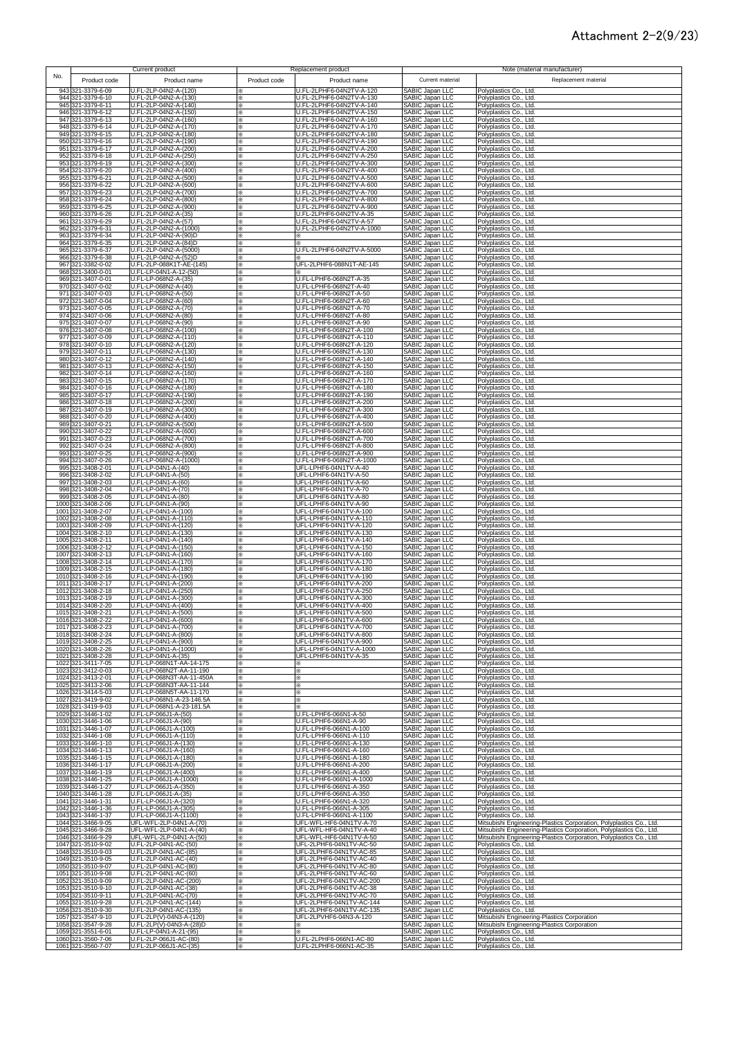# Attachment 2-2(9/23)

| No. | Current product | | Replacement product | | Note (material manufacturer) | |
|---|---|---|---|---|---|---|
| | Product code | Product name | Product code | Product name | Current material | Replacement material |
| 943 | 321-3379-6-09 | U.FL-2LP-04N2-A-(120) | ※ | U.FL-2LPHF6-04N2TV-A-120 | SABIC Japan LLC | Polyplastics Co., Ltd. |
| 944 | 321-3379-6-10 | U.FL-2LP-04N2-A-(130) | ※ | U.FL-2LPHF6-04N2TV-A-130 | SABIC Japan LLC | Polyplastics Co., Ltd. |
| 945 | 321-3379-6-11 | U.FL-2LP-04N2-A-(140) | ※ | U.FL-2LPHF6-04N2TV-A-140 | SABIC Japan LLC | Polyplastics Co., Ltd. |
| 946 | 321-3379-6-12 | U.FL-2LP-04N2-A-(150) | ※ | U.FL-2LPHF6-04N2TV-A-150 | SABIC Japan LLC | Polyplastics Co., Ltd. |
| 947 | 321-3379-6-13 | U.FL-2LP-04N2-A-(160) | ※ | U.FL-2LPHF6-04N2TV-A-160 | SABIC Japan LLC | Polyplastics Co., Ltd. |
| 948 | 321-3379-6-14 | U.FL-2LP-04N2-A-(170) | ※ | U.FL-2LPHF6-04N2TV-A-170 | SABIC Japan LLC | Polyplastics Co., Ltd. |
| 949 | 321-3379-6-15 | U.FL-2LP-04N2-A-(180) | ※ | U.FL-2LPHF6-04N2TV-A-180 | SABIC Japan LLC | Polyplastics Co., Ltd. |
| 950 | 321-3379-6-16 | U.FL-2LP-04N2-A-(190) | ※ | U.FL-2LPHF6-04N2TV-A-190 | SABIC Japan LLC | Polyplastics Co., Ltd. |
| 951 | 321-3379-6-17 | U.FL-2LP-04N2-A-(200) | ※ | U.FL-2LPHF6-04N2TV-A-200 | SABIC Japan LLC | Polyplastics Co., Ltd. |
| 952 | 321-3379-6-18 | U.FL-2LP-04N2-A-(250) | ※ | U.FL-2LPHF6-04N2TV-A-250 | SABIC Japan LLC | Polyplastics Co., Ltd. |
| 953 | 321-3379-6-19 | U.FL-2LP-04N2-A-(300) | ※ | U.FL-2LPHF6-04N2TV-A-300 | SABIC Japan LLC | Polyplastics Co., Ltd. |
| 954 | 321-3379-6-20 | U.FL-2LP-04N2-A-(400) | ※ | U.FL-2LPHF6-04N2TV-A-400 | SABIC Japan LLC | Polyplastics Co., Ltd. |
| 955 | 321-3379-6-21 | U.FL-2LP-04N2-A-(500) | ※ | U.FL-2LPHF6-04N2TV-A-500 | SABIC Japan LLC | Polyplastics Co., Ltd. |
| 956 | 321-3379-6-22 | U.FL-2LP-04N2-A-(600) | ※ | U.FL-2LPHF6-04N2TV-A-600 | SABIC Japan LLC | Polyplastics Co., Ltd. |
| 957 | 321-3379-6-23 | U.FL-2LP-04N2-A-(700) | ※ | U.FL-2LPHF6-04N2TV-A-700 | SABIC Japan LLC | Polyplastics Co., Ltd. |
| 958 | 321-3379-6-24 | U.FL-2LP-04N2-A-(800) | ※ | U.FL-2LPHF6-04N2TV-A-800 | SABIC Japan LLC | Polyplastics Co., Ltd. |
| 959 | 321-3379-6-25 | U.FL-2LP-04N2-A-(900) | ※ | U.FL-2LPHF6-04N2TV-A-900 | SABIC Japan LLC | Polyplastics Co., Ltd. |
| 960 | 321-3379-6-26 | U.FL-2LP-04N2-A-(35) | ※ | U.FL-2LPHF6-04N2TV-A-35 | SABIC Japan LLC | Polyplastics Co., Ltd. |
| 961 | 321-3379-6-29 | U.FL-2LP-04N2-A-(57) | ※ | U.FL-2LPHF6-04N2TV-A-57 | SABIC Japan LLC | Polyplastics Co., Ltd. |
| 962 | 321-3379-6-31 | U.FL-2LP-04N2-A-(1000) | ※ | U.FL-2LPHF6-04N2TV-A-1000 | SABIC Japan LLC | Polyplastics Co., Ltd. |
| 963 | 321-3379-6-34 | U.FL-2LP-04N2-A-(90)D | ※ | ※ | SABIC Japan LLC | Polyplastics Co., Ltd. |
| 964 | 321-3379-6-35 | U.FL-2LP-04N2-A-(84)D | ※ | ※ | SABIC Japan LLC | Polyplastics Co., Ltd. |
| 965 | 321-3379-6-37 | U.FL-2LP-04N2-A-(5000) | ※ | U.FL-2LPHF6-04N2TV-A-5000 | SABIC Japan LLC | Polyplastics Co., Ltd. |
| 966 | 321-3379-6-38 | U.FL-2LP-04N2-A-(52)D | ※ | ※ | SABIC Japan LLC | Polyplastics Co., Ltd. |
| 967 | 321-3382-0-02 | U.FL-2LP-088K1T-AE-(145) | ※ | UFL-2LPHF6-088N1T-AE-145 | SABIC Japan LLC | Polyplastics Co., Ltd. |
| 968 | 321-3400-0-01 | U.FL-LP-04N1-A-12-(50) | ※ | ※ | SABIC Japan LLC | Polyplastics Co., Ltd. |
| 969 | 321-3407-0-01 | U.FL-LP-068N2-A-(35) | ※ | U.FL-LPHF6-068N2T-A-35 | SABIC Japan LLC | Polyplastics Co., Ltd. |
| 970 | 321-3407-0-02 | U.FL-LP-068N2-A-(40) | ※ | U.FL-LPHF6-068N2T-A-40 | SABIC Japan LLC | Polyplastics Co., Ltd. |
| 971 | 321-3407-0-03 | U.FL-LP-068N2-A-(50) | ※ | U.FL-LPHF6-068N2T-A-50 | SABIC Japan LLC | Polyplastics Co., Ltd. |
| 972 | 321-3407-0-04 | U.FL-LP-068N2-A-(60) | ※ | U.FL-LPHF6-068N2T-A-60 | SABIC Japan LLC | Polyplastics Co., Ltd. |
| 973 | 321-3407-0-05 | U.FL-LP-068N2-A-(70) | ※ | U.FL-LPHF6-068N2T-A-70 | SABIC Japan LLC | Polyplastics Co., Ltd. |
| 974 | 321-3407-0-06 | U.FL-LP-068N2-A-(80) | ※ | U.FL-LPHF6-068N2T-A-80 | SABIC Japan LLC | Polyplastics Co., Ltd. |
| 975 | 321-3407-0-07 | U.FL-LP-068N2-A-(90) | ※ | U.FL-LPHF6-068N2T-A-90 | SABIC Japan LLC | Polyplastics Co., Ltd. |
| 976 | 321-3407-0-08 | U.FL-LP-068N2-A-(100) | ※ | U.FL-LPHF6-068N2T-A-100 | SABIC Japan LLC | Polyplastics Co., Ltd. |
| 977 | 321-3407-0-09 | U.FL-LP-068N2-A-(110) | ※ | U.FL-LPHF6-068N2T-A-110 | SABIC Japan LLC | Polyplastics Co., Ltd. |
| 978 | 321-3407-0-10 | U.FL-LP-068N2-A-(120) | ※ | U.FL-LPHF6-068N2T-A-120 | SABIC Japan LLC | Polyplastics Co., Ltd. |
| 979 | 321-3407-0-11 | U.FL-LP-068N2-A-(130) | ※ | U.FL-LPHF6-068N2T-A-130 | SABIC Japan LLC | Polyplastics Co., Ltd. |
| 980 | 321-3407-0-12 | U.FL-LP-068N2-A-(140) | ※ | U.FL-LPHF6-068N2T-A-140 | SABIC Japan LLC | Polyplastics Co., Ltd. |
| 981 | 321-3407-0-13 | U.FL-LP-068N2-A-(150) | ※ | U.FL-LPHF6-068N2T-A-150 | SABIC Japan LLC | Polyplastics Co., Ltd. |
| 982 | 321-3407-0-14 | U.FL-LP-068N2-A-(160) | ※ | U.FL-LPHF6-068N2T-A-160 | SABIC Japan LLC | Polyplastics Co., Ltd. |
| 983 | 321-3407-0-15 | U.FL-LP-068N2-A-(170) | ※ | U.FL-LPHF6-068N2T-A-170 | SABIC Japan LLC | Polyplastics Co., Ltd. |
| 984 | 321-3407-0-16 | U.FL-LP-068N2-A-(180) | ※ | U.FL-LPHF6-068N2T-A-180 | SABIC Japan LLC | Polyplastics Co., Ltd. |
| 985 | 321-3407-0-17 | U.FL-LP-068N2-A-(190) | ※ | U.FL-LPHF6-068N2T-A-190 | SABIC Japan LLC | Polyplastics Co., Ltd. |
| 986 | 321-3407-0-18 | U.FL-LP-068N2-A-(200) | ※ | U.FL-LPHF6-068N2T-A-200 | SABIC Japan LLC | Polyplastics Co., Ltd. |
| 987 | 321-3407-0-19 | U.FL-LP-068N2-A-(300) | ※ | U.FL-LPHF6-068N2T-A-300 | SABIC Japan LLC | Polyplastics Co., Ltd. |
| 988 | 321-3407-0-20 | U.FL-LP-068N2-A-(400) | ※ | U.FL-LPHF6-068N2T-A-400 | SABIC Japan LLC | Polyplastics Co., Ltd. |
| 989 | 321-3407-0-21 | U.FL-LP-068N2-A-(500) | ※ | U.FL-LPHF6-068N2T-A-500 | SABIC Japan LLC | Polyplastics Co., Ltd. |
| 990 | 321-3407-0-22 | U.FL-LP-068N2-A-(600) | ※ | U.FL-LPHF6-068N2T-A-600 | SABIC Japan LLC | Polyplastics Co., Ltd. |
| 991 | 321-3407-0-23 | U.FL-LP-068N2-A-(700) | ※ | U.FL-LPHF6-068N2T-A-700 | SABIC Japan LLC | Polyplastics Co., Ltd. |
| 992 | 321-3407-0-24 | U.FL-LP-068N2-A-(800) | ※ | U.FL-LPHF6-068N2T-A-800 | SABIC Japan LLC | Polyplastics Co., Ltd. |
| 993 | 321-3407-0-25 | U.FL-LP-068N2-A-(900) | ※ | U.FL-LPHF6-068N2T-A-900 | SABIC Japan LLC | Polyplastics Co., Ltd. |
| 994 | 321-3407-0-26 | U.FL-LP-068N2-A-(1000) | ※ | U.FL-LPHF6-068N2T-A-1000 | SABIC Japan LLC | Polyplastics Co., Ltd. |
| 995 | 321-3408-2-01 | U.FL-LP-04N1-A-(40) | ※ | UFL-LPHF6-04N1TV-A-40 | SABIC Japan LLC | Polyplastics Co., Ltd. |
| 996 | 321-3408-2-02 | U.FL-LP-04N1-A-(50) | ※ | UFL-LPHF6-04N1TV-A-50 | SABIC Japan LLC | Polyplastics Co., Ltd. |
| 997 | 321-3408-2-03 | U.FL-LP-04N1-A-(60) | ※ | UFL-LPHF6-04N1TV-A-60 | SABIC Japan LLC | Polyplastics Co., Ltd. |
| 998 | 321-3408-2-04 | U.FL-LP-04N1-A-(70) | ※ | UFL-LPHF6-04N1TV-A-70 | SABIC Japan LLC | Polyplastics Co., Ltd. |
| 999 | 321-3408-2-05 | U.FL-LP-04N1-A-(80) | ※ | UFL-LPHF6-04N1TV-A-80 | SABIC Japan LLC | Polyplastics Co., Ltd. |
| 1000 | 321-3408-2-06 | U.FL-LP-04N1-A-(90) | ※ | UFL-LPHF6-04N1TV-A-90 | SABIC Japan LLC | Polyplastics Co., Ltd. |
| 1001 | 321-3408-2-07 | U.FL-LP-04N1-A-(100) | ※ | UFL-LPHF6-04N1TV-A-100 | SABIC Japan LLC | Polyplastics Co., Ltd. |
| 1002 | 321-3408-2-08 | U.FL-LP-04N1-A-(110) | ※ | UFL-LPHF6-04N1TV-A-110 | SABIC Japan LLC | Polyplastics Co., Ltd. |
| 1003 | 321-3408-2-09 | U.FL-LP-04N1-A-(120) | ※ | UFL-LPHF6-04N1TV-A-120 | SABIC Japan LLC | Polyplastics Co., Ltd. |
| 1004 | 321-3408-2-10 | U.FL-LP-04N1-A-(130) | ※ | UFL-LPHF6-04N1TV-A-130 | SABIC Japan LLC | Polyplastics Co., Ltd. |
| 1005 | 321-3408-2-11 | U.FL-LP-04N1-A-(140) | ※ | UFL-LPHF6-04N1TV-A-140 | SABIC Japan LLC | Polyplastics Co., Ltd. |
| 1006 | 321-3408-2-12 | U.FL-LP-04N1-A-(150) | ※ | UFL-LPHF6-04N1TV-A-150 | SABIC Japan LLC | Polyplastics Co., Ltd. |
| 1007 | 321-3408-2-13 | U.FL-LP-04N1-A-(160) | ※ | UFL-LPHF6-04N1TV-A-160 | SABIC Japan LLC | Polyplastics Co., Ltd. |
| 1008 | 321-3408-2-14 | U.FL-LP-04N1-A-(170) | ※ | UFL-LPHF6-04N1TV-A-170 | SABIC Japan LLC | Polyplastics Co., Ltd. |
| 1009 | 321-3408-2-15 | U.FL-LP-04N1-A-(180) | ※ | UFL-LPHF6-04N1TV-A-180 | SABIC Japan LLC | Polyplastics Co., Ltd. |
| 1010 | 321-3408-2-16 | U.FL-LP-04N1-A-(190) | ※ | UFL-LPHF6-04N1TV-A-190 | SABIC Japan LLC | Polyplastics Co., Ltd. |
| 1011 | 321-3408-2-17 | U.FL-LP-04N1-A-(200) | ※ | UFL-LPHF6-04N1TV-A-200 | SABIC Japan LLC | Polyplastics Co., Ltd. |
| 1012 | 321-3408-2-18 | U.FL-LP-04N1-A-(250) | ※ | UFL-LPHF6-04N1TV-A-250 | SABIC Japan LLC | Polyplastics Co., Ltd. |
| 1013 | 321-3408-2-19 | U.FL-LP-04N1-A-(300) | ※ | UFL-LPHF6-04N1TV-A-300 | SABIC Japan LLC | Polyplastics Co., Ltd. |
| 1014 | 321-3408-2-20 | U.FL-LP-04N1-A-(400) | ※ | UFL-LPHF6-04N1TV-A-400 | SABIC Japan LLC | Polyplastics Co., Ltd. |
| 1015 | 321-3408-2-21 | U.FL-LP-04N1-A-(500) | ※ | UFL-LPHF6-04N1TV-A-500 | SABIC Japan LLC | Polyplastics Co., Ltd. |
| 1016 | 321-3408-2-22 | U.FL-LP-04N1-A-(600) | ※ | UFL-LPHF6-04N1TV-A-600 | SABIC Japan LLC | Polyplastics Co., Ltd. |
| 1017 | 321-3408-2-23 | U.FL-LP-04N1-A-(700) | ※ | UFL-LPHF6-04N1TV-A-700 | SABIC Japan LLC | Polyplastics Co., Ltd. |
| 1018 | 321-3408-2-24 | U.FL-LP-04N1-A-(800) | ※ | UFL-LPHF6-04N1TV-A-800 | SABIC Japan LLC | Polyplastics Co., Ltd. |
| 1019 | 321-3408-2-25 | U.FL-LP-04N1-A-(900) | ※ | UFL-LPHF6-04N1TV-A-900 | SABIC Japan LLC | Polyplastics Co., Ltd. |
| 1020 | 321-3408-2-26 | U.FL-LP-04N1-A-(1000) | ※ | UFL-LPHF6-04N1TV-A-1000 | SABIC Japan LLC | Polyplastics Co., Ltd. |
| 1021 | 321-3408-2-28 | U.FL-LP-04N1-A-(35) | ※ | UFL-LPHF6-04N1TV-A-35 | SABIC Japan LLC | Polyplastics Co., Ltd. |
| 1022 | 321-3411-7-05 | U.FL-LP-068N1T-AA-14-175 | ※ | ※ | SABIC Japan LLC | Polyplastics Co., Ltd. |
| 1023 | 321-3412-0-03 | U.FL-LP-068N2T-AA-11-190 | ※ | ※ | SABIC Japan LLC | Polyplastics Co., Ltd. |
| 1024 | 321-3413-2-01 | U.FL-LP-068N3T-AA-11-450A | ※ | ※ | SABIC Japan LLC | Polyplastics Co., Ltd. |
| 1025 | 321-3413-2-06 | U.FL-LP-068N3T-AA-11-144 | ※ | ※ | SABIC Japan LLC | Polyplastics Co., Ltd. |
| 1026 | 321-3414-5-03 | U.FL-LP-068N5T-AA-11-170 | ※ | ※ | SABIC Japan LLC | Polyplastics Co., Ltd. |
| 1027 | 321-3419-9-02 | U.FL-LP-068N1-A-23-146.5A | ※ | ※ | SABIC Japan LLC | Polyplastics Co., Ltd. |
| 1028 | 321-3419-9-03 | U.FL-LP-068N1-A-23-181.5A | ※ | ※ | SABIC Japan LLC | Polyplastics Co., Ltd. |
| 1029 | 321-3446-1-02 | U.FL-LP-066J1-A-(50) | ※ | U.FL-LPHF6-066N1-A-50 | SABIC Japan LLC | Polyplastics Co., Ltd. |
| 1030 | 321-3446-1-06 | U.FL-LP-066J1-A-(90) | ※ | U.FL-LPHF6-066N1-A-90 | SABIC Japan LLC | Polyplastics Co., Ltd. |
| 1031 | 321-3446-1-07 | U.FL-LP-066J1-A-(100) | ※ | U.FL-LPHF6-066N1-A-100 | SABIC Japan LLC | Polyplastics Co., Ltd. |
| 1032 | 321-3446-1-08 | U.FL-LP-066J1-A-(110) | ※ | U.FL-LPHF6-066N1-A-110 | SABIC Japan LLC | Polyplastics Co., Ltd. |
| 1033 | 321-3446-1-10 | U.FL-LP-066J1-A-(130) | ※ | U.FL-LPHF6-066N1-A-130 | SABIC Japan LLC | Polyplastics Co., Ltd. |
| 1034 | 321-3446-1-13 | U.FL-LP-066J1-A-(160) | ※ | U.FL-LPHF6-066N1-A-160 | SABIC Japan LLC | Polyplastics Co., Ltd. |
| 1035 | 321-3446-1-15 | U.FL-LP-066J1-A-(180) | ※ | U.FL-LPHF6-066N1-A-180 | SABIC Japan LLC | Polyplastics Co., Ltd. |
| 1036 | 321-3446-1-17 | U.FL-LP-066J1-A-(200) | ※ | U.FL-LPHF6-066N1-A-200 | SABIC Japan LLC | Polyplastics Co., Ltd. |
| 1037 | 321-3446-1-19 | U.FL-LP-066J1-A-(400) | ※ | U.FL-LPHF6-066N1-A-400 | SABIC Japan LLC | Polyplastics Co., Ltd. |
| 1038 | 321-3446-1-25 | U.FL-LP-066J1-A-(1000) | ※ | U.FL-LPHF6-066N1-A-1000 | SABIC Japan LLC | Polyplastics Co., Ltd. |
| 1039 | 321-3446-1-27 | U.FL-LP-066J1-A-(350) | ※ | U.FL-LPHF6-066N1-A-350 | SABIC Japan LLC | Polyplastics Co., Ltd. |
| 1040 | 321-3446-1-28 | U.FL-LP-066J1-A-(35) | ※ | U.FL-LPHF6-066N1-A-35 | SABIC Japan LLC | Polyplastics Co., Ltd. |
| 1041 | 321-3446-1-31 | U.FL-LP-066J1-A-(320) | ※ | U.FL-LPHF6-066N1-A-320 | SABIC Japan LLC | Polyplastics Co., Ltd. |
| 1042 | 321-3446-1-36 | U.FL-LP-066J1-A-(305) | ※ | U.FL-LPHF6-066N1-A-305 | SABIC Japan LLC | Polyplastics Co., Ltd. |
| 1043 | 321-3446-1-37 | U.FL-LP-066J1-A-(1100) | ※ | U.FL-LPHF6-066N1-A-1100 | SABIC Japan LLC | Polyplastics Co., Ltd. |
| 1044 | 321-3466-9-05 | UFL-WFL-2LP-04N1-A-(70) | ※ | UFL-WFL-HF6-04N1TV-A-70 | SABIC Japan LLC | Mitsubishi Engineering-Plastics Corporation, Polyplastics Co., Ltd. |
| 1045 | 321-3466-9-28 | UFL-WFL-2LP-04N1-A-(40) | ※ | UFL-WFL-HF6-04N1TV-A-40 | SABIC Japan LLC | Mitsubishi Engineering-Plastics Corporation, Polyplastics Co., Ltd. |
| 1046 | 321-3466-9-29 | UFL-WFL-2LP-04N1-A-(50) | ※ | UFL-WFL-HF6-04N1TV-A-50 | SABIC Japan LLC | Mitsubishi Engineering-Plastics Corporation, Polyplastics Co., Ltd. |
| 1047 | 321-3510-9-02 | U.FL-2LP-04N1-AC-(50) | ※ | UFL-2LPHF6-04N1TV-AC-50 | SABIC Japan LLC | Polyplastics Co., Ltd. |
| 1048 | 321-3510-9-03 | U.FL-2LP-04N1-AC-(85) | ※ | UFL-2LPHF6-04N1TV-AC-85 | SABIC Japan LLC | Polyplastics Co., Ltd. |
| 1049 | 321-3510-9-05 | U.FL-2LP-04N1-AC-(40) | ※ | UFL-2LPHF6-04N1TV-AC-40 | SABIC Japan LLC | Polyplastics Co., Ltd. |
| 1050 | 321-3510-9-07 | U.FL-2LP-04N1-AC-(80) | ※ | UFL-2LPHF6-04N1TV-AC-80 | SABIC Japan LLC | Polyplastics Co., Ltd. |
| 1051 | 321-3510-9-08 | U.FL-2LP-04N1-AC-(60) | ※ | UFL-2LPHF6-04N1TV-AC-60 | SABIC Japan LLC | Polyplastics Co., Ltd. |
| 1052 | 321-3510-9-09 | U.FL-2LP-04N1-AC-(200) | ※ | UFL-2LPHF6-04N1TV-AC-200 | SABIC Japan LLC | Polyplastics Co., Ltd. |
| 1053 | 321-3510-9-10 | U.FL-2LP-04N1-AC-(38) | ※ | UFL-2LPHF6-04N1TV-AC-38 | SABIC Japan LLC | Polyplastics Co., Ltd. |
| 1054 | 321-3510-9-11 | U.FL-2LP-04N1-AC-(70) | ※ | UFL-2LPHF6-04N1TV-AC-70 | SABIC Japan LLC | Polyplastics Co., Ltd. |
| 1055 | 321-3510-9-28 | U.FL-2LP-04N1-AC-(144) | ※ | UFL-2LPHF6-04N1TV-AC-144 | SABIC Japan LLC | Polyplastics Co., Ltd. |
| 1056 | 321-3510-9-30 | U.FL-2LP-04N1-AC-(135) | ※ | UFL-2LPHF6-04N1TV-AC-135 | SABIC Japan LLC | Polyplastics Co., Ltd. |
| 1057 | 321-3547-9-10 | U.FL-2LP(V)-04N3-A-(120) | ※ | U.FL-2LPVHF6-04N3-A-120 | SABIC Japan LLC | Mitsubishi Engineering-Plastics Corporation |
| 1058 | 321-3547-9-28 | U.FL-2LP(V)-04N3-A-(28)D | ※ | ※ | SABIC Japan LLC | Mitsubishi Engineering-Plastics Corporation |
| 1059 | 321-3551-6-01 | U.FL-LP-04N1-A-21-(95) | ※ | ※ | SABIC Japan LLC | Polyplastics Co., Ltd. |
| 1060 | 321-3560-7-06 | U.FL-2LP-066J1-AC-(80) | ※ | U.FL-2LPHF6-066N1-AC-80 | SABIC Japan LLC | Polyplastics Co., Ltd. |
| 1061 | 321-3560-7-07 | U.FL-2LP-066J1-AC-(35) | ※ | U.FL-2LPHF6-066N1-AC-35 | SABIC Japan LLC | Polyplastics Co., Ltd. |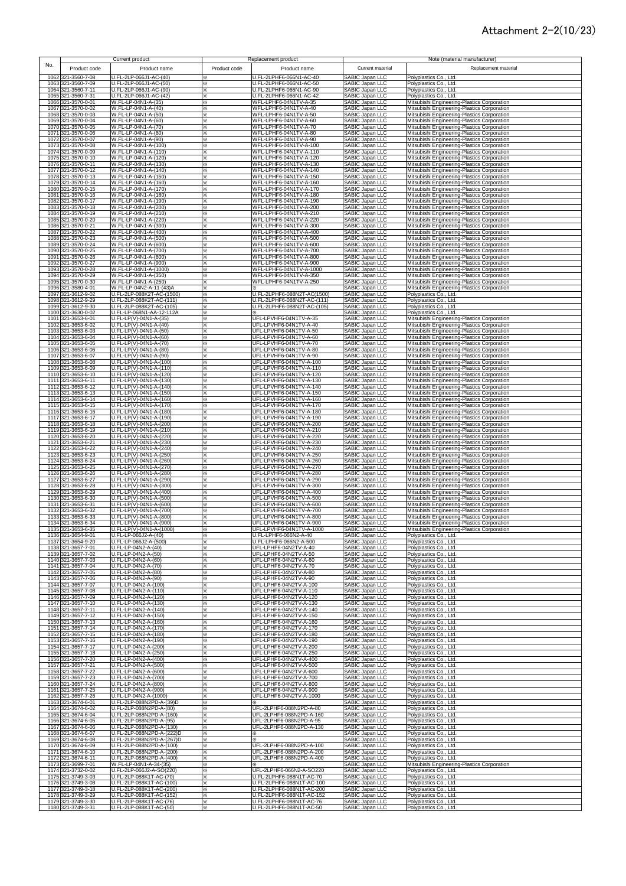# Attachment 2-2(10/23)

| No. | Current product | | Replacement product | | Note (material manufacturer) | |
|---|---|---|---|---|---|---|
| | Product code | Product name | Product code | Product name | Current material | Replacement material |
| 1062 | 321-3560-7-08 | U.FL-2LP-066J1-AC-(40) | ※ | U.FL-2LPHF6-066N1-AC-40 | SABIC Japan LLC | Polyplastics Co., Ltd. |
| 1063 | 321-3560-7-09 | U.FL-2LP-066J1-AC-(50) | ※ | U.FL-2LPHF6-066N1-AC-50 | SABIC Japan LLC | Polyplastics Co., Ltd. |
| 1064 | 321-3560-7-11 | U.FL-2LP-066J1-AC-(90) | ※ | U.FL-2LPHF6-066N1-AC-90 | SABIC Japan LLC | Polyplastics Co., Ltd. |
| 1065 | 321-3560-7-31 | U.FL-2LP-066J1-AC-(42) | ※ | U.FL-2LPHF6-066N1-AC-42 | SABIC Japan LLC | Polyplastics Co., Ltd. |
| 1066 | 321-3570-0-01 | W.FL-LP-04N1-A-(35) | ※ | WFL-LPHF6-04N1TV-A-35 | SABIC Japan LLC | Mitsubishi Engineering-Plastics Corporation |
| 1067 | 321-3570-0-02 | W.FL-LP-04N1-A-(40) | ※ | WFL-LPHF6-04N1TV-A-40 | SABIC Japan LLC | Mitsubishi Engineering-Plastics Corporation |
| 1068 | 321-3570-0-03 | W.FL-LP-04N1-A-(50) | ※ | WFL-LPHF6-04N1TV-A-50 | SABIC Japan LLC | Mitsubishi Engineering-Plastics Corporation |
| 1069 | 321-3570-0-04 | W.FL-LP-04N1-A-(60) | ※ | WFL-LPHF6-04N1TV-A-60 | SABIC Japan LLC | Mitsubishi Engineering-Plastics Corporation |
| 1070 | 321-3570-0-05 | W.FL-LP-04N1-A-(70) | ※ | WFL-LPHF6-04N1TV-A-70 | SABIC Japan LLC | Mitsubishi Engineering-Plastics Corporation |
| 1071 | 321-3570-0-06 | W.FL-LP-04N1-A-(80) | ※ | WFL-LPHF6-04N1TV-A-80 | SABIC Japan LLC | Mitsubishi Engineering-Plastics Corporation |
| 1072 | 321-3570-0-07 | W.FL-LP-04N1-A-(90) | ※ | WFL-LPHF6-04N1TV-A-90 | SABIC Japan LLC | Mitsubishi Engineering-Plastics Corporation |
| 1073 | 321-3570-0-08 | W.FL-LP-04N1-A-(100) | ※ | WFL-LPHF6-04N1TV-A-100 | SABIC Japan LLC | Mitsubishi Engineering-Plastics Corporation |
| 1074 | 321-3570-0-09 | W.FL-LP-04N1-A-(110) | ※ | WFL-LPHF6-04N1TV-A-110 | SABIC Japan LLC | Mitsubishi Engineering-Plastics Corporation |
| 1075 | 321-3570-0-10 | W.FL-LP-04N1-A-(120) | ※ | WFL-LPHF6-04N1TV-A-120 | SABIC Japan LLC | Mitsubishi Engineering-Plastics Corporation |
| 1076 | 321-3570-0-11 | W.FL-LP-04N1-A-(130) | ※ | WFL-LPHF6-04N1TV-A-130 | SABIC Japan LLC | Mitsubishi Engineering-Plastics Corporation |
| 1077 | 321-3570-0-12 | W.FL-LP-04N1-A-(140) | ※ | WFL-LPHF6-04N1TV-A-140 | SABIC Japan LLC | Mitsubishi Engineering-Plastics Corporation |
| 1078 | 321-3570-0-13 | W.FL-LP-04N1-A-(150) | ※ | WFL-LPHF6-04N1TV-A-150 | SABIC Japan LLC | Mitsubishi Engineering-Plastics Corporation |
| 1079 | 321-3570-0-14 | W.FL-LP-04N1-A-(160) | ※ | WFL-LPHF6-04N1TV-A-160 | SABIC Japan LLC | Mitsubishi Engineering-Plastics Corporation |
| 1080 | 321-3570-0-15 | W.FL-LP-04N1-A-(170) | ※ | WFL-LPHF6-04N1TV-A-170 | SABIC Japan LLC | Mitsubishi Engineering-Plastics Corporation |
| 1081 | 321-3570-0-16 | W.FL-LP-04N1-A-(180) | ※ | WFL-LPHF6-04N1TV-A-180 | SABIC Japan LLC | Mitsubishi Engineering-Plastics Corporation |
| 1082 | 321-3570-0-17 | W.FL-LP-04N1-A-(190) | ※ | WFL-LPHF6-04N1TV-A-190 | SABIC Japan LLC | Mitsubishi Engineering-Plastics Corporation |
| 1083 | 321-3570-0-18 | W.FL-LP-04N1-A-(200) | ※ | WFL-LPHF6-04N1TV-A-200 | SABIC Japan LLC | Mitsubishi Engineering-Plastics Corporation |
| 1084 | 321-3570-0-19 | W.FL-LP-04N1-A-(210) | ※ | WFL-LPHF6-04N1TV-A-210 | SABIC Japan LLC | Mitsubishi Engineering-Plastics Corporation |
| 1085 | 321-3570-0-20 | W.FL-LP-04N1-A-(220) | ※ | WFL-LPHF6-04N1TV-A-220 | SABIC Japan LLC | Mitsubishi Engineering-Plastics Corporation |
| 1086 | 321-3570-0-21 | W.FL-LP-04N1-A-(300) | ※ | WFL-LPHF6-04N1TV-A-300 | SABIC Japan LLC | Mitsubishi Engineering-Plastics Corporation |
| 1087 | 321-3570-0-22 | W.FL-LP-04N1-A-(400) | ※ | WFL-LPHF6-04N1TV-A-400 | SABIC Japan LLC | Mitsubishi Engineering-Plastics Corporation |
| 1088 | 321-3570-0-23 | W.FL-LP-04N1-A-(500) | ※ | WFL-LPHF6-04N1TV-A-500 | SABIC Japan LLC | Mitsubishi Engineering-Plastics Corporation |
| 1089 | 321-3570-0-24 | W.FL-LP-04N1-A-(600) | ※ | WFL-LPHF6-04N1TV-A-600 | SABIC Japan LLC | Mitsubishi Engineering-Plastics Corporation |
| 1090 | 321-3570-0-25 | W.FL-LP-04N1-A-(700) | ※ | WFL-LPHF6-04N1TV-A-700 | SABIC Japan LLC | Mitsubishi Engineering-Plastics Corporation |
| 1091 | 321-3570-0-26 | W.FL-LP-04N1-A-(800) | ※ | WFL-LPHF6-04N1TV-A-800 | SABIC Japan LLC | Mitsubishi Engineering-Plastics Corporation |
| 1092 | 321-3570-0-27 | W.FL-LP-04N1-A-(900) | ※ | WFL-LPHF6-04N1TV-A-900 | SABIC Japan LLC | Mitsubishi Engineering-Plastics Corporation |
| 1093 | 321-3570-0-28 | W.FL-LP-04N1-A-(1000) | ※ | WFL-LPHF6-04N1TV-A-1000 | SABIC Japan LLC | Mitsubishi Engineering-Plastics Corporation |
| 1094 | 321-3570-0-29 | W.FL-LP-04N1-A-(350) | ※ | WFL-LPHF6-04N1TV-A-350 | SABIC Japan LLC | Mitsubishi Engineering-Plastics Corporation |
| 1095 | 321-3570-0-30 | W.FL-LP-04N1-A-(250) | ※ | WFL-LPHF6-04N1TV-A-250 | SABIC Japan LLC | Mitsubishi Engineering-Plastics Corporation |
| 1096 | 321-3580-4-01 | W.FL-LP-04N2-A-11-(43)A | ※ | ※ | SABIC Japan LLC | Mitsubishi Engineering-Plastics Corporation |
| 1097 | 321-3612-9-02 | U.FL-2LP-088K2T-AC-(1500) | ※ | U.FL-2LPHF6-088N2T-AC(1500) | SABIC Japan LLC | Polyplastics Co., Ltd. |
| 1098 | 321-3612-9-29 | U.FL-2LP-088K2T-AC-(111) | ※ | U.FL-2LPHF6-088N2T-AC-(111) | SABIC Japan LLC | Polyplastics Co., Ltd. |
| 1099 | 321-3612-9-30 | U.FL-2LP-088K2T-AC-(105) | ※ | U.FL-2LPHF6-088N2T-AC-(105) | SABIC Japan LLC | Polyplastics Co., Ltd. |
| 1100 | 321-3630-0-02 | U.FL-LP-068N1-AA-12-112A | ※ | ※ | SABIC Japan LLC | Polyplastics Co., Ltd. |
| 1101 | 321-3653-6-01 | U.FL-LP(V)-04N1-A-(35) | ※ | UFL-LPVHF6-04N1TV-A-35 | SABIC Japan LLC | Mitsubishi Engineering-Plastics Corporation |
| 1102 | 321-3653-6-02 | U.FL-LP(V)-04N1-A-(40) | ※ | UFL-LPVHF6-04N1TV-A-40 | SABIC Japan LLC | Mitsubishi Engineering-Plastics Corporation |
| 1103 | 321-3653-6-03 | U.FL-LP(V)-04N1-A-(50) | ※ | UFL-LPVHF6-04N1TV-A-50 | SABIC Japan LLC | Mitsubishi Engineering-Plastics Corporation |
| 1104 | 321-3653-6-04 | U.FL-LP(V)-04N1-A-(60) | ※ | UFL-LPVHF6-04N1TV-A-60 | SABIC Japan LLC | Mitsubishi Engineering-Plastics Corporation |
| 1105 | 321-3653-6-05 | U.FL-LP(V)-04N1-A-(70) | ※ | UFL-LPVHF6-04N1TV-A-70 | SABIC Japan LLC | Mitsubishi Engineering-Plastics Corporation |
| 1106 | 321-3653-6-06 | U.FL-LP(V)-04N1-A-(80) | ※ | UFL-LPVHF6-04N1TV-A-80 | SABIC Japan LLC | Mitsubishi Engineering-Plastics Corporation |
| 1107 | 321-3653-6-07 | U.FL-LP(V)-04N1-A-(90) | ※ | UFL-LPVHF6-04N1TV-A-90 | SABIC Japan LLC | Mitsubishi Engineering-Plastics Corporation |
| 1108 | 321-3653-6-08 | U.FL-LP(V)-04N1-A-(100) | ※ | UFL-LPVHF6-04N1TV-A-100 | SABIC Japan LLC | Mitsubishi Engineering-Plastics Corporation |
| 1109 | 321-3653-6-09 | U.FL-LP(V)-04N1-A-(110) | ※ | UFL-LPVHF6-04N1TV-A-110 | SABIC Japan LLC | Mitsubishi Engineering-Plastics Corporation |
| 1110 | 321-3653-6-10 | U.FL-LP(V)-04N1-A-(120) | ※ | UFL-LPVHF6-04N1TV-A-120 | SABIC Japan LLC | Mitsubishi Engineering-Plastics Corporation |
| 1111 | 321-3653-6-11 | U.FL-LP(V)-04N1-A-(130) | ※ | UFL-LPVHF6-04N1TV-A-130 | SABIC Japan LLC | Mitsubishi Engineering-Plastics Corporation |
| 1112 | 321-3653-6-12 | U.FL-LP(V)-04N1-A-(140) | ※ | UFL-LPVHF6-04N1TV-A-140 | SABIC Japan LLC | Mitsubishi Engineering-Plastics Corporation |
| 1113 | 321-3653-6-13 | U.FL-LP(V)-04N1-A-(150) | ※ | UFL-LPVHF6-04N1TV-A-150 | SABIC Japan LLC | Mitsubishi Engineering-Plastics Corporation |
| 1114 | 321-3653-6-14 | U.FL-LP(V)-04N1-A-(160) | ※ | UFL-LPVHF6-04N1TV-A-160 | SABIC Japan LLC | Mitsubishi Engineering-Plastics Corporation |
| 1115 | 321-3653-6-15 | U.FL-LP(V)-04N1-A-(170) | ※ | UFL-LPVHF6-04N1TV-A-170 | SABIC Japan LLC | Mitsubishi Engineering-Plastics Corporation |
| 1116 | 321-3653-6-16 | U.FL-LP(V)-04N1-A-(180) | ※ | UFL-LPVHF6-04N1TV-A-180 | SABIC Japan LLC | Mitsubishi Engineering-Plastics Corporation |
| 1117 | 321-3653-6-17 | U.FL-LP(V)-04N1-A-(190) | ※ | UFL-LPVHF6-04N1TV-A-190 | SABIC Japan LLC | Mitsubishi Engineering-Plastics Corporation |
| 1118 | 321-3653-6-18 | U.FL-LP(V)-04N1-A-(200) | ※ | UFL-LPVHF6-04N1TV-A-200 | SABIC Japan LLC | Mitsubishi Engineering-Plastics Corporation |
| 1119 | 321-3653-6-19 | U.FL-LP(V)-04N1-A-(210) | ※ | UFL-LPVHF6-04N1TV-A-210 | SABIC Japan LLC | Mitsubishi Engineering-Plastics Corporation |
| 1120 | 321-3653-6-20 | U.FL-LP(V)-04N1-A-(220) | ※ | UFL-LPVHF6-04N1TV-A-220 | SABIC Japan LLC | Mitsubishi Engineering-Plastics Corporation |
| 1121 | 321-3653-6-21 | U.FL-LP(V)-04N1-A-(230) | ※ | UFL-LPVHF6-04N1TV-A-230 | SABIC Japan LLC | Mitsubishi Engineering-Plastics Corporation |
| 1122 | 321-3653-6-22 | U.FL-LP(V)-04N1-A-(240) | ※ | UFL-LPVHF6-04N1TV-A-240 | SABIC Japan LLC | Mitsubishi Engineering-Plastics Corporation |
| 1123 | 321-3653-6-23 | U.FL-LP(V)-04N1-A-(250) | ※ | UFL-LPVHF6-04N1TV-A-250 | SABIC Japan LLC | Mitsubishi Engineering-Plastics Corporation |
| 1124 | 321-3653-6-24 | U.FL-LP(V)-04N1-A-(260) | ※ | UFL-LPVHF6-04N1TV-A-260 | SABIC Japan LLC | Mitsubishi Engineering-Plastics Corporation |
| 1125 | 321-3653-6-25 | U.FL-LP(V)-04N1-A-(270) | ※ | UFL-LPVHF6-04N1TV-A-270 | SABIC Japan LLC | Mitsubishi Engineering-Plastics Corporation |
| 1126 | 321-3653-6-26 | U.FL-LP(V)-04N1-A-(280) | ※ | UFL-LPVHF6-04N1TV-A-280 | SABIC Japan LLC | Mitsubishi Engineering-Plastics Corporation |
| 1127 | 321-3653-6-27 | U.FL-LP(V)-04N1-A-(290) | ※ | UFL-LPVHF6-04N1TV-A-290 | SABIC Japan LLC | Mitsubishi Engineering-Plastics Corporation |
| 1128 | 321-3653-6-28 | U.FL-LP(V)-04N1-A-(300) | ※ | UFL-LPVHF6-04N1TV-A-300 | SABIC Japan LLC | Mitsubishi Engineering-Plastics Corporation |
| 1129 | 321-3653-6-29 | U.FL-LP(V)-04N1-A-(400) | ※ | UFL-LPVHF6-04N1TV-A-400 | SABIC Japan LLC | Mitsubishi Engineering-Plastics Corporation |
| 1130 | 321-3653-6-30 | U.FL-LP(V)-04N1-A-(500) | ※ | UFL-LPVHF6-04N1TV-A-500 | SABIC Japan LLC | Mitsubishi Engineering-Plastics Corporation |
| 1131 | 321-3653-6-31 | U.FL-LP(V)-04N1-A-(600) | ※ | UFL-LPVHF6-04N1TV-A-600 | SABIC Japan LLC | Mitsubishi Engineering-Plastics Corporation |
| 1132 | 321-3653-6-32 | U.FL-LP(V)-04N1-A-(700) | ※ | UFL-LPVHF6-04N1TV-A-700 | SABIC Japan LLC | Mitsubishi Engineering-Plastics Corporation |
| 1133 | 321-3653-6-33 | U.FL-LP(V)-04N1-A-(800) | ※ | UFL-LPVHF6-04N1TV-A-800 | SABIC Japan LLC | Mitsubishi Engineering-Plastics Corporation |
| 1134 | 321-3653-6-34 | U.FL-LP(V)-04N1-A-(900) | ※ | UFL-LPVHF6-04N1TV-A-900 | SABIC Japan LLC | Mitsubishi Engineering-Plastics Corporation |
| 1135 | 321-3653-6-35 | U.FL-LP(V)-04N1-A-(1000) | ※ | UFL-LPVHF6-04N1TV-A-1000 | SABIC Japan LLC | Mitsubishi Engineering-Plastics Corporation |
| 1136 | 321-3654-9-01 | U.FL-LP-066J2-A-(40) | ※ | U.FL-LPHF6-066N2-A-40 | SABIC Japan LLC | Polyplastics Co., Ltd. |
| 1137 | 321-3654-9-20 | U.FL-LP-066J2-A-(500) | ※ | U.FL-LPHF6-066N2-A-500 | SABIC Japan LLC | Polyplastics Co., Ltd. |
| 1138 | 321-3657-7-01 | U.FL-LP-04N2-A-(40) | ※ | UFL-LPHF6-04N2TV-A-40 | SABIC Japan LLC | Polyplastics Co., Ltd. |
| 1139 | 321-3657-7-02 | U.FL-LP-04N2-A-(50) | ※ | UFL-LPHF6-04N2TV-A-50 | SABIC Japan LLC | Polyplastics Co., Ltd. |
| 1140 | 321-3657-7-03 | U.FL-LP-04N2-A-(60) | ※ | UFL-LPHF6-04N2TV-A-60 | SABIC Japan LLC | Polyplastics Co., Ltd. |
| 1141 | 321-3657-7-04 | U.FL-LP-04N2-A-(70) | ※ | UFL-LPHF6-04N2TV-A-70 | SABIC Japan LLC | Polyplastics Co., Ltd. |
| 1142 | 321-3657-7-05 | U.FL-LP-04N2-A-(80) | ※ | UFL-LPHF6-04N2TV-A-80 | SABIC Japan LLC | Polyplastics Co., Ltd. |
| 1143 | 321-3657-7-06 | U.FL-LP-04N2-A-(90) | ※ | UFL-LPHF6-04N2TV-A-90 | SABIC Japan LLC | Polyplastics Co., Ltd. |
| 1144 | 321-3657-7-07 | U.FL-LP-04N2-A-(100) | ※ | UFL-LPHF6-04N2TV-A-100 | SABIC Japan LLC | Polyplastics Co., Ltd. |
| 1145 | 321-3657-7-08 | U.FL-LP-04N2-A-(110) | ※ | UFL-LPHF6-04N2TV-A-110 | SABIC Japan LLC | Polyplastics Co., Ltd. |
| 1146 | 321-3657-7-09 | U.FL-LP-04N2-A-(120) | ※ | UFL-LPHF6-04N2TV-A-120 | SABIC Japan LLC | Polyplastics Co., Ltd. |
| 1147 | 321-3657-7-10 | U.FL-LP-04N2-A-(130) | ※ | UFL-LPHF6-04N2TV-A-130 | SABIC Japan LLC | Polyplastics Co., Ltd. |
| 1148 | 321-3657-7-11 | U.FL-LP-04N2-A-(140) | ※ | UFL-LPHF6-04N2TV-A-140 | SABIC Japan LLC | Polyplastics Co., Ltd. |
| 1149 | 321-3657-7-12 | U.FL-LP-04N2-A-(150) | ※ | UFL-LPHF6-04N2TV-A-150 | SABIC Japan LLC | Polyplastics Co., Ltd. |
| 1150 | 321-3657-7-13 | U.FL-LP-04N2-A-(160) | ※ | UFL-LPHF6-04N2TV-A-160 | SABIC Japan LLC | Polyplastics Co., Ltd. |
| 1151 | 321-3657-7-14 | U.FL-LP-04N2-A-(170) | ※ | UFL-LPHF6-04N2TV-A-170 | SABIC Japan LLC | Polyplastics Co., Ltd. |
| 1152 | 321-3657-7-15 | U.FL-LP-04N2-A-(180) | ※ | UFL-LPHF6-04N2TV-A-180 | SABIC Japan LLC | Polyplastics Co., Ltd. |
| 1153 | 321-3657-7-16 | U.FL-LP-04N2-A-(190) | ※ | UFL-LPHF6-04N2TV-A-190 | SABIC Japan LLC | Polyplastics Co., Ltd. |
| 1154 | 321-3657-7-17 | U.FL-LP-04N2-A-(200) | ※ | UFL-LPHF6-04N2TV-A-200 | SABIC Japan LLC | Polyplastics Co., Ltd. |
| 1155 | 321-3657-7-18 | U.FL-LP-04N2-A-(250) | ※ | UFL-LPHF6-04N2TV-A-250 | SABIC Japan LLC | Polyplastics Co., Ltd. |
| 1156 | 321-3657-7-20 | U.FL-LP-04N2-A-(400) | ※ | UFL-LPHF6-04N2TV-A-400 | SABIC Japan LLC | Polyplastics Co., Ltd. |
| 1157 | 321-3657-7-21 | U.FL-LP-04N2-A-(500) | ※ | UFL-LPHF6-04N2TV-A-500 | SABIC Japan LLC | Polyplastics Co., Ltd. |
| 1158 | 321-3657-7-22 | U.FL-LP-04N2-A-(600) | ※ | UFL-LPHF6-04N2TV-A-600 | SABIC Japan LLC | Polyplastics Co., Ltd. |
| 1159 | 321-3657-7-23 | U.FL-LP-04N2-A-(700) | ※ | UFL-LPHF6-04N2TV-A-700 | SABIC Japan LLC | Polyplastics Co., Ltd. |
| 1160 | 321-3657-7-24 | U.FL-LP-04N2-A-(800) | ※ | UFL-LPHF6-04N2TV-A-800 | SABIC Japan LLC | Polyplastics Co., Ltd. |
| 1161 | 321-3657-7-25 | U.FL-LP-04N2-A-(900) | ※ | UFL-LPHF6-04N2TV-A-900 | SABIC Japan LLC | Polyplastics Co., Ltd. |
| 1162 | 321-3657-7-26 | U.FL-LP-04N2-A-(1000) | ※ | UFL-LPHF6-04N2TV-A-1000 | SABIC Japan LLC | Polyplastics Co., Ltd. |
| 1163 | 321-3674-6-01 | U.FL-2LP-088N2PD-A-(39)D | ※ | ※ | SABIC Japan LLC | Polyplastics Co., Ltd. |
| 1164 | 321-3674-6-02 | U.FL-2LP-088N2PD-A-(80) | ※ | UFL-2LPHF6-088N2PD-A-80 | SABIC Japan LLC | Polyplastics Co., Ltd. |
| 1165 | 321-3674-6-04 | U.FL-2LP-088N2PD-A-(160) | ※ | UFL-2LPHF6-088N2PD-A-160 | SABIC Japan LLC | Polyplastics Co., Ltd. |
| 1166 | 321-3674-6-05 | U.FL-2LP-088N2PD-A-(95) | ※ | UFL-2LPHF6-088N2PD-A-95 | SABIC Japan LLC | Polyplastics Co., Ltd. |
| 1167 | 321-3674-6-06 | U.FL-2LP-088N2PD-A-(130) | ※ | UFL-2LPHF6-088N2PD-A-130 | SABIC Japan LLC | Polyplastics Co., Ltd. |
| 1168 | 321-3674-6-07 | U.FL-2LP-088N2PD-A-(222)D | ※ | ※ | SABIC Japan LLC | Polyplastics Co., Ltd. |
| 1169 | 321-3674-6-08 | U.FL-2LP-088N2PD-A-(267)D | ※ | ※ | SABIC Japan LLC | Polyplastics Co., Ltd. |
| 1170 | 321-3674-6-09 | U.FL-2LP-088N2PD-A-(100) | ※ | UFL-2LPHF6-088N2PD-A-100 | SABIC Japan LLC | Polyplastics Co., Ltd. |
| 1171 | 321-3674-6-10 | U.FL-2LP-088N2PD-A-(200) | ※ | UFL-2LPHF6-088N2PD-A-200 | SABIC Japan LLC | Polyplastics Co., Ltd. |
| 1172 | 321-3674-6-11 | U.FL-2LP-088N2PD-A-(400) | ※ | UFL-2LPHF6-088N2PD-A-400 | SABIC Japan LLC | Polyplastics Co., Ltd. |
| 1173 | 321-3699-7-01 | W.FL-LP-04N1-A-34-(35) | ※ | ※ | SABIC Japan LLC | Mitsubishi Engineering-Plastics Corporation |
| 1174 | 321-3732-0-02 | U.FL-2LP-066J2-A-SO(220) | ※ | UFL-2LPHF6-066N2-A-SO220 | SABIC Japan LLC | Polyplastics Co., Ltd. |
| 1175 | 321-3749-3-03 | U.FL-2LP-088K1T-AC-(70) | ※ | U.FL-2LPHF6-088N1T-AC-70 | SABIC Japan LLC | Polyplastics Co., Ltd. |
| 1176 | 321-3749-3-08 | U.FL-2LP-088K1T-AC-(100) | ※ | U.FL-2LPHF6-088N1T-AC-100 | SABIC Japan LLC | Polyplastics Co., Ltd. |
| 1177 | 321-3749-3-18 | U.FL-2LP-088K1T-AC-(200) | ※ | U.FL-2LPHF6-088N1T-AC-200 | SABIC Japan LLC | Polyplastics Co., Ltd. |
| 1178 | 321-3749-3-29 | U.FL-2LP-088K1T-AC-(152) | ※ | U.FL-2LPHF6-088N1T-AC-152 | SABIC Japan LLC | Polyplastics Co., Ltd. |
| 1179 | 321-3749-3-30 | U.FL-2LP-088K1T-AC-(76) | ※ | U.FL-2LPHF6-088N1T-AC-76 | SABIC Japan LLC | Polyplastics Co., Ltd. |
| 1180 | 321-3749-3-31 | U.FL-2LP-088K1T-AC-(50) | ※ | U.FL-2LPHF6-088N1T-AC-50 | SABIC Japan LLC | Polyplastics Co., Ltd. |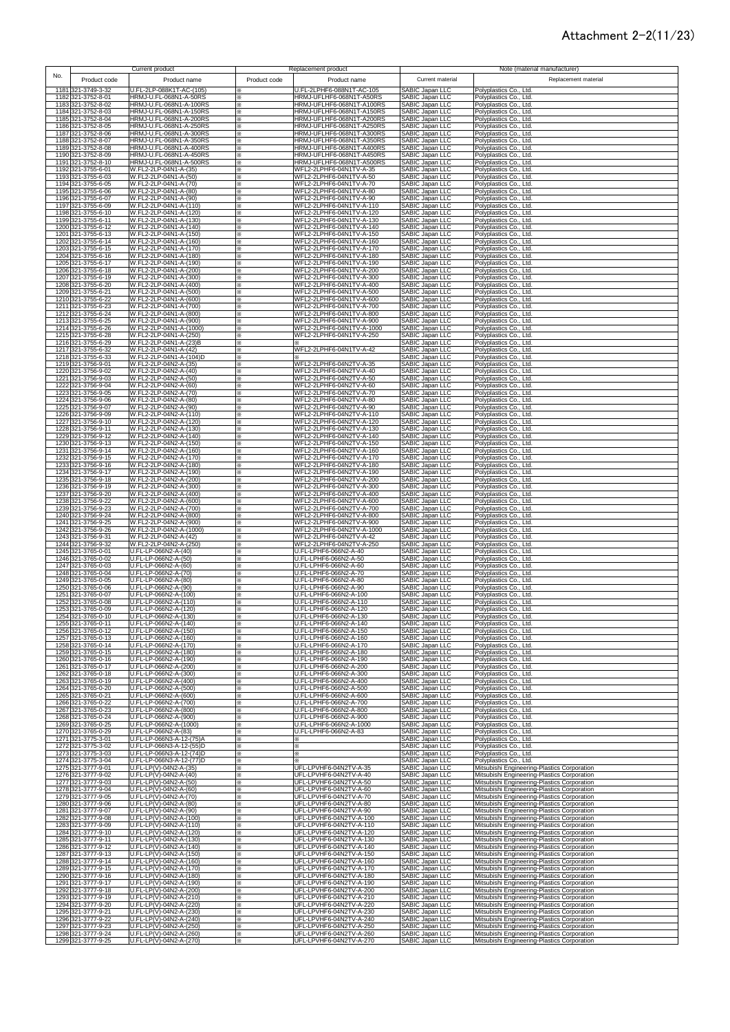# Attachment 2-2(11/23)

| No. | Current product | | Replacement product | | Note (material manufacturer) | |
|---|---|---|---|---|---|---|
| | Product code | Product name | Product code | Product name | Current material | Replacement material |
| 1181 | 321-3749-3-32 | U.FL-2LP-088K1T-AC-(105) | ※ | U.FL-2LPHF6-088N1T-AC-105 | SABIC Japan LLC | Polyplastics Co., Ltd. |
| 1182 | 321-3752-8-01 | HRMJ-U.FL-068N1-A-50RS | ※ | HRMJ-UFLHF6-068N1T-A50RS | SABIC Japan LLC | Polyplastics Co., Ltd. |
| 1183 | 321-3752-8-02 | HRMJ-U.FL-068N1-A-100RS | ※ | HRMJ-UFLHF6-068N1T-A100RS | SABIC Japan LLC | Polyplastics Co., Ltd. |
| 1184 | 321-3752-8-03 | HRMJ-U.FL-068N1-A-150RS | ※ | HRMJ-UFLHF6-068N1T-A150RS | SABIC Japan LLC | Polyplastics Co., Ltd. |
| 1185 | 321-3752-8-04 | HRMJ-U.FL-068N1-A-200RS | ※ | HRMJ-UFLHF6-068N1T-A200RS | SABIC Japan LLC | Polyplastics Co., Ltd. |
| 1186 | 321-3752-8-05 | HRMJ-U.FL-068N1-A-250RS | ※ | HRMJ-UFLHF6-068N1T-A250RS | SABIC Japan LLC | Polyplastics Co., Ltd. |
| 1187 | 321-3752-8-06 | HRMJ-U.FL-068N1-A-300RS | ※ | HRMJ-UFLHF6-068N1T-A300RS | SABIC Japan LLC | Polyplastics Co., Ltd. |
| 1188 | 321-3752-8-07 | HRMJ-U.FL-068N1-A-350RS | ※ | HRMJ-UFLHF6-068N1T-A350RS | SABIC Japan LLC | Polyplastics Co., Ltd. |
| 1189 | 321-3752-8-08 | HRMJ-U.FL-068N1-A-400RS | ※ | HRMJ-UFLHF6-068N1T-A400RS | SABIC Japan LLC | Polyplastics Co., Ltd. |
| 1190 | 321-3752-8-09 | HRMJ-U.FL-068N1-A-450RS | ※ | HRMJ-UFLHF6-068N1T-A450RS | SABIC Japan LLC | Polyplastics Co., Ltd. |
| 1191 | 321-3752-8-10 | HRMJ-U.FL-068N1-A-500RS | ※ | HRMJ-UFLHF6-068N1T-A500RS | SABIC Japan LLC | Polyplastics Co., Ltd. |
| 1192 | 321-3755-6-01 | W.FL2-2LP-04N1-A-(35) | ※ | WFL2-2LPHF6-04N1TV-A-35 | SABIC Japan LLC | Polyplastics Co., Ltd. |
| 1193 | 321-3755-6-03 | W.FL2-2LP-04N1-A-(50) | ※ | WFL2-2LPHF6-04N1TV-A-50 | SABIC Japan LLC | Polyplastics Co., Ltd. |
| 1194 | 321-3755-6-05 | W.FL2-2LP-04N1-A-(70) | ※ | WFL2-2LPHF6-04N1TV-A-70 | SABIC Japan LLC | Polyplastics Co., Ltd. |
| 1195 | 321-3755-6-06 | W.FL2-2LP-04N1-A-(80) | ※ | WFL2-2LPHF6-04N1TV-A-80 | SABIC Japan LLC | Polyplastics Co., Ltd. |
| 1196 | 321-3755-6-07 | W.FL2-2LP-04N1-A-(90) | ※ | WFL2-2LPHF6-04N1TV-A-90 | SABIC Japan LLC | Polyplastics Co., Ltd. |
| 1197 | 321-3755-6-09 | W.FL2-2LP-04N1-A-(110) | ※ | WFL2-2LPHF6-04N1TV-A-110 | SABIC Japan LLC | Polyplastics Co., Ltd. |
| 1198 | 321-3755-6-10 | W.FL2-2LP-04N1-A-(120) | ※ | WFL2-2LPHF6-04N1TV-A-120 | SABIC Japan LLC | Polyplastics Co., Ltd. |
| 1199 | 321-3755-6-11 | W.FL2-2LP-04N1-A-(130) | ※ | WFL2-2LPHF6-04N1TV-A-130 | SABIC Japan LLC | Polyplastics Co., Ltd. |
| 1200 | 321-3755-6-12 | W.FL2-2LP-04N1-A-(140) | ※ | WFL2-2LPHF6-04N1TV-A-140 | SABIC Japan LLC | Polyplastics Co., Ltd. |
| 1201 | 321-3755-6-13 | W.FL2-2LP-04N1-A-(150) | ※ | WFL2-2LPHF6-04N1TV-A-150 | SABIC Japan LLC | Polyplastics Co., Ltd. |
| 1202 | 321-3755-6-14 | W.FL2-2LP-04N1-A-(160) | ※ | WFL2-2LPHF6-04N1TV-A-160 | SABIC Japan LLC | Polyplastics Co., Ltd. |
| 1203 | 321-3755-6-15 | W.FL2-2LP-04N1-A-(170) | ※ | WFL2-2LPHF6-04N1TV-A-170 | SABIC Japan LLC | Polyplastics Co., Ltd. |
| 1204 | 321-3755-6-16 | W.FL2-2LP-04N1-A-(180) | ※ | WFL2-2LPHF6-04N1TV-A-180 | SABIC Japan LLC | Polyplastics Co., Ltd. |
| 1205 | 321-3755-6-17 | W.FL2-2LP-04N1-A-(190) | ※ | WFL2-2LPHF6-04N1TV-A-190 | SABIC Japan LLC | Polyplastics Co., Ltd. |
| 1206 | 321-3755-6-18 | W.FL2-2LP-04N1-A-(200) | ※ | WFL2-2LPHF6-04N1TV-A-200 | SABIC Japan LLC | Polyplastics Co., Ltd. |
| 1207 | 321-3755-6-19 | W.FL2-2LP-04N1-A-(300) | ※ | WFL2-2LPHF6-04N1TV-A-300 | SABIC Japan LLC | Polyplastics Co., Ltd. |
| 1208 | 321-3755-6-20 | W.FL2-2LP-04N1-A-(400) | ※ | WFL2-2LPHF6-04N1TV-A-400 | SABIC Japan LLC | Polyplastics Co., Ltd. |
| 1209 | 321-3755-6-21 | W.FL2-2LP-04N1-A-(500) | ※ | WFL2-2LPHF6-04N1TV-A-500 | SABIC Japan LLC | Polyplastics Co., Ltd. |
| 1210 | 321-3755-6-22 | W.FL2-2LP-04N1-A-(600) | ※ | WFL2-2LPHF6-04N1TV-A-600 | SABIC Japan LLC | Polyplastics Co., Ltd. |
| 1211 | 321-3755-6-23 | W.FL2-2LP-04N1-A-(700) | ※ | WFL2-2LPHF6-04N1TV-A-700 | SABIC Japan LLC | Polyplastics Co., Ltd. |
| 1212 | 321-3755-6-24 | W.FL2-2LP-04N1-A-(800) | ※ | WFL2-2LPHF6-04N1TV-A-800 | SABIC Japan LLC | Polyplastics Co., Ltd. |
| 1213 | 321-3755-6-25 | W.FL2-2LP-04N1-A-(900) | ※ | WFL2-2LPHF6-04N1TV-A-900 | SABIC Japan LLC | Polyplastics Co., Ltd. |
| 1214 | 321-3755-6-26 | W.FL2-2LP-04N1-A-(1000) | ※ | WFL2-2LPHF6-04N1TV-A-1000 | SABIC Japan LLC | Polyplastics Co., Ltd. |
| 1215 | 321-3755-6-28 | W.FL2-2LP-04N1-A-(250) | ※ | WFL2-2LPHF6-04N1TV-A-250 | SABIC Japan LLC | Polyplastics Co., Ltd. |
| 1216 | 321-3755-6-29 | W.FL2-2LP-04N1-A-(23)B | ※ | ※ | SABIC Japan LLC | Polyplastics Co., Ltd. |
| 1217 | 321-3755-6-32 | W.FL2-2LP-04N1-A-(42) | ※ | WFL2-2LPHF6-04N1TV-A-42 | SABIC Japan LLC | Polyplastics Co., Ltd. |
| 1218 | 321-3755-6-33 | W.FL2-2LP-04N1-A-(104)D | ※ | ※ | SABIC Japan LLC | Polyplastics Co., Ltd. |
| 1219 | 321-3756-9-01 | W.FL2-2LP-04N2-A-(35) | ※ | WFL2-2LPHF6-04N2TV-A-35 | SABIC Japan LLC | Polyplastics Co., Ltd. |
| 1220 | 321-3756-9-02 | W.FL2-2LP-04N2-A-(40) | ※ | WFL2-2LPHF6-04N2TV-A-40 | SABIC Japan LLC | Polyplastics Co., Ltd. |
| 1221 | 321-3756-9-03 | W.FL2-2LP-04N2-A-(50) | ※ | WFL2-2LPHF6-04N2TV-A-50 | SABIC Japan LLC | Polyplastics Co., Ltd. |
| 1222 | 321-3756-9-04 | W.FL2-2LP-04N2-A-(60) | ※ | WFL2-2LPHF6-04N2TV-A-60 | SABIC Japan LLC | Polyplastics Co., Ltd. |
| 1223 | 321-3756-9-05 | W.FL2-2LP-04N2-A-(70) | ※ | WFL2-2LPHF6-04N2TV-A-70 | SABIC Japan LLC | Polyplastics Co., Ltd. |
| 1224 | 321-3756-9-06 | W.FL2-2LP-04N2-A-(80) | ※ | WFL2-2LPHF6-04N2TV-A-80 | SABIC Japan LLC | Polyplastics Co., Ltd. |
| 1225 | 321-3756-9-07 | W.FL2-2LP-04N2-A-(90) | ※ | WFL2-2LPHF6-04N2TV-A-90 | SABIC Japan LLC | Polyplastics Co., Ltd. |
| 1226 | 321-3756-9-09 | W.FL2-2LP-04N2-A-(110) | ※ | WFL2-2LPHF6-04N2TV-A-110 | SABIC Japan LLC | Polyplastics Co., Ltd. |
| 1227 | 321-3756-9-10 | W.FL2-2LP-04N2-A-(120) | ※ | WFL2-2LPHF6-04N2TV-A-120 | SABIC Japan LLC | Polyplastics Co., Ltd. |
| 1228 | 321-3756-9-11 | W.FL2-2LP-04N2-A-(130) | ※ | WFL2-2LPHF6-04N2TV-A-130 | SABIC Japan LLC | Polyplastics Co., Ltd. |
| 1229 | 321-3756-9-12 | W.FL2-2LP-04N2-A-(140) | ※ | WFL2-2LPHF6-04N2TV-A-140 | SABIC Japan LLC | Polyplastics Co., Ltd. |
| 1230 | 321-3756-9-13 | W.FL2-2LP-04N2-A-(150) | ※ | WFL2-2LPHF6-04N2TV-A-150 | SABIC Japan LLC | Polyplastics Co., Ltd. |
| 1231 | 321-3756-9-14 | W.FL2-2LP-04N2-A-(160) | ※ | WFL2-2LPHF6-04N2TV-A-160 | SABIC Japan LLC | Polyplastics Co., Ltd. |
| 1232 | 321-3756-9-15 | W.FL2-2LP-04N2-A-(170) | ※ | WFL2-2LPHF6-04N2TV-A-170 | SABIC Japan LLC | Polyplastics Co., Ltd. |
| 1233 | 321-3756-9-16 | W.FL2-2LP-04N2-A-(180) | ※ | WFL2-2LPHF6-04N2TV-A-180 | SABIC Japan LLC | Polyplastics Co., Ltd. |
| 1234 | 321-3756-9-17 | W.FL2-2LP-04N2-A-(190) | ※ | WFL2-2LPHF6-04N2TV-A-190 | SABIC Japan LLC | Polyplastics Co., Ltd. |
| 1235 | 321-3756-9-18 | W.FL2-2LP-04N2-A-(200) | ※ | WFL2-2LPHF6-04N2TV-A-200 | SABIC Japan LLC | Polyplastics Co., Ltd. |
| 1236 | 321-3756-9-19 | W.FL2-2LP-04N2-A-(300) | ※ | WFL2-2LPHF6-04N2TV-A-300 | SABIC Japan LLC | Polyplastics Co., Ltd. |
| 1237 | 321-3756-9-20 | W.FL2-2LP-04N2-A-(400) | ※ | WFL2-2LPHF6-04N2TV-A-400 | SABIC Japan LLC | Polyplastics Co., Ltd. |
| 1238 | 321-3756-9-22 | W.FL2-2LP-04N2-A-(600) | ※ | WFL2-2LPHF6-04N2TV-A-600 | SABIC Japan LLC | Polyplastics Co., Ltd. |
| 1239 | 321-3756-9-23 | W.FL2-2LP-04N2-A-(700) | ※ | WFL2-2LPHF6-04N2TV-A-700 | SABIC Japan LLC | Polyplastics Co., Ltd. |
| 1240 | 321-3756-9-24 | W.FL2-2LP-04N2-A-(800) | ※ | WFL2-2LPHF6-04N2TV-A-800 | SABIC Japan LLC | Polyplastics Co., Ltd. |
| 1241 | 321-3756-9-25 | W.FL2-2LP-04N2-A-(900) | ※ | WFL2-2LPHF6-04N2TV-A-900 | SABIC Japan LLC | Polyplastics Co., Ltd. |
| 1242 | 321-3756-9-26 | W.FL2-2LP-04N2-A-(1000) | ※ | WFL2-2LPHF6-04N2TV-A-1000 | SABIC Japan LLC | Polyplastics Co., Ltd. |
| 1243 | 321-3756-9-31 | W.FL2-2LP-04N2-A-(42) | ※ | WFL2-2LPHF6-04N2TV-A-42 | SABIC Japan LLC | Polyplastics Co., Ltd. |
| 1244 | 321-3756-9-32 | W.FL2-2LP-04N2-A-(250) | ※ | WFL2-2LPHF6-04N2TV-A-250 | SABIC Japan LLC | Polyplastics Co., Ltd. |
| 1245 | 321-3765-0-01 | U.FL-LP-066N2-A-(40) | ※ | U.FL-LPHF6-066N2-A-40 | SABIC Japan LLC | Polyplastics Co., Ltd. |
| 1246 | 321-3765-0-02 | U.FL-LP-066N2-A-(50) | ※ | U.FL-LPHF6-066N2-A-50 | SABIC Japan LLC | Polyplastics Co., Ltd. |
| 1247 | 321-3765-0-03 | U.FL-LP-066N2-A-(60) | ※ | U.FL-LPHF6-066N2-A-60 | SABIC Japan LLC | Polyplastics Co., Ltd. |
| 1248 | 321-3765-0-04 | U.FL-LP-066N2-A-(70) | ※ | U.FL-LPHF6-066N2-A-70 | SABIC Japan LLC | Polyplastics Co., Ltd. |
| 1249 | 321-3765-0-05 | U.FL-LP-066N2-A-(80) | ※ | U.FL-LPHF6-066N2-A-80 | SABIC Japan LLC | Polyplastics Co., Ltd. |
| 1250 | 321-3765-0-06 | U.FL-LP-066N2-A-(90) | ※ | U.FL-LPHF6-066N2-A-90 | SABIC Japan LLC | Polyplastics Co., Ltd. |
| 1251 | 321-3765-0-07 | U.FL-LP-066N2-A-(100) | ※ | U.FL-LPHF6-066N2-A-100 | SABIC Japan LLC | Polyplastics Co., Ltd. |
| 1252 | 321-3765-0-08 | U.FL-LP-066N2-A-(110) | ※ | U.FL-LPHF6-066N2-A-110 | SABIC Japan LLC | Polyplastics Co., Ltd. |
| 1253 | 321-3765-0-09 | U.FL-LP-066N2-A-(120) | ※ | U.FL-LPHF6-066N2-A-120 | SABIC Japan LLC | Polyplastics Co., Ltd. |
| 1254 | 321-3765-0-10 | U.FL-LP-066N2-A-(130) | ※ | U.FL-LPHF6-066N2-A-130 | SABIC Japan LLC | Polyplastics Co., Ltd. |
| 1255 | 321-3765-0-11 | U.FL-LP-066N2-A-(140) | ※ | U.FL-LPHF6-066N2-A-140 | SABIC Japan LLC | Polyplastics Co., Ltd. |
| 1256 | 321-3765-0-12 | U.FL-LP-066N2-A-(150) | ※ | U.FL-LPHF6-066N2-A-150 | SABIC Japan LLC | Polyplastics Co., Ltd. |
| 1257 | 321-3765-0-13 | U.FL-LP-066N2-A-(160) | ※ | U.FL-LPHF6-066N2-A-160 | SABIC Japan LLC | Polyplastics Co., Ltd. |
| 1258 | 321-3765-0-14 | U.FL-LP-066N2-A-(170) | ※ | U.FL-LPHF6-066N2-A-170 | SABIC Japan LLC | Polyplastics Co., Ltd. |
| 1259 | 321-3765-0-15 | U.FL-LP-066N2-A-(180) | ※ | U.FL-LPHF6-066N2-A-180 | SABIC Japan LLC | Polyplastics Co., Ltd. |
| 1260 | 321-3765-0-16 | U.FL-LP-066N2-A-(190) | ※ | U.FL-LPHF6-066N2-A-190 | SABIC Japan LLC | Polyplastics Co., Ltd. |
| 1261 | 321-3765-0-17 | U.FL-LP-066N2-A-(200) | ※ | U.FL-LPHF6-066N2-A-200 | SABIC Japan LLC | Polyplastics Co., Ltd. |
| 1262 | 321-3765-0-18 | U.FL-LP-066N2-A-(300) | ※ | U.FL-LPHF6-066N2-A-300 | SABIC Japan LLC | Polyplastics Co., Ltd. |
| 1263 | 321-3765-0-19 | U.FL-LP-066N2-A-(400) | ※ | U.FL-LPHF6-066N2-A-400 | SABIC Japan LLC | Polyplastics Co., Ltd. |
| 1264 | 321-3765-0-20 | U.FL-LP-066N2-A-(500) | ※ | U.FL-LPHF6-066N2-A-500 | SABIC Japan LLC | Polyplastics Co., Ltd. |
| 1265 | 321-3765-0-21 | U.FL-LP-066N2-A-(600) | ※ | U.FL-LPHF6-066N2-A-600 | SABIC Japan LLC | Polyplastics Co., Ltd. |
| 1266 | 321-3765-0-22 | U.FL-LP-066N2-A-(700) | ※ | U.FL-LPHF6-066N2-A-700 | SABIC Japan LLC | Polyplastics Co., Ltd. |
| 1267 | 321-3765-0-23 | U.FL-LP-066N2-A-(800) | ※ | U.FL-LPHF6-066N2-A-800 | SABIC Japan LLC | Polyplastics Co., Ltd. |
| 1268 | 321-3765-0-24 | U.FL-LP-066N2-A-(900) | ※ | U.FL-LPHF6-066N2-A-900 | SABIC Japan LLC | Polyplastics Co., Ltd. |
| 1269 | 321-3765-0-25 | U.FL-LP-066N2-A-(1000) | ※ | U.FL-LPHF6-066N2-A-1000 | SABIC Japan LLC | Polyplastics Co., Ltd. |
| 1270 | 321-3765-0-29 | U.FL-LP-066N2-A-(83) | ※ | U.FL-LPHF6-066N2-A-83 | SABIC Japan LLC | Polyplastics Co., Ltd. |
| 1271 | 321-3775-3-01 | U.FL-LP-066N3-A-12-(75)A | ※ | ※ | SABIC Japan LLC | Polyplastics Co., Ltd. |
| 1272 | 321-3775-3-02 | U.FL-LP-066N3-A-12-(55)D | ※ | ※ | SABIC Japan LLC | Polyplastics Co., Ltd. |
| 1273 | 321-3775-3-03 | U.FL-LP-066N3-A-12-(74)D | ※ | ※ | SABIC Japan LLC | Polyplastics Co., Ltd. |
| 1274 | 321-3775-3-04 | U.FL-LP-066N3-A-12-(77)D | ※ | ※ | SABIC Japan LLC | Polyplastics Co., Ltd. |
| 1275 | 321-3777-9-01 | U.FL-LP(V)-04N2-A-(35) | ※ | UFL-LPVHF6-04N2TV-A-35 | SABIC Japan LLC | Mitsubishi Engineering-Plastics Corporation |
| 1276 | 321-3777-9-02 | U.FL-LP(V)-04N2-A-(40) | ※ | UFL-LPVHF6-04N2TV-A-40 | SABIC Japan LLC | Mitsubishi Engineering-Plastics Corporation |
| 1277 | 321-3777-9-03 | U.FL-LP(V)-04N2-A-(50) | ※ | UFL-LPVHF6-04N2TV-A-50 | SABIC Japan LLC | Mitsubishi Engineering-Plastics Corporation |
| 1278 | 321-3777-9-04 | U.FL-LP(V)-04N2-A-(60) | ※ | UFL-LPVHF6-04N2TV-A-60 | SABIC Japan LLC | Mitsubishi Engineering-Plastics Corporation |
| 1279 | 321-3777-9-05 | U.FL-LP(V)-04N2-A-(70) | ※ | UFL-LPVHF6-04N2TV-A-70 | SABIC Japan LLC | Mitsubishi Engineering-Plastics Corporation |
| 1280 | 321-3777-9-06 | U.FL-LP(V)-04N2-A-(80) | ※ | UFL-LPVHF6-04N2TV-A-80 | SABIC Japan LLC | Mitsubishi Engineering-Plastics Corporation |
| 1281 | 321-3777-9-07 | U.FL-LP(V)-04N2-A-(90) | ※ | UFL-LPVHF6-04N2TV-A-90 | SABIC Japan LLC | Mitsubishi Engineering-Plastics Corporation |
| 1282 | 321-3777-9-08 | U.FL-LP(V)-04N2-A-(100) | ※ | UFL-LPVHF6-04N2TV-A-100 | SABIC Japan LLC | Mitsubishi Engineering-Plastics Corporation |
| 1283 | 321-3777-9-09 | U.FL-LP(V)-04N2-A-(110) | ※ | UFL-LPVHF6-04N2TV-A-110 | SABIC Japan LLC | Mitsubishi Engineering-Plastics Corporation |
| 1284 | 321-3777-9-10 | U.FL-LP(V)-04N2-A-(120) | ※ | UFL-LPVHF6-04N2TV-A-120 | SABIC Japan LLC | Mitsubishi Engineering-Plastics Corporation |
| 1285 | 321-3777-9-11 | U.FL-LP(V)-04N2-A-(130) | ※ | UFL-LPVHF6-04N2TV-A-130 | SABIC Japan LLC | Mitsubishi Engineering-Plastics Corporation |
| 1286 | 321-3777-9-12 | U.FL-LP(V)-04N2-A-(140) | ※ | UFL-LPVHF6-04N2TV-A-140 | SABIC Japan LLC | Mitsubishi Engineering-Plastics Corporation |
| 1287 | 321-3777-9-13 | U.FL-LP(V)-04N2-A-(150) | ※ | UFL-LPVHF6-04N2TV-A-150 | SABIC Japan LLC | Mitsubishi Engineering-Plastics Corporation |
| 1288 | 321-3777-9-14 | U.FL-LP(V)-04N2-A-(160) | ※ | UFL-LPVHF6-04N2TV-A-160 | SABIC Japan LLC | Mitsubishi Engineering-Plastics Corporation |
| 1289 | 321-3777-9-15 | U.FL-LP(V)-04N2-A-(170) | ※ | UFL-LPVHF6-04N2TV-A-170 | SABIC Japan LLC | Mitsubishi Engineering-Plastics Corporation |
| 1290 | 321-3777-9-16 | U.FL-LP(V)-04N2-A-(180) | ※ | UFL-LPVHF6-04N2TV-A-180 | SABIC Japan LLC | Mitsubishi Engineering-Plastics Corporation |
| 1291 | 321-3777-9-17 | U.FL-LP(V)-04N2-A-(190) | ※ | UFL-LPVHF6-04N2TV-A-190 | SABIC Japan LLC | Mitsubishi Engineering-Plastics Corporation |
| 1292 | 321-3777-9-18 | U.FL-LP(V)-04N2-A-(200) | ※ | UFL-LPVHF6-04N2TV-A-200 | SABIC Japan LLC | Mitsubishi Engineering-Plastics Corporation |
| 1293 | 321-3777-9-19 | U.FL-LP(V)-04N2-A-(210) | ※ | UFL-LPVHF6-04N2TV-A-210 | SABIC Japan LLC | Mitsubishi Engineering-Plastics Corporation |
| 1294 | 321-3777-9-20 | U.FL-LP(V)-04N2-A-(220) | ※ | UFL-LPVHF6-04N2TV-A-220 | SABIC Japan LLC | Mitsubishi Engineering-Plastics Corporation |
| 1295 | 321-3777-9-21 | U.FL-LP(V)-04N2-A-(230) | ※ | UFL-LPVHF6-04N2TV-A-230 | SABIC Japan LLC | Mitsubishi Engineering-Plastics Corporation |
| 1296 | 321-3777-9-22 | U.FL-LP(V)-04N2-A-(240) | ※ | UFL-LPVHF6-04N2TV-A-240 | SABIC Japan LLC | Mitsubishi Engineering-Plastics Corporation |
| 1297 | 321-3777-9-23 | U.FL-LP(V)-04N2-A-(250) | ※ | UFL-LPVHF6-04N2TV-A-250 | SABIC Japan LLC | Mitsubishi Engineering-Plastics Corporation |
| 1298 | 321-3777-9-24 | U.FL-LP(V)-04N2-A-(260) | ※ | UFL-LPVHF6-04N2TV-A-260 | SABIC Japan LLC | Mitsubishi Engineering-Plastics Corporation |
| 1299 | 321-3777-9-25 | U.FL-LP(V)-04N2-A-(270) | ※ | UFL-LPVHF6-04N2TV-A-270 | SABIC Japan LLC | Mitsubishi Engineering-Plastics Corporation |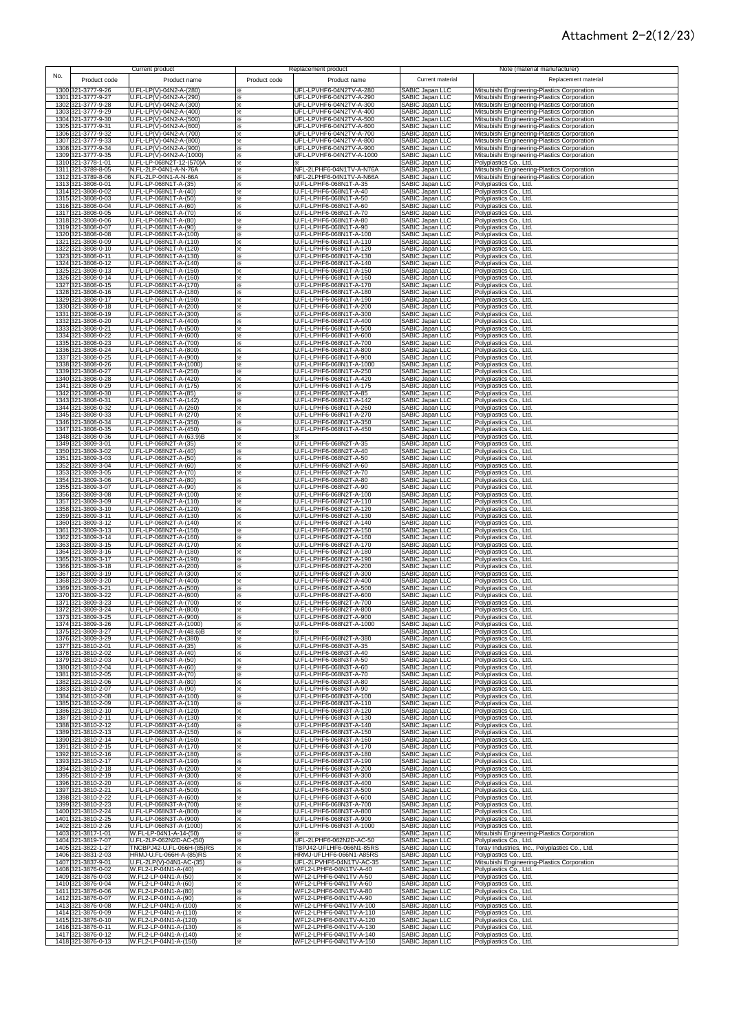# Attachment 2-2(12/23)

| No. | Current product | | Replacement product | | Note (material manufacturer) | |
|---|---|---|---|---|---|---|
| | Product code | Product name | Product code | Product name | Current material | Replacement material |
| 1300 | 321-3777-9-26 | U.FL-LP(V)-04N2-A-(280) | ※ | UFL-LPVHF6-04N2TV-A-280 | SABIC Japan LLC | Mitsubishi Engineering-Plastics Corporation |
| 1301 | 321-3777-9-27 | U.FL-LP(V)-04N2-A-(290) | ※ | UFL-LPVHF6-04N2TV-A-290 | SABIC Japan LLC | Mitsubishi Engineering-Plastics Corporation |
| 1302 | 321-3777-9-28 | U.FL-LP(V)-04N2-A-(300) | ※ | UFL-LPVHF6-04N2TV-A-300 | SABIC Japan LLC | Mitsubishi Engineering-Plastics Corporation |
| 1303 | 321-3777-9-29 | U.FL-LP(V)-04N2-A-(400) | ※ | UFL-LPVHF6-04N2TV-A-400 | SABIC Japan LLC | Mitsubishi Engineering-Plastics Corporation |
| 1304 | 321-3777-9-30 | U.FL-LP(V)-04N2-A-(500) | ※ | UFL-LPVHF6-04N2TV-A-500 | SABIC Japan LLC | Mitsubishi Engineering-Plastics Corporation |
| 1305 | 321-3777-9-31 | U.FL-LP(V)-04N2-A-(600) | ※ | UFL-LPVHF6-04N2TV-A-600 | SABIC Japan LLC | Mitsubishi Engineering-Plastics Corporation |
| 1306 | 321-3777-9-32 | U.FL-LP(V)-04N2-A-(700) | ※ | UFL-LPVHF6-04N2TV-A-700 | SABIC Japan LLC | Mitsubishi Engineering-Plastics Corporation |
| 1307 | 321-3777-9-33 | U.FL-LP(V)-04N2-A-(800) | ※ | UFL-LPVHF6-04N2TV-A-800 | SABIC Japan LLC | Mitsubishi Engineering-Plastics Corporation |
| 1308 | 321-3777-9-34 | U.FL-LP(V)-04N2-A-(900) | ※ | UFL-LPVHF6-04N2TV-A-900 | SABIC Japan LLC | Mitsubishi Engineering-Plastics Corporation |
| 1309 | 321-3777-9-35 | U.FL-LP(V)-04N2-A-(1000) | ※ | UFL-LPVHF6-04N2TV-A-1000 | SABIC Japan LLC | Mitsubishi Engineering-Plastics Corporation |
| 1310 | 321-3778-1-01 | U.FL-LP-068N2T-12-(570)A | ※ | ※ | SABIC Japan LLC | Polyplastics Co., Ltd. |
| 1311 | 321-3789-8-05 | N.FL-2LP-04N1-A-N-76A | ※ | NFL-2LPHF6-04N1TV-A-N76A | SABIC Japan LLC | Mitsubishi Engineering-Plastics Corporation |
| 1312 | 321-3789-8-06 | N.FL-2LP-04N1-A-N-66A | ※ | NFL-2LPHF6-04N1TV-A-N66A | SABIC Japan LLC | Mitsubishi Engineering-Plastics Corporation |
| 1313 | 321-3808-0-01 | U.FL-LP-068N1T-A-(35) | ※ | U.FL-LPHF6-068N1T-A-35 | SABIC Japan LLC | Polyplastics Co., Ltd. |
| 1314 | 321-3808-0-02 | U.FL-LP-068N1T-A-(40) | ※ | U.FL-LPHF6-068N1T-A-40 | SABIC Japan LLC | Polyplastics Co., Ltd. |
| 1315 | 321-3808-0-03 | U.FL-LP-068N1T-A-(50) | ※ | U.FL-LPHF6-068N1T-A-50 | SABIC Japan LLC | Polyplastics Co., Ltd. |
| 1316 | 321-3808-0-04 | U.FL-LP-068N1T-A-(60) | ※ | U.FL-LPHF6-068N1T-A-60 | SABIC Japan LLC | Polyplastics Co., Ltd. |
| 1317 | 321-3808-0-05 | U.FL-LP-068N1T-A-(70) | ※ | U.FL-LPHF6-068N1T-A-70 | SABIC Japan LLC | Polyplastics Co., Ltd. |
| 1318 | 321-3808-0-06 | U.FL-LP-068N1T-A-(80) | ※ | U.FL-LPHF6-068N1T-A-80 | SABIC Japan LLC | Polyplastics Co., Ltd. |
| 1319 | 321-3808-0-07 | U.FL-LP-068N1T-A-(90) | ※ | U.FL-LPHF6-068N1T-A-90 | SABIC Japan LLC | Polyplastics Co., Ltd. |
| 1320 | 321-3808-0-08 | U.FL-LP-068N1T-A-(100) | ※ | U.FL-LPHF6-068N1T-A-100 | SABIC Japan LLC | Polyplastics Co., Ltd. |
| 1321 | 321-3808-0-09 | U.FL-LP-068N1T-A-(110) | ※ | U.FL-LPHF6-068N1T-A-110 | SABIC Japan LLC | Polyplastics Co., Ltd. |
| 1322 | 321-3808-0-10 | U.FL-LP-068N1T-A-(120) | ※ | U.FL-LPHF6-068N1T-A-120 | SABIC Japan LLC | Polyplastics Co., Ltd. |
| 1323 | 321-3808-0-11 | U.FL-LP-068N1T-A-(130) | ※ | U.FL-LPHF6-068N1T-A-130 | SABIC Japan LLC | Polyplastics Co., Ltd. |
| 1324 | 321-3808-0-12 | U.FL-LP-068N1T-A-(140) | ※ | U.FL-LPHF6-068N1T-A-140 | SABIC Japan LLC | Polyplastics Co., Ltd. |
| 1325 | 321-3808-0-13 | U.FL-LP-068N1T-A-(150) | ※ | U.FL-LPHF6-068N1T-A-150 | SABIC Japan LLC | Polyplastics Co., Ltd. |
| 1326 | 321-3808-0-14 | U.FL-LP-068N1T-A-(160) | ※ | U.FL-LPHF6-068N1T-A-160 | SABIC Japan LLC | Polyplastics Co., Ltd. |
| 1327 | 321-3808-0-15 | U.FL-LP-068N1T-A-(170) | ※ | U.FL-LPHF6-068N1T-A-170 | SABIC Japan LLC | Polyplastics Co., Ltd. |
| 1328 | 321-3808-0-16 | U.FL-LP-068N1T-A-(180) | ※ | U.FL-LPHF6-068N1T-A-180 | SABIC Japan LLC | Polyplastics Co., Ltd. |
| 1329 | 321-3808-0-17 | U.FL-LP-068N1T-A-(190) | ※ | U.FL-LPHF6-068N1T-A-190 | SABIC Japan LLC | Polyplastics Co., Ltd. |
| 1330 | 321-3808-0-18 | U.FL-LP-068N1T-A-(200) | ※ | U.FL-LPHF6-068N1T-A-200 | SABIC Japan LLC | Polyplastics Co., Ltd. |
| 1331 | 321-3808-0-19 | U.FL-LP-068N1T-A-(300) | ※ | U.FL-LPHF6-068N1T-A-300 | SABIC Japan LLC | Polyplastics Co., Ltd. |
| 1332 | 321-3808-0-20 | U.FL-LP-068N1T-A-(400) | ※ | U.FL-LPHF6-068N1T-A-400 | SABIC Japan LLC | Polyplastics Co., Ltd. |
| 1333 | 321-3808-0-21 | U.FL-LP-068N1T-A-(500) | ※ | U.FL-LPHF6-068N1T-A-500 | SABIC Japan LLC | Polyplastics Co., Ltd. |
| 1334 | 321-3808-0-22 | U.FL-LP-068N1T-A-(600) | ※ | U.FL-LPHF6-068N1T-A-600 | SABIC Japan LLC | Polyplastics Co., Ltd. |
| 1335 | 321-3808-0-23 | U.FL-LP-068N1T-A-(700) | ※ | U.FL-LPHF6-068N1T-A-700 | SABIC Japan LLC | Polyplastics Co., Ltd. |
| 1336 | 321-3808-0-24 | U.FL-LP-068N1T-A-(800) | ※ | U.FL-LPHF6-068N1T-A-800 | SABIC Japan LLC | Polyplastics Co., Ltd. |
| 1337 | 321-3808-0-25 | U.FL-LP-068N1T-A-(900) | ※ | U.FL-LPHF6-068N1T-A-900 | SABIC Japan LLC | Polyplastics Co., Ltd. |
| 1338 | 321-3808-0-26 | U.FL-LP-068N1T-A-(1000) | ※ | U.FL-LPHF6-068N1T-A-1000 | SABIC Japan LLC | Polyplastics Co., Ltd. |
| 1339 | 321-3808-0-27 | U.FL-LP-068N1T-A-(250) | ※ | U.FL-LPHF6-068N1T-A-250 | SABIC Japan LLC | Polyplastics Co., Ltd. |
| 1340 | 321-3808-0-28 | U.FL-LP-068N1T-A-(420) | ※ | U.FL-LPHF6-068N1T-A-420 | SABIC Japan LLC | Polyplastics Co., Ltd. |
| 1341 | 321-3808-0-29 | U.FL-LP-068N1T-A-(175) | ※ | U.FL-LPHF6-068N1T-A-175 | SABIC Japan LLC | Polyplastics Co., Ltd. |
| 1342 | 321-3808-0-30 | U.FL-LP-068N1T-A-(85) | ※ | U.FL-LPHF6-068N1T-A-85 | SABIC Japan LLC | Polyplastics Co., Ltd. |
| 1343 | 321-3808-0-31 | U.FL-LP-068N1T-A-(142) | ※ | U.FL-LPHF6-068N1T-A-142 | SABIC Japan LLC | Polyplastics Co., Ltd. |
| 1344 | 321-3808-0-32 | U.FL-LP-068N1T-A-(260) | ※ | U.FL-LPHF6-068N1T-A-260 | SABIC Japan LLC | Polyplastics Co., Ltd. |
| 1345 | 321-3808-0-33 | U.FL-LP-068N1T-A-(270) | ※ | U.FL-LPHF6-068N1T-A-270 | SABIC Japan LLC | Polyplastics Co., Ltd. |
| 1346 | 321-3808-0-34 | U.FL-LP-068N1T-A-(350) | ※ | U.FL-LPHF6-068N1T-A-350 | SABIC Japan LLC | Polyplastics Co., Ltd. |
| 1347 | 321-3808-0-35 | U.FL-LP-068N1T-A-(450) | ※ | U.FL-LPHF6-068N1T-A-450 | SABIC Japan LLC | Polyplastics Co., Ltd. |
| 1348 | 321-3808-0-36 | U.FL-LP-068N1T-A-(63.9)B | ※ | ※ | SABIC Japan LLC | Polyplastics Co., Ltd. |
| 1349 | 321-3809-3-01 | U.FL-LP-068N2T-A-(35) | ※ | U.FL-LPHF6-068N2T-A-35 | SABIC Japan LLC | Polyplastics Co., Ltd. |
| 1350 | 321-3809-3-02 | U.FL-LP-068N2T-A-(40) | ※ | U.FL-LPHF6-068N2T-A-40 | SABIC Japan LLC | Polyplastics Co., Ltd. |
| 1351 | 321-3809-3-03 | U.FL-LP-068N2T-A-(50) | ※ | U.FL-LPHF6-068N2T-A-50 | SABIC Japan LLC | Polyplastics Co., Ltd. |
| 1352 | 321-3809-3-04 | U.FL-LP-068N2T-A-(60) | ※ | U.FL-LPHF6-068N2T-A-60 | SABIC Japan LLC | Polyplastics Co., Ltd. |
| 1353 | 321-3809-3-05 | U.FL-LP-068N2T-A-(70) | ※ | U.FL-LPHF6-068N2T-A-70 | SABIC Japan LLC | Polyplastics Co., Ltd. |
| 1354 | 321-3809-3-06 | U.FL-LP-068N2T-A-(80) | ※ | U.FL-LPHF6-068N2T-A-80 | SABIC Japan LLC | Polyplastics Co., Ltd. |
| 1355 | 321-3809-3-07 | U.FL-LP-068N2T-A-(90) | ※ | U.FL-LPHF6-068N2T-A-90 | SABIC Japan LLC | Polyplastics Co., Ltd. |
| 1356 | 321-3809-3-08 | U.FL-LP-068N2T-A-(100) | ※ | U.FL-LPHF6-068N2T-A-100 | SABIC Japan LLC | Polyplastics Co., Ltd. |
| 1357 | 321-3809-3-09 | U.FL-LP-068N2T-A-(110) | ※ | U.FL-LPHF6-068N2T-A-110 | SABIC Japan LLC | Polyplastics Co., Ltd. |
| 1358 | 321-3809-3-10 | U.FL-LP-068N2T-A-(120) | ※ | U.FL-LPHF6-068N2T-A-120 | SABIC Japan LLC | Polyplastics Co., Ltd. |
| 1359 | 321-3809-3-11 | U.FL-LP-068N2T-A-(130) | ※ | U.FL-LPHF6-068N2T-A-130 | SABIC Japan LLC | Polyplastics Co., Ltd. |
| 1360 | 321-3809-3-12 | U.FL-LP-068N2T-A-(140) | ※ | U.FL-LPHF6-068N2T-A-140 | SABIC Japan LLC | Polyplastics Co., Ltd. |
| 1361 | 321-3809-3-13 | U.FL-LP-068N2T-A-(150) | ※ | U.FL-LPHF6-068N2T-A-150 | SABIC Japan LLC | Polyplastics Co., Ltd. |
| 1362 | 321-3809-3-14 | U.FL-LP-068N2T-A-(160) | ※ | U.FL-LPHF6-068N2T-A-160 | SABIC Japan LLC | Polyplastics Co., Ltd. |
| 1363 | 321-3809-3-15 | U.FL-LP-068N2T-A-(170) | ※ | U.FL-LPHF6-068N2T-A-170 | SABIC Japan LLC | Polyplastics Co., Ltd. |
| 1364 | 321-3809-3-16 | U.FL-LP-068N2T-A-(180) | ※ | U.FL-LPHF6-068N2T-A-180 | SABIC Japan LLC | Polyplastics Co., Ltd. |
| 1365 | 321-3809-3-17 | U.FL-LP-068N2T-A-(190) | ※ | U.FL-LPHF6-068N2T-A-190 | SABIC Japan LLC | Polyplastics Co., Ltd. |
| 1366 | 321-3809-3-18 | U.FL-LP-068N2T-A-(200) | ※ | U.FL-LPHF6-068N2T-A-200 | SABIC Japan LLC | Polyplastics Co., Ltd. |
| 1367 | 321-3809-3-19 | U.FL-LP-068N2T-A-(300) | ※ | U.FL-LPHF6-068N2T-A-300 | SABIC Japan LLC | Polyplastics Co., Ltd. |
| 1368 | 321-3809-3-20 | U.FL-LP-068N2T-A-(400) | ※ | U.FL-LPHF6-068N2T-A-400 | SABIC Japan LLC | Polyplastics Co., Ltd. |
| 1369 | 321-3809-3-21 | U.FL-LP-068N2T-A-(500) | ※ | U.FL-LPHF6-068N2T-A-500 | SABIC Japan LLC | Polyplastics Co., Ltd. |
| 1370 | 321-3809-3-22 | U.FL-LP-068N2T-A-(600) | ※ | U.FL-LPHF6-068N2T-A-600 | SABIC Japan LLC | Polyplastics Co., Ltd. |
| 1371 | 321-3809-3-23 | U.FL-LP-068N2T-A-(700) | ※ | U.FL-LPHF6-068N2T-A-700 | SABIC Japan LLC | Polyplastics Co., Ltd. |
| 1372 | 321-3809-3-24 | U.FL-LP-068N2T-A-(800) | ※ | U.FL-LPHF6-068N2T-A-800 | SABIC Japan LLC | Polyplastics Co., Ltd. |
| 1373 | 321-3809-3-25 | U.FL-LP-068N2T-A-(900) | ※ | U.FL-LPHF6-068N2T-A-900 | SABIC Japan LLC | Polyplastics Co., Ltd. |
| 1374 | 321-3809-3-26 | U.FL-LP-068N2T-A-(1000) | ※ | U.FL-LPHF6-068N2T-A-1000 | SABIC Japan LLC | Polyplastics Co., Ltd. |
| 1375 | 321-3809-3-27 | U.FL-LP-068N2T-A-(48.6)B | ※ | ※ | SABIC Japan LLC | Polyplastics Co., Ltd. |
| 1376 | 321-3809-3-29 | U.FL-LP-068N2T-A-(380) | ※ | U.FL-LPHF6-068N2T-A-380 | SABIC Japan LLC | Polyplastics Co., Ltd. |
| 1377 | 321-3810-2-01 | U.FL-LP-068N3T-A-(35) | ※ | U.FL-LPHF6-068N3T-A-35 | SABIC Japan LLC | Polyplastics Co., Ltd. |
| 1378 | 321-3810-2-02 | U.FL-LP-068N3T-A-(40) | ※ | U.FL-LPHF6-068N3T-A-40 | SABIC Japan LLC | Polyplastics Co., Ltd. |
| 1379 | 321-3810-2-03 | U.FL-LP-068N3T-A-(50) | ※ | U.FL-LPHF6-068N3T-A-50 | SABIC Japan LLC | Polyplastics Co., Ltd. |
| 1380 | 321-3810-2-04 | U.FL-LP-068N3T-A-(60) | ※ | U.FL-LPHF6-068N3T-A-60 | SABIC Japan LLC | Polyplastics Co., Ltd. |
| 1381 | 321-3810-2-05 | U.FL-LP-068N3T-A-(70) | ※ | U.FL-LPHF6-068N3T-A-70 | SABIC Japan LLC | Polyplastics Co., Ltd. |
| 1382 | 321-3810-2-06 | U.FL-LP-068N3T-A-(80) | ※ | U.FL-LPHF6-068N3T-A-80 | SABIC Japan LLC | Polyplastics Co., Ltd. |
| 1383 | 321-3810-2-07 | U.FL-LP-068N3T-A-(90) | ※ | U.FL-LPHF6-068N3T-A-90 | SABIC Japan LLC | Polyplastics Co., Ltd. |
| 1384 | 321-3810-2-08 | U.FL-LP-068N3T-A-(100) | ※ | U.FL-LPHF6-068N3T-A-100 | SABIC Japan LLC | Polyplastics Co., Ltd. |
| 1385 | 321-3810-2-09 | U.FL-LP-068N3T-A-(110) | ※ | U.FL-LPHF6-068N3T-A-110 | SABIC Japan LLC | Polyplastics Co., Ltd. |
| 1386 | 321-3810-2-10 | U.FL-LP-068N3T-A-(120) | ※ | U.FL-LPHF6-068N3T-A-120 | SABIC Japan LLC | Polyplastics Co., Ltd. |
| 1387 | 321-3810-2-11 | U.FL-LP-068N3T-A-(130) | ※ | U.FL-LPHF6-068N3T-A-130 | SABIC Japan LLC | Polyplastics Co., Ltd. |
| 1388 | 321-3810-2-12 | U.FL-LP-068N3T-A-(140) | ※ | U.FL-LPHF6-068N3T-A-140 | SABIC Japan LLC | Polyplastics Co., Ltd. |
| 1389 | 321-3810-2-13 | U.FL-LP-068N3T-A-(150) | ※ | U.FL-LPHF6-068N3T-A-150 | SABIC Japan LLC | Polyplastics Co., Ltd. |
| 1390 | 321-3810-2-14 | U.FL-LP-068N3T-A-(160) | ※ | U.FL-LPHF6-068N3T-A-160 | SABIC Japan LLC | Polyplastics Co., Ltd. |
| 1391 | 321-3810-2-15 | U.FL-LP-068N3T-A-(170) | ※ | U.FL-LPHF6-068N3T-A-170 | SABIC Japan LLC | Polyplastics Co., Ltd. |
| 1392 | 321-3810-2-16 | U.FL-LP-068N3T-A-(180) | ※ | U.FL-LPHF6-068N3T-A-180 | SABIC Japan LLC | Polyplastics Co., Ltd. |
| 1393 | 321-3810-2-17 | U.FL-LP-068N3T-A-(190) | ※ | U.FL-LPHF6-068N3T-A-190 | SABIC Japan LLC | Polyplastics Co., Ltd. |
| 1394 | 321-3810-2-18 | U.FL-LP-068N3T-A-(200) | ※ | U.FL-LPHF6-068N3T-A-200 | SABIC Japan LLC | Polyplastics Co., Ltd. |
| 1395 | 321-3810-2-19 | U.FL-LP-068N3T-A-(300) | ※ | U.FL-LPHF6-068N3T-A-300 | SABIC Japan LLC | Polyplastics Co., Ltd. |
| 1396 | 321-3810-2-20 | U.FL-LP-068N3T-A-(400) | ※ | U.FL-LPHF6-068N3T-A-400 | SABIC Japan LLC | Polyplastics Co., Ltd. |
| 1397 | 321-3810-2-21 | U.FL-LP-068N3T-A-(500) | ※ | U.FL-LPHF6-068N3T-A-500 | SABIC Japan LLC | Polyplastics Co., Ltd. |
| 1398 | 321-3810-2-22 | U.FL-LP-068N3T-A-(600) | ※ | U.FL-LPHF6-068N3T-A-600 | SABIC Japan LLC | Polyplastics Co., Ltd. |
| 1399 | 321-3810-2-23 | U.FL-LP-068N3T-A-(700) | ※ | U.FL-LPHF6-068N3T-A-700 | SABIC Japan LLC | Polyplastics Co., Ltd. |
| 1400 | 321-3810-2-24 | U.FL-LP-068N3T-A-(800) | ※ | U.FL-LPHF6-068N3T-A-800 | SABIC Japan LLC | Polyplastics Co., Ltd. |
| 1401 | 321-3810-2-25 | U.FL-LP-068N3T-A-(900) | ※ | U.FL-LPHF6-068N3T-A-900 | SABIC Japan LLC | Polyplastics Co., Ltd. |
| 1402 | 321-3810-2-26 | U.FL-LP-068N3T-A-(1000) | ※ | U.FL-LPHF6-068N3T-A-1000 | SABIC Japan LLC | Polyplastics Co., Ltd. |
| 1403 | 321-3817-1-01 | W.FL-LP-04N1-A-14-(50) | ※ | ※ | SABIC Japan LLC | Mitsubishi Engineering-Plastics Corporation |
| 1404 | 321-3819-7-07 | U.FL-2LP-062N2D-AC-(50) | ※ | UFL-2LPHF6-062N2D-AC-50 | SABIC Japan LLC | Polyplastics Co., Ltd. |
| 1405 | 321-3822-1-27 | TNCBPJ42-U.FL-066H-(85)RS | ※ | TBPJ42-UFLHF6-066N1-85RS | SABIC Japan LLC | Toray Industries, Inc., Polyplastics Co., Ltd. |
| 1406 | 321-3831-2-03 | HRMJ-U.FL-066H-A-(85)RS | ※ | HRMJ-UFLHF6-066N1-A85RS | SABIC Japan LLC | Polyplastics Co., Ltd. |
| 1407 | 321-3837-9-01 | U.FL-2LP(V)-04N1-AC-(35) | ※ | UFL-2LPVHF6-04N1TV-AC-35 | SABIC Japan LLC | Mitsubishi Engineering-Plastics Corporation |
| 1408 | 321-3876-0-02 | W.FL2-LP-04N1-A-(40) | ※ | WFL2-LPHF6-04N1TV-A-40 | SABIC Japan LLC | Polyplastics Co., Ltd. |
| 1409 | 321-3876-0-03 | W.FL2-LP-04N1-A-(50) | ※ | WFL2-LPHF6-04N1TV-A-50 | SABIC Japan LLC | Polyplastics Co., Ltd. |
| 1410 | 321-3876-0-04 | W.FL2-LP-04N1-A-(60) | ※ | WFL2-LPHF6-04N1TV-A-60 | SABIC Japan LLC | Polyplastics Co., Ltd. |
| 1411 | 321-3876-0-06 | W.FL2-LP-04N1-A-(80) | ※ | WFL2-LPHF6-04N1TV-A-80 | SABIC Japan LLC | Polyplastics Co., Ltd. |
| 1412 | 321-3876-0-07 | W.FL2-LP-04N1-A-(90) | ※ | WFL2-LPHF6-04N1TV-A-90 | SABIC Japan LLC | Polyplastics Co., Ltd. |
| 1413 | 321-3876-0-08 | W.FL2-LP-04N1-A-(100) | ※ | WFL2-LPHF6-04N1TV-A-100 | SABIC Japan LLC | Polyplastics Co., Ltd. |
| 1414 | 321-3876-0-09 | W.FL2-LP-04N1-A-(110) | ※ | WFL2-LPHF6-04N1TV-A-110 | SABIC Japan LLC | Polyplastics Co., Ltd. |
| 1415 | 321-3876-0-10 | W.FL2-LP-04N1-A-(120) | ※ | WFL2-LPHF6-04N1TV-A-120 | SABIC Japan LLC | Polyplastics Co., Ltd. |
| 1416 | 321-3876-0-11 | W.FL2-LP-04N1-A-(130) | ※ | WFL2-LPHF6-04N1TV-A-130 | SABIC Japan LLC | Polyplastics Co., Ltd. |
| 1417 | 321-3876-0-12 | W.FL2-LP-04N1-A-(140) | ※ | WFL2-LPHF6-04N1TV-A-140 | SABIC Japan LLC | Polyplastics Co., Ltd. |
| 1418 | 321-3876-0-13 | W.FL2-LP-04N1-A-(150) | ※ | WFL2-LPHF6-04N1TV-A-150 | SABIC Japan LLC | Polyplastics Co., Ltd. |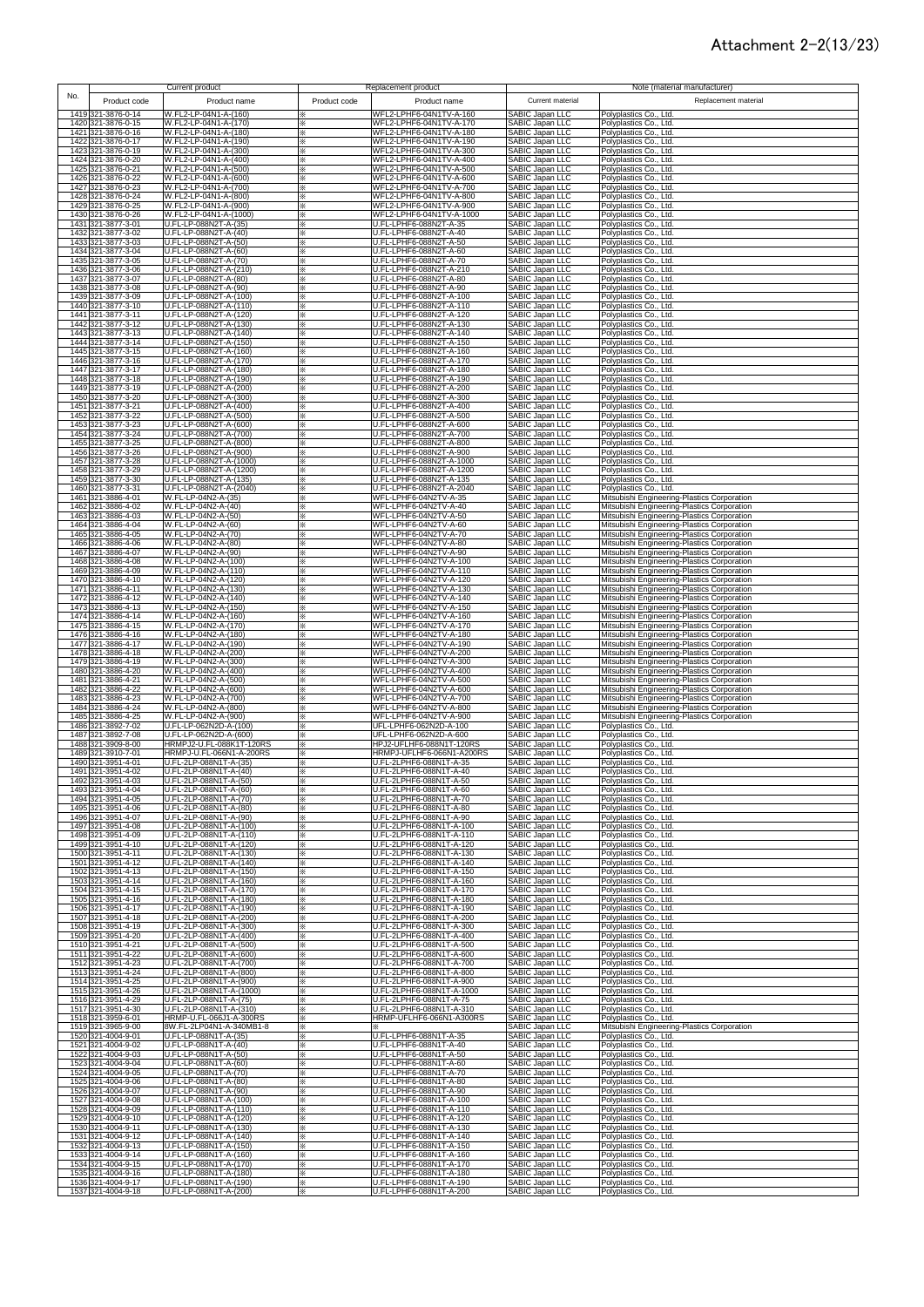# Attachment 2-2(13/23)

| No. | Current product | | Replacement product | | Note (material manufacturer) | |
|---|---|---|---|---|---|---|
| | Product code | Product name | Product code | Product name | Current material | Replacement material |
| 1419 | 321-3876-0-14 | W.FL2-LP-04N1-A-(160) | ※ | WFL2-LPHF6-04N1TV-A-160 | SABIC Japan LLC | Polyplastics Co., Ltd. |
| 1420 | 321-3876-0-15 | W.FL2-LP-04N1-A-(170) | ※ | WFL2-LPHF6-04N1TV-A-170 | SABIC Japan LLC | Polyplastics Co., Ltd. |
| 1421 | 321-3876-0-16 | W.FL2-LP-04N1-A-(180) | ※ | WFL2-LPHF6-04N1TV-A-180 | SABIC Japan LLC | Polyplastics Co., Ltd. |
| 1422 | 321-3876-0-17 | W.FL2-LP-04N1-A-(190) | ※ | WFL2-LPHF6-04N1TV-A-190 | SABIC Japan LLC | Polyplastics Co., Ltd. |
| 1423 | 321-3876-0-19 | W.FL2-LP-04N1-A-(300) | ※ | WFL2-LPHF6-04N1TV-A-300 | SABIC Japan LLC | Polyplastics Co., Ltd. |
| 1424 | 321-3876-0-20 | W.FL2-LP-04N1-A-(400) | ※ | WFL2-LPHF6-04N1TV-A-400 | SABIC Japan LLC | Polyplastics Co., Ltd. |
| 1425 | 321-3876-0-21 | W.FL2-LP-04N1-A-(500) | ※ | WFL2-LPHF6-04N1TV-A-500 | SABIC Japan LLC | Polyplastics Co., Ltd. |
| 1426 | 321-3876-0-22 | W.FL2-LP-04N1-A-(600) | ※ | WFL2-LPHF6-04N1TV-A-600 | SABIC Japan LLC | Polyplastics Co., Ltd. |
| 1427 | 321-3876-0-23 | W.FL2-LP-04N1-A-(700) | ※ | WFL2-LPHF6-04N1TV-A-700 | SABIC Japan LLC | Polyplastics Co., Ltd. |
| 1428 | 321-3876-0-24 | W.FL2-LP-04N1-A-(800) | ※ | WFL2-LPHF6-04N1TV-A-800 | SABIC Japan LLC | Polyplastics Co., Ltd. |
| 1429 | 321-3876-0-25 | W.FL2-LP-04N1-A-(900) | ※ | WFL2-LPHF6-04N1TV-A-900 | SABIC Japan LLC | Polyplastics Co., Ltd. |
| 1430 | 321-3876-0-26 | W.FL2-LP-04N1-A-(1000) | ※ | WFL2-LPHF6-04N1TV-A-1000 | SABIC Japan LLC | Polyplastics Co., Ltd. |
| 1431 | 321-3877-3-01 | U.FL-LP-088N2T-A-(35) | ※ | U.FL-LPHF6-088N2T-A-35 | SABIC Japan LLC | Polyplastics Co., Ltd. |
| 1432 | 321-3877-3-02 | U.FL-LP-088N2T-A-(40) | ※ | U.FL-LPHF6-088N2T-A-40 | SABIC Japan LLC | Polyplastics Co., Ltd. |
| 1433 | 321-3877-3-03 | U.FL-LP-088N2T-A-(50) | ※ | U.FL-LPHF6-088N2T-A-50 | SABIC Japan LLC | Polyplastics Co., Ltd. |
| 1434 | 321-3877-3-04 | U.FL-LP-088N2T-A-(60) | ※ | U.FL-LPHF6-088N2T-A-60 | SABIC Japan LLC | Polyplastics Co., Ltd. |
| 1435 | 321-3877-3-05 | U.FL-LP-088N2T-A-(70) | ※ | U.FL-LPHF6-088N2T-A-70 | SABIC Japan LLC | Polyplastics Co., Ltd. |
| 1436 | 321-3877-3-06 | U.FL-LP-088N2T-A-(210) | ※ | U.FL-LPHF6-088N2T-A-210 | SABIC Japan LLC | Polyplastics Co., Ltd. |
| 1437 | 321-3877-3-07 | U.FL-LP-088N2T-A-(80) | ※ | U.FL-LPHF6-088N2T-A-80 | SABIC Japan LLC | Polyplastics Co., Ltd. |
| 1438 | 321-3877-3-08 | U.FL-LP-088N2T-A-(90) | ※ | U.FL-LPHF6-088N2T-A-90 | SABIC Japan LLC | Polyplastics Co., Ltd. |
| 1439 | 321-3877-3-09 | U.FL-LP-088N2T-A-(100) | ※ | U.FL-LPHF6-088N2T-A-100 | SABIC Japan LLC | Polyplastics Co., Ltd. |
| 1440 | 321-3877-3-10 | U.FL-LP-088N2T-A-(110) | ※ | U.FL-LPHF6-088N2T-A-110 | SABIC Japan LLC | Polyplastics Co., Ltd. |
| 1441 | 321-3877-3-11 | U.FL-LP-088N2T-A-(120) | ※ | U.FL-LPHF6-088N2T-A-120 | SABIC Japan LLC | Polyplastics Co., Ltd. |
| 1442 | 321-3877-3-12 | U.FL-LP-088N2T-A-(130) | ※ | U.FL-LPHF6-088N2T-A-130 | SABIC Japan LLC | Polyplastics Co., Ltd. |
| 1443 | 321-3877-3-13 | U.FL-LP-088N2T-A-(140) | ※ | U.FL-LPHF6-088N2T-A-140 | SABIC Japan LLC | Polyplastics Co., Ltd. |
| 1444 | 321-3877-3-14 | U.FL-LP-088N2T-A-(150) | ※ | U.FL-LPHF6-088N2T-A-150 | SABIC Japan LLC | Polyplastics Co., Ltd. |
| 1445 | 321-3877-3-15 | U.FL-LP-088N2T-A-(160) | ※ | U.FL-LPHF6-088N2T-A-160 | SABIC Japan LLC | Polyplastics Co., Ltd. |
| 1446 | 321-3877-3-16 | U.FL-LP-088N2T-A-(170) | ※ | U.FL-LPHF6-088N2T-A-170 | SABIC Japan LLC | Polyplastics Co., Ltd. |
| 1447 | 321-3877-3-17 | U.FL-LP-088N2T-A-(180) | ※ | U.FL-LPHF6-088N2T-A-180 | SABIC Japan LLC | Polyplastics Co., Ltd. |
| 1448 | 321-3877-3-18 | U.FL-LP-088N2T-A-(190) | ※ | U.FL-LPHF6-088N2T-A-190 | SABIC Japan LLC | Polyplastics Co., Ltd. |
| 1449 | 321-3877-3-19 | U.FL-LP-088N2T-A-(200) | ※ | U.FL-LPHF6-088N2T-A-200 | SABIC Japan LLC | Polyplastics Co., Ltd. |
| 1450 | 321-3877-3-20 | U.FL-LP-088N2T-A-(300) | ※ | U.FL-LPHF6-088N2T-A-300 | SABIC Japan LLC | Polyplastics Co., Ltd. |
| 1451 | 321-3877-3-21 | U.FL-LP-088N2T-A-(400) | ※ | U.FL-LPHF6-088N2T-A-400 | SABIC Japan LLC | Polyplastics Co., Ltd. |
| 1452 | 321-3877-3-22 | U.FL-LP-088N2T-A-(500) | ※ | U.FL-LPHF6-088N2T-A-500 | SABIC Japan LLC | Polyplastics Co., Ltd. |
| 1453 | 321-3877-3-23 | U.FL-LP-088N2T-A-(600) | ※ | U.FL-LPHF6-088N2T-A-600 | SABIC Japan LLC | Polyplastics Co., Ltd. |
| 1454 | 321-3877-3-24 | U.FL-LP-088N2T-A-(700) | ※ | U.FL-LPHF6-088N2T-A-700 | SABIC Japan LLC | Polyplastics Co., Ltd. |
| 1455 | 321-3877-3-25 | U.FL-LP-088N2T-A-(800) | ※ | U.FL-LPHF6-088N2T-A-800 | SABIC Japan LLC | Polyplastics Co., Ltd. |
| 1456 | 321-3877-3-26 | U.FL-LP-088N2T-A-(900) | ※ | U.FL-LPHF6-088N2T-A-900 | SABIC Japan LLC | Polyplastics Co., Ltd. |
| 1457 | 321-3877-3-28 | U.FL-LP-088N2T-A-(1000) | ※ | U.FL-LPHF6-088N2T-A-1000 | SABIC Japan LLC | Polyplastics Co., Ltd. |
| 1458 | 321-3877-3-29 | U.FL-LP-088N2T-A-(1200) | ※ | U.FL-LPHF6-088N2T-A-1200 | SABIC Japan LLC | Polyplastics Co., Ltd. |
| 1459 | 321-3877-3-30 | U.FL-LP-088N2T-A-(135) | ※ | U.FL-LPHF6-088N2T-A-135 | SABIC Japan LLC | Polyplastics Co., Ltd. |
| 1460 | 321-3877-3-31 | U.FL-LP-088N2T-A-(2040) | ※ | U.FL-LPHF6-088N2T-A-2040 | SABIC Japan LLC | Polyplastics Co., Ltd. |
| 1461 | 321-3886-4-01 | W.FL-LP-04N2-A-(35) | ※ | WFL-LPHF6-04N2TV-A-35 | SABIC Japan LLC | Mitsubishi Engineering-Plastics Corporation |
| 1462 | 321-3886-4-02 | W.FL-LP-04N2-A-(40) | ※ | WFL-LPHF6-04N2TV-A-40 | SABIC Japan LLC | Mitsubishi Engineering-Plastics Corporation |
| 1463 | 321-3886-4-03 | W.FL-LP-04N2-A-(50) | ※ | WFL-LPHF6-04N2TV-A-50 | SABIC Japan LLC | Mitsubishi Engineering-Plastics Corporation |
| 1464 | 321-3886-4-04 | W.FL-LP-04N2-A-(60) | ※ | WFL-LPHF6-04N2TV-A-60 | SABIC Japan LLC | Mitsubishi Engineering-Plastics Corporation |
| 1465 | 321-3886-4-05 | W.FL-LP-04N2-A-(70) | ※ | WFL-LPHF6-04N2TV-A-70 | SABIC Japan LLC | Mitsubishi Engineering-Plastics Corporation |
| 1466 | 321-3886-4-06 | W.FL-LP-04N2-A-(80) | ※ | WFL-LPHF6-04N2TV-A-80 | SABIC Japan LLC | Mitsubishi Engineering-Plastics Corporation |
| 1467 | 321-3886-4-07 | W.FL-LP-04N2-A-(90) | ※ | WFL-LPHF6-04N2TV-A-90 | SABIC Japan LLC | Mitsubishi Engineering-Plastics Corporation |
| 1468 | 321-3886-4-08 | W.FL-LP-04N2-A-(100) | ※ | WFL-LPHF6-04N2TV-A-100 | SABIC Japan LLC | Mitsubishi Engineering-Plastics Corporation |
| 1469 | 321-3886-4-09 | W.FL-LP-04N2-A-(110) | ※ | WFL-LPHF6-04N2TV-A-110 | SABIC Japan LLC | Mitsubishi Engineering-Plastics Corporation |
| 1470 | 321-3886-4-10 | W.FL-LP-04N2-A-(120) | ※ | WFL-LPHF6-04N2TV-A-120 | SABIC Japan LLC | Mitsubishi Engineering-Plastics Corporation |
| 1471 | 321-3886-4-11 | W.FL-LP-04N2-A-(130) | ※ | WFL-LPHF6-04N2TV-A-130 | SABIC Japan LLC | Mitsubishi Engineering-Plastics Corporation |
| 1472 | 321-3886-4-12 | W.FL-LP-04N2-A-(140) | ※ | WFL-LPHF6-04N2TV-A-140 | SABIC Japan LLC | Mitsubishi Engineering-Plastics Corporation |
| 1473 | 321-3886-4-13 | W.FL-LP-04N2-A-(150) | ※ | WFL-LPHF6-04N2TV-A-150 | SABIC Japan LLC | Mitsubishi Engineering-Plastics Corporation |
| 1474 | 321-3886-4-14 | W.FL-LP-04N2-A-(160) | ※ | WFL-LPHF6-04N2TV-A-160 | SABIC Japan LLC | Mitsubishi Engineering-Plastics Corporation |
| 1475 | 321-3886-4-15 | W.FL-LP-04N2-A-(170) | ※ | WFL-LPHF6-04N2TV-A-170 | SABIC Japan LLC | Mitsubishi Engineering-Plastics Corporation |
| 1476 | 321-3886-4-16 | W.FL-LP-04N2-A-(180) | ※ | WFL-LPHF6-04N2TV-A-180 | SABIC Japan LLC | Mitsubishi Engineering-Plastics Corporation |
| 1477 | 321-3886-4-17 | W.FL-LP-04N2-A-(190) | ※ | WFL-LPHF6-04N2TV-A-190 | SABIC Japan LLC | Mitsubishi Engineering-Plastics Corporation |
| 1478 | 321-3886-4-18 | W.FL-LP-04N2-A-(200) | ※ | WFL-LPHF6-04N2TV-A-200 | SABIC Japan LLC | Mitsubishi Engineering-Plastics Corporation |
| 1479 | 321-3886-4-19 | W.FL-LP-04N2-A-(300) | ※ | WFL-LPHF6-04N2TV-A-300 | SABIC Japan LLC | Mitsubishi Engineering-Plastics Corporation |
| 1480 | 321-3886-4-20 | W.FL-LP-04N2-A-(400) | ※ | WFL-LPHF6-04N2TV-A-400 | SABIC Japan LLC | Mitsubishi Engineering-Plastics Corporation |
| 1481 | 321-3886-4-21 | W.FL-LP-04N2-A-(500) | ※ | WFL-LPHF6-04N2TV-A-500 | SABIC Japan LLC | Mitsubishi Engineering-Plastics Corporation |
| 1482 | 321-3886-4-22 | W.FL-LP-04N2-A-(600) | ※ | WFL-LPHF6-04N2TV-A-600 | SABIC Japan LLC | Mitsubishi Engineering-Plastics Corporation |
| 1483 | 321-3886-4-23 | W.FL-LP-04N2-A-(700) | ※ | WFL-LPHF6-04N2TV-A-700 | SABIC Japan LLC | Mitsubishi Engineering-Plastics Corporation |
| 1484 | 321-3886-4-24 | W.FL-LP-04N2-A-(800) | ※ | WFL-LPHF6-04N2TV-A-800 | SABIC Japan LLC | Mitsubishi Engineering-Plastics Corporation |
| 1485 | 321-3886-4-25 | W.FL-LP-04N2-A-(900) | ※ | WFL-LPHF6-04N2TV-A-900 | SABIC Japan LLC | Mitsubishi Engineering-Plastics Corporation |
| 1486 | 321-3892-7-02 | U.FL-LP-062N2D-A-(100) | ※ | UFL-LPHF6-062N2D-A-100 | SABIC Japan LLC | Polyplastics Co., Ltd. |
| 1487 | 321-3892-7-08 | U.FL-LP-062N2D-A-(600) | ※ | UFL-LPHF6-062N2D-A-600 | SABIC Japan LLC | Polyplastics Co., Ltd. |
| 1488 | 321-3909-8-00 | HRMPJ-U.FL-088K1T-120RS | ※ | HPJ2-UFLHF6-088N1T-120RS | SABIC Japan LLC | Polyplastics Co., Ltd. |
| 1489 | 321-3910-7-01 | HRMPJ-U.FL-066N1-A-200RS | ※ | HRMPJ-UFLHF6-066N1-A200RS | SABIC Japan LLC | Polyplastics Co., Ltd. |
| 1490 | 321-3951-4-01 | U.FL-2LP-088N1T-A-(35) | ※ | U.FL-2LPHF6-088N1T-A-35 | SABIC Japan LLC | Polyplastics Co., Ltd. |
| 1491 | 321-3951-4-02 | U.FL-2LP-088N1T-A-(40) | ※ | U.FL-2LPHF6-088N1T-A-40 | SABIC Japan LLC | Polyplastics Co., Ltd. |
| 1492 | 321-3951-4-03 | U.FL-2LP-088N1T-A-(50) | ※ | U.FL-2LPHF6-088N1T-A-50 | SABIC Japan LLC | Polyplastics Co., Ltd. |
| 1493 | 321-3951-4-04 | U.FL-2LP-088N1T-A-(60) | ※ | U.FL-2LPHF6-088N1T-A-60 | SABIC Japan LLC | Polyplastics Co., Ltd. |
| 1494 | 321-3951-4-05 | U.FL-2LP-088N1T-A-(70) | ※ | U.FL-2LPHF6-088N1T-A-70 | SABIC Japan LLC | Polyplastics Co., Ltd. |
| 1495 | 321-3951-4-06 | U.FL-2LP-088N1T-A-(80) | ※ | U.FL-2LPHF6-088N1T-A-80 | SABIC Japan LLC | Polyplastics Co., Ltd. |
| 1496 | 321-3951-4-07 | U.FL-2LP-088N1T-A-(90) | ※ | U.FL-2LPHF6-088N1T-A-90 | SABIC Japan LLC | Polyplastics Co., Ltd. |
| 1497 | 321-3951-4-08 | U.FL-2LP-088N1T-A-(100) | ※ | U.FL-2LPHF6-088N1T-A-100 | SABIC Japan LLC | Polyplastics Co., Ltd. |
| 1498 | 321-3951-4-09 | U.FL-2LP-088N1T-A-(110) | ※ | U.FL-2LPHF6-088N1T-A-110 | SABIC Japan LLC | Polyplastics Co., Ltd. |
| 1499 | 321-3951-4-10 | U.FL-2LP-088N1T-A-(120) | ※ | U.FL-2LPHF6-088N1T-A-120 | SABIC Japan LLC | Polyplastics Co., Ltd. |
| 1500 | 321-3951-4-11 | U.FL-2LP-088N1T-A-(130) | ※ | U.FL-2LPHF6-088N1T-A-130 | SABIC Japan LLC | Polyplastics Co., Ltd. |
| 1501 | 321-3951-4-12 | U.FL-2LP-088N1T-A-(140) | ※ | U.FL-2LPHF6-088N1T-A-140 | SABIC Japan LLC | Polyplastics Co., Ltd. |
| 1502 | 321-3951-4-13 | U.FL-2LP-088N1T-A-(150) | ※ | U.FL-2LPHF6-088N1T-A-150 | SABIC Japan LLC | Polyplastics Co., Ltd. |
| 1503 | 321-3951-4-14 | U.FL-2LP-088N1T-A-(160) | ※ | U.FL-2LPHF6-088N1T-A-160 | SABIC Japan LLC | Polyplastics Co., Ltd. |
| 1504 | 321-3951-4-15 | U.FL-2LP-088N1T-A-(170) | ※ | U.FL-2LPHF6-088N1T-A-170 | SABIC Japan LLC | Polyplastics Co., Ltd. |
| 1505 | 321-3951-4-16 | U.FL-2LP-088N1T-A-(180) | ※ | U.FL-2LPHF6-088N1T-A-180 | SABIC Japan LLC | Polyplastics Co., Ltd. |
| 1506 | 321-3951-4-17 | U.FL-2LP-088N1T-A-(190) | ※ | U.FL-2LPHF6-088N1T-A-190 | SABIC Japan LLC | Polyplastics Co., Ltd. |
| 1507 | 321-3951-4-18 | U.FL-2LP-088N1T-A-(200) | ※ | U.FL-2LPHF6-088N1T-A-200 | SABIC Japan LLC | Polyplastics Co., Ltd. |
| 1508 | 321-3951-4-19 | U.FL-2LP-088N1T-A-(300) | ※ | U.FL-2LPHF6-088N1T-A-300 | SABIC Japan LLC | Polyplastics Co., Ltd. |
| 1509 | 321-3951-4-20 | U.FL-2LP-088N1T-A-(400) | ※ | U.FL-2LPHF6-088N1T-A-400 | SABIC Japan LLC | Polyplastics Co., Ltd. |
| 1510 | 321-3951-4-21 | U.FL-2LP-088N1T-A-(500) | ※ | U.FL-2LPHF6-088N1T-A-500 | SABIC Japan LLC | Polyplastics Co., Ltd. |
| 1511 | 321-3951-4-22 | U.FL-2LP-088N1T-A-(600) | ※ | U.FL-2LPHF6-088N1T-A-600 | SABIC Japan LLC | Polyplastics Co., Ltd. |
| 1512 | 321-3951-4-23 | U.FL-2LP-088N1T-A-(700) | ※ | U.FL-2LPHF6-088N1T-A-700 | SABIC Japan LLC | Polyplastics Co., Ltd. |
| 1513 | 321-3951-4-24 | U.FL-2LP-088N1T-A-(800) | ※ | U.FL-2LPHF6-088N1T-A-800 | SABIC Japan LLC | Polyplastics Co., Ltd. |
| 1514 | 321-3951-4-25 | U.FL-2LP-088N1T-A-(900) | ※ | U.FL-2LPHF6-088N1T-A-900 | SABIC Japan LLC | Polyplastics Co., Ltd. |
| 1515 | 321-3951-4-26 | U.FL-2LP-088N1T-A-(1000) | ※ | U.FL-2LPHF6-088N1T-A-1000 | SABIC Japan LLC | Polyplastics Co., Ltd. |
| 1516 | 321-3951-4-29 | U.FL-2LP-088N1T-A-(75) | ※ | U.FL-2LPHF6-088N1T-A-75 | SABIC Japan LLC | Polyplastics Co., Ltd. |
| 1517 | 321-3951-4-30 | U.FL-2LP-088N1T-A-(310) | ※ | U.FL-2LPHF6-088N1T-A-310 | SABIC Japan LLC | Polyplastics Co., Ltd. |
| 1518 | 321-3959-6-01 | HRMP-U.FL-066J1-A-300RS | ※ | HRMP-UFLHF6-066N1-A300RS | SABIC Japan LLC | Polyplastics Co., Ltd. |
| 1519 | 321-3965-9-00 | 8W.FL-2LP04N1-A-340MB1-8 | ※ | ※ | SABIC Japan LLC | Mitsubishi Engineering-Plastics Corporation |
| 1520 | 321-4004-9-01 | U.FL-LP-088N1T-A-(35) | ※ | U.FL-LPHF6-088N1T-A-35 | SABIC Japan LLC | Polyplastics Co., Ltd. |
| 1521 | 321-4004-9-02 | U.FL-LP-088N1T-A-(40) | ※ | U.FL-LPHF6-088N1T-A-40 | SABIC Japan LLC | Polyplastics Co., Ltd. |
| 1522 | 321-4004-9-03 | U.FL-LP-088N1T-A-(50) | ※ | U.FL-LPHF6-088N1T-A-50 | SABIC Japan LLC | Polyplastics Co., Ltd. |
| 1523 | 321-4004-9-04 | U.FL-LP-088N1T-A-(60) | ※ | U.FL-LPHF6-088N1T-A-60 | SABIC Japan LLC | Polyplastics Co., Ltd. |
| 1524 | 321-4004-9-05 | U.FL-LP-088N1T-A-(70) | ※ | U.FL-LPHF6-088N1T-A-70 | SABIC Japan LLC | Polyplastics Co., Ltd. |
| 1525 | 321-4004-9-06 | U.FL-LP-088N1T-A-(80) | ※ | U.FL-LPHF6-088N1T-A-80 | SABIC Japan LLC | Polyplastics Co., Ltd. |
| 1526 | 321-4004-9-07 | U.FL-LP-088N1T-A-(90) | ※ | U.FL-LPHF6-088N1T-A-90 | SABIC Japan LLC | Polyplastics Co., Ltd. |
| 1527 | 321-4004-9-08 | U.FL-LP-088N1T-A-(100) | ※ | U.FL-LPHF6-088N1T-A-100 | SABIC Japan LLC | Polyplastics Co., Ltd. |
| 1528 | 321-4004-9-09 | U.FL-LP-088N1T-A-(110) | ※ | U.FL-LPHF6-088N1T-A-110 | SABIC Japan LLC | Polyplastics Co., Ltd. |
| 1529 | 321-4004-9-10 | U.FL-LP-088N1T-A-(120) | ※ | U.FL-LPHF6-088N1T-A-120 | SABIC Japan LLC | Polyplastics Co., Ltd. |
| 1530 | 321-4004-9-11 | U.FL-LP-088N1T-A-(130) | ※ | U.FL-LPHF6-088N1T-A-130 | SABIC Japan LLC | Polyplastics Co., Ltd. |
| 1531 | 321-4004-9-12 | U.FL-LP-088N1T-A-(140) | ※ | U.FL-LPHF6-088N1T-A-140 | SABIC Japan LLC | Polyplastics Co., Ltd. |
| 1532 | 321-4004-9-13 | U.FL-LP-088N1T-A-(150) | ※ | U.FL-LPHF6-088N1T-A-150 | SABIC Japan LLC | Polyplastics Co., Ltd. |
| 1533 | 321-4004-9-14 | U.FL-LP-088N1T-A-(160) | ※ | U.FL-LPHF6-088N1T-A-160 | SABIC Japan LLC | Polyplastics Co., Ltd. |
| 1534 | 321-4004-9-15 | U.FL-LP-088N1T-A-(170) | ※ | U.FL-LPHF6-088N1T-A-170 | SABIC Japan LLC | Polyplastics Co., Ltd. |
| 1535 | 321-4004-9-16 | U.FL-LP-088N1T-A-(180) | ※ | U.FL-LPHF6-088N1T-A-180 | SABIC Japan LLC | Polyplastics Co., Ltd. |
| 1536 | 321-4004-9-17 | U.FL-LP-088N1T-A-(190) | ※ | U.FL-LPHF6-088N1T-A-190 | SABIC Japan LLC | Polyplastics Co., Ltd. |
| 1537 | 321-4004-9-18 | U.FL-LP-088N1T-A-(200) | ※ | U.FL-LPHF6-088N1T-A-200 | SABIC Japan LLC | Polyplastics Co., Ltd. |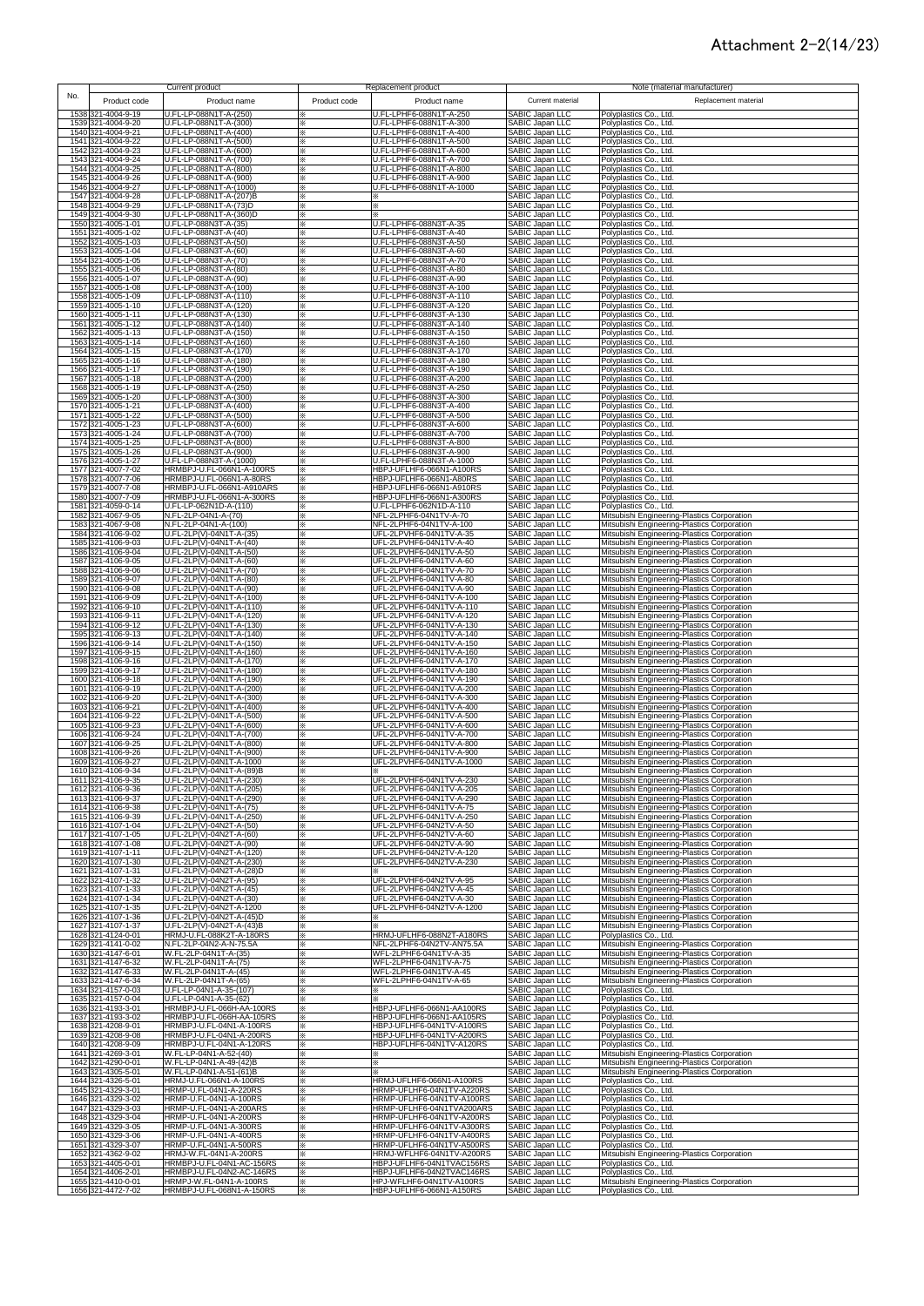# Attachment 2-2(14/23)

| No. | Current product | | Replacement product | | Note (material manufacturer) | |
|---|---|---|---|---|---|---|
| | Product code | Product name | Product code | Product name | Current material | Replacement material |
| 1538 | 321-4004-9-19 | U.FL-LP-088N1T-A-(250) | ※ | U.FL-LPHF6-088N1T-A-250 | SABIC Japan LLC | Polyplastics Co., Ltd. |
| 1539 | 321-4004-9-20 | U.FL-LP-088N1T-A-(300) | ※ | U.FL-LPHF6-088N1T-A-300 | SABIC Japan LLC | Polyplastics Co., Ltd. |
| 1540 | 321-4004-9-21 | U.FL-LP-088N1T-A-(400) | ※ | U.FL-LPHF6-088N1T-A-400 | SABIC Japan LLC | Polyplastics Co., Ltd. |
| 1541 | 321-4004-9-22 | U.FL-LP-088N1T-A-(500) | ※ | U.FL-LPHF6-088N1T-A-500 | SABIC Japan LLC | Polyplastics Co., Ltd. |
| 1542 | 321-4004-9-23 | U.FL-LP-088N1T-A-(600) | ※ | U.FL-LPHF6-088N1T-A-600 | SABIC Japan LLC | Polyplastics Co., Ltd. |
| 1543 | 321-4004-9-24 | U.FL-LP-088N1T-A-(700) | ※ | U.FL-LPHF6-088N1T-A-700 | SABIC Japan LLC | Polyplastics Co., Ltd. |
| 1544 | 321-4004-9-25 | U.FL-LP-088N1T-A-(800) | ※ | U.FL-LPHF6-088N1T-A-800 | SABIC Japan LLC | Polyplastics Co., Ltd. |
| 1545 | 321-4004-9-26 | U.FL-LP-088N1T-A-(900) | ※ | U.FL-LPHF6-088N1T-A-900 | SABIC Japan LLC | Polyplastics Co., Ltd. |
| 1546 | 321-4004-9-27 | U.FL-LP-088N1T-A-(1000) | ※ | U.FL-LPHF6-088N1T-A-1000 | SABIC Japan LLC | Polyplastics Co., Ltd. |
| 1547 | 321-4004-9-28 | U.FL-LP-088N1T-A-(207)B | ※ | ※ | SABIC Japan LLC | Polyplastics Co., Ltd. |
| 1548 | 321-4004-9-29 | U.FL-LP-088N1T-A-(73)D | ※ | ※ | SABIC Japan LLC | Polyplastics Co., Ltd. |
| 1549 | 321-4004-9-30 | U.FL-LP-088N1T-A-(360)D | ※ | ※ | SABIC Japan LLC | Polyplastics Co., Ltd. |
| 1550 | 321-4005-1-01 | U.FL-LP-088N3T-A-(35) | ※ | U.FL-LPHF6-088N3T-A-35 | SABIC Japan LLC | Polyplastics Co., Ltd. |
| 1551 | 321-4005-1-02 | U.FL-LP-088N3T-A-(40) | ※ | U.FL-LPHF6-088N3T-A-40 | SABIC Japan LLC | Polyplastics Co., Ltd. |
| 1552 | 321-4005-1-03 | U.FL-LP-088N3T-A-(50) | ※ | U.FL-LPHF6-088N3T-A-50 | SABIC Japan LLC | Polyplastics Co., Ltd. |
| 1553 | 321-4005-1-04 | U.FL-LP-088N3T-A-(60) | ※ | U.FL-LPHF6-088N3T-A-60 | SABIC Japan LLC | Polyplastics Co., Ltd. |
| 1554 | 321-4005-1-05 | U.FL-LP-088N3T-A-(70) | ※ | U.FL-LPHF6-088N3T-A-70 | SABIC Japan LLC | Polyplastics Co., Ltd. |
| 1555 | 321-4005-1-06 | U.FL-LP-088N3T-A-(80) | ※ | U.FL-LPHF6-088N3T-A-80 | SABIC Japan LLC | Polyplastics Co., Ltd. |
| 1556 | 321-4005-1-07 | U.FL-LP-088N3T-A-(90) | ※ | U.FL-LPHF6-088N3T-A-90 | SABIC Japan LLC | Polyplastics Co., Ltd. |
| 1557 | 321-4005-1-08 | U.FL-LP-088N3T-A-(100) | ※ | U.FL-LPHF6-088N3T-A-100 | SABIC Japan LLC | Polyplastics Co., Ltd. |
| 1558 | 321-4005-1-09 | U.FL-LP-088N3T-A-(110) | ※ | U.FL-LPHF6-088N3T-A-110 | SABIC Japan LLC | Polyplastics Co., Ltd. |
| 1559 | 321-4005-1-10 | U.FL-LP-088N3T-A-(120) | ※ | U.FL-LPHF6-088N3T-A-120 | SABIC Japan LLC | Polyplastics Co., Ltd. |
| 1560 | 321-4005-1-11 | U.FL-LP-088N3T-A-(130) | ※ | U.FL-LPHF6-088N3T-A-130 | SABIC Japan LLC | Polyplastics Co., Ltd. |
| 1561 | 321-4005-1-12 | U.FL-LP-088N3T-A-(140) | ※ | U.FL-LPHF6-088N3T-A-140 | SABIC Japan LLC | Polyplastics Co., Ltd. |
| 1562 | 321-4005-1-13 | U.FL-LP-088N3T-A-(150) | ※ | U.FL-LPHF6-088N3T-A-150 | SABIC Japan LLC | Polyplastics Co., Ltd. |
| 1563 | 321-4005-1-14 | U.FL-LP-088N3T-A-(160) | ※ | U.FL-LPHF6-088N3T-A-160 | SABIC Japan LLC | Polyplastics Co., Ltd. |
| 1564 | 321-4005-1-15 | U.FL-LP-088N3T-A-(170) | ※ | U.FL-LPHF6-088N3T-A-170 | SABIC Japan LLC | Polyplastics Co., Ltd. |
| 1565 | 321-4005-1-16 | U.FL-LP-088N3T-A-(180) | ※ | U.FL-LPHF6-088N3T-A-180 | SABIC Japan LLC | Polyplastics Co., Ltd. |
| 1566 | 321-4005-1-17 | U.FL-LP-088N3T-A-(190) | ※ | U.FL-LPHF6-088N3T-A-190 | SABIC Japan LLC | Polyplastics Co., Ltd. |
| 1567 | 321-4005-1-18 | U.FL-LP-088N3T-A-(200) | ※ | U.FL-LPHF6-088N3T-A-200 | SABIC Japan LLC | Polyplastics Co., Ltd. |
| 1568 | 321-4005-1-19 | U.FL-LP-088N3T-A-(250) | ※ | U.FL-LPHF6-088N3T-A-250 | SABIC Japan LLC | Polyplastics Co., Ltd. |
| 1569 | 321-4005-1-20 | U.FL-LP-088N3T-A-(300) | ※ | U.FL-LPHF6-088N3T-A-300 | SABIC Japan LLC | Polyplastics Co., Ltd. |
| 1570 | 321-4005-1-21 | U.FL-LP-088N3T-A-(400) | ※ | U.FL-LPHF6-088N3T-A-400 | SABIC Japan LLC | Polyplastics Co., Ltd. |
| 1571 | 321-4005-1-22 | U.FL-LP-088N3T-A-(500) | ※ | U.FL-LPHF6-088N3T-A-500 | SABIC Japan LLC | Polyplastics Co., Ltd. |
| 1572 | 321-4005-1-23 | U.FL-LP-088N3T-A-(600) | ※ | U.FL-LPHF6-088N3T-A-600 | SABIC Japan LLC | Polyplastics Co., Ltd. |
| 1573 | 321-4005-1-24 | U.FL-LP-088N3T-A-(700) | ※ | U.FL-LPHF6-088N3T-A-700 | SABIC Japan LLC | Polyplastics Co., Ltd. |
| 1574 | 321-4005-1-25 | U.FL-LP-088N3T-A-(800) | ※ | U.FL-LPHF6-088N3T-A-800 | SABIC Japan LLC | Polyplastics Co., Ltd. |
| 1575 | 321-4005-1-26 | U.FL-LP-088N3T-A-(900) | ※ | U.FL-LPHF6-088N3T-A-900 | SABIC Japan LLC | Polyplastics Co., Ltd. |
| 1576 | 321-4005-1-27 | U.FL-LP-088N3T-A-(1000) | ※ | U.FL-LPHF6-088N3T-A-1000 | SABIC Japan LLC | Polyplastics Co., Ltd. |
| 1577 | 321-4007-7-02 | HRMBPJ-U.FL-066N1-A-100RS | ※ | HBPJ-UFLHF6-066N1-A100RS | SABIC Japan LLC | Polyplastics Co., Ltd. |
| 1578 | 321-4007-7-06 | HRMBPJ-U.FL-066N1-A-80RS | ※ | HBPJ-UFLHF6-066N1-A80RS | SABIC Japan LLC | Polyplastics Co., Ltd. |
| 1579 | 321-4007-7-08 | HRMBPJ-U.FL-066N1-A910ARS | ※ | HBPJ-UFLHF6-066N1-A910RS | SABIC Japan LLC | Polyplastics Co., Ltd. |
| 1580 | 321-4007-7-09 | HRMBPJ-U.FL-066N1-A-300RS | ※ | HBPJ-UFLHF6-066N1-A300RS | SABIC Japan LLC | Polyplastics Co., Ltd. |
| 1581 | 321-4059-0-14 | U.FL-LP-062N1D-A-(110) | ※ | U.FL-LPHF6-062N1D-A-110 | SABIC Japan LLC | Polyplastics Co., Ltd. |
| 1582 | 321-4067-9-05 | N.FL-2LP-04N1-A-(70) | ※ | NFL-2LPHF6-04N1TV-A-70 | SABIC Japan LLC | Mitsubishi Engineering-Plastics Corporation |
| 1583 | 321-4067-9-08 | N.FL-2LP-04N1-A-(100) | ※ | NFL-2LPHF6-04N1TV-A-100 | SABIC Japan LLC | Mitsubishi Engineering-Plastics Corporation |
| 1584 | 321-4106-9-02 | U.FL-2LP(V)-04N1T-A-(35) | ※ | UFL-2LPVHF6-04N1TV-A-35 | SABIC Japan LLC | Mitsubishi Engineering-Plastics Corporation |
| 1585 | 321-4106-9-03 | U.FL-2LP(V)-04N1T-A-(40) | ※ | UFL-2LPVHF6-04N1TV-A-40 | SABIC Japan LLC | Mitsubishi Engineering-Plastics Corporation |
| 1586 | 321-4106-9-04 | U.FL-2LP(V)-04N1T-A-(50) | ※ | UFL-2LPVHF6-04N1TV-A-50 | SABIC Japan LLC | Mitsubishi Engineering-Plastics Corporation |
| 1587 | 321-4106-9-05 | U.FL-2LP(V)-04N1T-A-(60) | ※ | UFL-2LPVHF6-04N1TV-A-60 | SABIC Japan LLC | Mitsubishi Engineering-Plastics Corporation |
| 1588 | 321-4106-9-06 | U.FL-2LP(V)-04N1T-A-(70) | ※ | UFL-2LPVHF6-04N1TV-A-70 | SABIC Japan LLC | Mitsubishi Engineering-Plastics Corporation |
| 1589 | 321-4106-9-07 | U.FL-2LP(V)-04N1T-A-(80) | ※ | UFL-2LPVHF6-04N1TV-A-80 | SABIC Japan LLC | Mitsubishi Engineering-Plastics Corporation |
| 1590 | 321-4106-9-08 | U.FL-2LP(V)-04N1T-A-(90) | ※ | UFL-2LPVHF6-04N1TV-A-90 | SABIC Japan LLC | Mitsubishi Engineering-Plastics Corporation |
| 1591 | 321-4106-9-09 | U.FL-2LP(V)-04N1T-A-(100) | ※ | UFL-2LPVHF6-04N1TV-A-100 | SABIC Japan LLC | Mitsubishi Engineering-Plastics Corporation |
| 1592 | 321-4106-9-10 | U.FL-2LP(V)-04N1T-A-(110) | ※ | UFL-2LPVHF6-04N1TV-A-110 | SABIC Japan LLC | Mitsubishi Engineering-Plastics Corporation |
| 1593 | 321-4106-9-11 | U.FL-2LP(V)-04N1T-A-(120) | ※ | UFL-2LPVHF6-04N1TV-A-120 | SABIC Japan LLC | Mitsubishi Engineering-Plastics Corporation |
| 1594 | 321-4106-9-12 | U.FL-2LP(V)-04N1T-A-(130) | ※ | UFL-2LPVHF6-04N1TV-A-130 | SABIC Japan LLC | Mitsubishi Engineering-Plastics Corporation |
| 1595 | 321-4106-9-13 | U.FL-2LP(V)-04N1T-A-(140) | ※ | UFL-2LPVHF6-04N1TV-A-140 | SABIC Japan LLC | Mitsubishi Engineering-Plastics Corporation |
| 1596 | 321-4106-9-14 | U.FL-2LP(V)-04N1T-A-(150) | ※ | UFL-2LPVHF6-04N1TV-A-150 | SABIC Japan LLC | Mitsubishi Engineering-Plastics Corporation |
| 1597 | 321-4106-9-15 | U.FL-2LP(V)-04N1T-A-(160) | ※ | UFL-2LPVHF6-04N1TV-A-160 | SABIC Japan LLC | Mitsubishi Engineering-Plastics Corporation |
| 1598 | 321-4106-9-16 | U.FL-2LP(V)-04N1T-A-(170) | ※ | UFL-2LPVHF6-04N1TV-A-170 | SABIC Japan LLC | Mitsubishi Engineering-Plastics Corporation |
| 1599 | 321-4106-9-17 | U.FL-2LP(V)-04N1T-A-(180) | ※ | UFL-2LPVHF6-04N1TV-A-180 | SABIC Japan LLC | Mitsubishi Engineering-Plastics Corporation |
| 1600 | 321-4106-9-18 | U.FL-2LP(V)-04N1T-A-(190) | ※ | UFL-2LPVHF6-04N1TV-A-190 | SABIC Japan LLC | Mitsubishi Engineering-Plastics Corporation |
| 1601 | 321-4106-9-19 | U.FL-2LP(V)-04N1T-A-(200) | ※ | UFL-2LPVHF6-04N1TV-A-200 | SABIC Japan LLC | Mitsubishi Engineering-Plastics Corporation |
| 1602 | 321-4106-9-20 | U.FL-2LP(V)-04N1T-A-(300) | ※ | UFL-2LPVHF6-04N1TV-A-300 | SABIC Japan LLC | Mitsubishi Engineering-Plastics Corporation |
| 1603 | 321-4106-9-21 | U.FL-2LP(V)-04N1T-A-(400) | ※ | UFL-2LPVHF6-04N1TV-A-400 | SABIC Japan LLC | Mitsubishi Engineering-Plastics Corporation |
| 1604 | 321-4106-9-22 | U.FL-2LP(V)-04N1T-A-(500) | ※ | UFL-2LPVHF6-04N1TV-A-500 | SABIC Japan LLC | Mitsubishi Engineering-Plastics Corporation |
| 1605 | 321-4106-9-23 | U.FL-2LP(V)-04N1T-A-(600) | ※ | UFL-2LPVHF6-04N1TV-A-600 | SABIC Japan LLC | Mitsubishi Engineering-Plastics Corporation |
| 1606 | 321-4106-9-24 | U.FL-2LP(V)-04N1T-A-(700) | ※ | UFL-2LPVHF6-04N1TV-A-700 | SABIC Japan LLC | Mitsubishi Engineering-Plastics Corporation |
| 1607 | 321-4106-9-25 | U.FL-2LP(V)-04N1T-A-(800) | ※ | UFL-2LPVHF6-04N1TV-A-800 | SABIC Japan LLC | Mitsubishi Engineering-Plastics Corporation |
| 1608 | 321-4106-9-26 | U.FL-2LP(V)-04N1T-A-(900) | ※ | UFL-2LPVHF6-04N1TV-A-900 | SABIC Japan LLC | Mitsubishi Engineering-Plastics Corporation |
| 1609 | 321-4106-9-27 | U.FL-2LP(V)-04N1T-A-1000 | ※ | UFL-2LPVHF6-04N1TV-A-1000 | SABIC Japan LLC | Mitsubishi Engineering-Plastics Corporation |
| 1610 | 321-4106-9-34 | U.FL-2LP(V)-04N1T-A-(89)B | ※ | ※ | SABIC Japan LLC | Mitsubishi Engineering-Plastics Corporation |
| 1611 | 321-4106-9-35 | U.FL-2LP(V)-04N1T-A-(230) | ※ | UFL-2LPVHF6-04N1TV-A-230 | SABIC Japan LLC | Mitsubishi Engineering-Plastics Corporation |
| 1612 | 321-4106-9-36 | U.FL-2LP(V)-04N1T-A-(205) | ※ | UFL-2LPVHF6-04N1TV-A-205 | SABIC Japan LLC | Mitsubishi Engineering-Plastics Corporation |
| 1613 | 321-4106-9-37 | U.FL-2LP(V)-04N1T-A-(290) | ※ | UFL-2LPVHF6-04N1TV-A-290 | SABIC Japan LLC | Mitsubishi Engineering-Plastics Corporation |
| 1614 | 321-4106-9-38 | U.FL-2LP(V)-04N1T-A-(75) | ※ | UFL-2LPVHF6-04N1TV-A-75 | SABIC Japan LLC | Mitsubishi Engineering-Plastics Corporation |
| 1615 | 321-4106-9-39 | U.FL-2LP(V)-04N1T-A-(250) | ※ | UFL-2LPVHF6-04N1TV-A-250 | SABIC Japan LLC | Mitsubishi Engineering-Plastics Corporation |
| 1616 | 321-4107-1-04 | U.FL-2LP(V)-04N2T-A-(50) | ※ | UFL-2LPVHF6-04N2TV-A-50 | SABIC Japan LLC | Mitsubishi Engineering-Plastics Corporation |
| 1617 | 321-4107-1-05 | U.FL-2LP(V)-04N2T-A-(60) | ※ | UFL-2LPVHF6-04N2TV-A-60 | SABIC Japan LLC | Mitsubishi Engineering-Plastics Corporation |
| 1618 | 321-4107-1-08 | U.FL-2LP(V)-04N2T-A-(90) | ※ | UFL-2LPVHF6-04N2TV-A-90 | SABIC Japan LLC | Mitsubishi Engineering-Plastics Corporation |
| 1619 | 321-4107-1-11 | U.FL-2LP(V)-04N2T-A-(120) | ※ | UFL-2LPVHF6-04N2TV-A-120 | SABIC Japan LLC | Mitsubishi Engineering-Plastics Corporation |
| 1620 | 321-4107-1-30 | U.FL-2LP(V)-04N2T-A-(230) | ※ | UFL-2LPVHF6-04N2TV-A-230 | SABIC Japan LLC | Mitsubishi Engineering-Plastics Corporation |
| 1621 | 321-4107-1-31 | U.FL-2LP(V)-04N2T-A-(28)D | ※ | ※ | SABIC Japan LLC | Mitsubishi Engineering-Plastics Corporation |
| 1622 | 321-4107-1-32 | U.FL-2LP(V)-04N2T-A-(95) | ※ | UFL-2LPVHF6-04N2TV-A-95 | SABIC Japan LLC | Mitsubishi Engineering-Plastics Corporation |
| 1623 | 321-4107-1-33 | U.FL-2LP(V)-04N2T-A-(45) | ※ | UFL-2LPVHF6-04N2TV-A-45 | SABIC Japan LLC | Mitsubishi Engineering-Plastics Corporation |
| 1624 | 321-4107-1-34 | U.FL-2LP(V)-04N2T-A-(30) | ※ | UFL-2LPVHF6-04N2TV-A-30 | SABIC Japan LLC | Mitsubishi Engineering-Plastics Corporation |
| 1625 | 321-4107-1-35 | U.FL-2LP(V)-04N2T-A-1200 | ※ | UFL-2LPVHF6-04N2TV-A-1200 | SABIC Japan LLC | Mitsubishi Engineering-Plastics Corporation |
| 1626 | 321-4107-1-36 | U.FL-2LP(V)-04N2T-A-(45)D | ※ | ※ | SABIC Japan LLC | Mitsubishi Engineering-Plastics Corporation |
| 1627 | 321-4107-1-37 | U.FL-2LP(V)-04N2T-A-(43)B | ※ | ※ | SABIC Japan LLC | Mitsubishi Engineering-Plastics Corporation |
| 1628 | 321-4124-0-01 | HRMJ-U.FL-088K2T-A-180RS | ※ | HRMJ-UFLHF6-088N2T-A180RS | SABIC Japan LLC | Polyplastics Co., Ltd. |
| 1629 | 321-4141-0-02 | N.FL-2LP-04N2-A-N-75.5A | ※ | NFL-2LPHF6-04N2TV-AN75.5A | SABIC Japan LLC | Mitsubishi Engineering-Plastics Corporation |
| 1630 | 321-4147-6-01 | W.FL-2LP-04N1T-A-(35) | ※ | WFL-2LPHF6-04N1TV-A-35 | SABIC Japan LLC | Mitsubishi Engineering-Plastics Corporation |
| 1631 | 321-4147-6-32 | W.FL-2LP-04N1T-A-(75) | ※ | WFL-2LPHF6-04N1TV-A-75 | SABIC Japan LLC | Mitsubishi Engineering-Plastics Corporation |
| 1632 | 321-4147-6-33 | W.FL-2LP-04N1T-A-(45) | ※ | WFL-2LPHF6-04N1TV-A-45 | SABIC Japan LLC | Mitsubishi Engineering-Plastics Corporation |
| 1633 | 321-4147-6-34 | W.FL-2LP-04N1T-A-(65) | ※ | WFL-2LPHF6-04N1TV-A-65 | SABIC Japan LLC | Mitsubishi Engineering-Plastics Corporation |
| 1634 | 321-4157-0-03 | U.FL-LP-04N1-A-35-(107) | ※ | ※ | SABIC Japan LLC | Polyplastics Co., Ltd. |
| 1635 | 321-4157-0-04 | U.FL-LP-04N1-A-35-(62) | ※ | ※ | SABIC Japan LLC | Polyplastics Co., Ltd. |
| 1636 | 321-4193-3-01 | HRMBPJ-U.FL-066H-AA-100RS | ※ | HBPJ-UFLHF6-066N1-AA100RS | SABIC Japan LLC | Polyplastics Co., Ltd. |
| 1637 | 321-4193-3-02 | HRMBPJ-U.FL-066H-AA-105RS | ※ | HBPJ-UFLHF6-066N1-AA105RS | SABIC Japan LLC | Polyplastics Co., Ltd. |
| 1638 | 321-4208-9-01 | HRMBPJ-U.FL-04N1-A-100RS | ※ | HBPJ-UFLHF6-04N1TV-A100RS | SABIC Japan LLC | Polyplastics Co., Ltd. |
| 1639 | 321-4208-9-08 | HRMBPJ-U.FL-04N1-A-200RS | ※ | HBPJ-UFLHF6-04N1TV-A200RS | SABIC Japan LLC | Polyplastics Co., Ltd. |
| 1640 | 321-4208-9-09 | HRMBPJ-U.FL-04N1-A-120RS | ※ | HBPJ-UFLHF6-04N1TV-A120RS | SABIC Japan LLC | Polyplastics Co., Ltd. |
| 1641 | 321-4269-3-01 | W.FL-LP-04N1-A-52-(40) | ※ | ※ | SABIC Japan LLC | Mitsubishi Engineering-Plastics Corporation |
| 1642 | 321-4290-0-01 | W.FL-LP-04N1-A-49-(42)B | ※ | ※ | SABIC Japan LLC | Mitsubishi Engineering-Plastics Corporation |
| 1643 | 321-4305-5-01 | W.FL-LP-04N1-A-51-(61)B | ※ | ※ | SABIC Japan LLC | Mitsubishi Engineering-Plastics Corporation |
| 1644 | 321-4326-5-01 | HRMJ-U.FL-066N1-A-100RS | ※ | HRMJ-UFLHF6-066N1-A100RS | SABIC Japan LLC | Polyplastics Co., Ltd. |
| 1645 | 321-4329-3-01 | HRMP-U.FL-04N1-A-220RS | ※ | HRMP-UFLHF6-04N1TV-A220RS | SABIC Japan LLC | Polyplastics Co., Ltd. |
| 1646 | 321-4329-3-02 | HRMP-U.FL-04N1-A-100RS | ※ | HRMP-UFLHF6-04N1TV-A100RS | SABIC Japan LLC | Polyplastics Co., Ltd. |
| 1647 | 321-4329-3-03 | HRMP-U.FL-04N1-A-200ARS | ※ | HRMP-UFLHF6-04N1TVA200ARS | SABIC Japan LLC | Polyplastics Co., Ltd. |
| 1648 | 321-4329-3-04 | HRMP-U.FL-04N1-A-200RS | ※ | HRMP-UFLHF6-04N1TV-A200RS | SABIC Japan LLC | Polyplastics Co., Ltd. |
| 1649 | 321-4329-3-05 | HRMP-U.FL-04N1-A-300RS | ※ | HRMP-UFLHF6-04N1TV-A300RS | SABIC Japan LLC | Polyplastics Co., Ltd. |
| 1650 | 321-4329-3-06 | HRMP-U.FL-04N1-A-400RS | ※ | HRMP-UFLHF6-04N1TV-A400RS | SABIC Japan LLC | Polyplastics Co., Ltd. |
| 1651 | 321-4329-3-07 | HRMP-U.FL-04N1-A-500RS | ※ | HRMP-UFLHF6-04N1TV-A500RS | SABIC Japan LLC | Polyplastics Co., Ltd. |
| 1652 | 321-4362-9-02 | HRMJ-W.FL-04N1-A-200RS | ※ | HRMJ-WFLHF6-04N1TV-A200RS | SABIC Japan LLC | Mitsubishi Engineering-Plastics Corporation |
| 1653 | 321-4405-0-01 | HRMBPJ-U.FL-04N1-AC-156RS | ※ | HBPJ-UFLHF6-04N1TVAC156RS | SABIC Japan LLC | Polyplastics Co., Ltd. |
| 1654 | 321-4406-2-01 | HRMBPJ-U.FL-04N2-AC-146RS | ※ | HBPJ-UFLHF6-04N2TVAC146RS | SABIC Japan LLC | Polyplastics Co., Ltd. |
| 1655 | 321-4410-0-01 | HRMPJ-W.FL-04N1-A-100RS | ※ | HPJ-WFLHF6-04N1TV-A100RS | SABIC Japan LLC | Mitsubishi Engineering-Plastics Corporation |
| 1656 | 321-4472-7-02 | HRMBPJ-U.FL-068N1-A-150RS | ※ | HBPJ-UFLHF6-066N1-A150RS | SABIC Japan LLC | Polyplastics Co., Ltd. |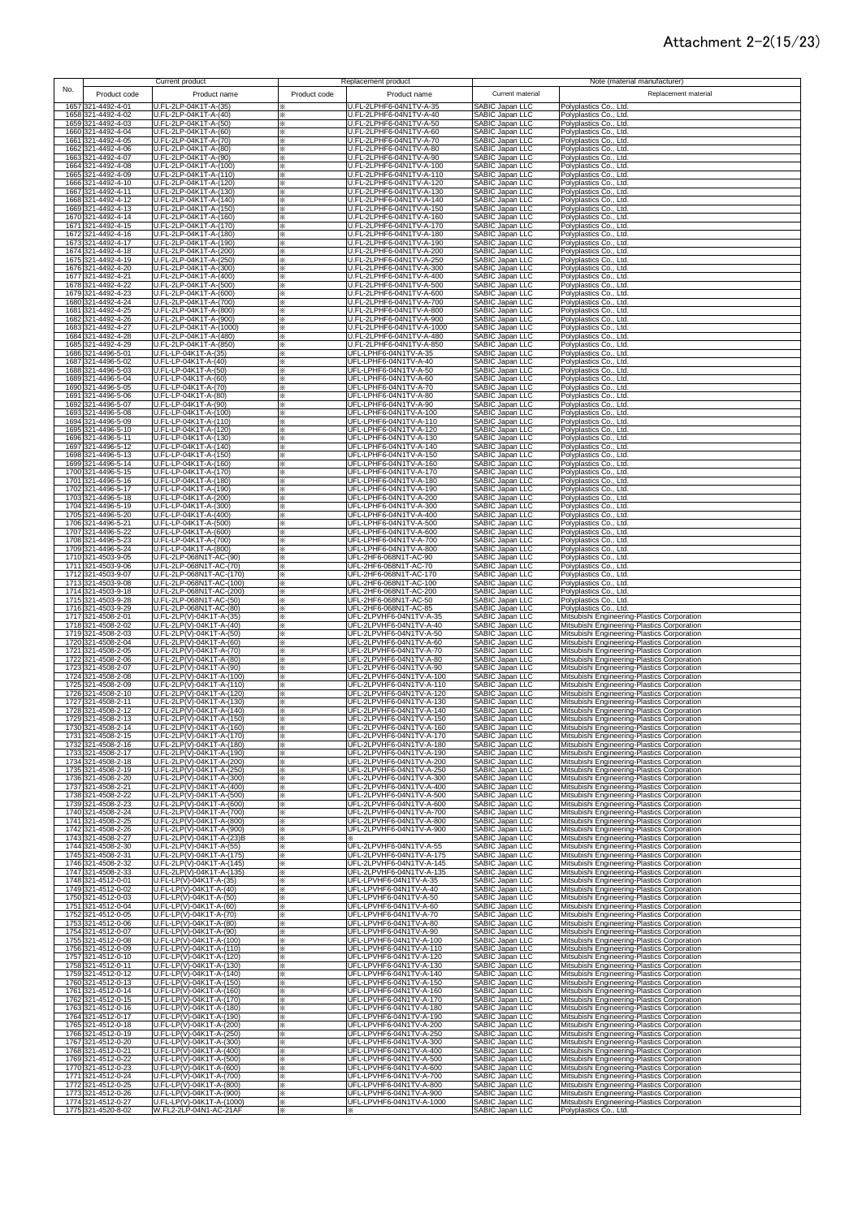Attachment 2-2(15/23)

| No. | Current product | | Replacement product | | Note (material manufacturer) | |
|---|---|---|---|---|---|---|
| | Product code | Product name | Product code | Product name | Current material | Replacement material |
| 1657 | 321-4492-4-01 | U.FL-2LP-04K1T-A-(35) | ※ | U.FL-2LPHF6-04N1TV-A-35 | SABIC Japan LLC | Polyplastics Co., Ltd. |
| 1658 | 321-4492-4-02 | U.FL-2LP-04K1T-A-(40) | ※ | U.FL-2LPHF6-04N1TV-A-40 | SABIC Japan LLC | Polyplastics Co., Ltd. |
| 1659 | 321-4492-4-03 | U.FL-2LP-04K1T-A-(50) | ※ | U.FL-2LPHF6-04N1TV-A-50 | SABIC Japan LLC | Polyplastics Co., Ltd. |
| 1660 | 321-4492-4-04 | U.FL-2LP-04K1T-A-(60) | ※ | U.FL-2LPHF6-04N1TV-A-60 | SABIC Japan LLC | Polyplastics Co., Ltd. |
| 1661 | 321-4492-4-05 | U.FL-2LP-04K1T-A-(70) | ※ | U.FL-2LPHF6-04N1TV-A-70 | SABIC Japan LLC | Polyplastics Co., Ltd. |
| 1662 | 321-4492-4-06 | U.FL-2LP-04K1T-A-(80) | ※ | U.FL-2LPHF6-04N1TV-A-80 | SABIC Japan LLC | Polyplastics Co., Ltd. |
| 1663 | 321-4492-4-07 | U.FL-2LP-04K1T-A-(90) | ※ | U.FL-2LPHF6-04N1TV-A-90 | SABIC Japan LLC | Polyplastics Co., Ltd. |
| 1664 | 321-4492-4-08 | U.FL-2LP-04K1T-A-(100) | ※ | U.FL-2LPHF6-04N1TV-A-100 | SABIC Japan LLC | Polyplastics Co., Ltd. |
| 1665 | 321-4492-4-09 | U.FL-2LP-04K1T-A-(110) | ※ | U.FL-2LPHF6-04N1TV-A-110 | SABIC Japan LLC | Polyplastics Co., Ltd. |
| 1666 | 321-4492-4-10 | U.FL-2LP-04K1T-A-(120) | ※ | U.FL-2LPHF6-04N1TV-A-120 | SABIC Japan LLC | Polyplastics Co., Ltd. |
| 1667 | 321-4492-4-11 | U.FL-2LP-04K1T-A-(130) | ※ | U.FL-2LPHF6-04N1TV-A-130 | SABIC Japan LLC | Polyplastics Co., Ltd. |
| 1668 | 321-4492-4-12 | U.FL-2LP-04K1T-A-(140) | ※ | U.FL-2LPHF6-04N1TV-A-140 | SABIC Japan LLC | Polyplastics Co., Ltd. |
| 1669 | 321-4492-4-13 | U.FL-2LP-04K1T-A-(150) | ※ | U.FL-2LPHF6-04N1TV-A-150 | SABIC Japan LLC | Polyplastics Co., Ltd. |
| 1670 | 321-4492-4-14 | U.FL-2LP-04K1T-A-(160) | ※ | U.FL-2LPHF6-04N1TV-A-160 | SABIC Japan LLC | Polyplastics Co., Ltd. |
| 1671 | 321-4492-4-15 | U.FL-2LP-04K1T-A-(170) | ※ | U.FL-2LPHF6-04N1TV-A-170 | SABIC Japan LLC | Polyplastics Co., Ltd. |
| 1672 | 321-4492-4-16 | U.FL-2LP-04K1T-A-(180) | ※ | U.FL-2LPHF6-04N1TV-A-180 | SABIC Japan LLC | Polyplastics Co., Ltd. |
| 1673 | 321-4492-4-17 | U.FL-2LP-04K1T-A-(190) | ※ | U.FL-2LPHF6-04N1TV-A-190 | SABIC Japan LLC | Polyplastics Co., Ltd. |
| 1674 | 321-4492-4-18 | U.FL-2LP-04K1T-A-(200) | ※ | U.FL-2LPHF6-04N1TV-A-200 | SABIC Japan LLC | Polyplastics Co., Ltd. |
| 1675 | 321-4492-4-19 | U.FL-2LP-04K1T-A-(250) | ※ | U.FL-2LPHF6-04N1TV-A-250 | SABIC Japan LLC | Polyplastics Co., Ltd. |
| 1676 | 321-4492-4-20 | U.FL-2LP-04K1T-A-(300) | ※ | U.FL-2LPHF6-04N1TV-A-300 | SABIC Japan LLC | Polyplastics Co., Ltd. |
| 1677 | 321-4492-4-21 | U.FL-2LP-04K1T-A-(400) | ※ | U.FL-2LPHF6-04N1TV-A-400 | SABIC Japan LLC | Polyplastics Co., Ltd. |
| 1678 | 321-4492-4-22 | U.FL-2LP-04K1T-A-(500) | ※ | U.FL-2LPHF6-04N1TV-A-500 | SABIC Japan LLC | Polyplastics Co., Ltd. |
| 1679 | 321-4492-4-23 | U.FL-2LP-04K1T-A-(600) | ※ | U.FL-2LPHF6-04N1TV-A-600 | SABIC Japan LLC | Polyplastics Co., Ltd. |
| 1680 | 321-4492-4-24 | U.FL-2LP-04K1T-A-(700) | ※ | U.FL-2LPHF6-04N1TV-A-700 | SABIC Japan LLC | Polyplastics Co., Ltd. |
| 1681 | 321-4492-4-25 | U.FL-2LP-04K1T-A-(800) | ※ | U.FL-2LPHF6-04N1TV-A-800 | SABIC Japan LLC | Polyplastics Co., Ltd. |
| 1682 | 321-4492-4-26 | U.FL-2LP-04K1T-A-(900) | ※ | U.FL-2LPHF6-04N1TV-A-900 | SABIC Japan LLC | Polyplastics Co., Ltd. |
| 1683 | 321-4492-4-27 | U.FL-2LP-04K1T-A-(1000) | ※ | U.FL-2LPHF6-04N1TV-A-1000 | SABIC Japan LLC | Polyplastics Co., Ltd. |
| 1684 | 321-4492-4-28 | U.FL-2LP-04K1T-A-(480) | ※ | U.FL-2LPHF6-04N1TV-A-480 | SABIC Japan LLC | Polyplastics Co., Ltd. |
| 1685 | 321-4492-4-29 | U.FL-2LP-04K1T-A-(850) | ※ | U.FL-2LPHF6-04N1TV-A-850 | SABIC Japan LLC | Polyplastics Co., Ltd. |
| 1686 | 321-4496-5-01 | U.FL-LP-04K1T-A-(35) | ※ | UFL-LPHF6-04N1TV-A-35 | SABIC Japan LLC | Polyplastics Co., Ltd. |
| 1687 | 321-4496-5-02 | U.FL-LP-04K1T-A-(40) | ※ | UFL-LPHF6-04N1TV-A-40 | SABIC Japan LLC | Polyplastics Co., Ltd. |
| 1688 | 321-4496-5-03 | U.FL-LP-04K1T-A-(50) | ※ | UFL-LPHF6-04N1TV-A-50 | SABIC Japan LLC | Polyplastics Co., Ltd. |
| 1689 | 321-4496-5-04 | U.FL-LP-04K1T-A-(60) | ※ | UFL-LPHF6-04N1TV-A-60 | SABIC Japan LLC | Polyplastics Co., Ltd. |
| 1690 | 321-4496-5-05 | U.FL-LP-04K1T-A-(70) | ※ | UFL-LPHF6-04N1TV-A-70 | SABIC Japan LLC | Polyplastics Co., Ltd. |
| 1691 | 321-4496-5-06 | U.FL-LP-04K1T-A-(80) | ※ | UFL-LPHF6-04N1TV-A-80 | SABIC Japan LLC | Polyplastics Co., Ltd. |
| 1692 | 321-4496-5-07 | U.FL-LP-04K1T-A-(90) | ※ | UFL-LPHF6-04N1TV-A-90 | SABIC Japan LLC | Polyplastics Co., Ltd. |
| 1693 | 321-4496-5-08 | U.FL-LP-04K1T-A-(100) | ※ | UFL-LPHF6-04N1TV-A-100 | SABIC Japan LLC | Polyplastics Co., Ltd. |
| 1694 | 321-4496-5-09 | U.FL-LP-04K1T-A-(110) | ※ | UFL-LPHF6-04N1TV-A-110 | SABIC Japan LLC | Polyplastics Co., Ltd. |
| 1695 | 321-4496-5-10 | U.FL-LP-04K1T-A-(120) | ※ | UFL-LPHF6-04N1TV-A-120 | SABIC Japan LLC | Polyplastics Co., Ltd. |
| 1696 | 321-4496-5-11 | U.FL-LP-04K1T-A-(130) | ※ | UFL-LPHF6-04N1TV-A-130 | SABIC Japan LLC | Polyplastics Co., Ltd. |
| 1697 | 321-4496-5-12 | U.FL-LP-04K1T-A-(140) | ※ | UFL-LPHF6-04N1TV-A-140 | SABIC Japan LLC | Polyplastics Co., Ltd. |
| 1698 | 321-4496-5-13 | U.FL-LP-04K1T-A-(150) | ※ | UFL-LPHF6-04N1TV-A-150 | SABIC Japan LLC | Polyplastics Co., Ltd. |
| 1699 | 321-4496-5-14 | U.FL-LP-04K1T-A-(160) | ※ | UFL-LPHF6-04N1TV-A-160 | SABIC Japan LLC | Polyplastics Co., Ltd. |
| 1700 | 321-4496-5-15 | U.FL-LP-04K1T-A-(170) | ※ | UFL-LPHF6-04N1TV-A-170 | SABIC Japan LLC | Polyplastics Co., Ltd. |
| 1701 | 321-4496-5-16 | U.FL-LP-04K1T-A-(180) | ※ | UFL-LPHF6-04N1TV-A-180 | SABIC Japan LLC | Polyplastics Co., Ltd. |
| 1702 | 321-4496-5-17 | U.FL-LP-04K1T-A-(190) | ※ | UFL-LPHF6-04N1TV-A-190 | SABIC Japan LLC | Polyplastics Co., Ltd. |
| 1703 | 321-4496-5-18 | U.FL-LP-04K1T-A-(200) | ※ | UFL-LPHF6-04N1TV-A-200 | SABIC Japan LLC | Polyplastics Co., Ltd. |
| 1704 | 321-4496-5-19 | U.FL-LP-04K1T-A-(300) | ※ | UFL-LPHF6-04N1TV-A-300 | SABIC Japan LLC | Polyplastics Co., Ltd. |
| 1705 | 321-4496-5-20 | U.FL-LP-04K1T-A-(400) | ※ | UFL-LPHF6-04N1TV-A-400 | SABIC Japan LLC | Polyplastics Co., Ltd. |
| 1706 | 321-4496-5-21 | U.FL-LP-04K1T-A-(500) | ※ | UFL-LPHF6-04N1TV-A-500 | SABIC Japan LLC | Polyplastics Co., Ltd. |
| 1707 | 321-4496-5-22 | U.FL-LP-04K1T-A-(600) | ※ | UFL-LPHF6-04N1TV-A-600 | SABIC Japan LLC | Polyplastics Co., Ltd. |
| 1708 | 321-4496-5-23 | U.FL-LP-04K1T-A-(700) | ※ | UFL-LPHF6-04N1TV-A-700 | SABIC Japan LLC | Polyplastics Co., Ltd. |
| 1709 | 321-4496-5-24 | U.FL-LP-04K1T-A-(800) | ※ | UFL-LPHF6-04N1TV-A-800 | SABIC Japan LLC | Polyplastics Co., Ltd. |
| 1710 | 321-4503-9-05 | U.FL-2LP-068N1T-AC-(90) | ※ | UFL-2HF6-068N1T-AC-90 | SABIC Japan LLC | Polyplastics Co., Ltd. |
| 1711 | 321-4503-9-06 | U.FL-2LP-068N1T-AC-(70) | ※ | UFL-2HF6-068N1T-AC-70 | SABIC Japan LLC | Polyplastics Co., Ltd. |
| 1712 | 321-4503-9-07 | U.FL-2LP-068N1T-AC-(170) | ※ | UFL-2HF6-068N1T-AC-170 | SABIC Japan LLC | Polyplastics Co., Ltd. |
| 1713 | 321-4503-9-08 | U.FL-2LP-068N1T-AC-(100) | ※ | UFL-2HF6-068N1T-AC-100 | SABIC Japan LLC | Polyplastics Co., Ltd. |
| 1714 | 321-4503-9-18 | U.FL-2LP-068N1T-AC-(200) | ※ | UFL-2HF6-068N1T-AC-200 | SABIC Japan LLC | Polyplastics Co., Ltd. |
| 1715 | 321-4503-9-28 | U.FL-2LP-068N1T-AC-(50) | ※ | UFL-2HF6-068N1T-AC-50 | SABIC Japan LLC | Polyplastics Co., Ltd. |
| 1716 | 321-4503-9-29 | U.FL-2LP-068N1T-AC-(80) | ※ | UFL-2HF6-068N1T-AC-85 | SABIC Japan LLC | Polyplastics Co., Ltd. |
| 1717 | 321-4508-2-01 | U.FL-2LP(V)-04K1T-A-(35) | ※ | UFL-2LPVHF6-04N1TV-A-35 | SABIC Japan LLC | Mitsubishi Engineering-Plastics Corporation |
| 1718 | 321-4508-2-02 | U.FL-2LP(V)-04K1T-A-(40) | ※ | UFL-2LPVHF6-04N1TV-A-40 | SABIC Japan LLC | Mitsubishi Engineering-Plastics Corporation |
| 1719 | 321-4508-2-03 | U.FL-2LP(V)-04K1T-A-(50) | ※ | UFL-2LPVHF6-04N1TV-A-50 | SABIC Japan LLC | Mitsubishi Engineering-Plastics Corporation |
| 1720 | 321-4508-2-04 | U.FL-2LP(V)-04K1T-A-(60) | ※ | UFL-2LPVHF6-04N1TV-A-60 | SABIC Japan LLC | Mitsubishi Engineering-Plastics Corporation |
| 1721 | 321-4508-2-05 | U.FL-2LP(V)-04K1T-A-(70) | ※ | UFL-2LPVHF6-04N1TV-A-70 | SABIC Japan LLC | Mitsubishi Engineering-Plastics Corporation |
| 1722 | 321-4508-2-06 | U.FL-2LP(V)-04K1T-A-(80) | ※ | UFL-2LPVHF6-04N1TV-A-80 | SABIC Japan LLC | Mitsubishi Engineering-Plastics Corporation |
| 1723 | 321-4508-2-07 | U.FL-2LP(V)-04K1T-A-(90) | ※ | UFL-2LPVHF6-04N1TV-A-90 | SABIC Japan LLC | Mitsubishi Engineering-Plastics Corporation |
| 1724 | 321-4508-2-08 | U.FL-2LP(V)-04K1T-A-(100) | ※ | UFL-2LPVHF6-04N1TV-A-100 | SABIC Japan LLC | Mitsubishi Engineering-Plastics Corporation |
| 1725 | 321-4508-2-09 | U.FL-2LP(V)-04K1T-A-(110) | ※ | UFL-2LPVHF6-04N1TV-A-110 | SABIC Japan LLC | Mitsubishi Engineering-Plastics Corporation |
| 1726 | 321-4508-2-10 | U.FL-2LP(V)-04K1T-A-(120) | ※ | UFL-2LPVHF6-04N1TV-A-120 | SABIC Japan LLC | Mitsubishi Engineering-Plastics Corporation |
| 1727 | 321-4508-2-11 | U.FL-2LP(V)-04K1T-A-(130) | ※ | UFL-2LPVHF6-04N1TV-A-130 | SABIC Japan LLC | Mitsubishi Engineering-Plastics Corporation |
| 1728 | 321-4508-2-12 | U.FL-2LP(V)-04K1T-A-(140) | ※ | UFL-2LPVHF6-04N1TV-A-140 | SABIC Japan LLC | Mitsubishi Engineering-Plastics Corporation |
| 1729 | 321-4508-2-13 | U.FL-2LP(V)-04K1T-A-(150) | ※ | UFL-2LPVHF6-04N1TV-A-150 | SABIC Japan LLC | Mitsubishi Engineering-Plastics Corporation |
| 1730 | 321-4508-2-14 | U.FL-2LP(V)-04K1T-A-(160) | ※ | UFL-2LPVHF6-04N1TV-A-160 | SABIC Japan LLC | Mitsubishi Engineering-Plastics Corporation |
| 1731 | 321-4508-2-15 | U.FL-2LP(V)-04K1T-A-(170) | ※ | UFL-2LPVHF6-04N1TV-A-170 | SABIC Japan LLC | Mitsubishi Engineering-Plastics Corporation |
| 1732 | 321-4508-2-16 | U.FL-2LP(V)-04K1T-A-(180) | ※ | UFL-2LPVHF6-04N1TV-A-180 | SABIC Japan LLC | Mitsubishi Engineering-Plastics Corporation |
| 1733 | 321-4508-2-17 | U.FL-2LP(V)-04K1T-A-(190) | ※ | UFL-2LPVHF6-04N1TV-A-190 | SABIC Japan LLC | Mitsubishi Engineering-Plastics Corporation |
| 1734 | 321-4508-2-18 | U.FL-2LP(V)-04K1T-A-(200) | ※ | UFL-2LPVHF6-04N1TV-A-200 | SABIC Japan LLC | Mitsubishi Engineering-Plastics Corporation |
| 1735 | 321-4508-2-19 | U.FL-2LP(V)-04K1T-A-(250) | ※ | UFL-2LPVHF6-04N1TV-A-250 | SABIC Japan LLC | Mitsubishi Engineering-Plastics Corporation |
| 1736 | 321-4508-2-20 | U.FL-2LP(V)-04K1T-A-(300) | ※ | UFL-2LPVHF6-04N1TV-A-300 | SABIC Japan LLC | Mitsubishi Engineering-Plastics Corporation |
| 1737 | 321-4508-2-21 | U.FL-2LP(V)-04K1T-A-(400) | ※ | UFL-2LPVHF6-04N1TV-A-400 | SABIC Japan LLC | Mitsubishi Engineering-Plastics Corporation |
| 1738 | 321-4508-2-22 | U.FL-2LP(V)-04K1T-A-(500) | ※ | UFL-2LPVHF6-04N1TV-A-500 | SABIC Japan LLC | Mitsubishi Engineering-Plastics Corporation |
| 1739 | 321-4508-2-23 | U.FL-2LP(V)-04K1T-A-(600) | ※ | UFL-2LPVHF6-04N1TV-A-600 | SABIC Japan LLC | Mitsubishi Engineering-Plastics Corporation |
| 1740 | 321-4508-2-24 | U.FL-2LP(V)-04K1T-A-(700) | ※ | UFL-2LPVHF6-04N1TV-A-700 | SABIC Japan LLC | Mitsubishi Engineering-Plastics Corporation |
| 1741 | 321-4508-2-25 | U.FL-2LP(V)-04K1T-A-(800) | ※ | UFL-2LPVHF6-04N1TV-A-800 | SABIC Japan LLC | Mitsubishi Engineering-Plastics Corporation |
| 1742 | 321-4508-2-26 | U.FL-2LP(V)-04K1T-A-(900) | ※ | UFL-2LPVHF6-04N1TV-A-900 | SABIC Japan LLC | Mitsubishi Engineering-Plastics Corporation |
| 1743 | 321-4508-2-27 | U.FL-2LP(V)-04K1T-A-(23)B | ※ | ※ | SABIC Japan LLC | Mitsubishi Engineering-Plastics Corporation |
| 1744 | 321-4508-2-30 | U.FL-2LP(V)-04K1T-A-(55) | ※ | UFL-2LPVHF6-04N1TV-A-55 | SABIC Japan LLC | Mitsubishi Engineering-Plastics Corporation |
| 1745 | 321-4508-2-31 | U.FL-2LP(V)-04K1T-A-(175) | ※ | UFL-2LPVHF6-04N1TV-A-175 | SABIC Japan LLC | Mitsubishi Engineering-Plastics Corporation |
| 1746 | 321-4508-2-32 | U.FL-2LP(V)-04K1T-A-(145) | ※ | UFL-2LPVHF6-04N1TV-A-145 | SABIC Japan LLC | Mitsubishi Engineering-Plastics Corporation |
| 1747 | 321-4508-2-33 | U.FL-2LP(V)-04K1T-A-(135) | ※ | UFL-2LPVHF6-04N1TV-A-135 | SABIC Japan LLC | Mitsubishi Engineering-Plastics Corporation |
| 1748 | 321-4512-0-01 | U.FL-LP(V)-04K1T-A-(35) | ※ | UFL-LPVHF6-04N1TV-A-35 | SABIC Japan LLC | Mitsubishi Engineering-Plastics Corporation |
| 1749 | 321-4512-0-02 | U.FL-LP(V)-04K1T-A-(40) | ※ | UFL-LPVHF6-04N1TV-A-40 | SABIC Japan LLC | Mitsubishi Engineering-Plastics Corporation |
| 1750 | 321-4512-0-03 | U.FL-LP(V)-04K1T-A-(50) | ※ | UFL-LPVHF6-04N1TV-A-50 | SABIC Japan LLC | Mitsubishi Engineering-Plastics Corporation |
| 1751 | 321-4512-0-04 | U.FL-LP(V)-04K1T-A-(60) | ※ | UFL-LPVHF6-04N1TV-A-60 | SABIC Japan LLC | Mitsubishi Engineering-Plastics Corporation |
| 1752 | 321-4512-0-05 | U.FL-LP(V)-04K1T-A-(70) | ※ | UFL-LPVHF6-04N1TV-A-70 | SABIC Japan LLC | Mitsubishi Engineering-Plastics Corporation |
| 1753 | 321-4512-0-06 | U.FL-LP(V)-04K1T-A-(80) | ※ | UFL-LPVHF6-04N1TV-A-80 | SABIC Japan LLC | Mitsubishi Engineering-Plastics Corporation |
| 1754 | 321-4512-0-07 | U.FL-LP(V)-04K1T-A-(90) | ※ | UFL-LPVHF6-04N1TV-A-90 | SABIC Japan LLC | Mitsubishi Engineering-Plastics Corporation |
| 1755 | 321-4512-0-08 | U.FL-LP(V)-04K1T-A-(100) | ※ | UFL-LPVHF6-04N1TV-A-100 | SABIC Japan LLC | Mitsubishi Engineering-Plastics Corporation |
| 1756 | 321-4512-0-09 | U.FL-LP(V)-04K1T-A-(110) | ※ | UFL-LPVHF6-04N1TV-A-110 | SABIC Japan LLC | Mitsubishi Engineering-Plastics Corporation |
| 1757 | 321-4512-0-10 | U.FL-LP(V)-04K1T-A-(120) | ※ | UFL-LPVHF6-04N1TV-A-120 | SABIC Japan LLC | Mitsubishi Engineering-Plastics Corporation |
| 1758 | 321-4512-0-11 | U.FL-LP(V)-04K1T-A-(130) | ※ | UFL-LPVHF6-04N1TV-A-130 | SABIC Japan LLC | Mitsubishi Engineering-Plastics Corporation |
| 1759 | 321-4512-0-12 | U.FL-LP(V)-04K1T-A-(140) | ※ | UFL-LPVHF6-04N1TV-A-140 | SABIC Japan LLC | Mitsubishi Engineering-Plastics Corporation |
| 1760 | 321-4512-0-13 | U.FL-LP(V)-04K1T-A-(150) | ※ | UFL-LPVHF6-04N1TV-A-150 | SABIC Japan LLC | Mitsubishi Engineering-Plastics Corporation |
| 1761 | 321-4512-0-14 | U.FL-LP(V)-04K1T-A-(160) | ※ | UFL-LPVHF6-04N1TV-A-160 | SABIC Japan LLC | Mitsubishi Engineering-Plastics Corporation |
| 1762 | 321-4512-0-15 | U.FL-LP(V)-04K1T-A-(170) | ※ | UFL-LPVHF6-04N1TV-A-170 | SABIC Japan LLC | Mitsubishi Engineering-Plastics Corporation |
| 1763 | 321-4512-0-16 | U.FL-LP(V)-04K1T-A-(180) | ※ | UFL-LPVHF6-04N1TV-A-180 | SABIC Japan LLC | Mitsubishi Engineering-Plastics Corporation |
| 1764 | 321-4512-0-17 | U.FL-LP(V)-04K1T-A-(190) | ※ | UFL-LPVHF6-04N1TV-A-190 | SABIC Japan LLC | Mitsubishi Engineering-Plastics Corporation |
| 1765 | 321-4512-0-18 | U.FL-LP(V)-04K1T-A-(200) | ※ | UFL-LPVHF6-04N1TV-A-200 | SABIC Japan LLC | Mitsubishi Engineering-Plastics Corporation |
| 1766 | 321-4512-0-19 | U.FL-LP(V)-04K1T-A-(250) | ※ | UFL-LPVHF6-04N1TV-A-250 | SABIC Japan LLC | Mitsubishi Engineering-Plastics Corporation |
| 1767 | 321-4512-0-20 | U.FL-LP(V)-04K1T-A-(300) | ※ | UFL-LPVHF6-04N1TV-A-300 | SABIC Japan LLC | Mitsubishi Engineering-Plastics Corporation |
| 1768 | 321-4512-0-21 | U.FL-LP(V)-04K1T-A-(400) | ※ | UFL-LPVHF6-04N1TV-A-400 | SABIC Japan LLC | Mitsubishi Engineering-Plastics Corporation |
| 1769 | 321-4512-0-22 | U.FL-LP(V)-04K1T-A-(500) | ※ | UFL-LPVHF6-04N1TV-A-500 | SABIC Japan LLC | Mitsubishi Engineering-Plastics Corporation |
| 1770 | 321-4512-0-23 | U.FL-LP(V)-04K1T-A-(600) | ※ | UFL-LPVHF6-04N1TV-A-600 | SABIC Japan LLC | Mitsubishi Engineering-Plastics Corporation |
| 1771 | 321-4512-0-24 | U.FL-LP(V)-04K1T-A-(700) | ※ | UFL-LPVHF6-04N1TV-A-700 | SABIC Japan LLC | Mitsubishi Engineering-Plastics Corporation |
| 1772 | 321-4512-0-25 | U.FL-LP(V)-04K1T-A-(800) | ※ | UFL-LPVHF6-04N1TV-A-800 | SABIC Japan LLC | Mitsubishi Engineering-Plastics Corporation |
| 1773 | 321-4512-0-26 | U.FL-LP(V)-04K1T-A-(900) | ※ | UFL-LPVHF6-04N1TV-A-900 | SABIC Japan LLC | Mitsubishi Engineering-Plastics Corporation |
| 1774 | 321-4512-0-27 | U.FL-LP(V)-04K1T-A-(1000) | ※ | UFL-LPVHF6-04N1TV-A-1000 | SABIC Japan LLC | Mitsubishi Engineering-Plastics Corporation |
| 1775 | 321-4520-8-02 | W.FL2-2LP-04N1-AC-21AF | ※ | ※ | SABIC Japan LLC | Polyplastics Co., Ltd. |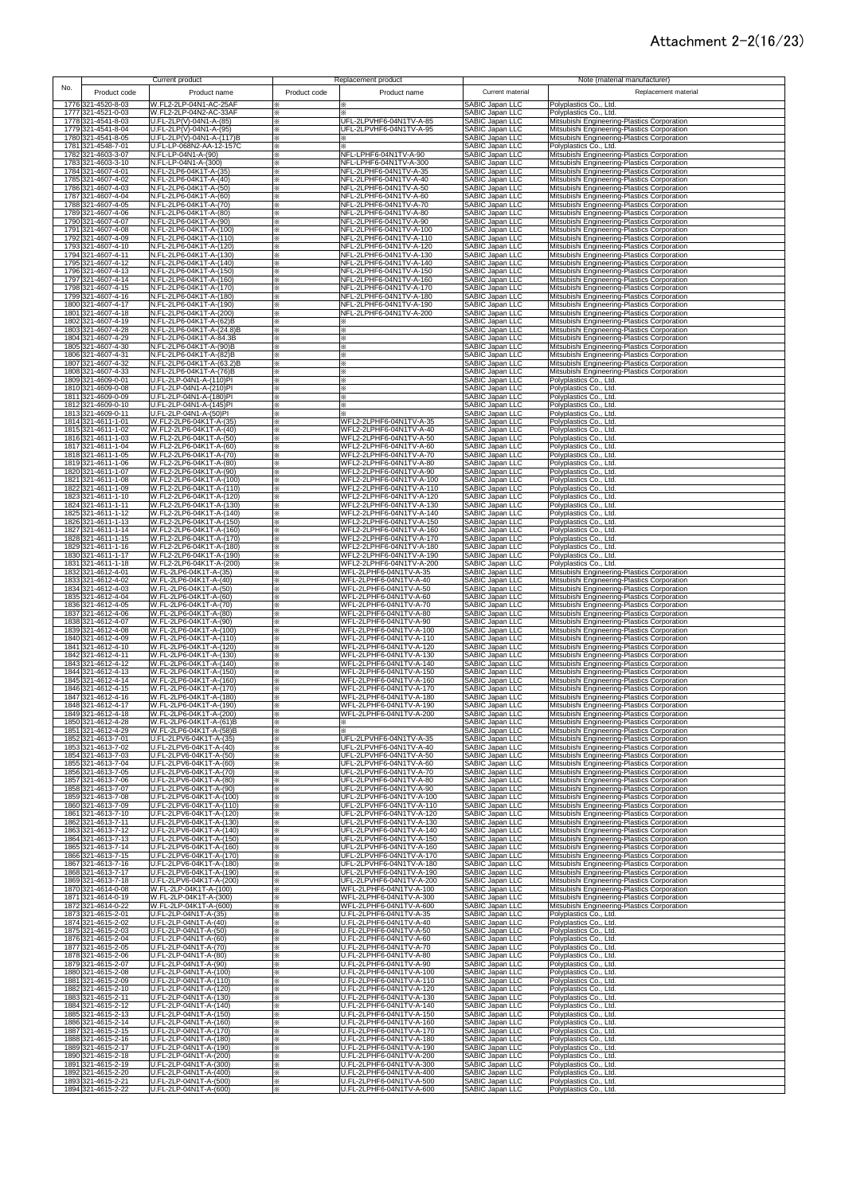# Attachment 2-2(16/23)

| No. | Current product | | Replacement product | | Note (material manufacturer) | |
|---|---|---|---|---|---|---|
| | Product code | Product name | Product code | Product name | Current material | Replacement material |
| 1776 | 321-4520-8-03 | W.FL2-2LP-04N1-AC-25AF | ※ | ※ | SABIC Japan LLC | Polyplastics Co., Ltd. |
| 1777 | 321-4521-0-03 | W.FL2-2LP-04N2-AC-33AF | ※ | ※ | SABIC Japan LLC | Polyplastics Co., Ltd. |
| 1778 | 321-4541-8-03 | U.FL-2LP(V)-04N1-A-(85) | ※ | UFL-2LPVHF6-04N1TV-A-85 | SABIC Japan LLC | Mitsubishi Engineering-Plastics Corporation |
| 1779 | 321-4541-8-04 | U.FL-2LP(V)-04N1-A-(95) | ※ | UFL-2LPVHF6-04N1TV-A-95 | SABIC Japan LLC | Mitsubishi Engineering-Plastics Corporation |
| 1780 | 321-4541-8-05 | U.FL-2LP(V)-04N1-A-(117)B | ※ | ※ | SABIC Japan LLC | Mitsubishi Engineering-Plastics Corporation |
| 1781 | 321-4548-7-01 | U.FL-LP-068N2-AA-12-157C | ※ | ※ | SABIC Japan LLC | Polyplastics Co., Ltd. |
| 1782 | 321-4603-3-07 | N.FL-LP-04N1-A-(90) | ※ | NFL-LPHF6-04N1TV-A-90 | SABIC Japan LLC | Mitsubishi Engineering-Plastics Corporation |
| 1783 | 321-4603-3-10 | N.FL-LP-04N1-A-(300) | ※ | NFL-LPHF6-04N1TV-A-300 | SABIC Japan LLC | Mitsubishi Engineering-Plastics Corporation |
| 1784 | 321-4607-4-01 | N.FL-2LP6-04K1T-A-(35) | ※ | NFL-2LPHF6-04N1TV-A-35 | SABIC Japan LLC | Mitsubishi Engineering-Plastics Corporation |
| 1785 | 321-4607-4-02 | N.FL-2LP6-04K1T-A-(40) | ※ | NFL-2LPHF6-04N1TV-A-40 | SABIC Japan LLC | Mitsubishi Engineering-Plastics Corporation |
| 1786 | 321-4607-4-03 | N.FL-2LP6-04K1T-A-(50) | ※ | NFL-2LPHF6-04N1TV-A-50 | SABIC Japan LLC | Mitsubishi Engineering-Plastics Corporation |
| 1787 | 321-4607-4-04 | N.FL-2LP6-04K1T-A-(60) | ※ | NFL-2LPHF6-04N1TV-A-60 | SABIC Japan LLC | Mitsubishi Engineering-Plastics Corporation |
| 1788 | 321-4607-4-05 | N.FL-2LP6-04K1T-A-(70) | ※ | NFL-2LPHF6-04N1TV-A-70 | SABIC Japan LLC | Mitsubishi Engineering-Plastics Corporation |
| 1789 | 321-4607-4-06 | N.FL-2LP6-04K1T-A-(80) | ※ | NFL-2LPHF6-04N1TV-A-80 | SABIC Japan LLC | Mitsubishi Engineering-Plastics Corporation |
| 1790 | 321-4607-4-07 | N.FL-2LP6-04K1T-A-(90) | ※ | NFL-2LPHF6-04N1TV-A-90 | SABIC Japan LLC | Mitsubishi Engineering-Plastics Corporation |
| 1791 | 321-4607-4-08 | N.FL-2LP6-04K1T-A-(100) | ※ | NFL-2LPHF6-04N1TV-A-100 | SABIC Japan LLC | Mitsubishi Engineering-Plastics Corporation |
| 1792 | 321-4607-4-09 | N.FL-2LP6-04K1T-A-(110) | ※ | NFL-2LPHF6-04N1TV-A-110 | SABIC Japan LLC | Mitsubishi Engineering-Plastics Corporation |
| 1793 | 321-4607-4-10 | N.FL-2LP6-04K1T-A-(120) | ※ | NFL-2LPHF6-04N1TV-A-120 | SABIC Japan LLC | Mitsubishi Engineering-Plastics Corporation |
| 1794 | 321-4607-4-11 | N.FL-2LP6-04K1T-A-(130) | ※ | NFL-2LPHF6-04N1TV-A-130 | SABIC Japan LLC | Mitsubishi Engineering-Plastics Corporation |
| 1795 | 321-4607-4-12 | N.FL-2LP6-04K1T-A-(140) | ※ | NFL-2LPHF6-04N1TV-A-140 | SABIC Japan LLC | Mitsubishi Engineering-Plastics Corporation |
| 1796 | 321-4607-4-13 | N.FL-2LP6-04K1T-A-(150) | ※ | NFL-2LPHF6-04N1TV-A-150 | SABIC Japan LLC | Mitsubishi Engineering-Plastics Corporation |
| 1797 | 321-4607-4-14 | N.FL-2LP6-04K1T-A-(160) | ※ | NFL-2LPHF6-04N1TV-A-160 | SABIC Japan LLC | Mitsubishi Engineering-Plastics Corporation |
| 1798 | 321-4607-4-15 | N.FL-2LP6-04K1T-A-(170) | ※ | NFL-2LPHF6-04N1TV-A-170 | SABIC Japan LLC | Mitsubishi Engineering-Plastics Corporation |
| 1799 | 321-4607-4-16 | N.FL-2LP6-04K1T-A-(180) | ※ | NFL-2LPHF6-04N1TV-A-180 | SABIC Japan LLC | Mitsubishi Engineering-Plastics Corporation |
| 1800 | 321-4607-4-17 | N.FL-2LP6-04K1T-A-(190) | ※ | NFL-2LPHF6-04N1TV-A-190 | SABIC Japan LLC | Mitsubishi Engineering-Plastics Corporation |
| 1801 | 321-4607-4-18 | N.FL-2LP6-04K1T-A-(200) | ※ | NFL-2LPHF6-04N1TV-A-200 | SABIC Japan LLC | Mitsubishi Engineering-Plastics Corporation |
| 1802 | 321-4607-4-19 | N.FL-2LP6-04K1T-A-(62)B | ※ | ※ | SABIC Japan LLC | Mitsubishi Engineering-Plastics Corporation |
| 1803 | 321-4607-4-28 | N.FL-2LP6-04K1T-A-(24.8)B | ※ | ※ | SABIC Japan LLC | Mitsubishi Engineering-Plastics Corporation |
| 1804 | 321-4607-4-29 | N.FL-2LP6-04K1T-A-84.3B | ※ | ※ | SABIC Japan LLC | Mitsubishi Engineering-Plastics Corporation |
| 1805 | 321-4607-4-30 | N.FL-2LP6-04K1T-A-(90)B | ※ | ※ | SABIC Japan LLC | Mitsubishi Engineering-Plastics Corporation |
| 1806 | 321-4607-4-31 | N.FL-2LP6-04K1T-A-(82)B | ※ | ※ | SABIC Japan LLC | Mitsubishi Engineering-Plastics Corporation |
| 1807 | 321-4607-4-32 | N.FL-2LP6-04K1T-A-(63.2)B | ※ | ※ | SABIC Japan LLC | Mitsubishi Engineering-Plastics Corporation |
| 1808 | 321-4607-4-33 | N.FL-2LP6-04K1T-A-(76)B | ※ | ※ | SABIC Japan LLC | Mitsubishi Engineering-Plastics Corporation |
| 1809 | 321-4609-0-01 | U.FL-2LP-04N1-A-(110)PI | ※ | ※ | SABIC Japan LLC | Polyplastics Co., Ltd. |
| 1810 | 321-4609-0-08 | U.FL-2LP-04N1-A-(210)PI | ※ | ※ | SABIC Japan LLC | Polyplastics Co., Ltd. |
| 1811 | 321-4609-0-09 | U.FL-2LP-04N1-A-(180)PI | ※ | ※ | SABIC Japan LLC | Polyplastics Co., Ltd. |
| 1812 | 321-4609-0-10 | U.FL-2LP-04N1-A-(145)PI | ※ | ※ | SABIC Japan LLC | Polyplastics Co., Ltd. |
| 1813 | 321-4609-0-11 | U.FL-2LP-04N1-A-(50)PI | ※ | ※ | SABIC Japan LLC | Polyplastics Co., Ltd. |
| 1814 | 321-4611-1-01 | W.FL2-2LP6-04K1T-A-(35) | ※ | WFL2-2LPHF6-04N1TV-A-35 | SABIC Japan LLC | Polyplastics Co., Ltd. |
| 1815 | 321-4611-1-02 | W.FL2-2LP6-04K1T-A-(40) | ※ | WFL2-2LPHF6-04N1TV-A-40 | SABIC Japan LLC | Polyplastics Co., Ltd. |
| 1816 | 321-4611-1-03 | W.FL2-2LP6-04K1T-A-(50) | ※ | WFL2-2LPHF6-04N1TV-A-50 | SABIC Japan LLC | Polyplastics Co., Ltd. |
| 1817 | 321-4611-1-04 | W.FL2-2LP6-04K1T-A-(60) | ※ | WFL2-2LPHF6-04N1TV-A-60 | SABIC Japan LLC | Polyplastics Co., Ltd. |
| 1818 | 321-4611-1-05 | W.FL2-2LP6-04K1T-A-(70) | ※ | WFL2-2LPHF6-04N1TV-A-70 | SABIC Japan LLC | Polyplastics Co., Ltd. |
| 1819 | 321-4611-1-06 | W.FL2-2LP6-04K1T-A-(80) | ※ | WFL2-2LPHF6-04N1TV-A-80 | SABIC Japan LLC | Polyplastics Co., Ltd. |
| 1820 | 321-4611-1-07 | W.FL2-2LP6-04K1T-A-(90) | ※ | WFL2-2LPHF6-04N1TV-A-90 | SABIC Japan LLC | Polyplastics Co., Ltd. |
| 1821 | 321-4611-1-08 | W.FL2-2LP6-04K1T-A-(100) | ※ | WFL2-2LPHF6-04N1TV-A-100 | SABIC Japan LLC | Polyplastics Co., Ltd. |
| 1822 | 321-4611-1-09 | W.FL2-2LP6-04K1T-A-(110) | ※ | WFL2-2LPHF6-04N1TV-A-110 | SABIC Japan LLC | Polyplastics Co., Ltd. |
| 1823 | 321-4611-1-10 | W.FL2-2LP6-04K1T-A-(120) | ※ | WFL2-2LPHF6-04N1TV-A-120 | SABIC Japan LLC | Polyplastics Co., Ltd. |
| 1824 | 321-4611-1-11 | W.FL2-2LP6-04K1T-A-(130) | ※ | WFL2-2LPHF6-04N1TV-A-130 | SABIC Japan LLC | Polyplastics Co., Ltd. |
| 1825 | 321-4611-1-12 | W.FL2-2LP6-04K1T-A-(140) | ※ | WFL2-2LPHF6-04N1TV-A-140 | SABIC Japan LLC | Polyplastics Co., Ltd. |
| 1826 | 321-4611-1-13 | W.FL2-2LP6-04K1T-A-(150) | ※ | WFL2-2LPHF6-04N1TV-A-150 | SABIC Japan LLC | Polyplastics Co., Ltd. |
| 1827 | 321-4611-1-14 | W.FL2-2LP6-04K1T-A-(160) | ※ | WFL2-2LPHF6-04N1TV-A-160 | SABIC Japan LLC | Polyplastics Co., Ltd. |
| 1828 | 321-4611-1-15 | W.FL2-2LP6-04K1T-A-(170) | ※ | WFL2-2LPHF6-04N1TV-A-170 | SABIC Japan LLC | Polyplastics Co., Ltd. |
| 1829 | 321-4611-1-16 | W.FL2-2LP6-04K1T-A-(180) | ※ | WFL2-2LPHF6-04N1TV-A-180 | SABIC Japan LLC | Polyplastics Co., Ltd. |
| 1830 | 321-4611-1-17 | W.FL2-2LP6-04K1T-A-(190) | ※ | WFL2-2LPHF6-04N1TV-A-190 | SABIC Japan LLC | Polyplastics Co., Ltd. |
| 1831 | 321-4611-1-18 | W.FL2-2LP6-04K1T-A-(200) | ※ | WFL2-2LPHF6-04N1TV-A-200 | SABIC Japan LLC | Polyplastics Co., Ltd. |
| 1832 | 321-4612-4-01 | W.FL-2LP6-04K1T-A-(35) | ※ | WFL-2LPHF6-04N1TV-A-35 | SABIC Japan LLC | Mitsubishi Engineering-Plastics Corporation |
| 1833 | 321-4612-4-02 | W.FL-2LP6-04K1T-A-(40) | ※ | WFL-2LPHF6-04N1TV-A-40 | SABIC Japan LLC | Mitsubishi Engineering-Plastics Corporation |
| 1834 | 321-4612-4-03 | W.FL-2LP6-04K1T-A-(50) | ※ | WFL-2LPHF6-04N1TV-A-50 | SABIC Japan LLC | Mitsubishi Engineering-Plastics Corporation |
| 1835 | 321-4612-4-04 | W.FL-2LP6-04K1T-A-(60) | ※ | WFL-2LPHF6-04N1TV-A-60 | SABIC Japan LLC | Mitsubishi Engineering-Plastics Corporation |
| 1836 | 321-4612-4-05 | W.FL-2LP6-04K1T-A-(70) | ※ | WFL-2LPHF6-04N1TV-A-70 | SABIC Japan LLC | Mitsubishi Engineering-Plastics Corporation |
| 1837 | 321-4612-4-06 | W.FL-2LP6-04K1T-A-(80) | ※ | WFL-2LPHF6-04N1TV-A-80 | SABIC Japan LLC | Mitsubishi Engineering-Plastics Corporation |
| 1838 | 321-4612-4-07 | W.FL-2LP6-04K1T-A-(90) | ※ | WFL-2LPHF6-04N1TV-A-90 | SABIC Japan LLC | Mitsubishi Engineering-Plastics Corporation |
| 1839 | 321-4612-4-08 | W.FL-2LP6-04K1T-A-(100) | ※ | WFL-2LPHF6-04N1TV-A-100 | SABIC Japan LLC | Mitsubishi Engineering-Plastics Corporation |
| 1840 | 321-4612-4-09 | W.FL-2LP6-04K1T-A-(110) | ※ | WFL-2LPHF6-04N1TV-A-110 | SABIC Japan LLC | Mitsubishi Engineering-Plastics Corporation |
| 1841 | 321-4612-4-10 | W.FL-2LP6-04K1T-A-(120) | ※ | WFL-2LPHF6-04N1TV-A-120 | SABIC Japan LLC | Mitsubishi Engineering-Plastics Corporation |
| 1842 | 321-4612-4-11 | W.FL-2LP6-04K1T-A-(130) | ※ | WFL-2LPHF6-04N1TV-A-130 | SABIC Japan LLC | Mitsubishi Engineering-Plastics Corporation |
| 1843 | 321-4612-4-12 | W.FL-2LP6-04K1T-A-(140) | ※ | WFL-2LPHF6-04N1TV-A-140 | SABIC Japan LLC | Mitsubishi Engineering-Plastics Corporation |
| 1844 | 321-4612-4-13 | W.FL-2LP6-04K1T-A-(150) | ※ | WFL-2LPHF6-04N1TV-A-150 | SABIC Japan LLC | Mitsubishi Engineering-Plastics Corporation |
| 1845 | 321-4612-4-14 | W.FL-2LP6-04K1T-A-(160) | ※ | WFL-2LPHF6-04N1TV-A-160 | SABIC Japan LLC | Mitsubishi Engineering-Plastics Corporation |
| 1846 | 321-4612-4-15 | W.FL-2LP6-04K1T-A-(170) | ※ | WFL-2LPHF6-04N1TV-A-170 | SABIC Japan LLC | Mitsubishi Engineering-Plastics Corporation |
| 1847 | 321-4612-4-16 | W.FL-2LP6-04K1T-A-(180) | ※ | WFL-2LPHF6-04N1TV-A-180 | SABIC Japan LLC | Mitsubishi Engineering-Plastics Corporation |
| 1848 | 321-4612-4-17 | W.FL-2LP6-04K1T-A-(190) | ※ | WFL-2LPHF6-04N1TV-A-190 | SABIC Japan LLC | Mitsubishi Engineering-Plastics Corporation |
| 1849 | 321-4612-4-18 | W.FL-2LP6-04K1T-A-(200) | ※ | WFL-2LPHF6-04N1TV-A-200 | SABIC Japan LLC | Mitsubishi Engineering-Plastics Corporation |
| 1850 | 321-4612-4-28 | W.FL-2LP6-04K1T-A-(61)B | ※ | ※ | SABIC Japan LLC | Mitsubishi Engineering-Plastics Corporation |
| 1851 | 321-4612-4-29 | W.FL-2LP6-04K1T-A-(58)B | ※ | ※ | SABIC Japan LLC | Mitsubishi Engineering-Plastics Corporation |
| 1852 | 321-4613-7-01 | U.FL-2LPV6-04K1T-A-(35) | ※ | UFL-2LPVHF6-04N1TV-A-35 | SABIC Japan LLC | Mitsubishi Engineering-Plastics Corporation |
| 1853 | 321-4613-7-02 | U.FL-2LPV6-04K1T-A-(40) | ※ | UFL-2LPVHF6-04N1TV-A-40 | SABIC Japan LLC | Mitsubishi Engineering-Plastics Corporation |
| 1854 | 321-4613-7-03 | U.FL-2LPV6-04K1T-A-(50) | ※ | UFL-2LPVHF6-04N1TV-A-50 | SABIC Japan LLC | Mitsubishi Engineering-Plastics Corporation |
| 1855 | 321-4613-7-04 | U.FL-2LPV6-04K1T-A-(60) | ※ | UFL-2LPVHF6-04N1TV-A-60 | SABIC Japan LLC | Mitsubishi Engineering-Plastics Corporation |
| 1856 | 321-4613-7-05 | U.FL-2LPV6-04K1T-A-(70) | ※ | UFL-2LPVHF6-04N1TV-A-70 | SABIC Japan LLC | Mitsubishi Engineering-Plastics Corporation |
| 1857 | 321-4613-7-06 | U.FL-2LPV6-04K1T-A-(80) | ※ | UFL-2LPVHF6-04N1TV-A-80 | SABIC Japan LLC | Mitsubishi Engineering-Plastics Corporation |
| 1858 | 321-4613-7-07 | U.FL-2LPV6-04K1T-A-(90) | ※ | UFL-2LPVHF6-04N1TV-A-90 | SABIC Japan LLC | Mitsubishi Engineering-Plastics Corporation |
| 1859 | 321-4613-7-08 | U.FL-2LPV6-04K1T-A-(100) | ※ | UFL-2LPVHF6-04N1TV-A-100 | SABIC Japan LLC | Mitsubishi Engineering-Plastics Corporation |
| 1860 | 321-4613-7-09 | U.FL-2LPV6-04K1T-A-(110) | ※ | UFL-2LPVHF6-04N1TV-A-110 | SABIC Japan LLC | Mitsubishi Engineering-Plastics Corporation |
| 1861 | 321-4613-7-10 | U.FL-2LPV6-04K1T-A-(120) | ※ | UFL-2LPVHF6-04N1TV-A-120 | SABIC Japan LLC | Mitsubishi Engineering-Plastics Corporation |
| 1862 | 321-4613-7-11 | U.FL-2LPV6-04K1T-A-(130) | ※ | UFL-2LPVHF6-04N1TV-A-130 | SABIC Japan LLC | Mitsubishi Engineering-Plastics Corporation |
| 1863 | 321-4613-7-12 | U.FL-2LPV6-04K1T-A-(140) | ※ | UFL-2LPVHF6-04N1TV-A-140 | SABIC Japan LLC | Mitsubishi Engineering-Plastics Corporation |
| 1864 | 321-4613-7-13 | U.FL-2LPV6-04K1T-A-(150) | ※ | UFL-2LPVHF6-04N1TV-A-150 | SABIC Japan LLC | Mitsubishi Engineering-Plastics Corporation |
| 1865 | 321-4613-7-14 | U.FL-2LPV6-04K1T-A-(160) | ※ | UFL-2LPVHF6-04N1TV-A-160 | SABIC Japan LLC | Mitsubishi Engineering-Plastics Corporation |
| 1866 | 321-4613-7-15 | U.FL-2LPV6-04K1T-A-(170) | ※ | UFL-2LPVHF6-04N1TV-A-170 | SABIC Japan LLC | Mitsubishi Engineering-Plastics Corporation |
| 1867 | 321-4613-7-16 | U.FL-2LPV6-04K1T-A-(180) | ※ | UFL-2LPVHF6-04N1TV-A-180 | SABIC Japan LLC | Mitsubishi Engineering-Plastics Corporation |
| 1868 | 321-4613-7-17 | U.FL-2LPV6-04K1T-A-(190) | ※ | UFL-2LPVHF6-04N1TV-A-190 | SABIC Japan LLC | Mitsubishi Engineering-Plastics Corporation |
| 1869 | 321-4613-7-18 | U.FL-2LPV6-04K1T-A-(200) | ※ | UFL-2LPVHF6-04N1TV-A-200 | SABIC Japan LLC | Mitsubishi Engineering-Plastics Corporation |
| 1870 | 321-4614-0-08 | W.FL-2LP-04K1T-A-(100) | ※ | WFL-2LPHF6-04N1TV-A-100 | SABIC Japan LLC | Mitsubishi Engineering-Plastics Corporation |
| 1871 | 321-4614-0-19 | W.FL-2LP-04K1T-A-(300) | ※ | WFL-2LPHF6-04N1TV-A-300 | SABIC Japan LLC | Mitsubishi Engineering-Plastics Corporation |
| 1872 | 321-4614-0-22 | W.FL-2LP-04K1T-A-(600) | ※ | WFL-2LPHF6-04N1TV-A-600 | SABIC Japan LLC | Mitsubishi Engineering-Plastics Corporation |
| 1873 | 321-4615-2-01 | U.FL-2LP-04N1T-A-(35) | ※ | U.FL-2LPHF6-04N1TV-A-35 | SABIC Japan LLC | Polyplastics Co., Ltd. |
| 1874 | 321-4615-2-02 | U.FL-2LP-04N1T-A-(40) | ※ | U.FL-2LPHF6-04N1TV-A-40 | SABIC Japan LLC | Polyplastics Co., Ltd. |
| 1875 | 321-4615-2-03 | U.FL-2LP-04N1T-A-(50) | ※ | U.FL-2LPHF6-04N1TV-A-50 | SABIC Japan LLC | Polyplastics Co., Ltd. |
| 1876 | 321-4615-2-04 | U.FL-2LP-04N1T-A-(60) | ※ | U.FL-2LPHF6-04N1TV-A-60 | SABIC Japan LLC | Polyplastics Co., Ltd. |
| 1877 | 321-4615-2-05 | U.FL-2LP-04N1T-A-(70) | ※ | U.FL-2LPHF6-04N1TV-A-70 | SABIC Japan LLC | Polyplastics Co., Ltd. |
| 1878 | 321-4615-2-06 | U.FL-2LP-04N1T-A-(80) | ※ | U.FL-2LPHF6-04N1TV-A-80 | SABIC Japan LLC | Polyplastics Co., Ltd. |
| 1879 | 321-4615-2-07 | U.FL-2LP-04N1T-A-(90) | ※ | U.FL-2LPHF6-04N1TV-A-90 | SABIC Japan LLC | Polyplastics Co., Ltd. |
| 1880 | 321-4615-2-08 | U.FL-2LP-04N1T-A-(100) | ※ | U.FL-2LPHF6-04N1TV-A-100 | SABIC Japan LLC | Polyplastics Co., Ltd. |
| 1881 | 321-4615-2-09 | U.FL-2LP-04N1T-A-(110) | ※ | U.FL-2LPHF6-04N1TV-A-110 | SABIC Japan LLC | Polyplastics Co., Ltd. |
| 1882 | 321-4615-2-10 | U.FL-2LP-04N1T-A-(120) | ※ | U.FL-2LPHF6-04N1TV-A-120 | SABIC Japan LLC | Polyplastics Co., Ltd. |
| 1883 | 321-4615-2-11 | U.FL-2LP-04N1T-A-(130) | ※ | U.FL-2LPHF6-04N1TV-A-130 | SABIC Japan LLC | Polyplastics Co., Ltd. |
| 1884 | 321-4615-2-12 | U.FL-2LP-04N1T-A-(140) | ※ | U.FL-2LPHF6-04N1TV-A-140 | SABIC Japan LLC | Polyplastics Co., Ltd. |
| 1885 | 321-4615-2-13 | U.FL-2LP-04N1T-A-(150) | ※ | U.FL-2LPHF6-04N1TV-A-150 | SABIC Japan LLC | Polyplastics Co., Ltd. |
| 1886 | 321-4615-2-14 | U.FL-2LP-04N1T-A-(160) | ※ | U.FL-2LPHF6-04N1TV-A-160 | SABIC Japan LLC | Polyplastics Co., Ltd. |
| 1887 | 321-4615-2-15 | U.FL-2LP-04N1T-A-(170) | ※ | U.FL-2LPHF6-04N1TV-A-170 | SABIC Japan LLC | Polyplastics Co., Ltd. |
| 1888 | 321-4615-2-16 | U.FL-2LP-04N1T-A-(180) | ※ | U.FL-2LPHF6-04N1TV-A-180 | SABIC Japan LLC | Polyplastics Co., Ltd. |
| 1889 | 321-4615-2-17 | U.FL-2LP-04N1T-A-(190) | ※ | U.FL-2LPHF6-04N1TV-A-190 | SABIC Japan LLC | Polyplastics Co., Ltd. |
| 1890 | 321-4615-2-18 | U.FL-2LP-04N1T-A-(200) | ※ | U.FL-2LPHF6-04N1TV-A-200 | SABIC Japan LLC | Polyplastics Co., Ltd. |
| 1891 | 321-4615-2-19 | U.FL-2LP-04N1T-A-(300) | ※ | U.FL-2LPHF6-04N1TV-A-300 | SABIC Japan LLC | Polyplastics Co., Ltd. |
| 1892 | 321-4615-2-20 | U.FL-2LP-04N1T-A-(400) | ※ | U.FL-2LPHF6-04N1TV-A-400 | SABIC Japan LLC | Polyplastics Co., Ltd. |
| 1893 | 321-4615-2-21 | U.FL-2LP-04N1T-A-(500) | ※ | U.FL-2LPHF6-04N1TV-A-500 | SABIC Japan LLC | Polyplastics Co., Ltd. |
| 1894 | 321-4615-2-22 | U.FL-2LP-04N1T-A-(600) | ※ | U.FL-2LPHF6-04N1TV-A-600 | SABIC Japan LLC | Polyplastics Co., Ltd. |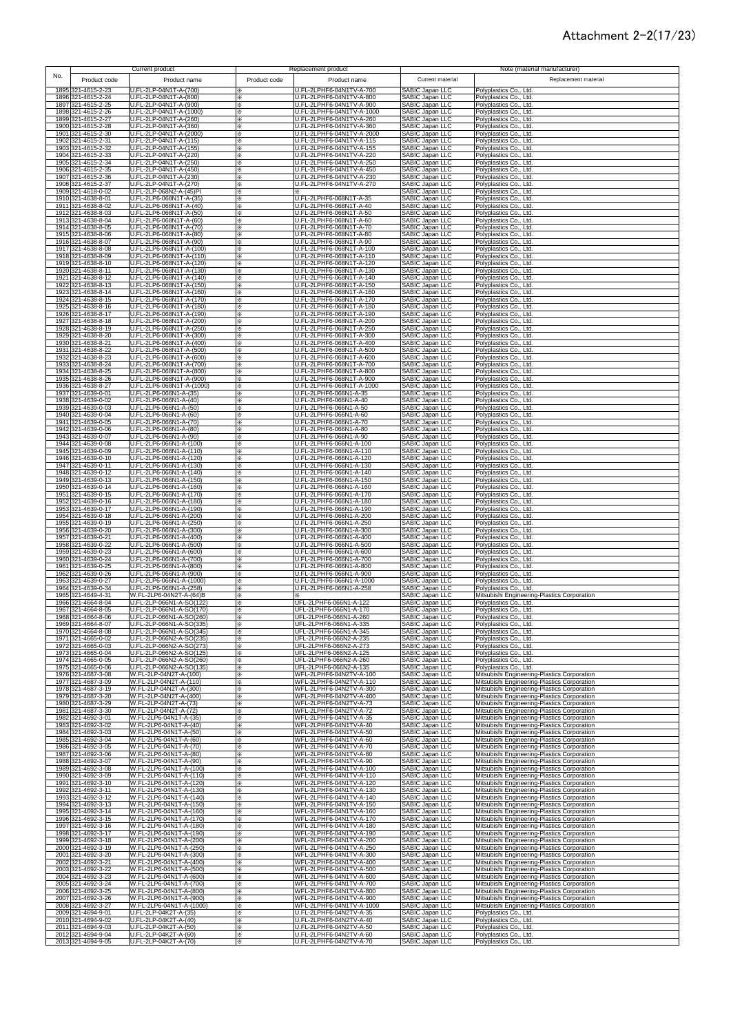# Attachment 2-2(17/23)

| No. | Current product | | Replacement product | | Note (material manufacturer) | |
|---|---|---|---|---|---|---|
| | Product code | Product name | Product code | Product name | Current material | Replacement material |
| 1895 | 321-4615-2-23 | U.FL-2LP-04N1T-A-(700) | ※ | U.FL-2LPHF6-04N1TV-A-700 | SABIC Japan LLC | Polyplastics Co., Ltd. |
| 1896 | 321-4615-2-24 | U.FL-2LP-04N1T-A-(800) | ※ | U.FL-2LPHF6-04N1TV-A-800 | SABIC Japan LLC | Polyplastics Co., Ltd. |
| 1897 | 321-4615-2-25 | U.FL-2LP-04N1T-A-(900) | ※ | U.FL-2LPHF6-04N1TV-A-900 | SABIC Japan LLC | Polyplastics Co., Ltd. |
| 1898 | 321-4615-2-26 | U.FL-2LP-04N1T-A-(1000) | ※ | U.FL-2LPHF6-04N1TV-A-1000 | SABIC Japan LLC | Polyplastics Co., Ltd. |
| 1899 | 321-4615-2-27 | U.FL-2LP-04N1T-A-(260) | ※ | U.FL-2LPHF6-04N1TV-A-260 | SABIC Japan LLC | Polyplastics Co., Ltd. |
| 1900 | 321-4615-2-28 | U.FL-2LP-04N1T-A-(360) | ※ | U.FL-2LPHF6-04N1TV-A-360 | SABIC Japan LLC | Polyplastics Co., Ltd. |
| 1901 | 321-4615-2-30 | U.FL-2LP-04N1T-A-(2000) | ※ | U.FL-2LPHF6-04N1TV-A-2000 | SABIC Japan LLC | Polyplastics Co., Ltd. |
| 1902 | 321-4615-2-31 | U.FL-2LP-04N1T-A-(115) | ※ | U.FL-2LPHF6-04N1TV-A-115 | SABIC Japan LLC | Polyplastics Co., Ltd. |
| 1903 | 321-4615-2-32 | U.FL-2LP-04N1T-A-(155) | ※ | U.FL-2LPHF6-04N1TV-A-155 | SABIC Japan LLC | Polyplastics Co., Ltd. |
| 1904 | 321-4615-2-33 | U.FL-2LP-04N1T-A-(220) | ※ | U.FL-2LPHF6-04N1TV-A-220 | SABIC Japan LLC | Polyplastics Co., Ltd. |
| 1905 | 321-4615-2-34 | U.FL-2LP-04N1T-A-(250) | ※ | U.FL-2LPHF6-04N1TV-A-250 | SABIC Japan LLC | Polyplastics Co., Ltd. |
| 1906 | 321-4615-2-35 | U.FL-2LP-04N1T-A-(450) | ※ | U.FL-2LPHF6-04N1TV-A-450 | SABIC Japan LLC | Polyplastics Co., Ltd. |
| 1907 | 321-4615-2-36 | U.FL-2LP-04N1T-A-(230) | ※ | U.FL-2LPHF6-04N1TV-A-230 | SABIC Japan LLC | Polyplastics Co., Ltd. |
| 1908 | 321-4615-2-37 | U.FL-2LP-04N1T-A-(270) | ※ | U.FL-2LPHF6-04N1TV-A-270 | SABIC Japan LLC | Polyplastics Co., Ltd. |
| 1909 | 321-4618-0-02 | U.FL-2LP-068N2-A-(45)PI | ※ | ※ | SABIC Japan LLC | Polyplastics Co., Ltd. |
| 1910 | 321-4638-8-01 | U.FL-2LP6-068N1T-A-(35) | ※ | U.FL-2LPHF6-068N1T-A-35 | SABIC Japan LLC | Polyplastics Co., Ltd. |
| 1911 | 321-4638-8-02 | U.FL-2LP6-068N1T-A-(40) | ※ | U.FL-2LPHF6-068N1T-A-40 | SABIC Japan LLC | Polyplastics Co., Ltd. |
| 1912 | 321-4638-8-03 | U.FL-2LP6-068N1T-A-(50) | ※ | U.FL-2LPHF6-068N1T-A-50 | SABIC Japan LLC | Polyplastics Co., Ltd. |
| 1913 | 321-4638-8-04 | U.FL-2LP6-068N1T-A-(60) | ※ | U.FL-2LPHF6-068N1T-A-60 | SABIC Japan LLC | Polyplastics Co., Ltd. |
| 1914 | 321-4638-8-05 | U.FL-2LP6-068N1T-A-(70) | ※ | U.FL-2LPHF6-068N1T-A-70 | SABIC Japan LLC | Polyplastics Co., Ltd. |
| 1915 | 321-4638-8-06 | U.FL-2LP6-068N1T-A-(80) | ※ | U.FL-2LPHF6-068N1T-A-80 | SABIC Japan LLC | Polyplastics Co., Ltd. |
| 1916 | 321-4638-8-07 | U.FL-2LP6-068N1T-A-(90) | ※ | U.FL-2LPHF6-068N1T-A-90 | SABIC Japan LLC | Polyplastics Co., Ltd. |
| 1917 | 321-4638-8-08 | U.FL-2LP6-068N1T-A-(100) | ※ | U.FL-2LPHF6-068N1T-A-100 | SABIC Japan LLC | Polyplastics Co., Ltd. |
| 1918 | 321-4638-8-09 | U.FL-2LP6-068N1T-A-(110) | ※ | U.FL-2LPHF6-068N1T-A-110 | SABIC Japan LLC | Polyplastics Co., Ltd. |
| 1919 | 321-4638-8-10 | U.FL-2LP6-068N1T-A-(120) | ※ | U.FL-2LPHF6-068N1T-A-120 | SABIC Japan LLC | Polyplastics Co., Ltd. |
| 1920 | 321-4638-8-11 | U.FL-2LP6-068N1T-A-(130) | ※ | U.FL-2LPHF6-068N1T-A-130 | SABIC Japan LLC | Polyplastics Co., Ltd. |
| 1921 | 321-4638-8-12 | U.FL-2LP6-068N1T-A-(140) | ※ | U.FL-2LPHF6-068N1T-A-140 | SABIC Japan LLC | Polyplastics Co., Ltd. |
| 1922 | 321-4638-8-13 | U.FL-2LP6-068N1T-A-(150) | ※ | U.FL-2LPHF6-068N1T-A-150 | SABIC Japan LLC | Polyplastics Co., Ltd. |
| 1923 | 321-4638-8-14 | U.FL-2LP6-068N1T-A-(160) | ※ | U.FL-2LPHF6-068N1T-A-160 | SABIC Japan LLC | Polyplastics Co., Ltd. |
| 1924 | 321-4638-8-15 | U.FL-2LP6-068N1T-A-(170) | ※ | U.FL-2LPHF6-068N1T-A-170 | SABIC Japan LLC | Polyplastics Co., Ltd. |
| 1925 | 321-4638-8-16 | U.FL-2LP6-068N1T-A-(180) | ※ | U.FL-2LPHF6-068N1T-A-180 | SABIC Japan LLC | Polyplastics Co., Ltd. |
| 1926 | 321-4638-8-17 | U.FL-2LP6-068N1T-A-(190) | ※ | U.FL-2LPHF6-068N1T-A-190 | SABIC Japan LLC | Polyplastics Co., Ltd. |
| 1927 | 321-4638-8-18 | U.FL-2LP6-068N1T-A-(200) | ※ | U.FL-2LPHF6-068N1T-A-200 | SABIC Japan LLC | Polyplastics Co., Ltd. |
| 1928 | 321-4638-8-19 | U.FL-2LP6-068N1T-A-(250) | ※ | U.FL-2LPHF6-068N1T-A-250 | SABIC Japan LLC | Polyplastics Co., Ltd. |
| 1929 | 321-4638-8-20 | U.FL-2LP6-068N1T-A-(300) | ※ | U.FL-2LPHF6-068N1T-A-300 | SABIC Japan LLC | Polyplastics Co., Ltd. |
| 1930 | 321-4638-8-21 | U.FL-2LP6-068N1T-A-(400) | ※ | U.FL-2LPHF6-068N1T-A-400 | SABIC Japan LLC | Polyplastics Co., Ltd. |
| 1931 | 321-4638-8-22 | U.FL-2LP6-068N1T-A-(500) | ※ | U.FL-2LPHF6-068N1T-A-500 | SABIC Japan LLC | Polyplastics Co., Ltd. |
| 1932 | 321-4638-8-23 | U.FL-2LP6-068N1T-A-(600) | ※ | U.FL-2LPHF6-068N1T-A-600 | SABIC Japan LLC | Polyplastics Co., Ltd. |
| 1933 | 321-4638-8-24 | U.FL-2LP6-068N1T-A-(700) | ※ | U.FL-2LPHF6-068N1T-A-700 | SABIC Japan LLC | Polyplastics Co., Ltd. |
| 1934 | 321-4638-8-25 | U.FL-2LP6-068N1T-A-(800) | ※ | U.FL-2LPHF6-068N1T-A-800 | SABIC Japan LLC | Polyplastics Co., Ltd. |
| 1935 | 321-4638-8-26 | U.FL-2LP6-068N1T-A-(900) | ※ | U.FL-2LPHF6-068N1T-A-900 | SABIC Japan LLC | Polyplastics Co., Ltd. |
| 1936 | 321-4638-8-27 | U.FL-2LP6-068N1T-A-(1000) | ※ | U.FL-2LPHF6-068N1T-A-1000 | SABIC Japan LLC | Polyplastics Co., Ltd. |
| 1937 | 321-4639-0-01 | U.FL-2LP6-066N1-A-(35) | ※ | U.FL-2LPHF6-066N1-A-35 | SABIC Japan LLC | Polyplastics Co., Ltd. |
| 1938 | 321-4639-0-02 | U.FL-2LP6-066N1-A-(40) | ※ | U.FL-2LPHF6-066N1-A-40 | SABIC Japan LLC | Polyplastics Co., Ltd. |
| 1939 | 321-4639-0-03 | U.FL-2LP6-066N1-A-(50) | ※ | U.FL-2LPHF6-066N1-A-50 | SABIC Japan LLC | Polyplastics Co., Ltd. |
| 1940 | 321-4639-0-04 | U.FL-2LP6-066N1-A-(60) | ※ | U.FL-2LPHF6-066N1-A-60 | SABIC Japan LLC | Polyplastics Co., Ltd. |
| 1941 | 321-4639-0-05 | U.FL-2LP6-066N1-A-(70) | ※ | U.FL-2LPHF6-066N1-A-70 | SABIC Japan LLC | Polyplastics Co., Ltd. |
| 1942 | 321-4639-0-06 | U.FL-2LP6-066N1-A-(80) | ※ | U.FL-2LPHF6-066N1-A-80 | SABIC Japan LLC | Polyplastics Co., Ltd. |
| 1943 | 321-4639-0-07 | U.FL-2LP6-066N1-A-(90) | ※ | U.FL-2LPHF6-066N1-A-90 | SABIC Japan LLC | Polyplastics Co., Ltd. |
| 1944 | 321-4639-0-08 | U.FL-2LP6-066N1-A-(100) | ※ | U.FL-2LPHF6-066N1-A-100 | SABIC Japan LLC | Polyplastics Co., Ltd. |
| 1945 | 321-4639-0-09 | U.FL-2LP6-066N1-A-(110) | ※ | U.FL-2LPHF6-066N1-A-110 | SABIC Japan LLC | Polyplastics Co., Ltd. |
| 1946 | 321-4639-0-10 | U.FL-2LP6-066N1-A-(120) | ※ | U.FL-2LPHF6-066N1-A-120 | SABIC Japan LLC | Polyplastics Co., Ltd. |
| 1947 | 321-4639-0-11 | U.FL-2LP6-066N1-A-(130) | ※ | U.FL-2LPHF6-066N1-A-130 | SABIC Japan LLC | Polyplastics Co., Ltd. |
| 1948 | 321-4639-0-12 | U.FL-2LP6-066N1-A-(140) | ※ | U.FL-2LPHF6-066N1-A-140 | SABIC Japan LLC | Polyplastics Co., Ltd. |
| 1949 | 321-4639-0-13 | U.FL-2LP6-066N1-A-(150) | ※ | U.FL-2LPHF6-066N1-A-150 | SABIC Japan LLC | Polyplastics Co., Ltd. |
| 1950 | 321-4639-0-14 | U.FL-2LP6-066N1-A-(160) | ※ | U.FL-2LPHF6-066N1-A-160 | SABIC Japan LLC | Polyplastics Co., Ltd. |
| 1951 | 321-4639-0-15 | U.FL-2LP6-066N1-A-(170) | ※ | U.FL-2LPHF6-066N1-A-170 | SABIC Japan LLC | Polyplastics Co., Ltd. |
| 1952 | 321-4639-0-16 | U.FL-2LP6-066N1-A-(180) | ※ | U.FL-2LPHF6-066N1-A-180 | SABIC Japan LLC | Polyplastics Co., Ltd. |
| 1953 | 321-4639-0-17 | U.FL-2LP6-066N1-A-(190) | ※ | U.FL-2LPHF6-066N1-A-190 | SABIC Japan LLC | Polyplastics Co., Ltd. |
| 1954 | 321-4639-0-18 | U.FL-2LP6-066N1-A-(200) | ※ | U.FL-2LPHF6-066N1-A-200 | SABIC Japan LLC | Polyplastics Co., Ltd. |
| 1955 | 321-4639-0-19 | U.FL-2LP6-066N1-A-(250) | ※ | U.FL-2LPHF6-066N1-A-250 | SABIC Japan LLC | Polyplastics Co., Ltd. |
| 1956 | 321-4639-0-20 | U.FL-2LP6-066N1-A-(300) | ※ | U.FL-2LPHF6-066N1-A-300 | SABIC Japan LLC | Polyplastics Co., Ltd. |
| 1957 | 321-4639-0-21 | U.FL-2LP6-066N1-A-(400) | ※ | U.FL-2LPHF6-066N1-A-400 | SABIC Japan LLC | Polyplastics Co., Ltd. |
| 1958 | 321-4639-0-22 | U.FL-2LP6-066N1-A-(500) | ※ | U.FL-2LPHF6-066N1-A-500 | SABIC Japan LLC | Polyplastics Co., Ltd. |
| 1959 | 321-4639-0-23 | U.FL-2LP6-066N1-A-(600) | ※ | U.FL-2LPHF6-066N1-A-600 | SABIC Japan LLC | Polyplastics Co., Ltd. |
| 1960 | 321-4639-0-24 | U.FL-2LP6-066N1-A-(700) | ※ | U.FL-2LPHF6-066N1-A-700 | SABIC Japan LLC | Polyplastics Co., Ltd. |
| 1961 | 321-4639-0-25 | U.FL-2LP6-066N1-A-(800) | ※ | U.FL-2LPHF6-066N1-A-800 | SABIC Japan LLC | Polyplastics Co., Ltd. |
| 1962 | 321-4639-0-26 | U.FL-2LP6-066N1-A-(900) | ※ | U.FL-2LPHF6-066N1-A-900 | SABIC Japan LLC | Polyplastics Co., Ltd. |
| 1963 | 321-4639-0-27 | U.FL-2LP6-066N1-A-(1000) | ※ | U.FL-2LPHF6-066N1-A-1000 | SABIC Japan LLC | Polyplastics Co., Ltd. |
| 1964 | 321-4639-0-34 | U.FL-2LP6-066N1-A-(258) | ※ | U.FL-2LPHF6-066N1-A-258 | SABIC Japan LLC | Polyplastics Co., Ltd. |
| 1965 | 321-4649-4-31 | W.FL-2LP6-04N2T-A-(64)B | ※ | ※ | SABIC Japan LLC | Mitsubishi Engineering-Plastics Corporation |
| 1966 | 321-4664-8-04 | U.FL-2LP-066N1-A-SO(122) | ※ | UFL-2LPHF6-066N1-A-122 | SABIC Japan LLC | Polyplastics Co., Ltd. |
| 1967 | 321-4664-8-05 | U.FL-2LP-066N1-A-SO(170) | ※ | UFL-2LPHF6-066N1-A-170 | SABIC Japan LLC | Polyplastics Co., Ltd. |
| 1968 | 321-4664-8-06 | U.FL-2LP-066N1-A-SO(260) | ※ | UFL-2LPHF6-066N1-A-260 | SABIC Japan LLC | Polyplastics Co., Ltd. |
| 1969 | 321-4664-8-07 | U.FL-2LP-066N1-A-SO(335) | ※ | UFL-2LPHF6-066N1-A-335 | SABIC Japan LLC | Polyplastics Co., Ltd. |
| 1970 | 321-4664-8-08 | U.FL-2LP-066N1-A-SO(345) | ※ | UFL-2LPHF6-066N1-A-345 | SABIC Japan LLC | Polyplastics Co., Ltd. |
| 1971 | 321-4665-0-02 | U.FL-2LP-066N2-A-SO(235) | ※ | UFL-2LPHF6-066N2-A-235 | SABIC Japan LLC | Polyplastics Co., Ltd. |
| 1972 | 321-4665-0-03 | U.FL-2LP-066N2-A-SO(273) | ※ | UFL-2LPHF6-066N2-A-273 | SABIC Japan LLC | Polyplastics Co., Ltd. |
| 1973 | 321-4665-0-04 | U.FL-2LP-066N2-A-SO(125) | ※ | UFL-2LPHF6-066N2-A-125 | SABIC Japan LLC | Polyplastics Co., Ltd. |
| 1974 | 321-4665-0-05 | U.FL-2LP-066N2-A-SO(260) | ※ | UFL-2LPHF6-066N2-A-260 | SABIC Japan LLC | Polyplastics Co., Ltd. |
| 1975 | 321-4665-0-06 | U.FL-2LP-066N2-A-SO(135) | ※ | UFL-2LPHF6-066N2-A-135 | SABIC Japan LLC | Polyplastics Co., Ltd. |
| 1976 | 321-4687-3-08 | W.FL-2LP-04N2T-A-(100) | ※ | WFL-2LPHF6-04N2TV-A-100 | SABIC Japan LLC | Mitsubishi Engineering-Plastics Corporation |
| 1977 | 321-4687-3-09 | W.FL-2LP-04N2T-A-(110) | ※ | WFL-2LPHF6-04N2TV-A-110 | SABIC Japan LLC | Mitsubishi Engineering-Plastics Corporation |
| 1978 | 321-4687-3-19 | W.FL-2LP-04N2T-A-(300) | ※ | WFL-2LPHF6-04N2TV-A-300 | SABIC Japan LLC | Mitsubishi Engineering-Plastics Corporation |
| 1979 | 321-4687-3-20 | W.FL-2LP-04N2T-A-(400) | ※ | WFL-2LPHF6-04N2TV-A-400 | SABIC Japan LLC | Mitsubishi Engineering-Plastics Corporation |
| 1980 | 321-4687-3-29 | W.FL-2LP-04N2T-A-(73) | ※ | WFL-2LPHF6-04N2TV-A-73 | SABIC Japan LLC | Mitsubishi Engineering-Plastics Corporation |
| 1981 | 321-4687-3-30 | W.FL-2LP-04N2T-A-(72) | ※ | WFL-2LPHF6-04N2TV-A-72 | SABIC Japan LLC | Mitsubishi Engineering-Plastics Corporation |
| 1982 | 321-4692-3-01 | W.FL-2LP6-04N1T-A-(35) | ※ | WFL-2LPHF6-04N1TV-A-35 | SABIC Japan LLC | Mitsubishi Engineering-Plastics Corporation |
| 1983 | 321-4692-3-02 | W.FL-2LP6-04N1T-A-(40) | ※ | WFL-2LPHF6-04N1TV-A-40 | SABIC Japan LLC | Mitsubishi Engineering-Plastics Corporation |
| 1984 | 321-4692-3-03 | W.FL-2LP6-04N1T-A-(50) | ※ | WFL-2LPHF6-04N1TV-A-50 | SABIC Japan LLC | Mitsubishi Engineering-Plastics Corporation |
| 1985 | 321-4692-3-04 | W.FL-2LP6-04N1T-A-(60) | ※ | WFL-2LPHF6-04N1TV-A-60 | SABIC Japan LLC | Mitsubishi Engineering-Plastics Corporation |
| 1986 | 321-4692-3-05 | W.FL-2LP6-04N1T-A-(70) | ※ | WFL-2LPHF6-04N1TV-A-70 | SABIC Japan LLC | Mitsubishi Engineering-Plastics Corporation |
| 1987 | 321-4692-3-06 | W.FL-2LP6-04N1T-A-(80) | ※ | WFL-2LPHF6-04N1TV-A-80 | SABIC Japan LLC | Mitsubishi Engineering-Plastics Corporation |
| 1988 | 321-4692-3-07 | W.FL-2LP6-04N1T-A-(90) | ※ | WFL-2LPHF6-04N1TV-A-90 | SABIC Japan LLC | Mitsubishi Engineering-Plastics Corporation |
| 1989 | 321-4692-3-08 | W.FL-2LP6-04N1T-A-(100) | ※ | WFL-2LPHF6-04N1TV-A-100 | SABIC Japan LLC | Mitsubishi Engineering-Plastics Corporation |
| 1990 | 321-4692-3-09 | W.FL-2LP6-04N1T-A-(110) | ※ | WFL-2LPHF6-04N1TV-A-110 | SABIC Japan LLC | Mitsubishi Engineering-Plastics Corporation |
| 1991 | 321-4692-3-10 | W.FL-2LP6-04N1T-A-(120) | ※ | WFL-2LPHF6-04N1TV-A-120 | SABIC Japan LLC | Mitsubishi Engineering-Plastics Corporation |
| 1992 | 321-4692-3-11 | W.FL-2LP6-04N1T-A-(130) | ※ | WFL-2LPHF6-04N1TV-A-130 | SABIC Japan LLC | Mitsubishi Engineering-Plastics Corporation |
| 1993 | 321-4692-3-12 | W.FL-2LP6-04N1T-A-(140) | ※ | WFL-2LPHF6-04N1TV-A-140 | SABIC Japan LLC | Mitsubishi Engineering-Plastics Corporation |
| 1994 | 321-4692-3-13 | W.FL-2LP6-04N1T-A-(150) | ※ | WFL-2LPHF6-04N1TV-A-150 | SABIC Japan LLC | Mitsubishi Engineering-Plastics Corporation |
| 1995 | 321-4692-3-14 | W.FL-2LP6-04N1T-A-(160) | ※ | WFL-2LPHF6-04N1TV-A-160 | SABIC Japan LLC | Mitsubishi Engineering-Plastics Corporation |
| 1996 | 321-4692-3-15 | W.FL-2LP6-04N1T-A-(170) | ※ | WFL-2LPHF6-04N1TV-A-170 | SABIC Japan LLC | Mitsubishi Engineering-Plastics Corporation |
| 1997 | 321-4692-3-16 | W.FL-2LP6-04N1T-A-(180) | ※ | WFL-2LPHF6-04N1TV-A-180 | SABIC Japan LLC | Mitsubishi Engineering-Plastics Corporation |
| 1998 | 321-4692-3-17 | W.FL-2LP6-04N1T-A-(190) | ※ | WFL-2LPHF6-04N1TV-A-190 | SABIC Japan LLC | Mitsubishi Engineering-Plastics Corporation |
| 1999 | 321-4692-3-18 | W.FL-2LP6-04N1T-A-(200) | ※ | WFL-2LPHF6-04N1TV-A-200 | SABIC Japan LLC | Mitsubishi Engineering-Plastics Corporation |
| 2000 | 321-4692-3-19 | W.FL-2LP6-04N1T-A-(250) | ※ | WFL-2LPHF6-04N1TV-A-250 | SABIC Japan LLC | Mitsubishi Engineering-Plastics Corporation |
| 2001 | 321-4692-3-20 | W.FL-2LP6-04N1T-A-(300) | ※ | WFL-2LPHF6-04N1TV-A-300 | SABIC Japan LLC | Mitsubishi Engineering-Plastics Corporation |
| 2002 | 321-4692-3-21 | W.FL-2LP6-04N1T-A-(400) | ※ | WFL-2LPHF6-04N1TV-A-400 | SABIC Japan LLC | Mitsubishi Engineering-Plastics Corporation |
| 2003 | 321-4692-3-22 | W.FL-2LP6-04N1T-A-(500) | ※ | WFL-2LPHF6-04N1TV-A-500 | SABIC Japan LLC | Mitsubishi Engineering-Plastics Corporation |
| 2004 | 321-4692-3-23 | W.FL-2LP6-04N1T-A-(600) | ※ | WFL-2LPHF6-04N1TV-A-600 | SABIC Japan LLC | Mitsubishi Engineering-Plastics Corporation |
| 2005 | 321-4692-3-24 | W.FL-2LP6-04N1T-A-(700) | ※ | WFL-2LPHF6-04N1TV-A-700 | SABIC Japan LLC | Mitsubishi Engineering-Plastics Corporation |
| 2006 | 321-4692-3-25 | W.FL-2LP6-04N1T-A-(800) | ※ | WFL-2LPHF6-04N1TV-A-800 | SABIC Japan LLC | Mitsubishi Engineering-Plastics Corporation |
| 2007 | 321-4692-3-26 | W.FL-2LP6-04N1T-A-(900) | ※ | WFL-2LPHF6-04N1TV-A-900 | SABIC Japan LLC | Mitsubishi Engineering-Plastics Corporation |
| 2008 | 321-4692-3-27 | W.FL-2LP6-04N1T-A-(1000) | ※ | WFL-2LPHF6-04N1TV-A-1000 | SABIC Japan LLC | Mitsubishi Engineering-Plastics Corporation |
| 2009 | 321-4694-9-01 | U.FL-2LP-04K2T-A-(35) | ※ | U.FL-2LPHF6-04N2TV-A-35 | SABIC Japan LLC | Polyplastics Co., Ltd. |
| 2010 | 321-4694-9-02 | U.FL-2LP-04K2T-A-(40) | ※ | U.FL-2LPHF6-04N2TV-A-40 | SABIC Japan LLC | Polyplastics Co., Ltd. |
| 2011 | 321-4694-9-03 | U.FL-2LP-04K2T-A-(50) | ※ | U.FL-2LPHF6-04N2TV-A-50 | SABIC Japan LLC | Polyplastics Co., Ltd. |
| 2012 | 321-4694-9-04 | U.FL-2LP-04K2T-A-(60) | ※ | U.FL-2LPHF6-04N2TV-A-60 | SABIC Japan LLC | Polyplastics Co., Ltd. |
| 2013 | 321-4694-9-05 | U.FL-2LP-04K2T-A-(70) | ※ | U.FL-2LPHF6-04N2TV-A-70 | SABIC Japan LLC | Polyplastics Co., Ltd. |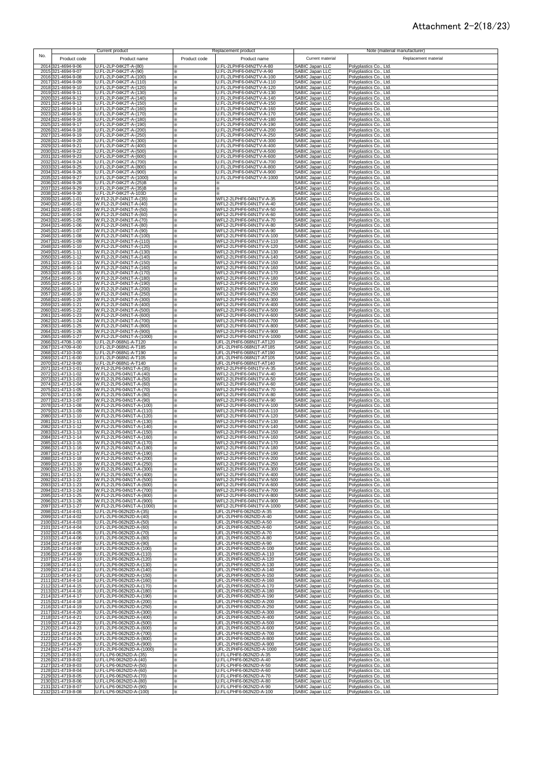# Attachment 2-2(18/23)

| No. | Current product | | Replacement product | | Note (material manufacturer) | |
|---|---|---|---|---|---|---|
| | Product code | Product name | Product code | Product name | Current material | Replacement material |
| 2014 | 321-4694-9-06 | U.FL-2LP-04K2T-A-(80) | ※ | U.FL-2LPHF6-04N2TV-A-80 | SABIC Japan LLC | Polyplastics Co., Ltd. |
| 2015 | 321-4694-9-07 | U.FL-2LP-04K2T-A-(90) | ※ | U.FL-2LPHF6-04N2TV-A-90 | SABIC Japan LLC | Polyplastics Co., Ltd. |
| 2016 | 321-4694-9-08 | U.FL-2LP-04K2T-A-(100) | ※ | U.FL-2LPHF6-04N2TV-A-100 | SABIC Japan LLC | Polyplastics Co., Ltd. |
| 2017 | 321-4694-9-09 | U.FL-2LP-04K2T-A-(110) | ※ | U.FL-2LPHF6-04N2TV-A-110 | SABIC Japan LLC | Polyplastics Co., Ltd. |
| 2018 | 321-4694-9-10 | U.FL-2LP-04K2T-A-(120) | ※ | U.FL-2LPHF6-04N2TV-A-120 | SABIC Japan LLC | Polyplastics Co., Ltd. |
| 2019 | 321-4694-9-11 | U.FL-2LP-04K2T-A-(130) | ※ | U.FL-2LPHF6-04N2TV-A-130 | SABIC Japan LLC | Polyplastics Co., Ltd. |
| 2020 | 321-4694-9-12 | U.FL-2LP-04K2T-A-(140) | ※ | U.FL-2LPHF6-04N2TV-A-140 | SABIC Japan LLC | Polyplastics Co., Ltd. |
| 2021 | 321-4694-9-13 | U.FL-2LP-04K2T-A-(150) | ※ | U.FL-2LPHF6-04N2TV-A-150 | SABIC Japan LLC | Polyplastics Co., Ltd. |
| 2022 | 321-4694-9-14 | U.FL-2LP-04K2T-A-(160) | ※ | U.FL-2LPHF6-04N2TV-A-160 | SABIC Japan LLC | Polyplastics Co., Ltd. |
| 2023 | 321-4694-9-15 | U.FL-2LP-04K2T-A-(170) | ※ | U.FL-2LPHF6-04N2TV-A-170 | SABIC Japan LLC | Polyplastics Co., Ltd. |
| 2024 | 321-4694-9-16 | U.FL-2LP-04K2T-A-(180) | ※ | U.FL-2LPHF6-04N2TV-A-180 | SABIC Japan LLC | Polyplastics Co., Ltd. |
| 2025 | 321-4694-9-17 | U.FL-2LP-04K2T-A-(190) | ※ | U.FL-2LPHF6-04N2TV-A-190 | SABIC Japan LLC | Polyplastics Co., Ltd. |
| 2026 | 321-4694-9-18 | U.FL-2LP-04K2T-A-(200) | ※ | U.FL-2LPHF6-04N2TV-A-200 | SABIC Japan LLC | Polyplastics Co., Ltd. |
| 2027 | 321-4694-9-19 | U.FL-2LP-04K2T-A-(250) | ※ | U.FL-2LPHF6-04N2TV-A-250 | SABIC Japan LLC | Polyplastics Co., Ltd. |
| 2028 | 321-4694-9-20 | U.FL-2LP-04K2T-A-(300) | ※ | U.FL-2LPHF6-04N2TV-A-300 | SABIC Japan LLC | Polyplastics Co., Ltd. |
| 2029 | 321-4694-9-21 | U.FL-2LP-04K2T-A-(400) | ※ | U.FL-2LPHF6-04N2TV-A-400 | SABIC Japan LLC | Polyplastics Co., Ltd. |
| 2030 | 321-4694-9-22 | U.FL-2LP-04K2T-A-(500) | ※ | U.FL-2LPHF6-04N2TV-A-500 | SABIC Japan LLC | Polyplastics Co., Ltd. |
| 2031 | 321-4694-9-23 | U.FL-2LP-04K2T-A-(600) | ※ | U.FL-2LPHF6-04N2TV-A-600 | SABIC Japan LLC | Polyplastics Co., Ltd. |
| 2032 | 321-4694-9-24 | U.FL-2LP-04K2T-A-(700) | ※ | U.FL-2LPHF6-04N2TV-A-700 | SABIC Japan LLC | Polyplastics Co., Ltd. |
| 2033 | 321-4694-9-25 | U.FL-2LP-04K2T-A-(800) | ※ | U.FL-2LPHF6-04N2TV-A-800 | SABIC Japan LLC | Polyplastics Co., Ltd. |
| 2034 | 321-4694-9-26 | U.FL-2LP-04K2T-A-(900) | ※ | U.FL-2LPHF6-04N2TV-A-900 | SABIC Japan LLC | Polyplastics Co., Ltd. |
| 2035 | 321-4694-9-27 | U.FL-2LP-04K2T-A-(1000) | ※ | U.FL-2LPHF6-04N2TV-A-1000 | SABIC Japan LLC | Polyplastics Co., Ltd. |
| 2036 | 321-4694-9-28 | U.FL-2LP-04K2T-A-(25)B | ※ | ※ | SABIC Japan LLC | Polyplastics Co., Ltd. |
| 2037 | 321-4694-9-29 | U.FL-2LP-04K2T-A-(35)B | ※ | ※ | SABIC Japan LLC | Polyplastics Co., Ltd. |
| 2038 | 321-4694-9-30 | U.FL-2LP-04K2T-A-103D | ※ | ※ | SABIC Japan LLC | Polyplastics Co., Ltd. |
| 2039 | 321-4695-1-01 | W.FL2-2LP-04N1T-A-(35) | ※ | WFL2-2LPHF6-04N1TV-A-35 | SABIC Japan LLC | Polyplastics Co., Ltd. |
| 2040 | 321-4695-1-02 | W.FL2-2LP-04N1T-A-(40) | ※ | WFL2-2LPHF6-04N1TV-A-40 | SABIC Japan LLC | Polyplastics Co., Ltd. |
| 2041 | 321-4695-1-03 | W.FL2-2LP-04N1T-A-(50) | ※ | WFL2-2LPHF6-04N1TV-A-50 | SABIC Japan LLC | Polyplastics Co., Ltd. |
| 2042 | 321-4695-1-04 | W.FL2-2LP-04N1T-A-(60) | ※ | WFL2-2LPHF6-04N1TV-A-60 | SABIC Japan LLC | Polyplastics Co., Ltd. |
| 2043 | 321-4695-1-05 | W.FL2-2LP-04N1T-A-(70) | ※ | WFL2-2LPHF6-04N1TV-A-70 | SABIC Japan LLC | Polyplastics Co., Ltd. |
| 2044 | 321-4695-1-06 | W.FL2-2LP-04N1T-A-(80) | ※ | WFL2-2LPHF6-04N1TV-A-80 | SABIC Japan LLC | Polyplastics Co., Ltd. |
| 2045 | 321-4695-1-07 | W.FL2-2LP-04N1T-A-(90) | ※ | WFL2-2LPHF6-04N1TV-A-90 | SABIC Japan LLC | Polyplastics Co., Ltd. |
| 2046 | 321-4695-1-08 | W.FL2-2LP-04N1T-A-(100) | ※ | WFL2-2LPHF6-04N1TV-A-100 | SABIC Japan LLC | Polyplastics Co., Ltd. |
| 2047 | 321-4695-1-09 | W.FL2-2LP-04N1T-A-(110) | ※ | WFL2-2LPHF6-04N1TV-A-110 | SABIC Japan LLC | Polyplastics Co., Ltd. |
| 2048 | 321-4695-1-10 | W.FL2-2LP-04N1T-A-(120) | ※ | WFL2-2LPHF6-04N1TV-A-120 | SABIC Japan LLC | Polyplastics Co., Ltd. |
| 2049 | 321-4695-1-11 | W.FL2-2LP-04N1T-A-(130) | ※ | WFL2-2LPHF6-04N1TV-A-130 | SABIC Japan LLC | Polyplastics Co., Ltd. |
| 2050 | 321-4695-1-12 | W.FL2-2LP-04N1T-A-(140) | ※ | WFL2-2LPHF6-04N1TV-A-140 | SABIC Japan LLC | Polyplastics Co., Ltd. |
| 2051 | 321-4695-1-13 | W.FL2-2LP-04N1T-A-(150) | ※ | WFL2-2LPHF6-04N1TV-A-150 | SABIC Japan LLC | Polyplastics Co., Ltd. |
| 2052 | 321-4695-1-14 | W.FL2-2LP-04N1T-A-(160) | ※ | WFL2-2LPHF6-04N1TV-A-160 | SABIC Japan LLC | Polyplastics Co., Ltd. |
| 2053 | 321-4695-1-15 | W.FL2-2LP-04N1T-A-(170) | ※ | WFL2-2LPHF6-04N1TV-A-170 | SABIC Japan LLC | Polyplastics Co., Ltd. |
| 2054 | 321-4695-1-16 | W.FL2-2LP-04N1T-A-(180) | ※ | WFL2-2LPHF6-04N1TV-A-180 | SABIC Japan LLC | Polyplastics Co., Ltd. |
| 2055 | 321-4695-1-17 | W.FL2-2LP-04N1T-A-(190) | ※ | WFL2-2LPHF6-04N1TV-A-190 | SABIC Japan LLC | Polyplastics Co., Ltd. |
| 2056 | 321-4695-1-18 | W.FL2-2LP-04N1T-A-(200) | ※ | WFL2-2LPHF6-04N1TV-A-200 | SABIC Japan LLC | Polyplastics Co., Ltd. |
| 2057 | 321-4695-1-19 | W.FL2-2LP-04N1T-A-(250) | ※ | WFL2-2LPHF6-04N1TV-A-250 | SABIC Japan LLC | Polyplastics Co., Ltd. |
| 2058 | 321-4695-1-20 | W.FL2-2LP-04N1T-A-(300) | ※ | WFL2-2LPHF6-04N1TV-A-300 | SABIC Japan LLC | Polyplastics Co., Ltd. |
| 2059 | 321-4695-1-21 | W.FL2-2LP-04N1T-A-(400) | ※ | WFL2-2LPHF6-04N1TV-A-400 | SABIC Japan LLC | Polyplastics Co., Ltd. |
| 2060 | 321-4695-1-22 | W.FL2-2LP-04N1T-A-(500) | ※ | WFL2-2LPHF6-04N1TV-A-500 | SABIC Japan LLC | Polyplastics Co., Ltd. |
| 2061 | 321-4695-1-23 | W.FL2-2LP-04N1T-A-(600) | ※ | WFL2-2LPHF6-04N1TV-A-600 | SABIC Japan LLC | Polyplastics Co., Ltd. |
| 2062 | 321-4695-1-24 | W.FL2-2LP-04N1T-A-(700) | ※ | WFL2-2LPHF6-04N1TV-A-700 | SABIC Japan LLC | Polyplastics Co., Ltd. |
| 2063 | 321-4695-1-25 | W.FL2-2LP-04N1T-A-(800) | ※ | WFL2-2LPHF6-04N1TV-A-800 | SABIC Japan LLC | Polyplastics Co., Ltd. |
| 2064 | 321-4695-1-26 | W.FL2-2LP-04N1T-A-(900) | ※ | WFL2-2LPHF6-04N1TV-A-900 | SABIC Japan LLC | Polyplastics Co., Ltd. |
| 2065 | 321-4695-1-27 | W.FL2-2LP-04N1T-A-(1000) | ※ | WFL2-2LPHF6-04N1TV-A-1000 | SABIC Japan LLC | Polyplastics Co., Ltd. |
| 2066 | 321-4708-1-00 | U.FL-2LP-068N1-A-T120 | ※ | UFL-2LPHF6-068N1T-AT120 | SABIC Japan LLC | Polyplastics Co., Ltd. |
| 2067 | 321-4709-4-00 | U.FL-2LP-068N1-A-T185 | ※ | UFL-2LPHF6-068N1T-AT185 | SABIC Japan LLC | Polyplastics Co., Ltd. |
| 2068 | 321-4710-3-00 | U.FL-2LP-068N1-A-T190 | ※ | UFL-2LPHF6-068N1T-AT190 | SABIC Japan LLC | Polyplastics Co., Ltd. |
| 2069 | 321-4711-6-00 | U.FL-2LP-068N1-A-T105 | ※ | UFL-2LPHF6-068N1T-AT105 | SABIC Japan LLC | Polyplastics Co., Ltd. |
| 2070 | 321-4712-9-00 | U.FL-2LP-068N1-A-T140 | ※ | UFL-2LPHF6-068N1T-AT140 | SABIC Japan LLC | Polyplastics Co., Ltd. |
| 2071 | 321-4713-1-01 | W.FL2-2LP6-04N1T-A-(35) | ※ | WFL2-2LPHF6-04N1TV-A-35 | SABIC Japan LLC | Polyplastics Co., Ltd. |
| 2072 | 321-4713-1-02 | W.FL2-2LP6-04N1T-A-(40) | ※ | WFL2-2LPHF6-04N1TV-A-40 | SABIC Japan LLC | Polyplastics Co., Ltd. |
| 2073 | 321-4713-1-03 | W.FL2-2LP6-04N1T-A-(50) | ※ | WFL2-2LPHF6-04N1TV-A-50 | SABIC Japan LLC | Polyplastics Co., Ltd. |
| 2074 | 321-4713-1-04 | W.FL2-2LP6-04N1T-A-(60) | ※ | WFL2-2LPHF6-04N1TV-A-60 | SABIC Japan LLC | Polyplastics Co., Ltd. |
| 2075 | 321-4713-1-05 | W.FL2-2LP6-04N1T-A-(70) | ※ | WFL2-2LPHF6-04N1TV-A-70 | SABIC Japan LLC | Polyplastics Co., Ltd. |
| 2076 | 321-4713-1-06 | W.FL2-2LP6-04N1T-A-(80) | ※ | WFL2-2LPHF6-04N1TV-A-80 | SABIC Japan LLC | Polyplastics Co., Ltd. |
| 2077 | 321-4713-1-07 | W.FL2-2LP6-04N1T-A-(90) | ※ | WFL2-2LPHF6-04N1TV-A-90 | SABIC Japan LLC | Polyplastics Co., Ltd. |
| 2078 | 321-4713-1-08 | W.FL2-2LP6-04N1T-A-(100) | ※ | WFL2-2LPHF6-04N1TV-A-100 | SABIC Japan LLC | Polyplastics Co., Ltd. |
| 2079 | 321-4713-1-09 | W.FL2-2LP6-04N1T-A-(110) | ※ | WFL2-2LPHF6-04N1TV-A-110 | SABIC Japan LLC | Polyplastics Co., Ltd. |
| 2080 | 321-4713-1-10 | W.FL2-2LP6-04N1T-A-(120) | ※ | WFL2-2LPHF6-04N1TV-A-120 | SABIC Japan LLC | Polyplastics Co., Ltd. |
| 2081 | 321-4713-1-11 | W.FL2-2LP6-04N1T-A-(130) | ※ | WFL2-2LPHF6-04N1TV-A-130 | SABIC Japan LLC | Polyplastics Co., Ltd. |
| 2082 | 321-4713-1-12 | W.FL2-2LP6-04N1T-A-(140) | ※ | WFL2-2LPHF6-04N1TV-A-140 | SABIC Japan LLC | Polyplastics Co., Ltd. |
| 2083 | 321-4713-1-13 | W.FL2-2LP6-04N1T-A-(150) | ※ | WFL2-2LPHF6-04N1TV-A-150 | SABIC Japan LLC | Polyplastics Co., Ltd. |
| 2084 | 321-4713-1-14 | W.FL2-2LP6-04N1T-A-(160) | ※ | WFL2-2LPHF6-04N1TV-A-160 | SABIC Japan LLC | Polyplastics Co., Ltd. |
| 2085 | 321-4713-1-15 | W.FL2-2LP6-04N1T-A-(170) | ※ | WFL2-2LPHF6-04N1TV-A-170 | SABIC Japan LLC | Polyplastics Co., Ltd. |
| 2086 | 321-4713-1-16 | W.FL2-2LP6-04N1T-A-(180) | ※ | WFL2-2LPHF6-04N1TV-A-180 | SABIC Japan LLC | Polyplastics Co., Ltd. |
| 2087 | 321-4713-1-17 | W.FL2-2LP6-04N1T-A-(190) | ※ | WFL2-2LPHF6-04N1TV-A-190 | SABIC Japan LLC | Polyplastics Co., Ltd. |
| 2088 | 321-4713-1-18 | W.FL2-2LP6-04N1T-A-(200) | ※ | WFL2-2LPHF6-04N1TV-A-200 | SABIC Japan LLC | Polyplastics Co., Ltd. |
| 2089 | 321-4713-1-19 | W.FL2-2LP6-04N1T-A-(250) | ※ | WFL2-2LPHF6-04N1TV-A-250 | SABIC Japan LLC | Polyplastics Co., Ltd. |
| 2090 | 321-4713-1-20 | W.FL2-2LP6-04N1T-A-(300) | ※ | WFL2-2LPHF6-04N1TV-A-300 | SABIC Japan LLC | Polyplastics Co., Ltd. |
| 2091 | 321-4713-1-21 | W.FL2-2LP6-04N1T-A-(400) | ※ | WFL2-2LPHF6-04N1TV-A-400 | SABIC Japan LLC | Polyplastics Co., Ltd. |
| 2092 | 321-4713-1-22 | W.FL2-2LP6-04N1T-A-(500) | ※ | WFL2-2LPHF6-04N1TV-A-500 | SABIC Japan LLC | Polyplastics Co., Ltd. |
| 2093 | 321-4713-1-23 | W.FL2-2LP6-04N1T-A-(600) | ※ | WFL2-2LPHF6-04N1TV-A-600 | SABIC Japan LLC | Polyplastics Co., Ltd. |
| 2094 | 321-4713-1-24 | W.FL2-2LP6-04N1T-A-(700) | ※ | WFL2-2LPHF6-04N1TV-A-700 | SABIC Japan LLC | Polyplastics Co., Ltd. |
| 2095 | 321-4713-1-25 | W.FL2-2LP6-04N1T-A-(800) | ※ | WFL2-2LPHF6-04N1TV-A-800 | SABIC Japan LLC | Polyplastics Co., Ltd. |
| 2096 | 321-4713-1-26 | W.FL2-2LP6-04N1T-A-(900) | ※ | WFL2-2LPHF6-04N1TV-A-900 | SABIC Japan LLC | Polyplastics Co., Ltd. |
| 2097 | 321-4713-1-27 | W.FL2-2LP6-04N1T-A-(1000) | ※ | WFL2-2LPHF6-04N1TV-A-1000 | SABIC Japan LLC | Polyplastics Co., Ltd. |
| 2098 | 321-4714-4-01 | U.FL-2LP6-062N2D-A-(35) | ※ | UFL-2LPHF6-062N2D-A-35 | SABIC Japan LLC | Polyplastics Co., Ltd. |
| 2099 | 321-4714-4-02 | U.FL-2LP6-062N2D-A-(40) | ※ | UFL-2LPHF6-062N2D-A-40 | SABIC Japan LLC | Polyplastics Co., Ltd. |
| 2100 | 321-4714-4-03 | U.FL-2LP6-062N2D-A-(50) | ※ | UFL-2LPHF6-062N2D-A-50 | SABIC Japan LLC | Polyplastics Co., Ltd. |
| 2101 | 321-4714-4-04 | U.FL-2LP6-062N2D-A-(60) | ※ | UFL-2LPHF6-062N2D-A-60 | SABIC Japan LLC | Polyplastics Co., Ltd. |
| 2102 | 321-4714-4-05 | U.FL-2LP6-062N2D-A-(70) | ※ | UFL-2LPHF6-062N2D-A-70 | SABIC Japan LLC | Polyplastics Co., Ltd. |
| 2103 | 321-4714-4-06 | U.FL-2LP6-062N2D-A-(80) | ※ | UFL-2LPHF6-062N2D-A-80 | SABIC Japan LLC | Polyplastics Co., Ltd. |
| 2104 | 321-4714-4-07 | U.FL-2LP6-062N2D-A-(90) | ※ | UFL-2LPHF6-062N2D-A-90 | SABIC Japan LLC | Polyplastics Co., Ltd. |
| 2105 | 321-4714-4-08 | U.FL-2LP6-062N2D-A-(100) | ※ | UFL-2LPHF6-062N2D-A-100 | SABIC Japan LLC | Polyplastics Co., Ltd. |
| 2106 | 321-4714-4-09 | U.FL-2LP6-062N2D-A-(110) | ※ | UFL-2LPHF6-062N2D-A-110 | SABIC Japan LLC | Polyplastics Co., Ltd. |
| 2107 | 321-4714-4-10 | U.FL-2LP6-062N2D-A-(120) | ※ | UFL-2LPHF6-062N2D-A-120 | SABIC Japan LLC | Polyplastics Co., Ltd. |
| 2108 | 321-4714-4-11 | U.FL-2LP6-062N2D-A-(130) | ※ | UFL-2LPHF6-062N2D-A-130 | SABIC Japan LLC | Polyplastics Co., Ltd. |
| 2109 | 321-4714-4-12 | U.FL-2LP6-062N2D-A-(140) | ※ | UFL-2LPHF6-062N2D-A-140 | SABIC Japan LLC | Polyplastics Co., Ltd. |
| 2110 | 321-4714-4-13 | U.FL-2LP6-062N2D-A-(150) | ※ | UFL-2LPHF6-062N2D-A-150 | SABIC Japan LLC | Polyplastics Co., Ltd. |
| 2111 | 321-4714-4-14 | U.FL-2LP6-062N2D-A-(160) | ※ | UFL-2LPHF6-062N2D-A-160 | SABIC Japan LLC | Polyplastics Co., Ltd. |
| 2112 | 321-4714-4-15 | U.FL-2LP6-062N2D-A-(170) | ※ | UFL-2LPHF6-062N2D-A-170 | SABIC Japan LLC | Polyplastics Co., Ltd. |
| 2113 | 321-4714-4-16 | U.FL-2LP6-062N2D-A-(180) | ※ | UFL-2LPHF6-062N2D-A-180 | SABIC Japan LLC | Polyplastics Co., Ltd. |
| 2114 | 321-4714-4-17 | U.FL-2LP6-062N2D-A-(190) | ※ | UFL-2LPHF6-062N2D-A-190 | SABIC Japan LLC | Polyplastics Co., Ltd. |
| 2115 | 321-4714-4-18 | U.FL-2LP6-062N2D-A-(200) | ※ | UFL-2LPHF6-062N2D-A-200 | SABIC Japan LLC | Polyplastics Co., Ltd. |
| 2116 | 321-4714-4-19 | U.FL-2LP6-062N2D-A-(250) | ※ | UFL-2LPHF6-062N2D-A-250 | SABIC Japan LLC | Polyplastics Co., Ltd. |
| 2117 | 321-4714-4-20 | U.FL-2LP6-062N2D-A-(300) | ※ | UFL-2LPHF6-062N2D-A-300 | SABIC Japan LLC | Polyplastics Co., Ltd. |
| 2118 | 321-4714-4-21 | U.FL-2LP6-062N2D-A-(400) | ※ | UFL-2LPHF6-062N2D-A-400 | SABIC Japan LLC | Polyplastics Co., Ltd. |
| 2119 | 321-4714-4-22 | U.FL-2LP6-062N2D-A-(500) | ※ | UFL-2LPHF6-062N2D-A-500 | SABIC Japan LLC | Polyplastics Co., Ltd. |
| 2120 | 321-4714-4-23 | U.FL-2LP6-062N2D-A-(600) | ※ | UFL-2LPHF6-062N2D-A-600 | SABIC Japan LLC | Polyplastics Co., Ltd. |
| 2121 | 321-4714-4-24 | U.FL-2LP6-062N2D-A-(700) | ※ | UFL-2LPHF6-062N2D-A-700 | SABIC Japan LLC | Polyplastics Co., Ltd. |
| 2122 | 321-4714-4-25 | U.FL-2LP6-062N2D-A-(800) | ※ | UFL-2LPHF6-062N2D-A-800 | SABIC Japan LLC | Polyplastics Co., Ltd. |
| 2123 | 321-4714-4-26 | U.FL-2LP6-062N2D-A-(900) | ※ | UFL-2LPHF6-062N2D-A-900 | SABIC Japan LLC | Polyplastics Co., Ltd. |
| 2124 | 321-4714-4-27 | U.FL-2LP6-062N2D-A-(1000) | ※ | UFL-2LPHF6-062N2D-A-1000 | SABIC Japan LLC | Polyplastics Co., Ltd. |
| 2125 | 321-4719-8-01 | U.FL-LP6-062N2D-A-(35) | ※ | U.FL-LPHF6-062N2D-A-35 | SABIC Japan LLC | Polyplastics Co., Ltd. |
| 2126 | 321-4719-8-02 | U.FL-LP6-062N2D-A-(40) | ※ | U.FL-LPHF6-062N2D-A-40 | SABIC Japan LLC | Polyplastics Co., Ltd. |
| 2127 | 321-4719-8-03 | U.FL-LP6-062N2D-A-(50) | ※ | U.FL-LPHF6-062N2D-A-50 | SABIC Japan LLC | Polyplastics Co., Ltd. |
| 2128 | 321-4719-8-04 | U.FL-LP6-062N2D-A-(60) | ※ | U.FL-LPHF6-062N2D-A-60 | SABIC Japan LLC | Polyplastics Co., Ltd. |
| 2129 | 321-4719-8-05 | U.FL-LP6-062N2D-A-(70) | ※ | U.FL-LPHF6-062N2D-A-70 | SABIC Japan LLC | Polyplastics Co., Ltd. |
| 2130 | 321-4719-8-06 | U.FL-LP6-062N2D-A-(80) | ※ | U.FL-LPHF6-062N2D-A-80 | SABIC Japan LLC | Polyplastics Co., Ltd. |
| 2131 | 321-4719-8-07 | U.FL-LP6-062N2D-A-(90) | ※ | U.FL-LPHF6-062N2D-A-90 | SABIC Japan LLC | Polyplastics Co., Ltd. |
| 2132 | 321-4719-8-08 | U.FL-LP6-062N2D-A-(100) | ※ | U.FL-LPHF6-062N2D-A-100 | SABIC Japan LLC | Polyplastics Co., Ltd. |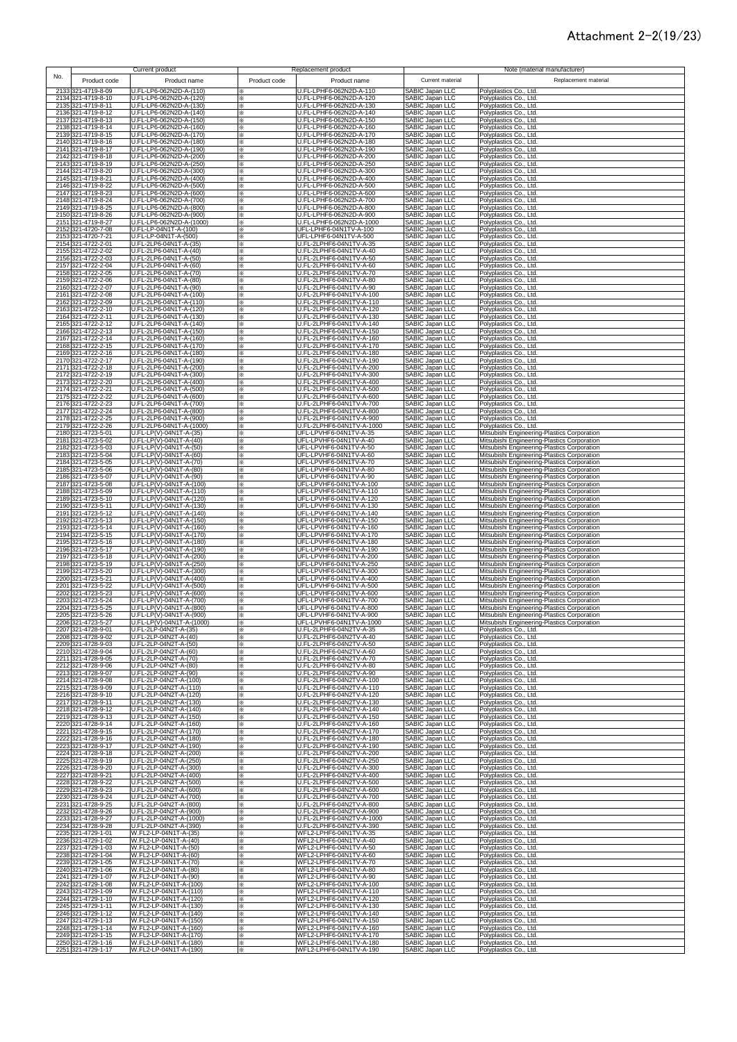# Attachment 2-2(19/23)

| No. | Current product | | Replacement product | | Note (material manufacturer) | |
|---|---|---|---|---|---|---|
| | Product code | Product name | Product code | Product name | Current material | Replacement material |
| 2133 | 321-4719-8-09 | U.FL-LP6-062N2D-A-(110) | ※ | U.FL-LPHF6-062N2D-A-110 | SABIC Japan LLC | Polyplastics Co., Ltd. |
| 2134 | 321-4719-8-10 | U.FL-LP6-062N2D-A-(120) | ※ | U.FL-LPHF6-062N2D-A-120 | SABIC Japan LLC | Polyplastics Co., Ltd. |
| 2135 | 321-4719-8-11 | U.FL-LP6-062N2D-A-(130) | ※ | U.FL-LPHF6-062N2D-A-130 | SABIC Japan LLC | Polyplastics Co., Ltd. |
| 2136 | 321-4719-8-12 | U.FL-LP6-062N2D-A-(140) | ※ | U.FL-LPHF6-062N2D-A-140 | SABIC Japan LLC | Polyplastics Co., Ltd. |
| 2137 | 321-4719-8-13 | U.FL-LP6-062N2D-A-(150) | ※ | U.FL-LPHF6-062N2D-A-150 | SABIC Japan LLC | Polyplastics Co., Ltd. |
| 2138 | 321-4719-8-14 | U.FL-LP6-062N2D-A-(160) | ※ | U.FL-LPHF6-062N2D-A-160 | SABIC Japan LLC | Polyplastics Co., Ltd. |
| 2139 | 321-4719-8-15 | U.FL-LP6-062N2D-A-(170) | ※ | U.FL-LPHF6-062N2D-A-170 | SABIC Japan LLC | Polyplastics Co., Ltd. |
| 2140 | 321-4719-8-16 | U.FL-LP6-062N2D-A-(180) | ※ | U.FL-LPHF6-062N2D-A-180 | SABIC Japan LLC | Polyplastics Co., Ltd. |
| 2141 | 321-4719-8-17 | U.FL-LP6-062N2D-A-(190) | ※ | U.FL-LPHF6-062N2D-A-190 | SABIC Japan LLC | Polyplastics Co., Ltd. |
| 2142 | 321-4719-8-18 | U.FL-LP6-062N2D-A-(200) | ※ | U.FL-LPHF6-062N2D-A-200 | SABIC Japan LLC | Polyplastics Co., Ltd. |
| 2143 | 321-4719-8-19 | U.FL-LP6-062N2D-A-(250) | ※ | U.FL-LPHF6-062N2D-A-250 | SABIC Japan LLC | Polyplastics Co., Ltd. |
| 2144 | 321-4719-8-20 | U.FL-LP6-062N2D-A-(300) | ※ | U.FL-LPHF6-062N2D-A-300 | SABIC Japan LLC | Polyplastics Co., Ltd. |
| 2145 | 321-4719-8-21 | U.FL-LP6-062N2D-A-(400) | ※ | U.FL-LPHF6-062N2D-A-400 | SABIC Japan LLC | Polyplastics Co., Ltd. |
| 2146 | 321-4719-8-22 | U.FL-LP6-062N2D-A-(500) | ※ | U.FL-LPHF6-062N2D-A-500 | SABIC Japan LLC | Polyplastics Co., Ltd. |
| 2147 | 321-4719-8-23 | U.FL-LP6-062N2D-A-(600) | ※ | U.FL-LPHF6-062N2D-A-600 | SABIC Japan LLC | Polyplastics Co., Ltd. |
| 2148 | 321-4719-8-24 | U.FL-LP6-062N2D-A-(700) | ※ | U.FL-LPHF6-062N2D-A-700 | SABIC Japan LLC | Polyplastics Co., Ltd. |
| 2149 | 321-4719-8-25 | U.FL-LP6-062N2D-A-(800) | ※ | U.FL-LPHF6-062N2D-A-800 | SABIC Japan LLC | Polyplastics Co., Ltd. |
| 2150 | 321-4719-8-26 | U.FL-LP6-062N2D-A-(900) | ※ | U.FL-LPHF6-062N2D-A-900 | SABIC Japan LLC | Polyplastics Co., Ltd. |
| 2151 | 321-4719-8-27 | U.FL-LP6-062N2D-A-(1000) | ※ | U.FL-LPHF6-062N2D-A-1000 | SABIC Japan LLC | Polyplastics Co., Ltd. |
| 2152 | 321-4720-7-08 | U.FL-LP-04N1T-A-(100) | ※ | UFL-LPHF6-04N1TV-A-100 | SABIC Japan LLC | Polyplastics Co., Ltd. |
| 2153 | 321-4720-7-21 | U.FL-LP-04N1T-A-(500) | ※ | UFL-LPHF6-04N1TV-A-500 | SABIC Japan LLC | Polyplastics Co., Ltd. |
| 2154 | 321-4722-2-01 | U.FL-2LP6-04N1T-A-(35) | ※ | U.FL-2LPHF6-04N1TV-A-35 | SABIC Japan LLC | Polyplastics Co., Ltd. |
| 2155 | 321-4722-2-02 | U.FL-2LP6-04N1T-A-(40) | ※ | U.FL-2LPHF6-04N1TV-A-40 | SABIC Japan LLC | Polyplastics Co., Ltd. |
| 2156 | 321-4722-2-03 | U.FL-2LP6-04N1T-A-(50) | ※ | U.FL-2LPHF6-04N1TV-A-50 | SABIC Japan LLC | Polyplastics Co., Ltd. |
| 2157 | 321-4722-2-04 | U.FL-2LP6-04N1T-A-(60) | ※ | U.FL-2LPHF6-04N1TV-A-60 | SABIC Japan LLC | Polyplastics Co., Ltd. |
| 2158 | 321-4722-2-05 | U.FL-2LP6-04N1T-A-(70) | ※ | U.FL-2LPHF6-04N1TV-A-70 | SABIC Japan LLC | Polyplastics Co., Ltd. |
| 2159 | 321-4722-2-06 | U.FL-2LP6-04N1T-A-(80) | ※ | U.FL-2LPHF6-04N1TV-A-80 | SABIC Japan LLC | Polyplastics Co., Ltd. |
| 2160 | 321-4722-2-07 | U.FL-2LP6-04N1T-A-(90) | ※ | U.FL-2LPHF6-04N1TV-A-90 | SABIC Japan LLC | Polyplastics Co., Ltd. |
| 2161 | 321-4722-2-08 | U.FL-2LP6-04N1T-A-(100) | ※ | U.FL-2LPHF6-04N1TV-A-100 | SABIC Japan LLC | Polyplastics Co., Ltd. |
| 2162 | 321-4722-2-09 | U.FL-2LP6-04N1T-A-(110) | ※ | U.FL-2LPHF6-04N1TV-A-110 | SABIC Japan LLC | Polyplastics Co., Ltd. |
| 2163 | 321-4722-2-10 | U.FL-2LP6-04N1T-A-(120) | ※ | U.FL-2LPHF6-04N1TV-A-120 | SABIC Japan LLC | Polyplastics Co., Ltd. |
| 2164 | 321-4722-2-11 | U.FL-2LP6-04N1T-A-(130) | ※ | U.FL-2LPHF6-04N1TV-A-130 | SABIC Japan LLC | Polyplastics Co., Ltd. |
| 2165 | 321-4722-2-12 | U.FL-2LP6-04N1T-A-(140) | ※ | U.FL-2LPHF6-04N1TV-A-140 | SABIC Japan LLC | Polyplastics Co., Ltd. |
| 2166 | 321-4722-2-13 | U.FL-2LP6-04N1T-A-(150) | ※ | U.FL-2LPHF6-04N1TV-A-150 | SABIC Japan LLC | Polyplastics Co., Ltd. |
| 2167 | 321-4722-2-14 | U.FL-2LP6-04N1T-A-(160) | ※ | U.FL-2LPHF6-04N1TV-A-160 | SABIC Japan LLC | Polyplastics Co., Ltd. |
| 2168 | 321-4722-2-15 | U.FL-2LP6-04N1T-A-(170) | ※ | U.FL-2LPHF6-04N1TV-A-170 | SABIC Japan LLC | Polyplastics Co., Ltd. |
| 2169 | 321-4722-2-16 | U.FL-2LP6-04N1T-A-(180) | ※ | U.FL-2LPHF6-04N1TV-A-180 | SABIC Japan LLC | Polyplastics Co., Ltd. |
| 2170 | 321-4722-2-17 | U.FL-2LP6-04N1T-A-(190) | ※ | U.FL-2LPHF6-04N1TV-A-190 | SABIC Japan LLC | Polyplastics Co., Ltd. |
| 2171 | 321-4722-2-18 | U.FL-2LP6-04N1T-A-(200) | ※ | U.FL-2LPHF6-04N1TV-A-200 | SABIC Japan LLC | Polyplastics Co., Ltd. |
| 2172 | 321-4722-2-19 | U.FL-2LP6-04N1T-A-(300) | ※ | U.FL-2LPHF6-04N1TV-A-300 | SABIC Japan LLC | Polyplastics Co., Ltd. |
| 2173 | 321-4722-2-20 | U.FL-2LP6-04N1T-A-(400) | ※ | U.FL-2LPHF6-04N1TV-A-400 | SABIC Japan LLC | Polyplastics Co., Ltd. |
| 2174 | 321-4722-2-21 | U.FL-2LP6-04N1T-A-(500) | ※ | U.FL-2LPHF6-04N1TV-A-500 | SABIC Japan LLC | Polyplastics Co., Ltd. |
| 2175 | 321-4722-2-22 | U.FL-2LP6-04N1T-A-(600) | ※ | U.FL-2LPHF6-04N1TV-A-600 | SABIC Japan LLC | Polyplastics Co., Ltd. |
| 2176 | 321-4722-2-23 | U.FL-2LP6-04N1T-A-(700) | ※ | U.FL-2LPHF6-04N1TV-A-700 | SABIC Japan LLC | Polyplastics Co., Ltd. |
| 2177 | 321-4722-2-24 | U.FL-2LP6-04N1T-A-(800) | ※ | U.FL-2LPHF6-04N1TV-A-800 | SABIC Japan LLC | Polyplastics Co., Ltd. |
| 2178 | 321-4722-2-25 | U.FL-2LP6-04N1T-A-(900) | ※ | U.FL-2LPHF6-04N1TV-A-900 | SABIC Japan LLC | Polyplastics Co., Ltd. |
| 2179 | 321-4722-2-26 | U.FL-2LP6-04N1T-A-(1000) | ※ | U.FL-2LPHF6-04N1TV-A-1000 | SABIC Japan LLC | Polyplastics Co., Ltd. |
| 2180 | 321-4723-5-01 | U.FL-LP(V)-04N1T-A-(35) | ※ | UFL-LPVHF6-04N1TV-A-35 | SABIC Japan LLC | Mitsubishi Engineering-Plastics Corporation |
| 2181 | 321-4723-5-02 | U.FL-LP(V)-04N1T-A-(40) | ※ | UFL-LPVHF6-04N1TV-A-40 | SABIC Japan LLC | Mitsubishi Engineering-Plastics Corporation |
| 2182 | 321-4723-5-03 | U.FL-LP(V)-04N1T-A-(50) | ※ | UFL-LPVHF6-04N1TV-A-50 | SABIC Japan LLC | Mitsubishi Engineering-Plastics Corporation |
| 2183 | 321-4723-5-04 | U.FL-LP(V)-04N1T-A-(60) | ※ | UFL-LPVHF6-04N1TV-A-60 | SABIC Japan LLC | Mitsubishi Engineering-Plastics Corporation |
| 2184 | 321-4723-5-05 | U.FL-LP(V)-04N1T-A-(70) | ※ | UFL-LPVHF6-04N1TV-A-70 | SABIC Japan LLC | Mitsubishi Engineering-Plastics Corporation |
| 2185 | 321-4723-5-06 | U.FL-LP(V)-04N1T-A-(80) | ※ | UFL-LPVHF6-04N1TV-A-80 | SABIC Japan LLC | Mitsubishi Engineering-Plastics Corporation |
| 2186 | 321-4723-5-07 | U.FL-LP(V)-04N1T-A-(90) | ※ | UFL-LPVHF6-04N1TV-A-90 | SABIC Japan LLC | Mitsubishi Engineering-Plastics Corporation |
| 2187 | 321-4723-5-08 | U.FL-LP(V)-04N1T-A-(100) | ※ | UFL-LPVHF6-04N1TV-A-100 | SABIC Japan LLC | Mitsubishi Engineering-Plastics Corporation |
| 2188 | 321-4723-5-09 | U.FL-LP(V)-04N1T-A-(110) | ※ | UFL-LPVHF6-04N1TV-A-110 | SABIC Japan LLC | Mitsubishi Engineering-Plastics Corporation |
| 2189 | 321-4723-5-10 | U.FL-LP(V)-04N1T-A-(120) | ※ | UFL-LPVHF6-04N1TV-A-120 | SABIC Japan LLC | Mitsubishi Engineering-Plastics Corporation |
| 2190 | 321-4723-5-11 | U.FL-LP(V)-04N1T-A-(130) | ※ | UFL-LPVHF6-04N1TV-A-130 | SABIC Japan LLC | Mitsubishi Engineering-Plastics Corporation |
| 2191 | 321-4723-5-12 | U.FL-LP(V)-04N1T-A-(140) | ※ | UFL-LPVHF6-04N1TV-A-140 | SABIC Japan LLC | Mitsubishi Engineering-Plastics Corporation |
| 2192 | 321-4723-5-13 | U.FL-LP(V)-04N1T-A-(150) | ※ | UFL-LPVHF6-04N1TV-A-150 | SABIC Japan LLC | Mitsubishi Engineering-Plastics Corporation |
| 2193 | 321-4723-5-14 | U.FL-LP(V)-04N1T-A-(160) | ※ | UFL-LPVHF6-04N1TV-A-160 | SABIC Japan LLC | Mitsubishi Engineering-Plastics Corporation |
| 2194 | 321-4723-5-15 | U.FL-LP(V)-04N1T-A-(170) | ※ | UFL-LPVHF6-04N1TV-A-170 | SABIC Japan LLC | Mitsubishi Engineering-Plastics Corporation |
| 2195 | 321-4723-5-16 | U.FL-LP(V)-04N1T-A-(180) | ※ | UFL-LPVHF6-04N1TV-A-180 | SABIC Japan LLC | Mitsubishi Engineering-Plastics Corporation |
| 2196 | 321-4723-5-17 | U.FL-LP(V)-04N1T-A-(190) | ※ | UFL-LPVHF6-04N1TV-A-190 | SABIC Japan LLC | Mitsubishi Engineering-Plastics Corporation |
| 2197 | 321-4723-5-18 | U.FL-LP(V)-04N1T-A-(200) | ※ | UFL-LPVHF6-04N1TV-A-200 | SABIC Japan LLC | Mitsubishi Engineering-Plastics Corporation |
| 2198 | 321-4723-5-19 | U.FL-LP(V)-04N1T-A-(250) | ※ | UFL-LPVHF6-04N1TV-A-250 | SABIC Japan LLC | Mitsubishi Engineering-Plastics Corporation |
| 2199 | 321-4723-5-20 | U.FL-LP(V)-04N1T-A-(300) | ※ | UFL-LPVHF6-04N1TV-A-300 | SABIC Japan LLC | Mitsubishi Engineering-Plastics Corporation |
| 2200 | 321-4723-5-21 | U.FL-LP(V)-04N1T-A-(400) | ※ | UFL-LPVHF6-04N1TV-A-400 | SABIC Japan LLC | Mitsubishi Engineering-Plastics Corporation |
| 2201 | 321-4723-5-22 | U.FL-LP(V)-04N1T-A-(500) | ※ | UFL-LPVHF6-04N1TV-A-500 | SABIC Japan LLC | Mitsubishi Engineering-Plastics Corporation |
| 2202 | 321-4723-5-23 | U.FL-LP(V)-04N1T-A-(600) | ※ | UFL-LPVHF6-04N1TV-A-600 | SABIC Japan LLC | Mitsubishi Engineering-Plastics Corporation |
| 2203 | 321-4723-5-24 | U.FL-LP(V)-04N1T-A-(700) | ※ | UFL-LPVHF6-04N1TV-A-700 | SABIC Japan LLC | Mitsubishi Engineering-Plastics Corporation |
| 2204 | 321-4723-5-25 | U.FL-LP(V)-04N1T-A-(800) | ※ | UFL-LPVHF6-04N1TV-A-800 | SABIC Japan LLC | Mitsubishi Engineering-Plastics Corporation |
| 2205 | 321-4723-5-26 | U.FL-LP(V)-04N1T-A-(900) | ※ | UFL-LPVHF6-04N1TV-A-900 | SABIC Japan LLC | Mitsubishi Engineering-Plastics Corporation |
| 2206 | 321-4723-5-27 | U.FL-LP(V)-04N1T-A-(1000) | ※ | UFL-LPVHF6-04N1TV-A-1000 | SABIC Japan LLC | Mitsubishi Engineering-Plastics Corporation |
| 2207 | 321-4728-9-01 | U.FL-2LP-04N2T-A-(35) | ※ | U.FL-2LPHF6-04N2TV-A-35 | SABIC Japan LLC | Polyplastics Co., Ltd. |
| 2208 | 321-4728-9-02 | U.FL-2LP-04N2T-A-(40) | ※ | U.FL-2LPHF6-04N2TV-A-40 | SABIC Japan LLC | Polyplastics Co., Ltd. |
| 2209 | 321-4728-9-03 | U.FL-2LP-04N2T-A-(50) | ※ | U.FL-2LPHF6-04N2TV-A-50 | SABIC Japan LLC | Polyplastics Co., Ltd. |
| 2210 | 321-4728-9-04 | U.FL-2LP-04N2T-A-(60) | ※ | U.FL-2LPHF6-04N2TV-A-60 | SABIC Japan LLC | Polyplastics Co., Ltd. |
| 2211 | 321-4728-9-05 | U.FL-2LP-04N2T-A-(70) | ※ | U.FL-2LPHF6-04N2TV-A-70 | SABIC Japan LLC | Polyplastics Co., Ltd. |
| 2212 | 321-4728-9-06 | U.FL-2LP-04N2T-A-(80) | ※ | U.FL-2LPHF6-04N2TV-A-80 | SABIC Japan LLC | Polyplastics Co., Ltd. |
| 2213 | 321-4728-9-07 | U.FL-2LP-04N2T-A-(90) | ※ | U.FL-2LPHF6-04N2TV-A-90 | SABIC Japan LLC | Polyplastics Co., Ltd. |
| 2214 | 321-4728-9-08 | U.FL-2LP-04N2T-A-(100) | ※ | U.FL-2LPHF6-04N2TV-A-100 | SABIC Japan LLC | Polyplastics Co., Ltd. |
| 2215 | 321-4728-9-09 | U.FL-2LP-04N2T-A-(110) | ※ | U.FL-2LPHF6-04N2TV-A-110 | SABIC Japan LLC | Polyplastics Co., Ltd. |
| 2216 | 321-4728-9-10 | U.FL-2LP-04N2T-A-(120) | ※ | U.FL-2LPHF6-04N2TV-A-120 | SABIC Japan LLC | Polyplastics Co., Ltd. |
| 2217 | 321-4728-9-11 | U.FL-2LP-04N2T-A-(130) | ※ | U.FL-2LPHF6-04N2TV-A-130 | SABIC Japan LLC | Polyplastics Co., Ltd. |
| 2218 | 321-4728-9-12 | U.FL-2LP-04N2T-A-(140) | ※ | U.FL-2LPHF6-04N2TV-A-140 | SABIC Japan LLC | Polyplastics Co., Ltd. |
| 2219 | 321-4728-9-13 | U.FL-2LP-04N2T-A-(150) | ※ | U.FL-2LPHF6-04N2TV-A-150 | SABIC Japan LLC | Polyplastics Co., Ltd. |
| 2220 | 321-4728-9-14 | U.FL-2LP-04N2T-A-(160) | ※ | U.FL-2LPHF6-04N2TV-A-160 | SABIC Japan LLC | Polyplastics Co., Ltd. |
| 2221 | 321-4728-9-15 | U.FL-2LP-04N2T-A-(170) | ※ | U.FL-2LPHF6-04N2TV-A-170 | SABIC Japan LLC | Polyplastics Co., Ltd. |
| 2222 | 321-4728-9-16 | U.FL-2LP-04N2T-A-(180) | ※ | U.FL-2LPHF6-04N2TV-A-180 | SABIC Japan LLC | Polyplastics Co., Ltd. |
| 2223 | 321-4728-9-17 | U.FL-2LP-04N2T-A-(190) | ※ | U.FL-2LPHF6-04N2TV-A-190 | SABIC Japan LLC | Polyplastics Co., Ltd. |
| 2224 | 321-4728-9-18 | U.FL-2LP-04N2T-A-(200) | ※ | U.FL-2LPHF6-04N2TV-A-200 | SABIC Japan LLC | Polyplastics Co., Ltd. |
| 2225 | 321-4728-9-19 | U.FL-2LP-04N2T-A-(250) | ※ | U.FL-2LPHF6-04N2TV-A-250 | SABIC Japan LLC | Polyplastics Co., Ltd. |
| 2226 | 321-4728-9-20 | U.FL-2LP-04N2T-A-(300) | ※ | U.FL-2LPHF6-04N2TV-A-300 | SABIC Japan LLC | Polyplastics Co., Ltd. |
| 2227 | 321-4728-9-21 | U.FL-2LP-04N2T-A-(400) | ※ | U.FL-2LPHF6-04N2TV-A-400 | SABIC Japan LLC | Polyplastics Co., Ltd. |
| 2228 | 321-4728-9-22 | U.FL-2LP-04N2T-A-(500) | ※ | U.FL-2LPHF6-04N2TV-A-500 | SABIC Japan LLC | Polyplastics Co., Ltd. |
| 2229 | 321-4728-9-23 | U.FL-2LP-04N2T-A-(600) | ※ | U.FL-2LPHF6-04N2TV-A-600 | SABIC Japan LLC | Polyplastics Co., Ltd. |
| 2230 | 321-4728-9-24 | U.FL-2LP-04N2T-A-(700) | ※ | U.FL-2LPHF6-04N2TV-A-700 | SABIC Japan LLC | Polyplastics Co., Ltd. |
| 2231 | 321-4728-9-25 | U.FL-2LP-04N2T-A-(800) | ※ | U.FL-2LPHF6-04N2TV-A-800 | SABIC Japan LLC | Polyplastics Co., Ltd. |
| 2232 | 321-4728-9-26 | U.FL-2LP-04N2T-A-(900) | ※ | U.FL-2LPHF6-04N2TV-A-900 | SABIC Japan LLC | Polyplastics Co., Ltd. |
| 2233 | 321-4728-9-27 | U.FL-2LP-04N2T-A-(1000) | ※ | U.FL-2LPHF6-04N2TV-A-1000 | SABIC Japan LLC | Polyplastics Co., Ltd. |
| 2234 | 321-4728-9-28 | U.FL-2LP-04N2T-A-(390) | ※ | U.FL-2LPHF6-04N2TV-A-390 | SABIC Japan LLC | Polyplastics Co., Ltd. |
| 2235 | 321-4729-1-01 | W.FL2-LP-04N1T-A-(35) | ※ | WFL2-LPHF6-04N1TV-A-35 | SABIC Japan LLC | Polyplastics Co., Ltd. |
| 2236 | 321-4729-1-02 | W.FL2-LP-04N1T-A-(40) | ※ | WFL2-LPHF6-04N1TV-A-40 | SABIC Japan LLC | Polyplastics Co., Ltd. |
| 2237 | 321-4729-1-03 | W.FL2-LP-04N1T-A-(50) | ※ | WFL2-LPHF6-04N1TV-A-50 | SABIC Japan LLC | Polyplastics Co., Ltd. |
| 2238 | 321-4729-1-04 | W.FL2-LP-04N1T-A-(60) | ※ | WFL2-LPHF6-04N1TV-A-60 | SABIC Japan LLC | Polyplastics Co., Ltd. |
| 2239 | 321-4729-1-05 | W.FL2-LP-04N1T-A-(70) | ※ | WFL2-LPHF6-04N1TV-A-70 | SABIC Japan LLC | Polyplastics Co., Ltd. |
| 2240 | 321-4729-1-06 | W.FL2-LP-04N1T-A-(80) | ※ | WFL2-LPHF6-04N1TV-A-80 | SABIC Japan LLC | Polyplastics Co., Ltd. |
| 2241 | 321-4729-1-07 | W.FL2-LP-04N1T-A-(90) | ※ | WFL2-LPHF6-04N1TV-A-90 | SABIC Japan LLC | Polyplastics Co., Ltd. |
| 2242 | 321-4729-1-08 | W.FL2-LP-04N1T-A-(100) | ※ | WFL2-LPHF6-04N1TV-A-100 | SABIC Japan LLC | Polyplastics Co., Ltd. |
| 2243 | 321-4729-1-09 | W.FL2-LP-04N1T-A-(110) | ※ | WFL2-LPHF6-04N1TV-A-110 | SABIC Japan LLC | Polyplastics Co., Ltd. |
| 2244 | 321-4729-1-10 | W.FL2-LP-04N1T-A-(120) | ※ | WFL2-LPHF6-04N1TV-A-120 | SABIC Japan LLC | Polyplastics Co., Ltd. |
| 2245 | 321-4729-1-11 | W.FL2-LP-04N1T-A-(130) | ※ | WFL2-LPHF6-04N1TV-A-130 | SABIC Japan LLC | Polyplastics Co., Ltd. |
| 2246 | 321-4729-1-12 | W.FL2-LP-04N1T-A-(140) | ※ | WFL2-LPHF6-04N1TV-A-140 | SABIC Japan LLC | Polyplastics Co., Ltd. |
| 2247 | 321-4729-1-13 | W.FL2-LP-04N1T-A-(150) | ※ | WFL2-LPHF6-04N1TV-A-150 | SABIC Japan LLC | Polyplastics Co., Ltd. |
| 2248 | 321-4729-1-14 | W.FL2-LP-04N1T-A-(160) | ※ | WFL2-LPHF6-04N1TV-A-160 | SABIC Japan LLC | Polyplastics Co., Ltd. |
| 2249 | 321-4729-1-15 | W.FL2-LP-04N1T-A-(170) | ※ | WFL2-LPHF6-04N1TV-A-170 | SABIC Japan LLC | Polyplastics Co., Ltd. |
| 2250 | 321-4729-1-16 | W.FL2-LP-04N1T-A-(180) | ※ | WFL2-LPHF6-04N1TV-A-180 | SABIC Japan LLC | Polyplastics Co., Ltd. |
| 2251 | 321-4729-1-17 | W.FL2-LP-04N1T-A-(190) | ※ | WFL2-LPHF6-04N1TV-A-190 | SABIC Japan LLC | Polyplastics Co., Ltd. |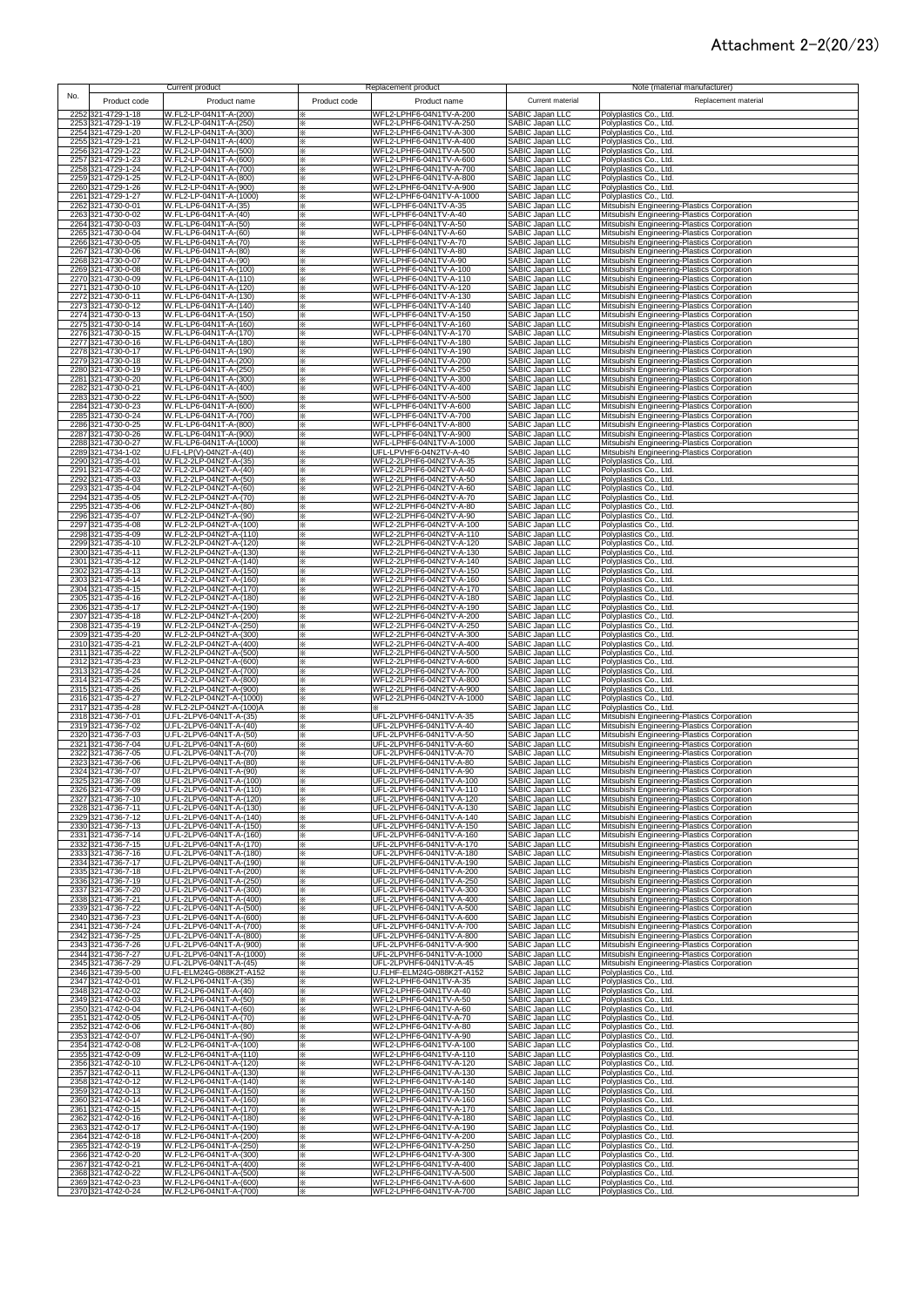# Attachment 2-2(20/23)

| No. | Current product | | Replacement product | | Note (material manufacturer) | |
|---|---|---|---|---|---|---|
| | Product code | Product name | Product code | Product name | Current material | Replacement material |
| 2252 | 321-4729-1-18 | W.FL2-LP-04N1T-A-(200) | ※ | WFL2-LPHF6-04N1TV-A-200 | SABIC Japan LLC | Polyplastics Co., Ltd. |
| 2253 | 321-4729-1-19 | W.FL2-LP-04N1T-A-(250) | ※ | WFL2-LPHF6-04N1TV-A-250 | SABIC Japan LLC | Polyplastics Co., Ltd. |
| 2254 | 321-4729-1-20 | W.FL2-LP-04N1T-A-(300) | ※ | WFL2-LPHF6-04N1TV-A-300 | SABIC Japan LLC | Polyplastics Co., Ltd. |
| 2255 | 321-4729-1-21 | W.FL2-LP-04N1T-A-(400) | ※ | WFL2-LPHF6-04N1TV-A-400 | SABIC Japan LLC | Polyplastics Co., Ltd. |
| 2256 | 321-4729-1-22 | W.FL2-LP-04N1T-A-(500) | ※ | WFL2-LPHF6-04N1TV-A-500 | SABIC Japan LLC | Polyplastics Co., Ltd. |
| 2257 | 321-4729-1-23 | W.FL2-LP-04N1T-A-(600) | ※ | WFL2-LPHF6-04N1TV-A-600 | SABIC Japan LLC | Polyplastics Co., Ltd. |
| 2258 | 321-4729-1-24 | W.FL2-LP-04N1T-A-(700) | ※ | WFL2-LPHF6-04N1TV-A-700 | SABIC Japan LLC | Polyplastics Co., Ltd. |
| 2259 | 321-4729-1-25 | W.FL2-LP-04N1T-A-(800) | ※ | WFL2-LPHF6-04N1TV-A-800 | SABIC Japan LLC | Polyplastics Co., Ltd. |
| 2260 | 321-4729-1-26 | W.FL2-LP-04N1T-A-(900) | ※ | WFL2-LPHF6-04N1TV-A-900 | SABIC Japan LLC | Polyplastics Co., Ltd. |
| 2261 | 321-4729-1-27 | W.FL2-LP-04N1T-A-(1000) | ※ | WFL2-LPHF6-04N1TV-A-1000 | SABIC Japan LLC | Polyplastics Co., Ltd. |
| 2262 | 321-4730-0-01 | W.FL-LP6-04N1T-A-(35) | ※ | WFL-LPHF6-04N1TV-A-35 | SABIC Japan LLC | Mitsubishi Engineering-Plastics Corporation |
| 2263 | 321-4730-0-02 | W.FL-LP6-04N1T-A-(40) | ※ | WFL-LPHF6-04N1TV-A-40 | SABIC Japan LLC | Mitsubishi Engineering-Plastics Corporation |
| 2264 | 321-4730-0-03 | W.FL-LP6-04N1T-A-(50) | ※ | WFL-LPHF6-04N1TV-A-50 | SABIC Japan LLC | Mitsubishi Engineering-Plastics Corporation |
| 2265 | 321-4730-0-04 | W.FL-LP6-04N1T-A-(60) | ※ | WFL-LPHF6-04N1TV-A-60 | SABIC Japan LLC | Mitsubishi Engineering-Plastics Corporation |
| 2266 | 321-4730-0-05 | W.FL-LP6-04N1T-A-(70) | ※ | WFL-LPHF6-04N1TV-A-70 | SABIC Japan LLC | Mitsubishi Engineering-Plastics Corporation |
| 2267 | 321-4730-0-06 | W.FL-LP6-04N1T-A-(80) | ※ | WFL-LPHF6-04N1TV-A-80 | SABIC Japan LLC | Mitsubishi Engineering-Plastics Corporation |
| 2268 | 321-4730-0-07 | W.FL-LP6-04N1T-A-(90) | ※ | WFL-LPHF6-04N1TV-A-90 | SABIC Japan LLC | Mitsubishi Engineering-Plastics Corporation |
| 2269 | 321-4730-0-08 | W.FL-LP6-04N1T-A-(100) | ※ | WFL-LPHF6-04N1TV-A-100 | SABIC Japan LLC | Mitsubishi Engineering-Plastics Corporation |
| 2270 | 321-4730-0-09 | W.FL-LP6-04N1T-A-(110) | ※ | WFL-LPHF6-04N1TV-A-110 | SABIC Japan LLC | Mitsubishi Engineering-Plastics Corporation |
| 2271 | 321-4730-0-10 | W.FL-LP6-04N1T-A-(120) | ※ | WFL-LPHF6-04N1TV-A-120 | SABIC Japan LLC | Mitsubishi Engineering-Plastics Corporation |
| 2272 | 321-4730-0-11 | W.FL-LP6-04N1T-A-(130) | ※ | WFL-LPHF6-04N1TV-A-130 | SABIC Japan LLC | Mitsubishi Engineering-Plastics Corporation |
| 2273 | 321-4730-0-12 | W.FL-LP6-04N1T-A-(140) | ※ | WFL-LPHF6-04N1TV-A-140 | SABIC Japan LLC | Mitsubishi Engineering-Plastics Corporation |
| 2274 | 321-4730-0-13 | W.FL-LP6-04N1T-A-(150) | ※ | WFL-LPHF6-04N1TV-A-150 | SABIC Japan LLC | Mitsubishi Engineering-Plastics Corporation |
| 2275 | 321-4730-0-14 | W.FL-LP6-04N1T-A-(160) | ※ | WFL-LPHF6-04N1TV-A-160 | SABIC Japan LLC | Mitsubishi Engineering-Plastics Corporation |
| 2276 | 321-4730-0-15 | W.FL-LP6-04N1T-A-(170) | ※ | WFL-LPHF6-04N1TV-A-170 | SABIC Japan LLC | Mitsubishi Engineering-Plastics Corporation |
| 2277 | 321-4730-0-16 | W.FL-LP6-04N1T-A-(180) | ※ | WFL-LPHF6-04N1TV-A-180 | SABIC Japan LLC | Mitsubishi Engineering-Plastics Corporation |
| 2278 | 321-4730-0-17 | W.FL-LP6-04N1T-A-(190) | ※ | WFL-LPHF6-04N1TV-A-190 | SABIC Japan LLC | Mitsubishi Engineering-Plastics Corporation |
| 2279 | 321-4730-0-18 | W.FL-LP6-04N1T-A-(200) | ※ | WFL-LPHF6-04N1TV-A-200 | SABIC Japan LLC | Mitsubishi Engineering-Plastics Corporation |
| 2280 | 321-4730-0-19 | W.FL-LP6-04N1T-A-(250) | ※ | WFL-LPHF6-04N1TV-A-250 | SABIC Japan LLC | Mitsubishi Engineering-Plastics Corporation |
| 2281 | 321-4730-0-20 | W.FL-LP6-04N1T-A-(300) | ※ | WFL-LPHF6-04N1TV-A-300 | SABIC Japan LLC | Mitsubishi Engineering-Plastics Corporation |
| 2282 | 321-4730-0-21 | W.FL-LP6-04N1T-A-(400) | ※ | WFL-LPHF6-04N1TV-A-400 | SABIC Japan LLC | Mitsubishi Engineering-Plastics Corporation |
| 2283 | 321-4730-0-22 | W.FL-LP6-04N1T-A-(500) | ※ | WFL-LPHF6-04N1TV-A-500 | SABIC Japan LLC | Mitsubishi Engineering-Plastics Corporation |
| 2284 | 321-4730-0-23 | W.FL-LP6-04N1T-A-(600) | ※ | WFL-LPHF6-04N1TV-A-600 | SABIC Japan LLC | Mitsubishi Engineering-Plastics Corporation |
| 2285 | 321-4730-0-24 | W.FL-LP6-04N1T-A-(700) | ※ | WFL-LPHF6-04N1TV-A-700 | SABIC Japan LLC | Mitsubishi Engineering-Plastics Corporation |
| 2286 | 321-4730-0-25 | W.FL-LP6-04N1T-A-(800) | ※ | WFL-LPHF6-04N1TV-A-800 | SABIC Japan LLC | Mitsubishi Engineering-Plastics Corporation |
| 2287 | 321-4730-0-26 | W.FL-LP6-04N1T-A-(900) | ※ | WFL-LPHF6-04N1TV-A-900 | SABIC Japan LLC | Mitsubishi Engineering-Plastics Corporation |
| 2288 | 321-4730-0-27 | W.FL-LP6-04N1T-A-(1000) | ※ | WFL-LPHF6-04N1TV-A-1000 | SABIC Japan LLC | Mitsubishi Engineering-Plastics Corporation |
| 2289 | 321-4734-1-02 | U.FL-LP(V)-04N2T-A-(40) | ※ | UFL-LPVHF6-04N2TV-A-40 | SABIC Japan LLC | Mitsubishi Engineering-Plastics Corporation |
| 2290 | 321-4735-4-01 | W.FL2-2LP-04N2T-A-(35) | ※ | WFL2-2LPHF6-04N2TV-A-35 | SABIC Japan LLC | Polyplastics Co., Ltd. |
| 2291 | 321-4735-4-02 | W.FL2-2LP-04N2T-A-(40) | ※ | WFL2-2LPHF6-04N2TV-A-40 | SABIC Japan LLC | Polyplastics Co., Ltd. |
| 2292 | 321-4735-4-03 | W.FL2-2LP-04N2T-A-(50) | ※ | WFL2-2LPHF6-04N2TV-A-50 | SABIC Japan LLC | Polyplastics Co., Ltd. |
| 2293 | 321-4735-4-04 | W.FL2-2LP-04N2T-A-(60) | ※ | WFL2-2LPHF6-04N2TV-A-60 | SABIC Japan LLC | Polyplastics Co., Ltd. |
| 2294 | 321-4735-4-05 | W.FL2-2LP-04N2T-A-(70) | ※ | WFL2-2LPHF6-04N2TV-A-70 | SABIC Japan LLC | Polyplastics Co., Ltd. |
| 2295 | 321-4735-4-06 | W.FL2-2LP-04N2T-A-(80) | ※ | WFL2-2LPHF6-04N2TV-A-80 | SABIC Japan LLC | Polyplastics Co., Ltd. |
| 2296 | 321-4735-4-07 | W.FL2-2LP-04N2T-A-(90) | ※ | WFL2-2LPHF6-04N2TV-A-90 | SABIC Japan LLC | Polyplastics Co., Ltd. |
| 2297 | 321-4735-4-08 | W.FL2-2LP-04N2T-A-(100) | ※ | WFL2-2LPHF6-04N2TV-A-100 | SABIC Japan LLC | Polyplastics Co., Ltd. |
| 2298 | 321-4735-4-09 | W.FL2-2LP-04N2T-A-(110) | ※ | WFL2-2LPHF6-04N2TV-A-110 | SABIC Japan LLC | Polyplastics Co., Ltd. |
| 2299 | 321-4735-4-10 | W.FL2-2LP-04N2T-A-(120) | ※ | WFL2-2LPHF6-04N2TV-A-120 | SABIC Japan LLC | Polyplastics Co., Ltd. |
| 2300 | 321-4735-4-11 | W.FL2-2LP-04N2T-A-(130) | ※ | WFL2-2LPHF6-04N2TV-A-130 | SABIC Japan LLC | Polyplastics Co., Ltd. |
| 2301 | 321-4735-4-12 | W.FL2-2LP-04N2T-A-(140) | ※ | WFL2-2LPHF6-04N2TV-A-140 | SABIC Japan LLC | Polyplastics Co., Ltd. |
| 2302 | 321-4735-4-13 | W.FL2-2LP-04N2T-A-(150) | ※ | WFL2-2LPHF6-04N2TV-A-150 | SABIC Japan LLC | Polyplastics Co., Ltd. |
| 2303 | 321-4735-4-14 | W.FL2-2LP-04N2T-A-(160) | ※ | WFL2-2LPHF6-04N2TV-A-160 | SABIC Japan LLC | Polyplastics Co., Ltd. |
| 2304 | 321-4735-4-15 | W.FL2-2LP-04N2T-A-(170) | ※ | WFL2-2LPHF6-04N2TV-A-170 | SABIC Japan LLC | Polyplastics Co., Ltd. |
| 2305 | 321-4735-4-16 | W.FL2-2LP-04N2T-A-(180) | ※ | WFL2-2LPHF6-04N2TV-A-180 | SABIC Japan LLC | Polyplastics Co., Ltd. |
| 2306 | 321-4735-4-17 | W.FL2-2LP-04N2T-A-(190) | ※ | WFL2-2LPHF6-04N2TV-A-190 | SABIC Japan LLC | Polyplastics Co., Ltd. |
| 2307 | 321-4735-4-18 | W.FL2-2LP-04N2T-A-(200) | ※ | WFL2-2LPHF6-04N2TV-A-200 | SABIC Japan LLC | Polyplastics Co., Ltd. |
| 2308 | 321-4735-4-19 | W.FL2-2LP-04N2T-A-(250) | ※ | WFL2-2LPHF6-04N2TV-A-250 | SABIC Japan LLC | Polyplastics Co., Ltd. |
| 2309 | 321-4735-4-20 | W.FL2-2LP-04N2T-A-(300) | ※ | WFL2-2LPHF6-04N2TV-A-300 | SABIC Japan LLC | Polyplastics Co., Ltd. |
| 2310 | 321-4735-4-21 | W.FL2-2LP-04N2T-A-(400) | ※ | WFL2-2LPHF6-04N2TV-A-400 | SABIC Japan LLC | Polyplastics Co., Ltd. |
| 2311 | 321-4735-4-22 | W.FL2-2LP-04N2T-A-(500) | ※ | WFL2-2LPHF6-04N2TV-A-500 | SABIC Japan LLC | Polyplastics Co., Ltd. |
| 2312 | 321-4735-4-23 | W.FL2-2LP-04N2T-A-(600) | ※ | WFL2-2LPHF6-04N2TV-A-600 | SABIC Japan LLC | Polyplastics Co., Ltd. |
| 2313 | 321-4735-4-24 | W.FL2-2LP-04N2T-A-(700) | ※ | WFL2-2LPHF6-04N2TV-A-700 | SABIC Japan LLC | Polyplastics Co., Ltd. |
| 2314 | 321-4735-4-25 | W.FL2-2LP-04N2T-A-(800) | ※ | WFL2-2LPHF6-04N2TV-A-800 | SABIC Japan LLC | Polyplastics Co., Ltd. |
| 2315 | 321-4735-4-26 | W.FL2-2LP-04N2T-A-(900) | ※ | WFL2-2LPHF6-04N2TV-A-900 | SABIC Japan LLC | Polyplastics Co., Ltd. |
| 2316 | 321-4735-4-27 | W.FL2-2LP-04N2T-A-(1000) | ※ | WFL2-2LPHF6-04N2TV-A-1000 | SABIC Japan LLC | Polyplastics Co., Ltd. |
| 2317 | 321-4735-4-28 | W.FL2-2LP-04N2T-A-(100)A | ※ | ※ | SABIC Japan LLC | Polyplastics Co., Ltd. |
| 2318 | 321-4736-7-01 | U.FL-2LPV6-04N1T-A-(35) | ※ | UFL-2LPVHF6-04N1TV-A-35 | SABIC Japan LLC | Mitsubishi Engineering-Plastics Corporation |
| 2319 | 321-4736-7-02 | U.FL-2LPV6-04N1T-A-(40) | ※ | UFL-2LPVHF6-04N1TV-A-40 | SABIC Japan LLC | Mitsubishi Engineering-Plastics Corporation |
| 2320 | 321-4736-7-03 | U.FL-2LPV6-04N1T-A-(50) | ※ | UFL-2LPVHF6-04N1TV-A-50 | SABIC Japan LLC | Mitsubishi Engineering-Plastics Corporation |
| 2321 | 321-4736-7-04 | U.FL-2LPV6-04N1T-A-(60) | ※ | UFL-2LPVHF6-04N1TV-A-60 | SABIC Japan LLC | Mitsubishi Engineering-Plastics Corporation |
| 2322 | 321-4736-7-05 | U.FL-2LPV6-04N1T-A-(70) | ※ | UFL-2LPVHF6-04N1TV-A-70 | SABIC Japan LLC | Mitsubishi Engineering-Plastics Corporation |
| 2323 | 321-4736-7-06 | U.FL-2LPV6-04N1T-A-(80) | ※ | UFL-2LPVHF6-04N1TV-A-80 | SABIC Japan LLC | Mitsubishi Engineering-Plastics Corporation |
| 2324 | 321-4736-7-07 | U.FL-2LPV6-04N1T-A-(90) | ※ | UFL-2LPVHF6-04N1TV-A-90 | SABIC Japan LLC | Mitsubishi Engineering-Plastics Corporation |
| 2325 | 321-4736-7-08 | U.FL-2LPV6-04N1T-A-(100) | ※ | UFL-2LPVHF6-04N1TV-A-100 | SABIC Japan LLC | Mitsubishi Engineering-Plastics Corporation |
| 2326 | 321-4736-7-09 | U.FL-2LPV6-04N1T-A-(110) | ※ | UFL-2LPVHF6-04N1TV-A-110 | SABIC Japan LLC | Mitsubishi Engineering-Plastics Corporation |
| 2327 | 321-4736-7-10 | U.FL-2LPV6-04N1T-A-(120) | ※ | UFL-2LPVHF6-04N1TV-A-120 | SABIC Japan LLC | Mitsubishi Engineering-Plastics Corporation |
| 2328 | 321-4736-7-11 | U.FL-2LPV6-04N1T-A-(130) | ※ | UFL-2LPVHF6-04N1TV-A-130 | SABIC Japan LLC | Mitsubishi Engineering-Plastics Corporation |
| 2329 | 321-4736-7-12 | U.FL-2LPV6-04N1T-A-(140) | ※ | UFL-2LPVHF6-04N1TV-A-140 | SABIC Japan LLC | Mitsubishi Engineering-Plastics Corporation |
| 2330 | 321-4736-7-13 | U.FL-2LPV6-04N1T-A-(150) | ※ | UFL-2LPVHF6-04N1TV-A-150 | SABIC Japan LLC | Mitsubishi Engineering-Plastics Corporation |
| 2331 | 321-4736-7-14 | U.FL-2LPV6-04N1T-A-(160) | ※ | UFL-2LPVHF6-04N1TV-A-160 | SABIC Japan LLC | Mitsubishi Engineering-Plastics Corporation |
| 2332 | 321-4736-7-15 | U.FL-2LPV6-04N1T-A-(170) | ※ | UFL-2LPVHF6-04N1TV-A-170 | SABIC Japan LLC | Mitsubishi Engineering-Plastics Corporation |
| 2333 | 321-4736-7-16 | U.FL-2LPV6-04N1T-A-(180) | ※ | UFL-2LPVHF6-04N1TV-A-180 | SABIC Japan LLC | Mitsubishi Engineering-Plastics Corporation |
| 2334 | 321-4736-7-17 | U.FL-2LPV6-04N1T-A-(190) | ※ | UFL-2LPVHF6-04N1TV-A-190 | SABIC Japan LLC | Mitsubishi Engineering-Plastics Corporation |
| 2335 | 321-4736-7-18 | U.FL-2LPV6-04N1T-A-(200) | ※ | UFL-2LPVHF6-04N1TV-A-200 | SABIC Japan LLC | Mitsubishi Engineering-Plastics Corporation |
| 2336 | 321-4736-7-19 | U.FL-2LPV6-04N1T-A-(250) | ※ | UFL-2LPVHF6-04N1TV-A-250 | SABIC Japan LLC | Mitsubishi Engineering-Plastics Corporation |
| 2337 | 321-4736-7-20 | U.FL-2LPV6-04N1T-A-(300) | ※ | UFL-2LPVHF6-04N1TV-A-300 | SABIC Japan LLC | Mitsubishi Engineering-Plastics Corporation |
| 2338 | 321-4736-7-21 | U.FL-2LPV6-04N1T-A-(400) | ※ | UFL-2LPVHF6-04N1TV-A-400 | SABIC Japan LLC | Mitsubishi Engineering-Plastics Corporation |
| 2339 | 321-4736-7-22 | U.FL-2LPV6-04N1T-A-(500) | ※ | UFL-2LPVHF6-04N1TV-A-500 | SABIC Japan LLC | Mitsubishi Engineering-Plastics Corporation |
| 2340 | 321-4736-7-23 | U.FL-2LPV6-04N1T-A-(600) | ※ | UFL-2LPVHF6-04N1TV-A-600 | SABIC Japan LLC | Mitsubishi Engineering-Plastics Corporation |
| 2341 | 321-4736-7-24 | U.FL-2LPV6-04N1T-A-(700) | ※ | UFL-2LPVHF6-04N1TV-A-700 | SABIC Japan LLC | Mitsubishi Engineering-Plastics Corporation |
| 2342 | 321-4736-7-25 | U.FL-2LPV6-04N1T-A-(800) | ※ | UFL-2LPVHF6-04N1TV-A-800 | SABIC Japan LLC | Mitsubishi Engineering-Plastics Corporation |
| 2343 | 321-4736-7-26 | U.FL-2LPV6-04N1T-A-(900) | ※ | UFL-2LPVHF6-04N1TV-A-900 | SABIC Japan LLC | Mitsubishi Engineering-Plastics Corporation |
| 2344 | 321-4736-7-27 | U.FL-2LPV6-04N1T-A-(1000) | ※ | UFL-2LPVHF6-04N1TV-A-1000 | SABIC Japan LLC | Mitsubishi Engineering-Plastics Corporation |
| 2345 | 321-4736-7-29 | U.FL-2LPV6-04N1T-A-(45) | ※ | UFL-2LPVHF6-04N1TV-A-45 | SABIC Japan LLC | Mitsubishi Engineering-Plastics Corporation |
| 2346 | 321-4739-5-00 | U.FL-ELM24G-088K2T-A152 | ※ | U.FLHF-ELM24G-088K2T-A152 | SABIC Japan LLC | Polyplastics Co., Ltd. |
| 2347 | 321-4742-0-01 | W.FL2-LP6-04N1T-A-(35) | ※ | WFL2-LPHF6-04N1TV-A-35 | SABIC Japan LLC | Polyplastics Co., Ltd. |
| 2348 | 321-4742-0-02 | W.FL2-LP6-04N1T-A-(40) | ※ | WFL2-LPHF6-04N1TV-A-40 | SABIC Japan LLC | Polyplastics Co., Ltd. |
| 2349 | 321-4742-0-03 | W.FL2-LP6-04N1T-A-(50) | ※ | WFL2-LPHF6-04N1TV-A-50 | SABIC Japan LLC | Polyplastics Co., Ltd. |
| 2350 | 321-4742-0-04 | W.FL2-LP6-04N1T-A-(60) | ※ | WFL2-LPHF6-04N1TV-A-60 | SABIC Japan LLC | Polyplastics Co., Ltd. |
| 2351 | 321-4742-0-05 | W.FL2-LP6-04N1T-A-(70) | ※ | WFL2-LPHF6-04N1TV-A-70 | SABIC Japan LLC | Polyplastics Co., Ltd. |
| 2352 | 321-4742-0-06 | W.FL2-LP6-04N1T-A-(80) | ※ | WFL2-LPHF6-04N1TV-A-80 | SABIC Japan LLC | Polyplastics Co., Ltd. |
| 2353 | 321-4742-0-07 | W.FL2-LP6-04N1T-A-(90) | ※ | WFL2-LPHF6-04N1TV-A-90 | SABIC Japan LLC | Polyplastics Co., Ltd. |
| 2354 | 321-4742-0-08 | W.FL2-LP6-04N1T-A-(100) | ※ | WFL2-LPHF6-04N1TV-A-100 | SABIC Japan LLC | Polyplastics Co., Ltd. |
| 2355 | 321-4742-0-09 | W.FL2-LP6-04N1T-A-(110) | ※ | WFL2-LPHF6-04N1TV-A-110 | SABIC Japan LLC | Polyplastics Co., Ltd. |
| 2356 | 321-4742-0-10 | W.FL2-LP6-04N1T-A-(120) | ※ | WFL2-LPHF6-04N1TV-A-120 | SABIC Japan LLC | Polyplastics Co., Ltd. |
| 2357 | 321-4742-0-11 | W.FL2-LP6-04N1T-A-(130) | ※ | WFL2-LPHF6-04N1TV-A-130 | SABIC Japan LLC | Polyplastics Co., Ltd. |
| 2358 | 321-4742-0-12 | W.FL2-LP6-04N1T-A-(140) | ※ | WFL2-LPHF6-04N1TV-A-140 | SABIC Japan LLC | Polyplastics Co., Ltd. |
| 2359 | 321-4742-0-13 | W.FL2-LP6-04N1T-A-(150) | ※ | WFL2-LPHF6-04N1TV-A-150 | SABIC Japan LLC | Polyplastics Co., Ltd. |
| 2360 | 321-4742-0-14 | W.FL2-LP6-04N1T-A-(160) | ※ | WFL2-LPHF6-04N1TV-A-160 | SABIC Japan LLC | Polyplastics Co., Ltd. |
| 2361 | 321-4742-0-15 | W.FL2-LP6-04N1T-A-(170) | ※ | WFL2-LPHF6-04N1TV-A-170 | SABIC Japan LLC | Polyplastics Co., Ltd. |
| 2362 | 321-4742-0-16 | W.FL2-LP6-04N1T-A-(180) | ※ | WFL2-LPHF6-04N1TV-A-180 | SABIC Japan LLC | Polyplastics Co., Ltd. |
| 2363 | 321-4742-0-17 | W.FL2-LP6-04N1T-A-(190) | ※ | WFL2-LPHF6-04N1TV-A-190 | SABIC Japan LLC | Polyplastics Co., Ltd. |
| 2364 | 321-4742-0-18 | W.FL2-LP6-04N1T-A-(200) | ※ | WFL2-LPHF6-04N1TV-A-200 | SABIC Japan LLC | Polyplastics Co., Ltd. |
| 2365 | 321-4742-0-19 | W.FL2-LP6-04N1T-A-(250) | ※ | WFL2-LPHF6-04N1TV-A-250 | SABIC Japan LLC | Polyplastics Co., Ltd. |
| 2366 | 321-4742-0-20 | W.FL2-LP6-04N1T-A-(300) | ※ | WFL2-LPHF6-04N1TV-A-300 | SABIC Japan LLC | Polyplastics Co., Ltd. |
| 2367 | 321-4742-0-21 | W.FL2-LP6-04N1T-A-(400) | ※ | WFL2-LPHF6-04N1TV-A-400 | SABIC Japan LLC | Polyplastics Co., Ltd. |
| 2368 | 321-4742-0-22 | W.FL2-LP6-04N1T-A-(500) | ※ | WFL2-LPHF6-04N1TV-A-500 | SABIC Japan LLC | Polyplastics Co., Ltd. |
| 2369 | 321-4742-0-23 | W.FL2-LP6-04N1T-A-(600) | ※ | WFL2-LPHF6-04N1TV-A-600 | SABIC Japan LLC | Polyplastics Co., Ltd. |
| 2370 | 321-4742-0-24 | W.FL2-LP6-04N1T-A-(700) | ※ | WFL2-LPHF6-04N1TV-A-700 | SABIC Japan LLC | Polyplastics Co., Ltd. |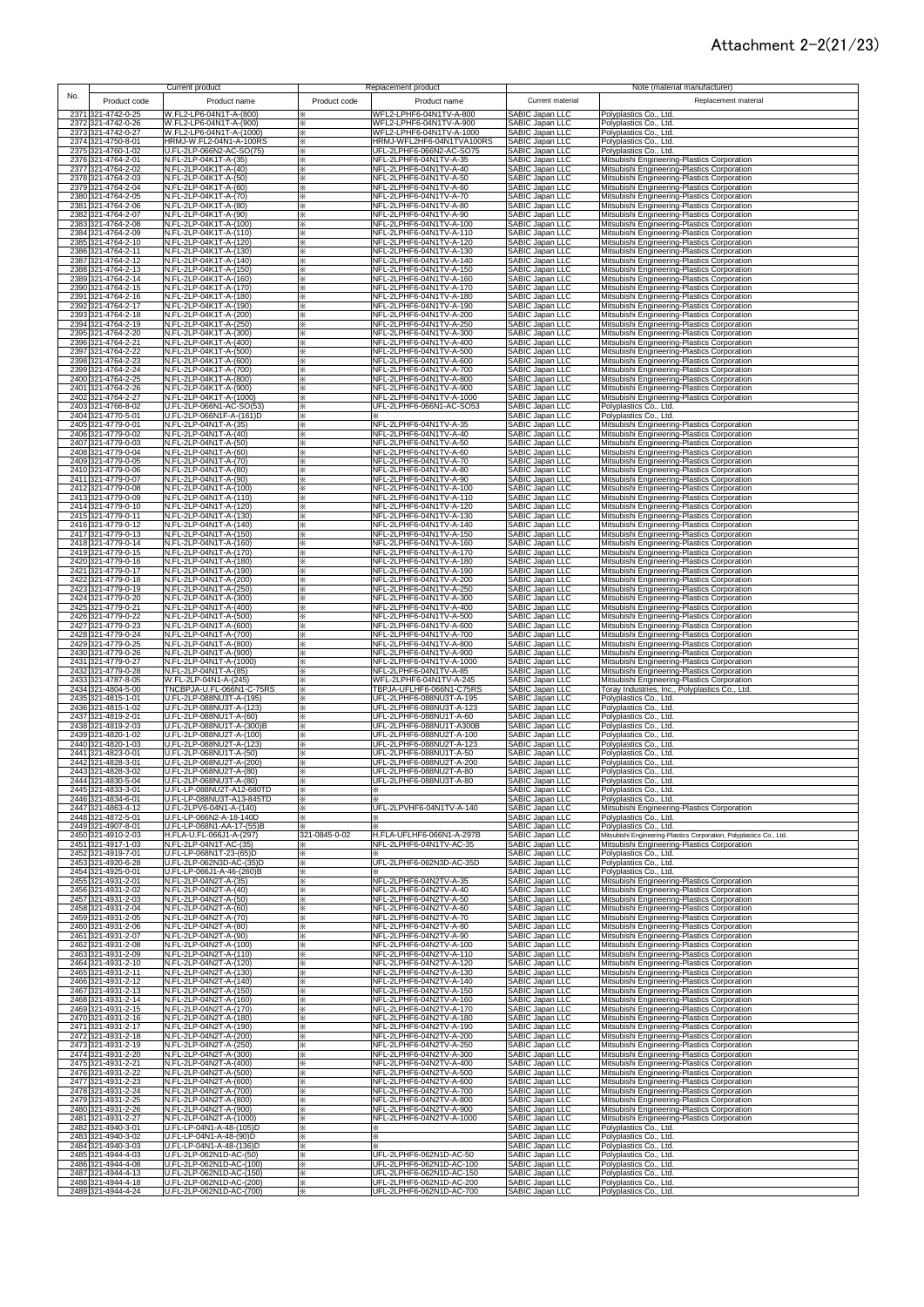# Attachment 2-2(21/23)

| No. | Current product | | Replacement product | | Note (material manufacturer) | |
|---|---|---|---|---|---|---|
| | Product code | Product name | Product code | Product name | Current material | Replacement material |
| 2371 | 321-4742-0-25 | W.FL2-LP6-04N1T-A-(800) | ※ | WFL2-LPHF6-04N1TV-A-800 | SABIC Japan LLC | Polyplastics Co., Ltd. |
| 2372 | 321-4742-0-26 | W.FL2-LP6-04N1T-A-(900) | ※ | WFL2-LPHF6-04N1TV-A-900 | SABIC Japan LLC | Polyplastics Co., Ltd. |
| 2373 | 321-4742-0-27 | W.FL2-LP6-04N1T-A-(1000) | ※ | WFL2-LPHF6-04N1TV-A-1000 | SABIC Japan LLC | Polyplastics Co., Ltd. |
| 2374 | 321-4750-8-01 | HRMJ-W.FL2-04N1-A-100RS | ※ | HRMJ-WFL2HF6-04N1TVA100RS | SABIC Japan LLC | Polyplastics Co., Ltd. |
| 2375 | 321-4760-1-02 | U.FL-2LP-066N2-AC-SO(75) | ※ | UFL-2LPHF6-066N2-AC-SO75 | SABIC Japan LLC | Polyplastics Co., Ltd. |
| 2376 | 321-4764-2-01 | N.FL-2LP-04K1T-A-(35) | ※ | NFL-2LPHF6-04N1TV-A-35 | SABIC Japan LLC | Mitsubishi Engineering-Plastics Corporation |
| 2377 | 321-4764-2-02 | N.FL-2LP-04K1T-A-(40) | ※ | NFL-2LPHF6-04N1TV-A-40 | SABIC Japan LLC | Mitsubishi Engineering-Plastics Corporation |
| 2378 | 321-4764-2-03 | N.FL-2LP-04K1T-A-(50) | ※ | NFL-2LPHF6-04N1TV-A-50 | SABIC Japan LLC | Mitsubishi Engineering-Plastics Corporation |
| 2379 | 321-4764-2-04 | N.FL-2LP-04K1T-A-(60) | ※ | NFL-2LPHF6-04N1TV-A-60 | SABIC Japan LLC | Mitsubishi Engineering-Plastics Corporation |
| 2380 | 321-4764-2-05 | N.FL-2LP-04K1T-A-(70) | ※ | NFL-2LPHF6-04N1TV-A-70 | SABIC Japan LLC | Mitsubishi Engineering-Plastics Corporation |
| 2381 | 321-4764-2-06 | N.FL-2LP-04K1T-A-(80) | ※ | NFL-2LPHF6-04N1TV-A-80 | SABIC Japan LLC | Mitsubishi Engineering-Plastics Corporation |
| 2382 | 321-4764-2-07 | N.FL-2LP-04K1T-A-(90) | ※ | NFL-2LPHF6-04N1TV-A-90 | SABIC Japan LLC | Mitsubishi Engineering-Plastics Corporation |
| 2383 | 321-4764-2-08 | N.FL-2LP-04K1T-A-(100) | ※ | NFL-2LPHF6-04N1TV-A-100 | SABIC Japan LLC | Mitsubishi Engineering-Plastics Corporation |
| 2384 | 321-4764-2-09 | N.FL-2LP-04K1T-A-(110) | ※ | NFL-2LPHF6-04N1TV-A-110 | SABIC Japan LLC | Mitsubishi Engineering-Plastics Corporation |
| 2385 | 321-4764-2-10 | N.FL-2LP-04K1T-A-(120) | ※ | NFL-2LPHF6-04N1TV-A-120 | SABIC Japan LLC | Mitsubishi Engineering-Plastics Corporation |
| 2386 | 321-4764-2-11 | N.FL-2LP-04K1T-A-(130) | ※ | NFL-2LPHF6-04N1TV-A-130 | SABIC Japan LLC | Mitsubishi Engineering-Plastics Corporation |
| 2387 | 321-4764-2-12 | N.FL-2LP-04K1T-A-(140) | ※ | NFL-2LPHF6-04N1TV-A-140 | SABIC Japan LLC | Mitsubishi Engineering-Plastics Corporation |
| 2388 | 321-4764-2-13 | N.FL-2LP-04K1T-A-(150) | ※ | NFL-2LPHF6-04N1TV-A-150 | SABIC Japan LLC | Mitsubishi Engineering-Plastics Corporation |
| 2389 | 321-4764-2-14 | N.FL-2LP-04K1T-A-(160) | ※ | NFL-2LPHF6-04N1TV-A-160 | SABIC Japan LLC | Mitsubishi Engineering-Plastics Corporation |
| 2390 | 321-4764-2-15 | N.FL-2LP-04K1T-A-(170) | ※ | NFL-2LPHF6-04N1TV-A-170 | SABIC Japan LLC | Mitsubishi Engineering-Plastics Corporation |
| 2391 | 321-4764-2-16 | N.FL-2LP-04K1T-A-(180) | ※ | NFL-2LPHF6-04N1TV-A-180 | SABIC Japan LLC | Mitsubishi Engineering-Plastics Corporation |
| 2392 | 321-4764-2-17 | N.FL-2LP-04K1T-A-(190) | ※ | NFL-2LPHF6-04N1TV-A-190 | SABIC Japan LLC | Mitsubishi Engineering-Plastics Corporation |
| 2393 | 321-4764-2-18 | N.FL-2LP-04K1T-A-(200) | ※ | NFL-2LPHF6-04N1TV-A-200 | SABIC Japan LLC | Mitsubishi Engineering-Plastics Corporation |
| 2394 | 321-4764-2-19 | N.FL-2LP-04K1T-A-(250) | ※ | NFL-2LPHF6-04N1TV-A-250 | SABIC Japan LLC | Mitsubishi Engineering-Plastics Corporation |
| 2395 | 321-4764-2-20 | N.FL-2LP-04K1T-A-(300) | ※ | NFL-2LPHF6-04N1TV-A-300 | SABIC Japan LLC | Mitsubishi Engineering-Plastics Corporation |
| 2396 | 321-4764-2-21 | N.FL-2LP-04K1T-A-(400) | ※ | NFL-2LPHF6-04N1TV-A-400 | SABIC Japan LLC | Mitsubishi Engineering-Plastics Corporation |
| 2397 | 321-4764-2-22 | N.FL-2LP-04K1T-A-(500) | ※ | NFL-2LPHF6-04N1TV-A-500 | SABIC Japan LLC | Mitsubishi Engineering-Plastics Corporation |
| 2398 | 321-4764-2-23 | N.FL-2LP-04K1T-A-(600) | ※ | NFL-2LPHF6-04N1TV-A-600 | SABIC Japan LLC | Mitsubishi Engineering-Plastics Corporation |
| 2399 | 321-4764-2-24 | N.FL-2LP-04K1T-A-(700) | ※ | NFL-2LPHF6-04N1TV-A-700 | SABIC Japan LLC | Mitsubishi Engineering-Plastics Corporation |
| 2400 | 321-4764-2-25 | N.FL-2LP-04K1T-A-(800) | ※ | NFL-2LPHF6-04N1TV-A-800 | SABIC Japan LLC | Mitsubishi Engineering-Plastics Corporation |
| 2401 | 321-4764-2-26 | N.FL-2LP-04K1T-A-(900) | ※ | NFL-2LPHF6-04N1TV-A-900 | SABIC Japan LLC | Mitsubishi Engineering-Plastics Corporation |
| 2402 | 321-4764-2-27 | N.FL-2LP-04K1T-A-(1000) | ※ | NFL-2LPHF6-04N1TV-A-1000 | SABIC Japan LLC | Mitsubishi Engineering-Plastics Corporation |
| 2403 | 321-4766-8-02 | U.FL-2LP-066N1-AC-SO(53) | ※ | UFL-2LPHF6-066N1-AC-SO53 | SABIC Japan LLC | Polyplastics Co., Ltd. |
| 2404 | 321-4770-5-01 | U.FL-2LP-066N1F-A-(161)D | ※ | ※ | SABIC Japan LLC | Polyplastics Co., Ltd. |
| 2405 | 321-4779-0-01 | N.FL-2LP-04N1T-A-(35) | ※ | NFL-2LPHF6-04N1TV-A-35 | SABIC Japan LLC | Mitsubishi Engineering-Plastics Corporation |
| 2406 | 321-4779-0-02 | N.FL-2LP-04N1T-A-(40) | ※ | NFL-2LPHF6-04N1TV-A-40 | SABIC Japan LLC | Mitsubishi Engineering-Plastics Corporation |
| 2407 | 321-4779-0-03 | N.FL-2LP-04N1T-A-(50) | ※ | NFL-2LPHF6-04N1TV-A-50 | SABIC Japan LLC | Mitsubishi Engineering-Plastics Corporation |
| 2408 | 321-4779-0-04 | N.FL-2LP-04N1T-A-(60) | ※ | NFL-2LPHF6-04N1TV-A-60 | SABIC Japan LLC | Mitsubishi Engineering-Plastics Corporation |
| 2409 | 321-4779-0-05 | N.FL-2LP-04N1T-A-(70) | ※ | NFL-2LPHF6-04N1TV-A-70 | SABIC Japan LLC | Mitsubishi Engineering-Plastics Corporation |
| 2410 | 321-4779-0-06 | N.FL-2LP-04N1T-A-(80) | ※ | NFL-2LPHF6-04N1TV-A-80 | SABIC Japan LLC | Mitsubishi Engineering-Plastics Corporation |
| 2411 | 321-4779-0-07 | N.FL-2LP-04N1T-A-(90) | ※ | NFL-2LPHF6-04N1TV-A-90 | SABIC Japan LLC | Mitsubishi Engineering-Plastics Corporation |
| 2412 | 321-4779-0-08 | N.FL-2LP-04N1T-A-(100) | ※ | NFL-2LPHF6-04N1TV-A-100 | SABIC Japan LLC | Mitsubishi Engineering-Plastics Corporation |
| 2413 | 321-4779-0-09 | N.FL-2LP-04N1T-A-(110) | ※ | NFL-2LPHF6-04N1TV-A-110 | SABIC Japan LLC | Mitsubishi Engineering-Plastics Corporation |
| 2414 | 321-4779-0-10 | N.FL-2LP-04N1T-A-(120) | ※ | NFL-2LPHF6-04N1TV-A-120 | SABIC Japan LLC | Mitsubishi Engineering-Plastics Corporation |
| 2415 | 321-4779-0-11 | N.FL-2LP-04N1T-A-(130) | ※ | NFL-2LPHF6-04N1TV-A-130 | SABIC Japan LLC | Mitsubishi Engineering-Plastics Corporation |
| 2416 | 321-4779-0-12 | N.FL-2LP-04N1T-A-(140) | ※ | NFL-2LPHF6-04N1TV-A-140 | SABIC Japan LLC | Mitsubishi Engineering-Plastics Corporation |
| 2417 | 321-4779-0-13 | N.FL-2LP-04N1T-A-(150) | ※ | NFL-2LPHF6-04N1TV-A-150 | SABIC Japan LLC | Mitsubishi Engineering-Plastics Corporation |
| 2418 | 321-4779-0-14 | N.FL-2LP-04N1T-A-(160) | ※ | NFL-2LPHF6-04N1TV-A-160 | SABIC Japan LLC | Mitsubishi Engineering-Plastics Corporation |
| 2419 | 321-4779-0-15 | N.FL-2LP-04N1T-A-(170) | ※ | NFL-2LPHF6-04N1TV-A-170 | SABIC Japan LLC | Mitsubishi Engineering-Plastics Corporation |
| 2420 | 321-4779-0-16 | N.FL-2LP-04N1T-A-(180) | ※ | NFL-2LPHF6-04N1TV-A-180 | SABIC Japan LLC | Mitsubishi Engineering-Plastics Corporation |
| 2421 | 321-4779-0-17 | N.FL-2LP-04N1T-A-(190) | ※ | NFL-2LPHF6-04N1TV-A-190 | SABIC Japan LLC | Mitsubishi Engineering-Plastics Corporation |
| 2422 | 321-4779-0-18 | N.FL-2LP-04N1T-A-(200) | ※ | NFL-2LPHF6-04N1TV-A-200 | SABIC Japan LLC | Mitsubishi Engineering-Plastics Corporation |
| 2423 | 321-4779-0-19 | N.FL-2LP-04N1T-A-(250) | ※ | NFL-2LPHF6-04N1TV-A-250 | SABIC Japan LLC | Mitsubishi Engineering-Plastics Corporation |
| 2424 | 321-4779-0-20 | N.FL-2LP-04N1T-A-(300) | ※ | NFL-2LPHF6-04N1TV-A-300 | SABIC Japan LLC | Mitsubishi Engineering-Plastics Corporation |
| 2425 | 321-4779-0-21 | N.FL-2LP-04N1T-A-(400) | ※ | NFL-2LPHF6-04N1TV-A-400 | SABIC Japan LLC | Mitsubishi Engineering-Plastics Corporation |
| 2426 | 321-4779-0-22 | N.FL-2LP-04N1T-A-(500) | ※ | NFL-2LPHF6-04N1TV-A-500 | SABIC Japan LLC | Mitsubishi Engineering-Plastics Corporation |
| 2427 | 321-4779-0-23 | N.FL-2LP-04N1T-A-(600) | ※ | NFL-2LPHF6-04N1TV-A-600 | SABIC Japan LLC | Mitsubishi Engineering-Plastics Corporation |
| 2428 | 321-4779-0-24 | N.FL-2LP-04N1T-A-(700) | ※ | NFL-2LPHF6-04N1TV-A-700 | SABIC Japan LLC | Mitsubishi Engineering-Plastics Corporation |
| 2429 | 321-4779-0-25 | N.FL-2LP-04N1T-A-(800) | ※ | NFL-2LPHF6-04N1TV-A-800 | SABIC Japan LLC | Mitsubishi Engineering-Plastics Corporation |
| 2430 | 321-4779-0-26 | N.FL-2LP-04N1T-A-(900) | ※ | NFL-2LPHF6-04N1TV-A-900 | SABIC Japan LLC | Mitsubishi Engineering-Plastics Corporation |
| 2431 | 321-4779-0-27 | N.FL-2LP-04N1T-A-(1000) | ※ | NFL-2LPHF6-04N1TV-A-1000 | SABIC Japan LLC | Mitsubishi Engineering-Plastics Corporation |
| 2432 | 321-4779-0-28 | N.FL-2LP-04N1T-A-(85) | ※ | NFL-2LPHF6-04N1TV-A-85 | SABIC Japan LLC | Mitsubishi Engineering-Plastics Corporation |
| 2433 | 321-4787-8-05 | W.FL-2LP-04N1-A-(245) | ※ | WFL-2LPHF6-04N1TV-A-245 | SABIC Japan LLC | Mitsubishi Engineering-Plastics Corporation |
| 2434 | 321-4804-5-00 | TNCBPJA-U.FL-066N1-C-75RS | ※ | TBPJA-UFLHF6-066N1-C75RS | SABIC Japan LLC | Toray Industries, Inc., Polyplastics Co., Ltd. |
| 2435 | 321-4815-1-01 | U.FL-2LP-088NU3T-A-(195) | ※ | UFL-2LPHF6-088NU3T-A-195 | SABIC Japan LLC | Polyplastics Co., Ltd. |
| 2436 | 321-4815-1-02 | U.FL-2LP-088NU3T-A-(123) | ※ | UFL-2LPHF6-088NU3T-A-123 | SABIC Japan LLC | Polyplastics Co., Ltd. |
| 2437 | 321-4819-2-01 | U.FL-2LP-088NU1T-A-(60) | ※ | UFL-2LPHF6-088NU1T-A-60 | SABIC Japan LLC | Polyplastics Co., Ltd. |
| 2438 | 321-4819-2-03 | U.FL-2LP-088NU1T-A-(300)B | ※ | UFL-2LPHF6-088NU1T-A300B | SABIC Japan LLC | Polyplastics Co., Ltd. |
| 2439 | 321-4820-1-02 | U.FL-2LP-088NU2T-A-(100) | ※ | UFL-2LPHF6-088NU2T-A-100 | SABIC Japan LLC | Polyplastics Co., Ltd. |
| 2440 | 321-4820-1-03 | U.FL-2LP-088NU2T-A-(123) | ※ | UFL-2LPHF6-088NU2T-A-123 | SABIC Japan LLC | Polyplastics Co., Ltd. |
| 2441 | 321-4823-0-01 | U.FL-2LP-068NU1T-A-(50) | ※ | UFL-2LPHF6-088NU1T-A-50 | SABIC Japan LLC | Polyplastics Co., Ltd. |
| 2442 | 321-4828-3-01 | U.FL-2LP-068NU2T-A-(200) | ※ | UFL-2LPHF6-088NU2T-A-200 | SABIC Japan LLC | Polyplastics Co., Ltd. |
| 2443 | 321-4828-3-02 | U.FL-2LP-068NU2T-A-(80) | ※ | UFL-2LPHF6-088NU2T-A-80 | SABIC Japan LLC | Polyplastics Co., Ltd. |
| 2444 | 321-4830-5-04 | U.FL-2LP-068NU3T-A-(80) | ※ | UFL-2LPHF6-088NU3T-A-80 | SABIC Japan LLC | Polyplastics Co., Ltd. |
| 2445 | 321-4833-3-01 | U.FL-LP-088NU2T-A12-680TD | ※ | ※ | SABIC Japan LLC | Polyplastics Co., Ltd. |
| 2446 | 321-4834-6-01 | U.FL-LP-088NU3T-A13-845TD | ※ | ※ | SABIC Japan LLC | Polyplastics Co., Ltd. |
| 2447 | 321-4863-4-12 | U.FL-2LPV6-04N1-A-(140) | ※ | UFL-2LPVHF6-04N1TV-A-140 | SABIC Japan LLC | Mitsubishi Engineering-Plastics Corporation |
| 2448 | 321-4872-5-01 | U.FL-LP-066N2-A-18-140D | ※ | ※ | SABIC Japan LLC | Polyplastics Co., Ltd. |
| 2449 | 321-4907-8-01 | U.FL-LP-068N1-AA-17-(55)B | ※ | ※ | SABIC Japan LLC | Polyplastics Co., Ltd. |
| 2450 | 321-4910-2-03 | H.FLA-U.FL-066J1-A-(297) | 321-0845-0-02 | H.FLA-UFLHF6-066N1-A-297B | SABIC Japan LLC | Mitsubishi Engineering-Plastics Corporation, Polyplastics Co., Ltd. |
| 2451 | 321-4917-1-03 | N.FL-2LP-04N1T-AC-(35) | ※ | NFL-2LPHF6-04N1TV-AC-35 | SABIC Japan LLC | Mitsubishi Engineering-Plastics Corporation |
| 2452 | 321-4919-7-01 | U.FL-LP-068N1T-23-(65)D | ※ | ※ | SABIC Japan LLC | Polyplastics Co., Ltd. |
| 2453 | 321-4920-6-28 | U.FL-2LP-062N3D-AC-(35)D | ※ | UFL-2LPHF6-062N3D-AC-35D | SABIC Japan LLC | Polyplastics Co., Ltd. |
| 2454 | 321-4925-0-01 | U.FL-LP-066J1-A-46-(260)B | ※ | ※ | SABIC Japan LLC | Polyplastics Co., Ltd. |
| 2455 | 321-4931-2-01 | N.FL-2LP-04N2T-A-(35) | ※ | NFL-2LPHF6-04N2TV-A-35 | SABIC Japan LLC | Mitsubishi Engineering-Plastics Corporation |
| 2456 | 321-4931-2-02 | N.FL-2LP-04N2T-A-(40) | ※ | NFL-2LPHF6-04N2TV-A-40 | SABIC Japan LLC | Mitsubishi Engineering-Plastics Corporation |
| 2457 | 321-4931-2-03 | N.FL-2LP-04N2T-A-(50) | ※ | NFL-2LPHF6-04N2TV-A-50 | SABIC Japan LLC | Mitsubishi Engineering-Plastics Corporation |
| 2458 | 321-4931-2-04 | N.FL-2LP-04N2T-A-(60) | ※ | NFL-2LPHF6-04N2TV-A-60 | SABIC Japan LLC | Mitsubishi Engineering-Plastics Corporation |
| 2459 | 321-4931-2-05 | N.FL-2LP-04N2T-A-(70) | ※ | NFL-2LPHF6-04N2TV-A-70 | SABIC Japan LLC | Mitsubishi Engineering-Plastics Corporation |
| 2460 | 321-4931-2-06 | N.FL-2LP-04N2T-A-(80) | ※ | NFL-2LPHF6-04N2TV-A-80 | SABIC Japan LLC | Mitsubishi Engineering-Plastics Corporation |
| 2461 | 321-4931-2-07 | N.FL-2LP-04N2T-A-(90) | ※ | NFL-2LPHF6-04N2TV-A-90 | SABIC Japan LLC | Mitsubishi Engineering-Plastics Corporation |
| 2462 | 321-4931-2-08 | N.FL-2LP-04N2T-A-(100) | ※ | NFL-2LPHF6-04N2TV-A-100 | SABIC Japan LLC | Mitsubishi Engineering-Plastics Corporation |
| 2463 | 321-4931-2-09 | N.FL-2LP-04N2T-A-(110) | ※ | NFL-2LPHF6-04N2TV-A-110 | SABIC Japan LLC | Mitsubishi Engineering-Plastics Corporation |
| 2464 | 321-4931-2-10 | N.FL-2LP-04N2T-A-(120) | ※ | NFL-2LPHF6-04N2TV-A-120 | SABIC Japan LLC | Mitsubishi Engineering-Plastics Corporation |
| 2465 | 321-4931-2-11 | N.FL-2LP-04N2T-A-(130) | ※ | NFL-2LPHF6-04N2TV-A-130 | SABIC Japan LLC | Mitsubishi Engineering-Plastics Corporation |
| 2466 | 321-4931-2-12 | N.FL-2LP-04N2T-A-(140) | ※ | NFL-2LPHF6-04N2TV-A-140 | SABIC Japan LLC | Mitsubishi Engineering-Plastics Corporation |
| 2467 | 321-4931-2-13 | N.FL-2LP-04N2T-A-(150) | ※ | NFL-2LPHF6-04N2TV-A-150 | SABIC Japan LLC | Mitsubishi Engineering-Plastics Corporation |
| 2468 | 321-4931-2-14 | N.FL-2LP-04N2T-A-(160) | ※ | NFL-2LPHF6-04N2TV-A-160 | SABIC Japan LLC | Mitsubishi Engineering-Plastics Corporation |
| 2469 | 321-4931-2-15 | N.FL-2LP-04N2T-A-(170) | ※ | NFL-2LPHF6-04N2TV-A-170 | SABIC Japan LLC | Mitsubishi Engineering-Plastics Corporation |
| 2470 | 321-4931-2-16 | N.FL-2LP-04N2T-A-(180) | ※ | NFL-2LPHF6-04N2TV-A-180 | SABIC Japan LLC | Mitsubishi Engineering-Plastics Corporation |
| 2471 | 321-4931-2-17 | N.FL-2LP-04N2T-A-(190) | ※ | NFL-2LPHF6-04N2TV-A-190 | SABIC Japan LLC | Mitsubishi Engineering-Plastics Corporation |
| 2472 | 321-4931-2-18 | N.FL-2LP-04N2T-A-(200) | ※ | NFL-2LPHF6-04N2TV-A-200 | SABIC Japan LLC | Mitsubishi Engineering-Plastics Corporation |
| 2473 | 321-4931-2-19 | N.FL-2LP-04N2T-A-(250) | ※ | NFL-2LPHF6-04N2TV-A-250 | SABIC Japan LLC | Mitsubishi Engineering-Plastics Corporation |
| 2474 | 321-4931-2-20 | N.FL-2LP-04N2T-A-(300) | ※ | NFL-2LPHF6-04N2TV-A-300 | SABIC Japan LLC | Mitsubishi Engineering-Plastics Corporation |
| 2475 | 321-4931-2-21 | N.FL-2LP-04N2T-A-(400) | ※ | NFL-2LPHF6-04N2TV-A-400 | SABIC Japan LLC | Mitsubishi Engineering-Plastics Corporation |
| 2476 | 321-4931-2-22 | N.FL-2LP-04N2T-A-(500) | ※ | NFL-2LPHF6-04N2TV-A-500 | SABIC Japan LLC | Mitsubishi Engineering-Plastics Corporation |
| 2477 | 321-4931-2-23 | N.FL-2LP-04N2T-A-(600) | ※ | NFL-2LPHF6-04N2TV-A-600 | SABIC Japan LLC | Mitsubishi Engineering-Plastics Corporation |
| 2478 | 321-4931-2-24 | N.FL-2LP-04N2T-A-(700) | ※ | NFL-2LPHF6-04N2TV-A-700 | SABIC Japan LLC | Mitsubishi Engineering-Plastics Corporation |
| 2479 | 321-4931-2-25 | N.FL-2LP-04N2T-A-(800) | ※ | NFL-2LPHF6-04N2TV-A-800 | SABIC Japan LLC | Mitsubishi Engineering-Plastics Corporation |
| 2480 | 321-4931-2-26 | N.FL-2LP-04N2T-A-(900) | ※ | NFL-2LPHF6-04N2TV-A-900 | SABIC Japan LLC | Mitsubishi Engineering-Plastics Corporation |
| 2481 | 321-4931-2-27 | N.FL-2LP-04N2T-A-(1000) | ※ | NFL-2LPHF6-04N2TV-A-1000 | SABIC Japan LLC | Mitsubishi Engineering-Plastics Corporation |
| 2482 | 321-4940-3-01 | U.FL-LP-04N1-A-48-(105)D | ※ | ※ | SABIC Japan LLC | Polyplastics Co., Ltd. |
| 2483 | 321-4940-3-02 | U.FL-LP-04N1-A-48-(90)D | ※ | ※ | SABIC Japan LLC | Polyplastics Co., Ltd. |
| 2484 | 321-4940-3-03 | U.FL-LP-04N1-A-48-(136)D | ※ | ※ | SABIC Japan LLC | Polyplastics Co., Ltd. |
| 2485 | 321-4944-4-03 | U.FL-2LP-062N1D-AC-(50) | ※ | UFL-2LPHF6-062N1D-AC-50 | SABIC Japan LLC | Polyplastics Co., Ltd. |
| 2486 | 321-4944-4-08 | U.FL-2LP-062N1D-AC-(100) | ※ | UFL-2LPHF6-062N1D-AC-100 | SABIC Japan LLC | Polyplastics Co., Ltd. |
| 2487 | 321-4944-4-13 | U.FL-2LP-062N1D-AC-(150) | ※ | UFL-2LPHF6-062N1D-AC-150 | SABIC Japan LLC | Polyplastics Co., Ltd. |
| 2488 | 321-4944-4-18 | U.FL-2LP-062N1D-AC-(200) | ※ | UFL-2LPHF6-062N1D-AC-200 | SABIC Japan LLC | Polyplastics Co., Ltd. |
| 2489 | 321-4944-4-24 | U.FL-2LP-062N1D-AC-(700) | ※ | UFL-2LPHF6-062N1D-AC-700 | SABIC Japan LLC | Polyplastics Co., Ltd. |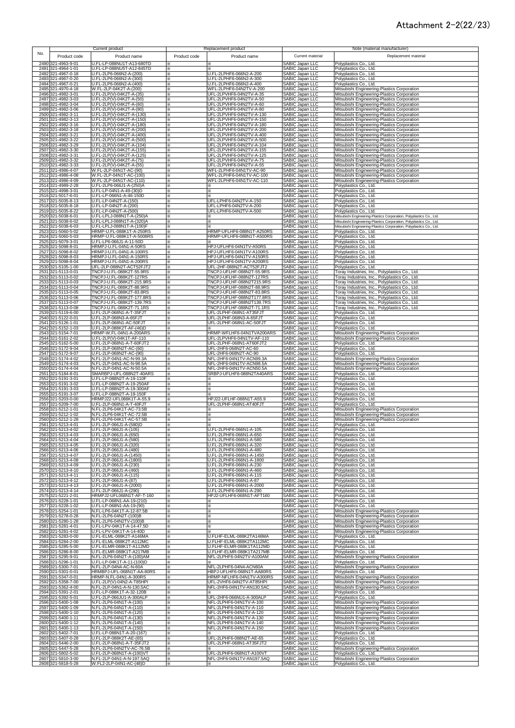# Attachment 2-2(22/23)

| No. | Current product | | Replacement product | | Note (material manufacturer) | |
|---|---|---|---|---|---|---|
| | Product code | Product name | Product code | Product name | Current material | Replacement material |
| 2490 | 321-4963-9-01 | U.FL-LP-088NU1T-A13-680TD | ※ | ※ | SABIC Japan LLC | Polyplastics Co., Ltd. |
| 2491 | 321-4964-1-01 | U.FL-LP-088NU5T-A12-845TD | ※ | ※ | SABIC Japan LLC | Polyplastics Co., Ltd. |
| 2492 | 321-4967-0-18 | U.FL-2LP6-066N2-A-(200) | ※ | U.FL-2LPHF6-066N2-A-200 | SABIC Japan LLC | Polyplastics Co., Ltd. |
| 2493 | 321-4967-0-20 | U.FL-2LP6-066N2-A-(300) | ※ | U.FL-2LPHF6-066N2-A-300 | SABIC Japan LLC | Polyplastics Co., Ltd. |
| 2494 | 321-4967-0-21 | U.FL-2LP6-066N2-A-(400) | ※ | U.FL-2LPHF6-066N2-A-400 | SABIC Japan LLC | Polyplastics Co., Ltd. |
| 2495 | 321-4970-4-18 | W.FL-2LP-04K2T-A-(200) | ※ | WFL-2LPHF6-04N2T-A-200 | SABIC Japan LLC | Mitsubishi Engineering-Plastics Corporation |
| 2496 | 321-4982-3-01 | U.FL-2LP(V)-04K2T-A-(35) | ※ | UFL-2LPVHF6-04N2TV-A-35 | SABIC Japan LLC | Mitsubishi Engineering-Plastics Corporation |
| 2497 | 321-4982-3-03 | U.FL-2LP(V)-04K2T-A-(50) | ※ | UFL-2LPVHF6-04N2TV-A-50 | SABIC Japan LLC | Mitsubishi Engineering-Plastics Corporation |
| 2498 | 321-4982-3-04 | U.FL-2LP(V)-04K2T-A-(60) | ※ | UFL-2LPVHF6-04N2TV-A-60 | SABIC Japan LLC | Mitsubishi Engineering-Plastics Corporation |
| 2499 | 321-4982-3-06 | U.FL-2LP(V)-04K2T-A-(80) | ※ | UFL-2LPVHF6-04N2TV-A-80 | SABIC Japan LLC | Mitsubishi Engineering-Plastics Corporation |
| 2500 | 321-4982-3-11 | U.FL-2LP(V)-04K2T-A-(130) | ※ | UFL-2LPVHF6-04N2TV-A-130 | SABIC Japan LLC | Mitsubishi Engineering-Plastics Corporation |
| 2501 | 321-4982-3-13 | U.FL-2LP(V)-04K2T-A-(150) | ※ | UFL-2LPVHF6-04N2TV-A-150 | SABIC Japan LLC | Mitsubishi Engineering-Plastics Corporation |
| 2502 | 321-4982-3-16 | U.FL-2LP(V)-04K2T-A-(180) | ※ | UFL-2LPVHF6-04N2TV-A-180 | SABIC Japan LLC | Mitsubishi Engineering-Plastics Corporation |
| 2503 | 321-4982-3-18 | U.FL-2LP(V)-04K2T-A-(200) | ※ | UFL-2LPVHF6-04N2TV-A-200 | SABIC Japan LLC | Mitsubishi Engineering-Plastics Corporation |
| 2504 | 321-4982-3-21 | U.FL-2LP(V)-04K2T-A-(400) | ※ | UFL-2LPVHF6-04N2TV-A-400 | SABIC Japan LLC | Mitsubishi Engineering-Plastics Corporation |
| 2505 | 321-4982-3-22 | U.FL-2LP(V)-04K2T-A-(500) | ※ | UFL-2LPVHF6-04N2TV-A-500 | SABIC Japan LLC | Mitsubishi Engineering-Plastics Corporation |
| 2506 | 321-4982-3-29 | U.FL-2LP(V)-04K2T-A-(104) | ※ | UFL-2LPVHF6-04N2TV-A-104 | SABIC Japan LLC | Mitsubishi Engineering-Plastics Corporation |
| 2507 | 321-4982-3-30 | U.FL-2LP(V)-04K2T-A-(155) | ※ | UFL-2LPVHF6-04N2TV-A-155 | SABIC Japan LLC | Mitsubishi Engineering-Plastics Corporation |
| 2508 | 321-4982-3-31 | U.FL-2LP(V)-04K2T-A-(125) | ※ | UFL-2LPVHF6-04N2TV-A-125 | SABIC Japan LLC | Mitsubishi Engineering-Plastics Corporation |
| 2509 | 321-4982-3-32 | U.FL-2LP(V)-04K2T-A-(75) | ※ | UFL-2LPVHF6-04N2TV-A-75 | SABIC Japan LLC | Mitsubishi Engineering-Plastics Corporation |
| 2510 | 321-4982-3-33 | U.FL-2LP(V)-04K2T-A-(55) | ※ | UFL-2LPVHF6-04N2TV-A-55 | SABIC Japan LLC | Mitsubishi Engineering-Plastics Corporation |
| 2511 | 321-4986-4-07 | W.FL-2LP-04N1T-AC-(90) | ※ | WFL-2LPHF6-04N1TV-AC-90 | SABIC Japan LLC | Mitsubishi Engineering-Plastics Corporation |
| 2512 | 321-4986-4-08 | W.FL-2LP-04N1T-AC-(100) | ※ | WFL-2LPHF6-04N1TV-AC-100 | SABIC Japan LLC | Mitsubishi Engineering-Plastics Corporation |
| 2513 | 321-4986-4-09 | W.FL-2LP-04N1T-AC-(110) | ※ | WFL-2LPHF6-04N1TV-AC-110 | SABIC Japan LLC | Mitsubishi Engineering-Plastics Corporation |
| 2514 | 321-4989-2-28 | U.FL-2LP6-066J1-A-(250)A | ※ | ※ | SABIC Japan LLC | Polyplastics Co., Ltd. |
| 2515 | 321-4998-3-01 | U.FL-LP-04N1-A-49-(30)D | ※ | ※ | SABIC Japan LLC | Polyplastics Co., Ltd. |
| 2516 | 321-5017-6-01 | U.FL-LP-066N1-A-46-150D | ※ | ※ | SABIC Japan LLC | Polyplastics Co., Ltd. |
| 2517 | 321-5035-8-13 | U.FL-LP-04N2T-A-(150) | ※ | UFL-LPHF6-04N2TV-A-150 | SABIC Japan LLC | Polyplastics Co., Ltd. |
| 2518 | 321-5035-8-18 | U.FL-LP-04N2T-A-(200) | ※ | UFL-LPHF6-04N2TV-A-200 | SABIC Japan LLC | Polyplastics Co., Ltd. |
| 2519 | 321-5035-8-22 | U.FL-LP-04N2T-A-(500) | ※ | UFL-LPHF6-04N2TV-A-500 | SABIC Japan LLC | Polyplastics Co., Ltd. |
| 2520 | 321-5038-6-01 | U.FL-LPLJ-088N1T-A-(250)A | ※ | ※ | SABIC Japan LLC | Mitsubishi Engineering-Plastics Corporation, Polyplastics Co., Ltd. |
| 2521 | 321-5038-6-02 | U.FL-LPLJ-088N1T-A-(320)A | ※ | ※ | SABIC Japan LLC | Mitsubishi Engineering-Plastics Corporation, Polyplastics Co., Ltd. |
| 2522 | 321-5038-6-03 | U.FL-LPLJ-088N1T-A-(100)F | ※ | ※ | SABIC Japan LLC | Mitsubishi Engineering-Plastics Corporation, Polyplastics Co., Ltd. |
| 2523 | 321-5060-5-02 | HRMP-U.FL-088K1T-A-250RS | ※ | HRMP-UFLHF6-088N1T-A250RS | SABIC Japan LLC | Polyplastics Co., Ltd. |
| 2524 | 321-5060-5-03 | HRMP-U.FL-088K1T-A-500RS | ※ | HRMP-UFLHF6-088N1T-A500RS | SABIC Japan LLC | Polyplastics Co., Ltd. |
| 2525 | 321-5079-3-01 | U.FL-LP6-066J1-A-11-50D | ※ | ※ | SABIC Japan LLC | Polyplastics Co., Ltd. |
| 2526 | 321-5098-8-01 | HRMPJ-U.FL-04N1-A-50RS | ※ | HPJ-UFLHF6-04N1TV-A50RS | SABIC Japan LLC | Polyplastics Co., Ltd. |
| 2527 | 321-5098-8-02 | HRMPJ-U.FL-04N1-A-100RS | ※ | HPJ-UFLHF6-04N1TV-A100RS | SABIC Japan LLC | Polyplastics Co., Ltd. |
| 2528 | 321-5098-8-03 | HRMPJ-U.FL-04N1-A-150RS | ※ | HPJ-UFLHF6-04N1TV-A150RS | SABIC Japan LLC | Polyplastics Co., Ltd. |
| 2529 | 321-5098-8-04 | HRMPJ-U.FL-04N1-A-200RS | ※ | HPJ-UFLHF6-04N1TV-A200RS | SABIC Japan LLC | Polyplastics Co., Ltd. |
| 2530 | 321-5105-1-00 | UFL-2LP-088N2T-ACT52FJT2 | ※ | UFL-2HF-088N2T-ACT52FJT2 | SABIC Japan LLC | Polyplastics Co., Ltd. |
| 2531 | 321-5113-0-01 | TNCPJ-U.FL-088K2T-55.9RS | ※ | TNCPJ-UFLHF-088N2T-55.9RS | SABIC Japan LLC | Toray Industries, Inc., Polyplastics Co., Ltd. |
| 2532 | 321-5113-0-02 | TNCPJ-U.FL-088K2T-127RS | ※ | TNCPJ-UFLHF-088N2T-127RS | SABIC Japan LLC | Toray Industries, Inc., Polyplastics Co., Ltd. |
| 2533 | 321-5113-0-03 | TNCPJ-U.FL-088K2T-215.9RS | ※ | TNCPJ-UFLHF-088N2T215.9RS | SABIC Japan LLC | Toray Industries, Inc., Polyplastics Co., Ltd. |
| 2534 | 321-5113-0-04 | TNCPJ-U.FL-088K2T-88.9RS | ※ | TNCPJ-UFLHF-088N2T-88.9RS | SABIC Japan LLC | Toray Industries, Inc., Polyplastics Co., Ltd. |
| 2535 | 321-5113-0-05 | TNCPJ-U.FL-088K2T-83.8RS | ※ | TNCPJ-UFLHF-088N2T-83.8RS | SABIC Japan LLC | Toray Industries, Inc., Polyplastics Co., Ltd. |
| 2536 | 321-5113-0-06 | TNCPJ-U.FL-088K2T-177.8RS | ※ | TNCPJ-UFLHF-088N2T177.8RS | SABIC Japan LLC | Toray Industries, Inc., Polyplastics Co., Ltd. |
| 2537 | 321-5113-0-07 | TNCPJ-U.FL-088K2T-139.7RS | ※ | TNCPJ-UFLHF-088N2T139.7RS | SABIC Japan LLC | Toray Industries, Inc., Polyplastics Co., Ltd. |
| 2538 | 321-5113-0-08 | TNCPJ-U.FL-088K2T-71.1RS | ※ | TNCPJ-UFLHF-088N2T-71.1RS | SABIC Japan LLC | Toray Industries, Inc., Polyplastics Co., Ltd. |
| 2539 | 321-5119-6-00 | U.FL-2LP-068N1-A-T-35FJT | ※ | UFL-2LPHF-068N1-AT35FJT | SABIC Japan LLC | Polyplastics Co., Ltd. |
| 2540 | 321-5122-0-01 | U.FL-2LP-068N3-A-65FJT | ※ | UFL-2LPHF-068N3-A-65FJT | SABIC Japan LLC | Polyplastics Co., Ltd. |
| 2541 | 321-5126-1-01 | U.FL-2LP-068N1-AC-50FJT | ※ | UFL-2LPHF-068N1-AC-50FJT | SABIC Japan LLC | Polyplastics Co., Ltd. |
| 2542 | 321-5152-1-03 | U.FL-2LP-088K2T-AF-(46)D | ※ | ※ | SABIC Japan LLC | Polyplastics Co., Ltd. |
| 2543 | 321-5154-7-01 | HRMP-W.FL-04N1-A-200ARS | ※ | HRMP-WFLHF6-04N1TVA200ARS | SABIC Japan LLC | Mitsubishi Engineering-Plastics Corporation |
| 2544 | 321-5161-2-02 | U.FL-2LP(V)-04K1T-AF-110 | ※ | UFL-2LPVHF6-04N1TV-AF-110 | SABIC Japan LLC | Mitsubishi Engineering-Plastics Corporation |
| 2545 | 321-5162-5-00 | U.FL-2LP-068N1-A-T-60FJT2 | ※ | UFL-2LPHF-068N1-AT60FJT2 | SABIC Japan LLC | Polyplastics Co., Ltd. |
| 2546 | 321-5172-9-04 | U.FL-2LP-068N2T-AC-(60) | ※ | UFL-2HF6-068N2T-AC-60 | SABIC Japan LLC | Polyplastics Co., Ltd. |
| 2547 | 321-5172-9-07 | U.FL-2LP-068N2T-AC-(90) | ※ | UFL-2HF6-068N2T-AC-90 | SABIC Japan LLC | Polyplastics Co., Ltd. |
| 2548 | 321-5174-4-02 | N.FL-2LP-04N1-AC-N-99.3A | ※ | NFL-2HF6-04N1TV-ACN99.3A | SABIC Japan LLC | Mitsubishi Engineering-Plastics Corporation |
| 2549 | 321-5174-4-03 | N.FL-2LP-04N1-AC-N-98.5A | ※ | NFL-2HF6-04N1TV-ACN98.5A | SABIC Japan LLC | Mitsubishi Engineering-Plastics Corporation |
| 2550 | 321-5174-4-04 | N.FL-2LP-04N1-AC-N-50.5A | ※ | NFL-2HF6-04N1TV-ACN50.5A | SABIC Japan LLC | Mitsubishi Engineering-Plastics Corporation |
| 2551 | 321-5184-8-01 | SMARBPJ-UFL-088N2T-40ARS | ※ | SRBPJ-UFLHF6-088N2TA40ARS | SABIC Japan LLC | Polyplastics Co., Ltd. |
| 2552 | 321-5191-3-01 | U.FL-LP-088N2T-A-19-110F | ※ | ※ | SABIC Japan LLC | Polyplastics Co., Ltd. |
| 2553 | 321-5191-3-02 | U.FL-LP-088N2T-A-19-250AF | ※ | ※ | SABIC Japan LLC | Polyplastics Co., Ltd. |
| 2554 | 321-5191-3-03 | U.FL-LP-088N2T-A-19-300AF | ※ | ※ | SABIC Japan LLC | Polyplastics Co., Ltd. |
| 2555 | 321-5191-3-07 | U.FL-LP-088N2T-A-19-150F | ※ | ※ | SABIC Japan LLC | Polyplastics Co., Ltd. |
| 2556 | 321-5203-0-00 | HRMPJ22-UFL088K1T-A-55.9 | ※ | HPJ22-UFLHF-088N1T-A55.9 | SABIC Japan LLC | Polyplastics Co., Ltd. |
| 2557 | 321-5209-7-00 | U.FL-2LP-068N1-A-T-40FJT | ※ | UFL-2LPHF-068N1-AT40FJT | SABIC Japan LLC | Polyplastics Co., Ltd. |
| 2558 | 321-5212-1-01 | N.FL-2LP6-04K1T-AC-73.5B | ※ | ※ | SABIC Japan LLC | Mitsubishi Engineering-Plastics Corporation |
| 2559 | 321-5212-1-02 | N.FL-2LP6-04K1T-AC-72.5B | ※ | ※ | SABIC Japan LLC | Mitsubishi Engineering-Plastics Corporation |
| 2560 | 321-5212-1-28 | N.FL-2LP6-04K1T-AC-57.5B | ※ | ※ | SABIC Japan LLC | Mitsubishi Engineering-Plastics Corporation |
| 2561 | 321-5213-4-01 | U.FL-2LP-066J1-A-(580)D | ※ | ※ | SABIC Japan LLC | Polyplastics Co., Ltd. |
| 2562 | 321-5213-4-02 | U.FL-2LP-066J1-A-(105) | ※ | U.FL-2LPHF6-066N1-A-105 | SABIC Japan LLC | Polyplastics Co., Ltd. |
| 2563 | 321-5213-4-03 | U.FL-2LP-066J1-A-(650) | ※ | U.FL-2LPHF6-066N1-A-650 | SABIC Japan LLC | Polyplastics Co., Ltd. |
| 2564 | 321-5213-4-04 | U.FL-2LP-066J1-A-(580) | ※ | U.FL-2LPHF6-066N1-A-580 | SABIC Japan LLC | Polyplastics Co., Ltd. |
| 2565 | 321-5213-4-05 | U.FL-2LP-066J1-A-(320) | ※ | U.FL-2LPHF6-066N1-A-320 | SABIC Japan LLC | Polyplastics Co., Ltd. |
| 2566 | 321-5213-4-06 | U.FL-2LP-066J1-A-(480) | ※ | U.FL-2LPHF6-066N1-A-480 | SABIC Japan LLC | Polyplastics Co., Ltd. |
| 2567 | 321-5213-4-07 | U.FL-2LP-066J1-A-(1450) | ※ | U.FL-2LPHF6-066N1-A-1450 | SABIC Japan LLC | Polyplastics Co., Ltd. |
| 2568 | 321-5213-4-08 | U.FL-2LP-066J1-A-(1800) | ※ | U.FL-2LPHF6-066N1-A-1800 | SABIC Japan LLC | Polyplastics Co., Ltd. |
| 2569 | 321-5213-4-09 | U.FL-2LP-066J1-A-(230) | ※ | U.FL-2LPHF6-066N1-A-230 | SABIC Japan LLC | Polyplastics Co., Ltd. |
| 2570 | 321-5213-4-10 | U.FL-2LP-066J1-A-(460) | ※ | U.FL-2LPHF6-066N1-A-460 | SABIC Japan LLC | Polyplastics Co., Ltd. |
| 2571 | 321-5213-4-11 | U.FL-2LP-066J1-A-(115) | ※ | U.FL-2LPHF6-066N1-A-115 | SABIC Japan LLC | Polyplastics Co., Ltd. |
| 2572 | 321-5213-4-12 | U.FL-2LP-066J1-A-(87) | ※ | U.FL-2LPHF6-066N1-A-87 | SABIC Japan LLC | Polyplastics Co., Ltd. |
| 2573 | 321-5213-4-13 | U.FL-2LP-066J1-A-(2000) | ※ | U.FL-2LPHF6-066N1-A-2000 | SABIC Japan LLC | Polyplastics Co., Ltd. |
| 2574 | 321-5213-4-14 | U.FL-2LP-066J1-A-(290) | ※ | U.FL-2LPHF6-066N1-A-290 | SABIC Japan LLC | Polyplastics Co., Ltd. |
| 2575 | 321-5221-2-01 | HRMPJ2-UFL068N1T-AF-T-160 | ※ | HPJ2-UFLHF6-068N1T-AFT160 | SABIC Japan LLC | Polyplastics Co., Ltd. |
| 2576 | 321-5228-1-01 | U.FL-LP-068N1-AA-19-(210) | ※ | ※ | SABIC Japan LLC | Polyplastics Co., Ltd. |
| 2577 | 321-5228-1-02 | U.FL-LP-068N1-AA-19-(90) | ※ | ※ | SABIC Japan LLC | Polyplastics Co., Ltd. |
| 2578 | 321-5254-1-01 | N.FL-LP6-04K1T-A-12-87.5B | ※ | ※ | SABIC Japan LLC | Mitsubishi Engineering-Plastics Corporation |
| 2579 | 321-5278-0-28 | N.FL-2LP6-04N2T-(100)B | ※ | ※ | SABIC Japan LLC | Mitsubishi Engineering-Plastics Corporation |
| 2580 | 321-5280-1-28 | N.FL-2LP6-04N2TV-(100)B | ※ | ※ | SABIC Japan LLC | Mitsubishi Engineering-Plastics Corporation |
| 2581 | 321-5281-4-01 | U.FL-LPV-04K1T-A-14-47.5D | ※ | ※ | SABIC Japan LLC | Mitsubishi Engineering-Plastics Corporation |
| 2582 | 321-5281-4-02 | U.FL-LPV-04K1T-A-14-40D | ※ | ※ | SABIC Japan LLC | Mitsubishi Engineering-Plastics Corporation |
| 2583 | 321-5283-0-00 | U.FL-ELML-088K2T-A146MA | ※ | U.FLHF-ELML-088K2TA146MA | SABIC Japan LLC | Polyplastics Co., Ltd. |
| 2584 | 321-5284-2-00 | U.FL-ELML-088K2T-A112MC | ※ | U.FLHF-ELML-088K2TA112MC | SABIC Japan LLC | Polyplastics Co., Ltd. |
| 2585 | 321-5285-5-00 | U.FL-ELMR-088K1T-A112MD | ※ | U.FLHF-ELMR-088K1TA112MD | SABIC Japan LLC | Polyplastics Co., Ltd. |
| 2586 | 321-5286-8-00 | U.FL-ELMR-088K1T-A217MB | ※ | U.FLHF-ELMR-088K1TA217MB | SABIC Japan LLC | Polyplastics Co., Ltd. |
| 2587 | 321-5295-9-01 | N.FL-2LP6-04N2T-A-(100)AM | ※ | NFL-2LPHF6-04N2TV-A100AM | SABIC Japan LLC | Mitsubishi Engineering-Plastics Corporation |
| 2588 | 321-5296-1-01 | U.FL-LP-04K1T-A-11-(100)D | ※ | ※ | SABIC Japan LLC | Polyplastics Co., Ltd. |
| 2589 | 321-5300-7-01 | N.FL-2LP-04N4-AC-N-60A | ※ | NFL-2LPHF6-04N4-ACN60A | SABIC Japan LLC | Mitsubishi Engineering-Plastics Corporation |
| 2590 | 321-5301-0-01 | HRMBPJ-UFL-068N1T-AA-80RS | ※ | HBPJ-UFLHF6-068N1T-AA80RS | SABIC Japan LLC | Polyplastics Co., Ltd. |
| 2591 | 321-5347-0-01 | HRMP-N.FL-04N1-A-300RS | ※ | HRMP-NFLHF6-04N1TV-A300RS | SABIC Japan LLC | Mitsubishi Engineering-Plastics Corporation |
| 2592 | 321-5358-7-00 | U.FL-2LP(V)-04N2-A-T85HPI | ※ | UFL-2VHF6-04N2TV-AT85HPI | SABIC Japan LLC | Mitsubishi Engineering-Plastics Corporation |
| 2593 | 321-5362-4-00 | N.FL-2LP-04N1-A-N-130.5AC | ※ | NFL-2HF6-04N1TV-AN130.5AC | SABIC Japan LLC | Mitsubishi Engineering-Plastics Corporation |
| 2594 | 321-5391-2-01 | U.FL-LP-088K1T-A-32-120B | ※ | ※ | SABIC Japan LLC | Polyplastics Co., Ltd. |
| 2595 | 321-5392-5-01 | U.FL-2LP-066JU1-A-300ALP | ※ | UFL-2HF6-066NU1-A-300ALP | SABIC Japan LLC | Polyplastics Co., Ltd. |
| 2596 | 321-5400-1-08 | N.FL-2LP6-04N1T-A-(100) | ※ | NFL-2LPHF6-04N1TV-A-100 | SABIC Japan LLC | Mitsubishi Engineering-Plastics Corporation |
| 2597 | 321-5400-1-09 | N.FL-2LP6-04N1T-A-(110) | ※ | NFL-2LPHF6-04N1TV-A-110 | SABIC Japan LLC | Mitsubishi Engineering-Plastics Corporation |
| 2598 | 321-5400-1-10 | N.FL-2LP6-04N1T-A-(120) | ※ | NFL-2LPHF6-04N1TV-A-120 | SABIC Japan LLC | Mitsubishi Engineering-Plastics Corporation |
| 2599 | 321-5400-1-11 | N.FL-2LP6-04N1T-A-(130) | ※ | NFL-2LPHF6-04N1TV-A-130 | SABIC Japan LLC | Mitsubishi Engineering-Plastics Corporation |
| 2600 | 321-5400-1-12 | N.FL-2LP6-04N1T-A-(140) | ※ | NFL-2LPHF6-04N1TV-A-140 | SABIC Japan LLC | Mitsubishi Engineering-Plastics Corporation |
| 2601 | 321-5400-1-13 | N.FL-2LP6-04N1T-A-(150) | ※ | NFL-2LPHF6-04N1TV-A-150 | SABIC Japan LLC | Mitsubishi Engineering-Plastics Corporation |
| 2602 | 321-5402-7-01 | U.FL-LP-088N1T-A-20-(167) | ※ | ※ | SABIC Japan LLC | Polyplastics Co., Ltd. |
| 2603 | 321-5407-0-28 | U.FL-2LP-088K2T-AE-(65) | ※ | U.FL-2LPHF6-088N2T-AE-65 | SABIC Japan LLC | Polyplastics Co., Ltd. |
| 2604 | 321-5446-2-00 | U.FL-2LP-068N1-A-T-35FJT2 | ※ | UFL-2LPHF-068N1-AT35FJT2 | SABIC Japan LLC | Polyplastics Co., Ltd. |
| 2605 | 321-5447-5-28 | N.FL-2LP6-04N2TV-AC-76.5B | ※ | ※ | SABIC Japan LLC | Mitsubishi Engineering-Plastics Corporation |
| 2606 | 321-5802-5-02 | U.FL-2LP-068N1T-A-(100)VT | ※ | UFL-2LPHF6-068N1T-A100VT | SABIC Japan LLC | Polyplastics Co., Ltd. |
| 2607 | 321-5810-3-00 | N.FL-2LP-04N1-A-N-197.5AQ | ※ | NFL-2HF6-04N1TV-AN197.5AQ | SABIC Japan LLC | Mitsubishi Engineering-Plastics Corporation |
| 2608 | 321-5818-5-28 | W.FL2-2LP-04N1-AC-(48)D | ※ | ※ | SABIC Japan LLC | Polyplastics Co., Ltd. |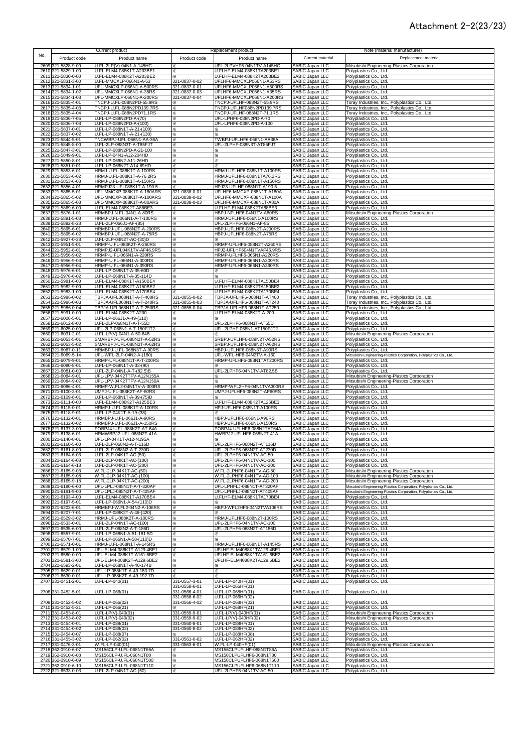# Attachment 2-2(23/23)

| No. | Current product | | Replacement product | | Note (material manufacturer) | |
|---|---|---|---|---|---|---|
| | Product code | Product name | Product code | Product name | Current material | Replacement material |
| 2609 | 321-5828-9-00 | U.FL-2LP(V)-04N1-A-145HC | ※ | UFL-2LPVHF6-04N1TV-A145HC | SABIC Japan LLC | Mitsubishi Engineering-Plastics Corporation |
| 2610 | 321-5829-1-00 | U.FL-ELM4-088K1T-A203BE1 | ※ | U.FLHF-ELM4-088K1TA203BE1 | SABIC Japan LLC | Polyplastics Co., Ltd. |
| 2611 | 321-5830-0-00 | U.FL-ELM4-088K2T-A203BE2 | ※ | U.FLHF-ELM4-088K2TA203BE2 | SABIC Japan LLC | Polyplastics Co., Ltd. |
| 2612 | 321-5831-3-00 | U.FL-MMCXLP-066N1-A-53 | 321-0837-0-02 | UFLHF6-MMCXLP066N1-A53RS | SABIC Japan LLC | Polyplastics Co., Ltd. |
| 2613 | 321-5834-1-01 | UFL-MMCXLP-066N1-A-500RS | 321-0837-0-01 | UFLHF6-MMCXLP066N1-A500RS | SABIC Japan LLC | Polyplastics Co., Ltd. |
| 2614 | 321-5834-1-02 | UFL-MMCXLP-066N1-A-35RS | 321-0837-0-03 | UFLHF6-MMCXLP066N1-A35RS | SABIC Japan LLC | Polyplastics Co., Ltd. |
| 2615 | 321-5834-1-03 | UFL-MMCXLP-066N1-A-200RS | 321-0837-0-04 | UFLHF6-MMCXLP066N1-A200RS | SABIC Japan LLC | Polyplastics Co., Ltd. |
| 2616 | 321-5835-4-01 | TNCPJ-U.FL-088N2PD-55.9RS | ※ | TNCPJ-UFLHF-088N2T-55.9RS | SABIC Japan LLC | Toray Industries, Inc., Polyplastics Co., Ltd. |
| 2617 | 321-5835-4-03 | TNCPJ-U.FL-088N2PD139.7RS | ※ | TNCPJ-UFLHF088N2PD139.7RS | SABIC Japan LLC | Toray Industries, Inc., Polyplastics Co., Ltd. |
| 2618 | 321-5835-4-04 | TNCPJ-U.FL-088N2PD71.1RS | ※ | TNCPJ-UFLHF-088N2T-71.1RS | SABIC Japan LLC | Toray Industries, Inc., Polyplastics Co., Ltd. |
| 2619 | 321-5836-7-05 | U.FL-LP-088N2PD-A-(70) | ※ | UFL-LPHF6-088N2PD-A-70 | SABIC Japan LLC | Polyplastics Co., Ltd. |
| 2620 | 321-5836-7-08 | U.FL-LP-088N2PD-A-(100) | ※ | UFL-LPHF6-088N2PD-A-100 | SABIC Japan LLC | Polyplastics Co., Ltd. |
| 2621 | 321-5837-0-01 | U.FL-LP-088N1T-A-21-(100) | ※ | ※ | SABIC Japan LLC | Polyplastics Co., Ltd. |
| 2622 | 321-5837-0-02 | U.FL-LP-088N1T-A-21-(130) | ※ | ※ | SABIC Japan LLC | Polyplastics Co., Ltd. |
| 2623 | 321-5844-5-01 | TNCWBPJ-UFL-066N1-AA-36A | ※ | TWBPJ-UFLHF6-066N1-AA36A | SABIC Japan LLC | Polyplastics Co., Ltd. |
| 2624 | 321-5845-8-00 | U.FL-2LP-088N3T-A-T85FJT | ※ | UFL-2LPHF-088N3T-AT85FJT | SABIC Japan LLC | Polyplastics Co., Ltd. |
| 2625 | 321-5847-3-01 | U.FL-LP-088N2PD-A-21-100 | ※ | ※ | SABIC Japan LLC | Polyplastics Co., Ltd. |
| 2626 | 321-5849-9-01 | U.FL-LP-04N1-A12-204HD | ※ | ※ | SABIC Japan LLC | Polyplastics Co., Ltd. |
| 2627 | 321-5850-8-01 | U.FL-LP-066N2-A11-26HD | ※ | ※ | SABIC Japan LLC | Polyplastics Co., Ltd. |
| 2628 | 321-5851-0-01 | U.FL-LP-068N2T-A14-89HD | ※ | ※ | SABIC Japan LLC | Polyplastics Co., Ltd. |
| 2629 | 321-5853-6-01 | HRMJ-U.FL-088K1T-A-100RS | ※ | HRMJ-UFLHF6-088N1T-A100RS | SABIC Japan LLC | Polyplastics Co., Ltd. |
| 2630 | 321-5853-6-02 | HRMJ-U.FL-088K1T-A-76.2RS | ※ | HRMJ-UFLHF6-088N1TA76.2RS | SABIC Japan LLC | Polyplastics Co., Ltd. |
| 2631 | 321-5853-6-03 | HRMJ-U.FL-088K1T-A-150RS | ※ | HRMJ-UFLHF6-088N1T-A150RS | SABIC Japan LLC | Polyplastics Co., Ltd. |
| 2632 | 321-5856-4-01 | HRMPJ23-UFL088K1T-A-190.5 | ※ | HPJ23-UFLHF-088N1T-A190.5 | SABIC Japan LLC | Polyplastics Co., Ltd. |
| 2633 | 321-5865-5-01 | UFL-MMCXP-088K1T-A-180ARS | 321-0838-0-01 | UFLHF6-MMCXP-088N1T-A180A | SABIC Japan LLC | Polyplastics Co., Ltd. |
| 2634 | 321-5865-5-02 | UFL-MMCXP-088K1T-A-100ARS | 321-0838-0-02 | UFLHF6-MMCXP-088N1T-A100A | SABIC Japan LLC | Polyplastics Co., Ltd. |
| 2635 | 321-5865-5-03 | UFL-MMCXP-088K1T-A-80ARS | 321-0838-0-03 | UFLHF6-MMCXP-088N1T-A80A | SABIC Japan LLC | Polyplastics Co., Ltd. |
| 2636 | 321-5869-6-00 | U.FL-ELM4-088K2T-A88BE3 | ※ | U.FLHF-ELM4-088K2TA88BE3 | SABIC Japan LLC | Polyplastics Co., Ltd. |
| 2637 | 321-5876-1-01 | HRMBPJ-N.FL-04N1-A-80RS | ※ | HBPJ-NFLHF6-04N1TV-A80RS | SABIC Japan LLC | Mitsubishi Engineering-Plastics Corporation |
| 2638 | 321-5891-5-03 | HRMJ-U.FL-066N1-A-T-100RS | ※ | HRMJ-UFLHF6-066N1-A100RS | SABIC Japan LLC | Polyplastics Co., Ltd. |
| 2639 | 321-5892-8-28 | U.FL-2LP-066J1-AF-(85) | ※ | UFL-2LPHF6-066N1-AF-85 | SABIC Japan LLC | Polyplastics Co., Ltd. |
| 2640 | 321-5895-6-01 | HRMBPJ-UFL-088N2T-A-200RS | ※ | HBPJ-UFLHF6-088N2T-A200RS | SABIC Japan LLC | Polyplastics Co., Ltd. |
| 2641 | 321-5895-6-02 | HRMBPJ-UFL-088N2T-A-75RS | ※ | HBPJ-UFLHF6-088N2T-A75RS | SABIC Japan LLC | Polyplastics Co., Ltd. |
| 2642 | 321-5927-0-28 | U.FL-2LP-04N2T-AC-(30)D | ※ | ※ | SABIC Japan LLC | Polyplastics Co., Ltd. |
| 2643 | 321-5951-5-01 | HRMP-U.FL-088K2T-A-260RS | ※ | HRMP-UFLHF6-088N2T-A260RS | SABIC Japan LLC | Polyplastics Co., Ltd. |
| 2644 | 321-5952-8-01 | HRMPJ2-UFL04K1TV-AF46.9RS | ※ | HPJ2-UFLHF604N1TVAF46.9RS | SABIC Japan LLC | Polyplastics Co., Ltd. |
| 2645 | 321-5956-9-02 | HRMP-U.FL-066N1-A-220RS | ※ | HRMP-UFLHF6-066N1-A220RS | SABIC Japan LLC | Polyplastics Co., Ltd. |
| 2646 | 321-5956-9-03 | HRMP-U.FL-066N1-A-300RS | ※ | HRMP-UFLHF6-066N1-A300RS | SABIC Japan LLC | Polyplastics Co., Ltd. |
| 2647 | 321-5956-9-04 | HRMP-U.FL-066N1-A-390RS | ※ | HRMP-UFLHF6-066N1-A390RS | SABIC Japan LLC | Polyplastics Co., Ltd. |
| 2648 | 321-5976-6-01 | U.FL-LP-068N1T-A-35-60D | ※ | ※ | SABIC Japan LLC | Polyplastics Co., Ltd. |
| 2649 | 321-5976-6-02 | U.FL-LP-068N1T-A-35-114D | ※ | ※ | SABIC Japan LLC | Polyplastics Co., Ltd. |
| 2650 | 321-5981-6-00 | U.FL-ELM4-088K1T-A150BE4 | ※ | U.FLHF-ELM4-088K1TA150BE4 | SABIC Japan LLC | Polyplastics Co., Ltd. |
| 2651 | 321-5982-9-00 | U.FL-ELM4-088K2T-A150BE2 | ※ | U.FLHF-ELM4-088K2TA150BE2 | SABIC Japan LLC | Polyplastics Co., Ltd. |
| 2652 | 321-5983-1-00 | U.FL-ELM4-088K2T-A170BE4 | ※ | U.FLHF-ELM4-088K2TA170BE4 | SABIC Japan LLC | Polyplastics Co., Ltd. |
| 2653 | 321-5986-0-02 | TBPJA-UFL068N1T-A-T-400RS | 321-0855-0-02 | TBPJA-UFLHF6-068N1T-AT400 | SABIC Japan LLC | Toray Industries, Inc., Polyplastics Co., Ltd. |
| 2654 | 321-5986-0-03 | TBPJA-UFL068N1T-A-T-240RS | 321-0855-0-03 | TBPJA-UFLHF6-068N1T-AT240 | SABIC Japan LLC | Toray Industries, Inc., Polyplastics Co., Ltd. |
| 2655 | 321-5986-0-04 | TBPJA-UFL068N1T-A-T-250RS | 321-0855-0-04 | TBPJA-UFLHF6-068N1T-AT250 | SABIC Japan LLC | Toray Industries, Inc., Polyplastics Co., Ltd. |
| 2656 | 321-5991-0-00 | U.FL-ELM4-088K2T-A-200 | ※ | U.FLHF-ELM4-088K2T-A-200 | SABIC Japan LLC | Polyplastics Co., Ltd. |
| 2657 | 321-6006-5-01 | U.FL-LP-066J1-A-49-(110) | ※ | ※ | SABIC Japan LLC | Polyplastics Co., Ltd. |
| 2658 | 321-6012-8-00 | U.FL-2LP-068N1T-A-T-55D | ※ | UFL-2LPHF6-068N1T-AT55D | SABIC Japan LLC | Polyplastics Co., Ltd. |
| 2659 | 321-6025-0-00 | UFL-2LP-068N1-A-T-150FJT2 | ※ | UFL-2LPHF-068N1-AT150FJT2 | SABIC Japan LLC | Polyplastics Co., Ltd. |
| 2660 | 321-6031-2-01 | U.FL-LP(V)-04N1-A-50-64B | ※ | ※ | SABIC Japan LLC | Mitsubishi Engineering-Plastics Corporation |
| 2661 | 321-6053-5-01 | SMARBPJ-UFL-088N2T-A-52RS | ※ | SRBPJ-UFLHF6-088N2T-A52RS | SABIC Japan LLC | Polyplastics Co., Ltd. |
| 2662 | 321-6053-5-02 | SMARBPJ-UFL-088N2T-A-62RS | ※ | SRBPJ-UFLHF6-088N2T-A62RS | SABIC Japan LLC | Polyplastics Co., Ltd. |
| 2663 | 321-6067-0-11 | HRMBPJ-U.FL-068N3T-A-90RS | ※ | HBPJ-UFLHF6-068N3T-A90RS | SABIC Japan LLC | Polyplastics Co., Ltd. |
| 2664 | 321-6069-5-14 | UFL-WFL-2LP-04N2-A-(160) | ※ | UFL-WFL-HF6-04N2TV-A-160 | SABIC Japan LLC | Mitsubishi Engineering-Plastics Corporation, Polyplastics Co., Ltd. |
| 2665 | 321-6079-9-01 | HRMP-UFL-088N1T-A-T-200RS | ※ | HRMP-UFLHF6-088N1TAT200RS | SABIC Japan LLC | Polyplastics Co., Ltd. |
| 2666 | 321-6080-8-01 | U.FL-LP-068N1T-A-33-(90) | ※ | ※ | SABIC Japan LLC | Polyplastics Co., Ltd. |
| 2667 | 321-6081-0-00 | U.FL-2LP-04N1-A-T-(82.5)B | ※ | UFL-2LPHF6-04N1TV-AT82.5B | SABIC Japan LLC | Polyplastics Co., Ltd. |
| 2668 | 321-6084-9-01 | UFL-LPV-04K2TTFV-A12N155A | ※ | ※ | SABIC Japan LLC | Mitsubishi Engineering-Plastics Corporation |
| 2669 | 321-6084-9-02 | UFL-LPV-04K2TTFV-A12N150A | ※ | ※ | SABIC Japan LLC | Mitsubishi Engineering-Plastics Corporation |
| 2670 | 321-6086-4-01 | HRMP-W.FL2-04N1TV-A-300RS | ※ | HRMP-WFL2HF6-04N1TVA300RS | SABIC Japan LLC | Polyplastics Co., Ltd. |
| 2671 | 321-6100-3-01 | UMPJ-U.FL-088K2T-AF-60RS | ※ | UMPJ-UFLHF6-088N2T-AF60RS | SABIC Japan LLC | Polyplastics Co., Ltd. |
| 2672 | 321-6109-8-01 | U.FL-LP-068N1T-A-39-(75)D | ※ | ※ | SABIC Japan LLC | Polyplastics Co., Ltd. |
| 2673 | 321-6111-0-00 | U.FL-ELM4-088K2T-A125BE3 | ※ | U.FLHF-ELM4-088K2TA125BE3 | SABIC Japan LLC | Polyplastics Co., Ltd. |
| 2674 | 321-6115-0-01 | HRMPJ-U.FL-088K1T-A-100RS | ※ | HPJ-UFLHF6-088N1T-A100RS | SABIC Japan LLC | Polyplastics Co., Ltd. |
| 2675 | 321-6118-9-01 | U.FL-LP-04K1T-A-19-(38) | ※ | ※ | SABIC Japan LLC | Polyplastics Co., Ltd. |
| 2676 | 321-6132-0-01 | HRMBPJ-U.FL-066J1-A-90RS | ※ | HBPJ-UFLHF6-066N1-A90RS | SABIC Japan LLC | Polyplastics Co., Ltd. |
| 2677 | 321-6132-0-02 | HRMBPJ-U.FL-066J1-A-150RS | ※ | HBPJ-UFLHF6-066N1-A150RS | SABIC Japan LLC | Polyplastics Co., Ltd. |
| 2678 | 321-6137-3-00 | POBPJ4-U.FL-088K2T-AT-64A | ※ | POBPJ4-UFLHF6-088N2TAT64A | SABIC Japan LLC | Polyplastics Co., Ltd. |
| 2679 | 321-6138-6-01 | HRMWBPJ2-UFL-068N2T-41A | ※ | HWBPJ2-UFLHF6-068N2T-41A | SABIC Japan LLC | Polyplastics Co., Ltd. |
| 2680 | 321-6140-8-01 | UFL-LP-04K1T-A12-N195A | ※ | ※ | SABIC Japan LLC | Polyplastics Co., Ltd. |
| 2681 | 321-6160-5-00 | U.FL-2LP-068N2-A-T-116D | ※ | UFL-2LPHF6-068N2T-AT116D | SABIC Japan LLC | Polyplastics Co., Ltd. |
| 2682 | 321-6161-8-00 | U.FL-2LP-068N2-A-T-230D | ※ | UFL-2LPHF6-068N2T-AT230D | SABIC Japan LLC | Polyplastics Co., Ltd. |
| 2683 | 321-6164-6-03 | U.FL-2LP-04K1T-AC-(50) | ※ | UFL-2LPHF6-04N1TV-AC-50 | SABIC Japan LLC | Polyplastics Co., Ltd. |
| 2684 | 321-6164-6-08 | U.FL-2LP-04K1T-AC-(100) | ※ | UFL-2LPHF6-04N1TV-AC-100 | SABIC Japan LLC | Polyplastics Co., Ltd. |
| 2685 | 321-6164-6-18 | U.FL-2LP-04K1T-AC-(200) | ※ | UFL-2LPHF6-04N1TV-AC-200 | SABIC Japan LLC | Polyplastics Co., Ltd. |
| 2686 | 321-6165-9-03 | W.FL-2LP-04K1T-AC-(50) | ※ | W.FL-2LPHF6-04N1TV-AC-50 | SABIC Japan LLC | Mitsubishi Engineering-Plastics Corporation |
| 2687 | 321-6165-9-08 | W.FL-2LP-04K1T-AC-(100) | ※ | W.FL-2LPHF6-04N1TV-AC-100 | SABIC Japan LLC | Mitsubishi Engineering-Plastics Corporation |
| 2688 | 321-6165-9-18 | W.FL-2LP-04K1T-AC-(200) | ※ | W.FL-2LPHF6-04N1TV-AC-200 | SABIC Japan LLC | Mitsubishi Engineering-Plastics Corporation |
| 2689 | 321-6190-6-00 | UFL-LPLJ-088N1T-A-T-320AF | ※ | UFL-LPHFLJ-088N1T-AT320AF | SABIC Japan LLC | Mitsubishi Engineering-Plastics Corporation, Polyplastics Co., Ltd. |
| 2690 | 321-6191-9-00 | UFL-LPLJ-088N2T-A-T-405AF | ※ | UFL-LPHFLJ-088N2T-AT405AF | SABIC Japan LLC | Mitsubishi Engineering-Plastics Corporation, Polyplastics Co., Ltd. |
| 2691 | 321-6193-4-00 | U.FL-ELM4-088K1T-A170BE4 | ※ | U.FLHF-ELM4-088K1TA170BE4 | SABIC Japan LLC | Polyplastics Co., Ltd. |
| 2692 | 321-6197-5-01 | U.FL-LP-066N1-A-54-(110)D | ※ | ※ | SABIC Japan LLC | Polyplastics Co., Ltd. |
| 2693 | 321-6203-6-01 | HRMBPJ-W.FL2-04N2-A-106RS | ※ | HBPJ-WFL2HF6-04N2TVA106RS | SABIC Japan LLC | Polyplastics Co., Ltd. |
| 2694 | 321-6207-7-01 | U.FL-LP-088K2T-A-46-(420) | ※ | ※ | SABIC Japan LLC | Polyplastics Co., Ltd. |
| 2695 | 321-6529-3-02 | HRMJ-UFL-088K2T-A-100RS | ※ | HRMJ-UFLHF6-088N2T-100RS | SABIC Japan LLC | Polyplastics Co., Ltd. |
| 2696 | 321-6533-0-01 | U.FL-2LP-04N1T-AC-(100) | ※ | UFL-2LPHF6-04N1TV-AC-100 | SABIC Japan LLC | Polyplastics Co., Ltd. |
| 2697 | 321-6535-6-00 | U.FL-2LP-068N2-A-T-186D | ※ | UFL-2LPHF6-068N2T-AT186D | SABIC Japan LLC | Polyplastics Co., Ltd. |
| 2698 | 321-6557-9-01 | U.FL-LP-068N1-A-51-181.5D | ※ | ※ | SABIC Japan LLC | Polyplastics Co., Ltd. |
| 2699 | 321-6570-7-01 | U.FL-LP-066N1-A-58-(110)D | ※ | ※ | SABIC Japan LLC | Polyplastics Co., Ltd. |
| 2700 | 321-6571-0-01 | HRMJ-U.FL-068N1T-A-145RS | ※ | HRMJ-UFLHF6-068N1T-A145RS | SABIC Japan LLC | Polyplastics Co., Ltd. |
| 2701 | 321-6579-1-00 | UFL-ELM4-088K1T-A129.4BE1 | ※ | UFLHF-ELM4088K1TA129.4BE1 | SABIC Japan LLC | Polyplastics Co., Ltd. |
| 2702 | 321-6580-0-00 | UFL-ELM4-088K1T-A161.6BE2 | ※ | UFLHF-ELM4088K1TA161.6BE2 | SABIC Japan LLC | Polyplastics Co., Ltd. |
| 2703 | 321-6581-3-00 | UFL-ELM4-088K2T-A129.6BE2 | ※ | UFLHF-ELM4088K2TA129.6BE2 | SABIC Japan LLC | Polyplastics Co., Ltd. |
| 2704 | 321-6593-2-01 | U.FL-LP-068N1T-A-40-174B | ※ | ※ | SABIC Japan LLC | Polyplastics Co., Ltd. |
| 2705 | 321-6629-0-01 | UFL-LP-088K1T-A-49-183.7D | ※ | ※ | SABIC Japan LLC | Polyplastics Co., Ltd. |
| 2706 | 321-6630-0-01 | UFL-LP-088K2T-A-49-192.7D | ※ | ※ | SABIC Japan LLC | Polyplastics Co., Ltd. |
| 2707 | 331-0451-2-01 | U.FL-LP-040(01) | 331-0557-3-01 | U.FL-LP-040HF(01) | SABIC Japan LLC | Polyplastics Co., Ltd. |
| 2708 | 331-0452-5-01 | U.FL-LP-066(01) | 331-0558-6-01<br>331-0566-4-01<br>331-0558-6-02 | U.FL-LP-066HF(01)<br>U.FL-LP-068HF(01)<br>U.FL-LP-066HF(02) | SABIC Japan LLC | Polyplastics Co., Ltd. |
| 2709 | 331-0452-5-02 | U.FL-LP-066(02) | 331-0566-4-02 | U.FL-LP-068HF(02) | SABIC Japan LLC | Polyplastics Co., Ltd. |
| 2710 | 331-0452-5-21 | U.FL-LP-066(21) | ※ | U.FL-LP-068HF(21) | SABIC Japan LLC | Polyplastics Co., Ltd. |
| 2711 | 331-0453-8-01 | U.FL-LP(V)-040(01) | 331-0559-9-01 | U.FL-LP(V)-040HF(01) | SABIC Japan LLC | Mitsubishi Engineering-Plastics Corporation |
| 2712 | 331-0453-8-02 | U.FL-LP(V)-040(02) | 331-0559-9-02 | U.FL-LP(V)-040HF(02) | SABIC Japan LLC | Mitsubishi Engineering-Plastics Corporation |
| 2713 | 331-0454-0-01 | U.FL-LP-088(01) | 331-0560-8-01 | U.FL-LP-088HF(01) | SABIC Japan LLC | Polyplastics Co., Ltd. |
| 2714 | 331-0454-0-02 | U.FL-LP-088(02) | 331-0560-8-02 | U.FL-LP-088HF(02) | SABIC Japan LLC | Polyplastics Co., Ltd. |
| 2715 | 331-0454-0-07 | U.FL-LP-088(07) | ※ | U.FL-LP-088HF(08) | SABIC Japan LLC | Polyplastics Co., Ltd. |
| 2716 | 331-0455-3-02 | U.FL-LP-062(02) | 331-0561-0-02 | U.FL-LP-062HF(02) | SABIC Japan LLC | Polyplastics Co., Ltd. |
| 2717 | 331-0476-3-01 | W.FL-LP-040(01) | 331-0563-6-01 | W.FL-LP-040HF(01) | SABIC Japan LLC | Mitsubishi Engineering-Plastics Corporation |
| 2718 | 362-0910-6-07 | MS156CLP-U.FL-068N1T66A | ※ | MS156CLPUFLHF-068N1T86A | SABIC Japan LLC | Polyplastics Co., Ltd. |
| 2719 | 362-0910-6-08 | MS156CLP-U.FL-068N1T80 | ※ | MS156CLPUFLHF6-068N1T80 | SABIC Japan LLC | Polyplastics Co., Ltd. |
| 2720 | 362-0910-6-09 | MS156CLP-U.FL-068N1T500 | ※ | MS156CLPUFLHF6-068N1T500 | SABIC Japan LLC | Polyplastics Co., Ltd. |
| 2721 | 362-0910-6-10 | MS156CLP-U.FL-068N1T110 | ※ | MS156CLPUFLHF6-068N1T110 | SABIC Japan LLC | Polyplastics Co., Ltd. |
| 2722 | 321-6533-0-03 | U.FL-2LP-04N1T-AC-(50) | ※ | UFL-2LPHF6-04N1TV-AC-50 | SABIC Japan LLC | Polyplastics Co., Ltd. |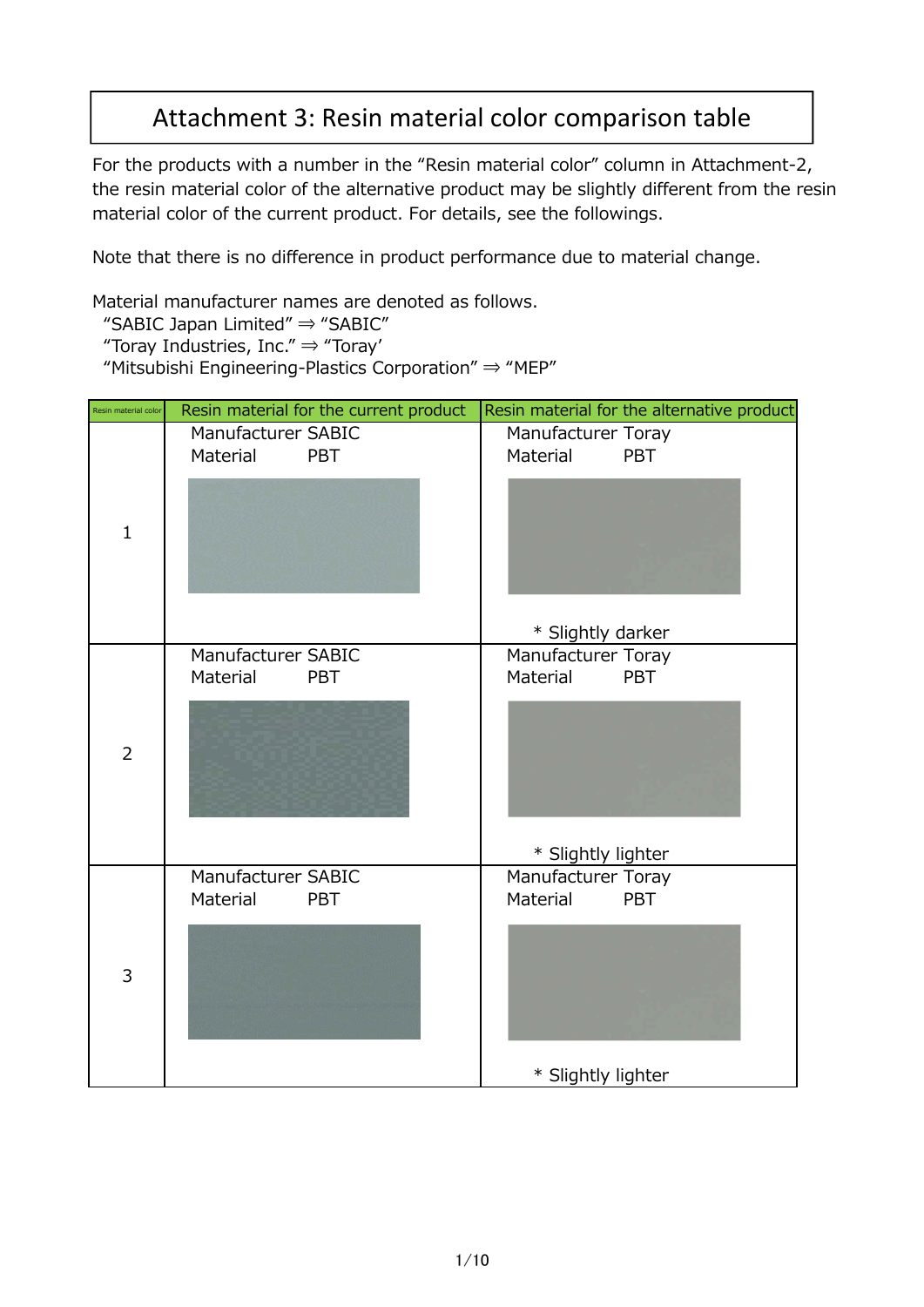# Attachment 3: Resin material color comparison table

For the products with a number in the "Resin material color" column in Attachment-2, the resin material color of the alternative product may be slightly different from the resin material color of the current product. For details, see the followings.

Note that there is no difference in product performance due to material change.

Material manufacturer names are denoted as follows.
"SABIC Japan Limited" ⇒ "SABIC"
"Toray Industries, Inc." ⇒ "Toray'
"Mitsubishi Engineering-Plastics Corporation" ⇒ "MEP"

| Resin material color | Resin material for the current product | Resin material for the alternative product |
|---|---|---|
| 1 | Manufacturer SABIC<br>Material PBT | Manufacturer Toray<br>Material PBT<br>* Slightly darker |
| 2 | Manufacturer SABIC<br>Material PBT | Manufacturer Toray<br>Material PBT<br>* Slightly lighter |
| 3 | Manufacturer SABIC<br>Material PBT | Manufacturer Toray<br>Material PBT<br>* Slightly lighter |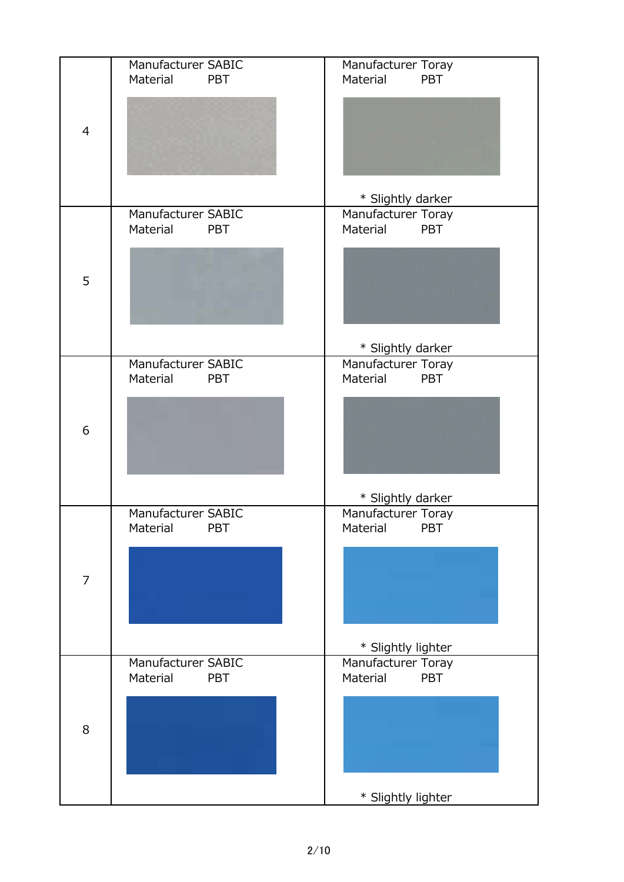| | | |
|---|---|---|
| 4 | Manufacturer SABIC<br>Material PBT | Manufacturer Toray<br>Material PBT<br><br>* Slightly darker |
| 5 | Manufacturer SABIC<br>Material PBT | Manufacturer Toray<br>Material PBT<br><br>* Slightly darker |
| 6 | Manufacturer SABIC<br>Material PBT | Manufacturer Toray<br>Material PBT<br><br>* Slightly darker |
| 7 | Manufacturer SABIC<br>Material PBT | Manufacturer Toray<br>Material PBT<br><br>* Slightly lighter |
| 8 | Manufacturer SABIC<br>Material PBT | Manufacturer Toray<br>Material PBT<br><br>* Slightly lighter |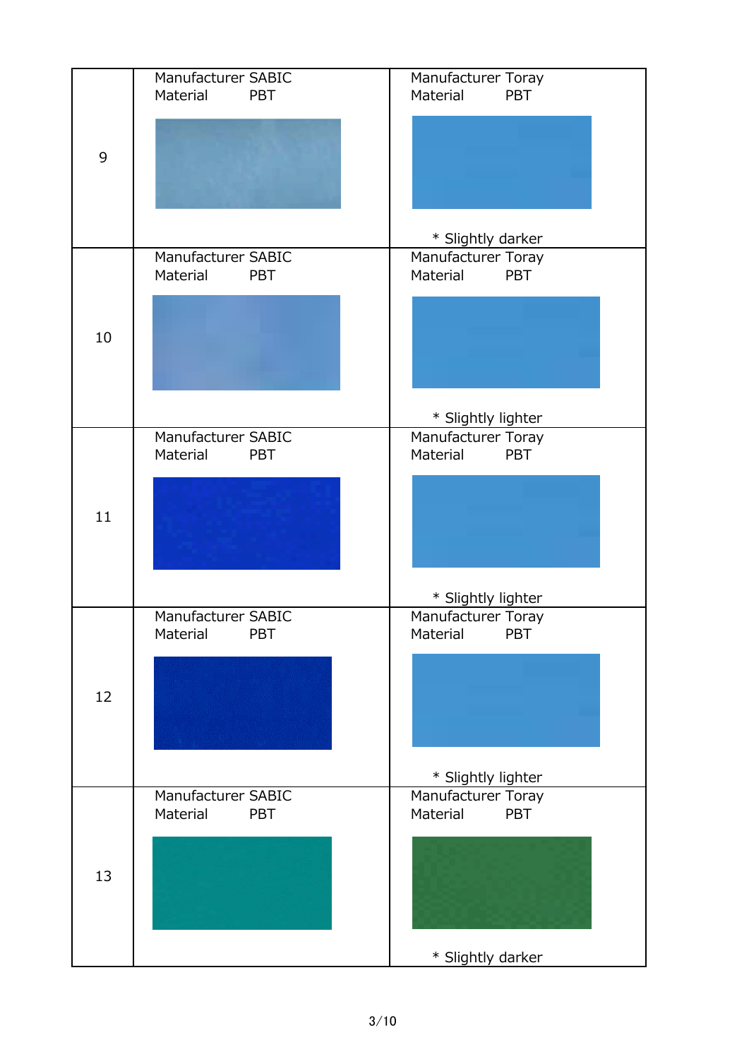| | | |
|---|---|---|
| 9 | Manufacturer SABIC<br>Material PBT | Manufacturer Toray<br>Material PBT<br><br>* Slightly darker |
| 10 | Manufacturer SABIC<br>Material PBT | Manufacturer Toray<br>Material PBT<br><br>* Slightly lighter |
| 11 | Manufacturer SABIC<br>Material PBT | Manufacturer Toray<br>Material PBT<br><br>* Slightly lighter |
| 12 | Manufacturer SABIC<br>Material PBT | Manufacturer Toray<br>Material PBT<br><br>* Slightly lighter |
| 13 | Manufacturer SABIC<br>Material PBT | Manufacturer Toray<br>Material PBT<br><br>* Slightly darker |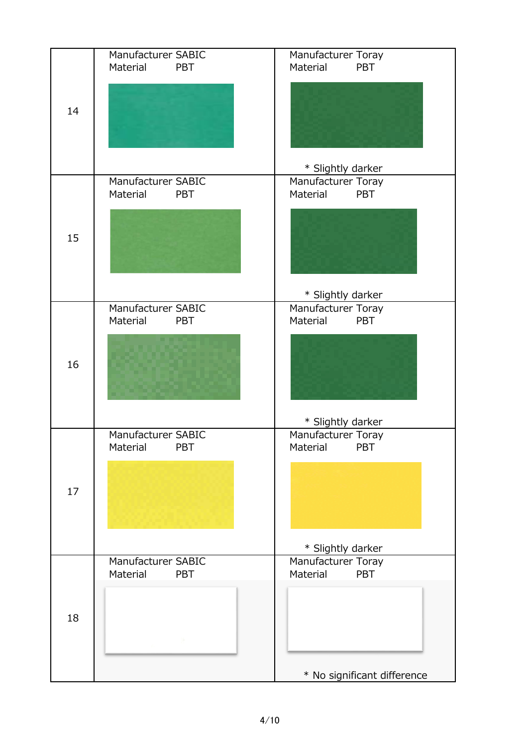| | | |
|---|---|---|
| 14 | Manufacturer SABIC<br>Material PBT | Manufacturer Toray<br>Material PBT<br><br>* Slightly darker |
| 15 | Manufacturer SABIC<br>Material PBT | Manufacturer Toray<br>Material PBT<br><br>* Slightly darker |
| 16 | Manufacturer SABIC<br>Material PBT | Manufacturer Toray<br>Material PBT<br><br>* Slightly darker |
| 17 | Manufacturer SABIC<br>Material PBT | Manufacturer Toray<br>Material PBT<br><br>* Slightly darker |
| 18 | Manufacturer SABIC<br>Material PBT | Manufacturer Toray<br>Material PBT<br><br>* No significant difference |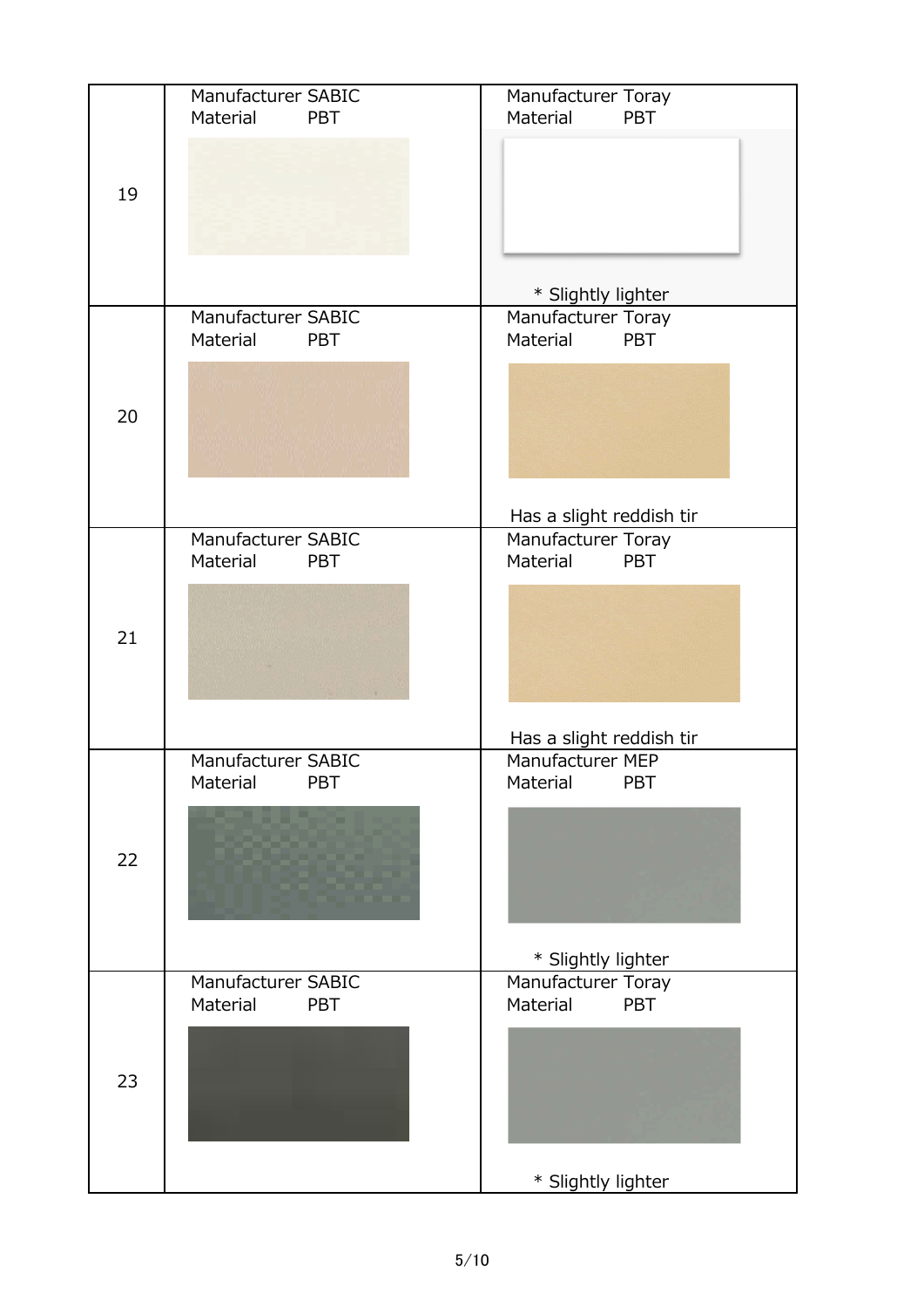| No. | | |
|---|---|---|
| 19 | Manufacturer SABIC<br>Material PBT | Manufacturer Toray<br>Material PBT<br><br>* Slightly lighter |
| 20 | Manufacturer SABIC<br>Material PBT | Manufacturer Toray<br>Material PBT<br><br>Has a slight reddish tir |
| 21 | Manufacturer SABIC<br>Material PBT | Manufacturer Toray<br>Material PBT<br><br>Has a slight reddish tir |
| 22 | Manufacturer SABIC<br>Material PBT | Manufacturer MEP<br>Material PBT<br><br>* Slightly lighter |
| 23 | Manufacturer SABIC<br>Material PBT | Manufacturer Toray<br>Material PBT<br><br>* Slightly lighter |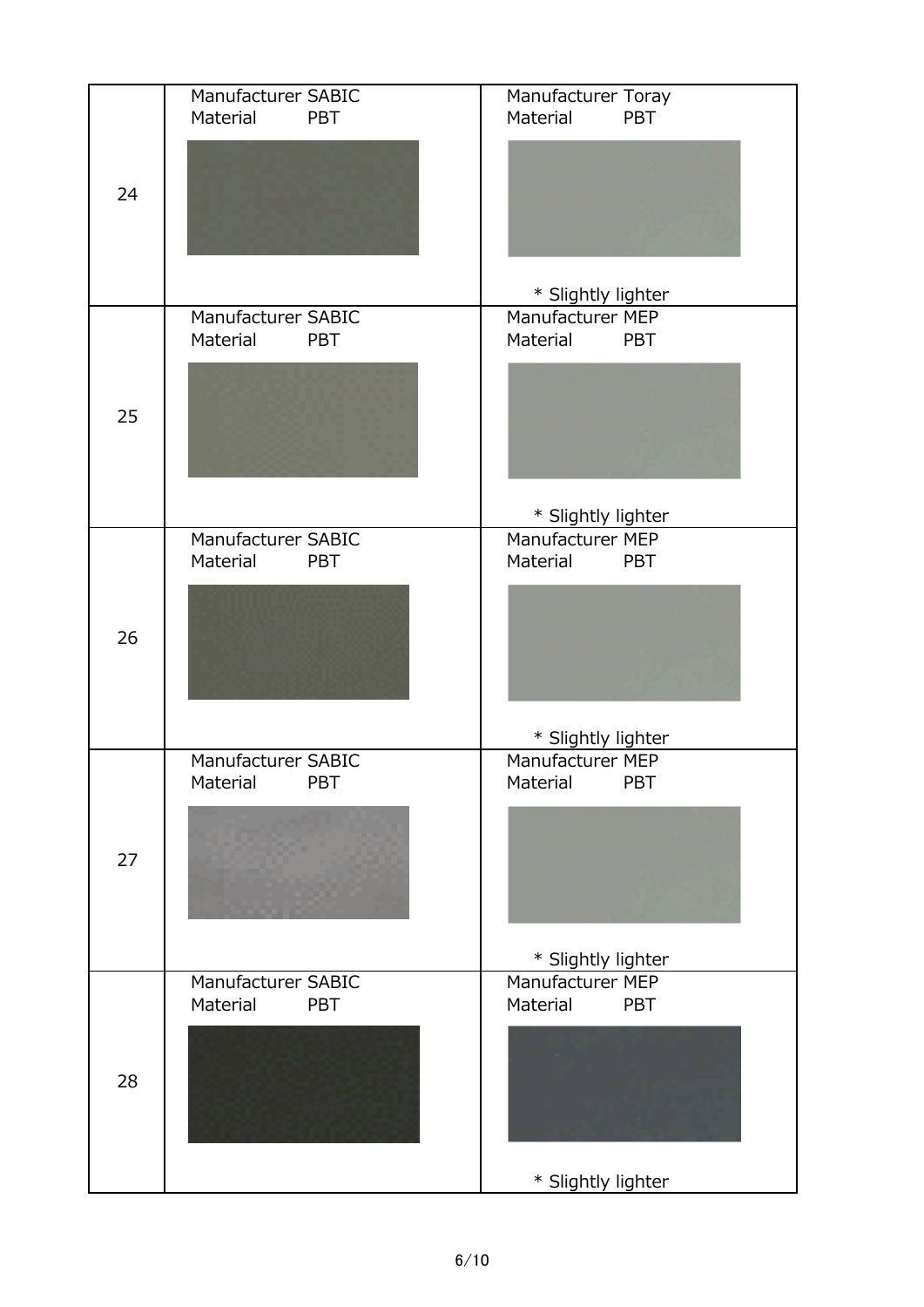| No. | | |
|---|---|---|
| 24 | Manufacturer SABIC<br>Material PBT | Manufacturer Toray<br>Material PBT<br><br>* Slightly lighter |
| 25 | Manufacturer SABIC<br>Material PBT | Manufacturer MEP<br>Material PBT<br><br>* Slightly lighter |
| 26 | Manufacturer SABIC<br>Material PBT | Manufacturer MEP<br>Material PBT<br><br>* Slightly lighter |
| 27 | Manufacturer SABIC<br>Material PBT | Manufacturer MEP<br>Material PBT<br><br>* Slightly lighter |
| 28 | Manufacturer SABIC<br>Material PBT | Manufacturer MEP<br>Material PBT<br><br>* Slightly lighter |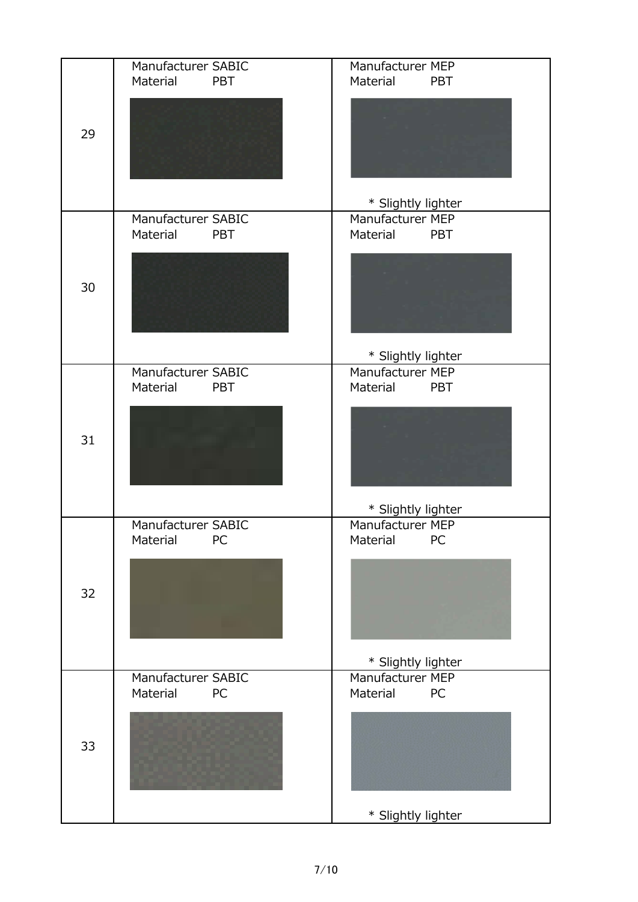| No. | | |
|---|---|---|
| 29 | Manufacturer SABIC<br>Material PBT | Manufacturer MEP<br>Material PBT<br><br>* Slightly lighter |
| 30 | Manufacturer SABIC<br>Material PBT | Manufacturer MEP<br>Material PBT<br><br>* Slightly lighter |
| 31 | Manufacturer SABIC<br>Material PBT | Manufacturer MEP<br>Material PBT<br><br>* Slightly lighter |
| 32 | Manufacturer SABIC<br>Material PC | Manufacturer MEP<br>Material PC<br><br>* Slightly lighter |
| 33 | Manufacturer SABIC<br>Material PC | Manufacturer MEP<br>Material PC<br><br>* Slightly lighter |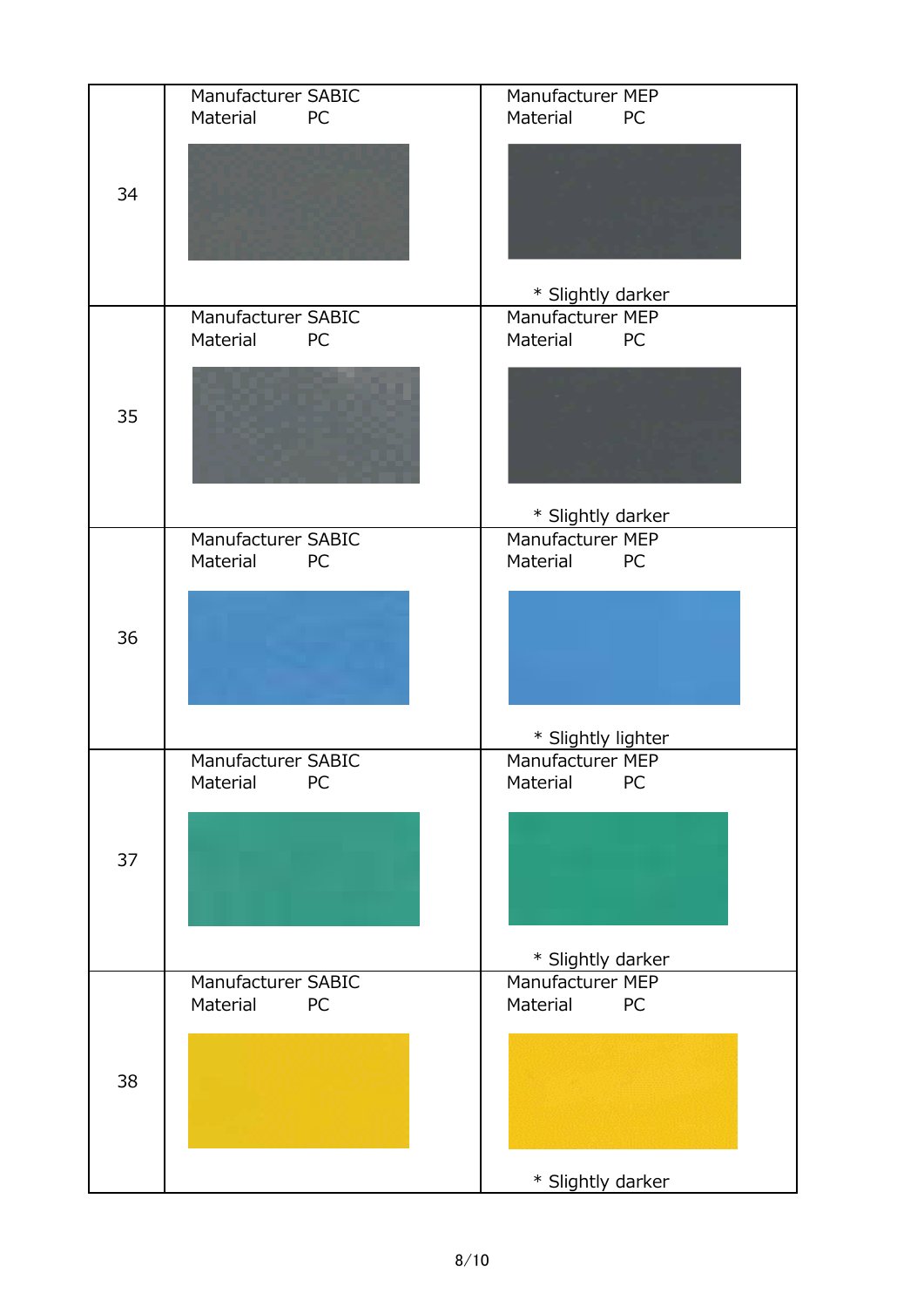| No. | SABIC | MEP |
|---|---|---|
| 34 | Manufacturer SABIC<br>Material PC | Manufacturer MEP<br>Material PC<br><br>* Slightly darker |
| 35 | Manufacturer SABIC<br>Material PC | Manufacturer MEP<br>Material PC<br><br>* Slightly darker |
| 36 | Manufacturer SABIC<br>Material PC | Manufacturer MEP<br>Material PC<br><br>* Slightly lighter |
| 37 | Manufacturer SABIC<br>Material PC | Manufacturer MEP<br>Material PC<br><br>* Slightly darker |
| 38 | Manufacturer SABIC<br>Material PC | Manufacturer MEP<br>Material PC<br><br>* Slightly darker |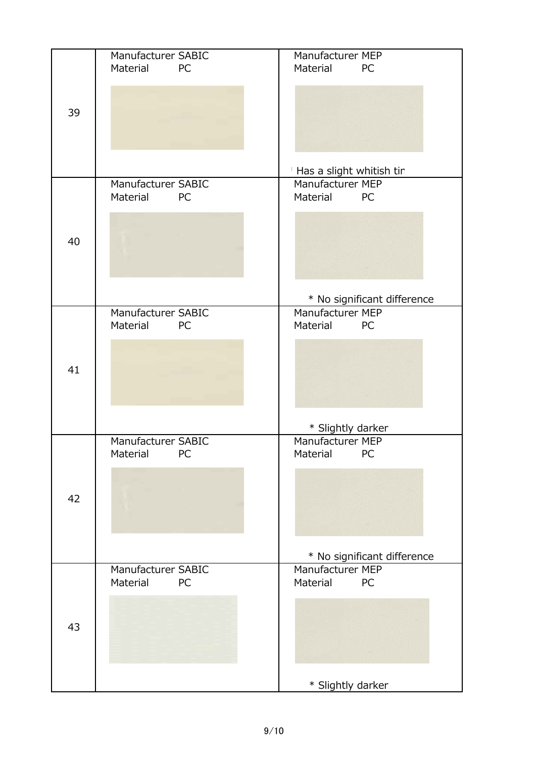| No. | SABIC | MEP |
|---|---|---|
| 39 | Manufacturer SABIC<br>Material PC | Manufacturer MEP<br>Material PC<br><br>* Has a slight whitish tir |
| 40 | Manufacturer SABIC<br>Material PC | Manufacturer MEP<br>Material PC<br><br>* No significant difference |
| 41 | Manufacturer SABIC<br>Material PC | Manufacturer MEP<br>Material PC<br><br>* Slightly darker |
| 42 | Manufacturer SABIC<br>Material PC | Manufacturer MEP<br>Material PC<br><br>* No significant difference |
| 43 | Manufacturer SABIC<br>Material PC | Manufacturer MEP<br>Material PC<br><br>* Slightly darker |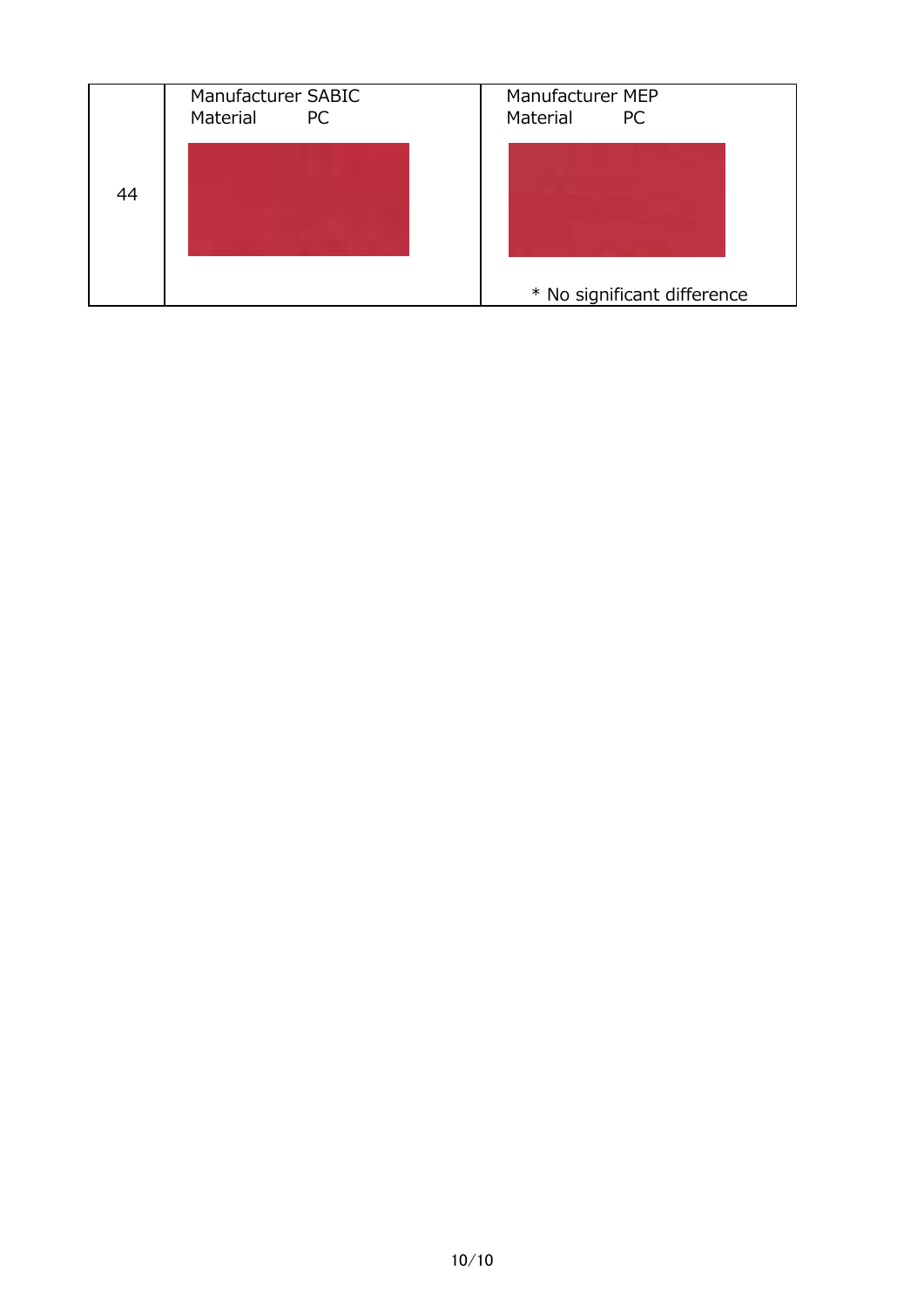| 44 | Manufacturer SABIC<br>Material PC | Manufacturer MEP<br>Material PC<br><br>* No significant difference |
|---|---|---|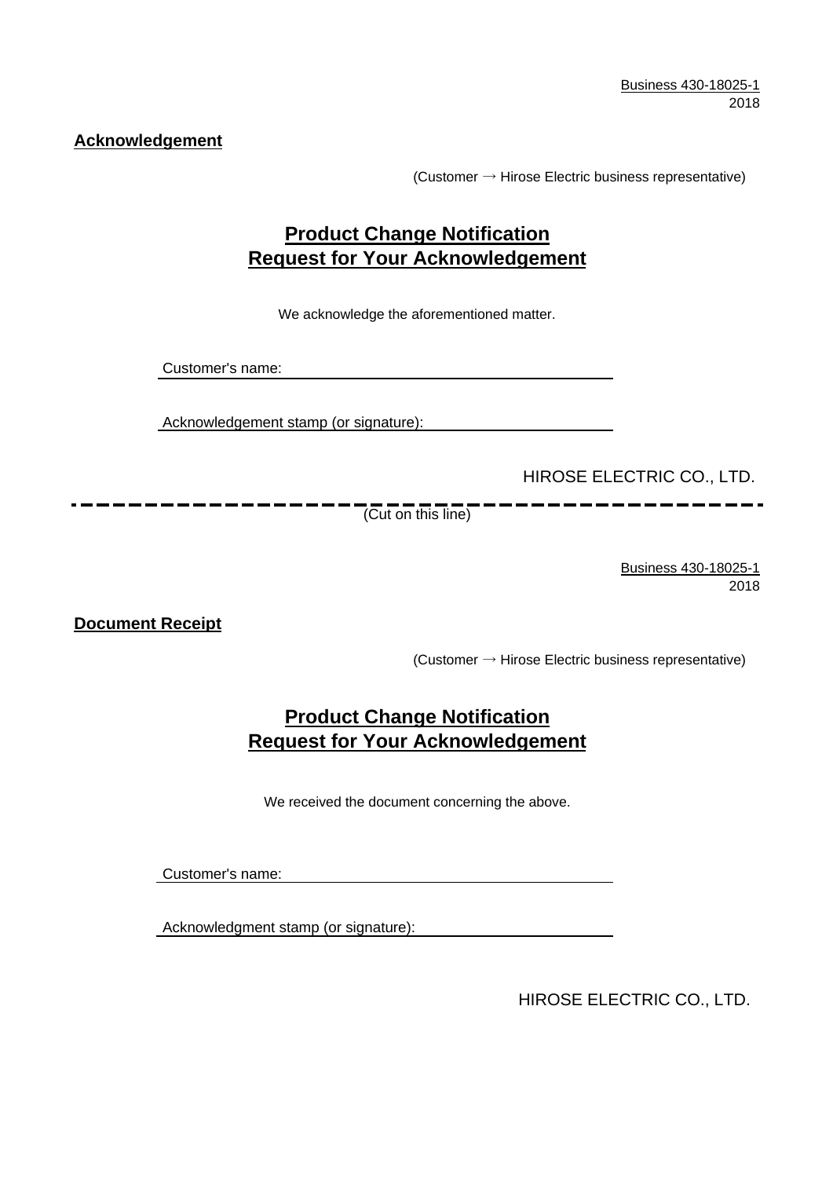Business 430-18025-1
2018

**Acknowledgement**

(Customer → Hirose Electric business representative)

## Product Change Notification
## Request for Your Acknowledgement

We acknowledge the aforementioned matter.

Customer's name: ______________________________

Acknowledgement stamp (or signature): ______________________________

HIROSE ELECTRIC CO., LTD.

---

(Cut on this line)

Business 430-18025-1
2018

**Document Receipt**

(Customer → Hirose Electric business representative)

## Product Change Notification
## Request for Your Acknowledgement

We received the document concerning the above.

Customer's name: ______________________________

Acknowledgment stamp (or signature): ______________________________

HIROSE ELECTRIC CO., LTD.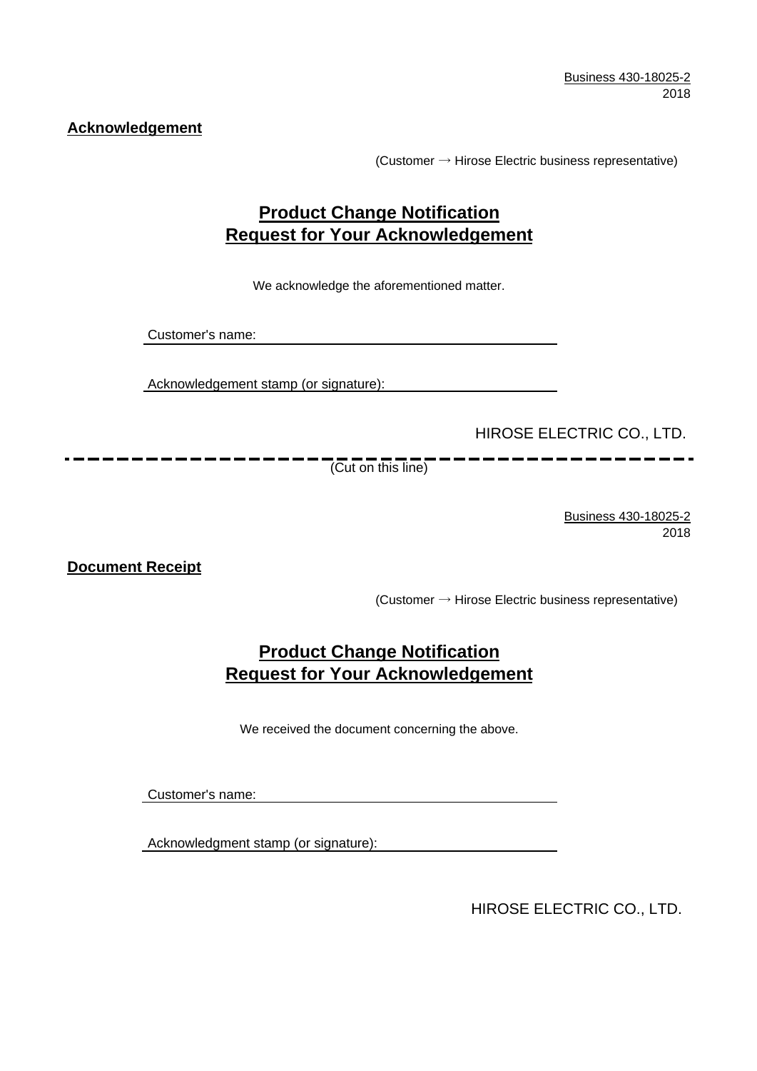Business 430-18025-2
2018

**Acknowledgement**

(Customer → Hirose Electric business representative)

## Product Change Notification
## Request for Your Acknowledgement

We acknowledge the aforementioned matter.

Customer's name: ______________________________

Acknowledgement stamp (or signature): ______________________________

HIROSE ELECTRIC CO., LTD.

(Cut on this line)

---

Business 430-18025-2
2018

**Document Receipt**

(Customer → Hirose Electric business representative)

## Product Change Notification
## Request for Your Acknowledgement

We received the document concerning the above.

Customer's name: ______________________________

Acknowledgment stamp (or signature): ______________________________

HIROSE ELECTRIC CO., LTD.